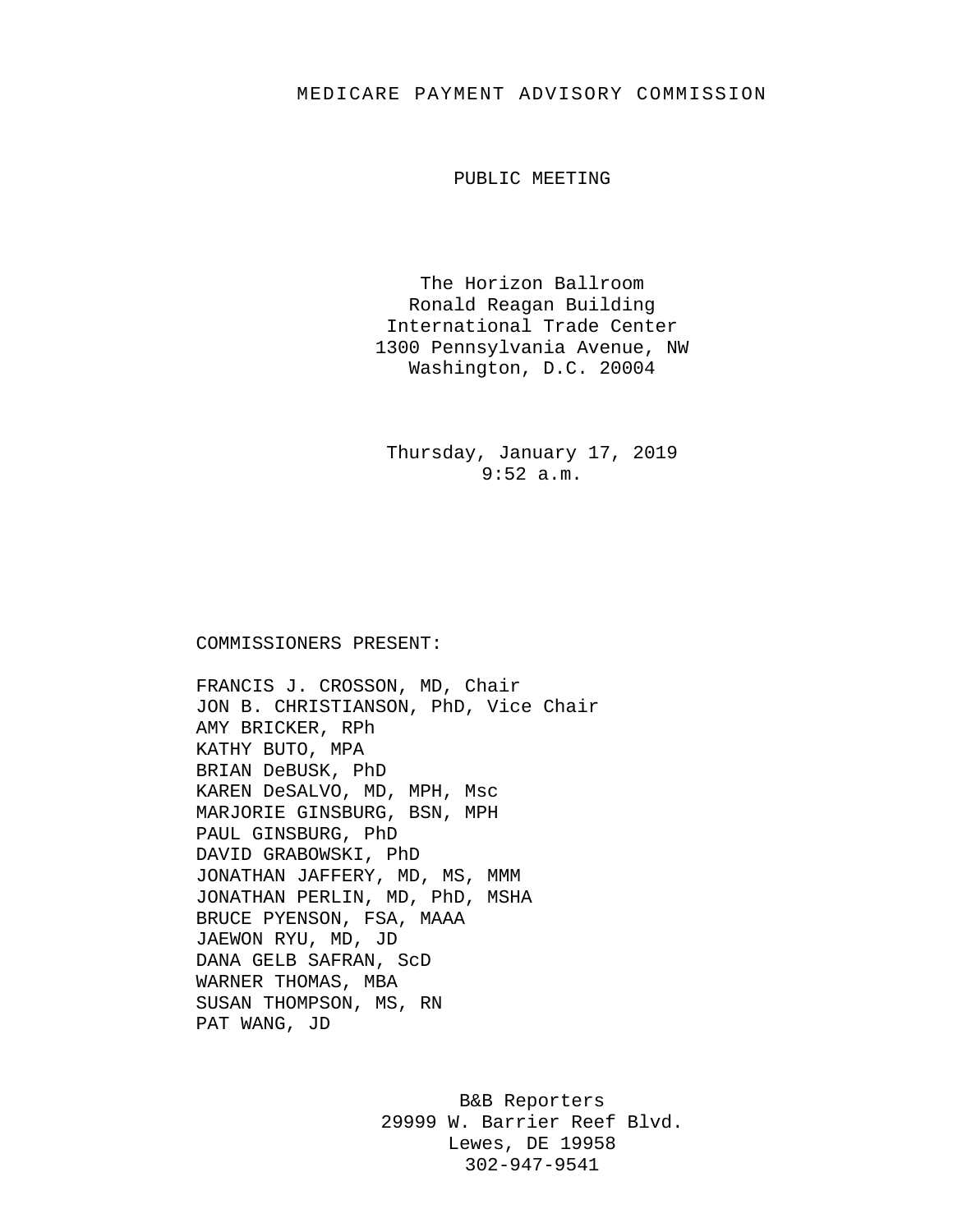# MEDICARE PAYMENT ADVISORY COMMISSION

## PUBLIC MEETING

The Horizon Ballroom
Ronald Reagan Building
International Trade Center
1300 Pennsylvania Avenue, NW
Washington, D.C. 20004

Thursday, January 17, 2019
9:52 a.m.

COMMISSIONERS PRESENT:

FRANCIS J. CROSSON, MD, Chair
JON B. CHRISTIANSON, PhD, Vice Chair
AMY BRICKER, RPh
KATHY BUTO, MPA
BRIAN DeBUSK, PhD
KAREN DeSALVO, MD, MPH, Msc
MARJORIE GINSBURG, BSN, MPH
PAUL GINSBURG, PhD
DAVID GRABOWSKI, PhD
JONATHAN JAFFERY, MD, MS, MMM
JONATHAN PERLIN, MD, PhD, MSHA
BRUCE PYENSON, FSA, MAAA
JAEWON RYU, MD, JD
DANA GELB SAFRAN, ScD
WARNER THOMAS, MBA
SUSAN THOMPSON, MS, RN
PAT WANG, JD

B&B Reporters
29999 W. Barrier Reef Blvd.
Lewes, DE 19958
302-947-9541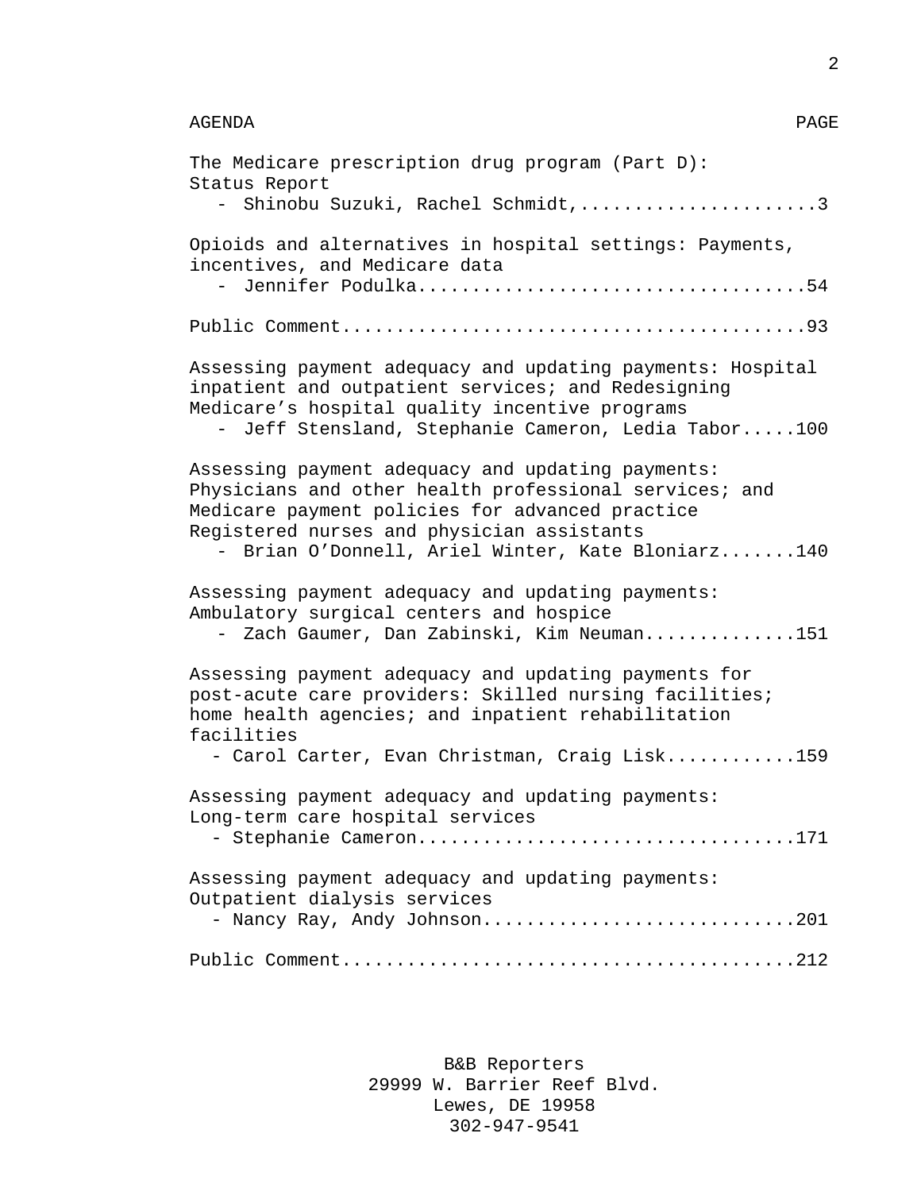AGENDA PAGE

The Medicare prescription drug program (Part D): Status Report
- Shinobu Suzuki, Rachel Schmidt,......................3

Opioids and alternatives in hospital settings: Payments, incentives, and Medicare data
- Jennifer Podulka...................................54

Public Comment..........................................93

Assessing payment adequacy and updating payments: Hospital inpatient and outpatient services; and Redesigning Medicare's hospital quality incentive programs
- Jeff Stensland, Stephanie Cameron, Ledia Tabor.....100

Assessing payment adequacy and updating payments: Physicians and other health professional services; and Medicare payment policies for advanced practice Registered nurses and physician assistants
- Brian O'Donnell, Ariel Winter, Kate Bloniarz.......140

Assessing payment adequacy and updating payments: Ambulatory surgical centers and hospice
- Zach Gaumer, Dan Zabinski, Kim Neuman..............151

Assessing payment adequacy and updating payments for post-acute care providers: Skilled nursing facilities; home health agencies; and inpatient rehabilitation facilities
- Carol Carter, Evan Christman, Craig Lisk............159

Assessing payment adequacy and updating payments: Long-term care hospital services
- Stephanie Cameron..................................171

Assessing payment adequacy and updating payments: Outpatient dialysis services
- Nancy Ray, Andy Johnson............................201

Public Comment.........................................212

B&B Reporters
29999 W. Barrier Reef Blvd.
Lewes, DE 19958
302-947-9541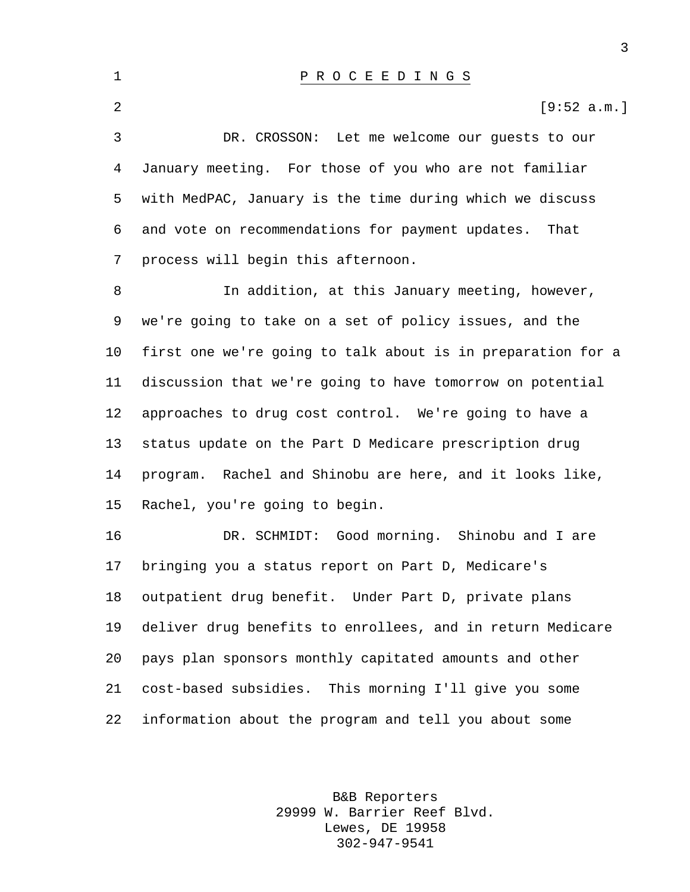# P R O C E E D I N G S

[9:52 a.m.]

DR. CROSSON: Let me welcome our guests to our January meeting. For those of you who are not familiar with MedPAC, January is the time during which we discuss and vote on recommendations for payment updates. That process will begin this afternoon.

In addition, at this January meeting, however, we're going to take on a set of policy issues, and the first one we're going to talk about is in preparation for a discussion that we're going to have tomorrow on potential approaches to drug cost control. We're going to have a status update on the Part D Medicare prescription drug program. Rachel and Shinobu are here, and it looks like, Rachel, you're going to begin.

DR. SCHMIDT: Good morning. Shinobu and I are bringing you a status report on Part D, Medicare's outpatient drug benefit. Under Part D, private plans deliver drug benefits to enrollees, and in return Medicare pays plan sponsors monthly capitated amounts and other cost-based subsidies. This morning I'll give you some information about the program and tell you about some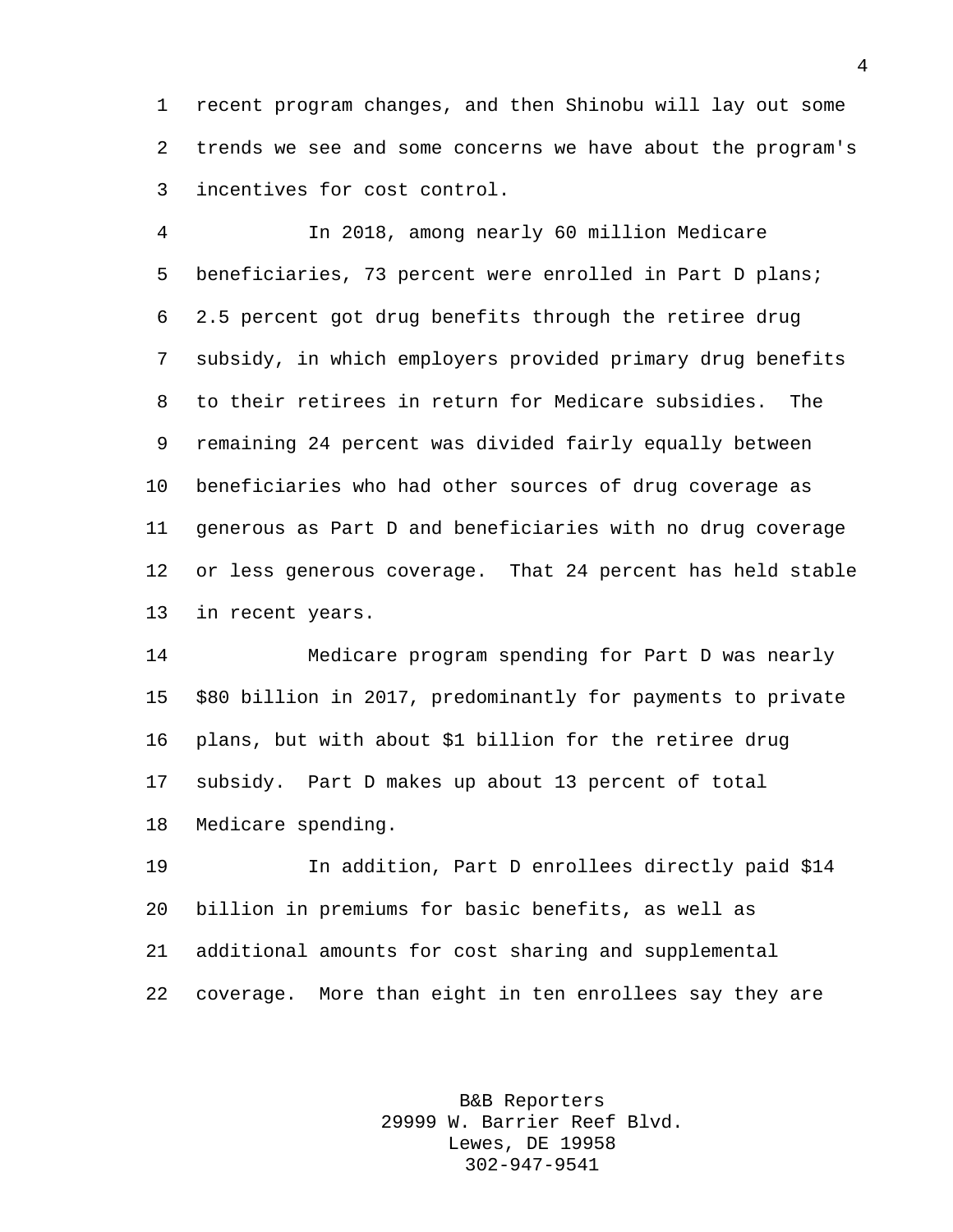recent program changes, and then Shinobu will lay out some trends we see and some concerns we have about the program's incentives for cost control.

In 2018, among nearly 60 million Medicare beneficiaries, 73 percent were enrolled in Part D plans; 2.5 percent got drug benefits through the retiree drug subsidy, in which employers provided primary drug benefits to their retirees in return for Medicare subsidies. The remaining 24 percent was divided fairly equally between beneficiaries who had other sources of drug coverage as generous as Part D and beneficiaries with no drug coverage or less generous coverage. That 24 percent has held stable in recent years.

Medicare program spending for Part D was nearly $80 billion in 2017, predominantly for payments to private plans, but with about $1 billion for the retiree drug subsidy. Part D makes up about 13 percent of total Medicare spending.

In addition, Part D enrollees directly paid $14 billion in premiums for basic benefits, as well as additional amounts for cost sharing and supplemental coverage. More than eight in ten enrollees say they are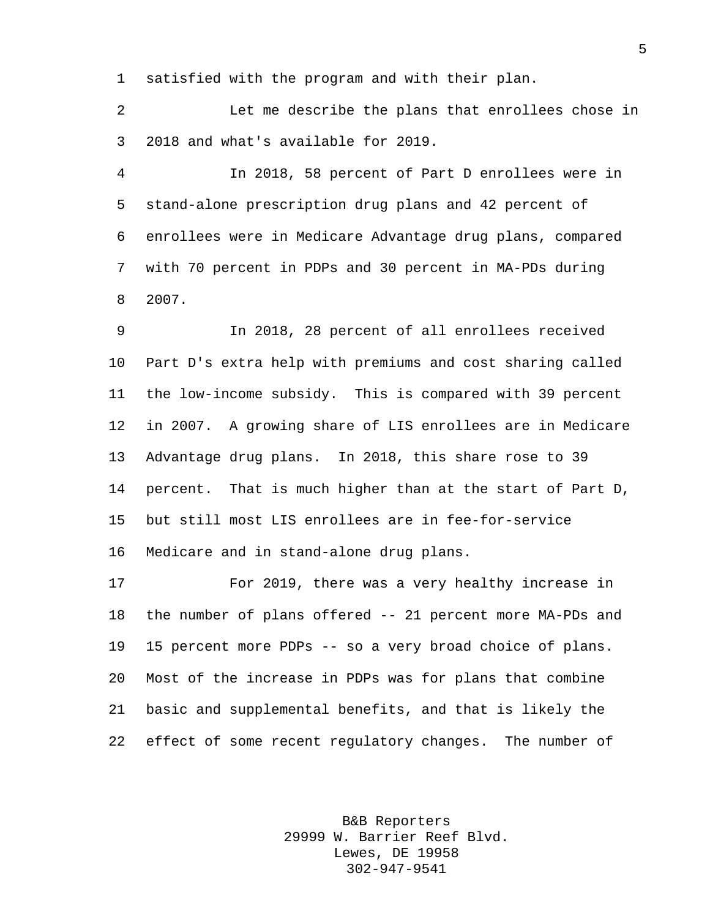satisfied with the program and with their plan.

Let me describe the plans that enrollees chose in 2018 and what's available for 2019.

In 2018, 58 percent of Part D enrollees were in stand-alone prescription drug plans and 42 percent of enrollees were in Medicare Advantage drug plans, compared with 70 percent in PDPs and 30 percent in MA-PDs during 2007.

In 2018, 28 percent of all enrollees received Part D's extra help with premiums and cost sharing called the low-income subsidy. This is compared with 39 percent in 2007. A growing share of LIS enrollees are in Medicare Advantage drug plans. In 2018, this share rose to 39 percent. That is much higher than at the start of Part D, but still most LIS enrollees are in fee-for-service Medicare and in stand-alone drug plans.

For 2019, there was a very healthy increase in the number of plans offered -- 21 percent more MA-PDs and 15 percent more PDPs -- so a very broad choice of plans. Most of the increase in PDPs was for plans that combine basic and supplemental benefits, and that is likely the effect of some recent regulatory changes. The number of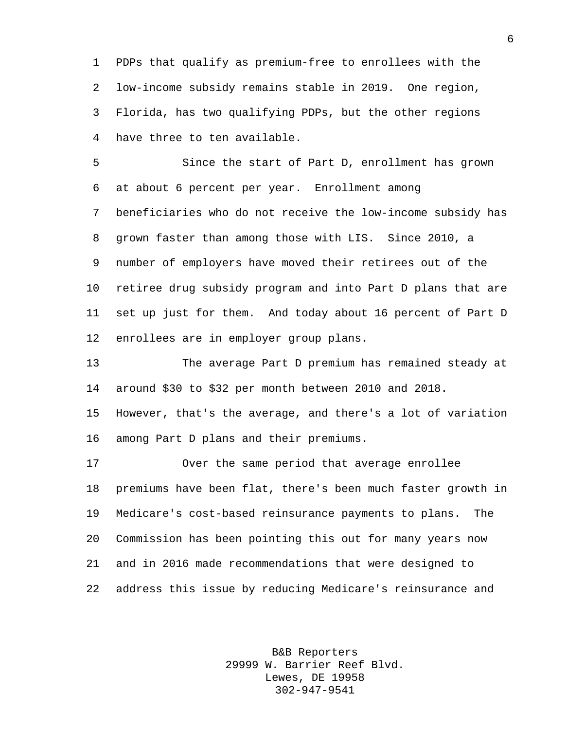PDPs that qualify as premium-free to enrollees with the low-income subsidy remains stable in 2019. One region, Florida, has two qualifying PDPs, but the other regions have three to ten available.

Since the start of Part D, enrollment has grown at about 6 percent per year. Enrollment among beneficiaries who do not receive the low-income subsidy has grown faster than among those with LIS. Since 2010, a number of employers have moved their retirees out of the retiree drug subsidy program and into Part D plans that are set up just for them. And today about 16 percent of Part D enrollees are in employer group plans.

The average Part D premium has remained steady at around $30 to $32 per month between 2010 and 2018. However, that's the average, and there's a lot of variation among Part D plans and their premiums.

Over the same period that average enrollee premiums have been flat, there's been much faster growth in Medicare's cost-based reinsurance payments to plans. The Commission has been pointing this out for many years now and in 2016 made recommendations that were designed to address this issue by reducing Medicare's reinsurance and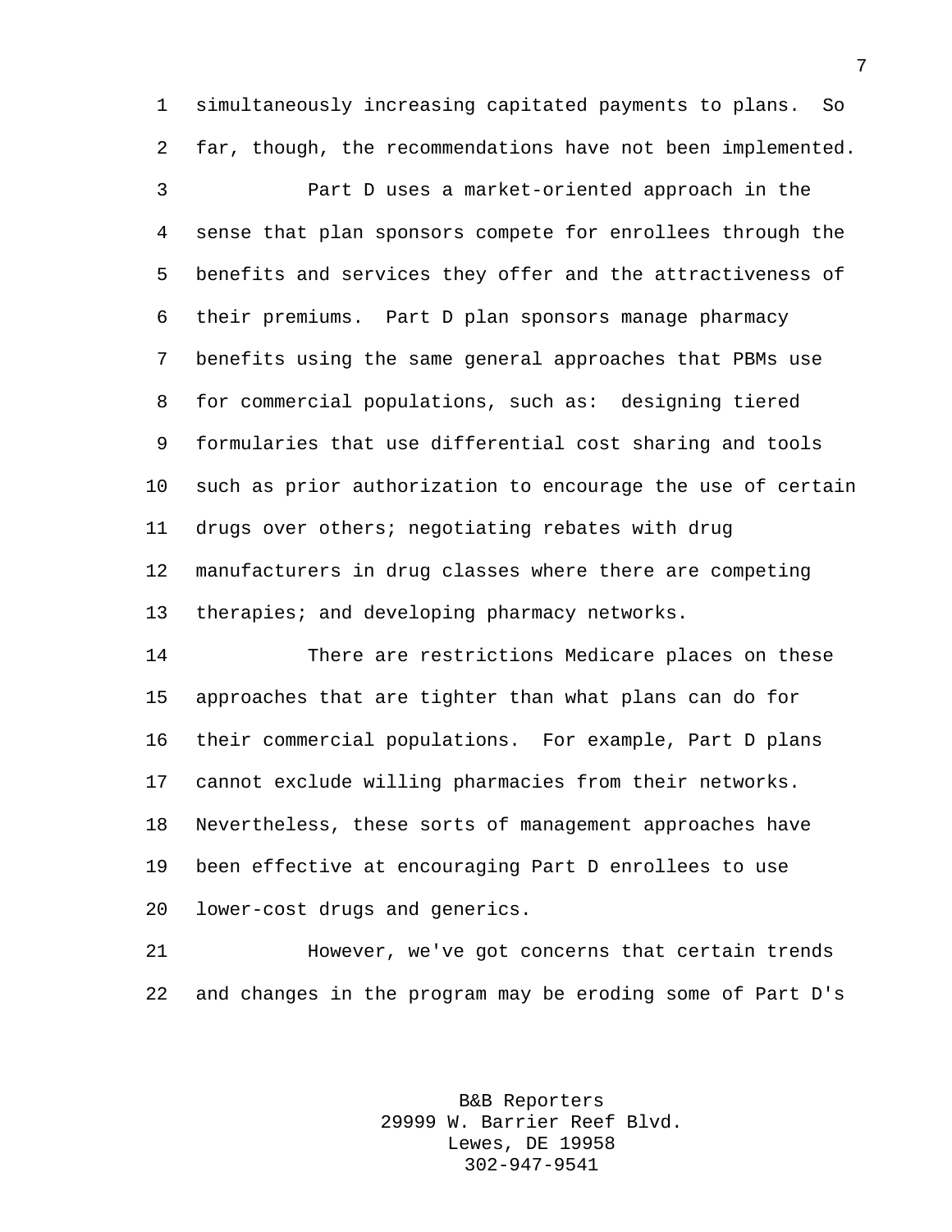simultaneously increasing capitated payments to plans. So far, though, the recommendations have not been implemented.

Part D uses a market-oriented approach in the sense that plan sponsors compete for enrollees through the benefits and services they offer and the attractiveness of their premiums. Part D plan sponsors manage pharmacy benefits using the same general approaches that PBMs use for commercial populations, such as: designing tiered formularies that use differential cost sharing and tools such as prior authorization to encourage the use of certain drugs over others; negotiating rebates with drug manufacturers in drug classes where there are competing therapies; and developing pharmacy networks.

There are restrictions Medicare places on these approaches that are tighter than what plans can do for their commercial populations. For example, Part D plans cannot exclude willing pharmacies from their networks. Nevertheless, these sorts of management approaches have been effective at encouraging Part D enrollees to use lower-cost drugs and generics.

However, we've got concerns that certain trends and changes in the program may be eroding some of Part D's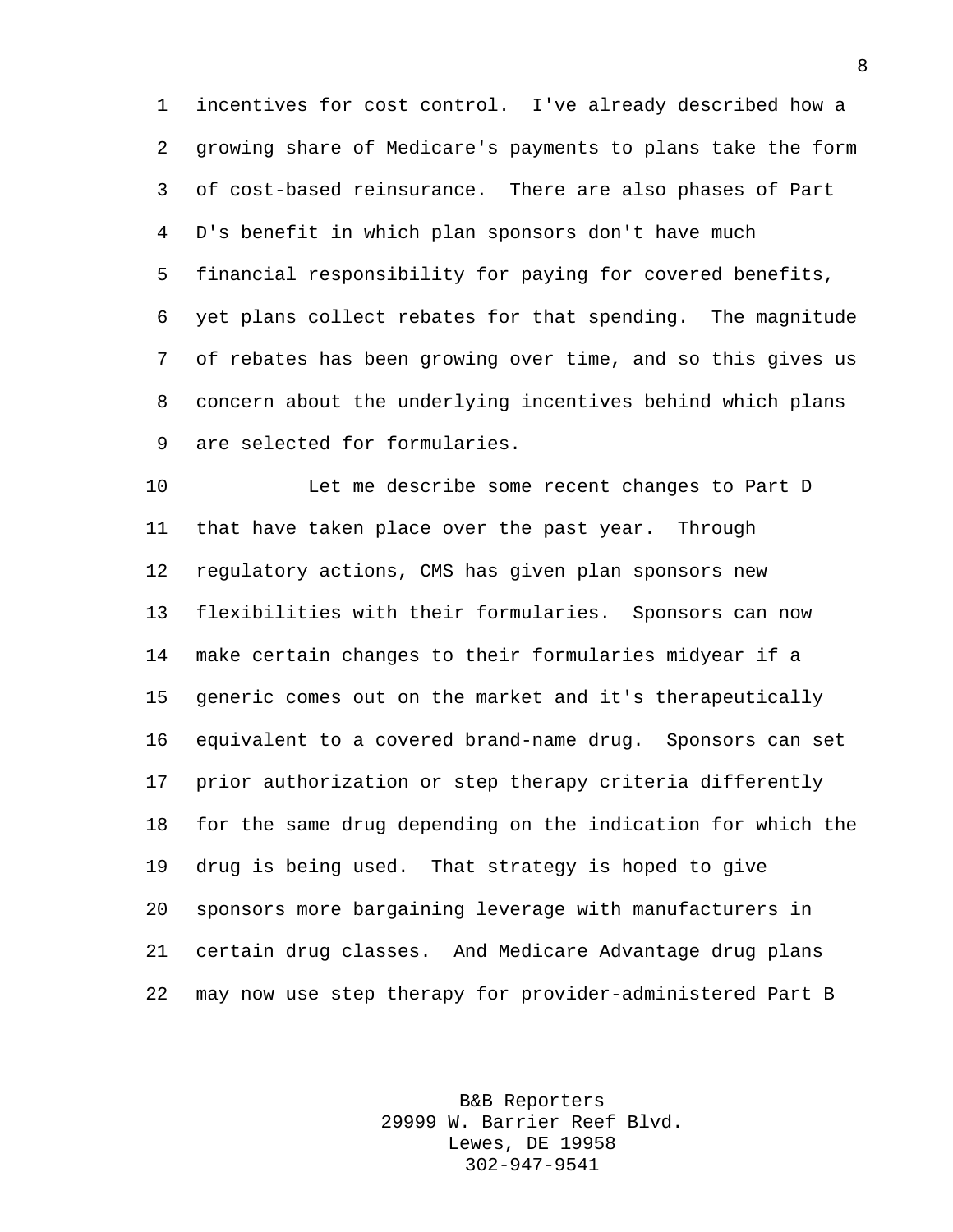incentives for cost control. I've already described how a growing share of Medicare's payments to plans take the form of cost-based reinsurance. There are also phases of Part D's benefit in which plan sponsors don't have much financial responsibility for paying for covered benefits, yet plans collect rebates for that spending. The magnitude of rebates has been growing over time, and so this gives us concern about the underlying incentives behind which plans are selected for formularies.

Let me describe some recent changes to Part D that have taken place over the past year. Through regulatory actions, CMS has given plan sponsors new flexibilities with their formularies. Sponsors can now make certain changes to their formularies midyear if a generic comes out on the market and it's therapeutically equivalent to a covered brand-name drug. Sponsors can set prior authorization or step therapy criteria differently for the same drug depending on the indication for which the drug is being used. That strategy is hoped to give sponsors more bargaining leverage with manufacturers in certain drug classes. And Medicare Advantage drug plans may now use step therapy for provider-administered Part B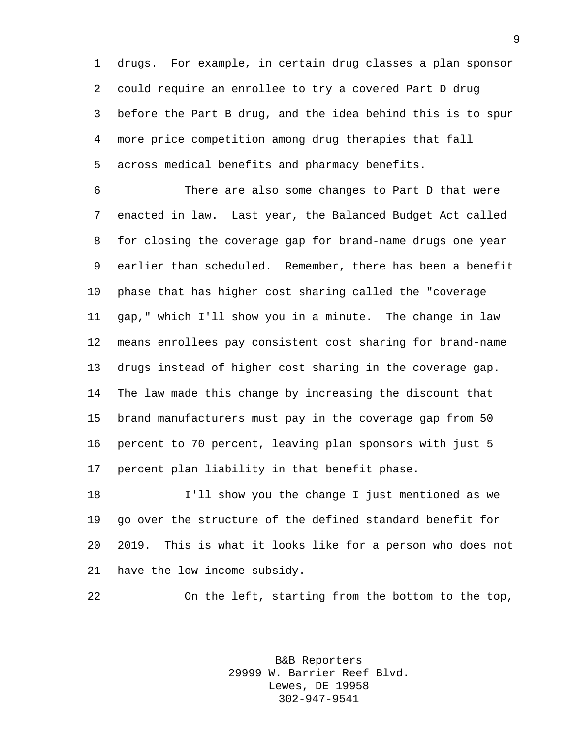drugs. For example, in certain drug classes a plan sponsor could require an enrollee to try a covered Part D drug before the Part B drug, and the idea behind this is to spur more price competition among drug therapies that fall across medical benefits and pharmacy benefits.

There are also some changes to Part D that were enacted in law. Last year, the Balanced Budget Act called for closing the coverage gap for brand-name drugs one year earlier than scheduled. Remember, there has been a benefit phase that has higher cost sharing called the "coverage gap," which I'll show you in a minute. The change in law means enrollees pay consistent cost sharing for brand-name drugs instead of higher cost sharing in the coverage gap. The law made this change by increasing the discount that brand manufacturers must pay in the coverage gap from 50 percent to 70 percent, leaving plan sponsors with just 5 percent plan liability in that benefit phase.

I'll show you the change I just mentioned as we go over the structure of the defined standard benefit for 2019. This is what it looks like for a person who does not have the low-income subsidy.

On the left, starting from the bottom to the top,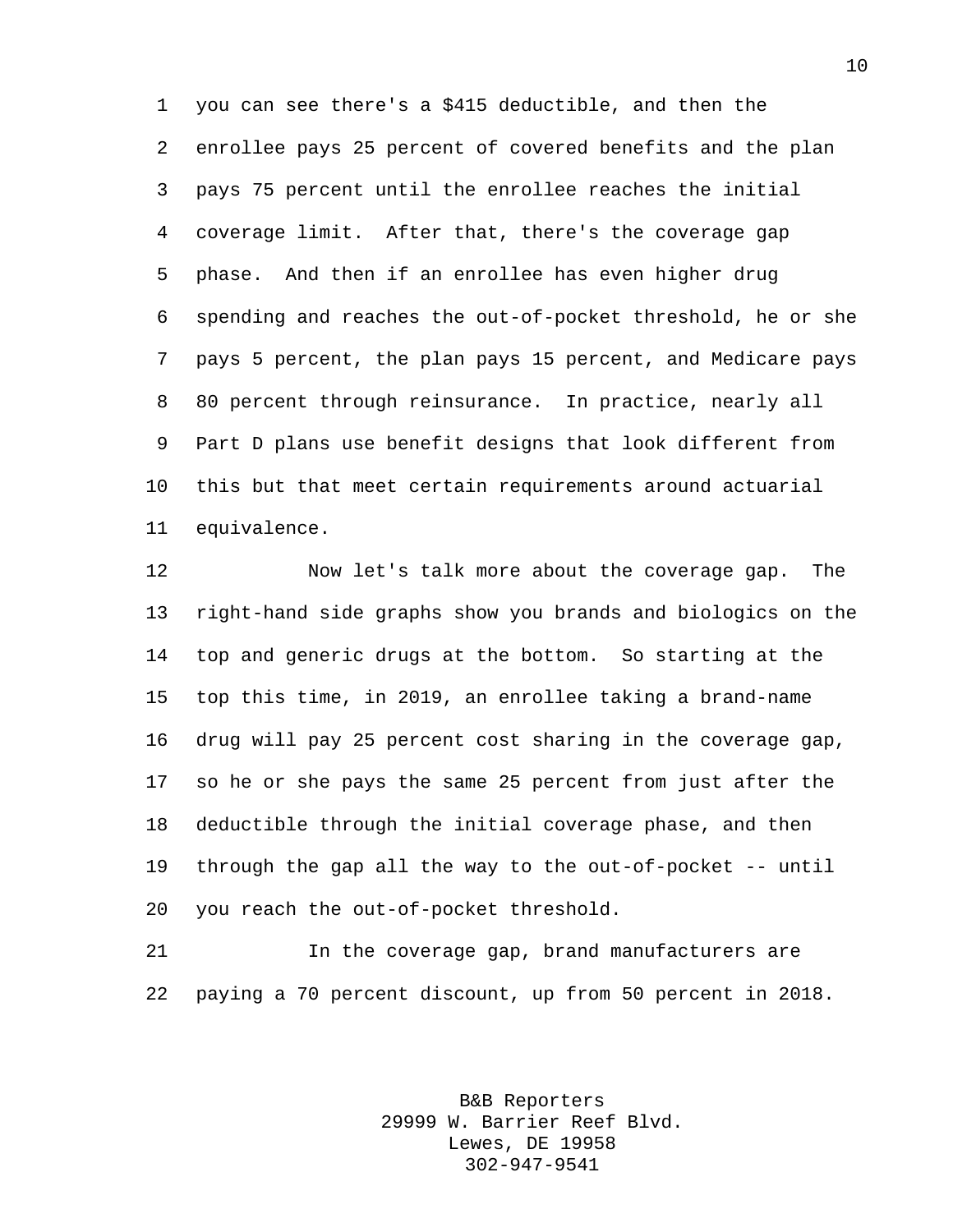you can see there's a $415 deductible, and then the enrollee pays 25 percent of covered benefits and the plan pays 75 percent until the enrollee reaches the initial coverage limit. After that, there's the coverage gap phase. And then if an enrollee has even higher drug spending and reaches the out-of-pocket threshold, he or she pays 5 percent, the plan pays 15 percent, and Medicare pays 80 percent through reinsurance. In practice, nearly all Part D plans use benefit designs that look different from this but that meet certain requirements around actuarial equivalence.

Now let's talk more about the coverage gap. The right-hand side graphs show you brands and biologics on the top and generic drugs at the bottom. So starting at the top this time, in 2019, an enrollee taking a brand-name drug will pay 25 percent cost sharing in the coverage gap, so he or she pays the same 25 percent from just after the deductible through the initial coverage phase, and then through the gap all the way to the out-of-pocket -- until you reach the out-of-pocket threshold.

In the coverage gap, brand manufacturers are paying a 70 percent discount, up from 50 percent in 2018.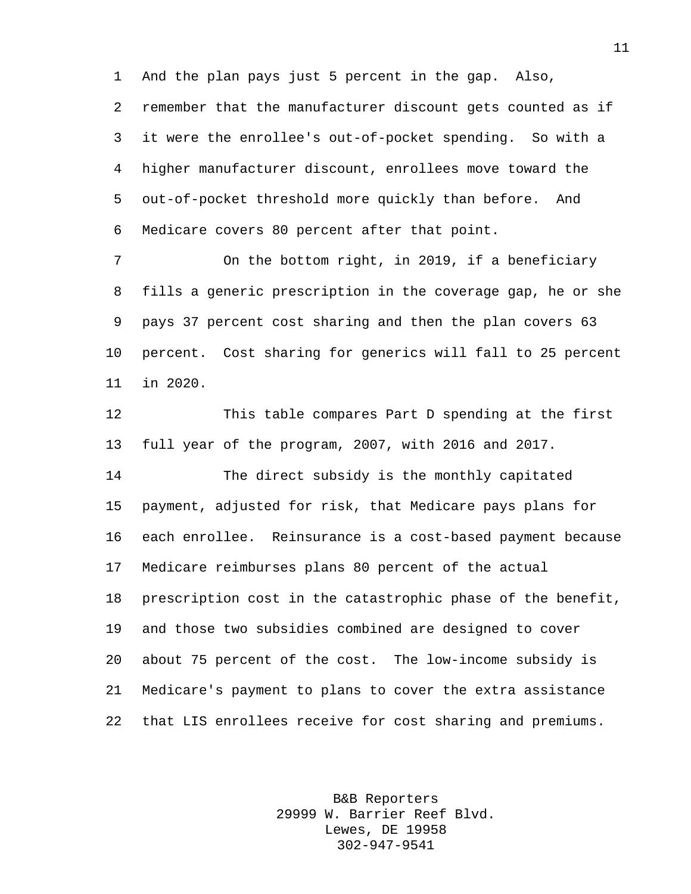And the plan pays just 5 percent in the gap. Also, remember that the manufacturer discount gets counted as if it were the enrollee's out-of-pocket spending. So with a higher manufacturer discount, enrollees move toward the out-of-pocket threshold more quickly than before. And Medicare covers 80 percent after that point.

On the bottom right, in 2019, if a beneficiary fills a generic prescription in the coverage gap, he or she pays 37 percent cost sharing and then the plan covers 63 percent. Cost sharing for generics will fall to 25 percent in 2020.

This table compares Part D spending at the first full year of the program, 2007, with 2016 and 2017.

The direct subsidy is the monthly capitated payment, adjusted for risk, that Medicare pays plans for each enrollee. Reinsurance is a cost-based payment because Medicare reimburses plans 80 percent of the actual prescription cost in the catastrophic phase of the benefit, and those two subsidies combined are designed to cover about 75 percent of the cost. The low-income subsidy is Medicare's payment to plans to cover the extra assistance that LIS enrollees receive for cost sharing and premiums.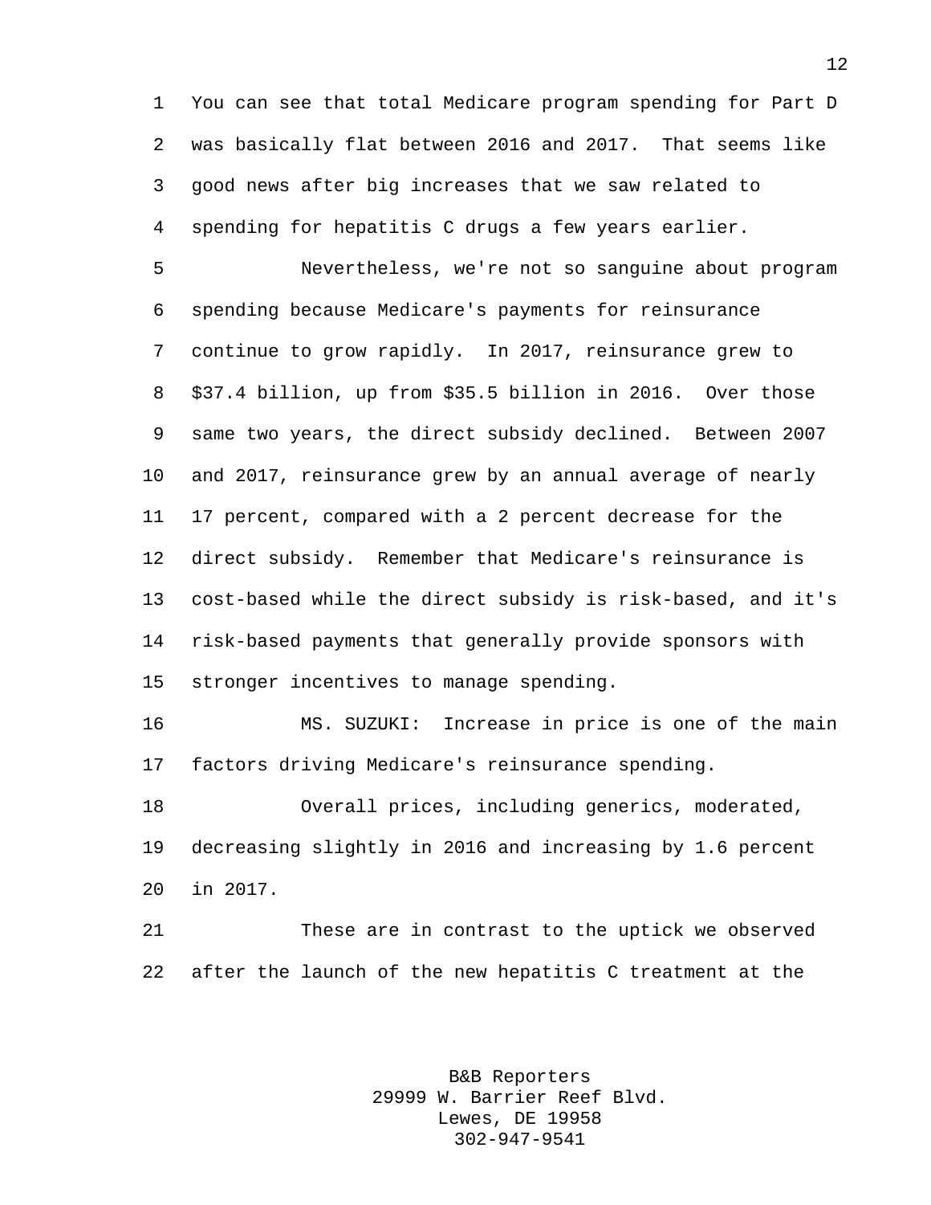You can see that total Medicare program spending for Part D was basically flat between 2016 and 2017. That seems like good news after big increases that we saw related to spending for hepatitis C drugs a few years earlier.

Nevertheless, we're not so sanguine about program spending because Medicare's payments for reinsurance continue to grow rapidly. In 2017, reinsurance grew to $37.4 billion, up from $35.5 billion in 2016. Over those same two years, the direct subsidy declined. Between 2007 and 2017, reinsurance grew by an annual average of nearly 17 percent, compared with a 2 percent decrease for the direct subsidy. Remember that Medicare's reinsurance is cost-based while the direct subsidy is risk-based, and it's risk-based payments that generally provide sponsors with stronger incentives to manage spending.

MS. SUZUKI: Increase in price is one of the main factors driving Medicare's reinsurance spending.

Overall prices, including generics, moderated, decreasing slightly in 2016 and increasing by 1.6 percent in 2017.

These are in contrast to the uptick we observed after the launch of the new hepatitis C treatment at the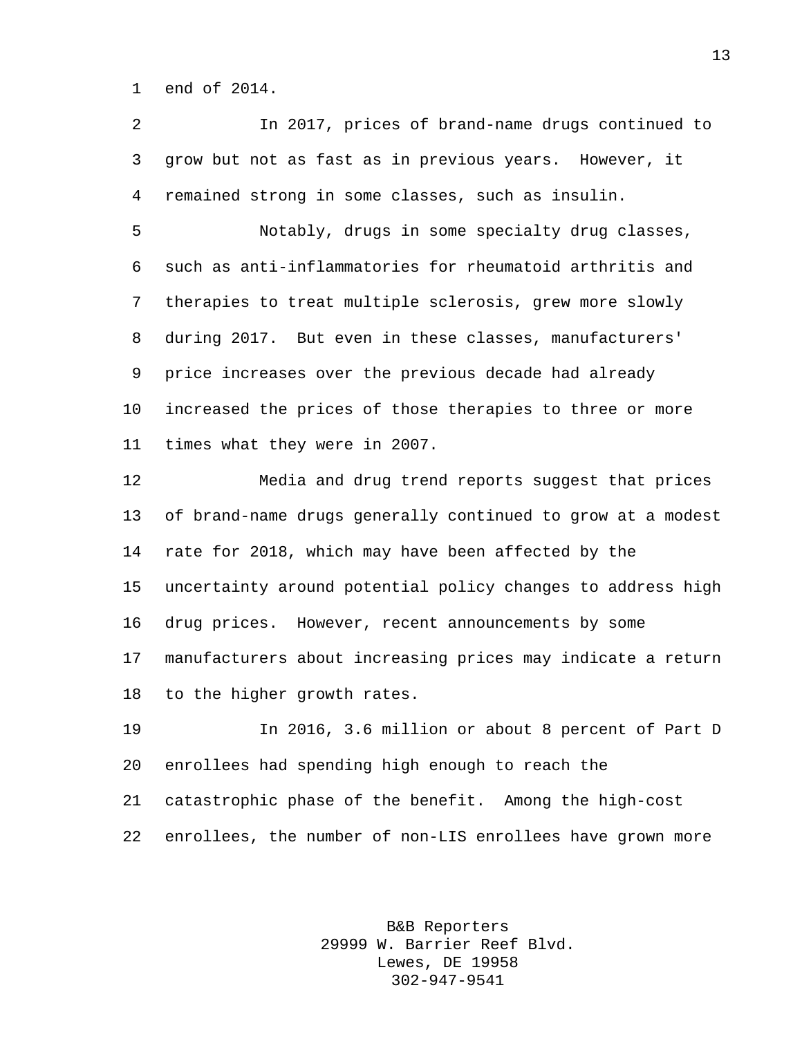end of 2014.

In 2017, prices of brand-name drugs continued to grow but not as fast as in previous years. However, it remained strong in some classes, such as insulin.

Notably, drugs in some specialty drug classes, such as anti-inflammatories for rheumatoid arthritis and therapies to treat multiple sclerosis, grew more slowly during 2017. But even in these classes, manufacturers' price increases over the previous decade had already increased the prices of those therapies to three or more times what they were in 2007.

Media and drug trend reports suggest that prices of brand-name drugs generally continued to grow at a modest rate for 2018, which may have been affected by the uncertainty around potential policy changes to address high drug prices. However, recent announcements by some manufacturers about increasing prices may indicate a return to the higher growth rates.

In 2016, 3.6 million or about 8 percent of Part D enrollees had spending high enough to reach the catastrophic phase of the benefit. Among the high-cost enrollees, the number of non-LIS enrollees have grown more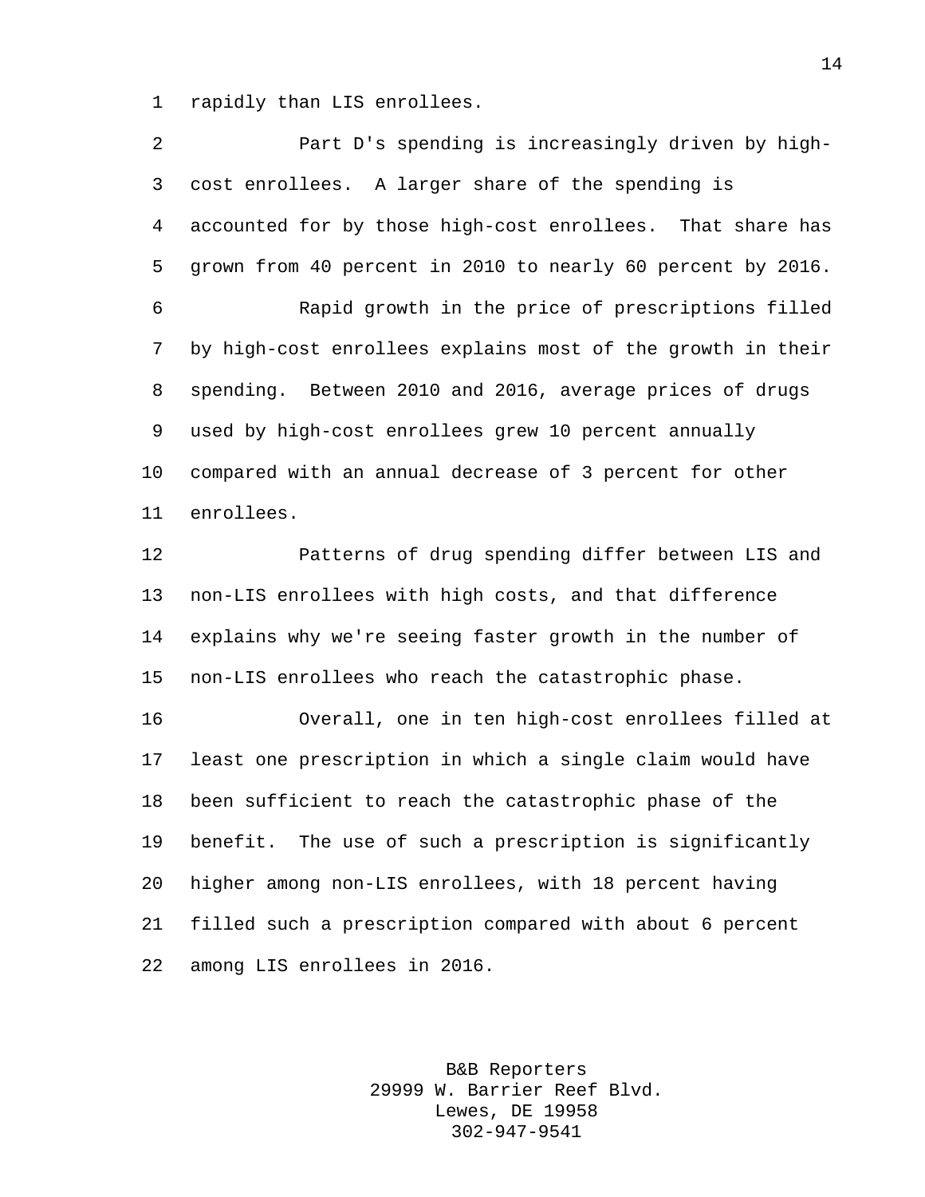rapidly than LIS enrollees.

Part D's spending is increasingly driven by high-cost enrollees. A larger share of the spending is accounted for by those high-cost enrollees. That share has grown from 40 percent in 2010 to nearly 60 percent by 2016.

Rapid growth in the price of prescriptions filled by high-cost enrollees explains most of the growth in their spending. Between 2010 and 2016, average prices of drugs used by high-cost enrollees grew 10 percent annually compared with an annual decrease of 3 percent for other enrollees.

Patterns of drug spending differ between LIS and non-LIS enrollees with high costs, and that difference explains why we're seeing faster growth in the number of non-LIS enrollees who reach the catastrophic phase.

Overall, one in ten high-cost enrollees filled at least one prescription in which a single claim would have been sufficient to reach the catastrophic phase of the benefit. The use of such a prescription is significantly higher among non-LIS enrollees, with 18 percent having filled such a prescription compared with about 6 percent among LIS enrollees in 2016.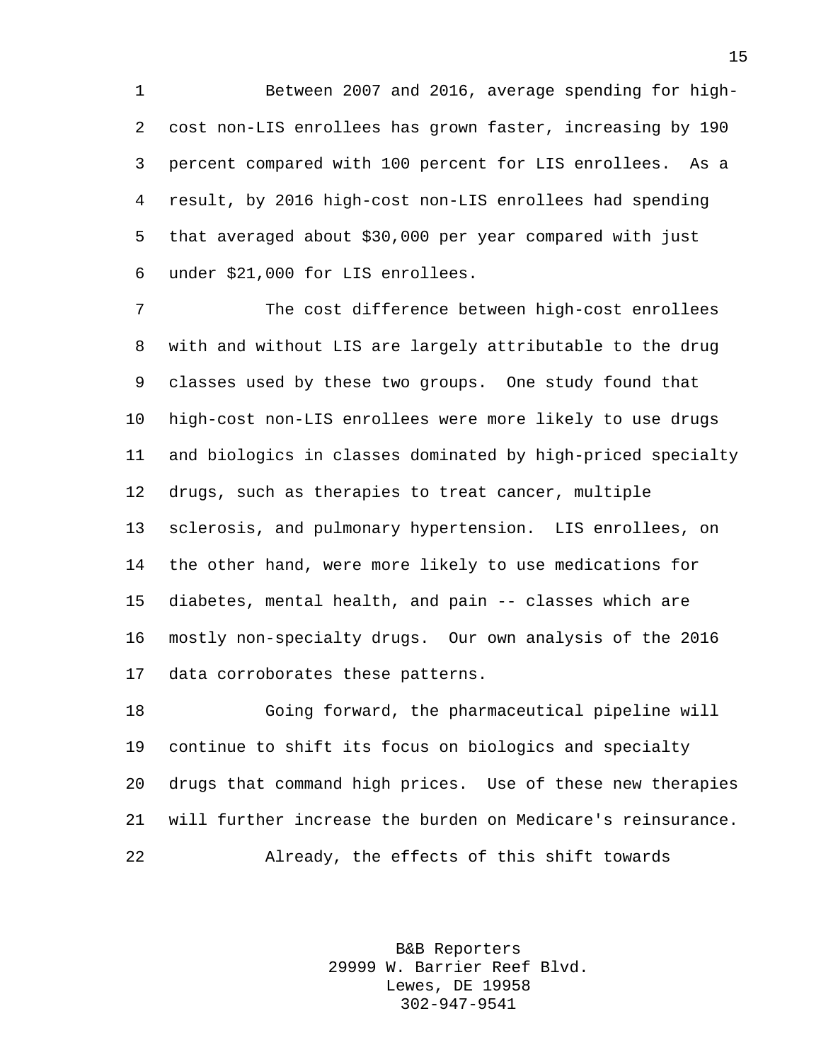Between 2007 and 2016, average spending for high-cost non-LIS enrollees has grown faster, increasing by 190 percent compared with 100 percent for LIS enrollees. As a result, by 2016 high-cost non-LIS enrollees had spending that averaged about $30,000 per year compared with just under $21,000 for LIS enrollees.

The cost difference between high-cost enrollees with and without LIS are largely attributable to the drug classes used by these two groups. One study found that high-cost non-LIS enrollees were more likely to use drugs and biologics in classes dominated by high-priced specialty drugs, such as therapies to treat cancer, multiple sclerosis, and pulmonary hypertension. LIS enrollees, on the other hand, were more likely to use medications for diabetes, mental health, and pain -- classes which are mostly non-specialty drugs. Our own analysis of the 2016 data corroborates these patterns.

Going forward, the pharmaceutical pipeline will continue to shift its focus on biologics and specialty drugs that command high prices. Use of these new therapies will further increase the burden on Medicare's reinsurance.

Already, the effects of this shift towards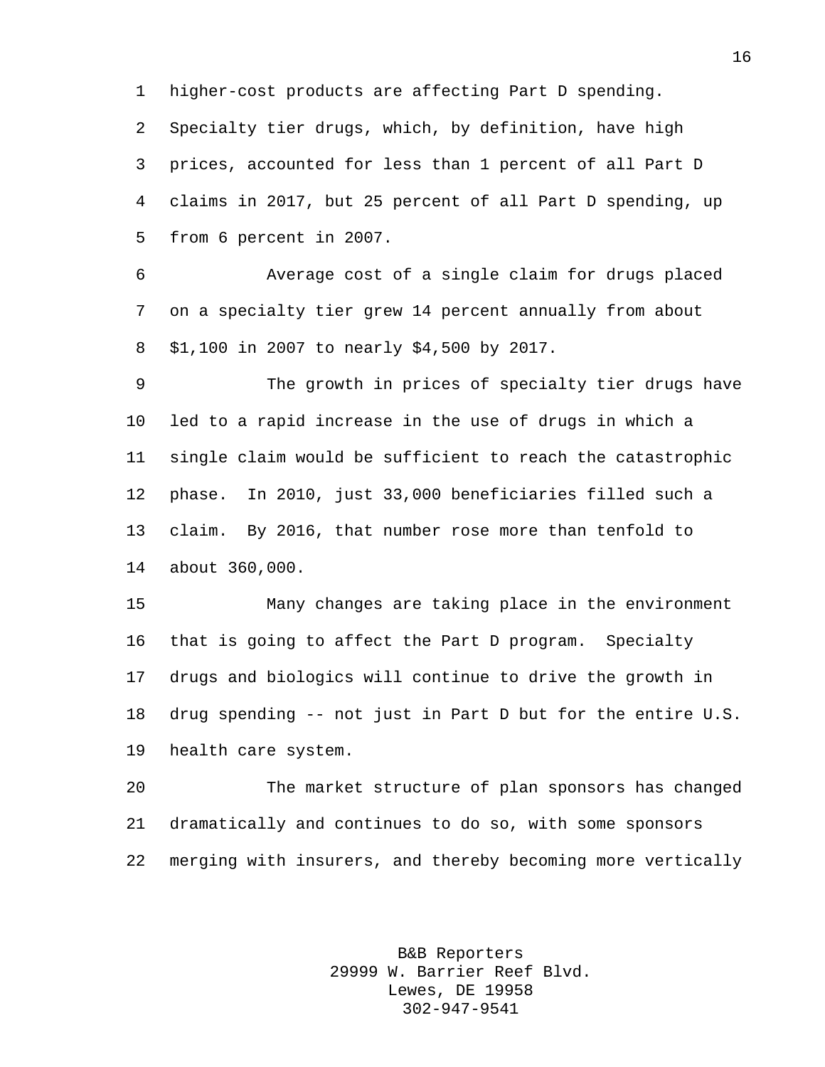higher-cost products are affecting Part D spending. Specialty tier drugs, which, by definition, have high prices, accounted for less than 1 percent of all Part D claims in 2017, but 25 percent of all Part D spending, up from 6 percent in 2007.

Average cost of a single claim for drugs placed on a specialty tier grew 14 percent annually from about $1,100 in 2007 to nearly $4,500 by 2017.

The growth in prices of specialty tier drugs have led to a rapid increase in the use of drugs in which a single claim would be sufficient to reach the catastrophic phase. In 2010, just 33,000 beneficiaries filled such a claim. By 2016, that number rose more than tenfold to about 360,000.

Many changes are taking place in the environment that is going to affect the Part D program. Specialty drugs and biologics will continue to drive the growth in drug spending -- not just in Part D but for the entire U.S. health care system.

The market structure of plan sponsors has changed dramatically and continues to do so, with some sponsors merging with insurers, and thereby becoming more vertically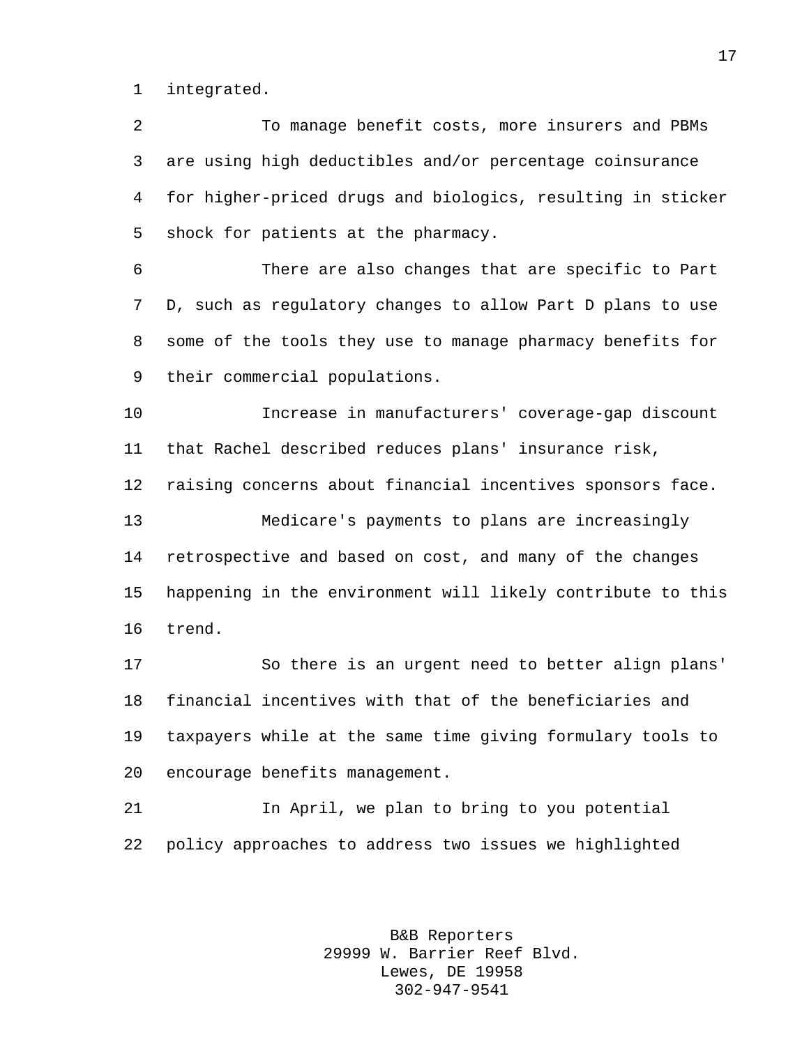integrated.

To manage benefit costs, more insurers and PBMs are using high deductibles and/or percentage coinsurance for higher-priced drugs and biologics, resulting in sticker shock for patients at the pharmacy.

There are also changes that are specific to Part D, such as regulatory changes to allow Part D plans to use some of the tools they use to manage pharmacy benefits for their commercial populations.

Increase in manufacturers' coverage-gap discount that Rachel described reduces plans' insurance risk, raising concerns about financial incentives sponsors face.

Medicare's payments to plans are increasingly retrospective and based on cost, and many of the changes happening in the environment will likely contribute to this trend.

So there is an urgent need to better align plans' financial incentives with that of the beneficiaries and taxpayers while at the same time giving formulary tools to encourage benefits management.

In April, we plan to bring to you potential policy approaches to address two issues we highlighted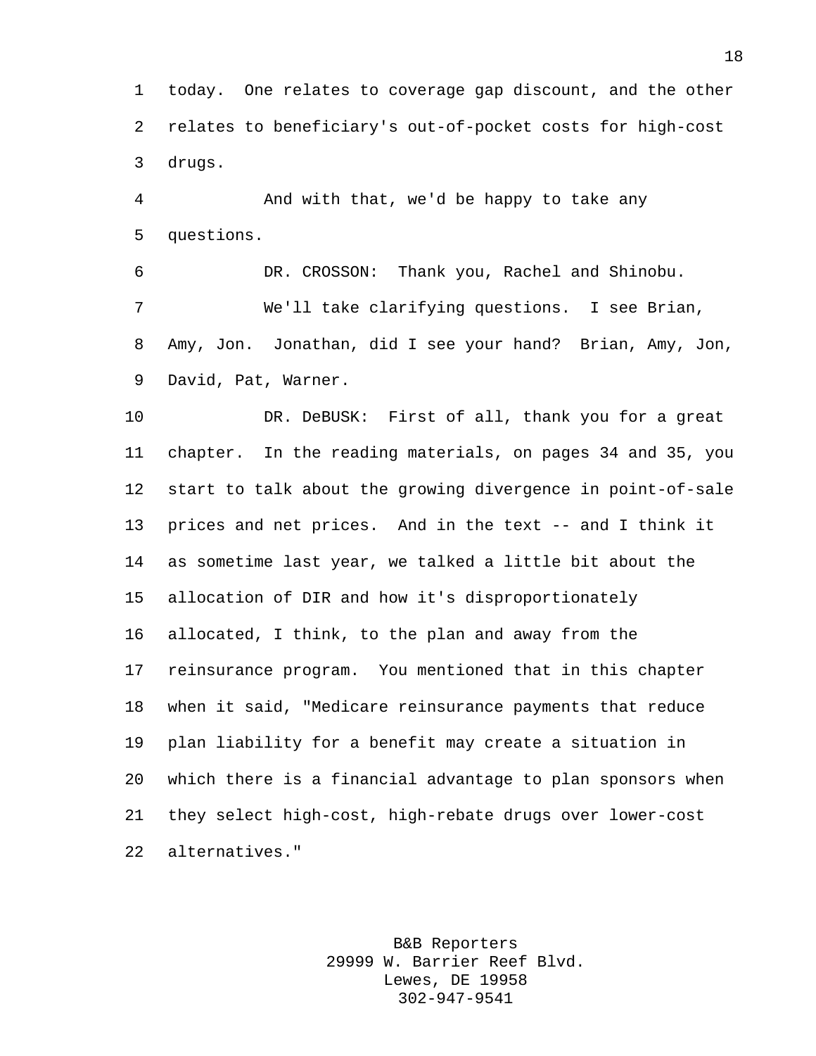today. One relates to coverage gap discount, and the other relates to beneficiary's out-of-pocket costs for high-cost drugs.

And with that, we'd be happy to take any questions.

DR. CROSSON: Thank you, Rachel and Shinobu.

We'll take clarifying questions. I see Brian, Amy, Jon. Jonathan, did I see your hand? Brian, Amy, Jon, David, Pat, Warner.

DR. DeBUSK: First of all, thank you for a great chapter. In the reading materials, on pages 34 and 35, you start to talk about the growing divergence in point-of-sale prices and net prices. And in the text -- and I think it as sometime last year, we talked a little bit about the allocation of DIR and how it's disproportionately allocated, I think, to the plan and away from the reinsurance program. You mentioned that in this chapter when it said, "Medicare reinsurance payments that reduce plan liability for a benefit may create a situation in which there is a financial advantage to plan sponsors when they select high-cost, high-rebate drugs over lower-cost alternatives."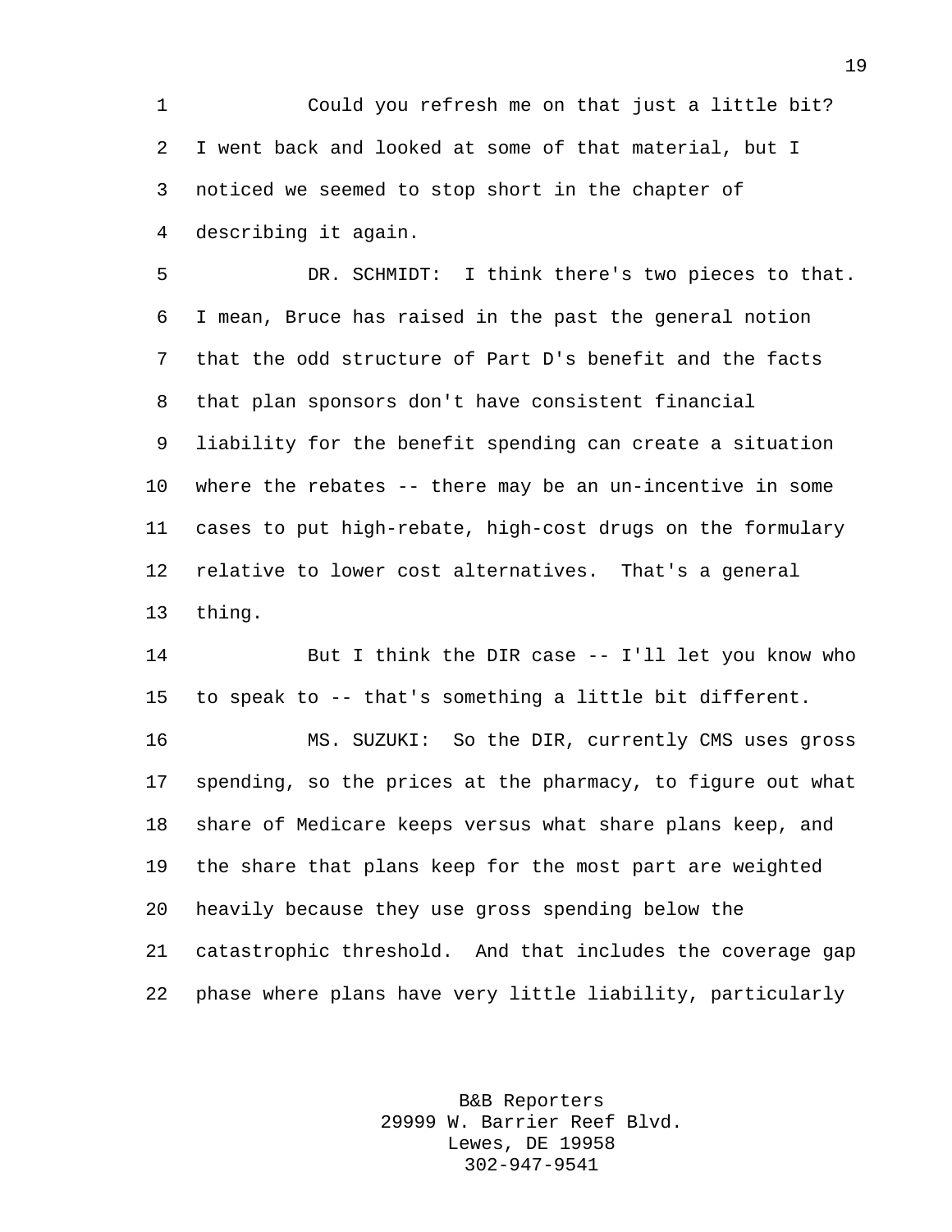Could you refresh me on that just a little bit? I went back and looked at some of that material, but I noticed we seemed to stop short in the chapter of describing it again.

DR. SCHMIDT: I think there's two pieces to that. I mean, Bruce has raised in the past the general notion that the odd structure of Part D's benefit and the facts that plan sponsors don't have consistent financial liability for the benefit spending can create a situation where the rebates -- there may be an un-incentive in some cases to put high-rebate, high-cost drugs on the formulary relative to lower cost alternatives. That's a general thing.

But I think the DIR case -- I'll let you know who to speak to -- that's something a little bit different.

MS. SUZUKI: So the DIR, currently CMS uses gross spending, so the prices at the pharmacy, to figure out what share of Medicare keeps versus what share plans keep, and the share that plans keep for the most part are weighted heavily because they use gross spending below the catastrophic threshold. And that includes the coverage gap phase where plans have very little liability, particularly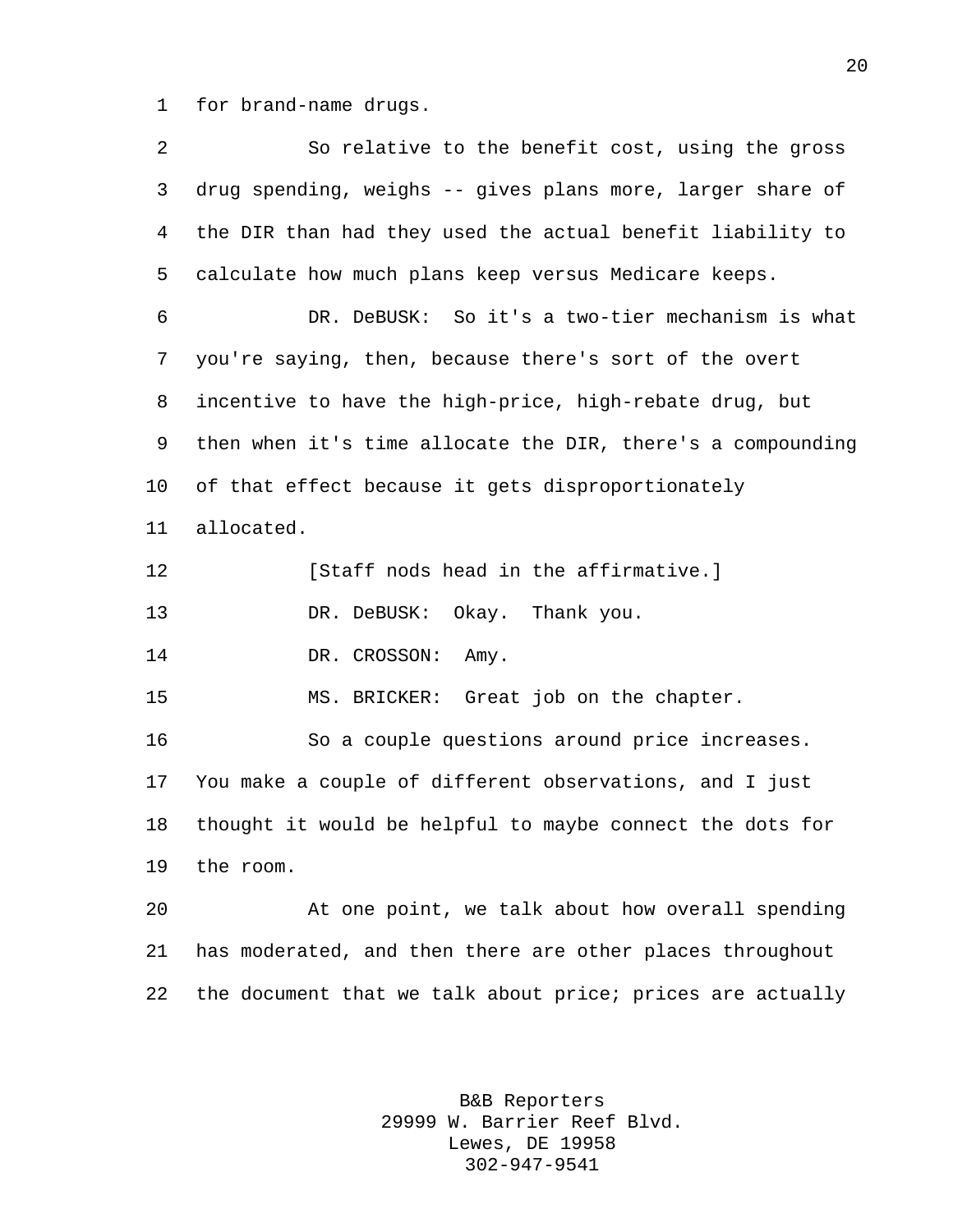for brand-name drugs.

So relative to the benefit cost, using the gross drug spending, weighs -- gives plans more, larger share of the DIR than had they used the actual benefit liability to calculate how much plans keep versus Medicare keeps.

DR. DeBUSK: So it's a two-tier mechanism is what you're saying, then, because there's sort of the overt incentive to have the high-price, high-rebate drug, but then when it's time allocate the DIR, there's a compounding of that effect because it gets disproportionately allocated.

[Staff nods head in the affirmative.]

DR. DeBUSK: Okay. Thank you.

DR. CROSSON: Amy.

MS. BRICKER: Great job on the chapter.

So a couple questions around price increases. You make a couple of different observations, and I just thought it would be helpful to maybe connect the dots for the room.

At one point, we talk about how overall spending has moderated, and then there are other places throughout the document that we talk about price; prices are actually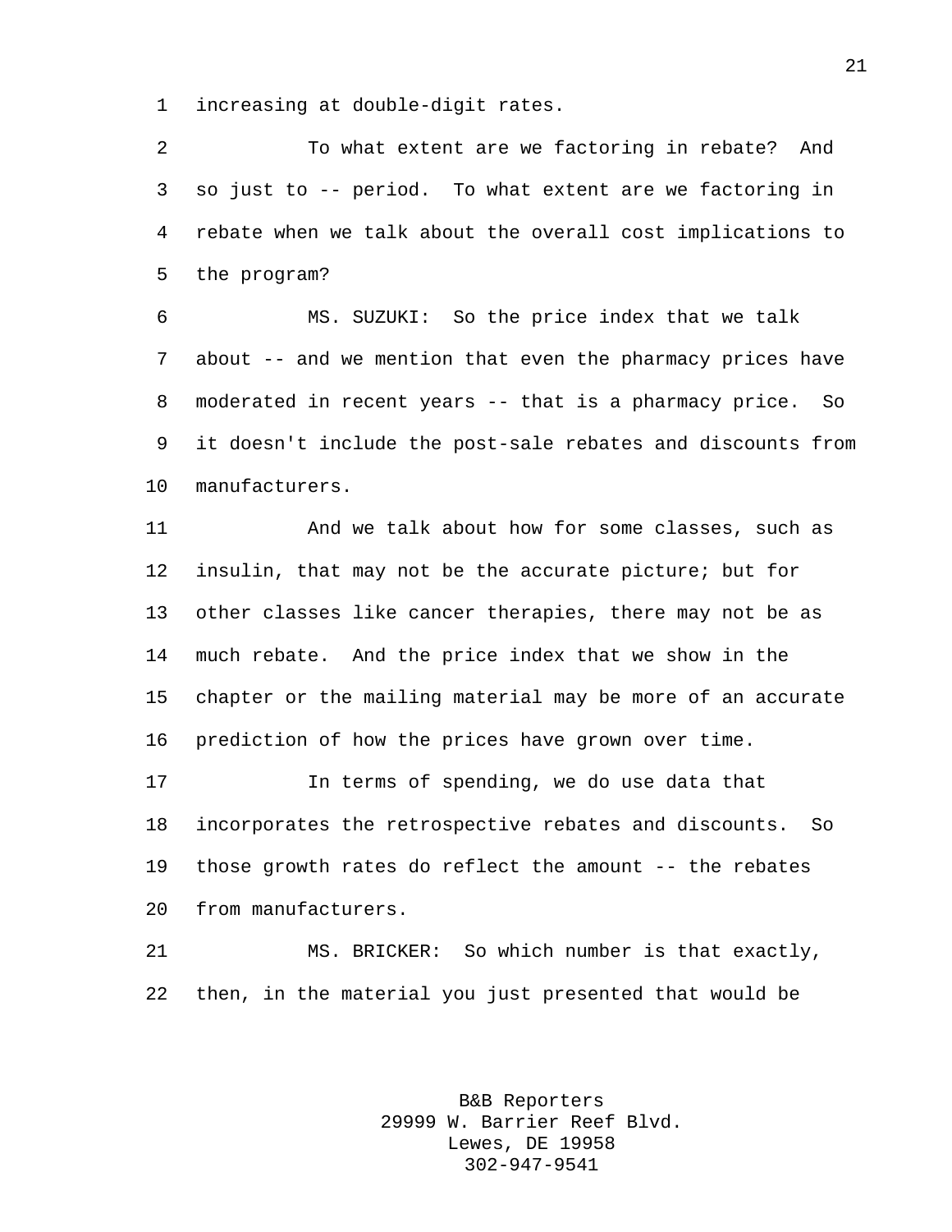increasing at double-digit rates.

To what extent are we factoring in rebate? And so just to -- period. To what extent are we factoring in rebate when we talk about the overall cost implications to the program?

MS. SUZUKI: So the price index that we talk about -- and we mention that even the pharmacy prices have moderated in recent years -- that is a pharmacy price. So it doesn't include the post-sale rebates and discounts from manufacturers.

And we talk about how for some classes, such as insulin, that may not be the accurate picture; but for other classes like cancer therapies, there may not be as much rebate. And the price index that we show in the chapter or the mailing material may be more of an accurate prediction of how the prices have grown over time.

In terms of spending, we do use data that incorporates the retrospective rebates and discounts. So those growth rates do reflect the amount -- the rebates from manufacturers.

MS. BRICKER: So which number is that exactly, then, in the material you just presented that would be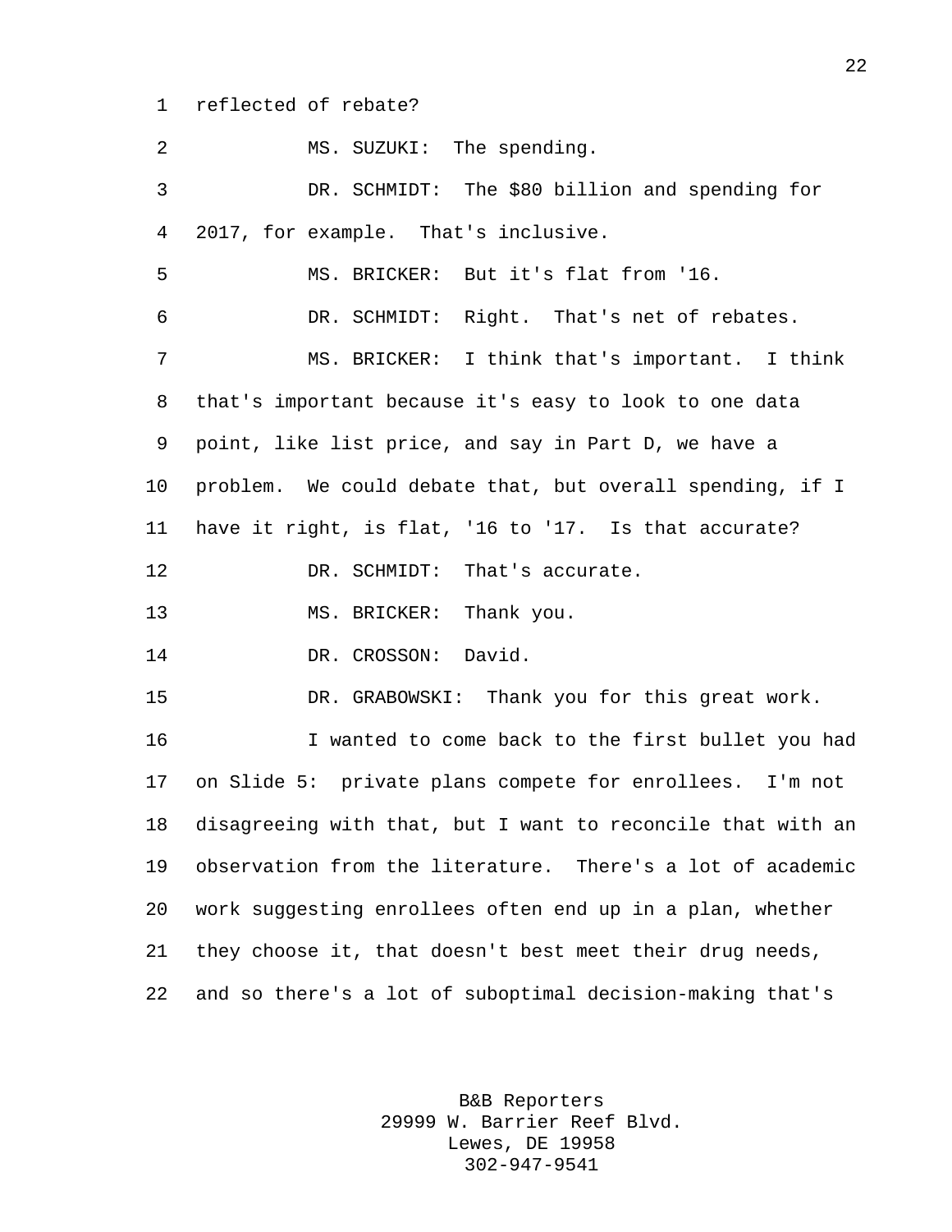1 reflected of rebate?

2 MS. SUZUKI: The spending.

3 DR. SCHMIDT: The $80 billion and spending for

4 2017, for example. That's inclusive.

5 MS. BRICKER: But it's flat from '16.

6 DR. SCHMIDT: Right. That's net of rebates.

7 MS. BRICKER: I think that's important. I think

8 that's important because it's easy to look to one data

9 point, like list price, and say in Part D, we have a

10 problem. We could debate that, but overall spending, if I

11 have it right, is flat, '16 to '17. Is that accurate?

12 DR. SCHMIDT: That's accurate.

13 MS. BRICKER: Thank you.

14 DR. CROSSON: David.

15 DR. GRABOWSKI: Thank you for this great work.

16 I wanted to come back to the first bullet you had

17 on Slide 5: private plans compete for enrollees. I'm not

18 disagreeing with that, but I want to reconcile that with an

19 observation from the literature. There's a lot of academic

20 work suggesting enrollees often end up in a plan, whether

21 they choose it, that doesn't best meet their drug needs,

22 and so there's a lot of suboptimal decision-making that's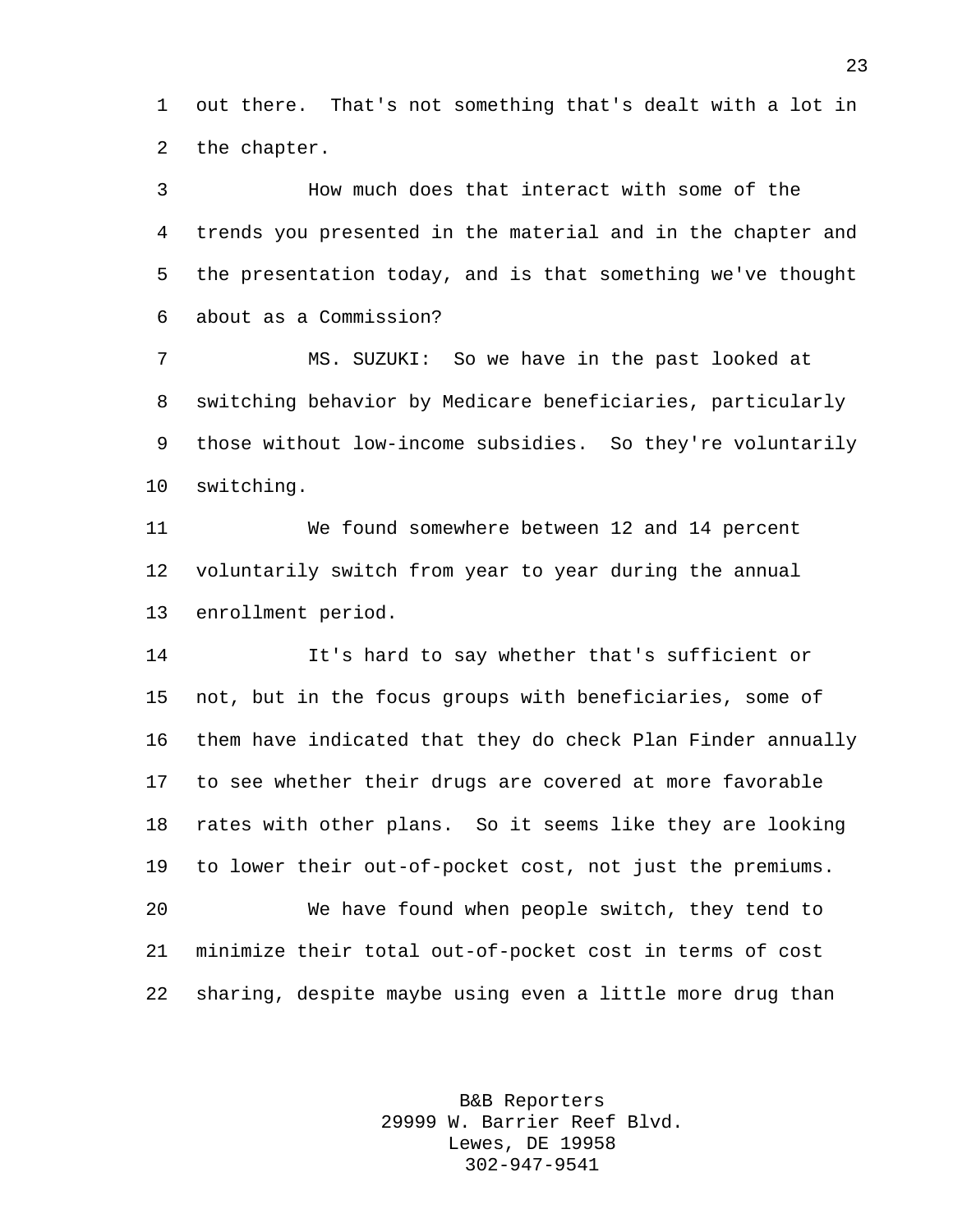out there. That's not something that's dealt with a lot in the chapter.

How much does that interact with some of the trends you presented in the material and in the chapter and the presentation today, and is that something we've thought about as a Commission?

MS. SUZUKI: So we have in the past looked at switching behavior by Medicare beneficiaries, particularly those without low-income subsidies. So they're voluntarily switching.

We found somewhere between 12 and 14 percent voluntarily switch from year to year during the annual enrollment period.

It's hard to say whether that's sufficient or not, but in the focus groups with beneficiaries, some of them have indicated that they do check Plan Finder annually to see whether their drugs are covered at more favorable rates with other plans. So it seems like they are looking to lower their out-of-pocket cost, not just the premiums.

We have found when people switch, they tend to minimize their total out-of-pocket cost in terms of cost sharing, despite maybe using even a little more drug than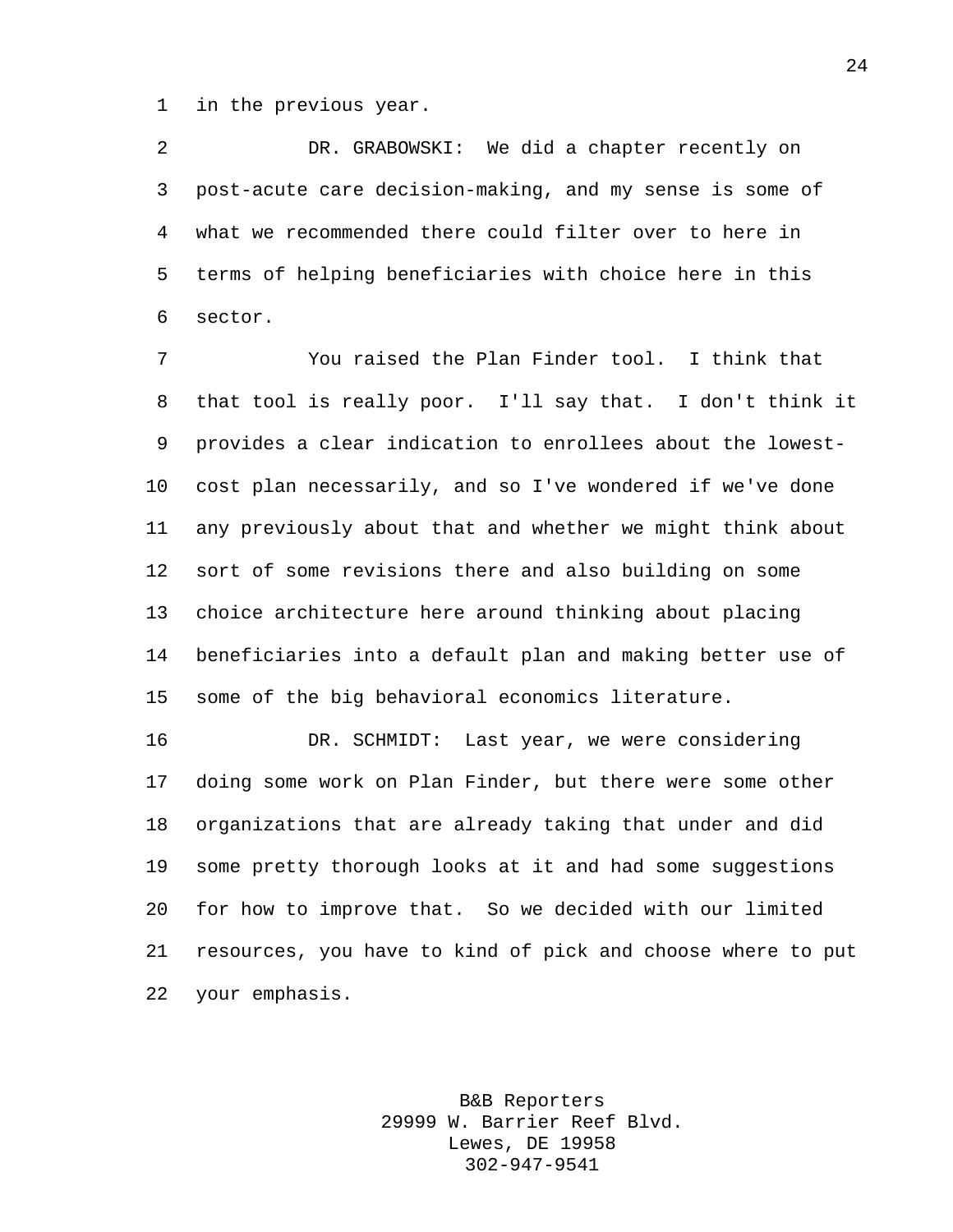in the previous year.

DR. GRABOWSKI: We did a chapter recently on post-acute care decision-making, and my sense is some of what we recommended there could filter over to here in terms of helping beneficiaries with choice here in this sector.

You raised the Plan Finder tool. I think that that tool is really poor. I'll say that. I don't think it provides a clear indication to enrollees about the lowest-cost plan necessarily, and so I've wondered if we've done any previously about that and whether we might think about sort of some revisions there and also building on some choice architecture here around thinking about placing beneficiaries into a default plan and making better use of some of the big behavioral economics literature.

DR. SCHMIDT: Last year, we were considering doing some work on Plan Finder, but there were some other organizations that are already taking that under and did some pretty thorough looks at it and had some suggestions for how to improve that. So we decided with our limited resources, you have to kind of pick and choose where to put your emphasis.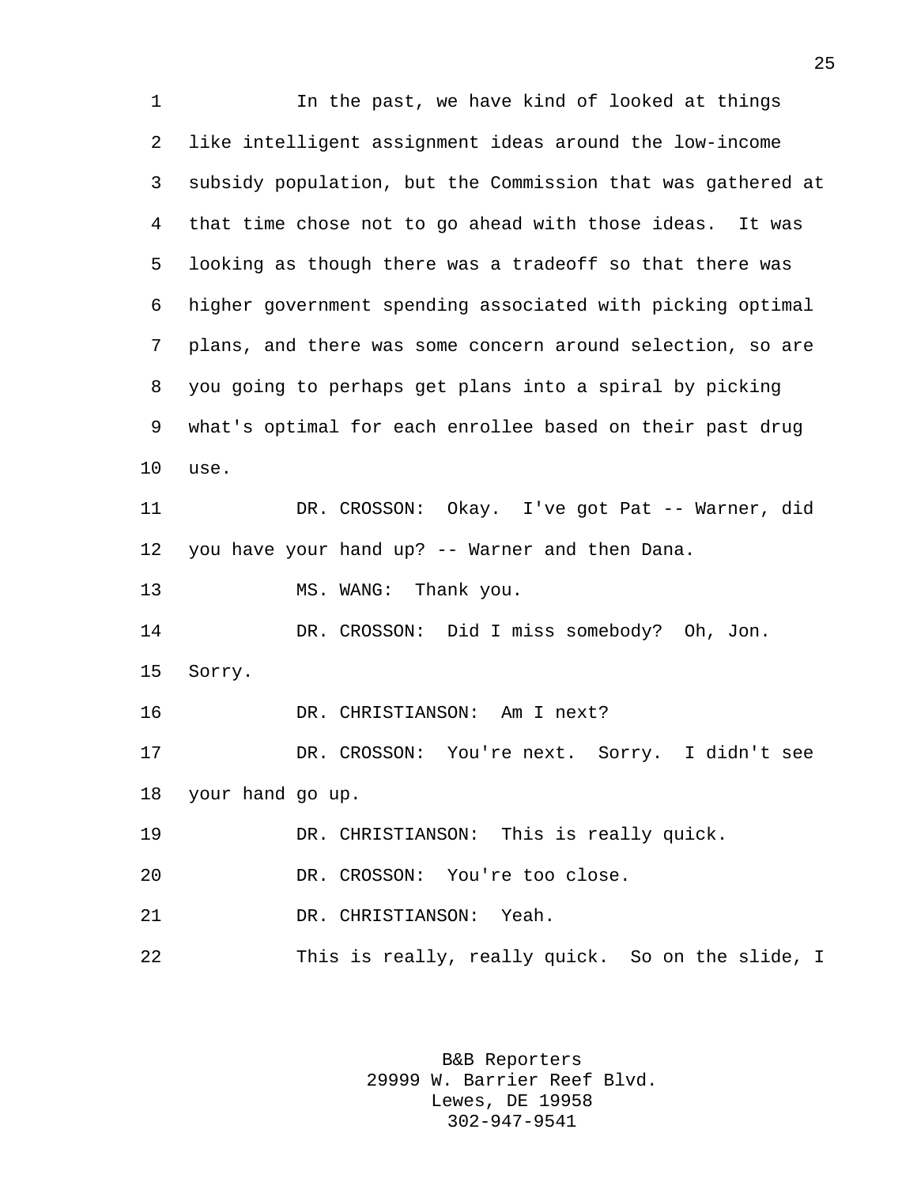In the past, we have kind of looked at things like intelligent assignment ideas around the low-income subsidy population, but the Commission that was gathered at that time chose not to go ahead with those ideas. It was looking as though there was a tradeoff so that there was higher government spending associated with picking optimal plans, and there was some concern around selection, so are you going to perhaps get plans into a spiral by picking what's optimal for each enrollee based on their past drug use.

DR. CROSSON: Okay. I've got Pat -- Warner, did you have your hand up? -- Warner and then Dana.

MS. WANG: Thank you.

DR. CROSSON: Did I miss somebody? Oh, Jon. Sorry.

DR. CHRISTIANSON: Am I next?

DR. CROSSON: You're next. Sorry. I didn't see your hand go up.

DR. CHRISTIANSON: This is really quick.

DR. CROSSON: You're too close.

DR. CHRISTIANSON: Yeah.

This is really, really quick. So on the slide, I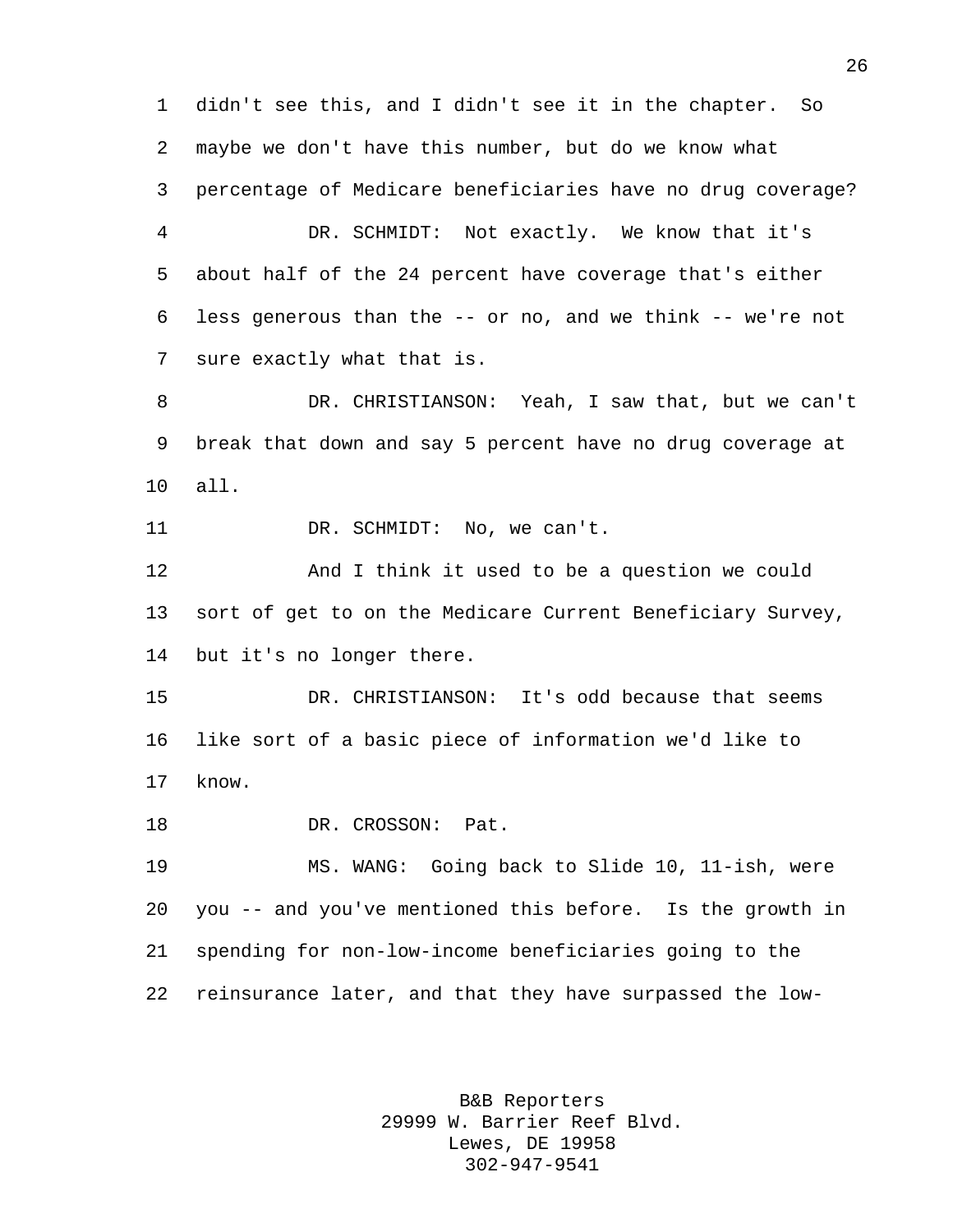didn't see this, and I didn't see it in the chapter. So maybe we don't have this number, but do we know what percentage of Medicare beneficiaries have no drug coverage?

DR. SCHMIDT: Not exactly. We know that it's about half of the 24 percent have coverage that's either less generous than the -- or no, and we think -- we're not sure exactly what that is.

DR. CHRISTIANSON: Yeah, I saw that, but we can't break that down and say 5 percent have no drug coverage at all.

DR. SCHMIDT: No, we can't.

And I think it used to be a question we could sort of get to on the Medicare Current Beneficiary Survey, but it's no longer there.

DR. CHRISTIANSON: It's odd because that seems like sort of a basic piece of information we'd like to know.

DR. CROSSON: Pat.

MS. WANG: Going back to Slide 10, 11-ish, were you -- and you've mentioned this before. Is the growth in spending for non-low-income beneficiaries going to the reinsurance later, and that they have surpassed the low-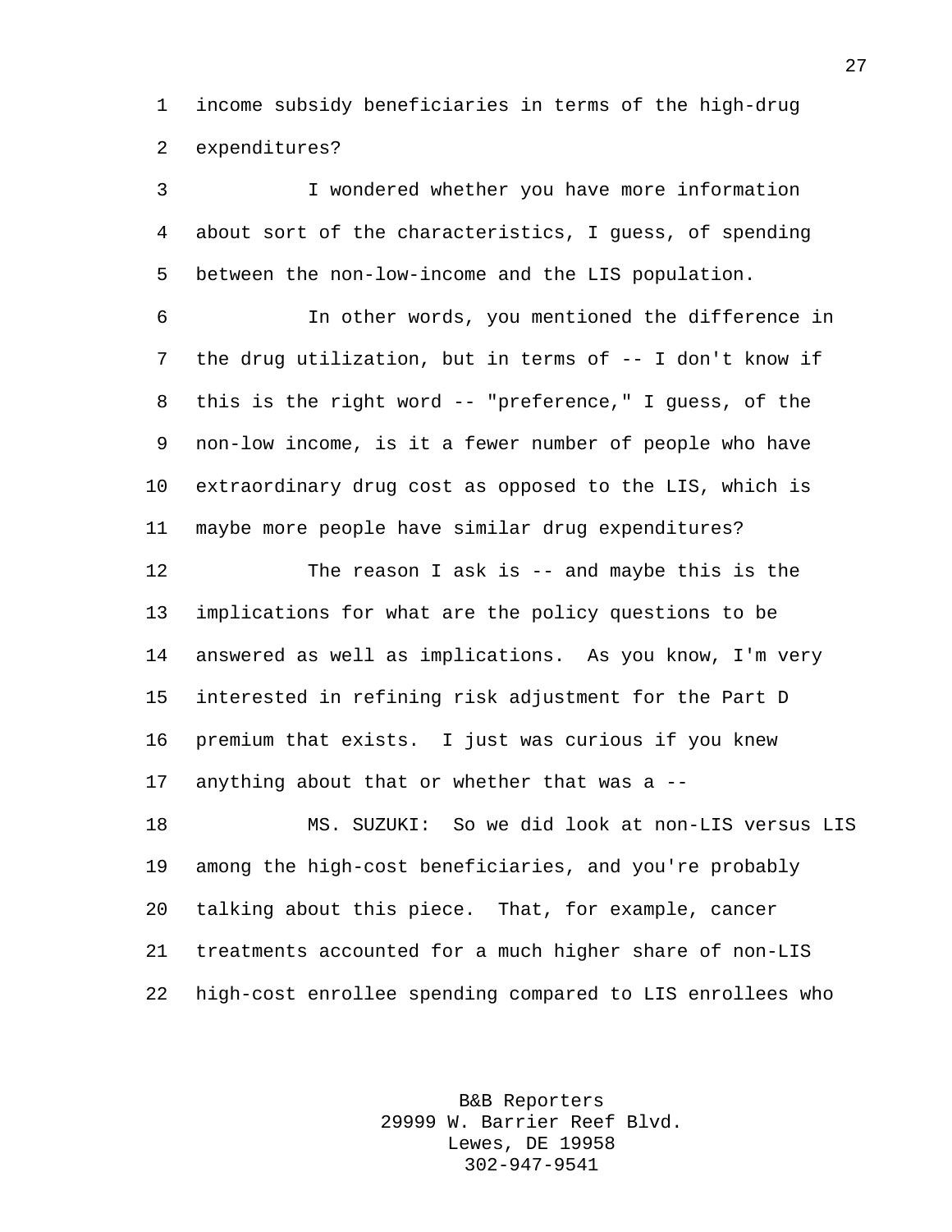income subsidy beneficiaries in terms of the high-drug expenditures?

I wondered whether you have more information about sort of the characteristics, I guess, of spending between the non-low-income and the LIS population.

In other words, you mentioned the difference in the drug utilization, but in terms of -- I don't know if this is the right word -- "preference," I guess, of the non-low income, is it a fewer number of people who have extraordinary drug cost as opposed to the LIS, which is maybe more people have similar drug expenditures?

The reason I ask is -- and maybe this is the implications for what are the policy questions to be answered as well as implications. As you know, I'm very interested in refining risk adjustment for the Part D premium that exists. I just was curious if you knew anything about that or whether that was a --

MS. SUZUKI: So we did look at non-LIS versus LIS among the high-cost beneficiaries, and you're probably talking about this piece. That, for example, cancer treatments accounted for a much higher share of non-LIS high-cost enrollee spending compared to LIS enrollees who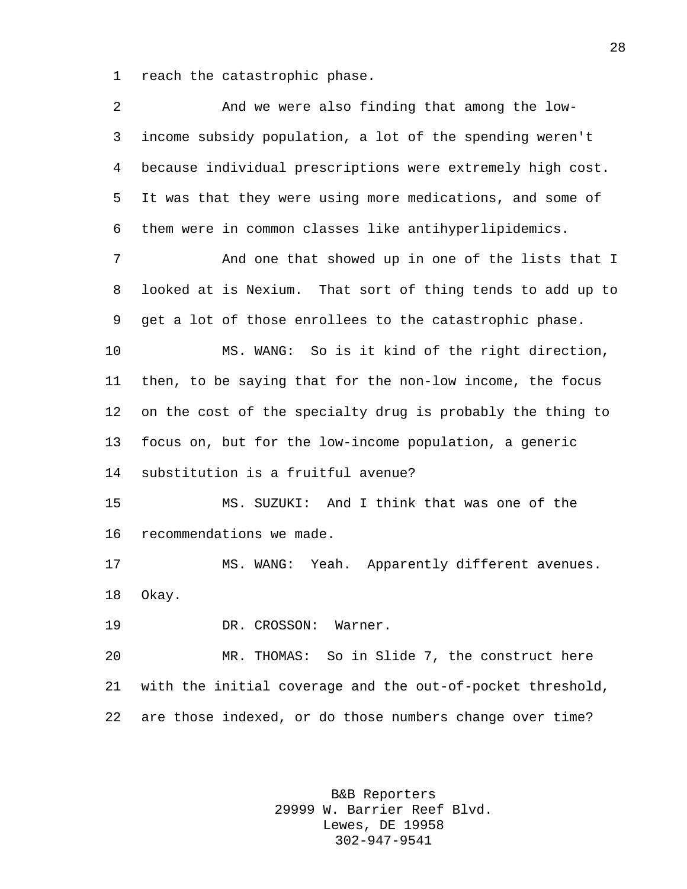reach the catastrophic phase.

And we were also finding that among the low-income subsidy population, a lot of the spending weren't because individual prescriptions were extremely high cost. It was that they were using more medications, and some of them were in common classes like antihyperlipidemics.

And one that showed up in one of the lists that I looked at is Nexium. That sort of thing tends to add up to get a lot of those enrollees to the catastrophic phase.

MS. WANG: So is it kind of the right direction, then, to be saying that for the non-low income, the focus on the cost of the specialty drug is probably the thing to focus on, but for the low-income population, a generic substitution is a fruitful avenue?

MS. SUZUKI: And I think that was one of the recommendations we made.

MS. WANG: Yeah. Apparently different avenues. Okay.

DR. CROSSON: Warner.

MR. THOMAS: So in Slide 7, the construct here with the initial coverage and the out-of-pocket threshold, are those indexed, or do those numbers change over time?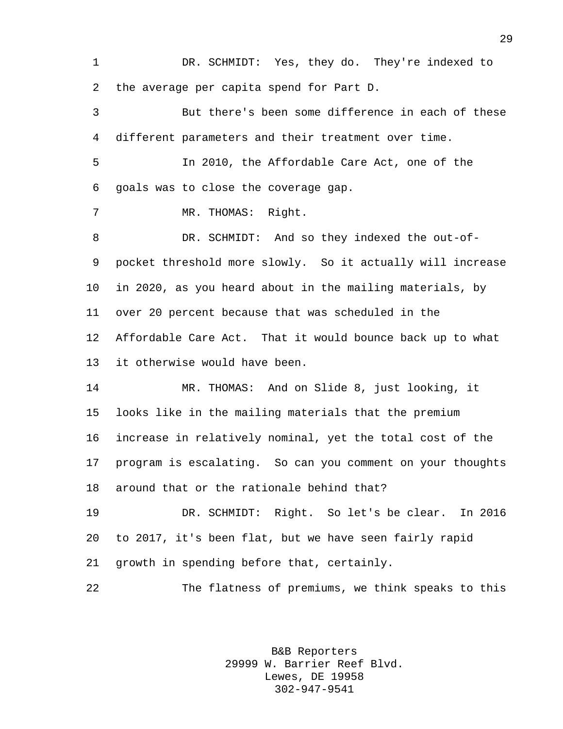DR. SCHMIDT: Yes, they do. They're indexed to the average per capita spend for Part D.

But there's been some difference in each of these different parameters and their treatment over time.

In 2010, the Affordable Care Act, one of the goals was to close the coverage gap.

MR. THOMAS: Right.

DR. SCHMIDT: And so they indexed the out-of-pocket threshold more slowly. So it actually will increase in 2020, as you heard about in the mailing materials, by over 20 percent because that was scheduled in the Affordable Care Act. That it would bounce back up to what it otherwise would have been.

MR. THOMAS: And on Slide 8, just looking, it looks like in the mailing materials that the premium increase in relatively nominal, yet the total cost of the program is escalating. So can you comment on your thoughts around that or the rationale behind that?

DR. SCHMIDT: Right. So let's be clear. In 2016 to 2017, it's been flat, but we have seen fairly rapid growth in spending before that, certainly.

The flatness of premiums, we think speaks to this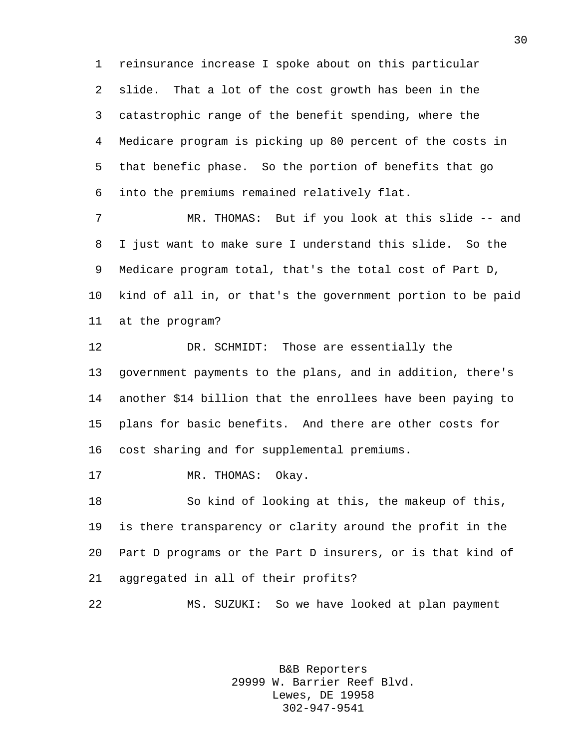reinsurance increase I spoke about on this particular slide. That a lot of the cost growth has been in the catastrophic range of the benefit spending, where the Medicare program is picking up 80 percent of the costs in that benefic phase. So the portion of benefits that go into the premiums remained relatively flat.

MR. THOMAS: But if you look at this slide -- and I just want to make sure I understand this slide. So the Medicare program total, that's the total cost of Part D, kind of all in, or that's the government portion to be paid at the program?

DR. SCHMIDT: Those are essentially the government payments to the plans, and in addition, there's another $14 billion that the enrollees have been paying to plans for basic benefits. And there are other costs for cost sharing and for supplemental premiums.

MR. THOMAS: Okay.

So kind of looking at this, the makeup of this, is there transparency or clarity around the profit in the Part D programs or the Part D insurers, or is that kind of aggregated in all of their profits?

MS. SUZUKI: So we have looked at plan payment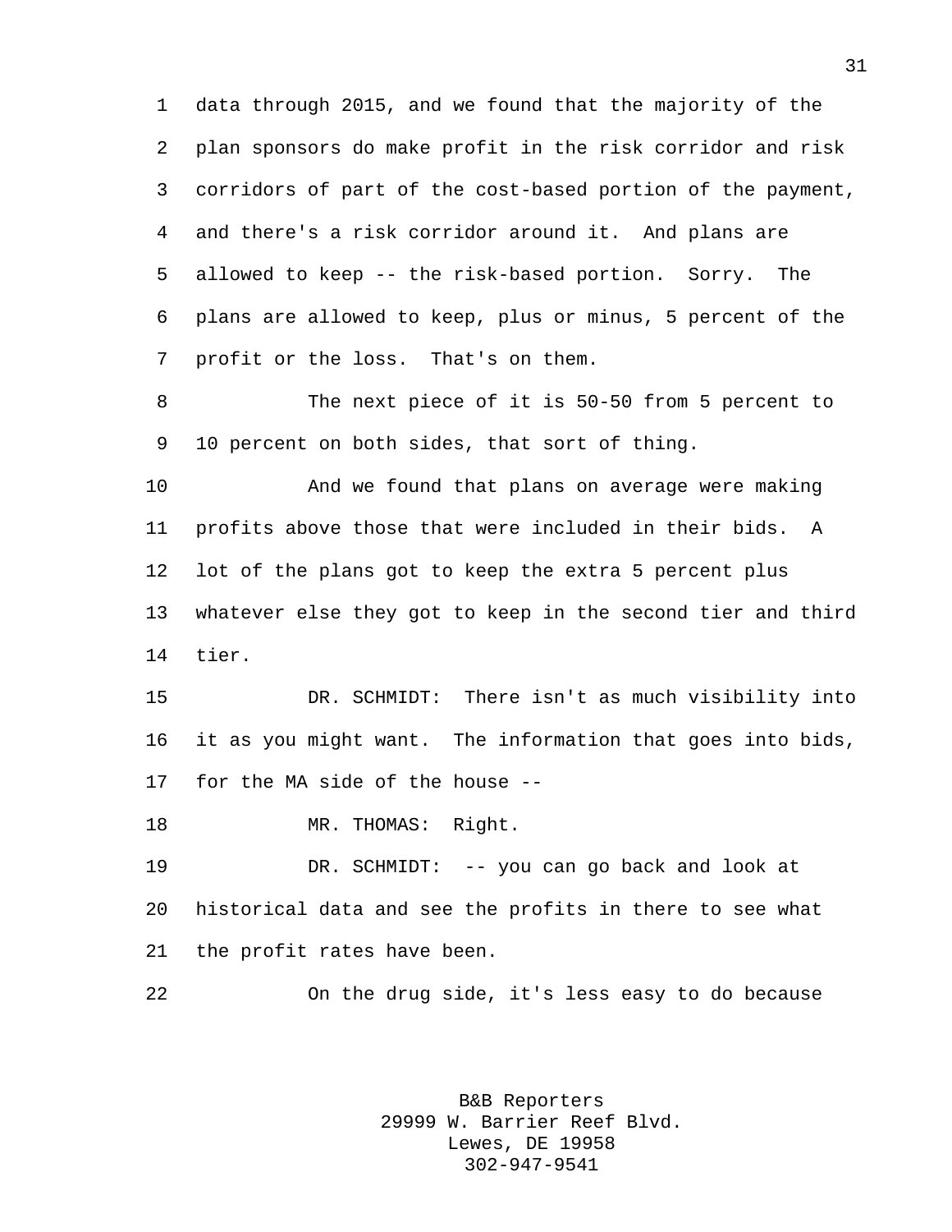data through 2015, and we found that the majority of the plan sponsors do make profit in the risk corridor and risk corridors of part of the cost-based portion of the payment, and there's a risk corridor around it. And plans are allowed to keep -- the risk-based portion. Sorry. The plans are allowed to keep, plus or minus, 5 percent of the profit or the loss. That's on them.

The next piece of it is 50-50 from 5 percent to 10 percent on both sides, that sort of thing.

And we found that plans on average were making profits above those that were included in their bids. A lot of the plans got to keep the extra 5 percent plus whatever else they got to keep in the second tier and third tier.

DR. SCHMIDT: There isn't as much visibility into it as you might want. The information that goes into bids, for the MA side of the house --

MR. THOMAS: Right.

DR. SCHMIDT: -- you can go back and look at historical data and see the profits in there to see what the profit rates have been.

On the drug side, it's less easy to do because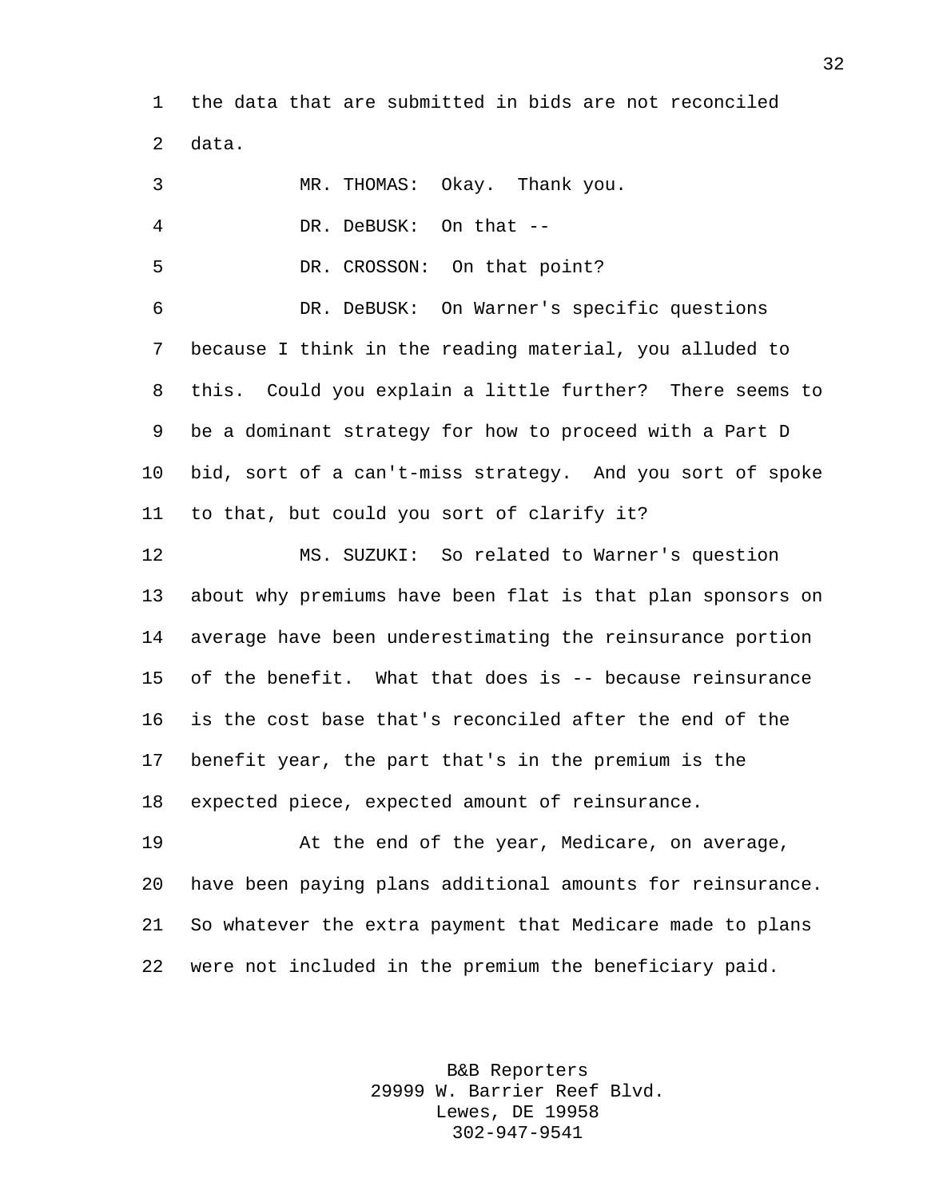the data that are submitted in bids are not reconciled data.

MR. THOMAS: Okay. Thank you.

DR. DeBUSK: On that --

DR. CROSSON: On that point?

DR. DeBUSK: On Warner's specific questions because I think in the reading material, you alluded to this. Could you explain a little further? There seems to be a dominant strategy for how to proceed with a Part D bid, sort of a can't-miss strategy. And you sort of spoke to that, but could you sort of clarify it?

MS. SUZUKI: So related to Warner's question about why premiums have been flat is that plan sponsors on average have been underestimating the reinsurance portion of the benefit. What that does is -- because reinsurance is the cost base that's reconciled after the end of the benefit year, the part that's in the premium is the expected piece, expected amount of reinsurance.

At the end of the year, Medicare, on average, have been paying plans additional amounts for reinsurance. So whatever the extra payment that Medicare made to plans were not included in the premium the beneficiary paid.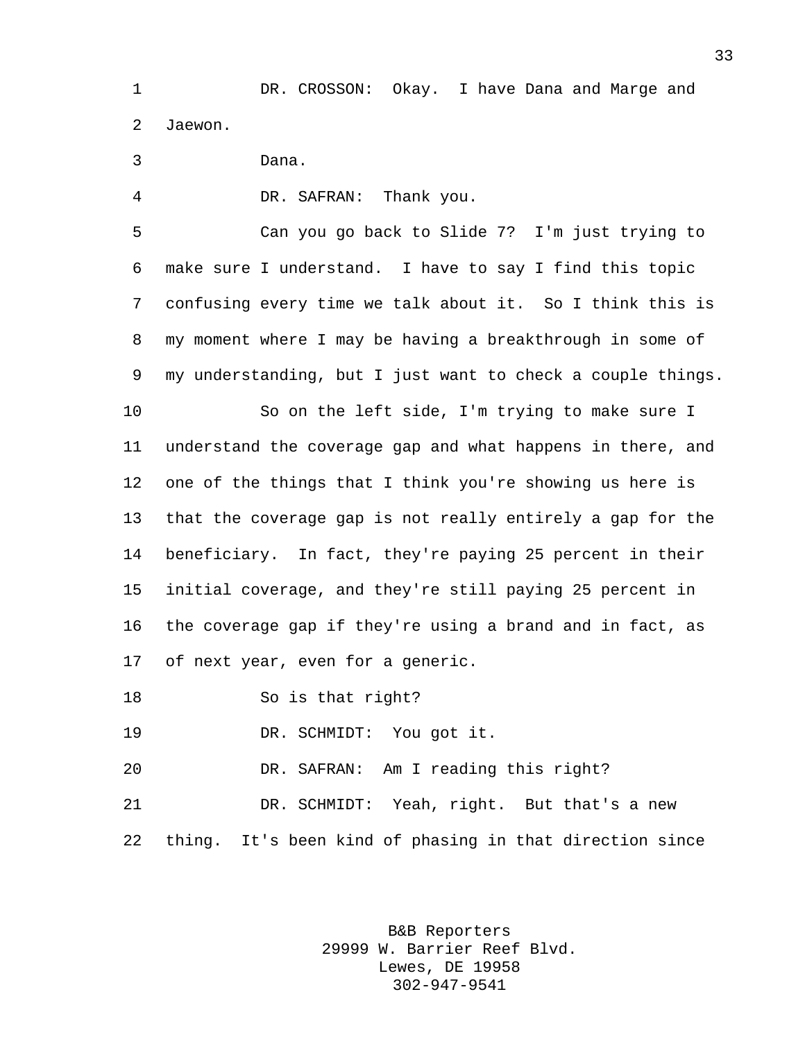DR. CROSSON: Okay. I have Dana and Marge and Jaewon.

Dana.

DR. SAFRAN: Thank you.

Can you go back to Slide 7? I'm just trying to make sure I understand. I have to say I find this topic confusing every time we talk about it. So I think this is my moment where I may be having a breakthrough in some of my understanding, but I just want to check a couple things.

So on the left side, I'm trying to make sure I understand the coverage gap and what happens in there, and one of the things that I think you're showing us here is that the coverage gap is not really entirely a gap for the beneficiary. In fact, they're paying 25 percent in their initial coverage, and they're still paying 25 percent in the coverage gap if they're using a brand and in fact, as of next year, even for a generic.

So is that right?

DR. SCHMIDT: You got it.

DR. SAFRAN: Am I reading this right?

DR. SCHMIDT: Yeah, right. But that's a new thing. It's been kind of phasing in that direction since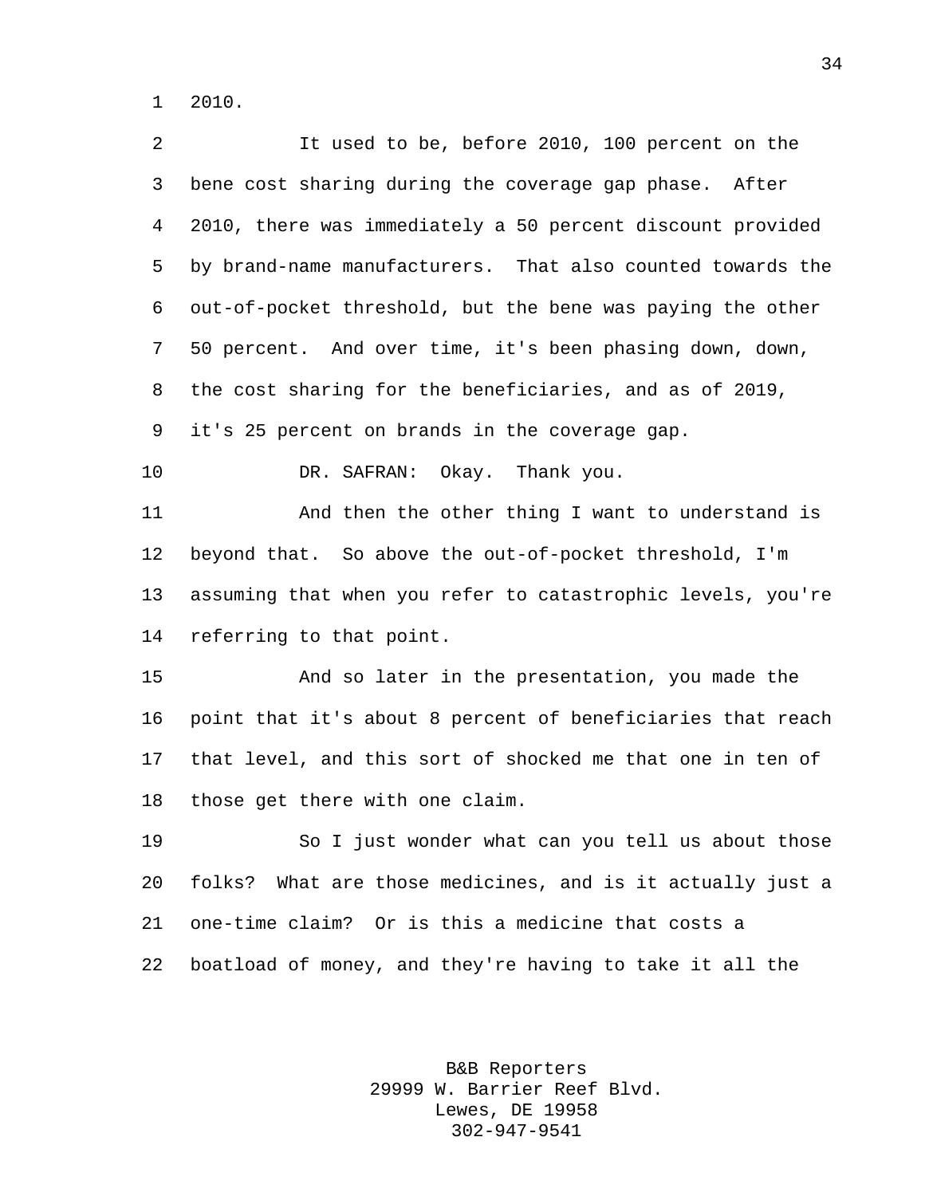2010.

It used to be, before 2010, 100 percent on the bene cost sharing during the coverage gap phase. After 2010, there was immediately a 50 percent discount provided by brand-name manufacturers. That also counted towards the out-of-pocket threshold, but the bene was paying the other 50 percent. And over time, it's been phasing down, down, the cost sharing for the beneficiaries, and as of 2019, it's 25 percent on brands in the coverage gap.

DR. SAFRAN: Okay. Thank you.

And then the other thing I want to understand is beyond that. So above the out-of-pocket threshold, I'm assuming that when you refer to catastrophic levels, you're referring to that point.

And so later in the presentation, you made the point that it's about 8 percent of beneficiaries that reach that level, and this sort of shocked me that one in ten of those get there with one claim.

So I just wonder what can you tell us about those folks? What are those medicines, and is it actually just a one-time claim? Or is this a medicine that costs a boatload of money, and they're having to take it all the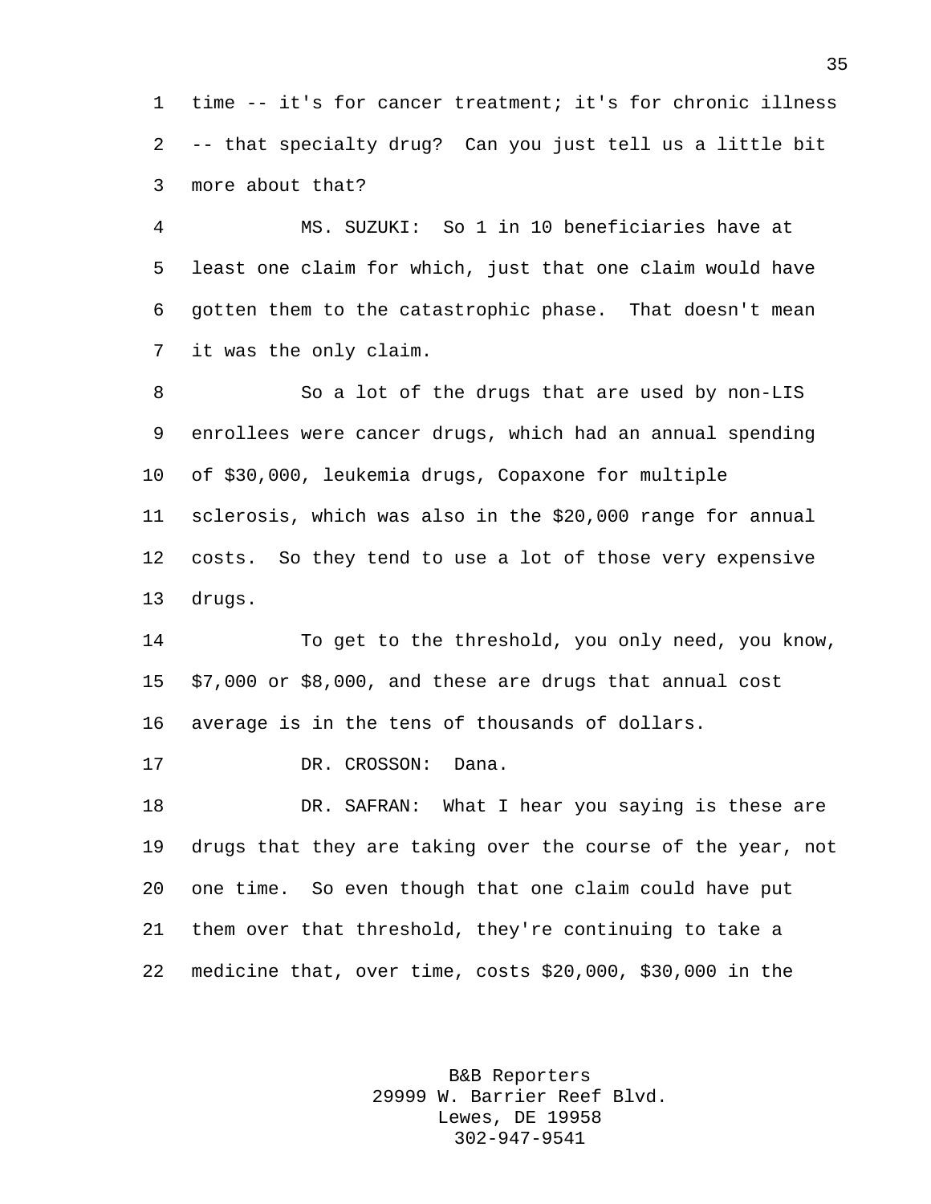time -- it's for cancer treatment; it's for chronic illness -- that specialty drug? Can you just tell us a little bit more about that?

MS. SUZUKI: So 1 in 10 beneficiaries have at least one claim for which, just that one claim would have gotten them to the catastrophic phase. That doesn't mean it was the only claim.

So a lot of the drugs that are used by non-LIS enrollees were cancer drugs, which had an annual spending of $30,000, leukemia drugs, Copaxone for multiple sclerosis, which was also in the $20,000 range for annual costs. So they tend to use a lot of those very expensive drugs.

To get to the threshold, you only need, you know, $7,000 or $8,000, and these are drugs that annual cost average is in the tens of thousands of dollars.

DR. CROSSON: Dana.

DR. SAFRAN: What I hear you saying is these are drugs that they are taking over the course of the year, not one time. So even though that one claim could have put them over that threshold, they're continuing to take a medicine that, over time, costs $20,000, $30,000 in the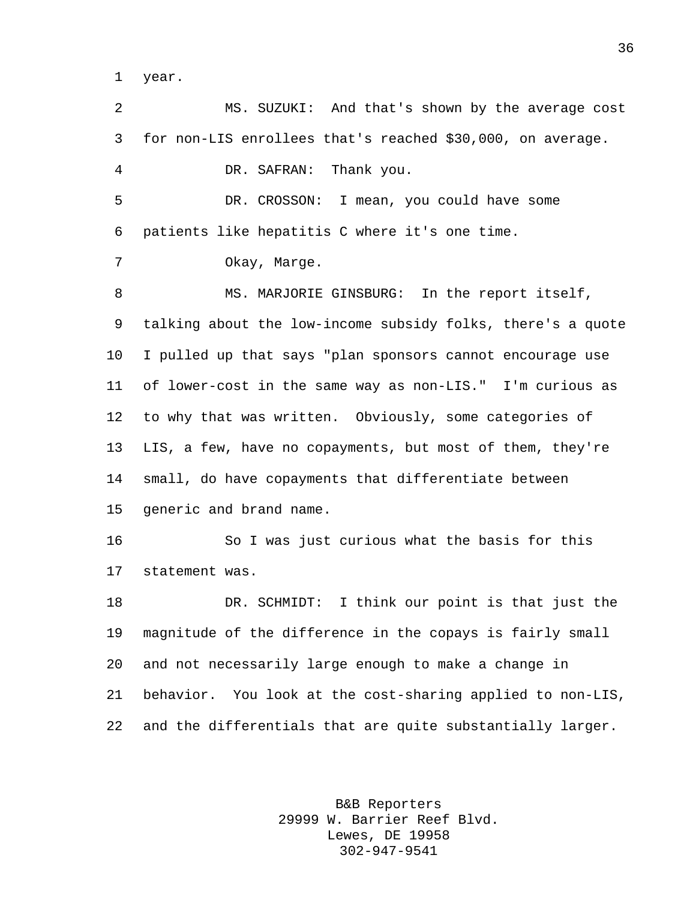year.

MS. SUZUKI: And that's shown by the average cost for non-LIS enrollees that's reached $30,000, on average.

DR. SAFRAN: Thank you.

DR. CROSSON: I mean, you could have some patients like hepatitis C where it's one time.

Okay, Marge.

MS. MARJORIE GINSBURG: In the report itself, talking about the low-income subsidy folks, there's a quote I pulled up that says "plan sponsors cannot encourage use of lower-cost in the same way as non-LIS." I'm curious as to why that was written. Obviously, some categories of LIS, a few, have no copayments, but most of them, they're small, do have copayments that differentiate between generic and brand name.

So I was just curious what the basis for this statement was.

DR. SCHMIDT: I think our point is that just the magnitude of the difference in the copays is fairly small and not necessarily large enough to make a change in behavior. You look at the cost-sharing applied to non-LIS, and the differentials that are quite substantially larger.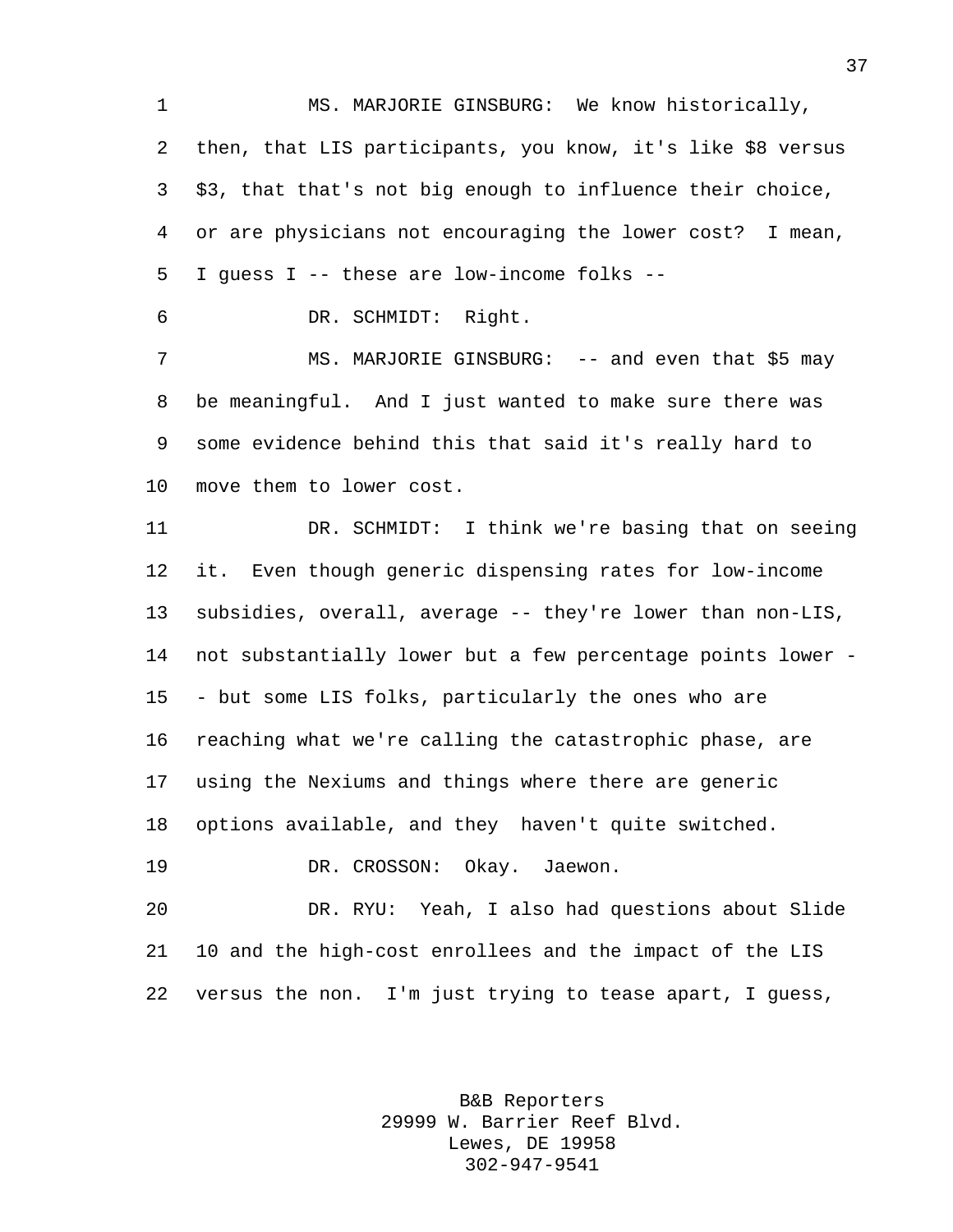MS. MARJORIE GINSBURG: We know historically, then, that LIS participants, you know, it's like $8 versus $3, that that's not big enough to influence their choice, or are physicians not encouraging the lower cost? I mean, I guess I -- these are low-income folks --

DR. SCHMIDT: Right.

MS. MARJORIE GINSBURG: -- and even that $5 may be meaningful. And I just wanted to make sure there was some evidence behind this that said it's really hard to move them to lower cost.

DR. SCHMIDT: I think we're basing that on seeing it. Even though generic dispensing rates for low-income subsidies, overall, average -- they're lower than non-LIS, not substantially lower but a few percentage points lower -- but some LIS folks, particularly the ones who are reaching what we're calling the catastrophic phase, are using the Nexiums and things where there are generic options available, and they haven't quite switched.

DR. CROSSON: Okay. Jaewon.

DR. RYU: Yeah, I also had questions about Slide 10 and the high-cost enrollees and the impact of the LIS versus the non. I'm just trying to tease apart, I guess,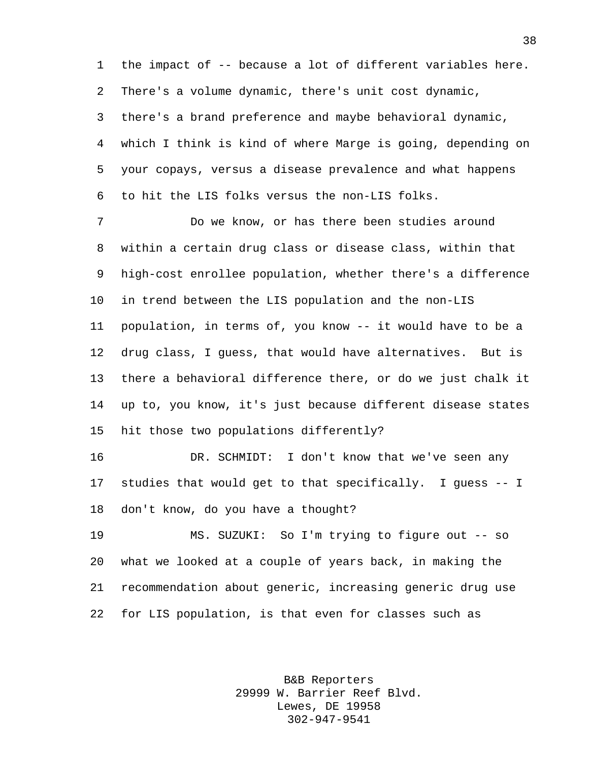the impact of -- because a lot of different variables here. There's a volume dynamic, there's unit cost dynamic, there's a brand preference and maybe behavioral dynamic, which I think is kind of where Marge is going, depending on your copays, versus a disease prevalence and what happens to hit the LIS folks versus the non-LIS folks.

Do we know, or has there been studies around within a certain drug class or disease class, within that high-cost enrollee population, whether there's a difference in trend between the LIS population and the non-LIS population, in terms of, you know -- it would have to be a drug class, I guess, that would have alternatives. But is there a behavioral difference there, or do we just chalk it up to, you know, it's just because different disease states hit those two populations differently?

DR. SCHMIDT: I don't know that we've seen any studies that would get to that specifically. I guess -- I don't know, do you have a thought?

MS. SUZUKI: So I'm trying to figure out -- so what we looked at a couple of years back, in making the recommendation about generic, increasing generic drug use for LIS population, is that even for classes such as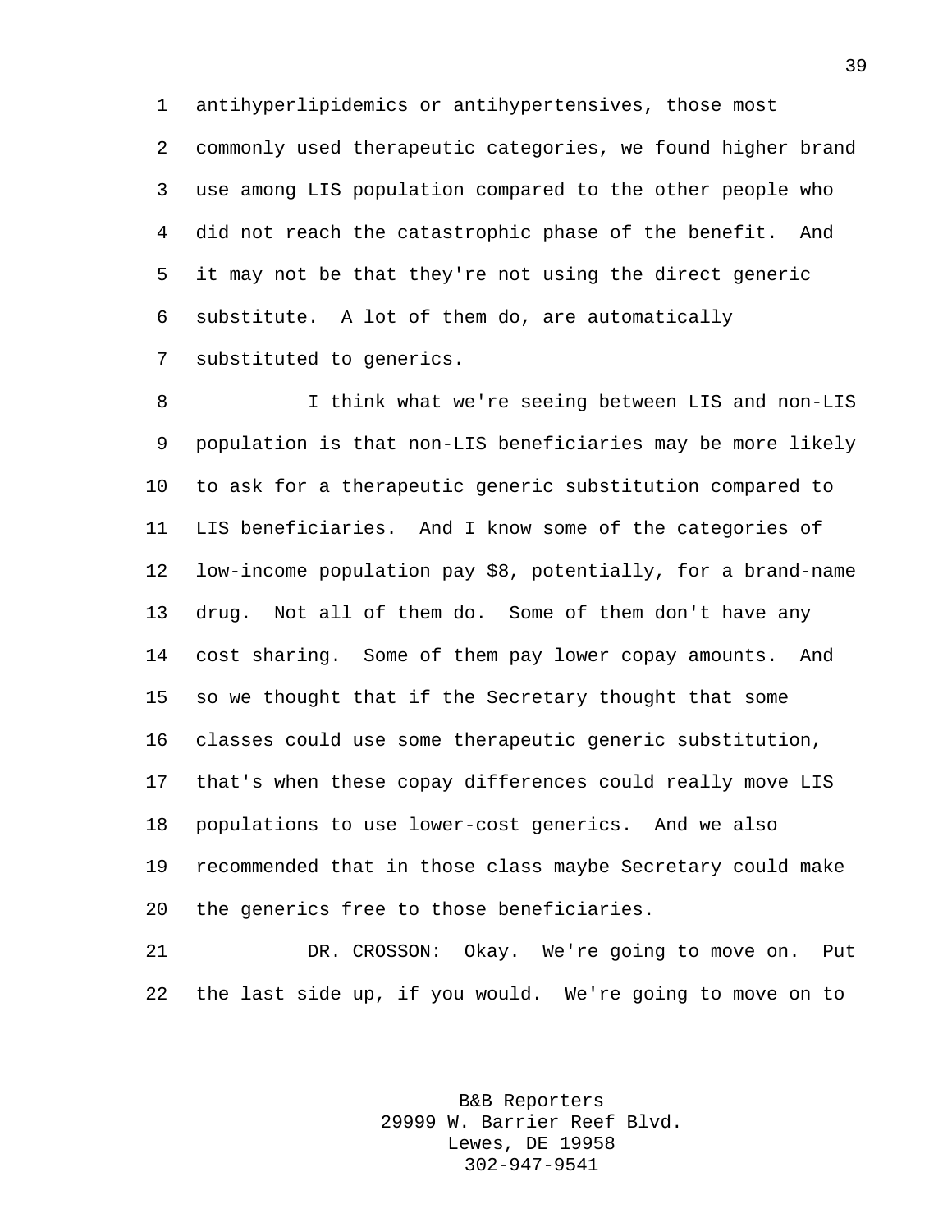antihyperlipidemics or antihypertensives, those most commonly used therapeutic categories, we found higher brand use among LIS population compared to the other people who did not reach the catastrophic phase of the benefit. And it may not be that they're not using the direct generic substitute. A lot of them do, are automatically substituted to generics.

I think what we're seeing between LIS and non-LIS population is that non-LIS beneficiaries may be more likely to ask for a therapeutic generic substitution compared to LIS beneficiaries. And I know some of the categories of low-income population pay $8, potentially, for a brand-name drug. Not all of them do. Some of them don't have any cost sharing. Some of them pay lower copay amounts. And so we thought that if the Secretary thought that some classes could use some therapeutic generic substitution, that's when these copay differences could really move LIS populations to use lower-cost generics. And we also recommended that in those class maybe Secretary could make the generics free to those beneficiaries.

DR. CROSSON: Okay. We're going to move on. Put the last side up, if you would. We're going to move on to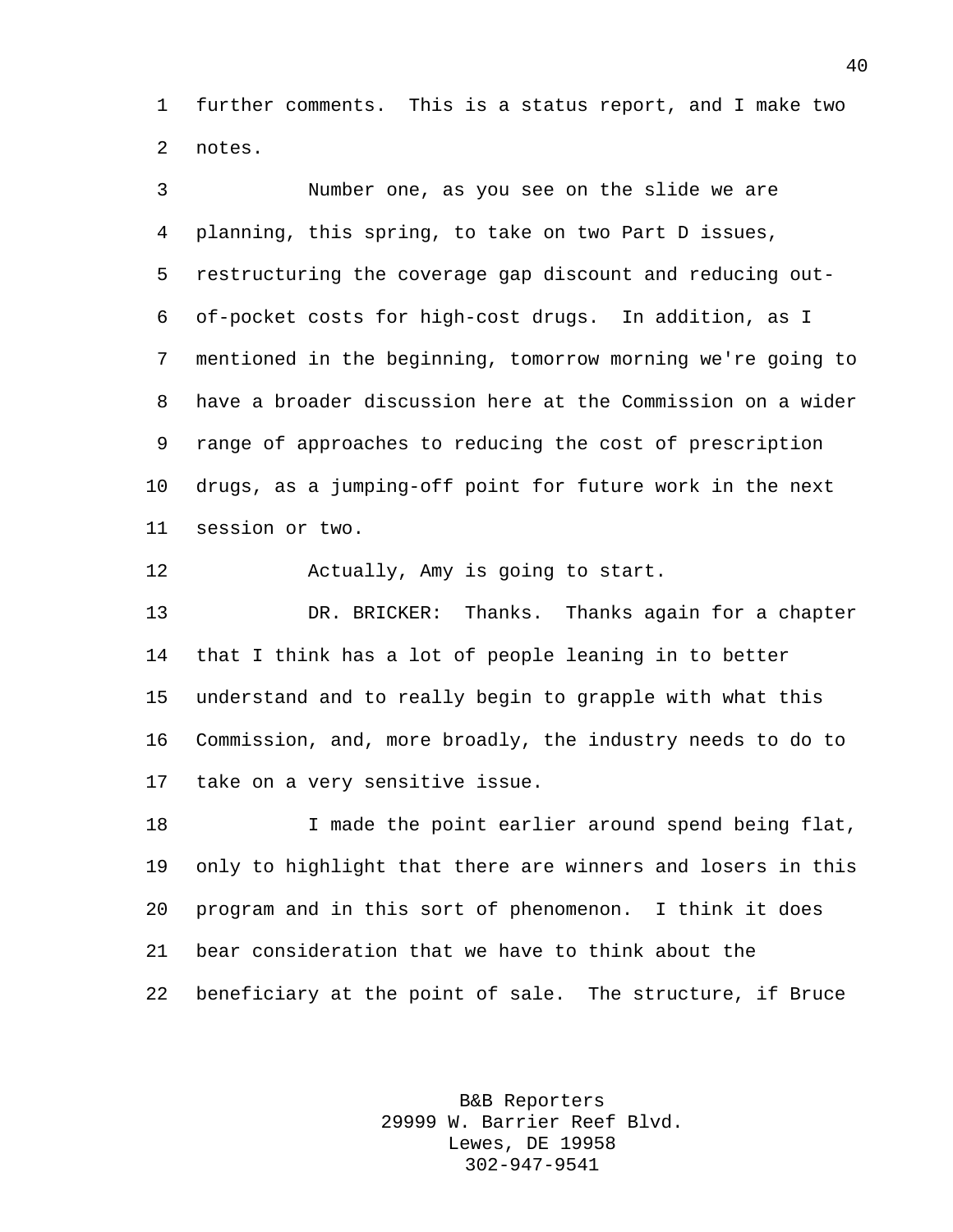further comments. This is a status report, and I make two notes.

Number one, as you see on the slide we are planning, this spring, to take on two Part D issues, restructuring the coverage gap discount and reducing out-of-pocket costs for high-cost drugs. In addition, as I mentioned in the beginning, tomorrow morning we're going to have a broader discussion here at the Commission on a wider range of approaches to reducing the cost of prescription drugs, as a jumping-off point for future work in the next session or two.

Actually, Amy is going to start.

DR. BRICKER: Thanks. Thanks again for a chapter that I think has a lot of people leaning in to better understand and to really begin to grapple with what this Commission, and, more broadly, the industry needs to do to take on a very sensitive issue.

I made the point earlier around spend being flat, only to highlight that there are winners and losers in this program and in this sort of phenomenon. I think it does bear consideration that we have to think about the beneficiary at the point of sale. The structure, if Bruce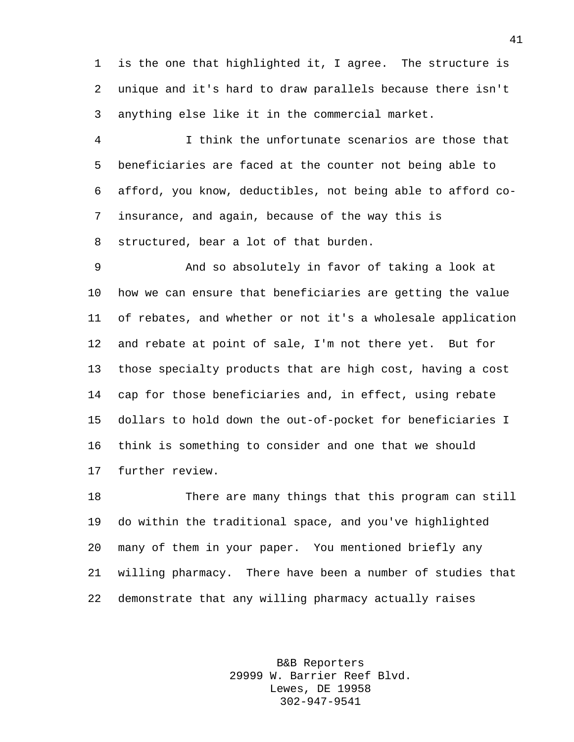is the one that highlighted it, I agree. The structure is unique and it's hard to draw parallels because there isn't anything else like it in the commercial market.

I think the unfortunate scenarios are those that beneficiaries are faced at the counter not being able to afford, you know, deductibles, not being able to afford co-insurance, and again, because of the way this is structured, bear a lot of that burden.

And so absolutely in favor of taking a look at how we can ensure that beneficiaries are getting the value of rebates, and whether or not it's a wholesale application and rebate at point of sale, I'm not there yet. But for those specialty products that are high cost, having a cost cap for those beneficiaries and, in effect, using rebate dollars to hold down the out-of-pocket for beneficiaries I think is something to consider and one that we should further review.

There are many things that this program can still do within the traditional space, and you've highlighted many of them in your paper. You mentioned briefly any willing pharmacy. There have been a number of studies that demonstrate that any willing pharmacy actually raises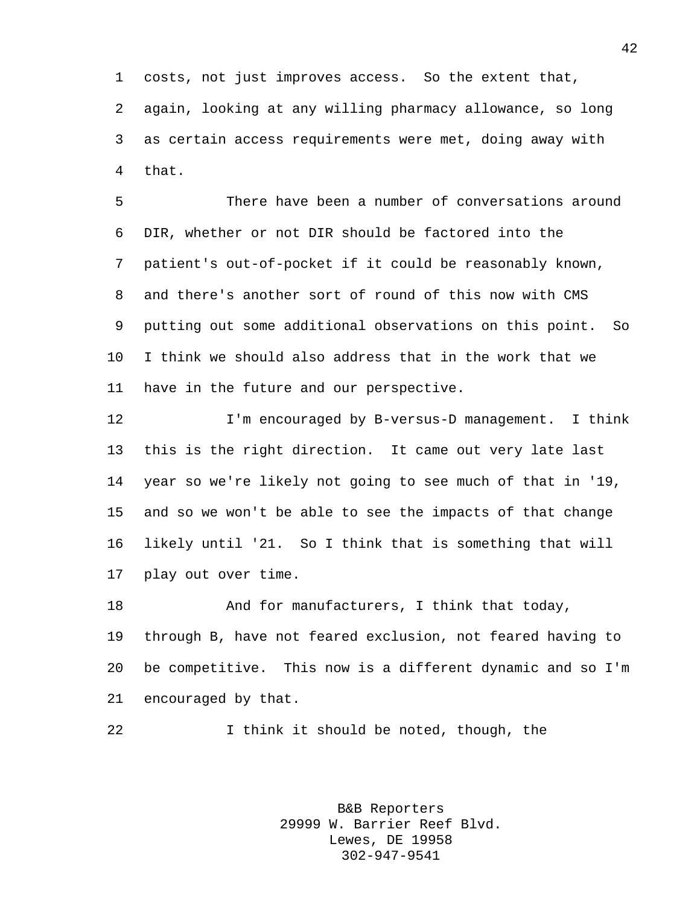costs, not just improves access. So the extent that, again, looking at any willing pharmacy allowance, so long as certain access requirements were met, doing away with that.

There have been a number of conversations around DIR, whether or not DIR should be factored into the patient's out-of-pocket if it could be reasonably known, and there's another sort of round of this now with CMS putting out some additional observations on this point. So I think we should also address that in the work that we have in the future and our perspective.

I'm encouraged by B-versus-D management. I think this is the right direction. It came out very late last year so we're likely not going to see much of that in '19, and so we won't be able to see the impacts of that change likely until '21. So I think that is something that will play out over time.

And for manufacturers, I think that today, through B, have not feared exclusion, not feared having to be competitive. This now is a different dynamic and so I'm encouraged by that.

I think it should be noted, though, the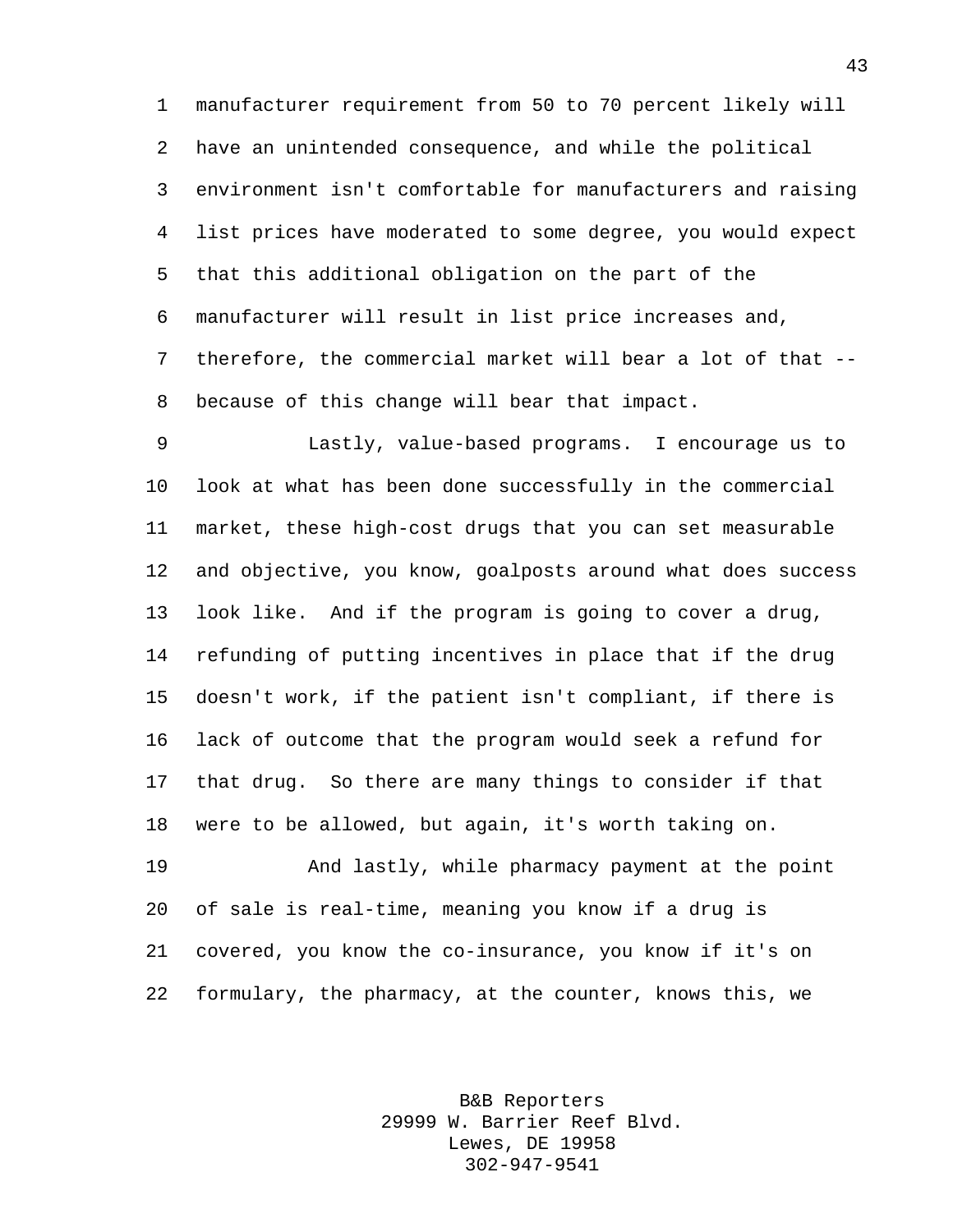manufacturer requirement from 50 to 70 percent likely will have an unintended consequence, and while the political environment isn't comfortable for manufacturers and raising list prices have moderated to some degree, you would expect that this additional obligation on the part of the manufacturer will result in list price increases and, therefore, the commercial market will bear a lot of that -- because of this change will bear that impact.

Lastly, value-based programs. I encourage us to look at what has been done successfully in the commercial market, these high-cost drugs that you can set measurable and objective, you know, goalposts around what does success look like. And if the program is going to cover a drug, refunding of putting incentives in place that if the drug doesn't work, if the patient isn't compliant, if there is lack of outcome that the program would seek a refund for that drug. So there are many things to consider if that were to be allowed, but again, it's worth taking on.

And lastly, while pharmacy payment at the point of sale is real-time, meaning you know if a drug is covered, you know the co-insurance, you know if it's on formulary, the pharmacy, at the counter, knows this, we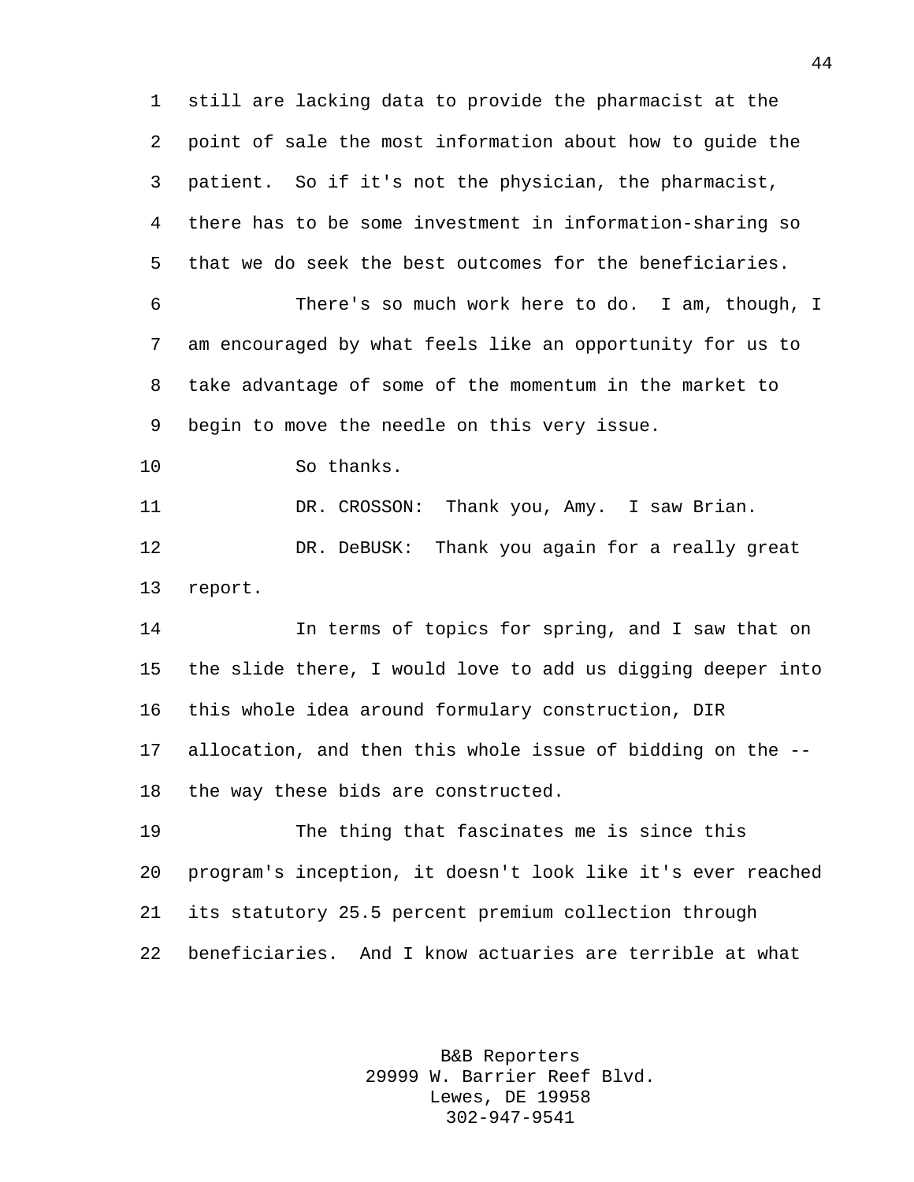still are lacking data to provide the pharmacist at the point of sale the most information about how to guide the patient. So if it's not the physician, the pharmacist, there has to be some investment in information-sharing so that we do seek the best outcomes for the beneficiaries.

There's so much work here to do. I am, though, I am encouraged by what feels like an opportunity for us to take advantage of some of the momentum in the market to begin to move the needle on this very issue.

So thanks.

DR. CROSSON: Thank you, Amy. I saw Brian.

DR. DeBUSK: Thank you again for a really great report.

In terms of topics for spring, and I saw that on the slide there, I would love to add us digging deeper into this whole idea around formulary construction, DIR allocation, and then this whole issue of bidding on the -- the way these bids are constructed.

The thing that fascinates me is since this program's inception, it doesn't look like it's ever reached its statutory 25.5 percent premium collection through beneficiaries. And I know actuaries are terrible at what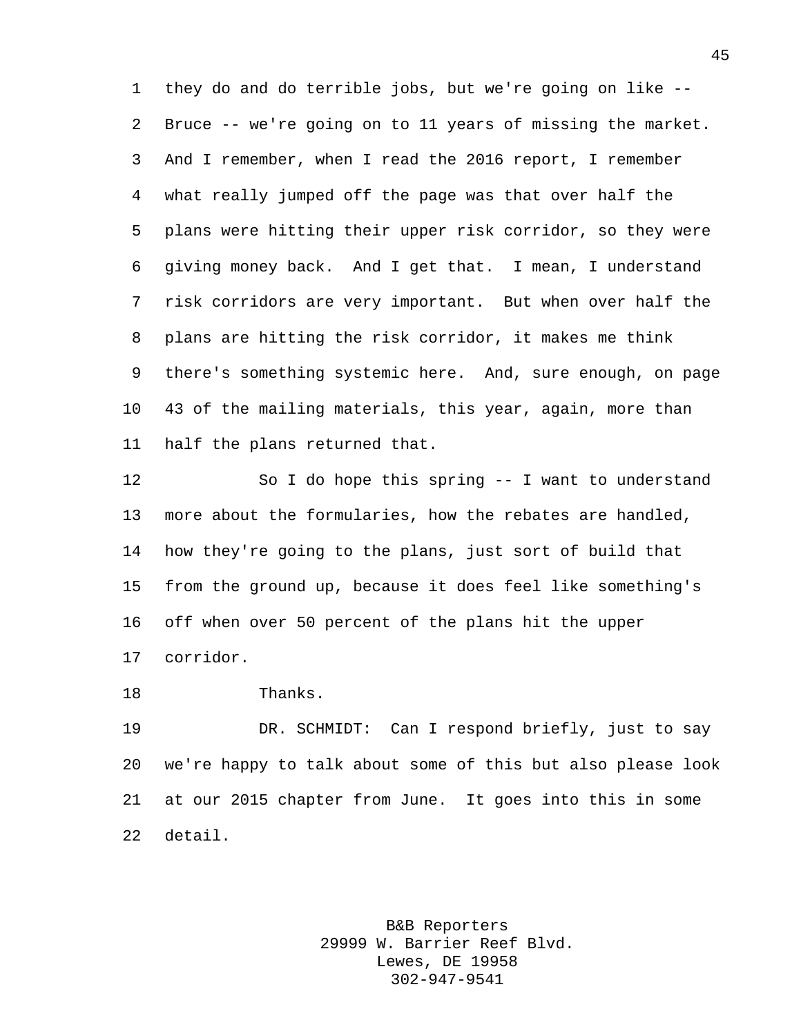they do and do terrible jobs, but we're going on like -- Bruce -- we're going on to 11 years of missing the market. And I remember, when I read the 2016 report, I remember what really jumped off the page was that over half the plans were hitting their upper risk corridor, so they were giving money back. And I get that. I mean, I understand risk corridors are very important. But when over half the plans are hitting the risk corridor, it makes me think there's something systemic here. And, sure enough, on page 43 of the mailing materials, this year, again, more than half the plans returned that.

So I do hope this spring -- I want to understand more about the formularies, how the rebates are handled, how they're going to the plans, just sort of build that from the ground up, because it does feel like something's off when over 50 percent of the plans hit the upper corridor.

Thanks.

DR. SCHMIDT: Can I respond briefly, just to say we're happy to talk about some of this but also please look at our 2015 chapter from June. It goes into this in some detail.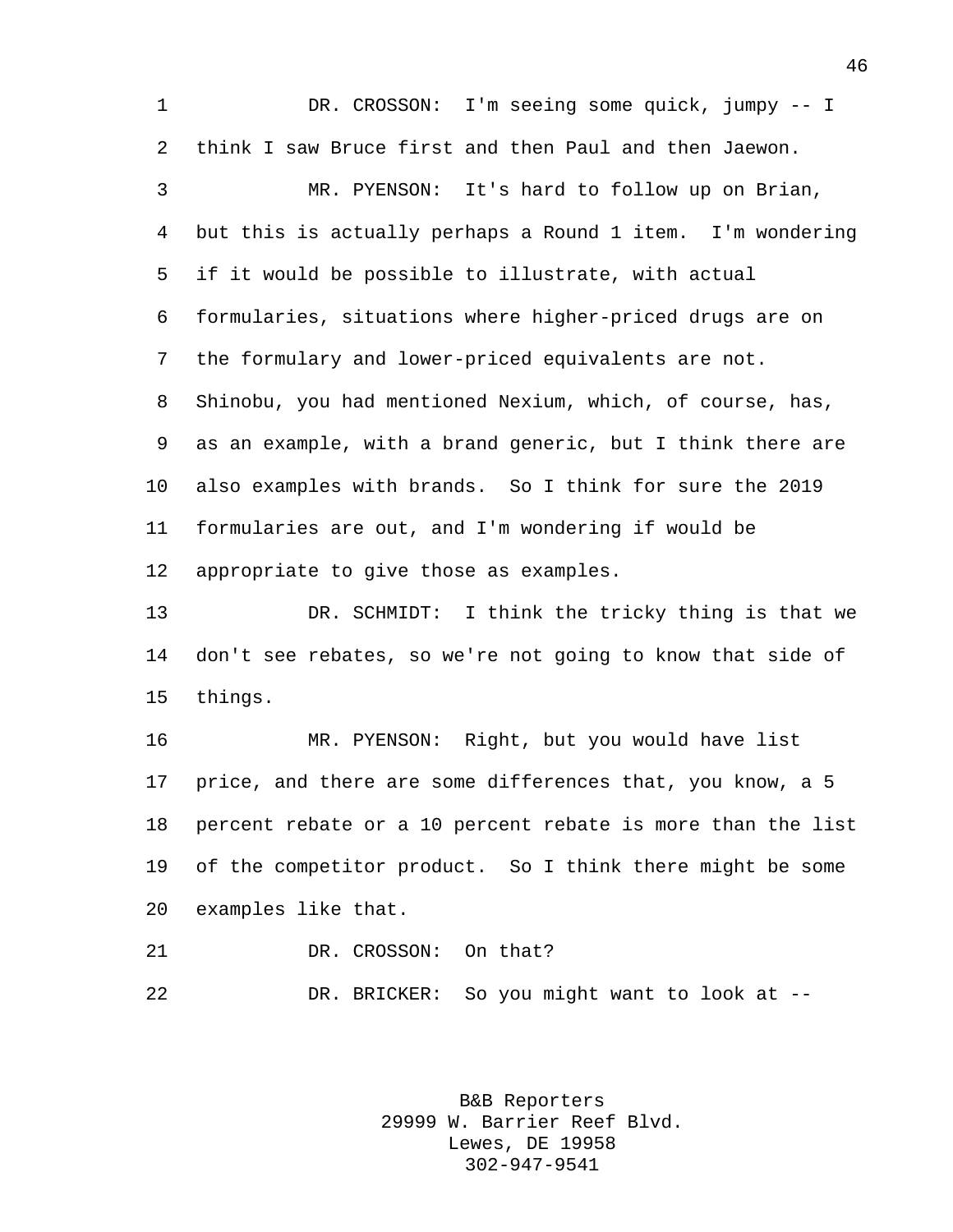DR. CROSSON: I'm seeing some quick, jumpy -- I think I saw Bruce first and then Paul and then Jaewon.

MR. PYENSON: It's hard to follow up on Brian, but this is actually perhaps a Round 1 item. I'm wondering if it would be possible to illustrate, with actual formularies, situations where higher-priced drugs are on the formulary and lower-priced equivalents are not. Shinobu, you had mentioned Nexium, which, of course, has, as an example, with a brand generic, but I think there are also examples with brands. So I think for sure the 2019 formularies are out, and I'm wondering if would be appropriate to give those as examples.

DR. SCHMIDT: I think the tricky thing is that we don't see rebates, so we're not going to know that side of things.

MR. PYENSON: Right, but you would have list price, and there are some differences that, you know, a 5 percent rebate or a 10 percent rebate is more than the list of the competitor product. So I think there might be some examples like that.

DR. CROSSON: On that?

DR. BRICKER: So you might want to look at --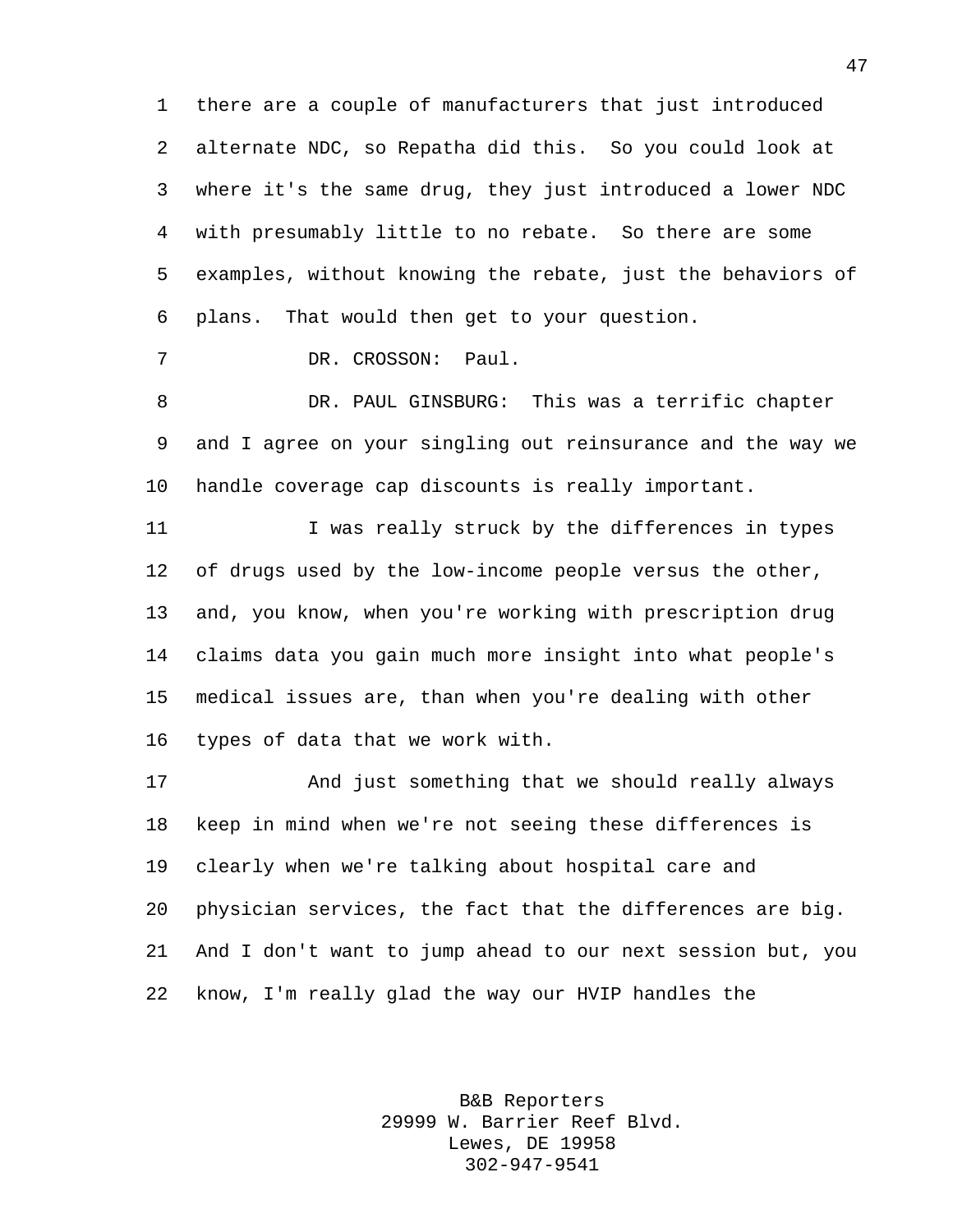there are a couple of manufacturers that just introduced alternate NDC, so Repatha did this. So you could look at where it's the same drug, they just introduced a lower NDC with presumably little to no rebate. So there are some examples, without knowing the rebate, just the behaviors of plans. That would then get to your question.

DR. CROSSON: Paul.

DR. PAUL GINSBURG: This was a terrific chapter and I agree on your singling out reinsurance and the way we handle coverage cap discounts is really important.

I was really struck by the differences in types of drugs used by the low-income people versus the other, and, you know, when you're working with prescription drug claims data you gain much more insight into what people's medical issues are, than when you're dealing with other types of data that we work with.

And just something that we should really always keep in mind when we're not seeing these differences is clearly when we're talking about hospital care and physician services, the fact that the differences are big. And I don't want to jump ahead to our next session but, you know, I'm really glad the way our HVIP handles the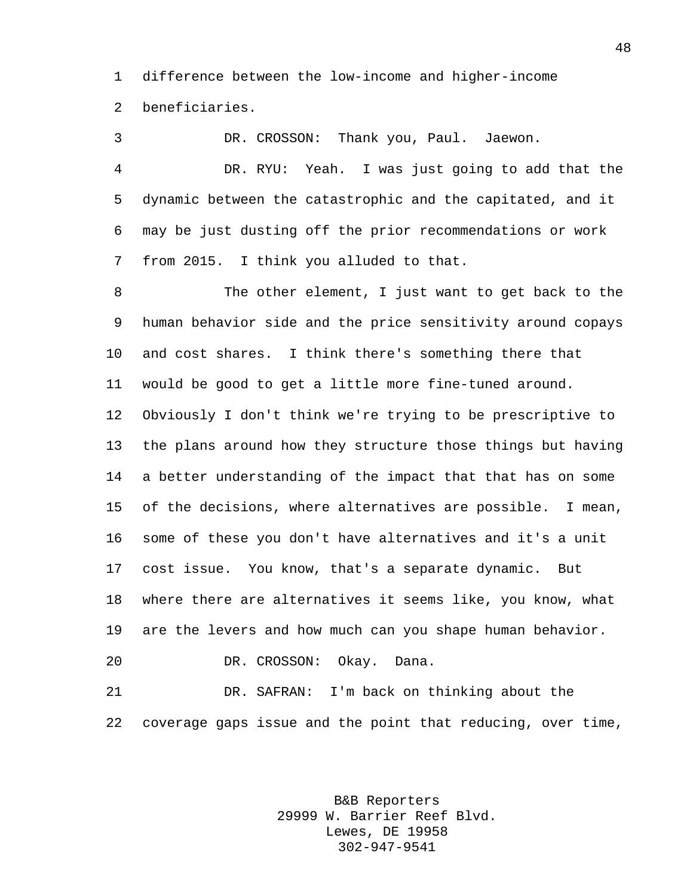difference between the low-income and higher-income beneficiaries.

DR. CROSSON: Thank you, Paul. Jaewon.

DR. RYU: Yeah. I was just going to add that the dynamic between the catastrophic and the capitated, and it may be just dusting off the prior recommendations or work from 2015. I think you alluded to that.

The other element, I just want to get back to the human behavior side and the price sensitivity around copays and cost shares. I think there's something there that would be good to get a little more fine-tuned around. Obviously I don't think we're trying to be prescriptive to the plans around how they structure those things but having a better understanding of the impact that that has on some of the decisions, where alternatives are possible. I mean, some of these you don't have alternatives and it's a unit cost issue. You know, that's a separate dynamic. But where there are alternatives it seems like, you know, what are the levers and how much can you shape human behavior.

DR. CROSSON: Okay. Dana.

DR. SAFRAN: I'm back on thinking about the coverage gaps issue and the point that reducing, over time,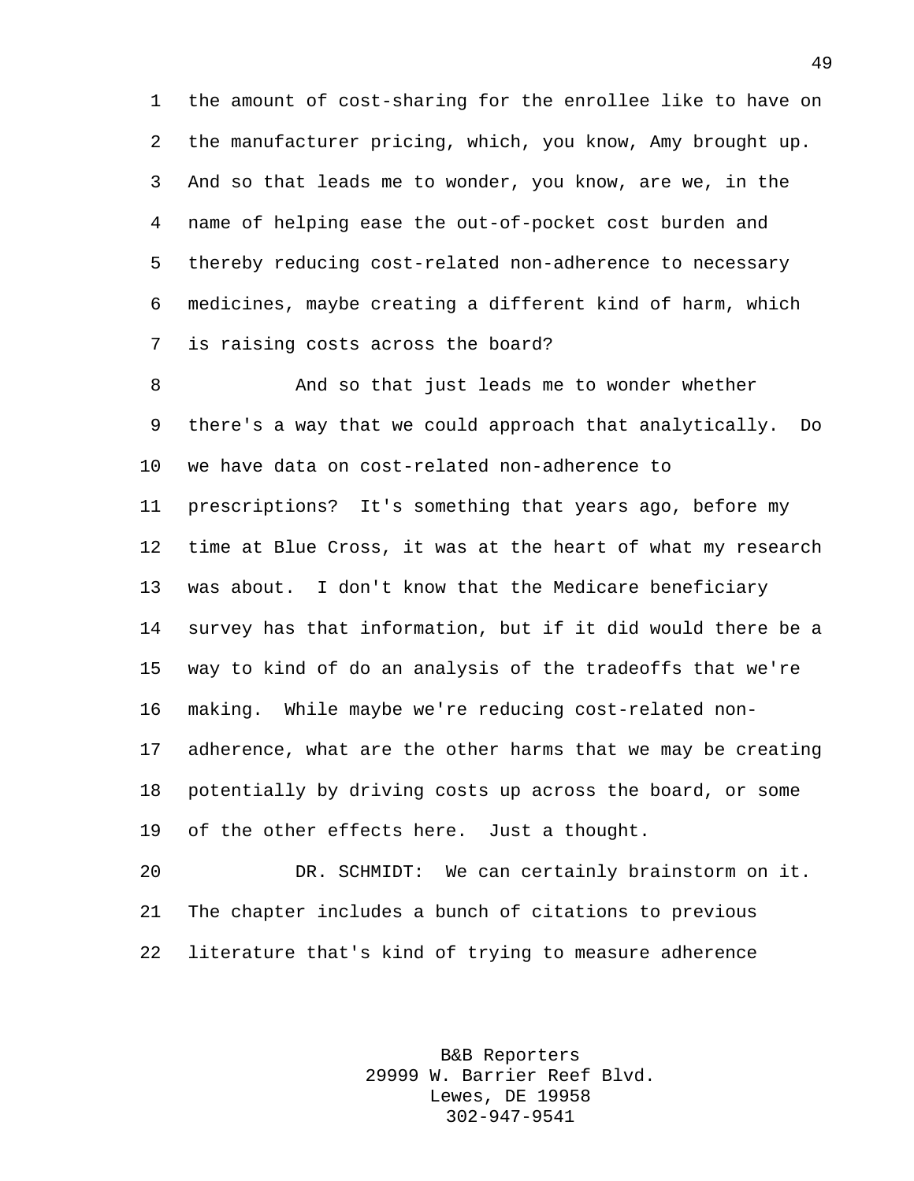the amount of cost-sharing for the enrollee like to have on the manufacturer pricing, which, you know, Amy brought up. And so that leads me to wonder, you know, are we, in the name of helping ease the out-of-pocket cost burden and thereby reducing cost-related non-adherence to necessary medicines, maybe creating a different kind of harm, which is raising costs across the board?

And so that just leads me to wonder whether there's a way that we could approach that analytically. Do we have data on cost-related non-adherence to prescriptions? It's something that years ago, before my time at Blue Cross, it was at the heart of what my research was about. I don't know that the Medicare beneficiary survey has that information, but if it did would there be a way to kind of do an analysis of the tradeoffs that we're making. While maybe we're reducing cost-related non-adherence, what are the other harms that we may be creating potentially by driving costs up across the board, or some of the other effects here. Just a thought.

DR. SCHMIDT: We can certainly brainstorm on it. The chapter includes a bunch of citations to previous literature that's kind of trying to measure adherence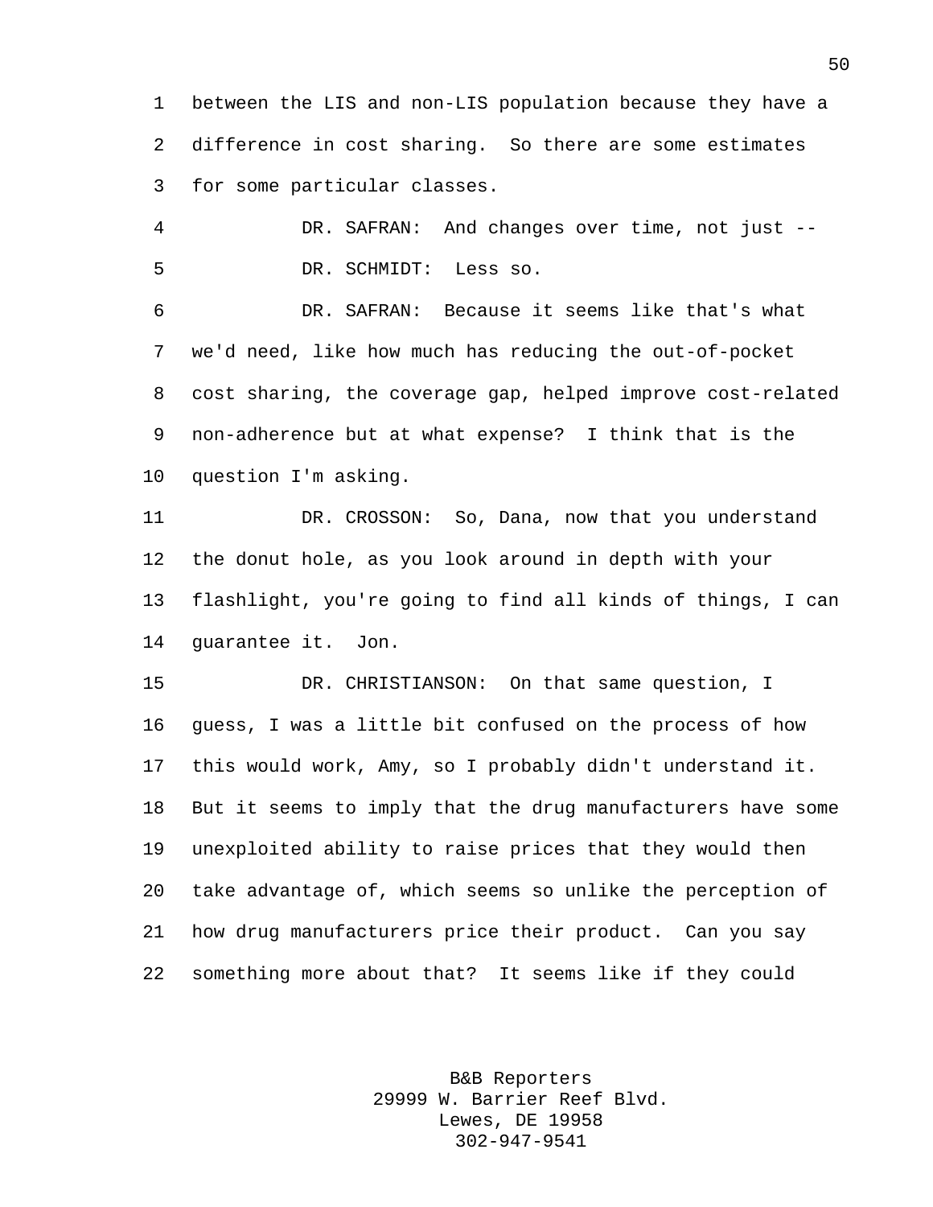between the LIS and non-LIS population because they have a difference in cost sharing. So there are some estimates for some particular classes.

DR. SAFRAN: And changes over time, not just --

DR. SCHMIDT: Less so.

DR. SAFRAN: Because it seems like that's what we'd need, like how much has reducing the out-of-pocket cost sharing, the coverage gap, helped improve cost-related non-adherence but at what expense? I think that is the question I'm asking.

DR. CROSSON: So, Dana, now that you understand the donut hole, as you look around in depth with your flashlight, you're going to find all kinds of things, I can guarantee it. Jon.

DR. CHRISTIANSON: On that same question, I guess, I was a little bit confused on the process of how this would work, Amy, so I probably didn't understand it. But it seems to imply that the drug manufacturers have some unexploited ability to raise prices that they would then take advantage of, which seems so unlike the perception of how drug manufacturers price their product. Can you say something more about that? It seems like if they could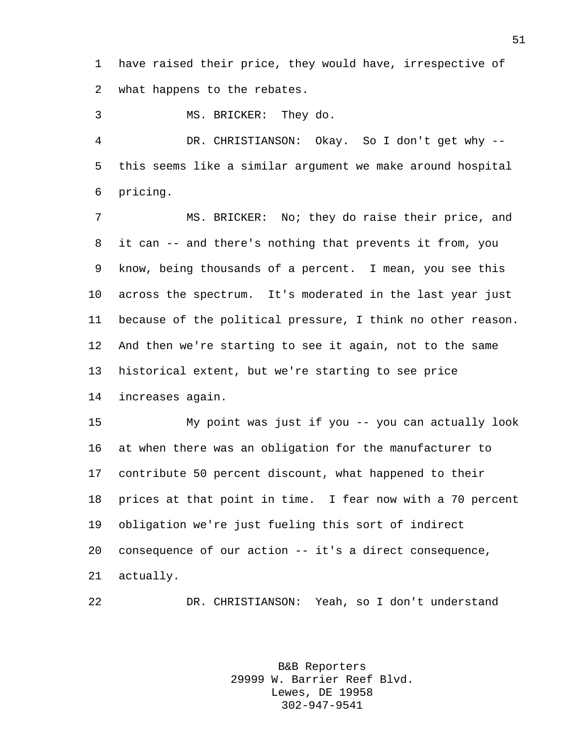have raised their price, they would have, irrespective of what happens to the rebates.

MS. BRICKER: They do.

DR. CHRISTIANSON: Okay. So I don't get why -- this seems like a similar argument we make around hospital pricing.

MS. BRICKER: No; they do raise their price, and it can -- and there's nothing that prevents it from, you know, being thousands of a percent. I mean, you see this across the spectrum. It's moderated in the last year just because of the political pressure, I think no other reason. And then we're starting to see it again, not to the same historical extent, but we're starting to see price increases again.

My point was just if you -- you can actually look at when there was an obligation for the manufacturer to contribute 50 percent discount, what happened to their prices at that point in time. I fear now with a 70 percent obligation we're just fueling this sort of indirect consequence of our action -- it's a direct consequence, actually.

DR. CHRISTIANSON: Yeah, so I don't understand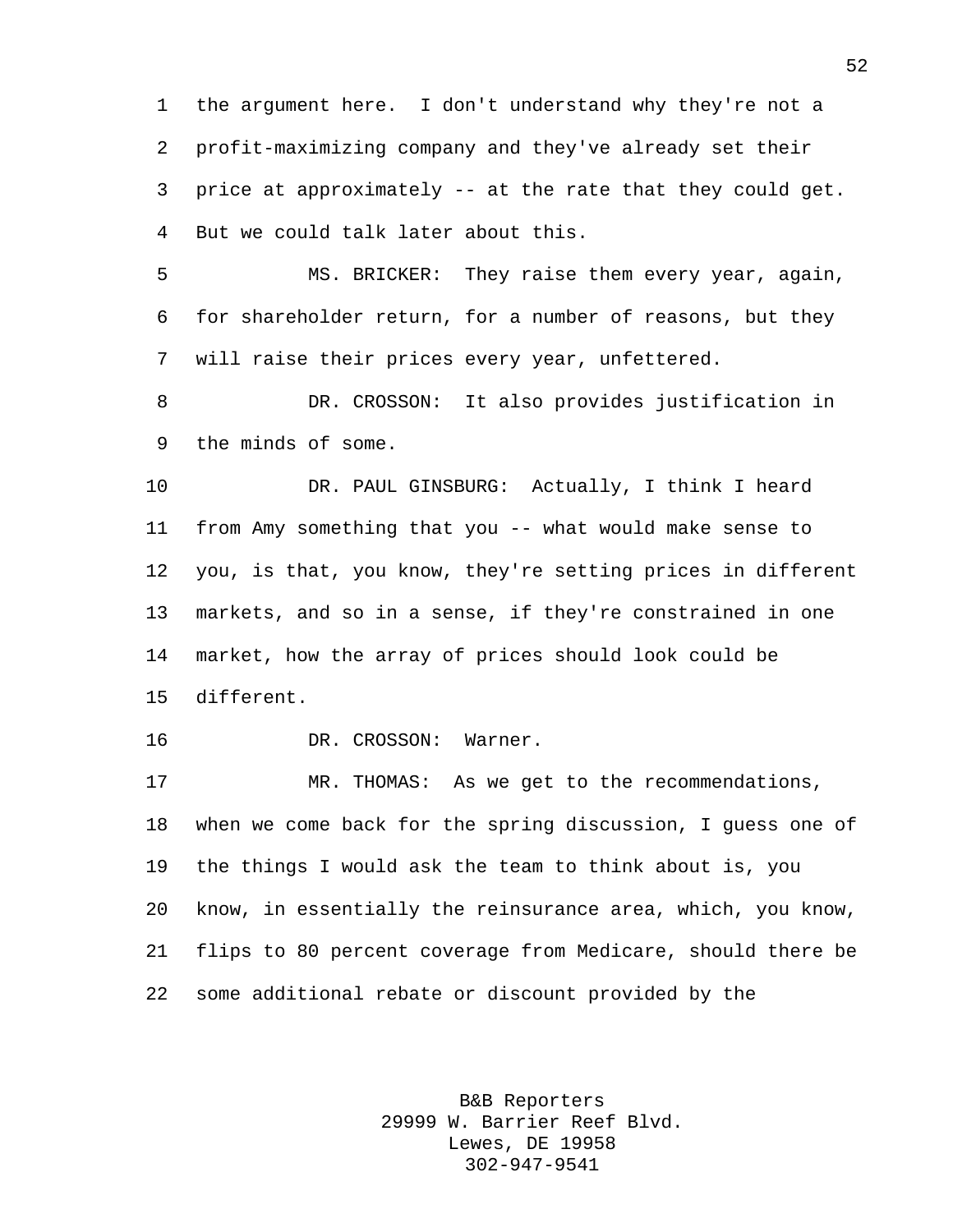the argument here. I don't understand why they're not a profit-maximizing company and they've already set their price at approximately -- at the rate that they could get. But we could talk later about this.

MS. BRICKER: They raise them every year, again, for shareholder return, for a number of reasons, but they will raise their prices every year, unfettered.

DR. CROSSON: It also provides justification in the minds of some.

DR. PAUL GINSBURG: Actually, I think I heard from Amy something that you -- what would make sense to you, is that, you know, they're setting prices in different markets, and so in a sense, if they're constrained in one market, how the array of prices should look could be different.

DR. CROSSON: Warner.

MR. THOMAS: As we get to the recommendations, when we come back for the spring discussion, I guess one of the things I would ask the team to think about is, you know, in essentially the reinsurance area, which, you know, flips to 80 percent coverage from Medicare, should there be some additional rebate or discount provided by the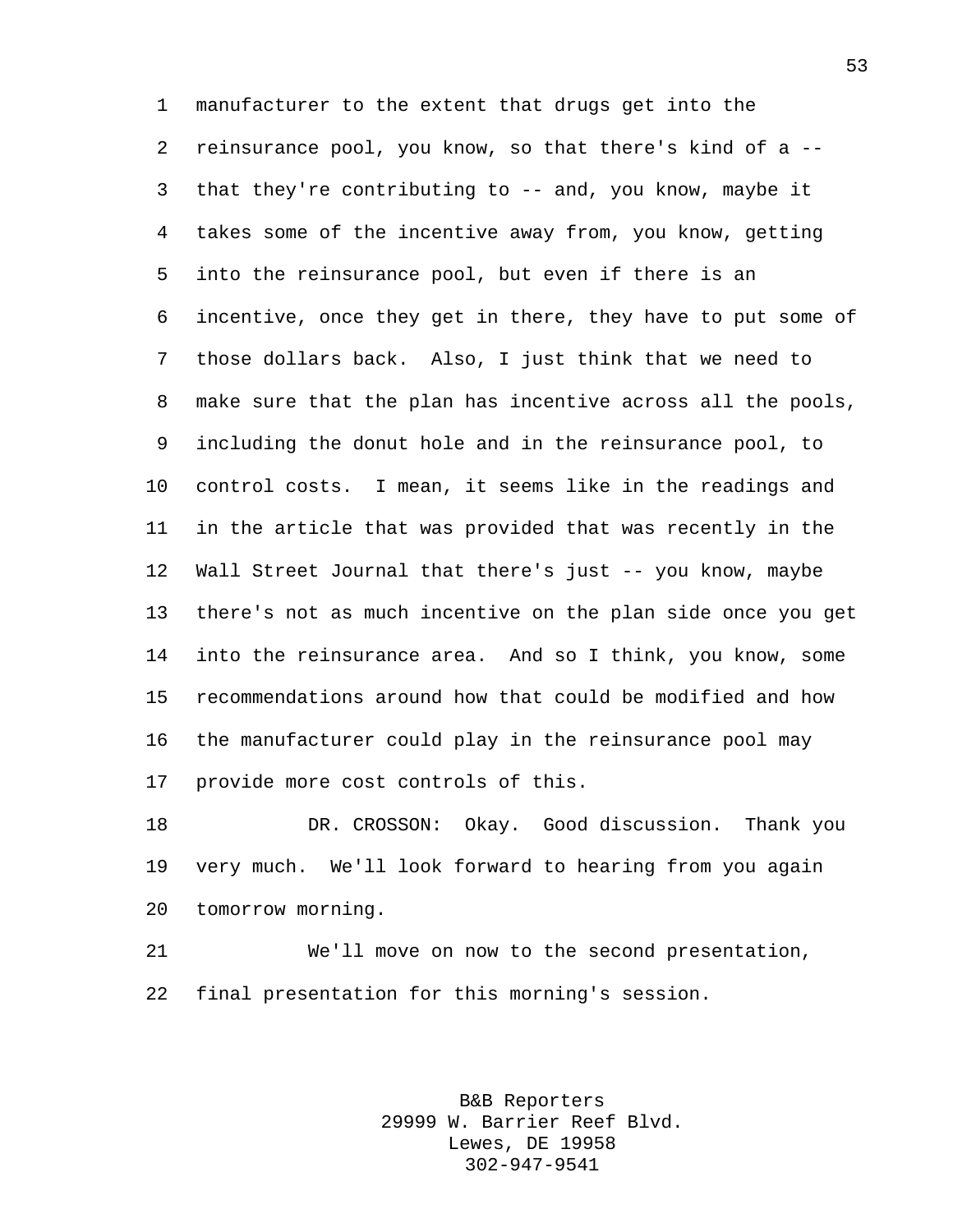manufacturer to the extent that drugs get into the reinsurance pool, you know, so that there's kind of a -- that they're contributing to -- and, you know, maybe it takes some of the incentive away from, you know, getting into the reinsurance pool, but even if there is an incentive, once they get in there, they have to put some of those dollars back. Also, I just think that we need to make sure that the plan has incentive across all the pools, including the donut hole and in the reinsurance pool, to control costs. I mean, it seems like in the readings and in the article that was provided that was recently in the Wall Street Journal that there's just -- you know, maybe there's not as much incentive on the plan side once you get into the reinsurance area. And so I think, you know, some recommendations around how that could be modified and how the manufacturer could play in the reinsurance pool may provide more cost controls of this.

DR. CROSSON: Okay. Good discussion. Thank you very much. We'll look forward to hearing from you again tomorrow morning.

We'll move on now to the second presentation, final presentation for this morning's session.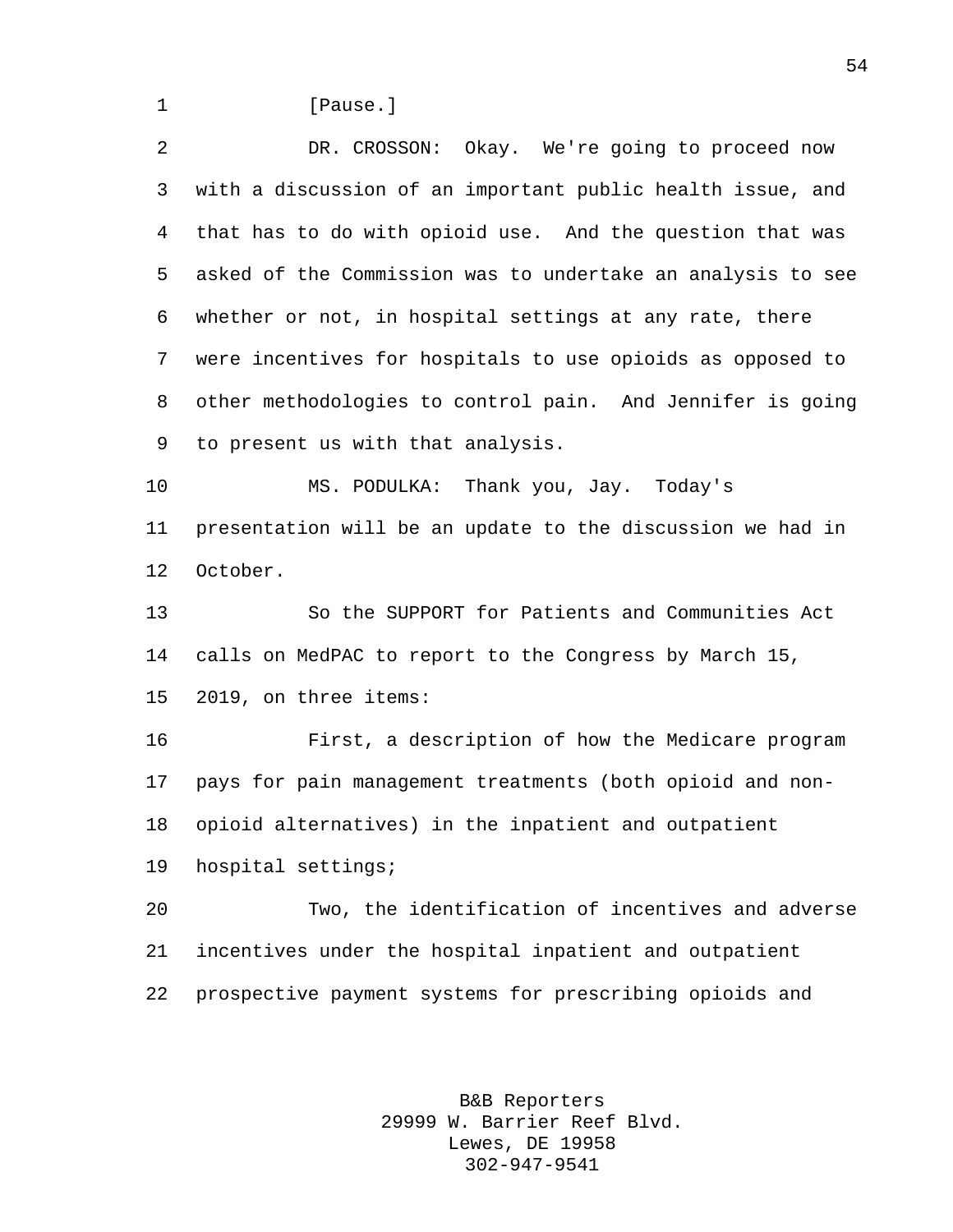[Pause.]

DR. CROSSON: Okay. We're going to proceed now with a discussion of an important public health issue, and that has to do with opioid use. And the question that was asked of the Commission was to undertake an analysis to see whether or not, in hospital settings at any rate, there were incentives for hospitals to use opioids as opposed to other methodologies to control pain. And Jennifer is going to present us with that analysis.

MS. PODULKA: Thank you, Jay. Today's presentation will be an update to the discussion we had in October.

So the SUPPORT for Patients and Communities Act calls on MedPAC to report to the Congress by March 15, 2019, on three items:

First, a description of how the Medicare program pays for pain management treatments (both opioid and non-opioid alternatives) in the inpatient and outpatient hospital settings;

Two, the identification of incentives and adverse incentives under the hospital inpatient and outpatient prospective payment systems for prescribing opioids and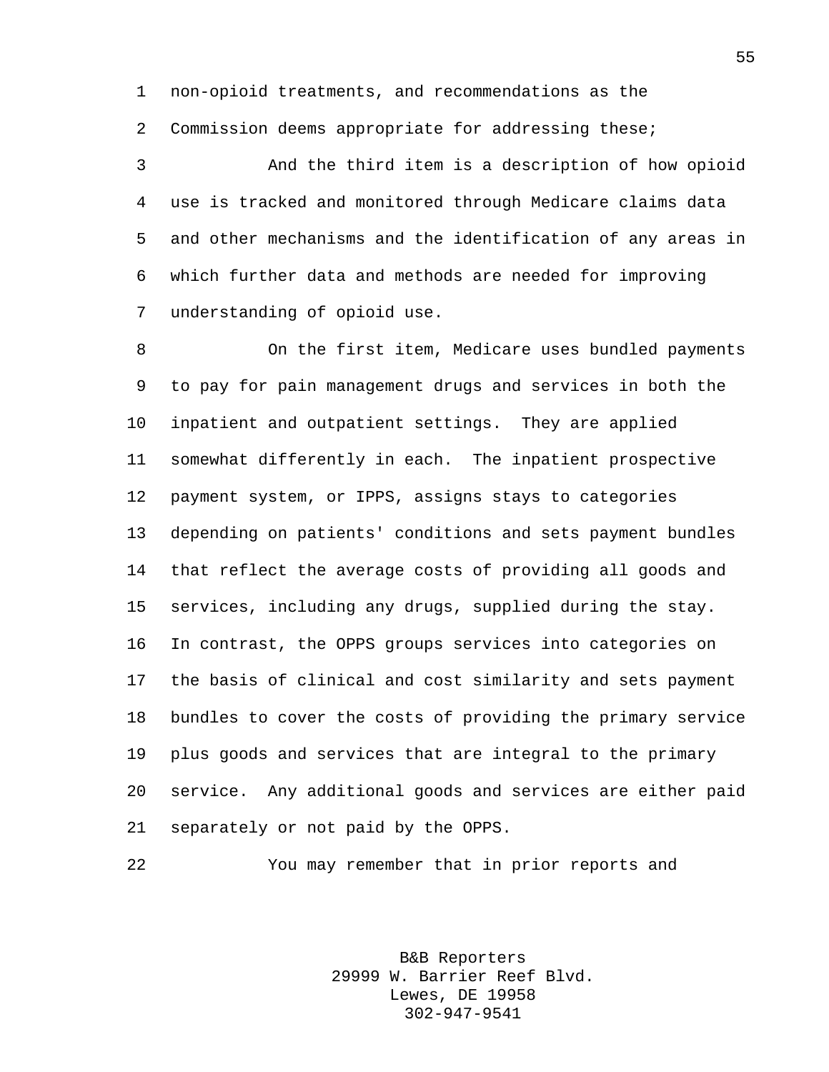non-opioid treatments, and recommendations as the Commission deems appropriate for addressing these;

And the third item is a description of how opioid use is tracked and monitored through Medicare claims data and other mechanisms and the identification of any areas in which further data and methods are needed for improving understanding of opioid use.

On the first item, Medicare uses bundled payments to pay for pain management drugs and services in both the inpatient and outpatient settings. They are applied somewhat differently in each. The inpatient prospective payment system, or IPPS, assigns stays to categories depending on patients' conditions and sets payment bundles that reflect the average costs of providing all goods and services, including any drugs, supplied during the stay. In contrast, the OPPS groups services into categories on the basis of clinical and cost similarity and sets payment bundles to cover the costs of providing the primary service plus goods and services that are integral to the primary service. Any additional goods and services are either paid separately or not paid by the OPPS.

You may remember that in prior reports and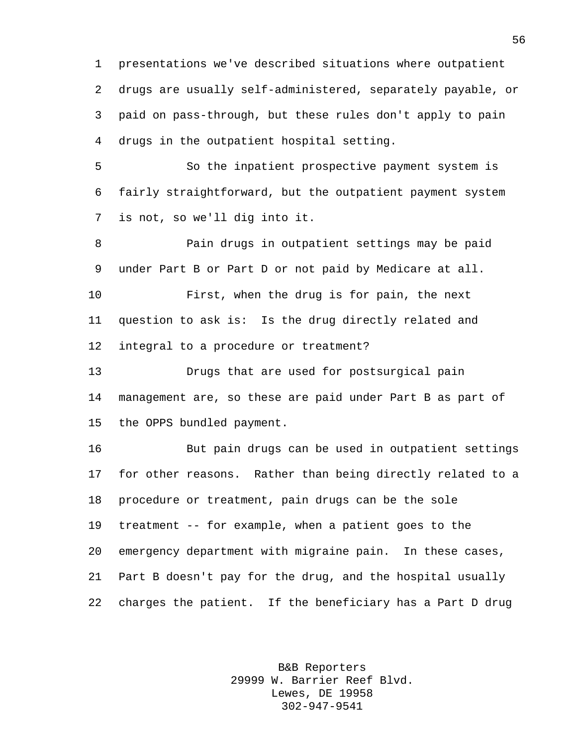presentations we've described situations where outpatient drugs are usually self-administered, separately payable, or paid on pass-through, but these rules don't apply to pain drugs in the outpatient hospital setting.

So the inpatient prospective payment system is fairly straightforward, but the outpatient payment system is not, so we'll dig into it.

Pain drugs in outpatient settings may be paid under Part B or Part D or not paid by Medicare at all.

First, when the drug is for pain, the next question to ask is: Is the drug directly related and integral to a procedure or treatment?

Drugs that are used for postsurgical pain management are, so these are paid under Part B as part of the OPPS bundled payment.

But pain drugs can be used in outpatient settings for other reasons. Rather than being directly related to a procedure or treatment, pain drugs can be the sole treatment -- for example, when a patient goes to the emergency department with migraine pain. In these cases, Part B doesn't pay for the drug, and the hospital usually charges the patient. If the beneficiary has a Part D drug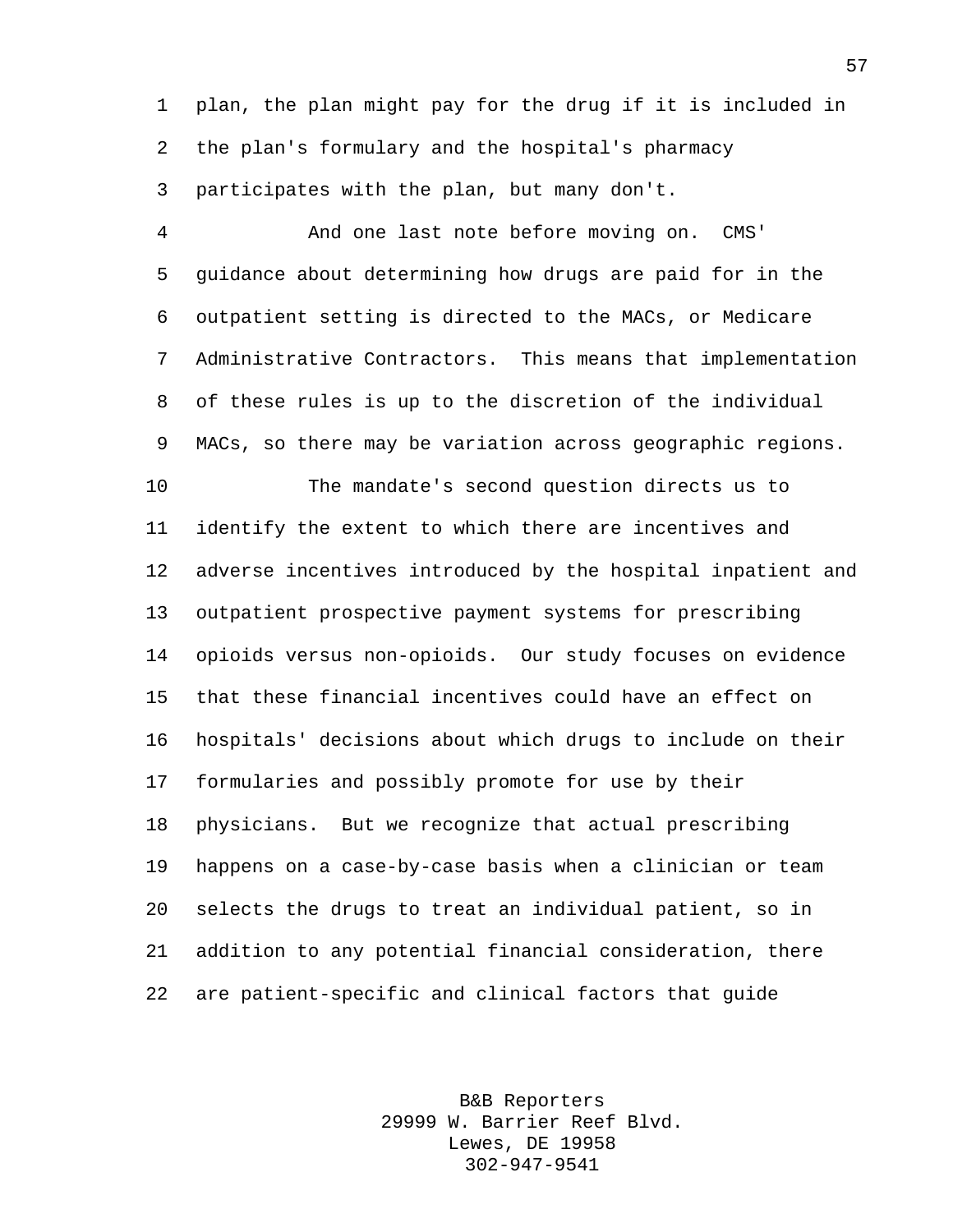plan, the plan might pay for the drug if it is included in the plan's formulary and the hospital's pharmacy participates with the plan, but many don't.

And one last note before moving on. CMS' guidance about determining how drugs are paid for in the outpatient setting is directed to the MACs, or Medicare Administrative Contractors. This means that implementation of these rules is up to the discretion of the individual MACs, so there may be variation across geographic regions.

The mandate's second question directs us to identify the extent to which there are incentives and adverse incentives introduced by the hospital inpatient and outpatient prospective payment systems for prescribing opioids versus non-opioids. Our study focuses on evidence that these financial incentives could have an effect on hospitals' decisions about which drugs to include on their formularies and possibly promote for use by their physicians. But we recognize that actual prescribing happens on a case-by-case basis when a clinician or team selects the drugs to treat an individual patient, so in addition to any potential financial consideration, there are patient-specific and clinical factors that guide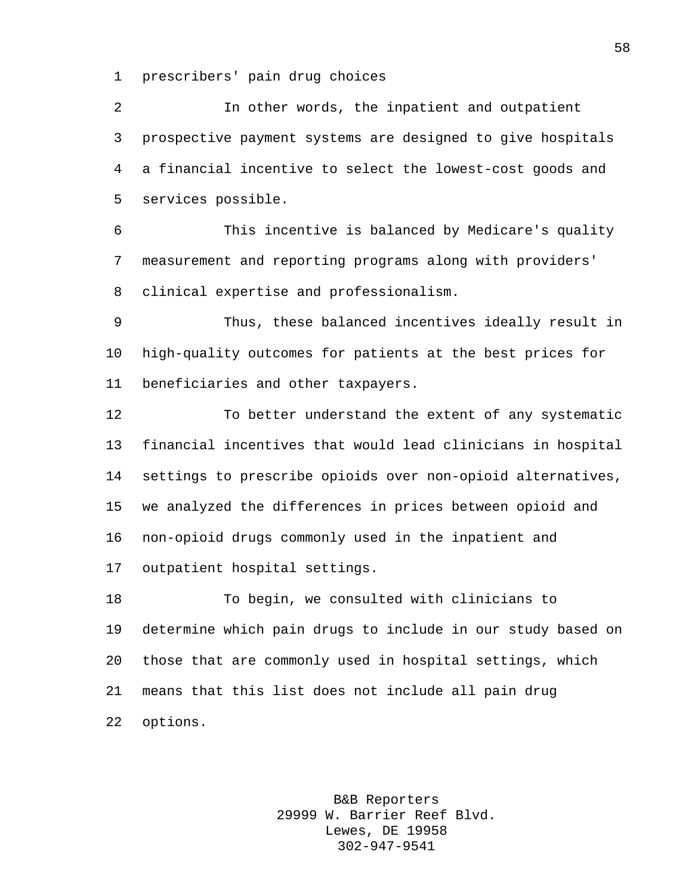prescribers' pain drug choices

In other words, the inpatient and outpatient prospective payment systems are designed to give hospitals a financial incentive to select the lowest-cost goods and services possible.

This incentive is balanced by Medicare's quality measurement and reporting programs along with providers' clinical expertise and professionalism.

Thus, these balanced incentives ideally result in high-quality outcomes for patients at the best prices for beneficiaries and other taxpayers.

To better understand the extent of any systematic financial incentives that would lead clinicians in hospital settings to prescribe opioids over non-opioid alternatives, we analyzed the differences in prices between opioid and non-opioid drugs commonly used in the inpatient and outpatient hospital settings.

To begin, we consulted with clinicians to determine which pain drugs to include in our study based on those that are commonly used in hospital settings, which means that this list does not include all pain drug options.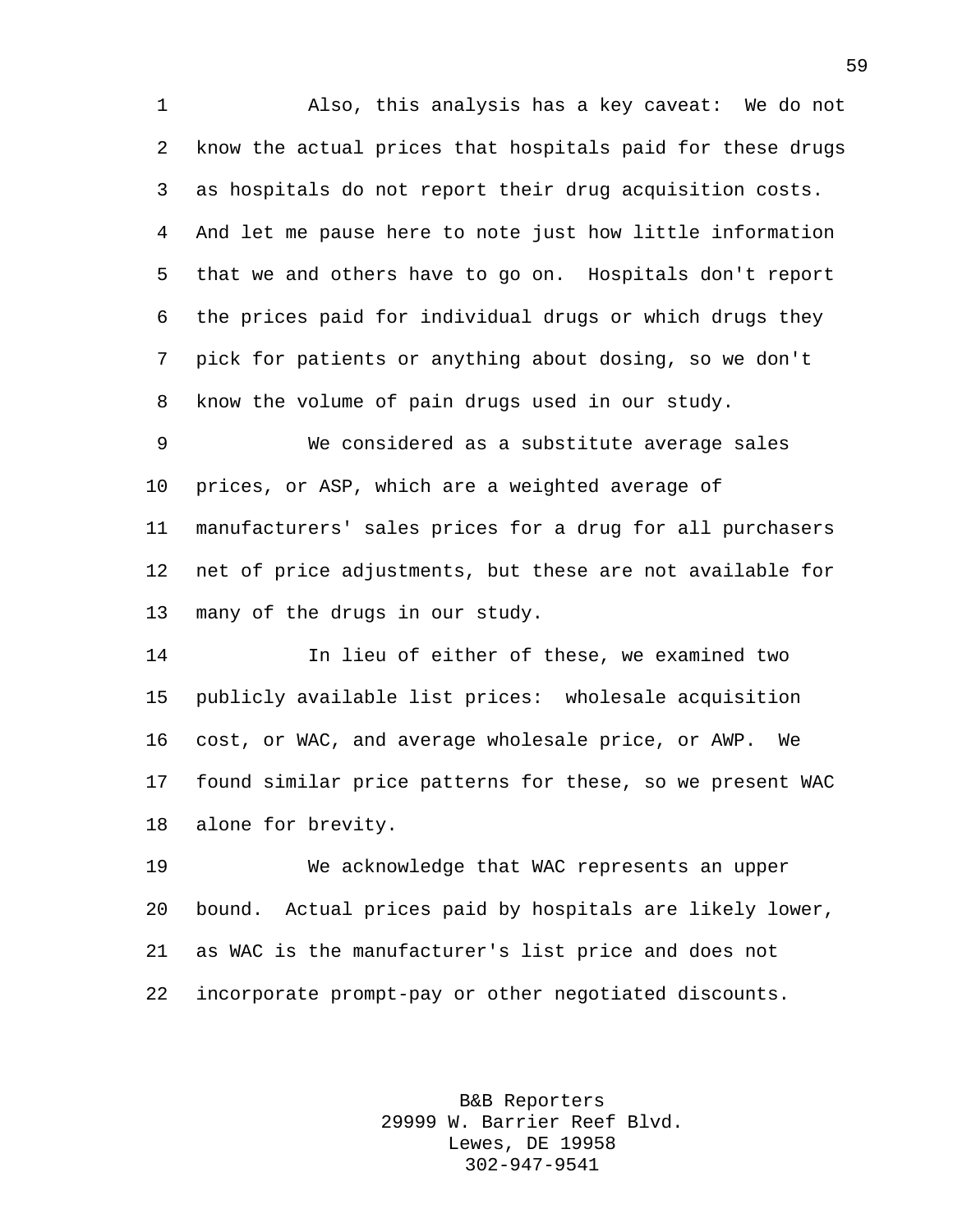Also, this analysis has a key caveat: We do not know the actual prices that hospitals paid for these drugs as hospitals do not report their drug acquisition costs. And let me pause here to note just how little information that we and others have to go on. Hospitals don't report the prices paid for individual drugs or which drugs they pick for patients or anything about dosing, so we don't know the volume of pain drugs used in our study.

We considered as a substitute average sales prices, or ASP, which are a weighted average of manufacturers' sales prices for a drug for all purchasers net of price adjustments, but these are not available for many of the drugs in our study.

In lieu of either of these, we examined two publicly available list prices: wholesale acquisition cost, or WAC, and average wholesale price, or AWP. We found similar price patterns for these, so we present WAC alone for brevity.

We acknowledge that WAC represents an upper bound. Actual prices paid by hospitals are likely lower, as WAC is the manufacturer's list price and does not incorporate prompt-pay or other negotiated discounts.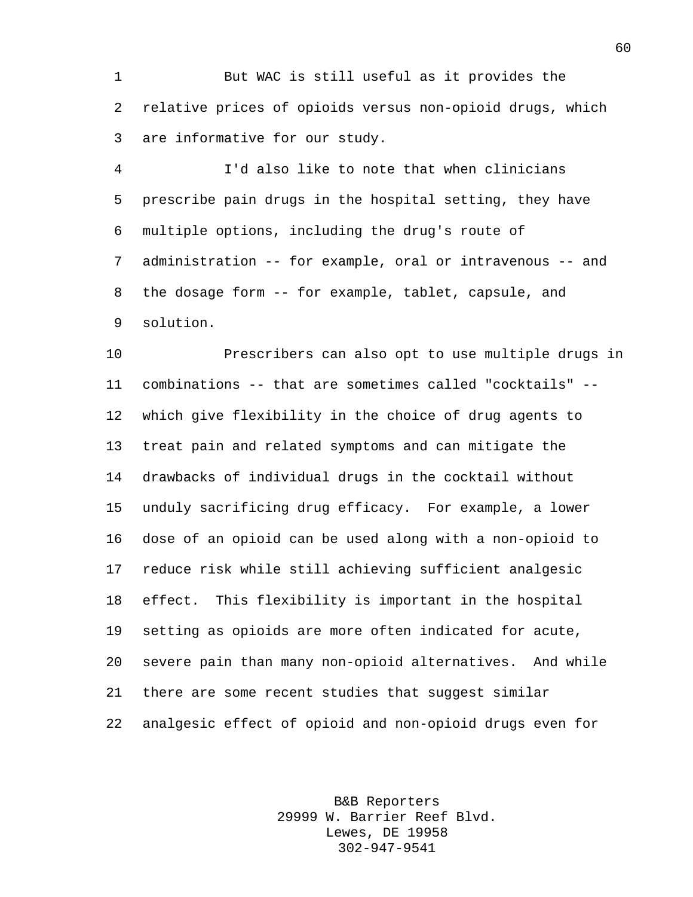But WAC is still useful as it provides the relative prices of opioids versus non-opioid drugs, which are informative for our study.

I'd also like to note that when clinicians prescribe pain drugs in the hospital setting, they have multiple options, including the drug's route of administration -- for example, oral or intravenous -- and the dosage form -- for example, tablet, capsule, and solution.

Prescribers can also opt to use multiple drugs in combinations -- that are sometimes called "cocktails" -- which give flexibility in the choice of drug agents to treat pain and related symptoms and can mitigate the drawbacks of individual drugs in the cocktail without unduly sacrificing drug efficacy. For example, a lower dose of an opioid can be used along with a non-opioid to reduce risk while still achieving sufficient analgesic effect. This flexibility is important in the hospital setting as opioids are more often indicated for acute, severe pain than many non-opioid alternatives. And while there are some recent studies that suggest similar analgesic effect of opioid and non-opioid drugs even for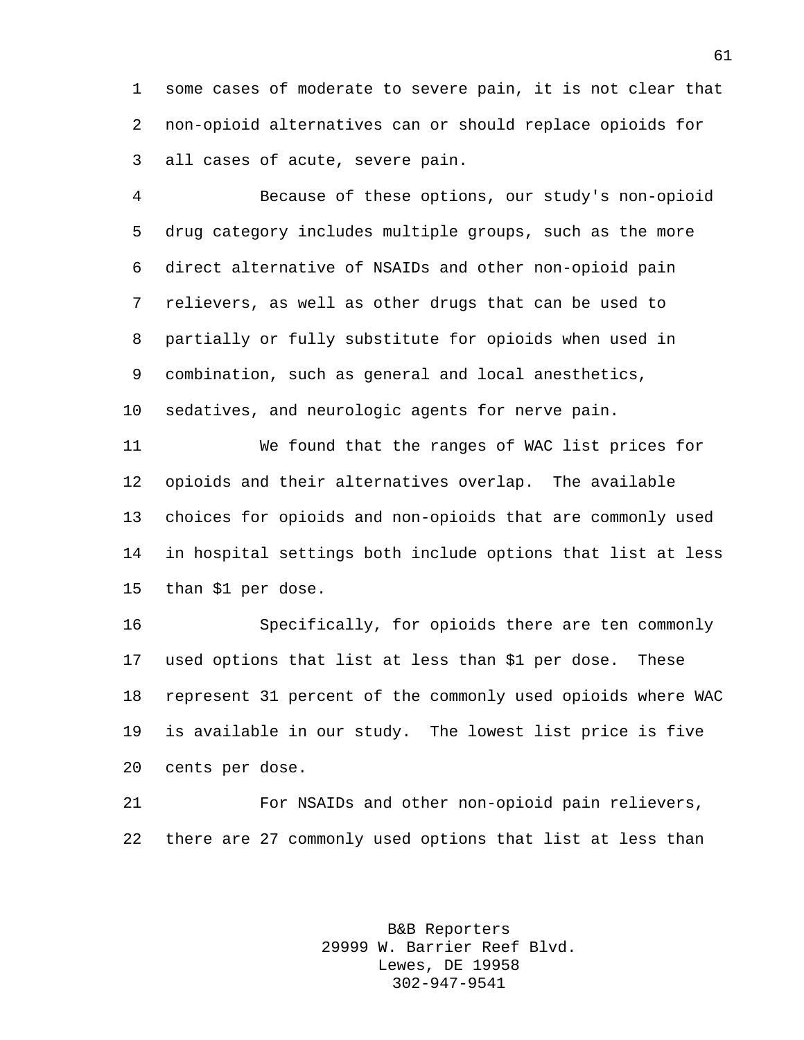some cases of moderate to severe pain, it is not clear that non-opioid alternatives can or should replace opioids for all cases of acute, severe pain.

Because of these options, our study's non-opioid drug category includes multiple groups, such as the more direct alternative of NSAIDs and other non-opioid pain relievers, as well as other drugs that can be used to partially or fully substitute for opioids when used in combination, such as general and local anesthetics, sedatives, and neurologic agents for nerve pain.

We found that the ranges of WAC list prices for opioids and their alternatives overlap. The available choices for opioids and non-opioids that are commonly used in hospital settings both include options that list at less than $1 per dose.

Specifically, for opioids there are ten commonly used options that list at less than $1 per dose. These represent 31 percent of the commonly used opioids where WAC is available in our study. The lowest list price is five cents per dose.

For NSAIDs and other non-opioid pain relievers, there are 27 commonly used options that list at less than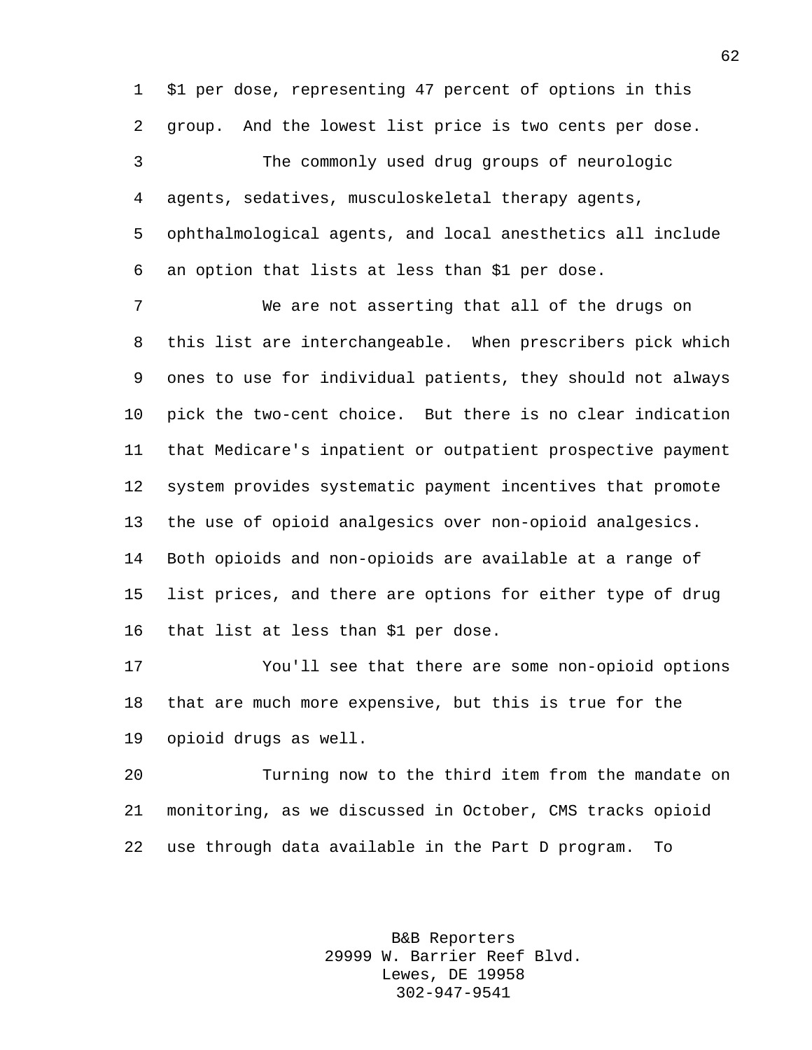$1 per dose, representing 47 percent of options in this group. And the lowest list price is two cents per dose.

The commonly used drug groups of neurologic agents, sedatives, musculoskeletal therapy agents, ophthalmological agents, and local anesthetics all include an option that lists at less than $1 per dose.

We are not asserting that all of the drugs on this list are interchangeable. When prescribers pick which ones to use for individual patients, they should not always pick the two-cent choice. But there is no clear indication that Medicare's inpatient or outpatient prospective payment system provides systematic payment incentives that promote the use of opioid analgesics over non-opioid analgesics. Both opioids and non-opioids are available at a range of list prices, and there are options for either type of drug that list at less than $1 per dose.

You'll see that there are some non-opioid options that are much more expensive, but this is true for the opioid drugs as well.

Turning now to the third item from the mandate on monitoring, as we discussed in October, CMS tracks opioid use through data available in the Part D program. To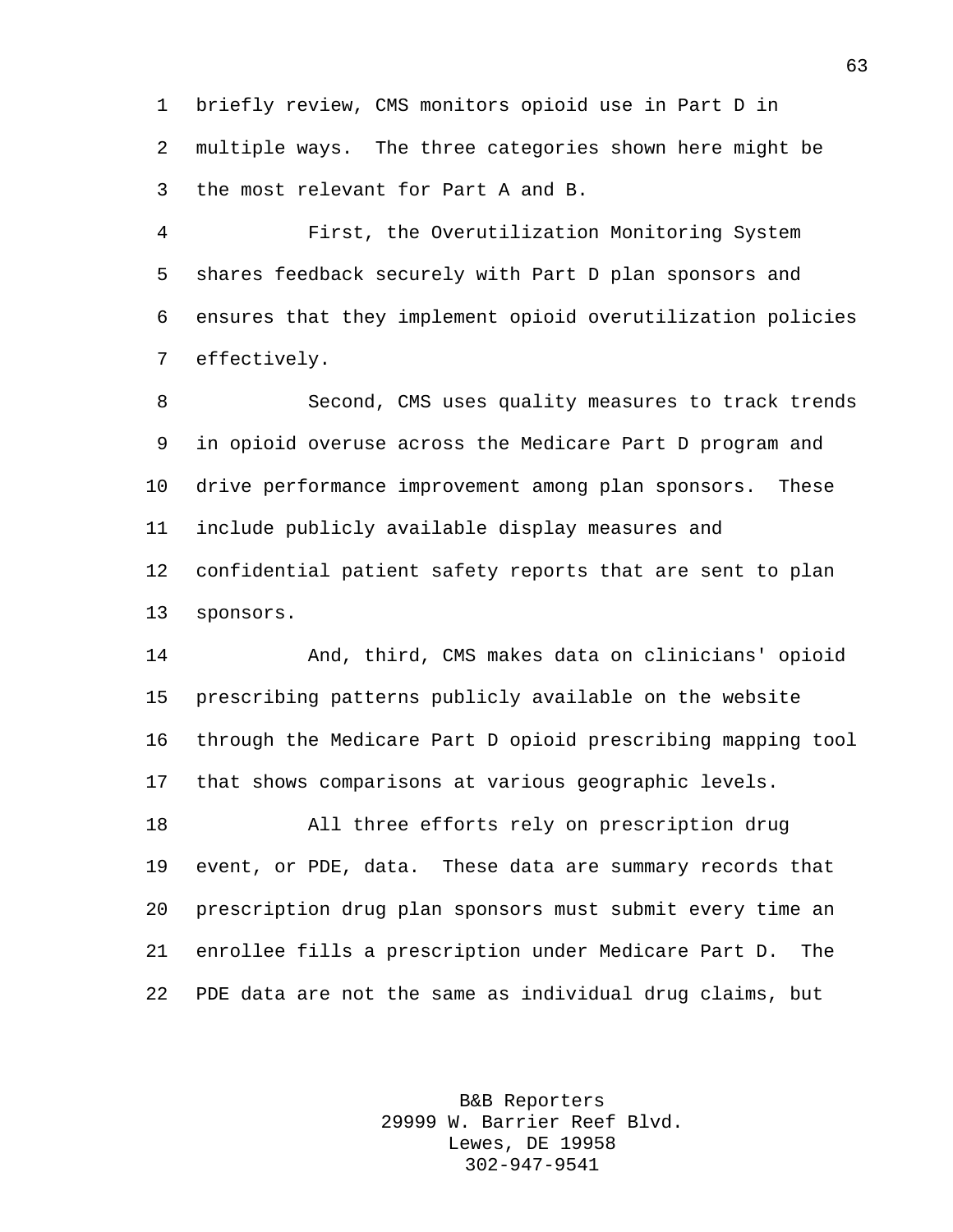briefly review, CMS monitors opioid use in Part D in multiple ways. The three categories shown here might be the most relevant for Part A and B.

First, the Overutilization Monitoring System shares feedback securely with Part D plan sponsors and ensures that they implement opioid overutilization policies effectively.

Second, CMS uses quality measures to track trends in opioid overuse across the Medicare Part D program and drive performance improvement among plan sponsors. These include publicly available display measures and confidential patient safety reports that are sent to plan sponsors.

And, third, CMS makes data on clinicians' opioid prescribing patterns publicly available on the website through the Medicare Part D opioid prescribing mapping tool that shows comparisons at various geographic levels.

All three efforts rely on prescription drug event, or PDE, data. These data are summary records that prescription drug plan sponsors must submit every time an enrollee fills a prescription under Medicare Part D. The PDE data are not the same as individual drug claims, but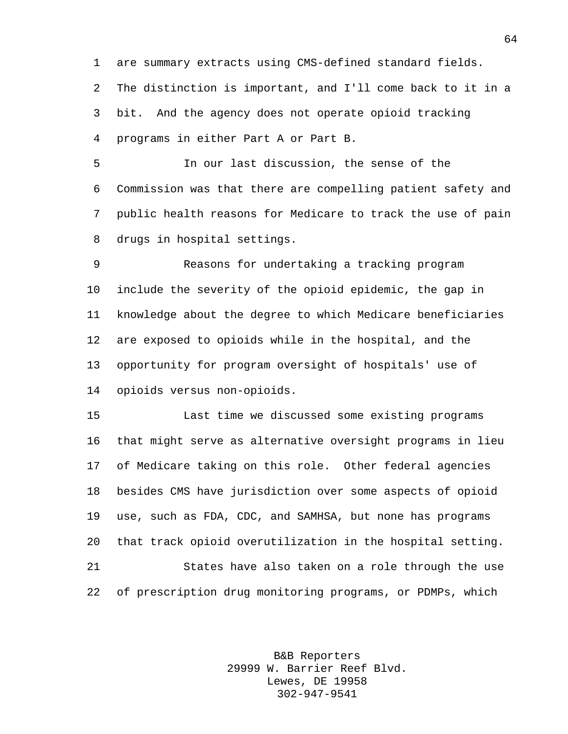are summary extracts using CMS-defined standard fields. The distinction is important, and I'll come back to it in a bit. And the agency does not operate opioid tracking programs in either Part A or Part B.

In our last discussion, the sense of the Commission was that there are compelling patient safety and public health reasons for Medicare to track the use of pain drugs in hospital settings.

Reasons for undertaking a tracking program include the severity of the opioid epidemic, the gap in knowledge about the degree to which Medicare beneficiaries are exposed to opioids while in the hospital, and the opportunity for program oversight of hospitals' use of opioids versus non-opioids.

Last time we discussed some existing programs that might serve as alternative oversight programs in lieu of Medicare taking on this role. Other federal agencies besides CMS have jurisdiction over some aspects of opioid use, such as FDA, CDC, and SAMHSA, but none has programs that track opioid overutilization in the hospital setting.

States have also taken on a role through the use of prescription drug monitoring programs, or PDMPs, which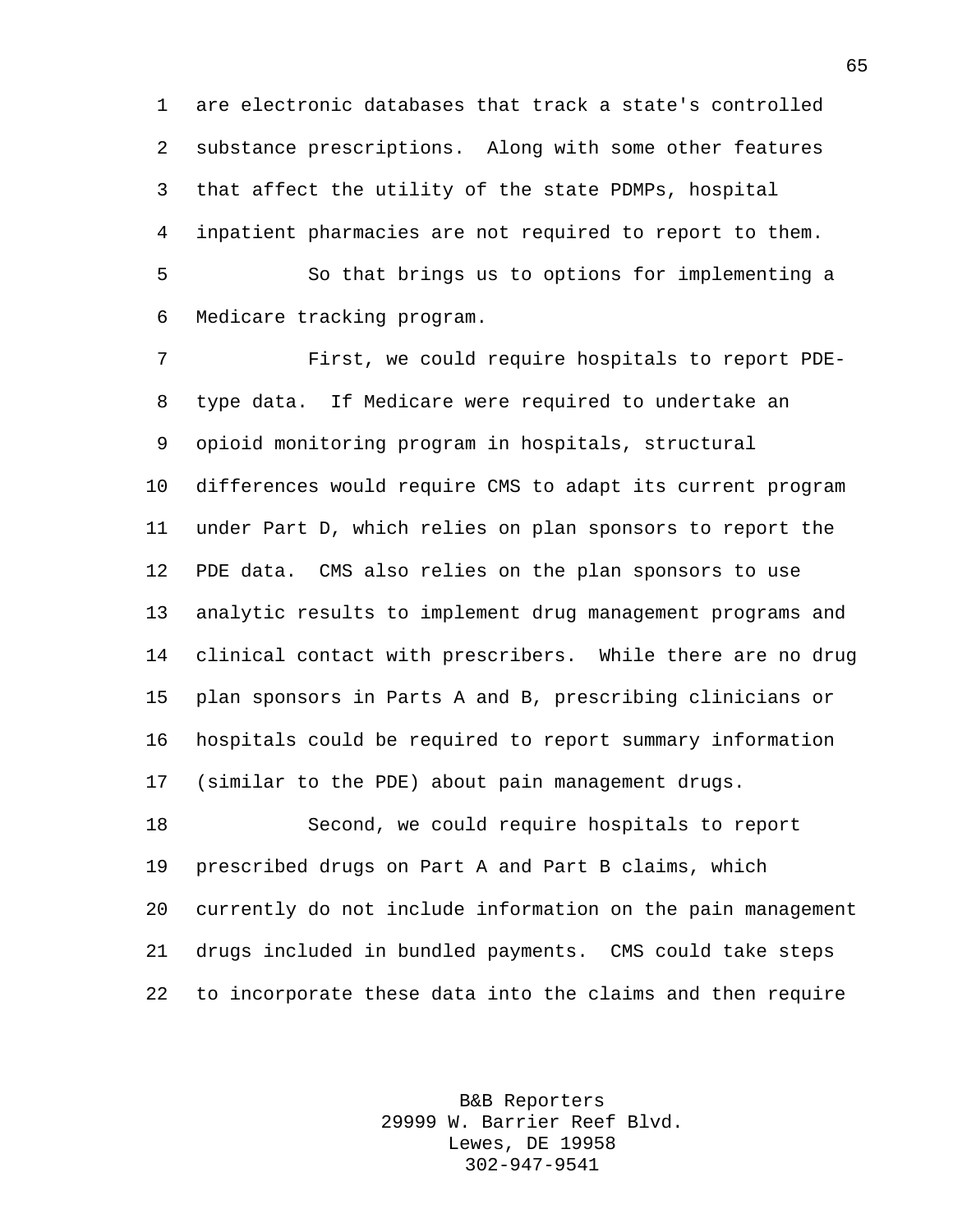are electronic databases that track a state's controlled substance prescriptions. Along with some other features that affect the utility of the state PDMPs, hospital inpatient pharmacies are not required to report to them.

So that brings us to options for implementing a Medicare tracking program.

First, we could require hospitals to report PDE-type data. If Medicare were required to undertake an opioid monitoring program in hospitals, structural differences would require CMS to adapt its current program under Part D, which relies on plan sponsors to report the PDE data. CMS also relies on the plan sponsors to use analytic results to implement drug management programs and clinical contact with prescribers. While there are no drug plan sponsors in Parts A and B, prescribing clinicians or hospitals could be required to report summary information (similar to the PDE) about pain management drugs.

Second, we could require hospitals to report prescribed drugs on Part A and Part B claims, which currently do not include information on the pain management drugs included in bundled payments. CMS could take steps to incorporate these data into the claims and then require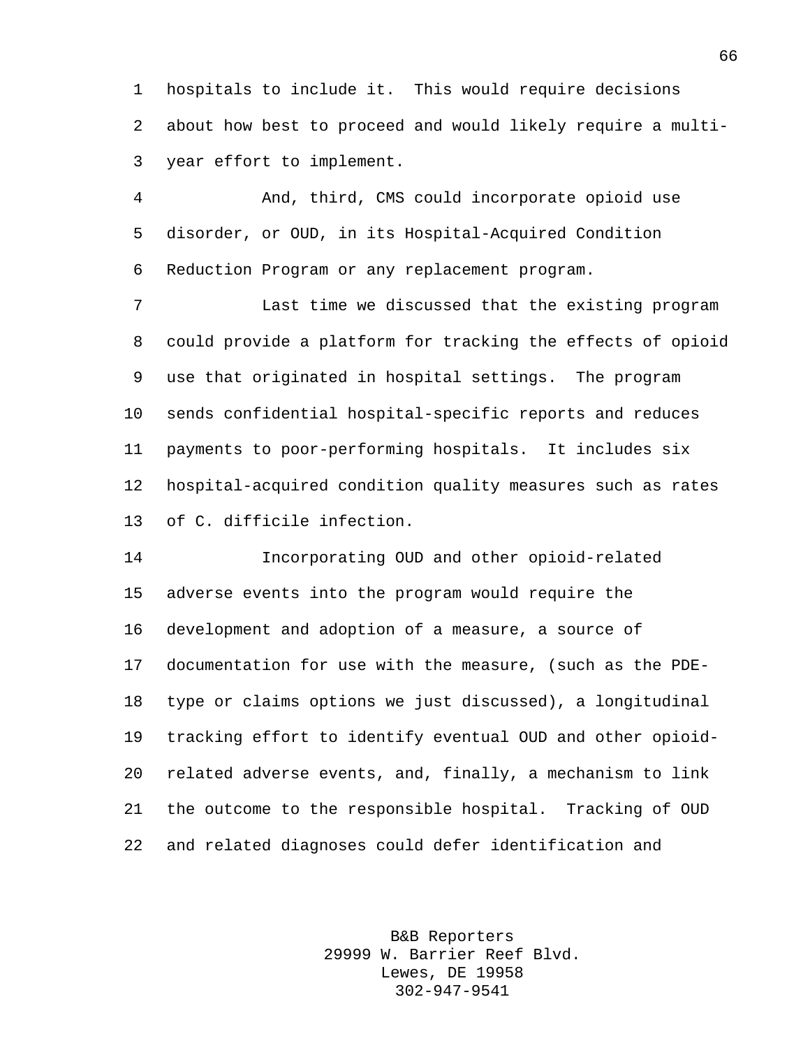hospitals to include it. This would require decisions about how best to proceed and would likely require a multi-year effort to implement.

And, third, CMS could incorporate opioid use disorder, or OUD, in its Hospital-Acquired Condition Reduction Program or any replacement program.

Last time we discussed that the existing program could provide a platform for tracking the effects of opioid use that originated in hospital settings. The program sends confidential hospital-specific reports and reduces payments to poor-performing hospitals. It includes six hospital-acquired condition quality measures such as rates of C. difficile infection.

Incorporating OUD and other opioid-related adverse events into the program would require the development and adoption of a measure, a source of documentation for use with the measure, (such as the PDE-type or claims options we just discussed), a longitudinal tracking effort to identify eventual OUD and other opioid-related adverse events, and, finally, a mechanism to link the outcome to the responsible hospital. Tracking of OUD and related diagnoses could defer identification and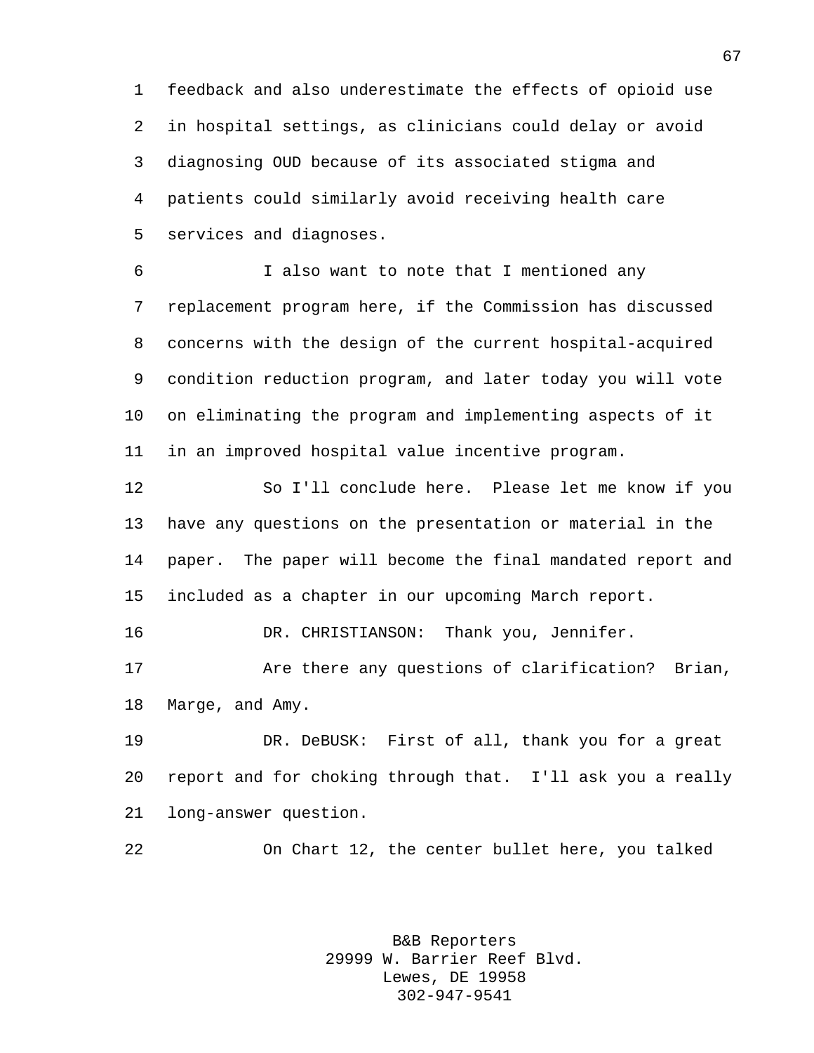feedback and also underestimate the effects of opioid use in hospital settings, as clinicians could delay or avoid diagnosing OUD because of its associated stigma and patients could similarly avoid receiving health care services and diagnoses.

I also want to note that I mentioned any replacement program here, if the Commission has discussed concerns with the design of the current hospital-acquired condition reduction program, and later today you will vote on eliminating the program and implementing aspects of it in an improved hospital value incentive program.

So I'll conclude here. Please let me know if you have any questions on the presentation or material in the paper. The paper will become the final mandated report and included as a chapter in our upcoming March report.

DR. CHRISTIANSON: Thank you, Jennifer.

Are there any questions of clarification? Brian, Marge, and Amy.

DR. DeBUSK: First of all, thank you for a great report and for choking through that. I'll ask you a really long-answer question.

On Chart 12, the center bullet here, you talked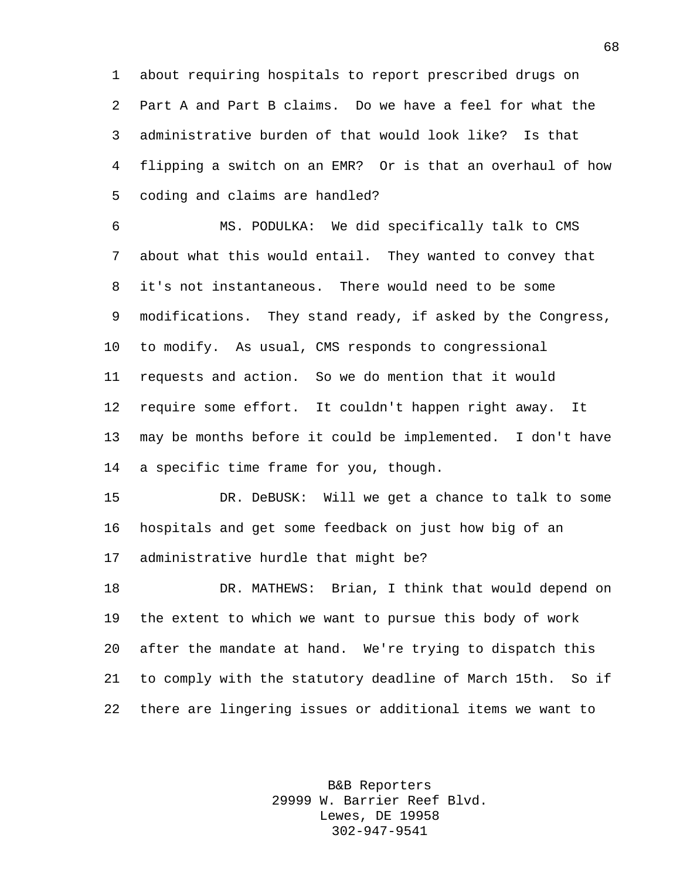about requiring hospitals to report prescribed drugs on Part A and Part B claims. Do we have a feel for what the administrative burden of that would look like? Is that flipping a switch on an EMR? Or is that an overhaul of how coding and claims are handled?

MS. PODULKA: We did specifically talk to CMS about what this would entail. They wanted to convey that it's not instantaneous. There would need to be some modifications. They stand ready, if asked by the Congress, to modify. As usual, CMS responds to congressional requests and action. So we do mention that it would require some effort. It couldn't happen right away. It may be months before it could be implemented. I don't have a specific time frame for you, though.

DR. DeBUSK: Will we get a chance to talk to some hospitals and get some feedback on just how big of an administrative hurdle that might be?

DR. MATHEWS: Brian, I think that would depend on the extent to which we want to pursue this body of work after the mandate at hand. We're trying to dispatch this to comply with the statutory deadline of March 15th. So if there are lingering issues or additional items we want to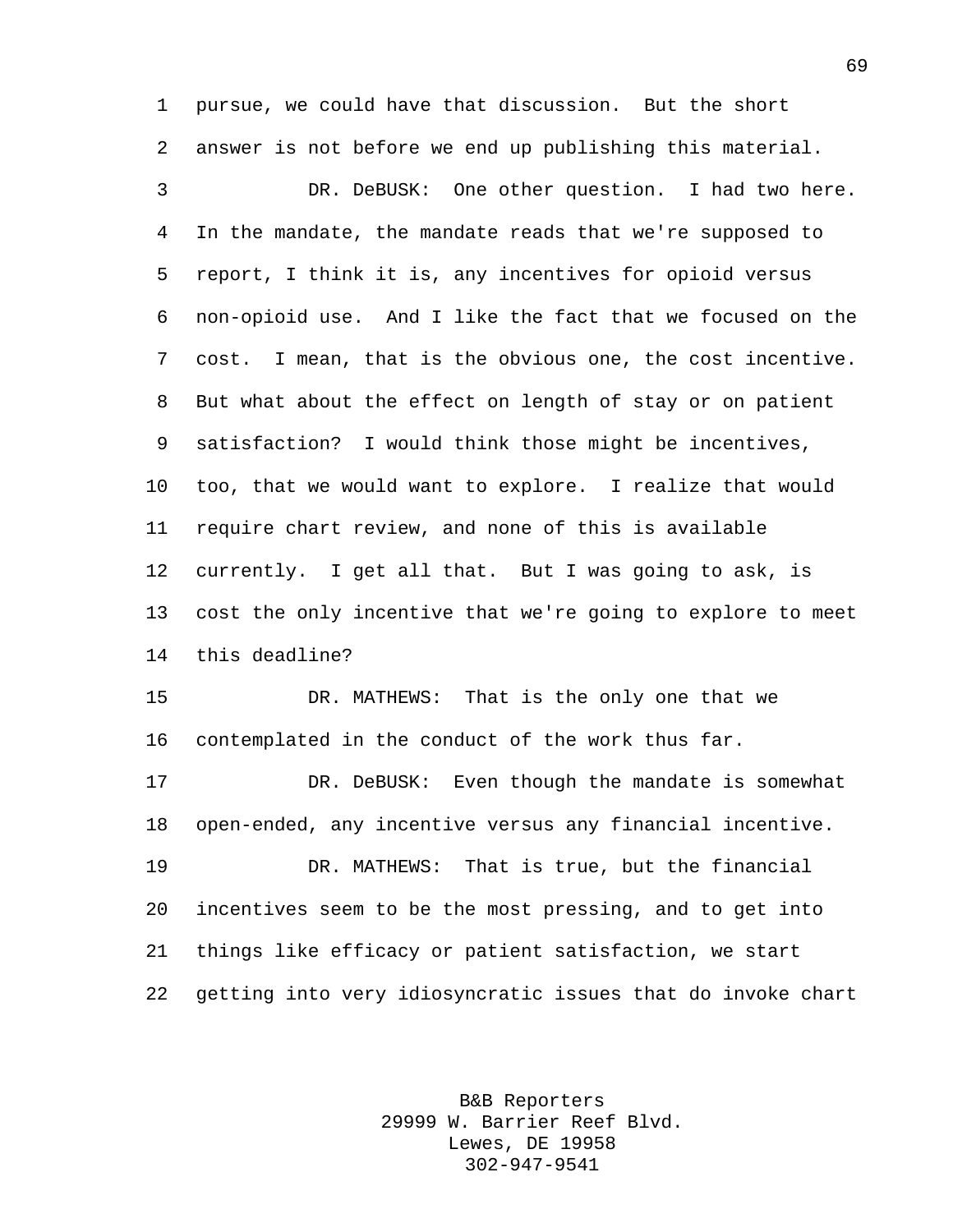pursue, we could have that discussion. But the short answer is not before we end up publishing this material.

DR. DeBUSK: One other question. I had two here. In the mandate, the mandate reads that we're supposed to report, I think it is, any incentives for opioid versus non-opioid use. And I like the fact that we focused on the cost. I mean, that is the obvious one, the cost incentive. But what about the effect on length of stay or on patient satisfaction? I would think those might be incentives, too, that we would want to explore. I realize that would require chart review, and none of this is available currently. I get all that. But I was going to ask, is cost the only incentive that we're going to explore to meet this deadline?

DR. MATHEWS: That is the only one that we contemplated in the conduct of the work thus far.

DR. DeBUSK: Even though the mandate is somewhat open-ended, any incentive versus any financial incentive.

DR. MATHEWS: That is true, but the financial incentives seem to be the most pressing, and to get into things like efficacy or patient satisfaction, we start getting into very idiosyncratic issues that do invoke chart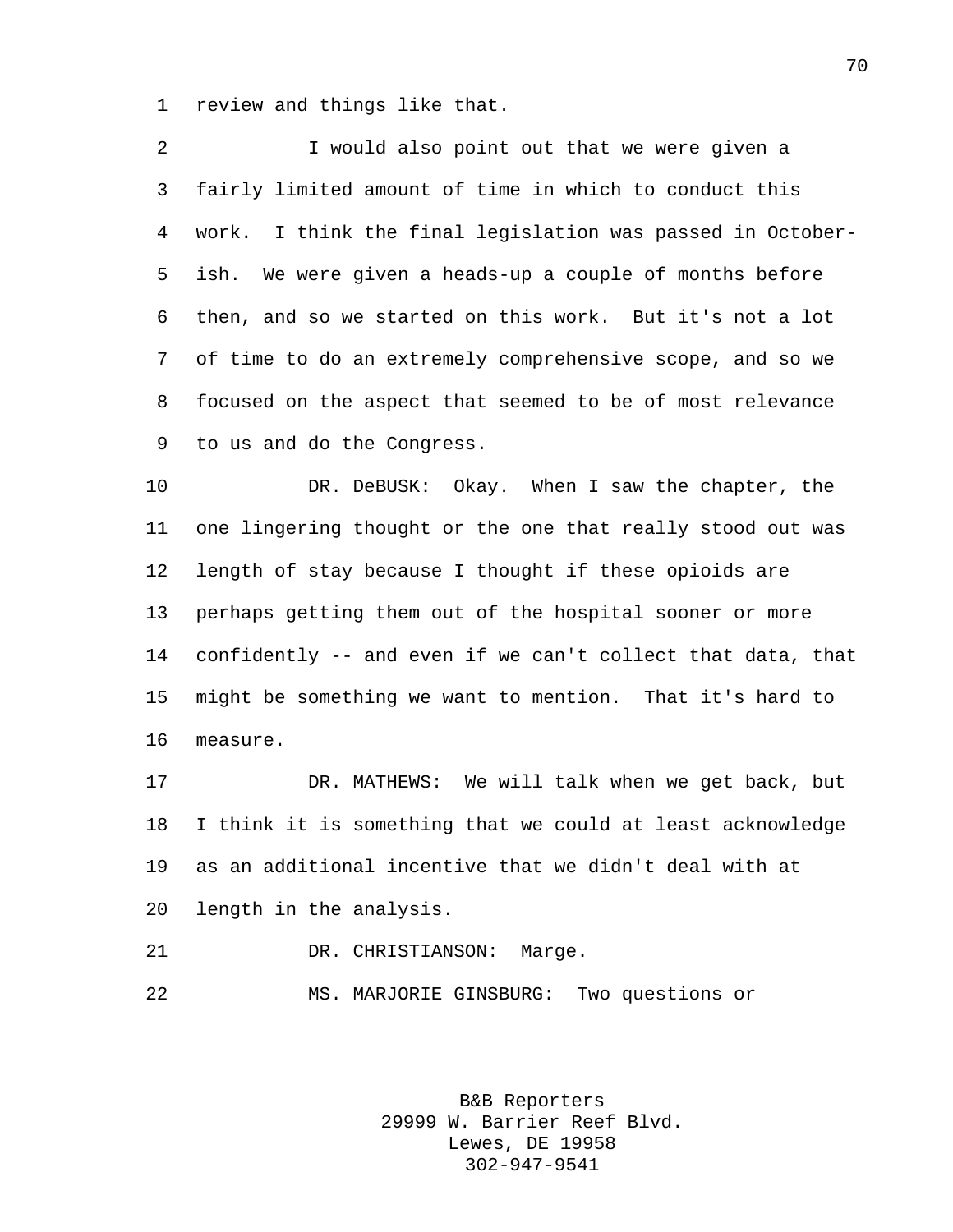review and things like that.

I would also point out that we were given a fairly limited amount of time in which to conduct this work. I think the final legislation was passed in October-ish. We were given a heads-up a couple of months before then, and so we started on this work. But it's not a lot of time to do an extremely comprehensive scope, and so we focused on the aspect that seemed to be of most relevance to us and do the Congress.

DR. DeBUSK: Okay. When I saw the chapter, the one lingering thought or the one that really stood out was length of stay because I thought if these opioids are perhaps getting them out of the hospital sooner or more confidently -- and even if we can't collect that data, that might be something we want to mention. That it's hard to measure.

DR. MATHEWS: We will talk when we get back, but I think it is something that we could at least acknowledge as an additional incentive that we didn't deal with at length in the analysis.

DR. CHRISTIANSON: Marge.

MS. MARJORIE GINSBURG: Two questions or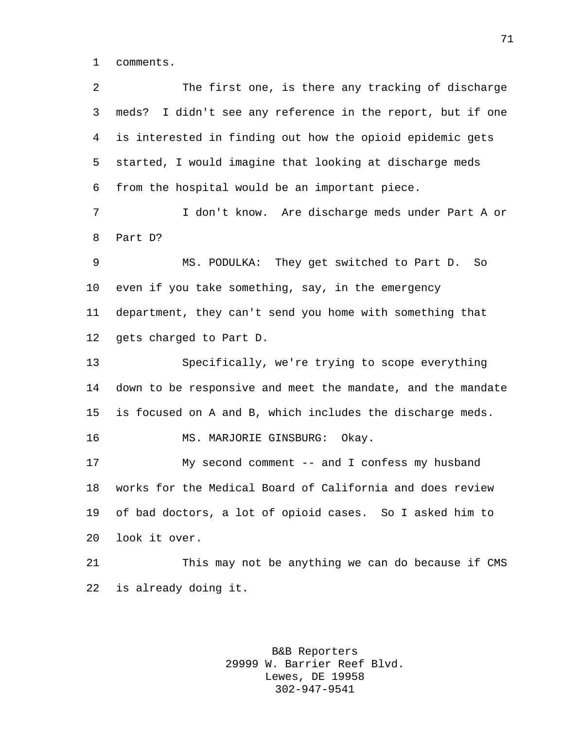comments.

The first one, is there any tracking of discharge meds? I didn't see any reference in the report, but if one is interested in finding out how the opioid epidemic gets started, I would imagine that looking at discharge meds from the hospital would be an important piece.

I don't know. Are discharge meds under Part A or Part D?

MS. PODULKA: They get switched to Part D. So even if you take something, say, in the emergency department, they can't send you home with something that gets charged to Part D.

Specifically, we're trying to scope everything down to be responsive and meet the mandate, and the mandate is focused on A and B, which includes the discharge meds.

MS. MARJORIE GINSBURG: Okay.

My second comment -- and I confess my husband works for the Medical Board of California and does review of bad doctors, a lot of opioid cases. So I asked him to look it over.

This may not be anything we can do because if CMS is already doing it.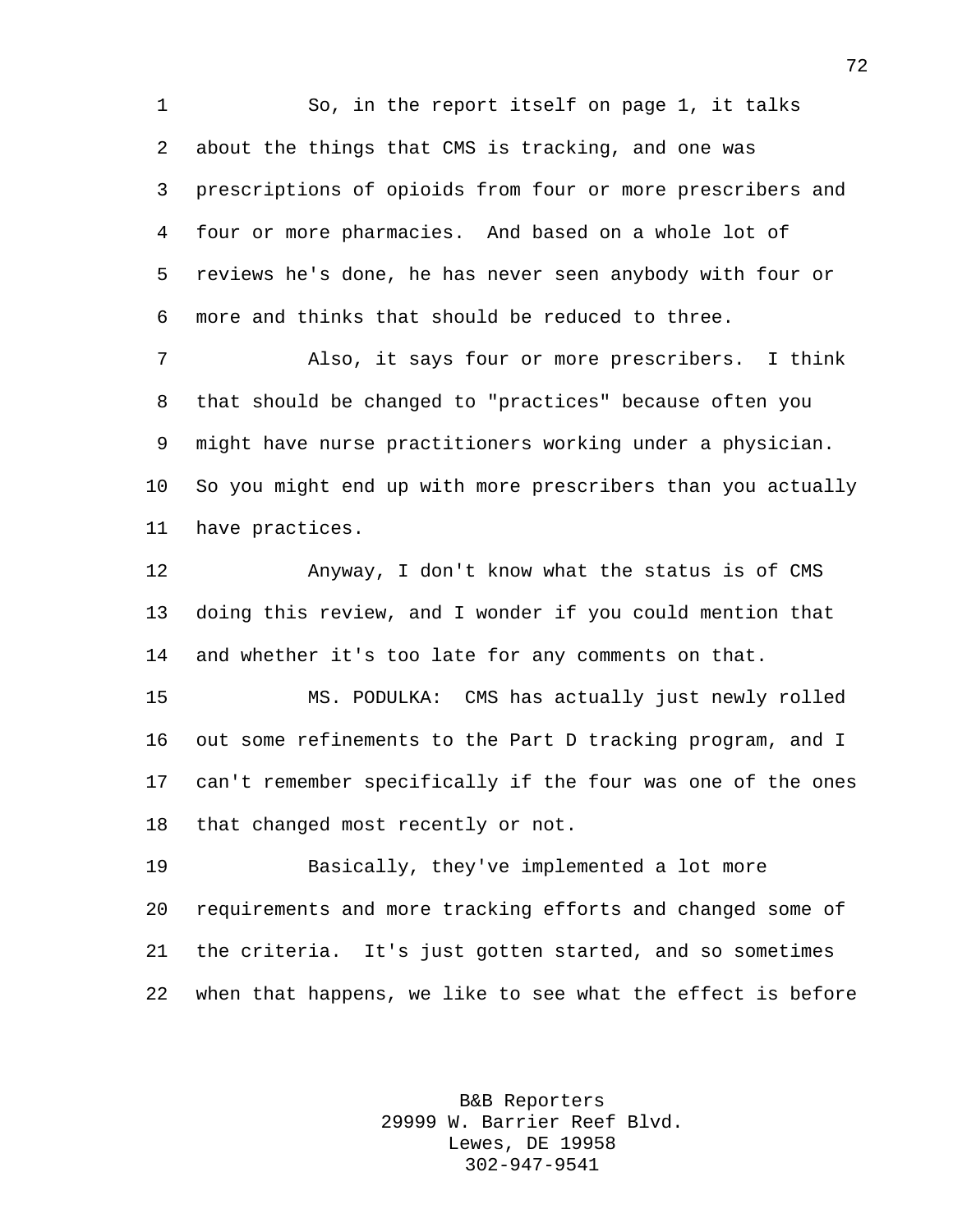So, in the report itself on page 1, it talks about the things that CMS is tracking, and one was prescriptions of opioids from four or more prescribers and four or more pharmacies. And based on a whole lot of reviews he's done, he has never seen anybody with four or more and thinks that should be reduced to three.

Also, it says four or more prescribers. I think that should be changed to "practices" because often you might have nurse practitioners working under a physician. So you might end up with more prescribers than you actually have practices.

Anyway, I don't know what the status is of CMS doing this review, and I wonder if you could mention that and whether it's too late for any comments on that.

MS. PODULKA: CMS has actually just newly rolled out some refinements to the Part D tracking program, and I can't remember specifically if the four was one of the ones that changed most recently or not.

Basically, they've implemented a lot more requirements and more tracking efforts and changed some of the criteria. It's just gotten started, and so sometimes when that happens, we like to see what the effect is before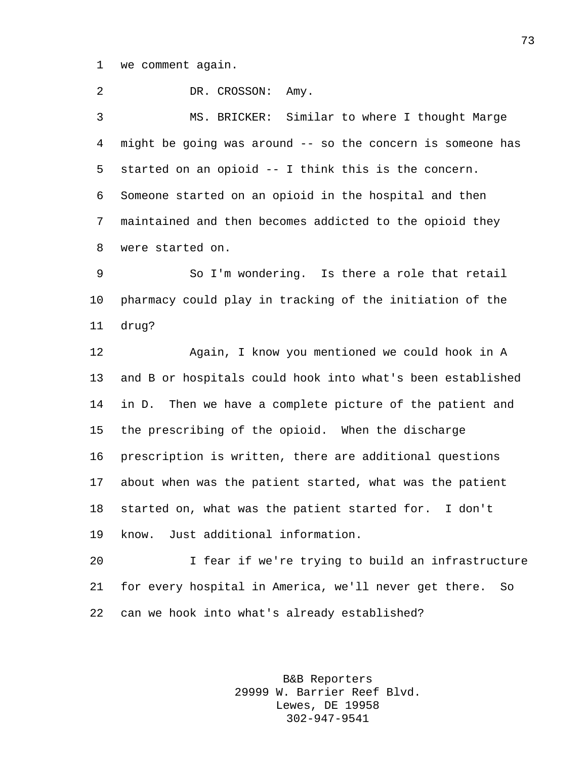we comment again.

DR. CROSSON: Amy.

MS. BRICKER: Similar to where I thought Marge might be going was around -- so the concern is someone has started on an opioid -- I think this is the concern. Someone started on an opioid in the hospital and then maintained and then becomes addicted to the opioid they were started on.

So I'm wondering. Is there a role that retail pharmacy could play in tracking of the initiation of the drug?

Again, I know you mentioned we could hook in A and B or hospitals could hook into what's been established in D. Then we have a complete picture of the patient and the prescribing of the opioid. When the discharge prescription is written, there are additional questions about when was the patient started, what was the patient started on, what was the patient started for. I don't know. Just additional information.

I fear if we're trying to build an infrastructure for every hospital in America, we'll never get there. So can we hook into what's already established?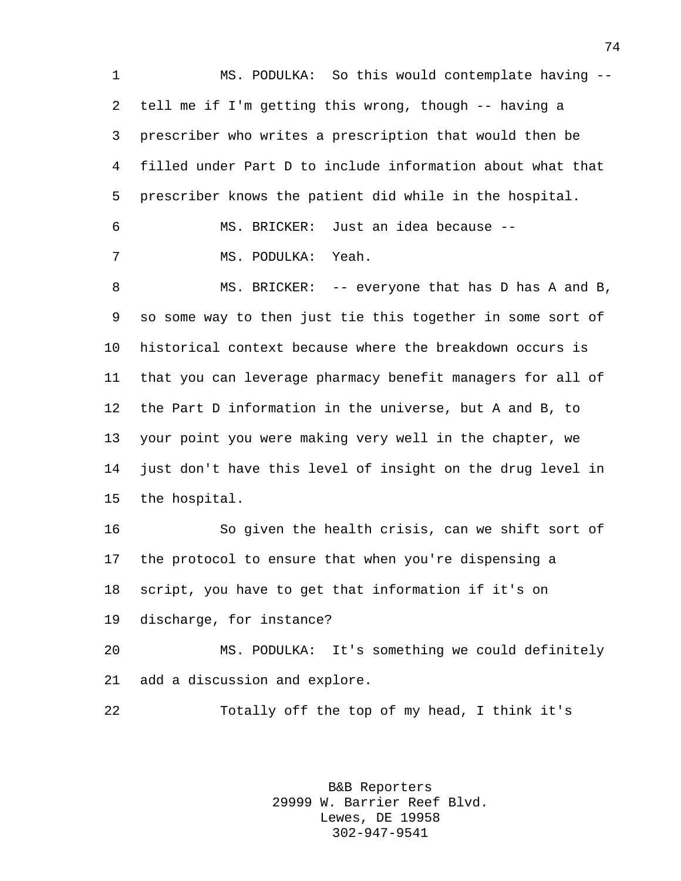MS. PODULKA: So this would contemplate having -- tell me if I'm getting this wrong, though -- having a prescriber who writes a prescription that would then be filled under Part D to include information about what that prescriber knows the patient did while in the hospital.

MS. BRICKER: Just an idea because --

MS. PODULKA: Yeah.

MS. BRICKER: -- everyone that has D has A and B, so some way to then just tie this together in some sort of historical context because where the breakdown occurs is that you can leverage pharmacy benefit managers for all of the Part D information in the universe, but A and B, to your point you were making very well in the chapter, we just don't have this level of insight on the drug level in the hospital.

So given the health crisis, can we shift sort of the protocol to ensure that when you're dispensing a script, you have to get that information if it's on discharge, for instance?

MS. PODULKA: It's something we could definitely add a discussion and explore.

Totally off the top of my head, I think it's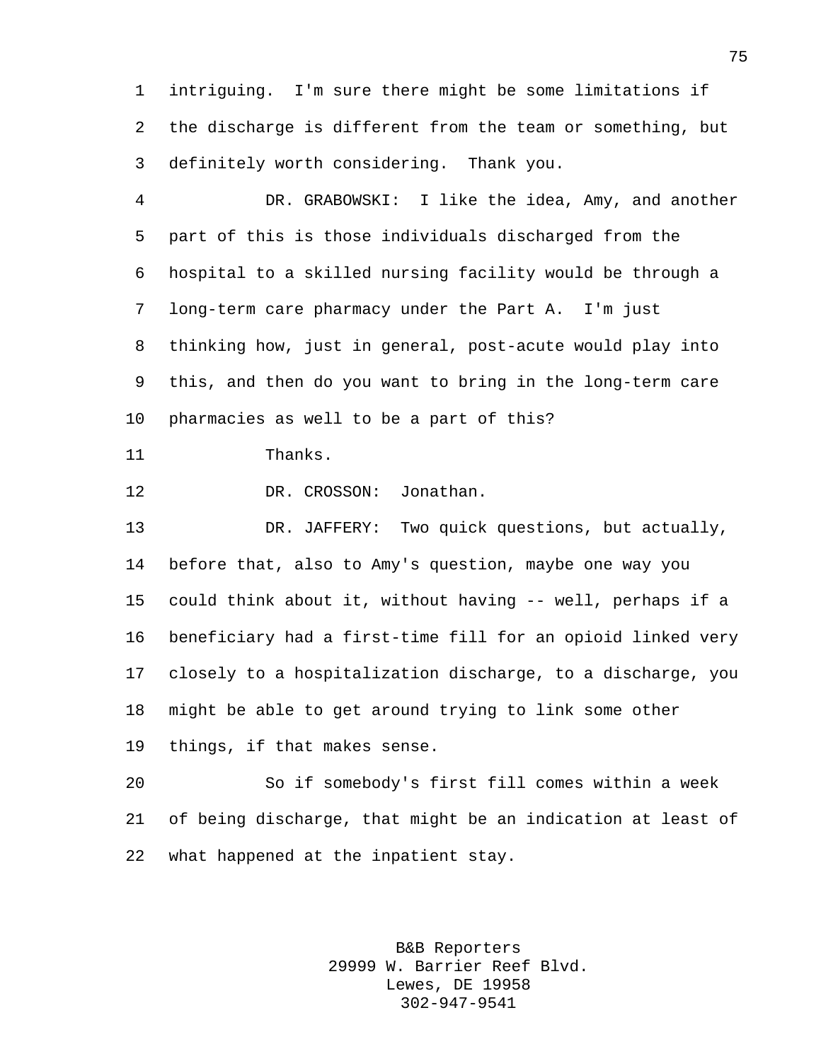intriguing. I'm sure there might be some limitations if the discharge is different from the team or something, but definitely worth considering. Thank you.

DR. GRABOWSKI: I like the idea, Amy, and another part of this is those individuals discharged from the hospital to a skilled nursing facility would be through a long-term care pharmacy under the Part A. I'm just thinking how, just in general, post-acute would play into this, and then do you want to bring in the long-term care pharmacies as well to be a part of this?

Thanks.

DR. CROSSON: Jonathan.

DR. JAFFERY: Two quick questions, but actually, before that, also to Amy's question, maybe one way you could think about it, without having -- well, perhaps if a beneficiary had a first-time fill for an opioid linked very closely to a hospitalization discharge, to a discharge, you might be able to get around trying to link some other things, if that makes sense.

So if somebody's first fill comes within a week of being discharge, that might be an indication at least of what happened at the inpatient stay.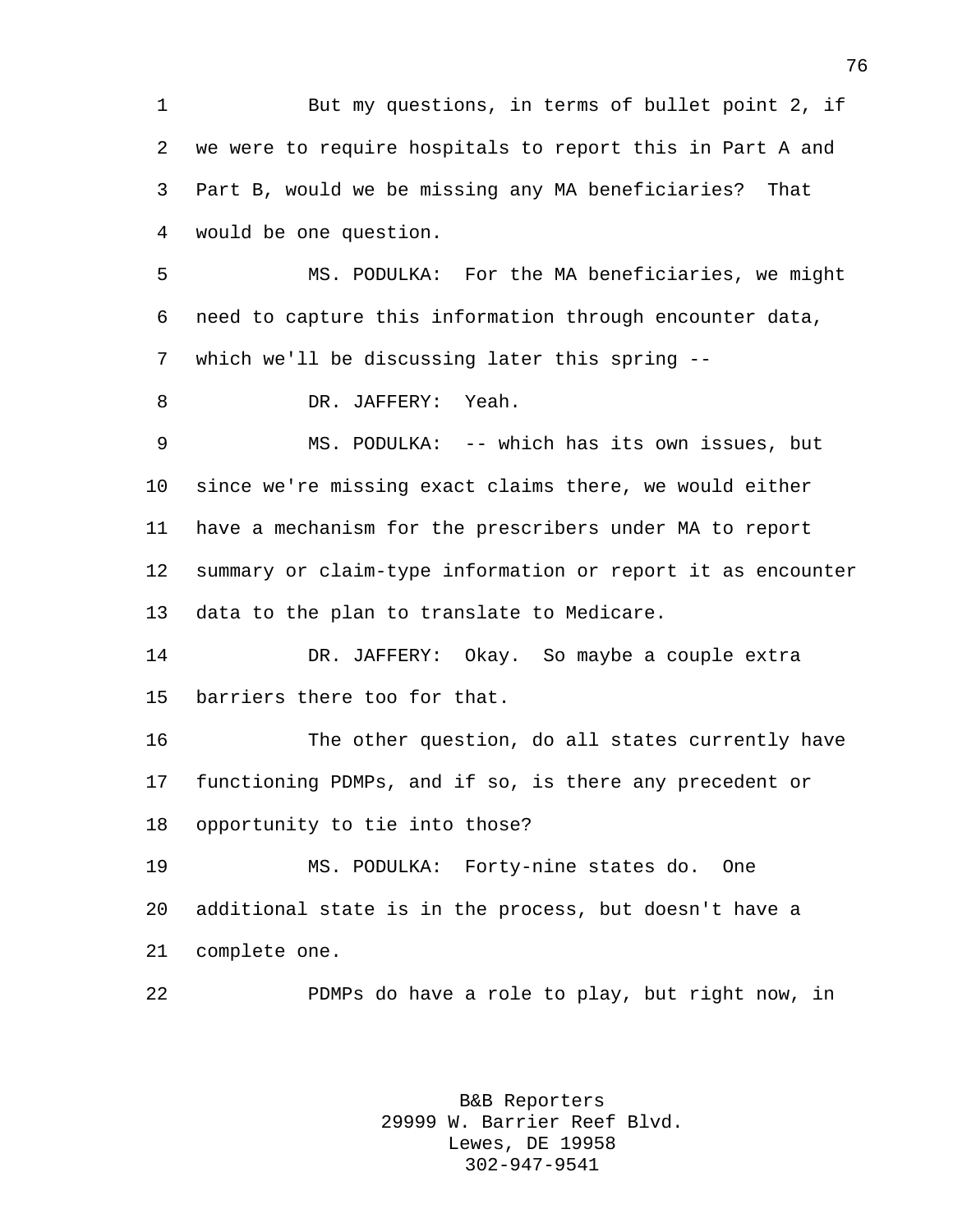But my questions, in terms of bullet point 2, if we were to require hospitals to report this in Part A and Part B, would we be missing any MA beneficiaries? That would be one question.

MS. PODULKA: For the MA beneficiaries, we might need to capture this information through encounter data, which we'll be discussing later this spring --

DR. JAFFERY: Yeah.

MS. PODULKA: -- which has its own issues, but since we're missing exact claims there, we would either have a mechanism for the prescribers under MA to report summary or claim-type information or report it as encounter data to the plan to translate to Medicare.

DR. JAFFERY: Okay. So maybe a couple extra barriers there too for that.

The other question, do all states currently have functioning PDMPs, and if so, is there any precedent or opportunity to tie into those?

MS. PODULKA: Forty-nine states do. One additional state is in the process, but doesn't have a complete one.

PDMPs do have a role to play, but right now, in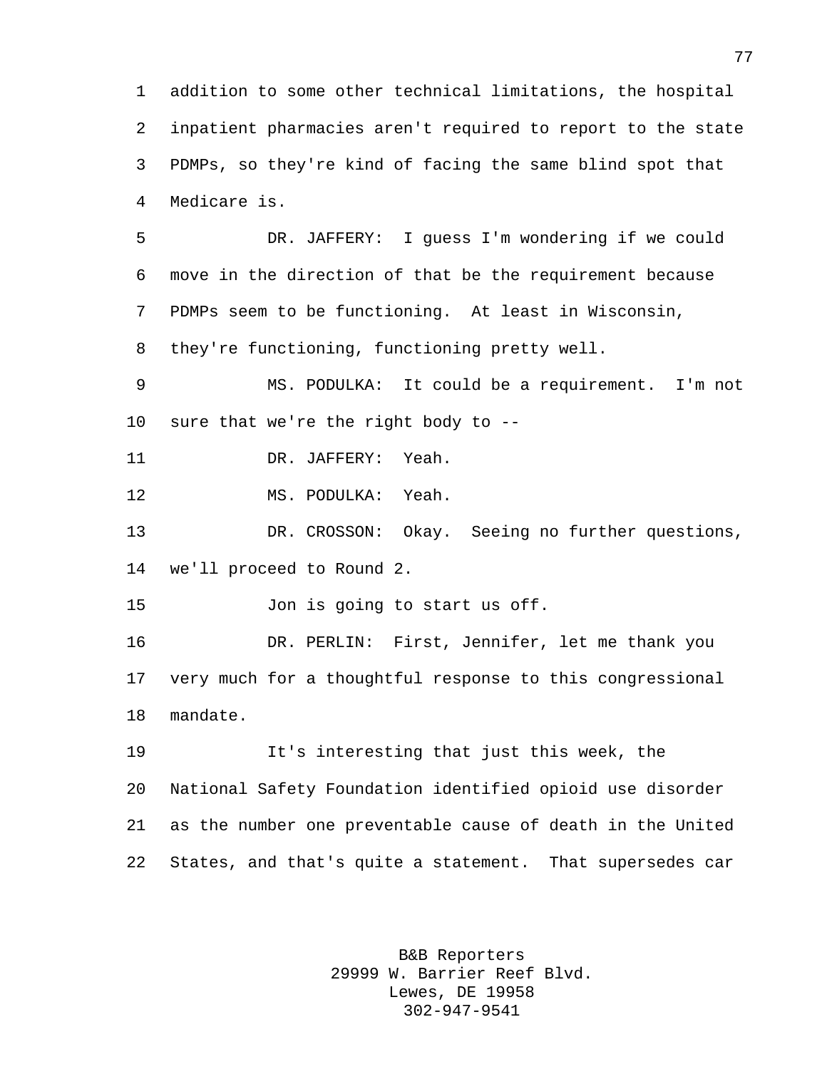addition to some other technical limitations, the hospital inpatient pharmacies aren't required to report to the state PDMPs, so they're kind of facing the same blind spot that Medicare is.

DR. JAFFERY: I guess I'm wondering if we could move in the direction of that be the requirement because PDMPs seem to be functioning. At least in Wisconsin, they're functioning, functioning pretty well.

MS. PODULKA: It could be a requirement. I'm not sure that we're the right body to --

DR. JAFFERY: Yeah.

MS. PODULKA: Yeah.

DR. CROSSON: Okay. Seeing no further questions, we'll proceed to Round 2.

Jon is going to start us off.

DR. PERLIN: First, Jennifer, let me thank you very much for a thoughtful response to this congressional mandate.

It's interesting that just this week, the National Safety Foundation identified opioid use disorder as the number one preventable cause of death in the United States, and that's quite a statement. That supersedes car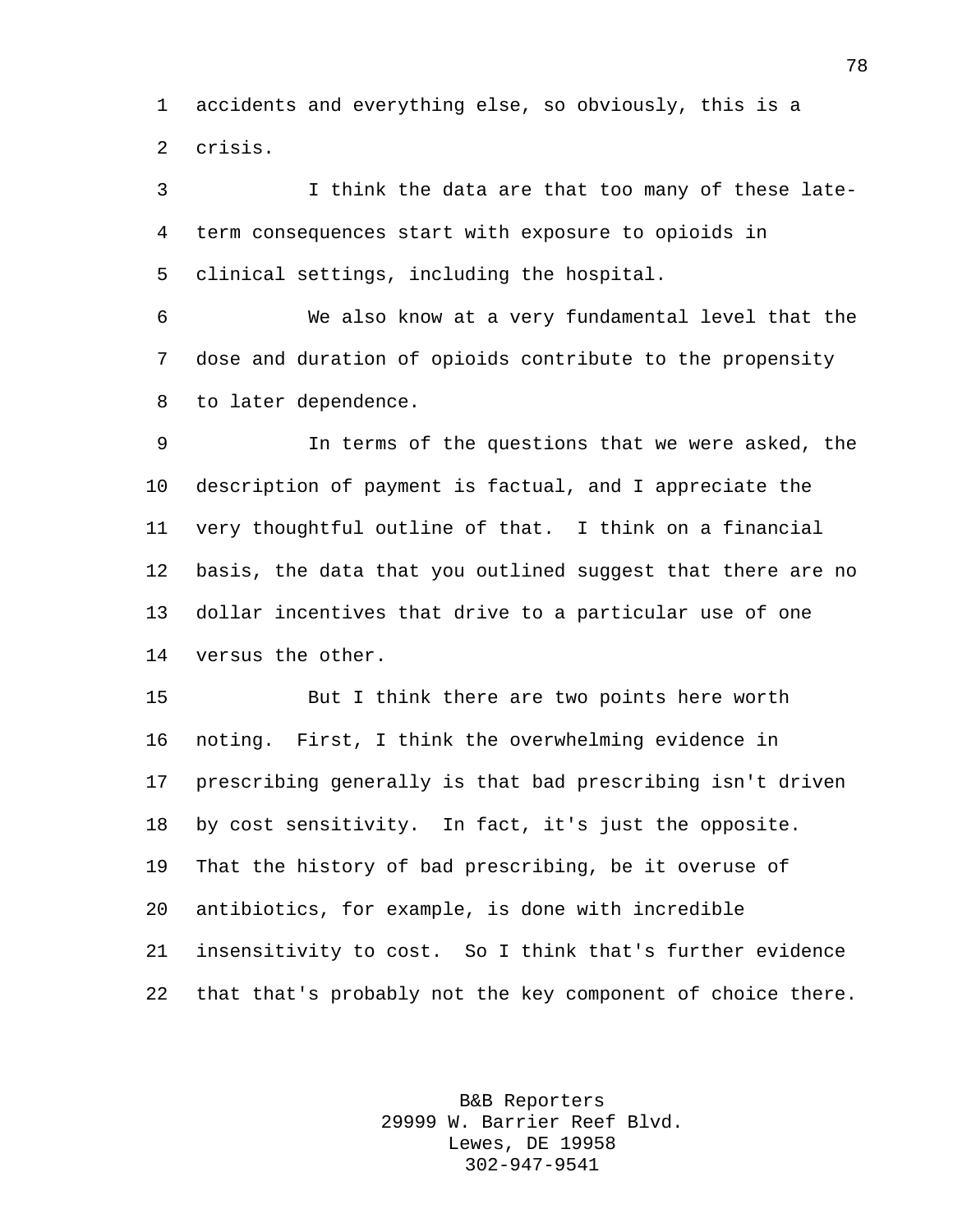accidents and everything else, so obviously, this is a crisis.

I think the data are that too many of these late-term consequences start with exposure to opioids in clinical settings, including the hospital.

We also know at a very fundamental level that the dose and duration of opioids contribute to the propensity to later dependence.

In terms of the questions that we were asked, the description of payment is factual, and I appreciate the very thoughtful outline of that. I think on a financial basis, the data that you outlined suggest that there are no dollar incentives that drive to a particular use of one versus the other.

But I think there are two points here worth noting. First, I think the overwhelming evidence in prescribing generally is that bad prescribing isn't driven by cost sensitivity. In fact, it's just the opposite. That the history of bad prescribing, be it overuse of antibiotics, for example, is done with incredible insensitivity to cost. So I think that's further evidence that that's probably not the key component of choice there.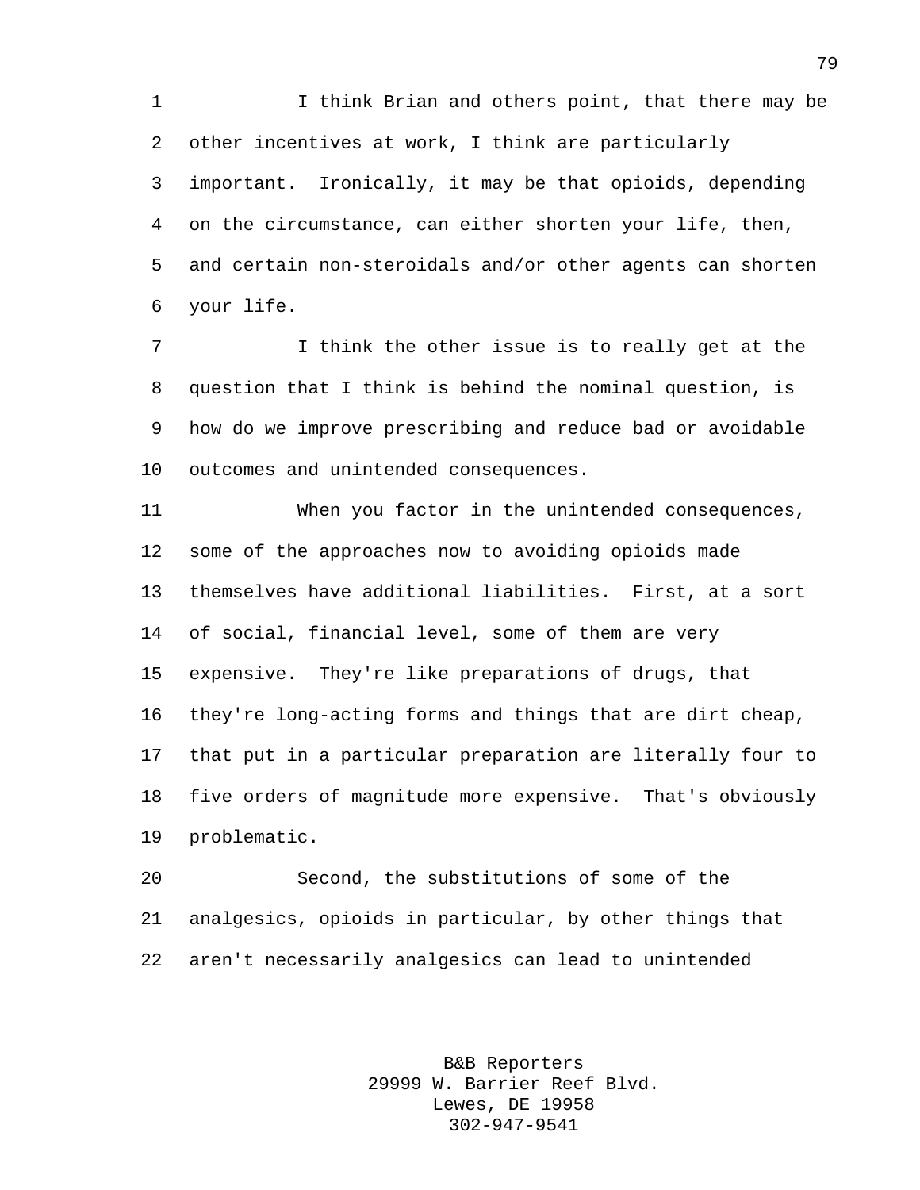I think Brian and others point, that there may be other incentives at work, I think are particularly important. Ironically, it may be that opioids, depending on the circumstance, can either shorten your life, then, and certain non-steroidals and/or other agents can shorten your life.

I think the other issue is to really get at the question that I think is behind the nominal question, is how do we improve prescribing and reduce bad or avoidable outcomes and unintended consequences.

When you factor in the unintended consequences, some of the approaches now to avoiding opioids made themselves have additional liabilities. First, at a sort of social, financial level, some of them are very expensive. They're like preparations of drugs, that they're long-acting forms and things that are dirt cheap, that put in a particular preparation are literally four to five orders of magnitude more expensive. That's obviously problematic.

Second, the substitutions of some of the analgesics, opioids in particular, by other things that aren't necessarily analgesics can lead to unintended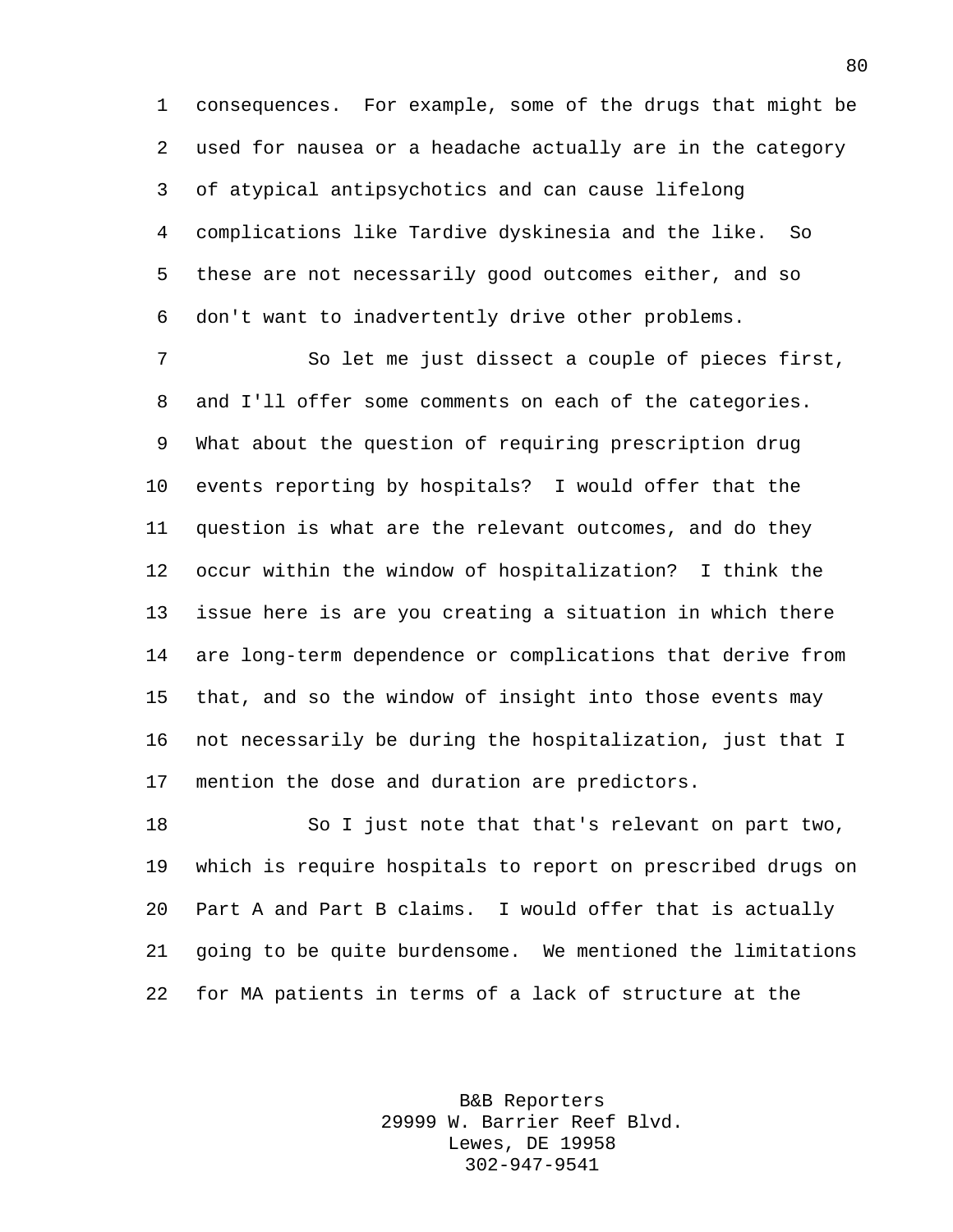consequences. For example, some of the drugs that might be used for nausea or a headache actually are in the category of atypical antipsychotics and can cause lifelong complications like Tardive dyskinesia and the like. So these are not necessarily good outcomes either, and so don't want to inadvertently drive other problems.

So let me just dissect a couple of pieces first, and I'll offer some comments on each of the categories. What about the question of requiring prescription drug events reporting by hospitals? I would offer that the question is what are the relevant outcomes, and do they occur within the window of hospitalization? I think the issue here is are you creating a situation in which there are long-term dependence or complications that derive from that, and so the window of insight into those events may not necessarily be during the hospitalization, just that I mention the dose and duration are predictors.

So I just note that that's relevant on part two, which is require hospitals to report on prescribed drugs on Part A and Part B claims. I would offer that is actually going to be quite burdensome. We mentioned the limitations for MA patients in terms of a lack of structure at the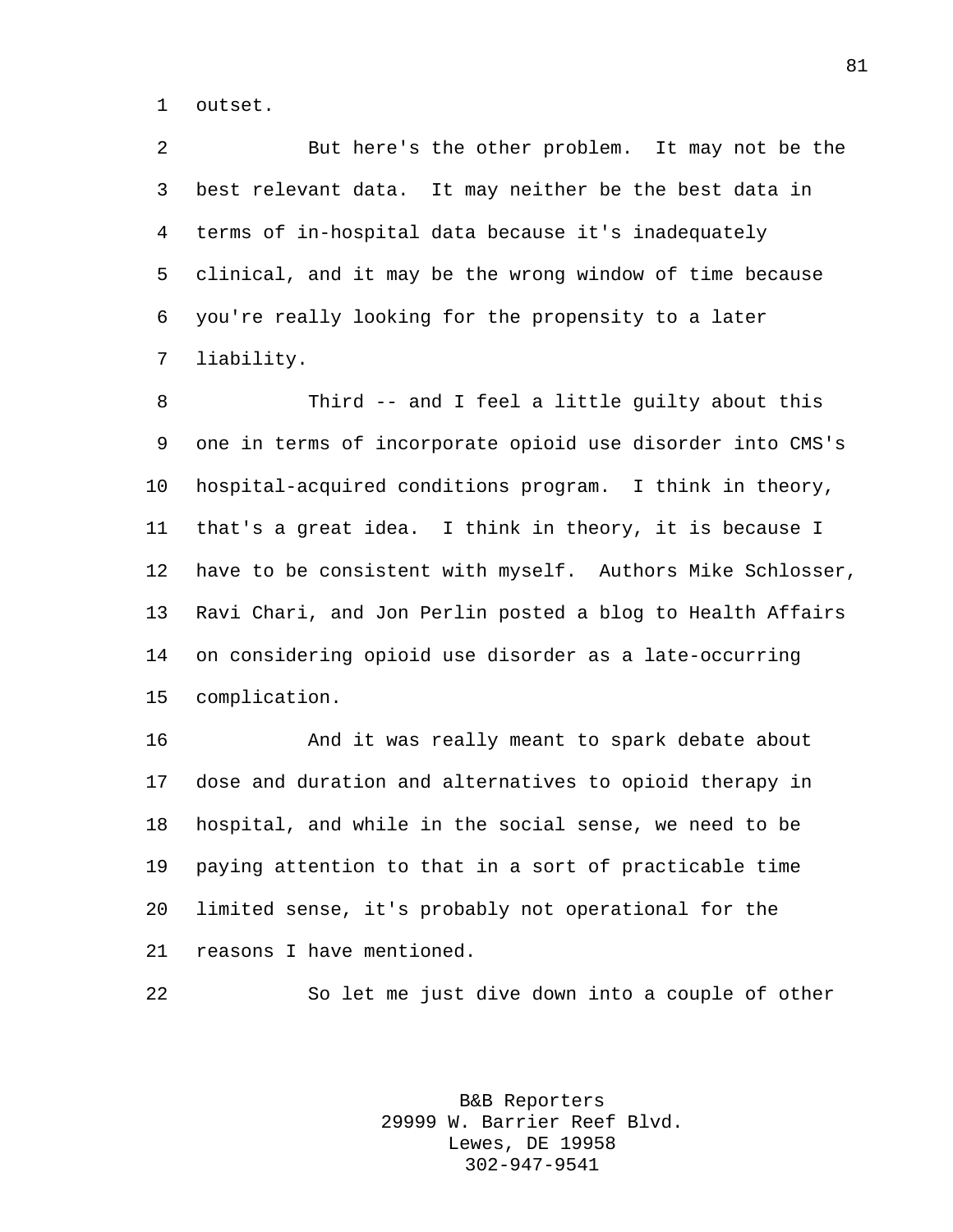outset.

But here's the other problem. It may not be the best relevant data. It may neither be the best data in terms of in-hospital data because it's inadequately clinical, and it may be the wrong window of time because you're really looking for the propensity to a later liability.

Third -- and I feel a little guilty about this one in terms of incorporate opioid use disorder into CMS's hospital-acquired conditions program. I think in theory, that's a great idea. I think in theory, it is because I have to be consistent with myself. Authors Mike Schlosser, Ravi Chari, and Jon Perlin posted a blog to Health Affairs on considering opioid use disorder as a late-occurring complication.

And it was really meant to spark debate about dose and duration and alternatives to opioid therapy in hospital, and while in the social sense, we need to be paying attention to that in a sort of practicable time limited sense, it's probably not operational for the reasons I have mentioned.

So let me just dive down into a couple of other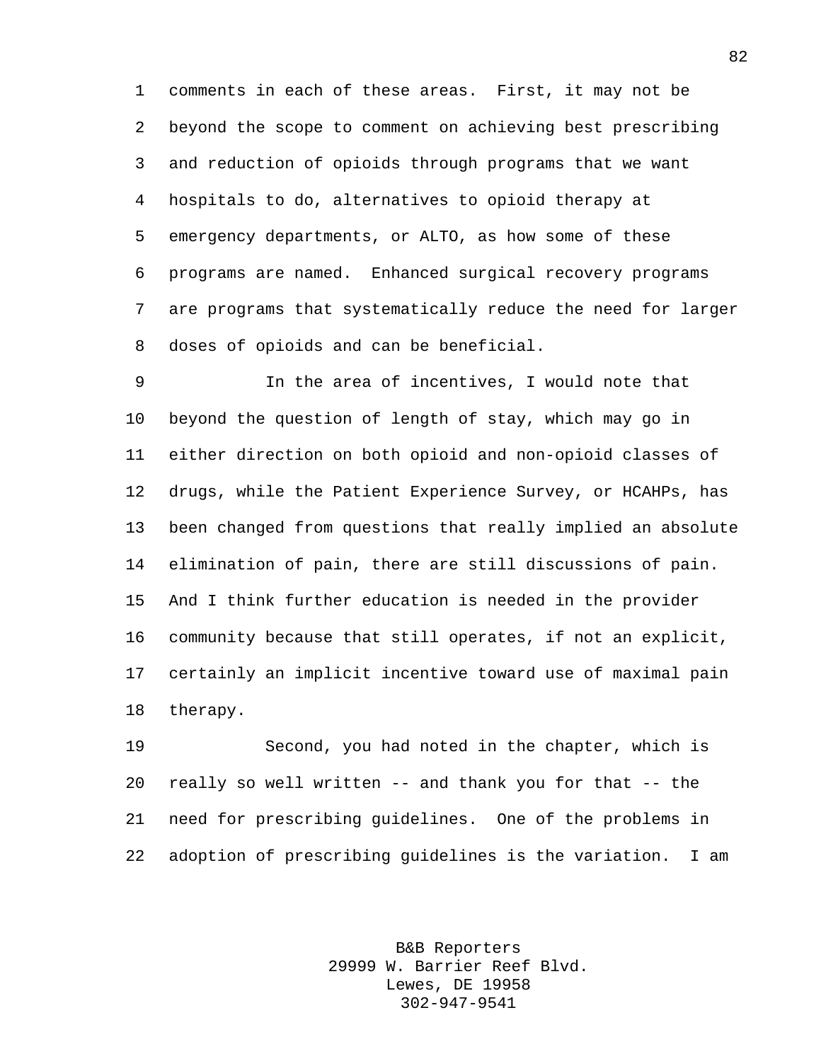comments in each of these areas. First, it may not be beyond the scope to comment on achieving best prescribing and reduction of opioids through programs that we want hospitals to do, alternatives to opioid therapy at emergency departments, or ALTO, as how some of these programs are named. Enhanced surgical recovery programs are programs that systematically reduce the need for larger doses of opioids and can be beneficial.

In the area of incentives, I would note that beyond the question of length of stay, which may go in either direction on both opioid and non-opioid classes of drugs, while the Patient Experience Survey, or HCAHPs, has been changed from questions that really implied an absolute elimination of pain, there are still discussions of pain. And I think further education is needed in the provider community because that still operates, if not an explicit, certainly an implicit incentive toward use of maximal pain therapy.

Second, you had noted in the chapter, which is really so well written -- and thank you for that -- the need for prescribing guidelines. One of the problems in adoption of prescribing guidelines is the variation. I am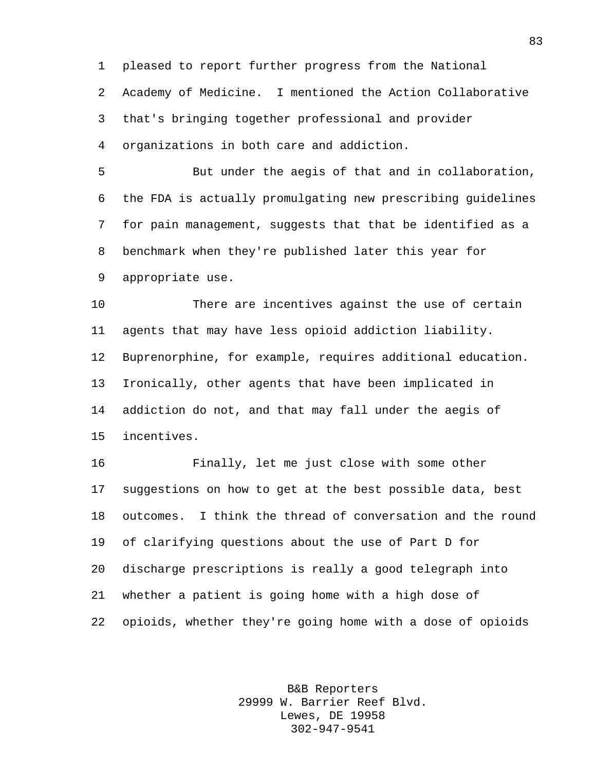pleased to report further progress from the National Academy of Medicine. I mentioned the Action Collaborative that's bringing together professional and provider organizations in both care and addiction.

But under the aegis of that and in collaboration, the FDA is actually promulgating new prescribing guidelines for pain management, suggests that that be identified as a benchmark when they're published later this year for appropriate use.

There are incentives against the use of certain agents that may have less opioid addiction liability. Buprenorphine, for example, requires additional education. Ironically, other agents that have been implicated in addiction do not, and that may fall under the aegis of incentives.

Finally, let me just close with some other suggestions on how to get at the best possible data, best outcomes. I think the thread of conversation and the round of clarifying questions about the use of Part D for discharge prescriptions is really a good telegraph into whether a patient is going home with a high dose of opioids, whether they're going home with a dose of opioids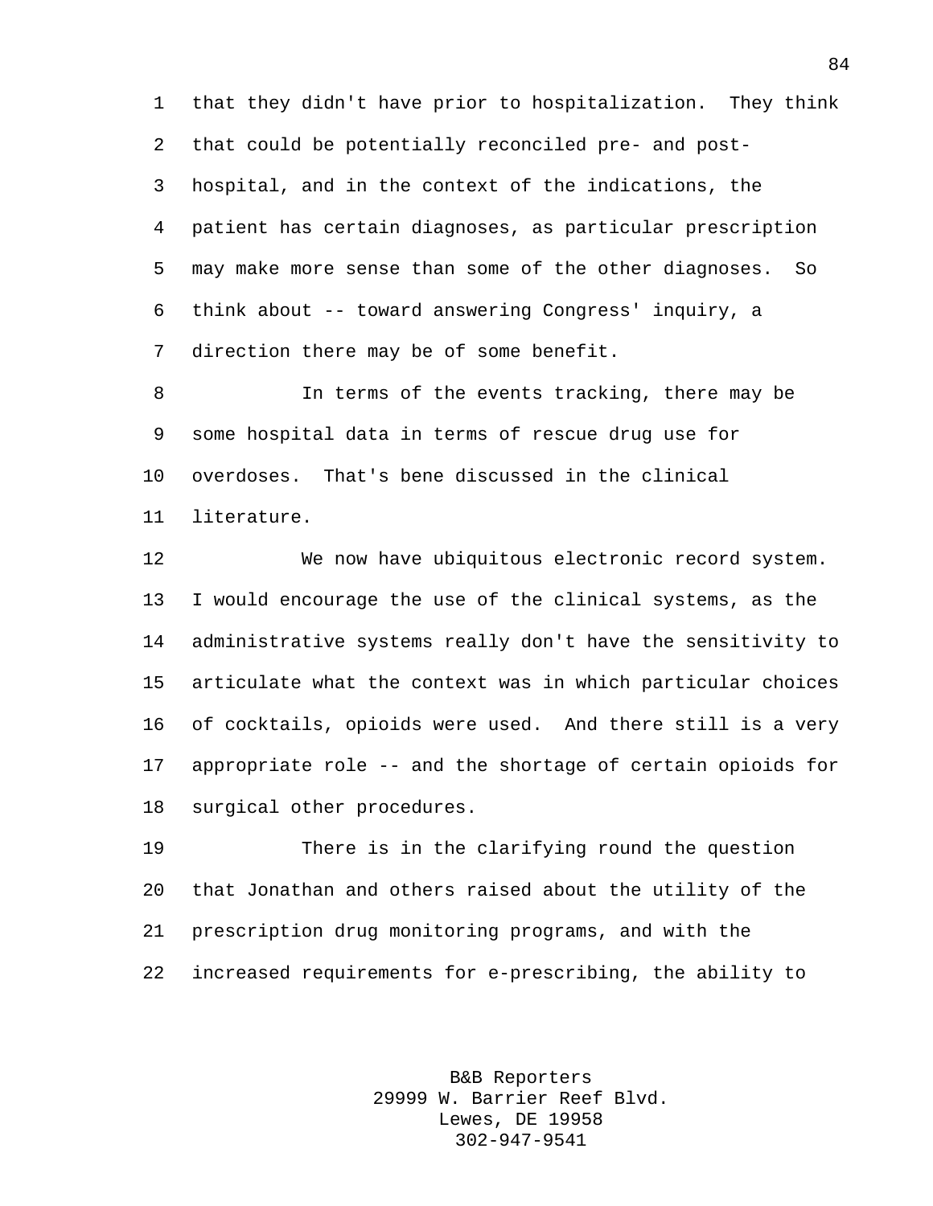that they didn't have prior to hospitalization. They think that could be potentially reconciled pre- and post-hospital, and in the context of the indications, the patient has certain diagnoses, as particular prescription may make more sense than some of the other diagnoses. So think about -- toward answering Congress' inquiry, a direction there may be of some benefit.

In terms of the events tracking, there may be some hospital data in terms of rescue drug use for overdoses. That's bene discussed in the clinical literature.

We now have ubiquitous electronic record system. I would encourage the use of the clinical systems, as the administrative systems really don't have the sensitivity to articulate what the context was in which particular choices of cocktails, opioids were used. And there still is a very appropriate role -- and the shortage of certain opioids for surgical other procedures.

There is in the clarifying round the question that Jonathan and others raised about the utility of the prescription drug monitoring programs, and with the increased requirements for e-prescribing, the ability to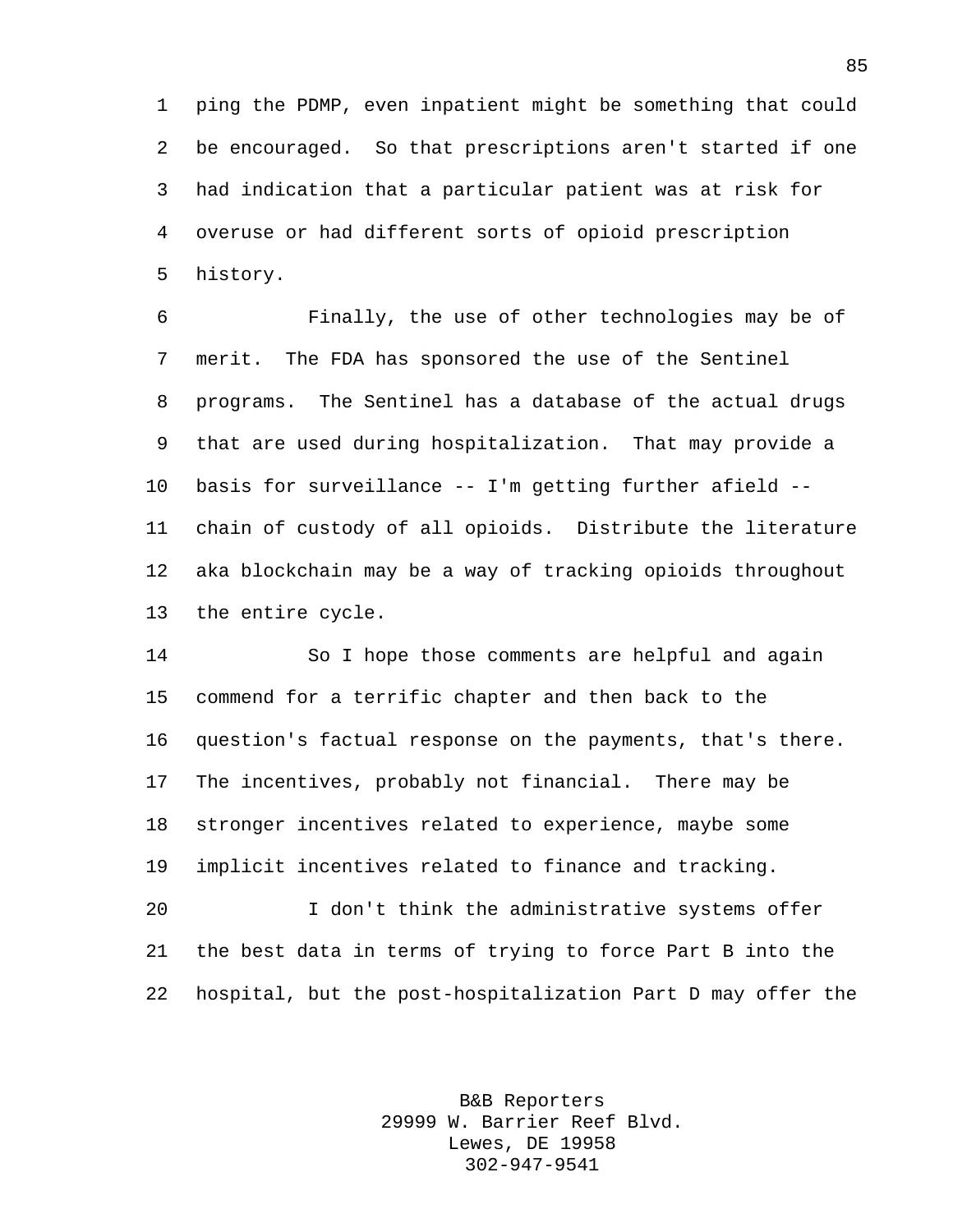ping the PDMP, even inpatient might be something that could be encouraged. So that prescriptions aren't started if one had indication that a particular patient was at risk for overuse or had different sorts of opioid prescription history.

Finally, the use of other technologies may be of merit. The FDA has sponsored the use of the Sentinel programs. The Sentinel has a database of the actual drugs that are used during hospitalization. That may provide a basis for surveillance -- I'm getting further afield -- chain of custody of all opioids. Distribute the literature aka blockchain may be a way of tracking opioids throughout the entire cycle.

So I hope those comments are helpful and again commend for a terrific chapter and then back to the question's factual response on the payments, that's there. The incentives, probably not financial. There may be stronger incentives related to experience, maybe some implicit incentives related to finance and tracking.

I don't think the administrative systems offer the best data in terms of trying to force Part B into the hospital, but the post-hospitalization Part D may offer the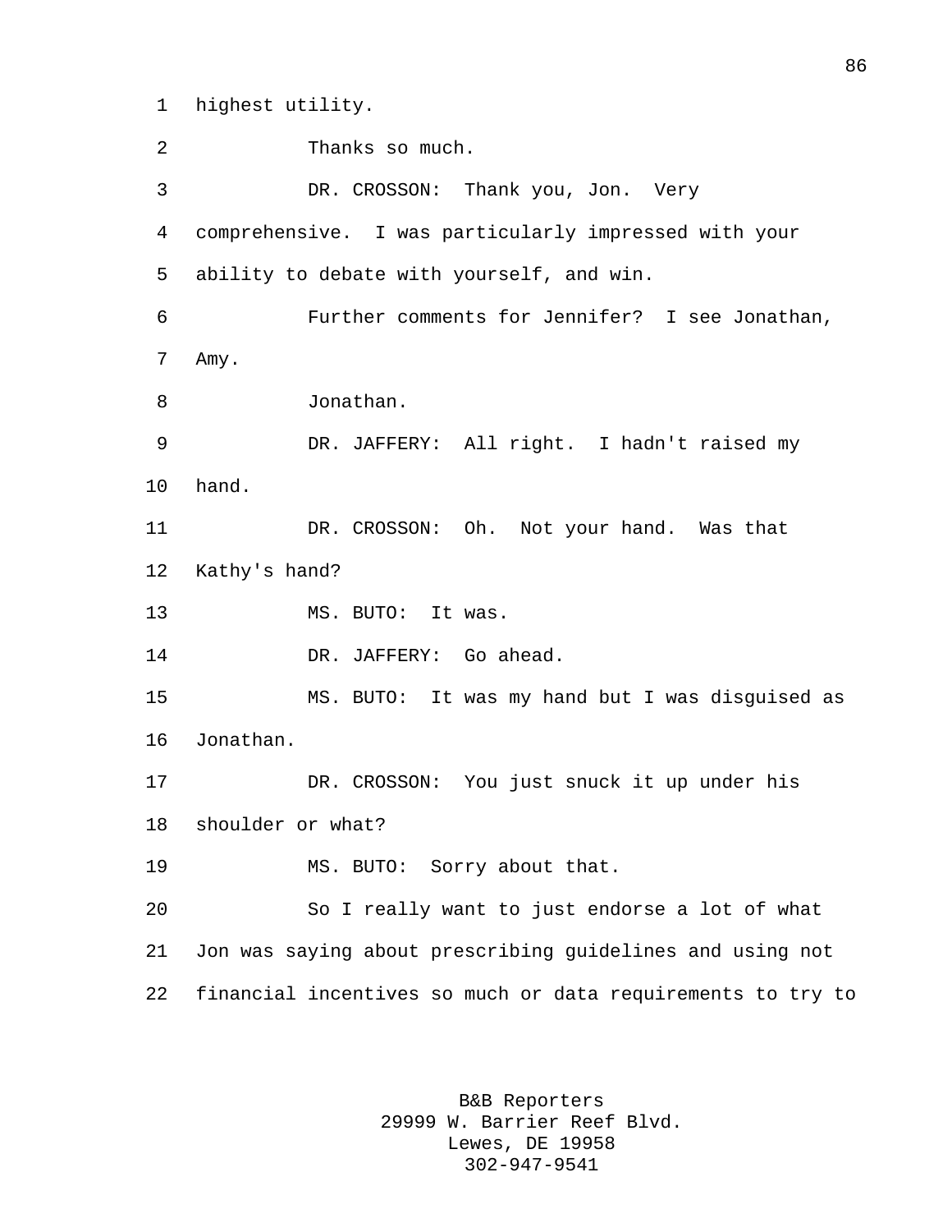highest utility.

Thanks so much.

DR. CROSSON: Thank you, Jon. Very comprehensive. I was particularly impressed with your ability to debate with yourself, and win.

Further comments for Jennifer? I see Jonathan, Amy.

Jonathan.

DR. JAFFERY: All right. I hadn't raised my hand.

DR. CROSSON: Oh. Not your hand. Was that Kathy's hand?

MS. BUTO: It was.

DR. JAFFERY: Go ahead.

MS. BUTO: It was my hand but I was disguised as Jonathan.

DR. CROSSON: You just snuck it up under his shoulder or what?

MS. BUTO: Sorry about that.

So I really want to just endorse a lot of what Jon was saying about prescribing guidelines and using not financial incentives so much or data requirements to try to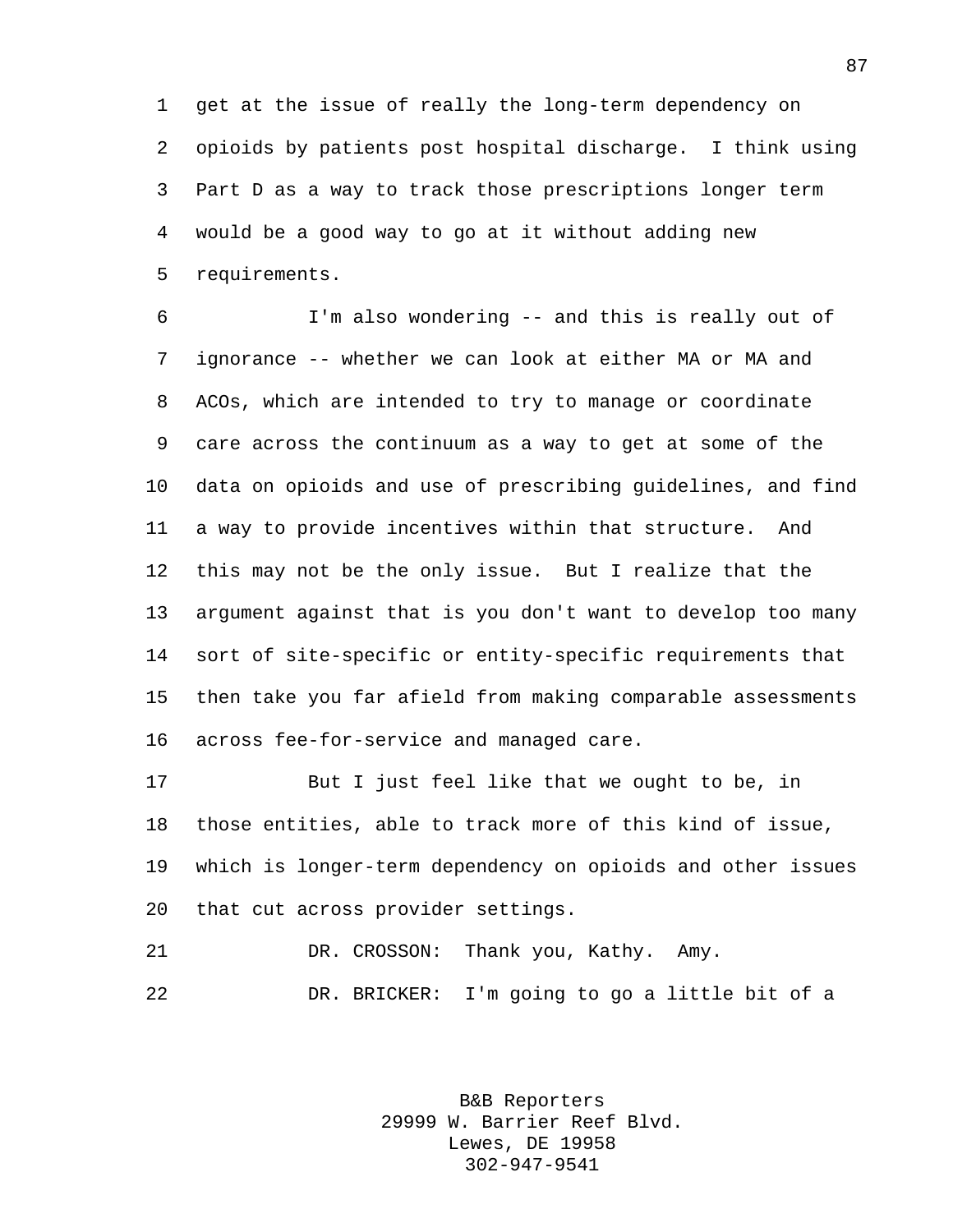get at the issue of really the long-term dependency on opioids by patients post hospital discharge. I think using Part D as a way to track those prescriptions longer term would be a good way to go at it without adding new requirements.

I'm also wondering -- and this is really out of ignorance -- whether we can look at either MA or MA and ACOs, which are intended to try to manage or coordinate care across the continuum as a way to get at some of the data on opioids and use of prescribing guidelines, and find a way to provide incentives within that structure. And this may not be the only issue. But I realize that the argument against that is you don't want to develop too many sort of site-specific or entity-specific requirements that then take you far afield from making comparable assessments across fee-for-service and managed care.

But I just feel like that we ought to be, in those entities, able to track more of this kind of issue, which is longer-term dependency on opioids and other issues that cut across provider settings.

DR. CROSSON: Thank you, Kathy. Amy.

DR. BRICKER: I'm going to go a little bit of a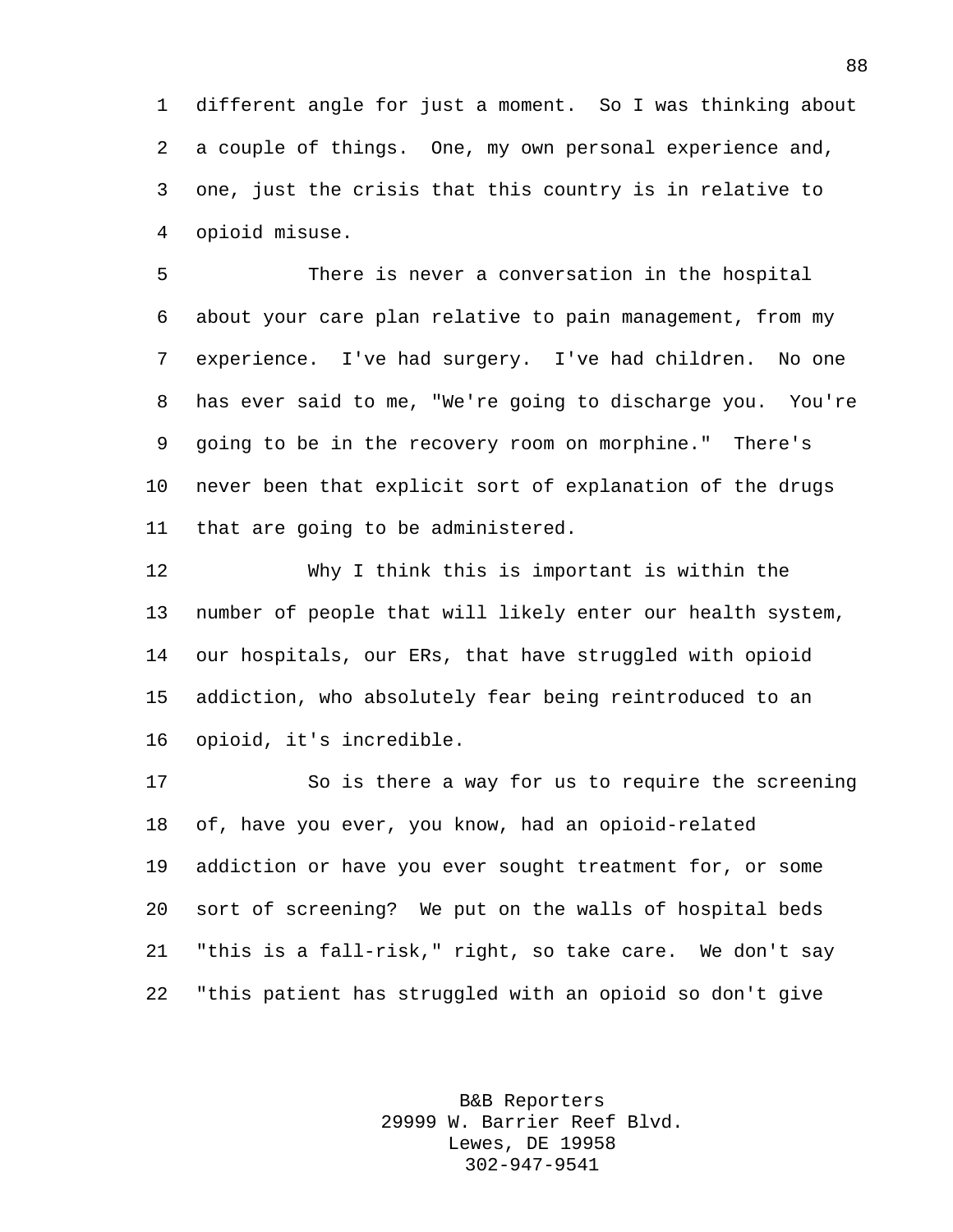different angle for just a moment. So I was thinking about a couple of things. One, my own personal experience and, one, just the crisis that this country is in relative to opioid misuse.

There is never a conversation in the hospital about your care plan relative to pain management, from my experience. I've had surgery. I've had children. No one has ever said to me, "We're going to discharge you. You're going to be in the recovery room on morphine." There's never been that explicit sort of explanation of the drugs that are going to be administered.

Why I think this is important is within the number of people that will likely enter our health system, our hospitals, our ERs, that have struggled with opioid addiction, who absolutely fear being reintroduced to an opioid, it's incredible.

So is there a way for us to require the screening of, have you ever, you know, had an opioid-related addiction or have you ever sought treatment for, or some sort of screening? We put on the walls of hospital beds "this is a fall-risk," right, so take care. We don't say "this patient has struggled with an opioid so don't give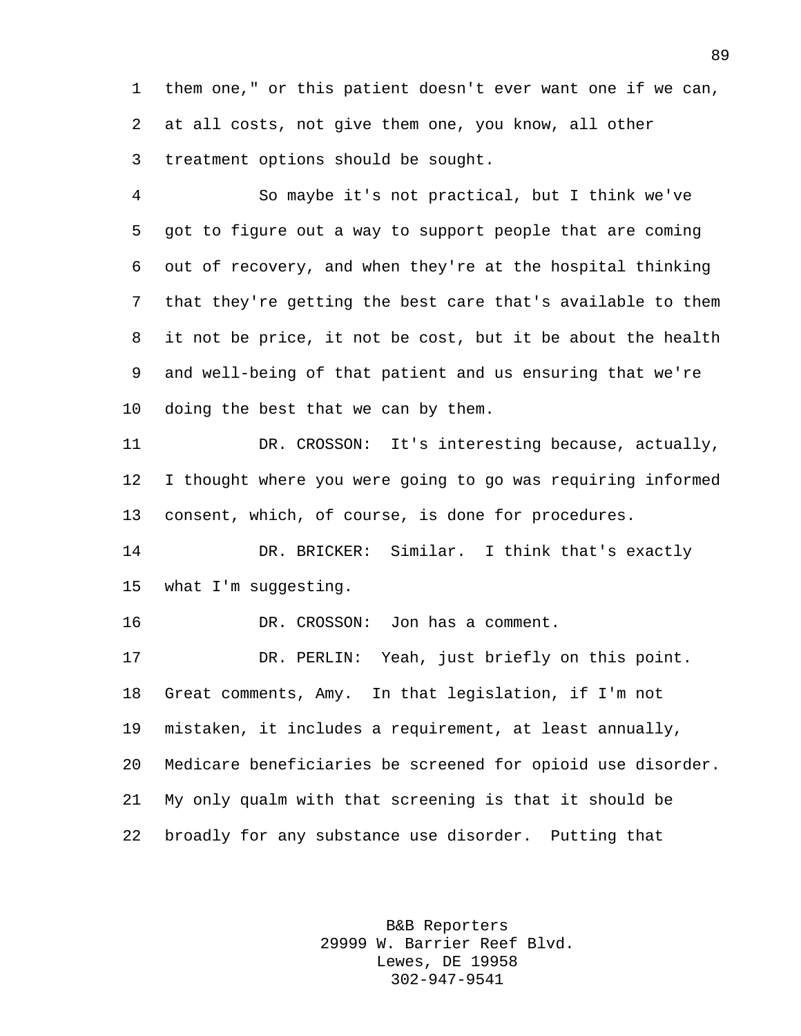them one," or this patient doesn't ever want one if we can, at all costs, not give them one, you know, all other treatment options should be sought.

So maybe it's not practical, but I think we've got to figure out a way to support people that are coming out of recovery, and when they're at the hospital thinking that they're getting the best care that's available to them it not be price, it not be cost, but it be about the health and well-being of that patient and us ensuring that we're doing the best that we can by them.

DR. CROSSON: It's interesting because, actually, I thought where you were going to go was requiring informed consent, which, of course, is done for procedures.

DR. BRICKER: Similar. I think that's exactly what I'm suggesting.

DR. CROSSON: Jon has a comment.

DR. PERLIN: Yeah, just briefly on this point. Great comments, Amy. In that legislation, if I'm not mistaken, it includes a requirement, at least annually, Medicare beneficiaries be screened for opioid use disorder. My only qualm with that screening is that it should be broadly for any substance use disorder. Putting that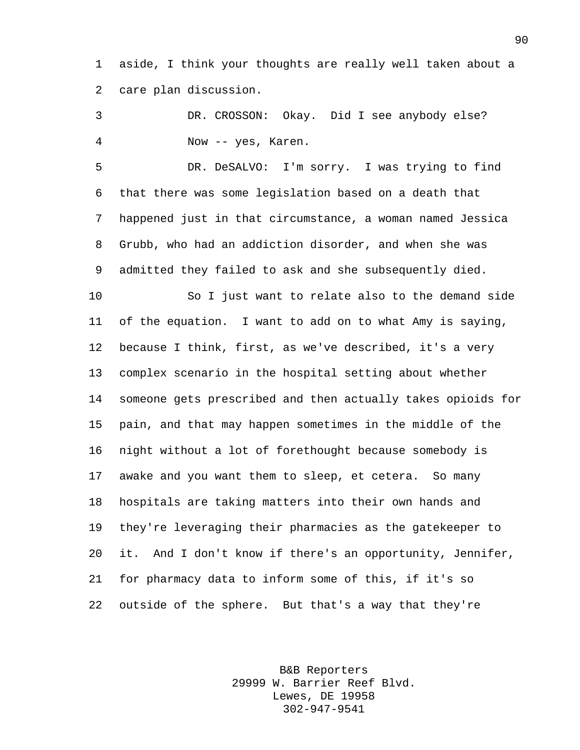aside, I think your thoughts are really well taken about a care plan discussion.

DR. CROSSON: Okay. Did I see anybody else? Now -- yes, Karen.

DR. DeSALVO: I'm sorry. I was trying to find that there was some legislation based on a death that happened just in that circumstance, a woman named Jessica Grubb, who had an addiction disorder, and when she was admitted they failed to ask and she subsequently died.

So I just want to relate also to the demand side of the equation. I want to add on to what Amy is saying, because I think, first, as we've described, it's a very complex scenario in the hospital setting about whether someone gets prescribed and then actually takes opioids for pain, and that may happen sometimes in the middle of the night without a lot of forethought because somebody is awake and you want them to sleep, et cetera. So many hospitals are taking matters into their own hands and they're leveraging their pharmacies as the gatekeeper to it. And I don't know if there's an opportunity, Jennifer, for pharmacy data to inform some of this, if it's so outside of the sphere. But that's a way that they're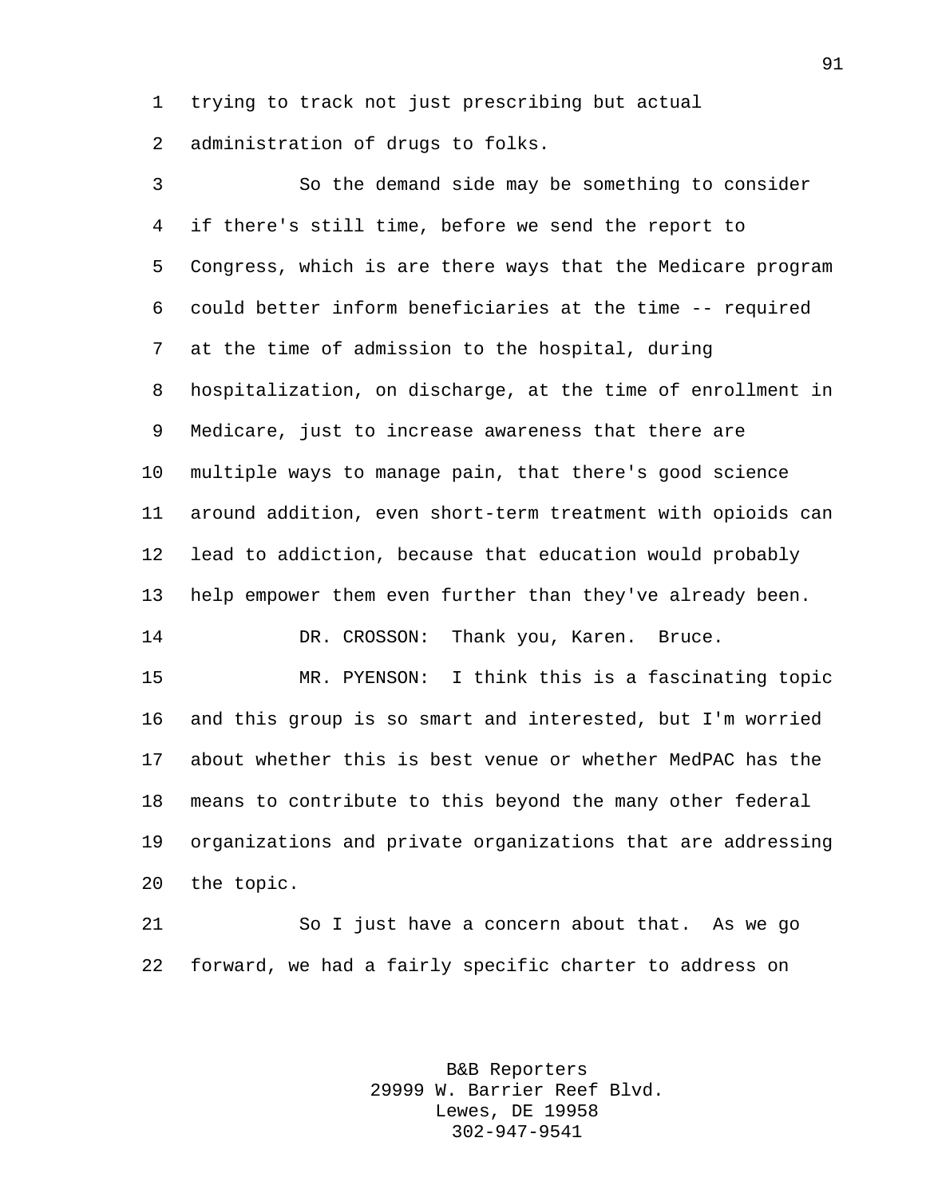trying to track not just prescribing but actual administration of drugs to folks.

So the demand side may be something to consider if there's still time, before we send the report to Congress, which is are there ways that the Medicare program could better inform beneficiaries at the time -- required at the time of admission to the hospital, during hospitalization, on discharge, at the time of enrollment in Medicare, just to increase awareness that there are multiple ways to manage pain, that there's good science around addition, even short-term treatment with opioids can lead to addiction, because that education would probably help empower them even further than they've already been.

DR. CROSSON: Thank you, Karen. Bruce.

MR. PYENSON: I think this is a fascinating topic and this group is so smart and interested, but I'm worried about whether this is best venue or whether MedPAC has the means to contribute to this beyond the many other federal organizations and private organizations that are addressing the topic.

So I just have a concern about that. As we go forward, we had a fairly specific charter to address on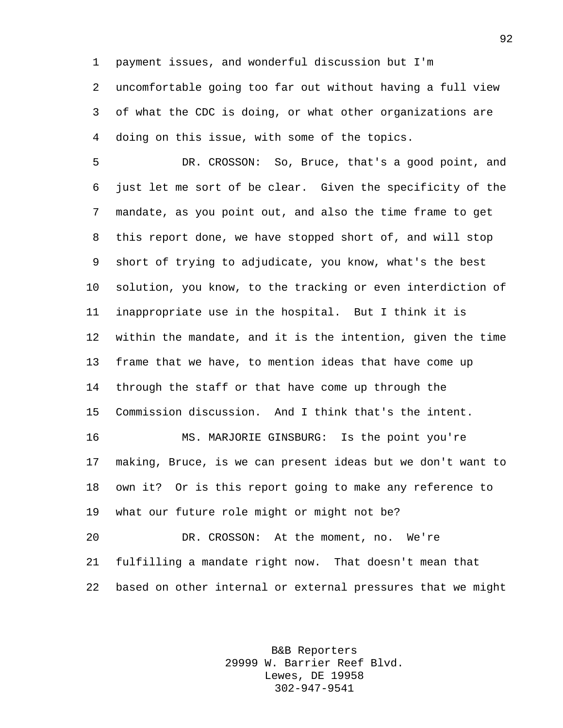payment issues, and wonderful discussion but I'm uncomfortable going too far out without having a full view of what the CDC is doing, or what other organizations are doing on this issue, with some of the topics.

DR. CROSSON: So, Bruce, that's a good point, and just let me sort of be clear. Given the specificity of the mandate, as you point out, and also the time frame to get this report done, we have stopped short of, and will stop short of trying to adjudicate, you know, what's the best solution, you know, to the tracking or even interdiction of inappropriate use in the hospital. But I think it is within the mandate, and it is the intention, given the time frame that we have, to mention ideas that have come up through the staff or that have come up through the Commission discussion. And I think that's the intent.

MS. MARJORIE GINSBURG: Is the point you're making, Bruce, is we can present ideas but we don't want to own it? Or is this report going to make any reference to what our future role might or might not be?

DR. CROSSON: At the moment, no. We're fulfilling a mandate right now. That doesn't mean that based on other internal or external pressures that we might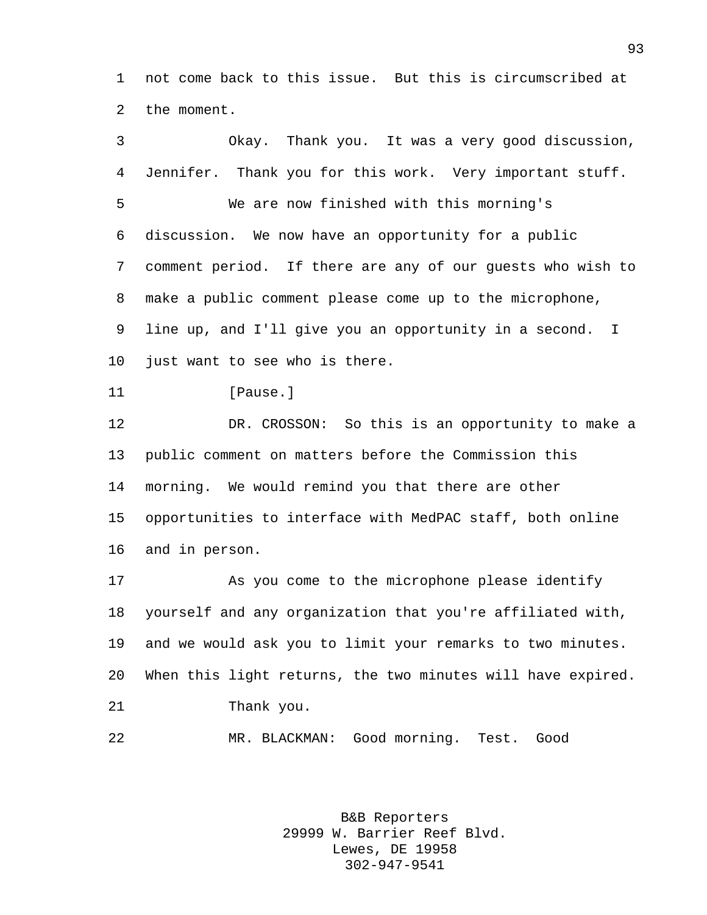not come back to this issue. But this is circumscribed at the moment.

Okay. Thank you. It was a very good discussion, Jennifer. Thank you for this work. Very important stuff.

We are now finished with this morning's discussion. We now have an opportunity for a public comment period. If there are any of our guests who wish to make a public comment please come up to the microphone, line up, and I'll give you an opportunity in a second. I just want to see who is there.

[Pause.]

DR. CROSSON: So this is an opportunity to make a public comment on matters before the Commission this morning. We would remind you that there are other opportunities to interface with MedPAC staff, both online and in person.

As you come to the microphone please identify yourself and any organization that you're affiliated with, and we would ask you to limit your remarks to two minutes. When this light returns, the two minutes will have expired.

Thank you.

MR. BLACKMAN: Good morning. Test. Good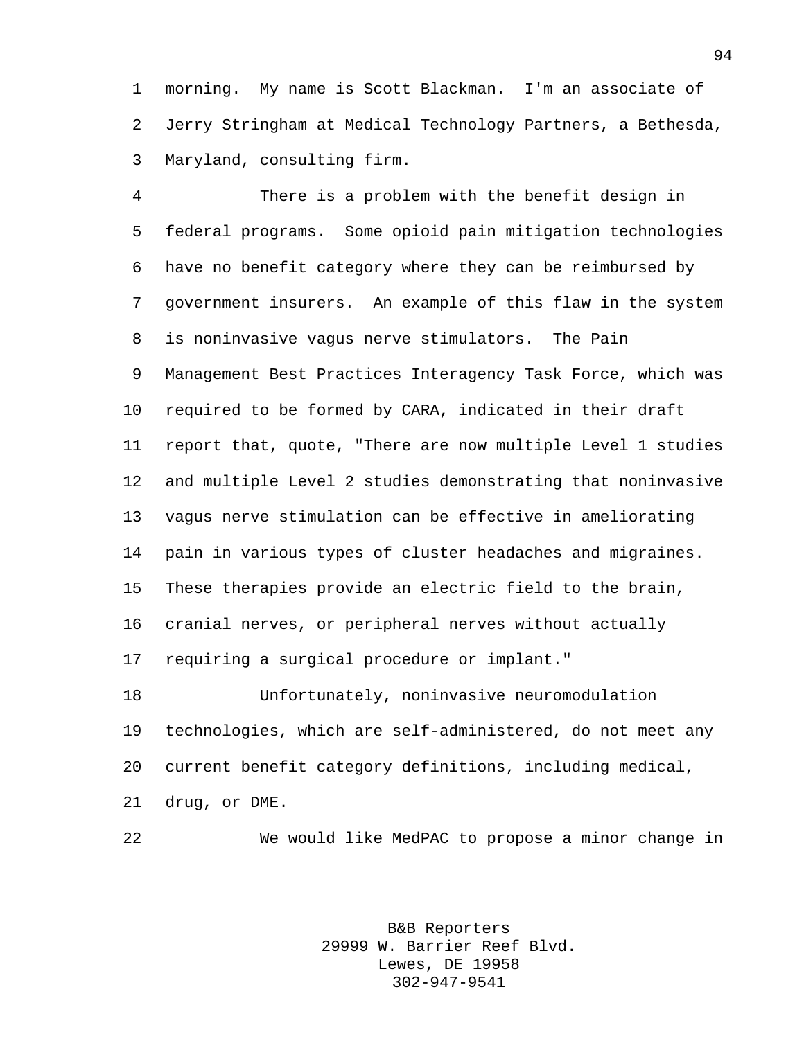morning. My name is Scott Blackman. I'm an associate of Jerry Stringham at Medical Technology Partners, a Bethesda, Maryland, consulting firm.

There is a problem with the benefit design in federal programs. Some opioid pain mitigation technologies have no benefit category where they can be reimbursed by government insurers. An example of this flaw in the system is noninvasive vagus nerve stimulators. The Pain Management Best Practices Interagency Task Force, which was required to be formed by CARA, indicated in their draft report that, quote, "There are now multiple Level 1 studies and multiple Level 2 studies demonstrating that noninvasive vagus nerve stimulation can be effective in ameliorating pain in various types of cluster headaches and migraines. These therapies provide an electric field to the brain, cranial nerves, or peripheral nerves without actually requiring a surgical procedure or implant."

Unfortunately, noninvasive neuromodulation technologies, which are self-administered, do not meet any current benefit category definitions, including medical, drug, or DME.

We would like MedPAC to propose a minor change in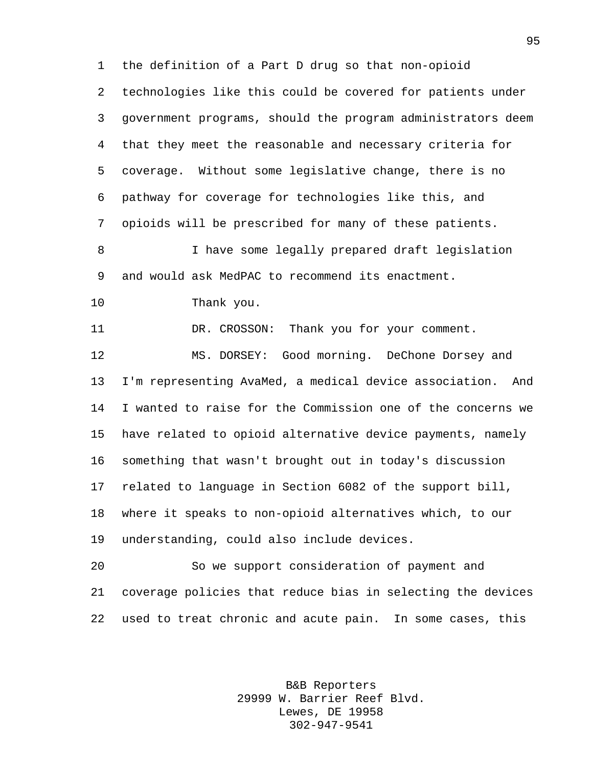the definition of a Part D drug so that non-opioid technologies like this could be covered for patients under government programs, should the program administrators deem that they meet the reasonable and necessary criteria for coverage. Without some legislative change, there is no pathway for coverage for technologies like this, and opioids will be prescribed for many of these patients.

I have some legally prepared draft legislation and would ask MedPAC to recommend its enactment.

Thank you.

DR. CROSSON: Thank you for your comment.

MS. DORSEY: Good morning. DeChone Dorsey and I'm representing AvaMed, a medical device association. And I wanted to raise for the Commission one of the concerns we have related to opioid alternative device payments, namely something that wasn't brought out in today's discussion related to language in Section 6082 of the support bill, where it speaks to non-opioid alternatives which, to our understanding, could also include devices.

So we support consideration of payment and coverage policies that reduce bias in selecting the devices used to treat chronic and acute pain. In some cases, this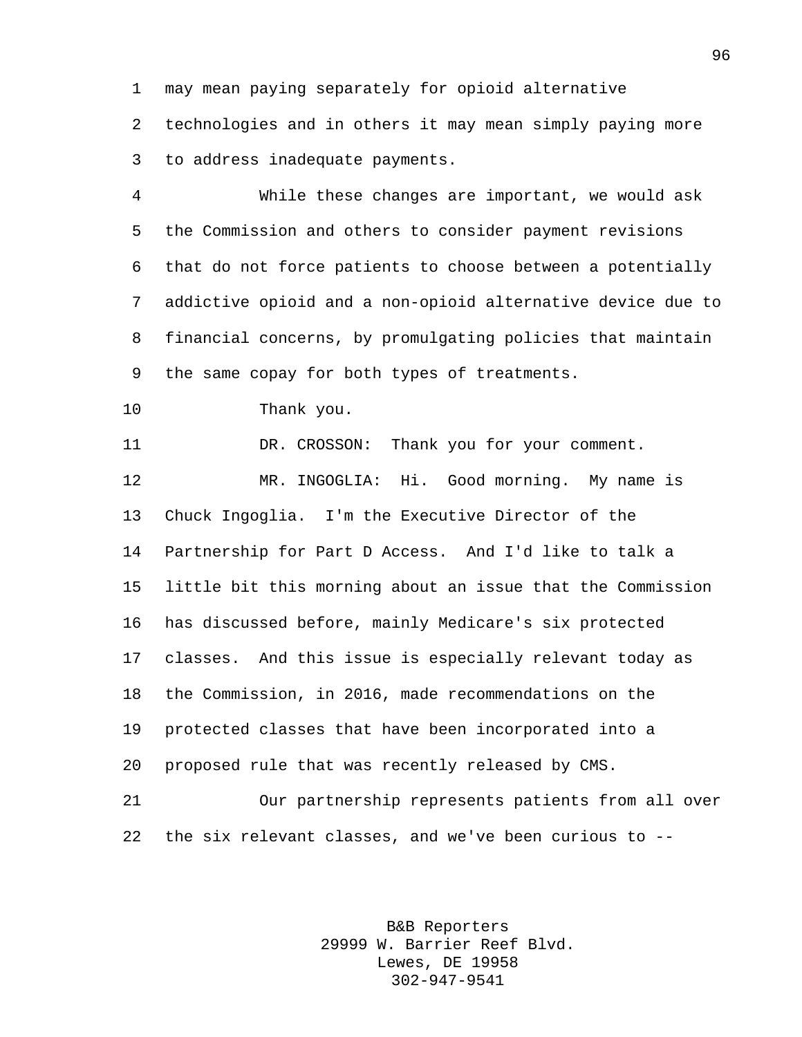may mean paying separately for opioid alternative technologies and in others it may mean simply paying more to address inadequate payments.

While these changes are important, we would ask the Commission and others to consider payment revisions that do not force patients to choose between a potentially addictive opioid and a non-opioid alternative device due to financial concerns, by promulgating policies that maintain the same copay for both types of treatments.

Thank you.

DR. CROSSON: Thank you for your comment.

MR. INGOGLIA: Hi. Good morning. My name is Chuck Ingoglia. I'm the Executive Director of the Partnership for Part D Access. And I'd like to talk a little bit this morning about an issue that the Commission has discussed before, mainly Medicare's six protected classes. And this issue is especially relevant today as the Commission, in 2016, made recommendations on the protected classes that have been incorporated into a proposed rule that was recently released by CMS.

Our partnership represents patients from all over the six relevant classes, and we've been curious to --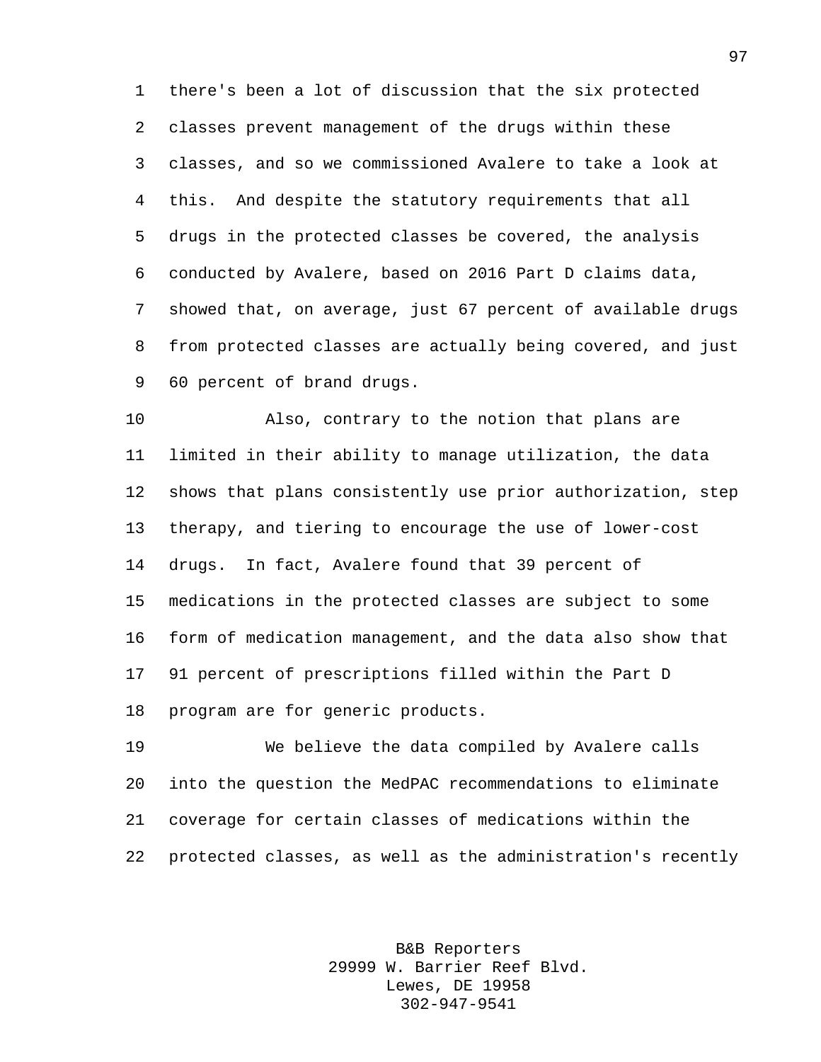there's been a lot of discussion that the six protected classes prevent management of the drugs within these classes, and so we commissioned Avalere to take a look at this. And despite the statutory requirements that all drugs in the protected classes be covered, the analysis conducted by Avalere, based on 2016 Part D claims data, showed that, on average, just 67 percent of available drugs from protected classes are actually being covered, and just 60 percent of brand drugs.

Also, contrary to the notion that plans are limited in their ability to manage utilization, the data shows that plans consistently use prior authorization, step therapy, and tiering to encourage the use of lower-cost drugs. In fact, Avalere found that 39 percent of medications in the protected classes are subject to some form of medication management, and the data also show that 91 percent of prescriptions filled within the Part D program are for generic products.

We believe the data compiled by Avalere calls into the question the MedPAC recommendations to eliminate coverage for certain classes of medications within the protected classes, as well as the administration's recently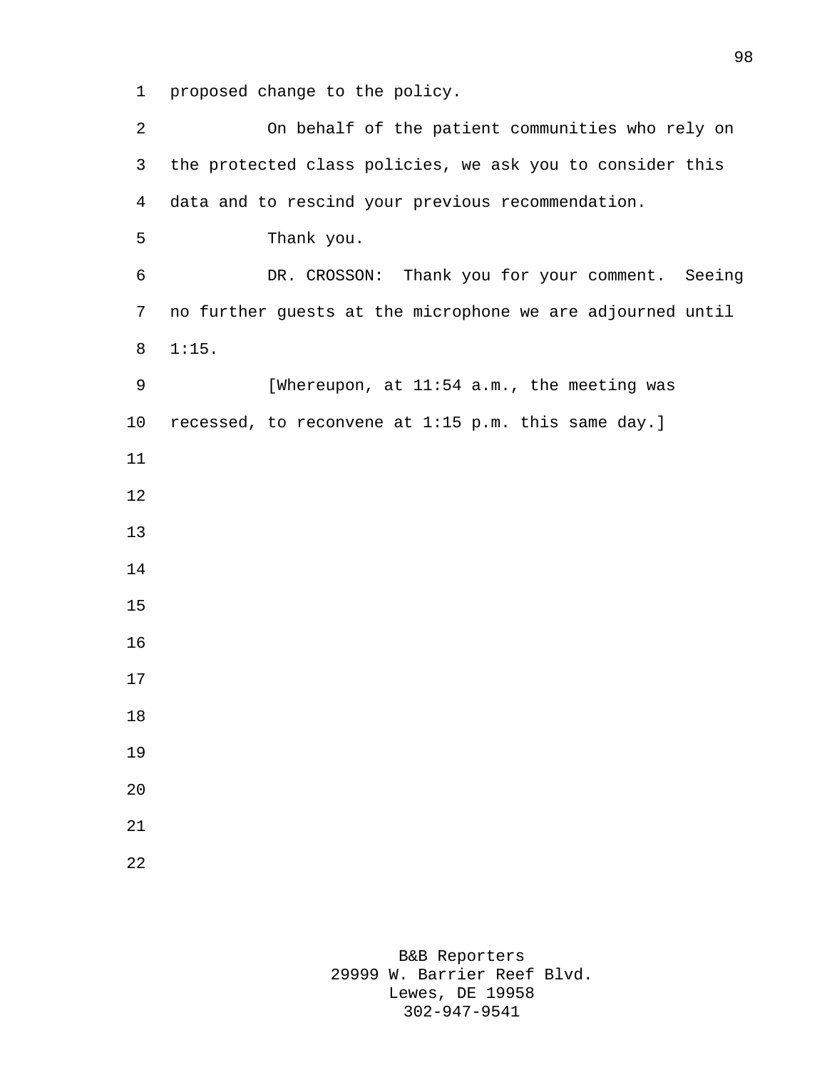proposed change to the policy.

On behalf of the patient communities who rely on the protected class policies, we ask you to consider this data and to rescind your previous recommendation.

Thank you.

DR. CROSSON: Thank you for your comment. Seeing no further guests at the microphone we are adjourned until 1:15.

[Whereupon, at 11:54 a.m., the meeting was recessed, to reconvene at 1:15 p.m. this same day.]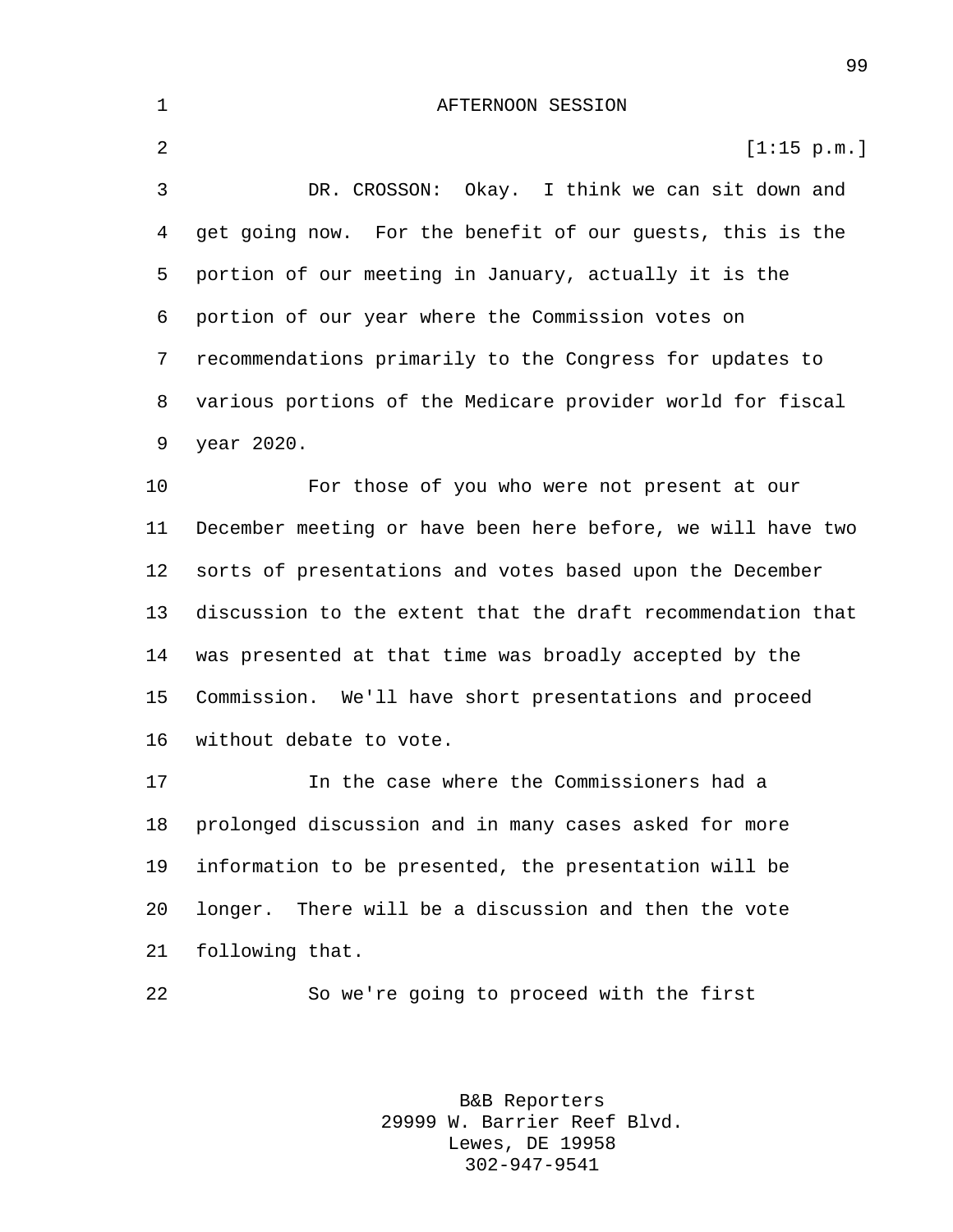AFTERNOON SESSION

[1:15 p.m.]

DR. CROSSON: Okay. I think we can sit down and get going now. For the benefit of our guests, this is the portion of our meeting in January, actually it is the portion of our year where the Commission votes on recommendations primarily to the Congress for updates to various portions of the Medicare provider world for fiscal year 2020.

For those of you who were not present at our December meeting or have been here before, we will have two sorts of presentations and votes based upon the December discussion to the extent that the draft recommendation that was presented at that time was broadly accepted by the Commission. We'll have short presentations and proceed without debate to vote.

In the case where the Commissioners had a prolonged discussion and in many cases asked for more information to be presented, the presentation will be longer. There will be a discussion and then the vote following that.

So we're going to proceed with the first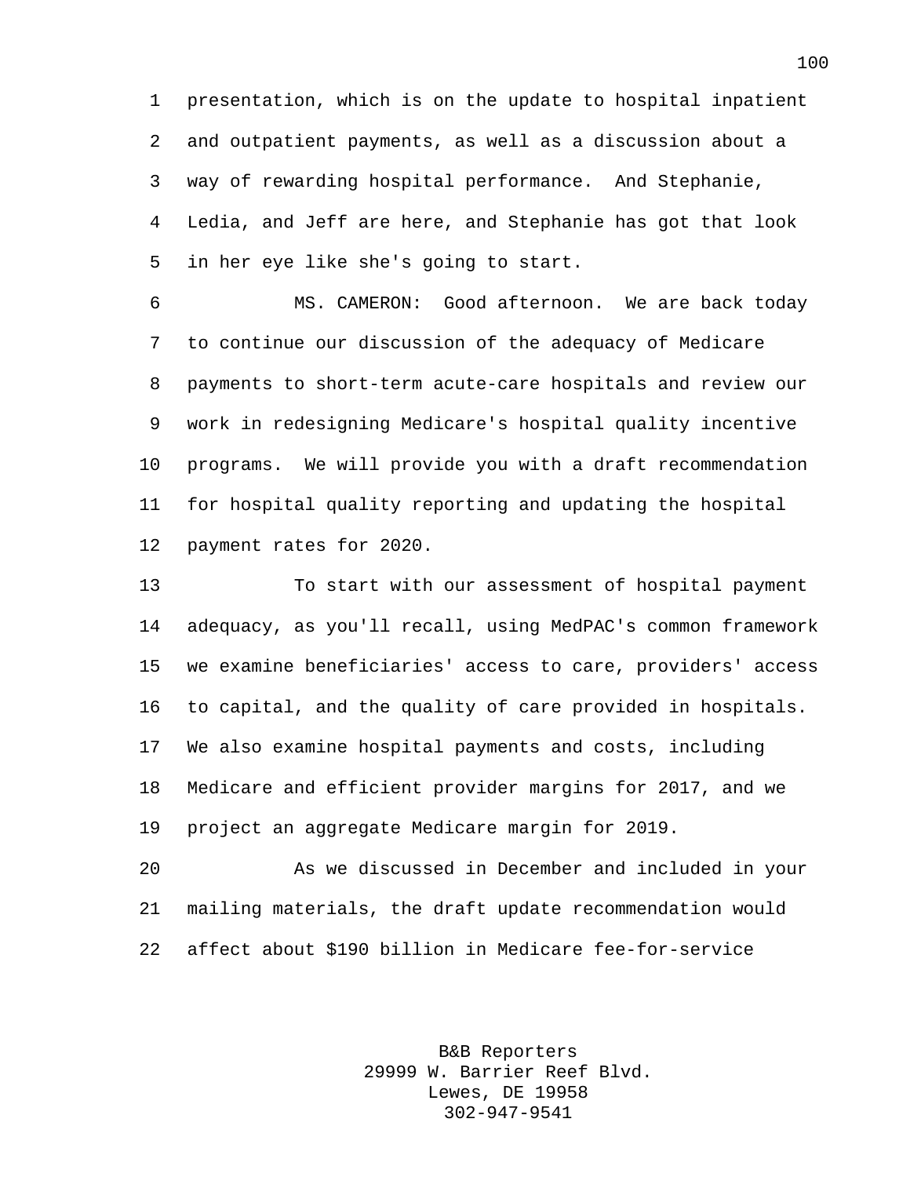presentation, which is on the update to hospital inpatient and outpatient payments, as well as a discussion about a way of rewarding hospital performance. And Stephanie, Ledia, and Jeff are here, and Stephanie has got that look in her eye like she's going to start.

MS. CAMERON: Good afternoon. We are back today to continue our discussion of the adequacy of Medicare payments to short-term acute-care hospitals and review our work in redesigning Medicare's hospital quality incentive programs. We will provide you with a draft recommendation for hospital quality reporting and updating the hospital payment rates for 2020.

To start with our assessment of hospital payment adequacy, as you'll recall, using MedPAC's common framework we examine beneficiaries' access to care, providers' access to capital, and the quality of care provided in hospitals. We also examine hospital payments and costs, including Medicare and efficient provider margins for 2017, and we project an aggregate Medicare margin for 2019.

As we discussed in December and included in your mailing materials, the draft update recommendation would affect about $190 billion in Medicare fee-for-service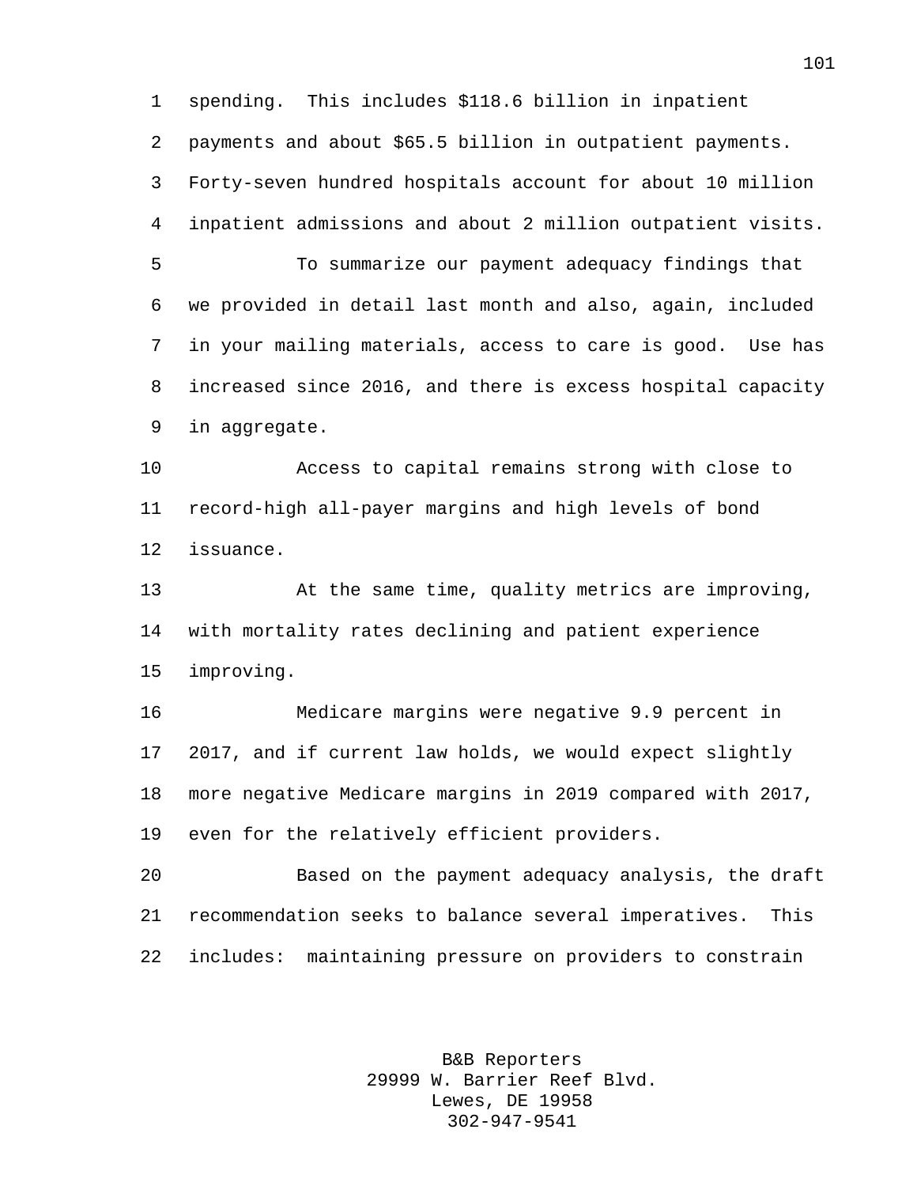spending. This includes $118.6 billion in inpatient payments and about $65.5 billion in outpatient payments. Forty-seven hundred hospitals account for about 10 million inpatient admissions and about 2 million outpatient visits.

To summarize our payment adequacy findings that we provided in detail last month and also, again, included in your mailing materials, access to care is good. Use has increased since 2016, and there is excess hospital capacity in aggregate.

Access to capital remains strong with close to record-high all-payer margins and high levels of bond issuance.

At the same time, quality metrics are improving, with mortality rates declining and patient experience improving.

Medicare margins were negative 9.9 percent in 2017, and if current law holds, we would expect slightly more negative Medicare margins in 2019 compared with 2017, even for the relatively efficient providers.

Based on the payment adequacy analysis, the draft recommendation seeks to balance several imperatives. This includes: maintaining pressure on providers to constrain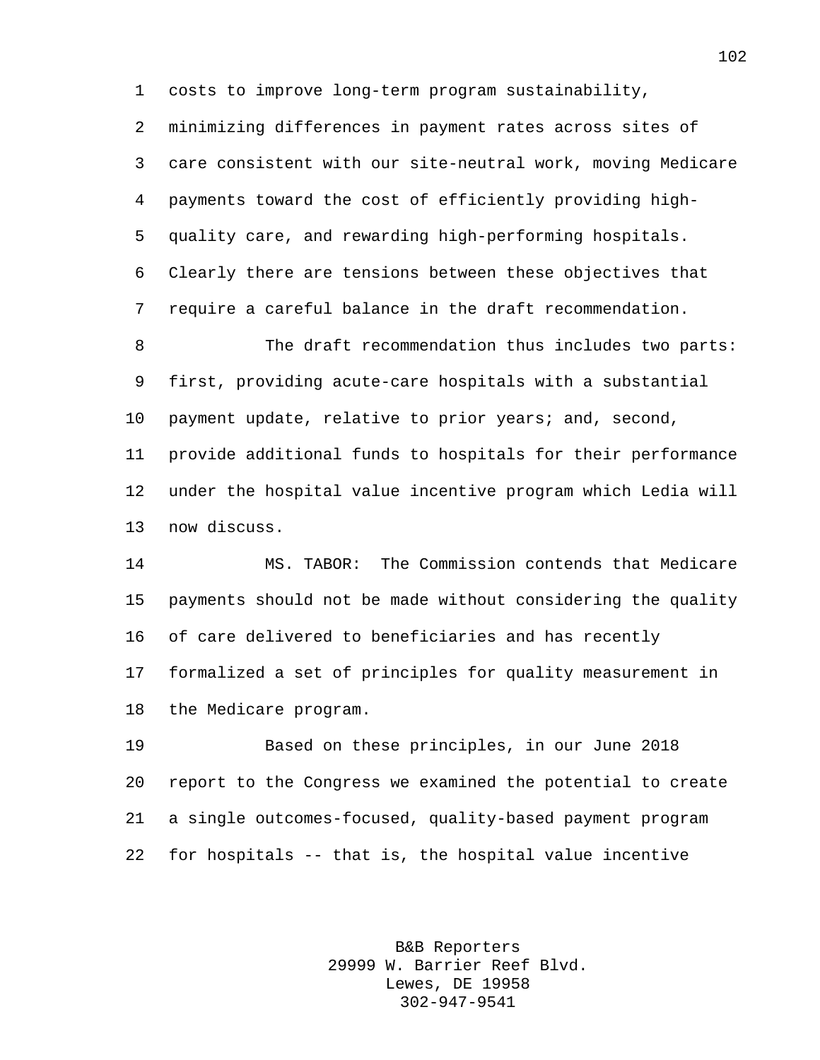costs to improve long-term program sustainability, minimizing differences in payment rates across sites of care consistent with our site-neutral work, moving Medicare payments toward the cost of efficiently providing high-quality care, and rewarding high-performing hospitals. Clearly there are tensions between these objectives that require a careful balance in the draft recommendation.

The draft recommendation thus includes two parts: first, providing acute-care hospitals with a substantial payment update, relative to prior years; and, second, provide additional funds to hospitals for their performance under the hospital value incentive program which Ledia will now discuss.

MS. TABOR: The Commission contends that Medicare payments should not be made without considering the quality of care delivered to beneficiaries and has recently formalized a set of principles for quality measurement in the Medicare program.

Based on these principles, in our June 2018 report to the Congress we examined the potential to create a single outcomes-focused, quality-based payment program for hospitals -- that is, the hospital value incentive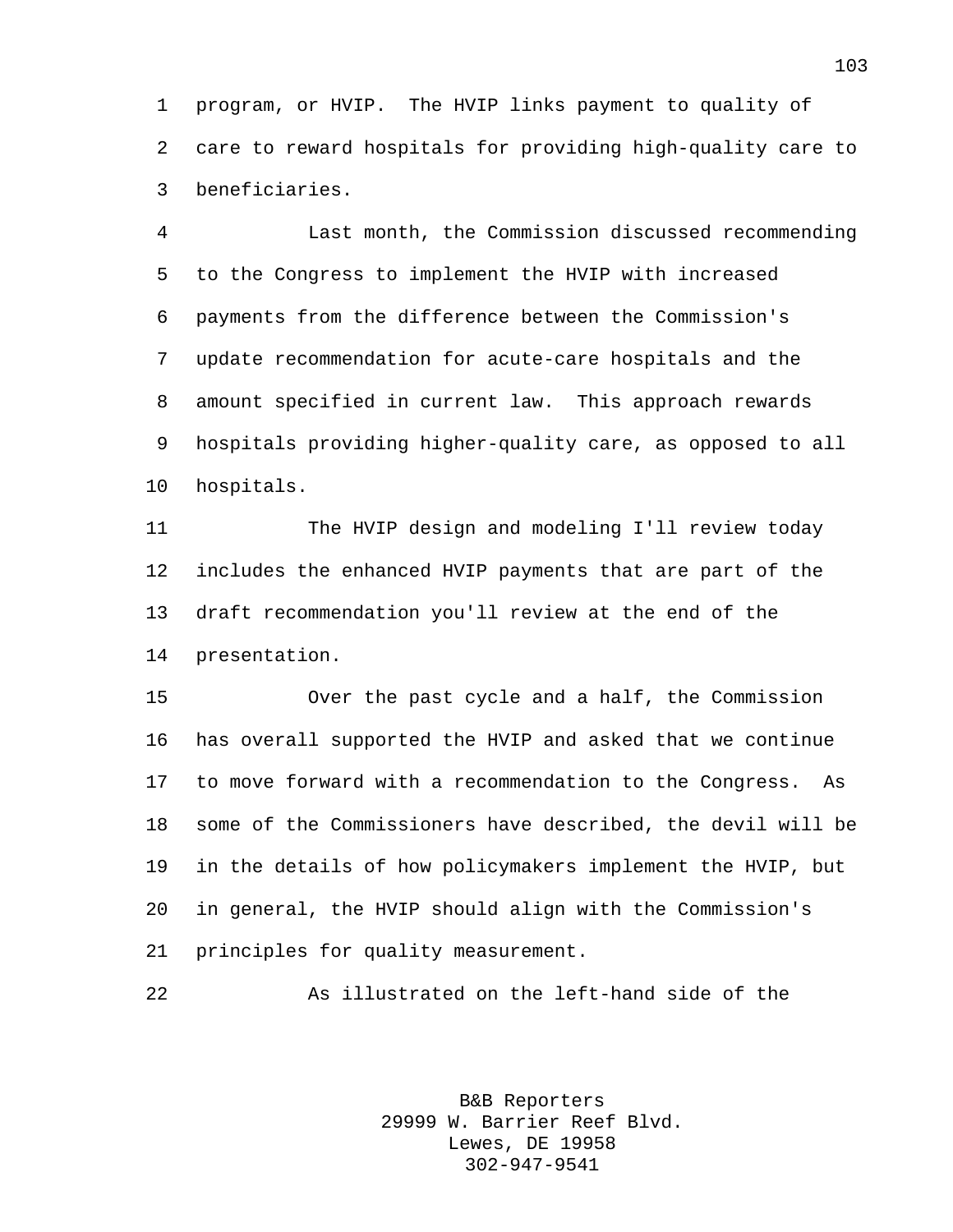program, or HVIP. The HVIP links payment to quality of care to reward hospitals for providing high-quality care to beneficiaries.

Last month, the Commission discussed recommending to the Congress to implement the HVIP with increased payments from the difference between the Commission's update recommendation for acute-care hospitals and the amount specified in current law. This approach rewards hospitals providing higher-quality care, as opposed to all hospitals.

The HVIP design and modeling I'll review today includes the enhanced HVIP payments that are part of the draft recommendation you'll review at the end of the presentation.

Over the past cycle and a half, the Commission has overall supported the HVIP and asked that we continue to move forward with a recommendation to the Congress. As some of the Commissioners have described, the devil will be in the details of how policymakers implement the HVIP, but in general, the HVIP should align with the Commission's principles for quality measurement.

As illustrated on the left-hand side of the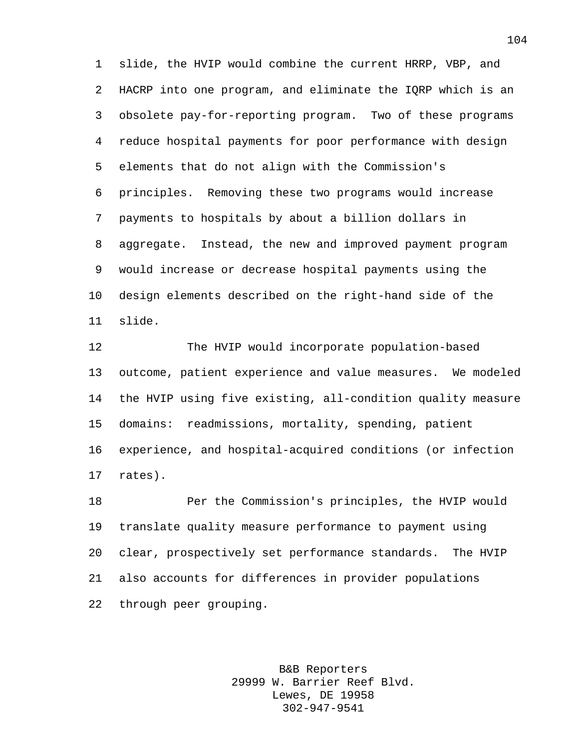slide, the HVIP would combine the current HRRP, VBP, and HACRP into one program, and eliminate the IQRP which is an obsolete pay-for-reporting program. Two of these programs reduce hospital payments for poor performance with design elements that do not align with the Commission's principles. Removing these two programs would increase payments to hospitals by about a billion dollars in aggregate. Instead, the new and improved payment program would increase or decrease hospital payments using the design elements described on the right-hand side of the slide.

The HVIP would incorporate population-based outcome, patient experience and value measures. We modeled the HVIP using five existing, all-condition quality measure domains: readmissions, mortality, spending, patient experience, and hospital-acquired conditions (or infection rates).

Per the Commission's principles, the HVIP would translate quality measure performance to payment using clear, prospectively set performance standards. The HVIP also accounts for differences in provider populations through peer grouping.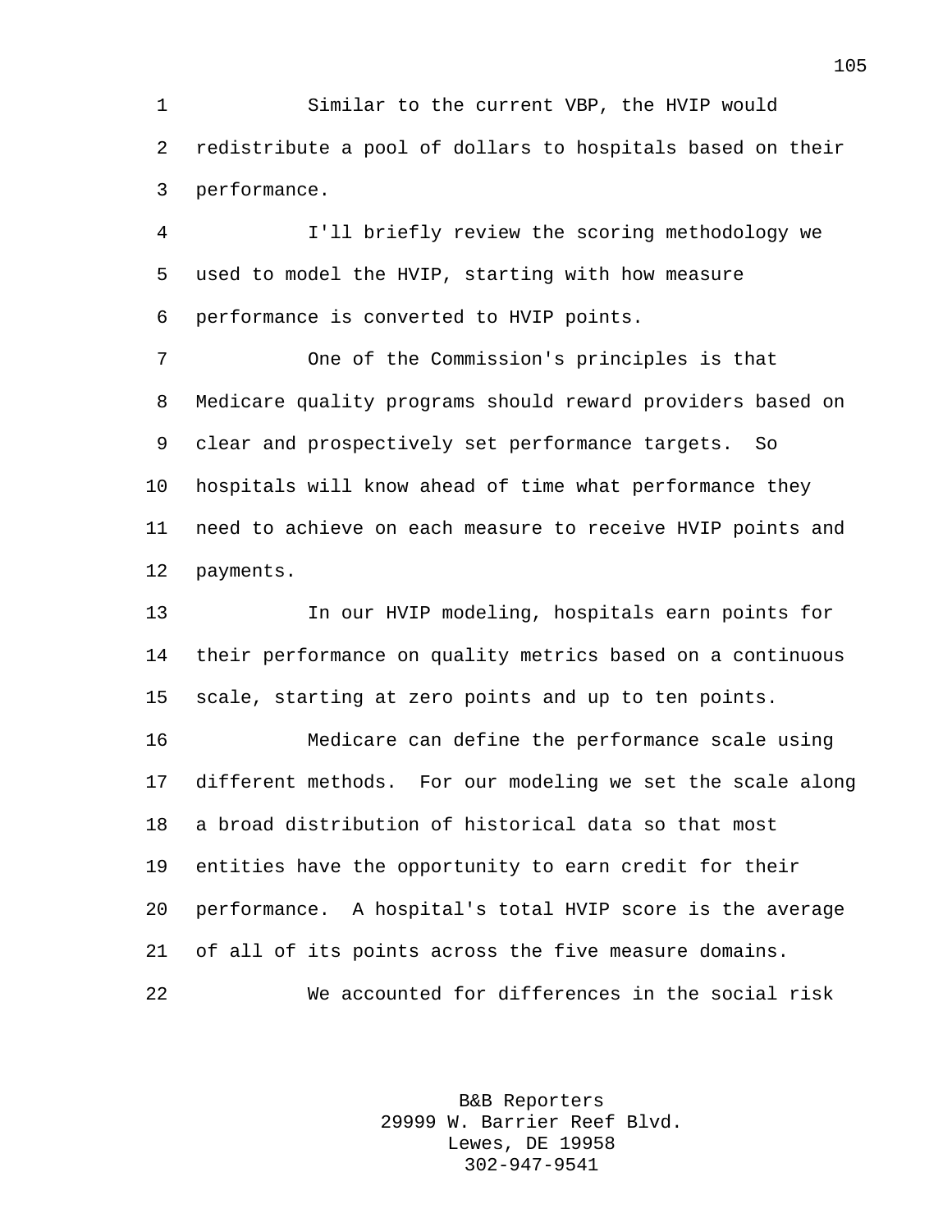Similar to the current VBP, the HVIP would redistribute a pool of dollars to hospitals based on their performance.

I'll briefly review the scoring methodology we used to model the HVIP, starting with how measure performance is converted to HVIP points.

One of the Commission's principles is that Medicare quality programs should reward providers based on clear and prospectively set performance targets. So hospitals will know ahead of time what performance they need to achieve on each measure to receive HVIP points and payments.

In our HVIP modeling, hospitals earn points for their performance on quality metrics based on a continuous scale, starting at zero points and up to ten points.

Medicare can define the performance scale using different methods. For our modeling we set the scale along a broad distribution of historical data so that most entities have the opportunity to earn credit for their performance. A hospital's total HVIP score is the average of all of its points across the five measure domains.

We accounted for differences in the social risk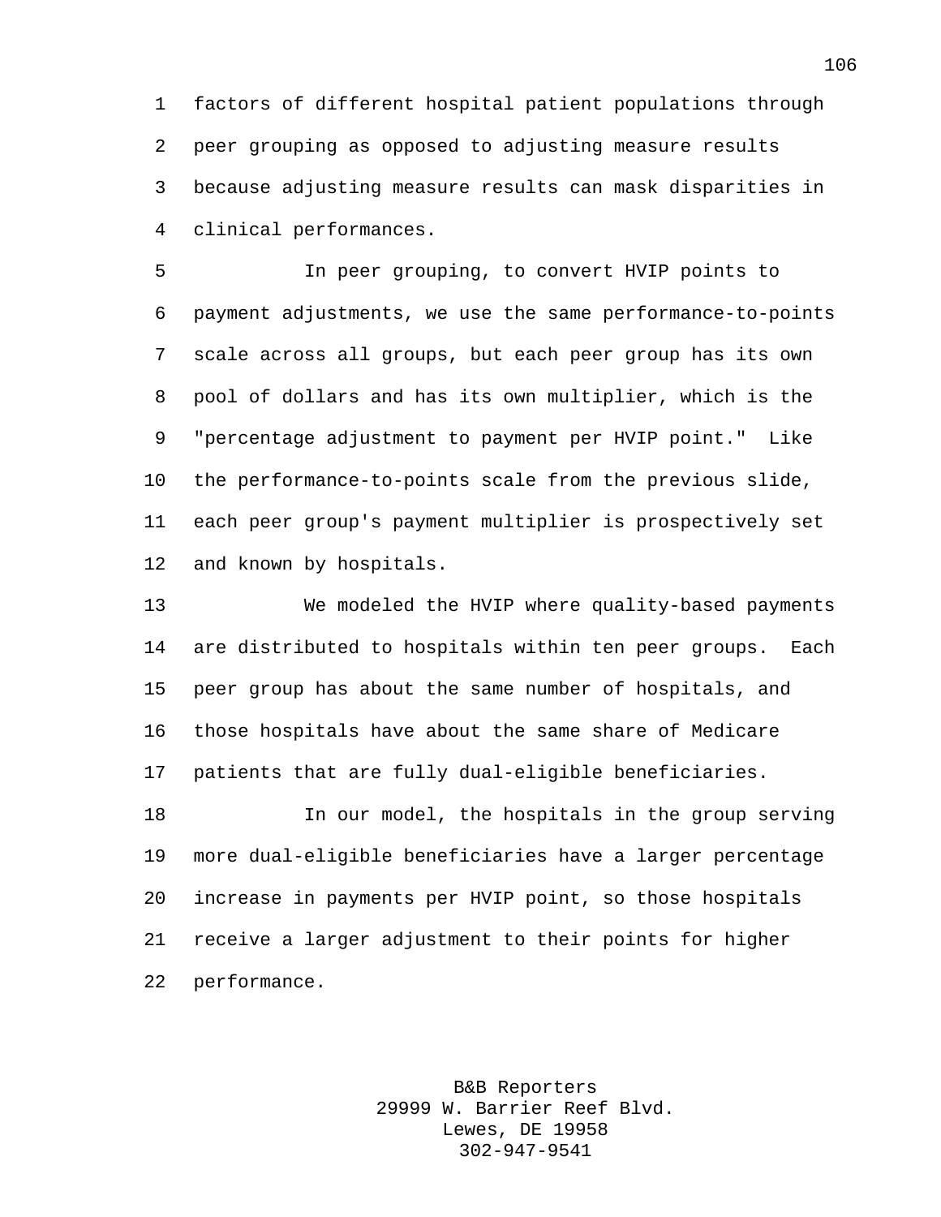factors of different hospital patient populations through peer grouping as opposed to adjusting measure results because adjusting measure results can mask disparities in clinical performances.

In peer grouping, to convert HVIP points to payment adjustments, we use the same performance-to-points scale across all groups, but each peer group has its own pool of dollars and has its own multiplier, which is the "percentage adjustment to payment per HVIP point." Like the performance-to-points scale from the previous slide, each peer group's payment multiplier is prospectively set and known by hospitals.

We modeled the HVIP where quality-based payments are distributed to hospitals within ten peer groups. Each peer group has about the same number of hospitals, and those hospitals have about the same share of Medicare patients that are fully dual-eligible beneficiaries.

In our model, the hospitals in the group serving more dual-eligible beneficiaries have a larger percentage increase in payments per HVIP point, so those hospitals receive a larger adjustment to their points for higher performance.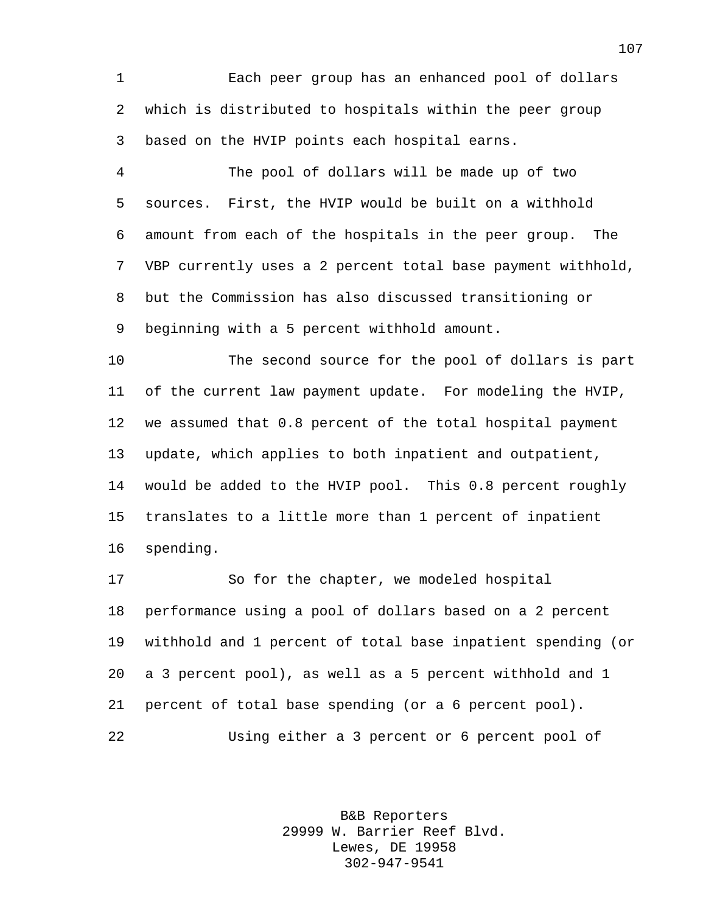Each peer group has an enhanced pool of dollars which is distributed to hospitals within the peer group based on the HVIP points each hospital earns.

The pool of dollars will be made up of two sources. First, the HVIP would be built on a withhold amount from each of the hospitals in the peer group. The VBP currently uses a 2 percent total base payment withhold, but the Commission has also discussed transitioning or beginning with a 5 percent withhold amount.

The second source for the pool of dollars is part of the current law payment update. For modeling the HVIP, we assumed that 0.8 percent of the total hospital payment update, which applies to both inpatient and outpatient, would be added to the HVIP pool. This 0.8 percent roughly translates to a little more than 1 percent of inpatient spending.

So for the chapter, we modeled hospital performance using a pool of dollars based on a 2 percent withhold and 1 percent of total base inpatient spending (or a 3 percent pool), as well as a 5 percent withhold and 1 percent of total base spending (or a 6 percent pool).

Using either a 3 percent or 6 percent pool of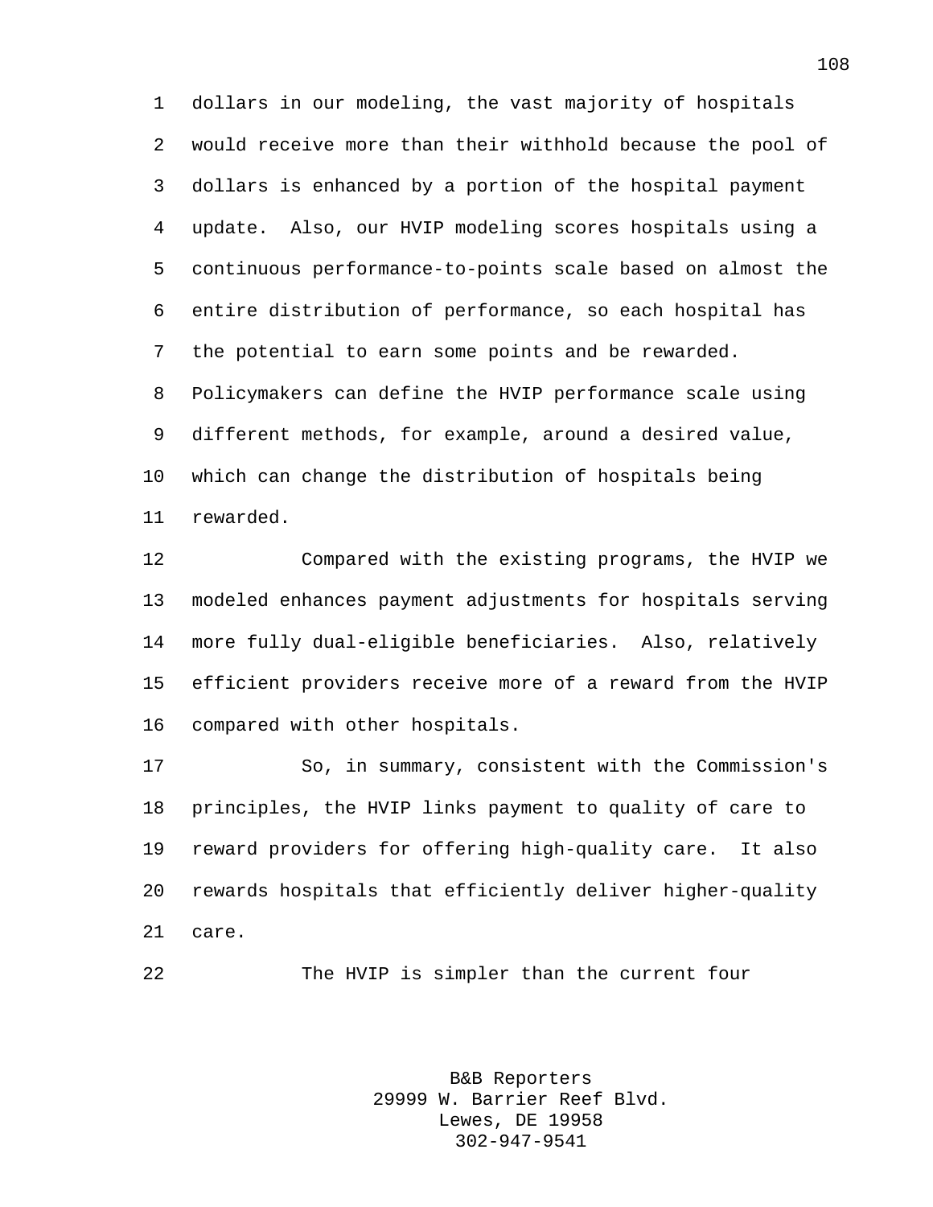dollars in our modeling, the vast majority of hospitals would receive more than their withhold because the pool of dollars is enhanced by a portion of the hospital payment update. Also, our HVIP modeling scores hospitals using a continuous performance-to-points scale based on almost the entire distribution of performance, so each hospital has the potential to earn some points and be rewarded. Policymakers can define the HVIP performance scale using different methods, for example, around a desired value, which can change the distribution of hospitals being rewarded.

Compared with the existing programs, the HVIP we modeled enhances payment adjustments for hospitals serving more fully dual-eligible beneficiaries. Also, relatively efficient providers receive more of a reward from the HVIP compared with other hospitals.

So, in summary, consistent with the Commission's principles, the HVIP links payment to quality of care to reward providers for offering high-quality care. It also rewards hospitals that efficiently deliver higher-quality care.

The HVIP is simpler than the current four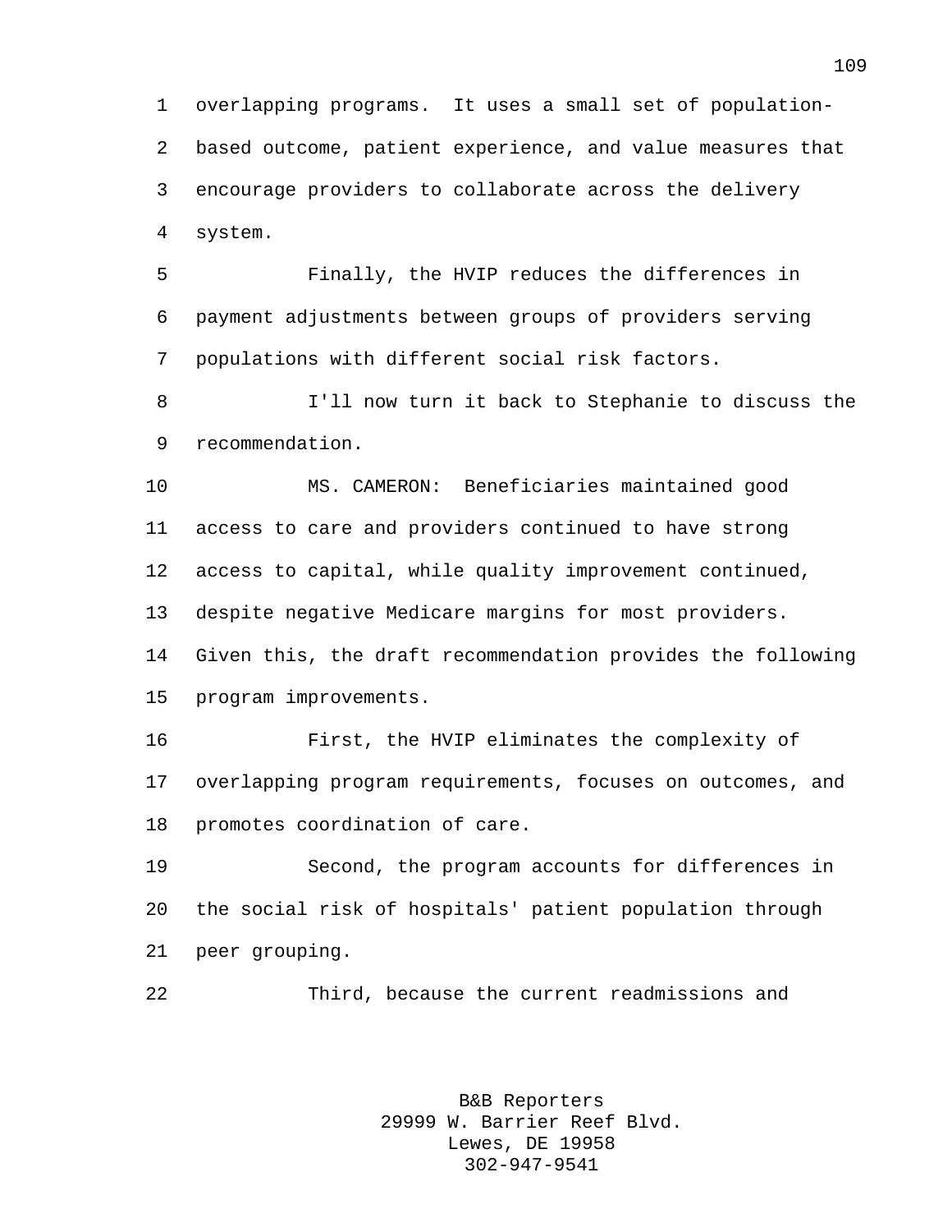overlapping programs. It uses a small set of population-based outcome, patient experience, and value measures that encourage providers to collaborate across the delivery system.

Finally, the HVIP reduces the differences in payment adjustments between groups of providers serving populations with different social risk factors.

I'll now turn it back to Stephanie to discuss the recommendation.

MS. CAMERON: Beneficiaries maintained good access to care and providers continued to have strong access to capital, while quality improvement continued, despite negative Medicare margins for most providers. Given this, the draft recommendation provides the following program improvements.

First, the HVIP eliminates the complexity of overlapping program requirements, focuses on outcomes, and promotes coordination of care.

Second, the program accounts for differences in the social risk of hospitals' patient population through peer grouping.

Third, because the current readmissions and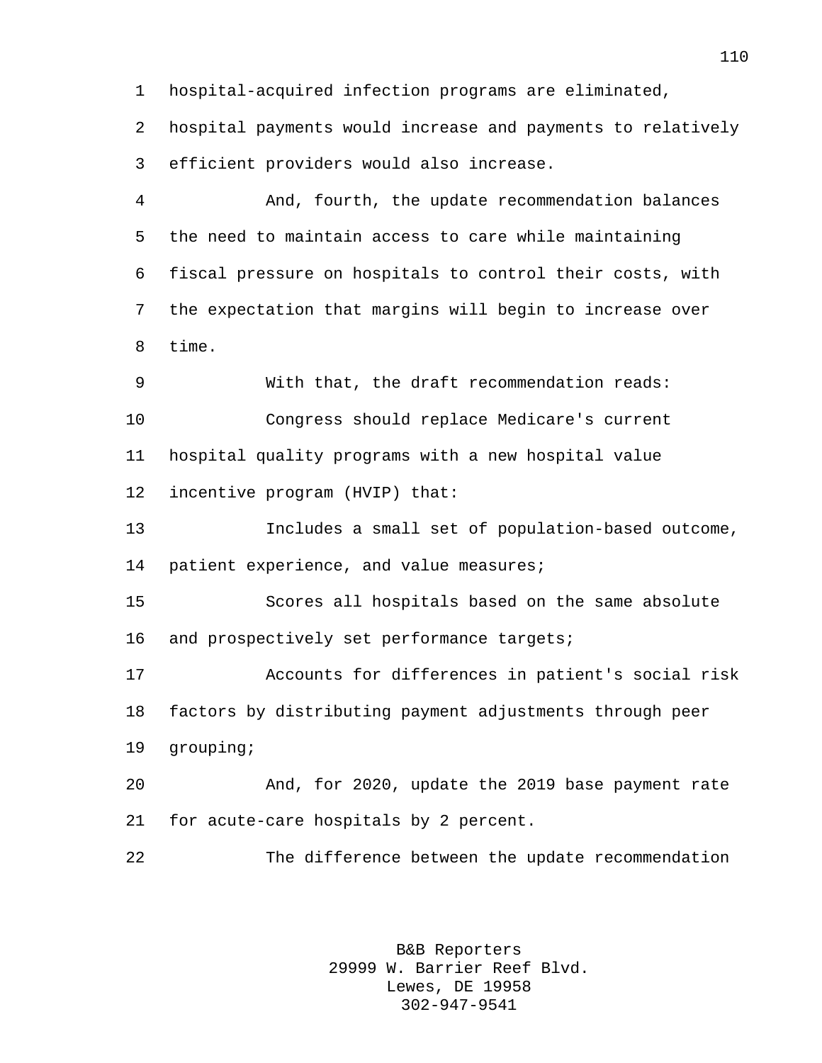hospital-acquired infection programs are eliminated, hospital payments would increase and payments to relatively efficient providers would also increase.

And, fourth, the update recommendation balances the need to maintain access to care while maintaining fiscal pressure on hospitals to control their costs, with the expectation that margins will begin to increase over time.

With that, the draft recommendation reads:

Congress should replace Medicare's current hospital quality programs with a new hospital value incentive program (HVIP) that:

Includes a small set of population-based outcome, patient experience, and value measures;

Scores all hospitals based on the same absolute and prospectively set performance targets;

Accounts for differences in patient's social risk factors by distributing payment adjustments through peer grouping;

And, for 2020, update the 2019 base payment rate for acute-care hospitals by 2 percent.

The difference between the update recommendation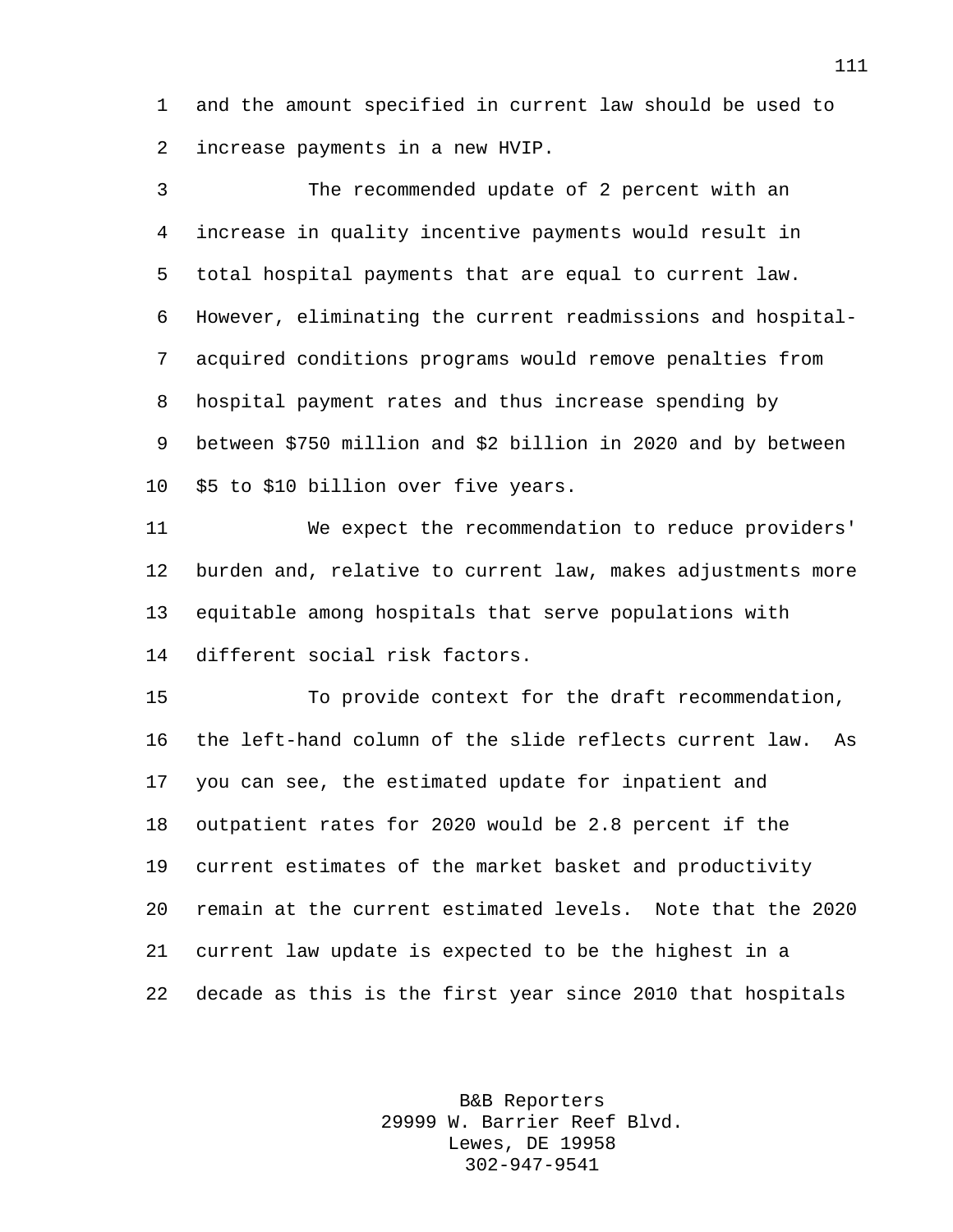and the amount specified in current law should be used to increase payments in a new HVIP.

The recommended update of 2 percent with an increase in quality incentive payments would result in total hospital payments that are equal to current law. However, eliminating the current readmissions and hospital-acquired conditions programs would remove penalties from hospital payment rates and thus increase spending by between $750 million and $2 billion in 2020 and by between $5 to $10 billion over five years.

We expect the recommendation to reduce providers' burden and, relative to current law, makes adjustments more equitable among hospitals that serve populations with different social risk factors.

To provide context for the draft recommendation, the left-hand column of the slide reflects current law. As you can see, the estimated update for inpatient and outpatient rates for 2020 would be 2.8 percent if the current estimates of the market basket and productivity remain at the current estimated levels. Note that the 2020 current law update is expected to be the highest in a decade as this is the first year since 2010 that hospitals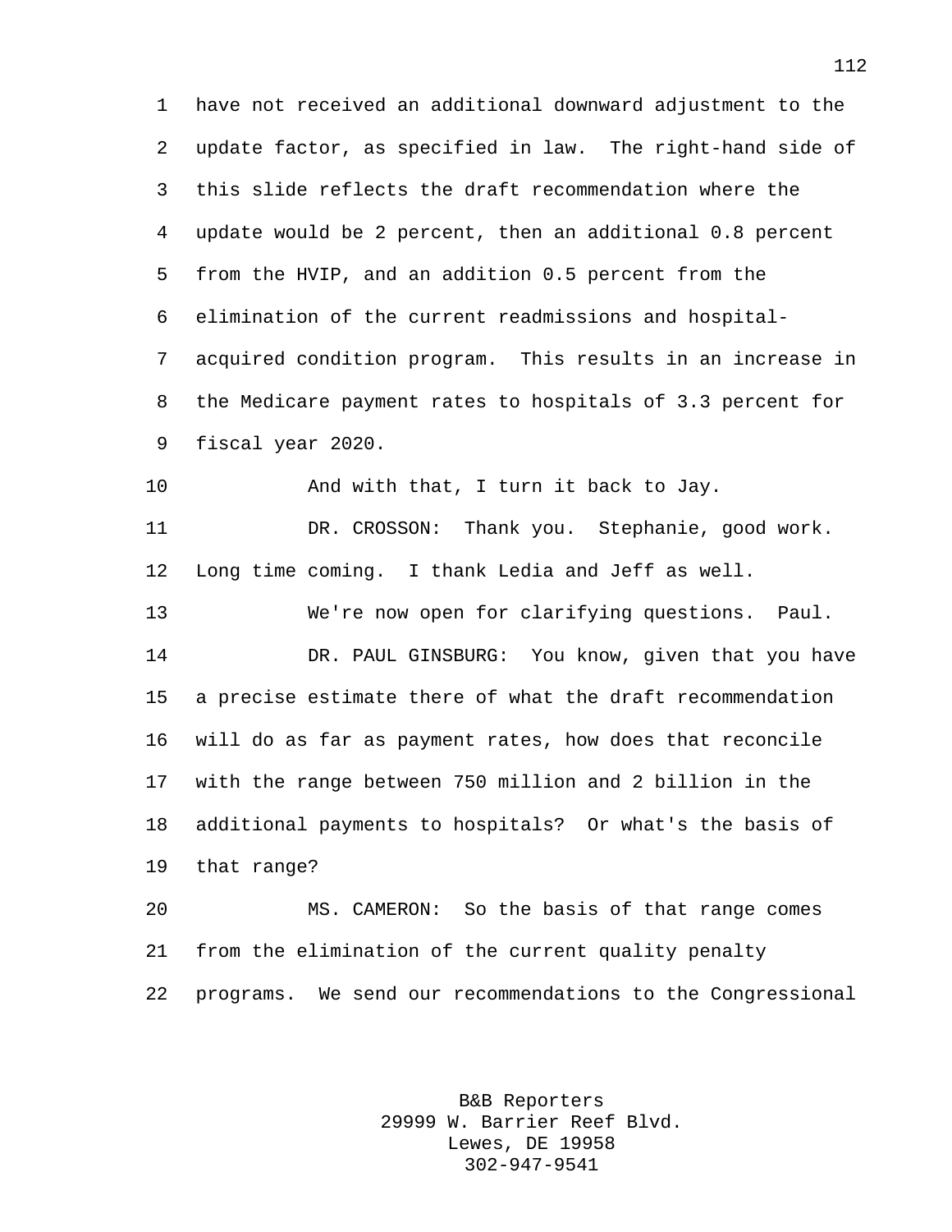have not received an additional downward adjustment to the update factor, as specified in law. The right-hand side of this slide reflects the draft recommendation where the update would be 2 percent, then an additional 0.8 percent from the HVIP, and an addition 0.5 percent from the elimination of the current readmissions and hospital-acquired condition program. This results in an increase in the Medicare payment rates to hospitals of 3.3 percent for fiscal year 2020.

And with that, I turn it back to Jay.

DR. CROSSON: Thank you. Stephanie, good work. Long time coming. I thank Ledia and Jeff as well.

We're now open for clarifying questions. Paul.

DR. PAUL GINSBURG: You know, given that you have a precise estimate there of what the draft recommendation will do as far as payment rates, how does that reconcile with the range between 750 million and 2 billion in the additional payments to hospitals? Or what's the basis of that range?

MS. CAMERON: So the basis of that range comes from the elimination of the current quality penalty programs. We send our recommendations to the Congressional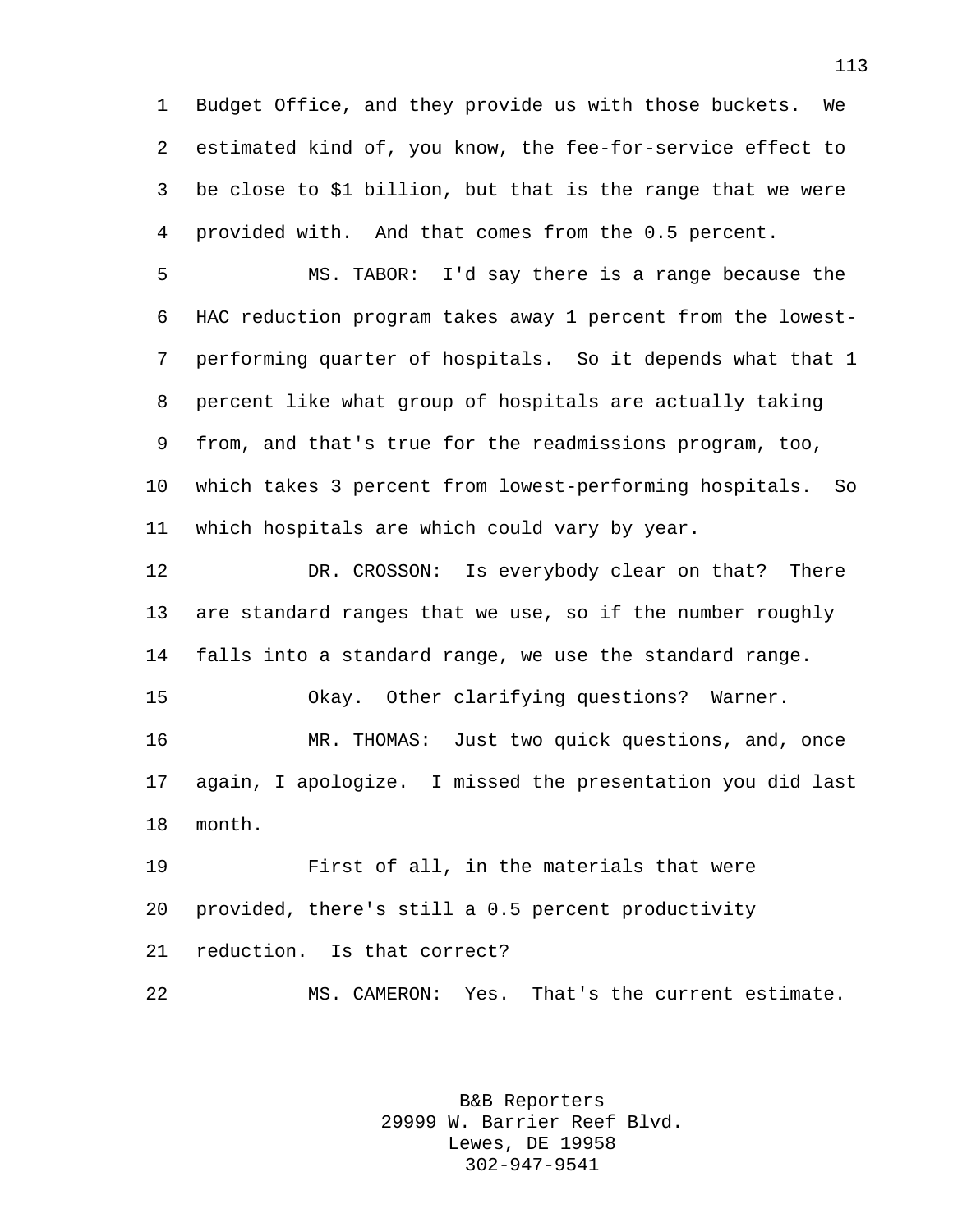Budget Office, and they provide us with those buckets. We estimated kind of, you know, the fee-for-service effect to be close to $1 billion, but that is the range that we were provided with. And that comes from the 0.5 percent.

MS. TABOR: I'd say there is a range because the HAC reduction program takes away 1 percent from the lowest-performing quarter of hospitals. So it depends what that 1 percent like what group of hospitals are actually taking from, and that's true for the readmissions program, too, which takes 3 percent from lowest-performing hospitals. So which hospitals are which could vary by year.

DR. CROSSON: Is everybody clear on that? There are standard ranges that we use, so if the number roughly falls into a standard range, we use the standard range.

Okay. Other clarifying questions? Warner.

MR. THOMAS: Just two quick questions, and, once again, I apologize. I missed the presentation you did last month.

First of all, in the materials that were provided, there's still a 0.5 percent productivity reduction. Is that correct?

MS. CAMERON: Yes. That's the current estimate.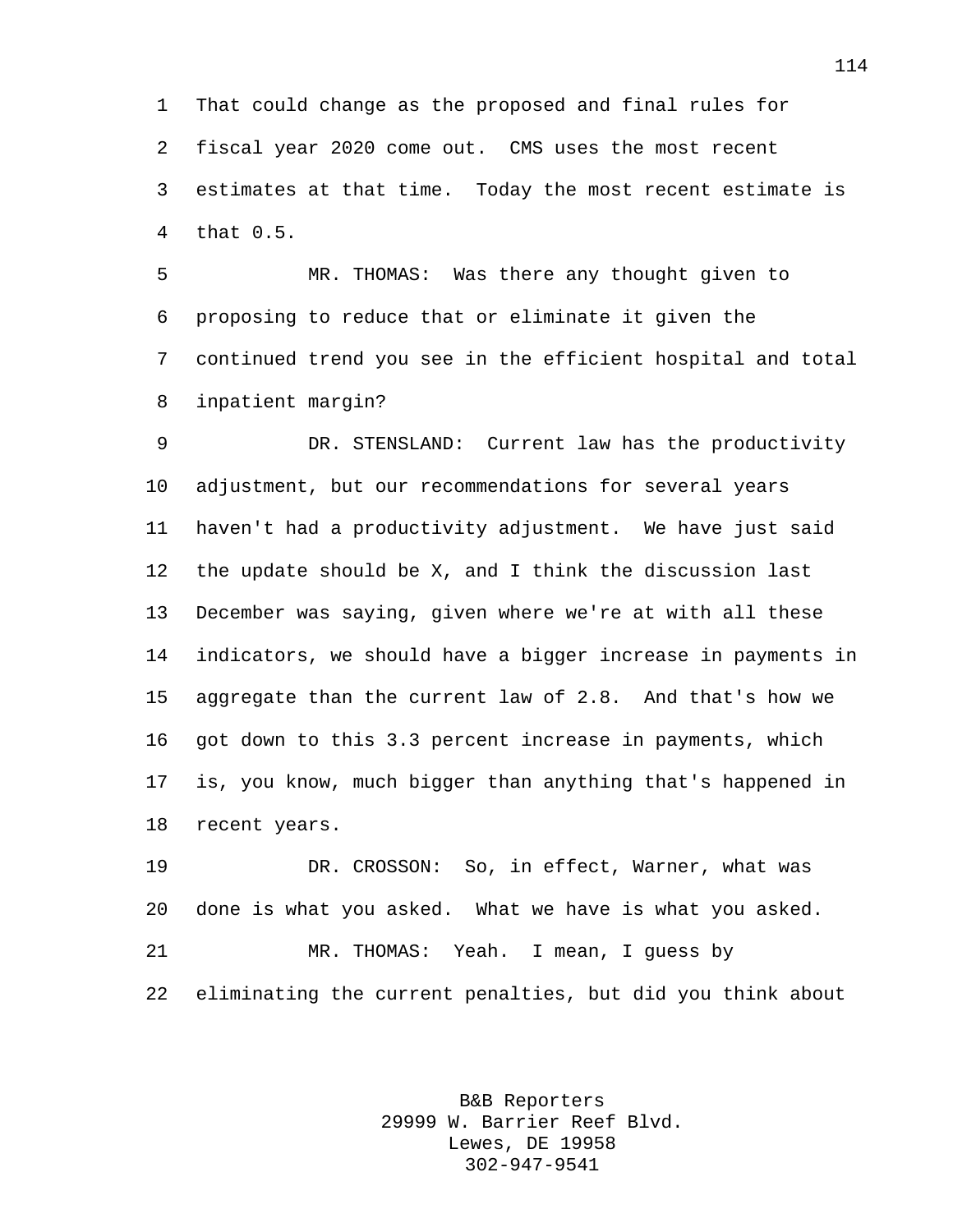That could change as the proposed and final rules for fiscal year 2020 come out. CMS uses the most recent estimates at that time. Today the most recent estimate is that 0.5.

MR. THOMAS: Was there any thought given to proposing to reduce that or eliminate it given the continued trend you see in the efficient hospital and total inpatient margin?

DR. STENSLAND: Current law has the productivity adjustment, but our recommendations for several years haven't had a productivity adjustment. We have just said the update should be X, and I think the discussion last December was saying, given where we're at with all these indicators, we should have a bigger increase in payments in aggregate than the current law of 2.8. And that's how we got down to this 3.3 percent increase in payments, which is, you know, much bigger than anything that's happened in recent years.

DR. CROSSON: So, in effect, Warner, what was done is what you asked. What we have is what you asked.

MR. THOMAS: Yeah. I mean, I guess by eliminating the current penalties, but did you think about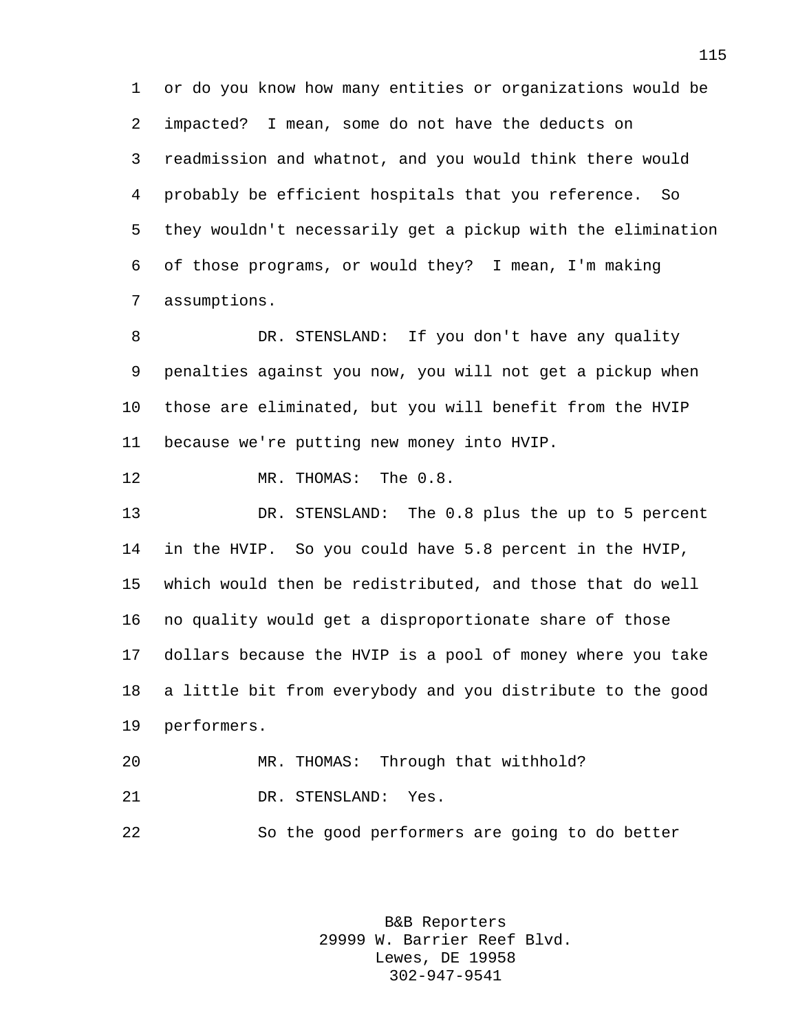or do you know how many entities or organizations would be impacted? I mean, some do not have the deducts on readmission and whatnot, and you would think there would probably be efficient hospitals that you reference. So they wouldn't necessarily get a pickup with the elimination of those programs, or would they? I mean, I'm making assumptions.

DR. STENSLAND: If you don't have any quality penalties against you now, you will not get a pickup when those are eliminated, but you will benefit from the HVIP because we're putting new money into HVIP.

MR. THOMAS: The 0.8.

DR. STENSLAND: The 0.8 plus the up to 5 percent in the HVIP. So you could have 5.8 percent in the HVIP, which would then be redistributed, and those that do well no quality would get a disproportionate share of those dollars because the HVIP is a pool of money where you take a little bit from everybody and you distribute to the good performers.

MR. THOMAS: Through that withhold?

DR. STENSLAND: Yes.

So the good performers are going to do better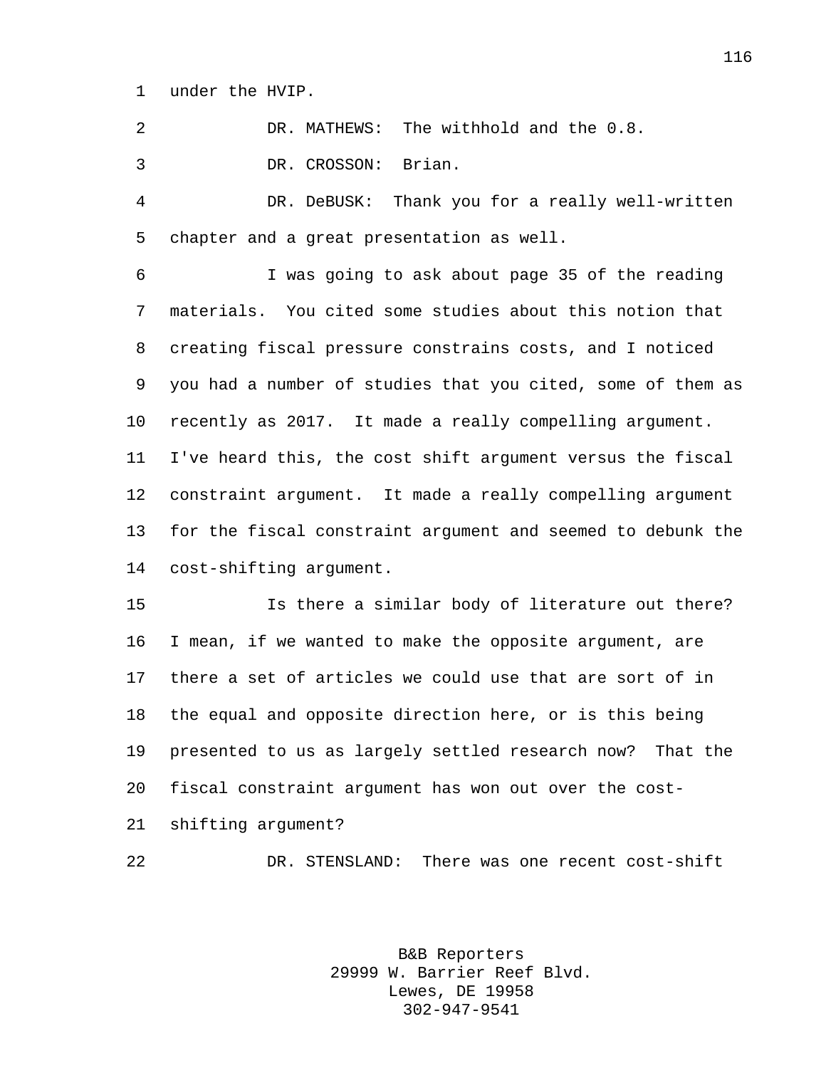under the HVIP.

DR. MATHEWS: The withhold and the 0.8.

DR. CROSSON: Brian.

DR. DeBUSK: Thank you for a really well-written chapter and a great presentation as well.

I was going to ask about page 35 of the reading materials. You cited some studies about this notion that creating fiscal pressure constrains costs, and I noticed you had a number of studies that you cited, some of them as recently as 2017. It made a really compelling argument. I've heard this, the cost shift argument versus the fiscal constraint argument. It made a really compelling argument for the fiscal constraint argument and seemed to debunk the cost-shifting argument.

Is there a similar body of literature out there? I mean, if we wanted to make the opposite argument, are there a set of articles we could use that are sort of in the equal and opposite direction here, or is this being presented to us as largely settled research now? That the fiscal constraint argument has won out over the cost-shifting argument?

DR. STENSLAND: There was one recent cost-shift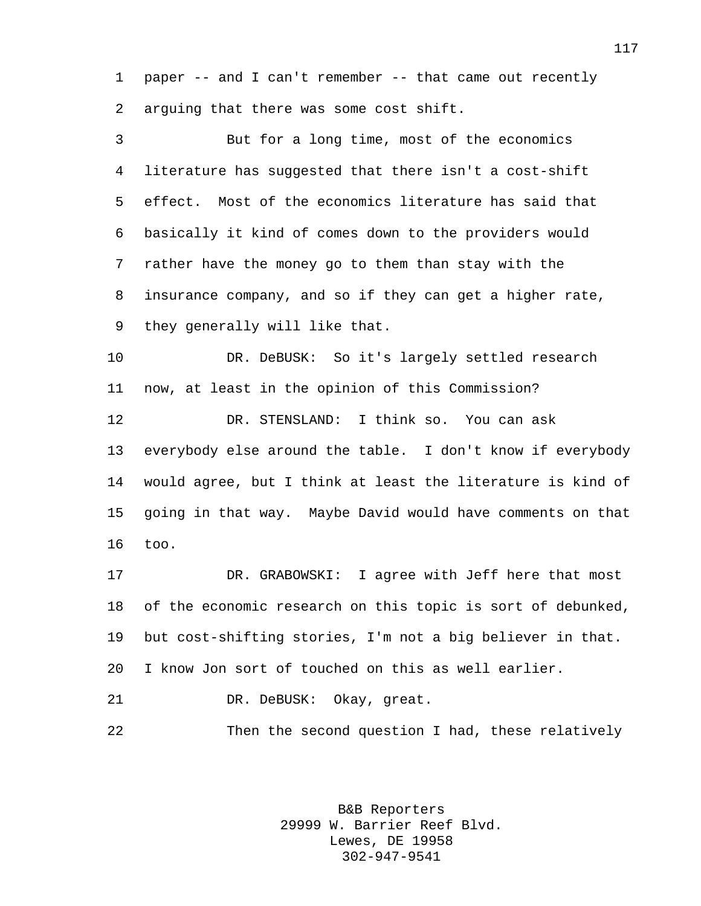paper -- and I can't remember -- that came out recently arguing that there was some cost shift.

But for a long time, most of the economics literature has suggested that there isn't a cost-shift effect. Most of the economics literature has said that basically it kind of comes down to the providers would rather have the money go to them than stay with the insurance company, and so if they can get a higher rate, they generally will like that.

DR. DeBUSK: So it's largely settled research now, at least in the opinion of this Commission?

DR. STENSLAND: I think so. You can ask everybody else around the table. I don't know if everybody would agree, but I think at least the literature is kind of going in that way. Maybe David would have comments on that too.

DR. GRABOWSKI: I agree with Jeff here that most of the economic research on this topic is sort of debunked, but cost-shifting stories, I'm not a big believer in that. I know Jon sort of touched on this as well earlier.

DR. DeBUSK: Okay, great.

Then the second question I had, these relatively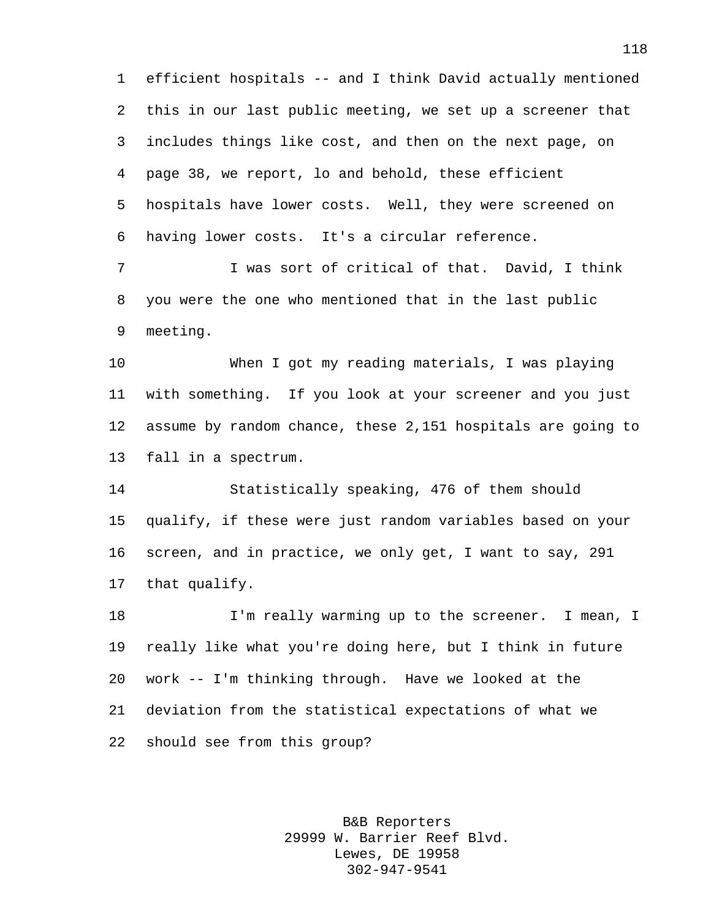efficient hospitals -- and I think David actually mentioned this in our last public meeting, we set up a screener that includes things like cost, and then on the next page, on page 38, we report, lo and behold, these efficient hospitals have lower costs. Well, they were screened on having lower costs. It's a circular reference.

I was sort of critical of that. David, I think you were the one who mentioned that in the last public meeting.

When I got my reading materials, I was playing with something. If you look at your screener and you just assume by random chance, these 2,151 hospitals are going to fall in a spectrum.

Statistically speaking, 476 of them should qualify, if these were just random variables based on your screen, and in practice, we only get, I want to say, 291 that qualify.

I'm really warming up to the screener. I mean, I really like what you're doing here, but I think in future work -- I'm thinking through. Have we looked at the deviation from the statistical expectations of what we should see from this group?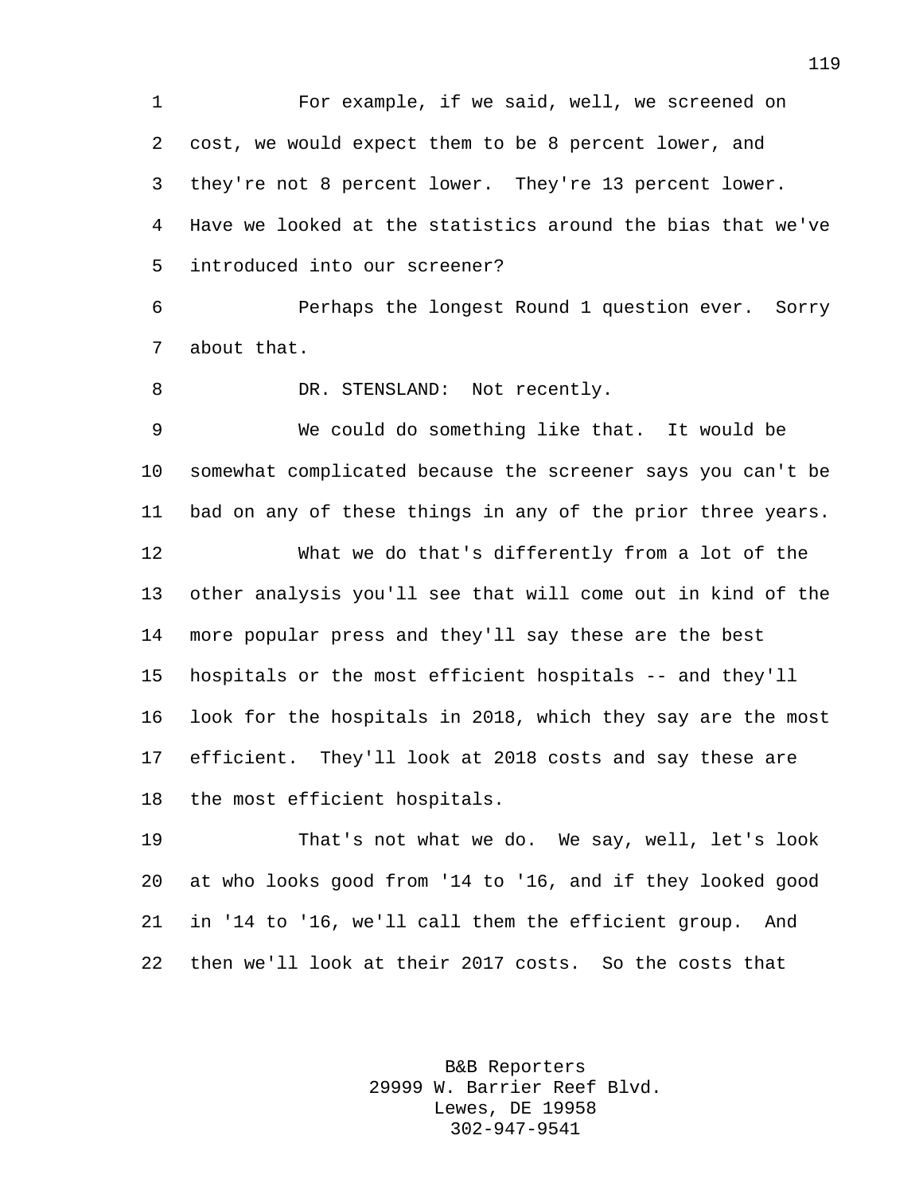For example, if we said, well, we screened on cost, we would expect them to be 8 percent lower, and they're not 8 percent lower. They're 13 percent lower. Have we looked at the statistics around the bias that we've introduced into our screener?

Perhaps the longest Round 1 question ever. Sorry about that.

DR. STENSLAND: Not recently.

We could do something like that. It would be somewhat complicated because the screener says you can't be bad on any of these things in any of the prior three years.

What we do that's differently from a lot of the other analysis you'll see that will come out in kind of the more popular press and they'll say these are the best hospitals or the most efficient hospitals -- and they'll look for the hospitals in 2018, which they say are the most efficient. They'll look at 2018 costs and say these are the most efficient hospitals.

That's not what we do. We say, well, let's look at who looks good from '14 to '16, and if they looked good in '14 to '16, we'll call them the efficient group. And then we'll look at their 2017 costs. So the costs that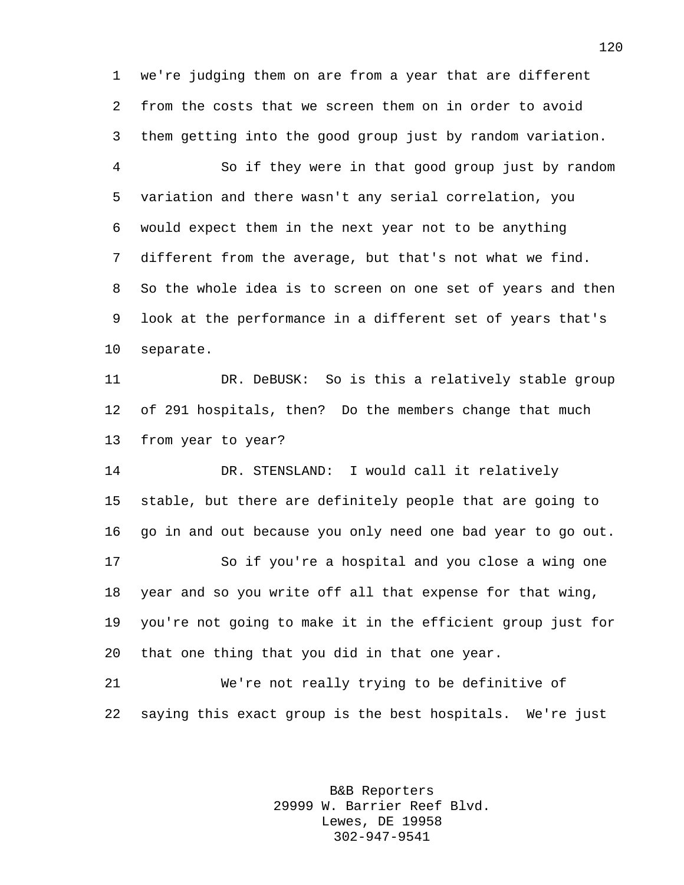we're judging them on are from a year that are different from the costs that we screen them on in order to avoid them getting into the good group just by random variation.

So if they were in that good group just by random variation and there wasn't any serial correlation, you would expect them in the next year not to be anything different from the average, but that's not what we find. So the whole idea is to screen on one set of years and then look at the performance in a different set of years that's separate.

DR. DeBUSK: So is this a relatively stable group of 291 hospitals, then? Do the members change that much from year to year?

DR. STENSLAND: I would call it relatively stable, but there are definitely people that are going to go in and out because you only need one bad year to go out.

So if you're a hospital and you close a wing one year and so you write off all that expense for that wing, you're not going to make it in the efficient group just for that one thing that you did in that one year.

We're not really trying to be definitive of saying this exact group is the best hospitals. We're just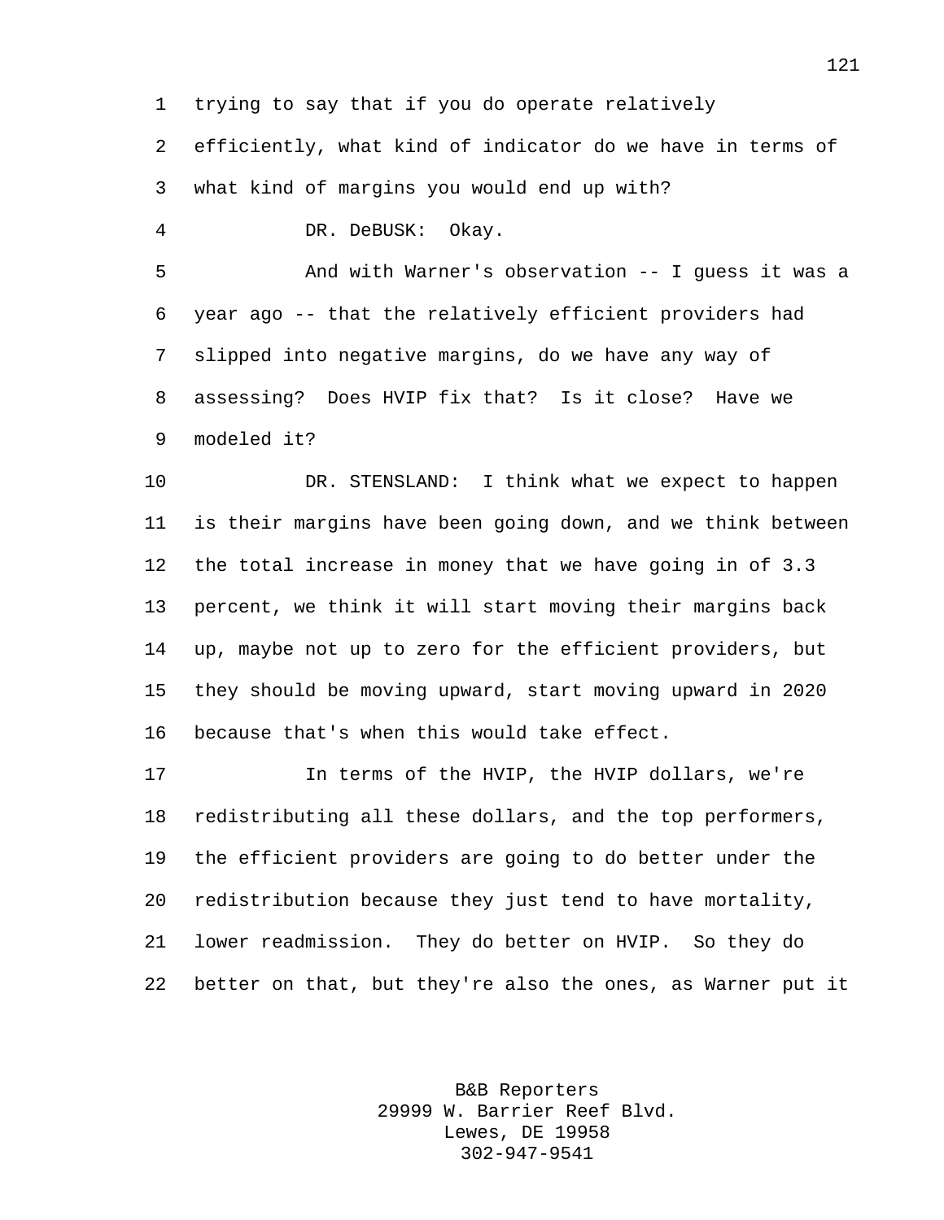trying to say that if you do operate relatively efficiently, what kind of indicator do we have in terms of what kind of margins you would end up with?

DR. DeBUSK: Okay.

And with Warner's observation -- I guess it was a year ago -- that the relatively efficient providers had slipped into negative margins, do we have any way of assessing? Does HVIP fix that? Is it close? Have we modeled it?

DR. STENSLAND: I think what we expect to happen is their margins have been going down, and we think between the total increase in money that we have going in of 3.3 percent, we think it will start moving their margins back up, maybe not up to zero for the efficient providers, but they should be moving upward, start moving upward in 2020 because that's when this would take effect.

In terms of the HVIP, the HVIP dollars, we're redistributing all these dollars, and the top performers, the efficient providers are going to do better under the redistribution because they just tend to have mortality, lower readmission. They do better on HVIP. So they do better on that, but they're also the ones, as Warner put it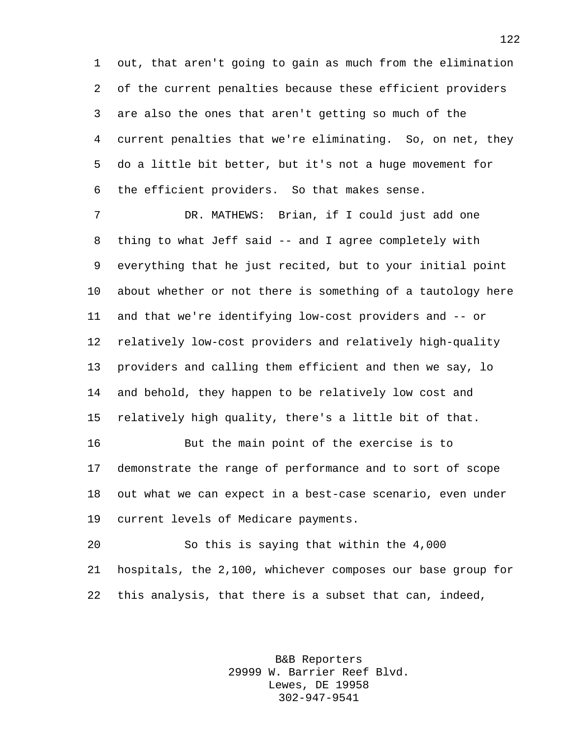out, that aren't going to gain as much from the elimination of the current penalties because these efficient providers are also the ones that aren't getting so much of the current penalties that we're eliminating. So, on net, they do a little bit better, but it's not a huge movement for the efficient providers. So that makes sense.

DR. MATHEWS: Brian, if I could just add one thing to what Jeff said -- and I agree completely with everything that he just recited, but to your initial point about whether or not there is something of a tautology here and that we're identifying low-cost providers and -- or relatively low-cost providers and relatively high-quality providers and calling them efficient and then we say, lo and behold, they happen to be relatively low cost and relatively high quality, there's a little bit of that.

But the main point of the exercise is to demonstrate the range of performance and to sort of scope out what we can expect in a best-case scenario, even under current levels of Medicare payments.

So this is saying that within the 4,000 hospitals, the 2,100, whichever composes our base group for this analysis, that there is a subset that can, indeed,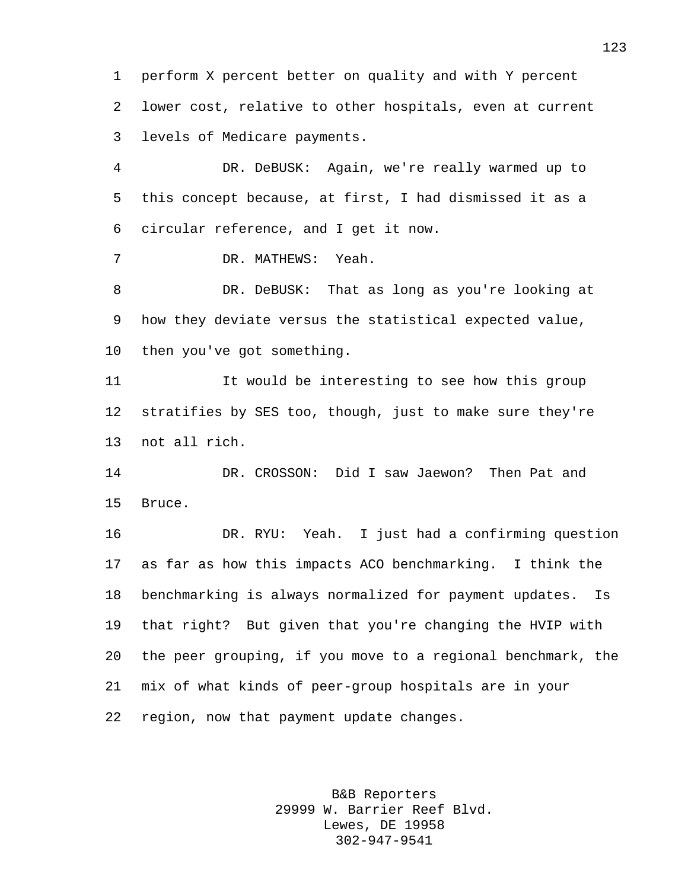perform X percent better on quality and with Y percent lower cost, relative to other hospitals, even at current levels of Medicare payments.

DR. DeBUSK: Again, we're really warmed up to this concept because, at first, I had dismissed it as a circular reference, and I get it now.

DR. MATHEWS: Yeah.

DR. DeBUSK: That as long as you're looking at how they deviate versus the statistical expected value, then you've got something.

It would be interesting to see how this group stratifies by SES too, though, just to make sure they're not all rich.

DR. CROSSON: Did I saw Jaewon? Then Pat and Bruce.

DR. RYU: Yeah. I just had a confirming question as far as how this impacts ACO benchmarking. I think the benchmarking is always normalized for payment updates. Is that right? But given that you're changing the HVIP with the peer grouping, if you move to a regional benchmark, the mix of what kinds of peer-group hospitals are in your region, now that payment update changes.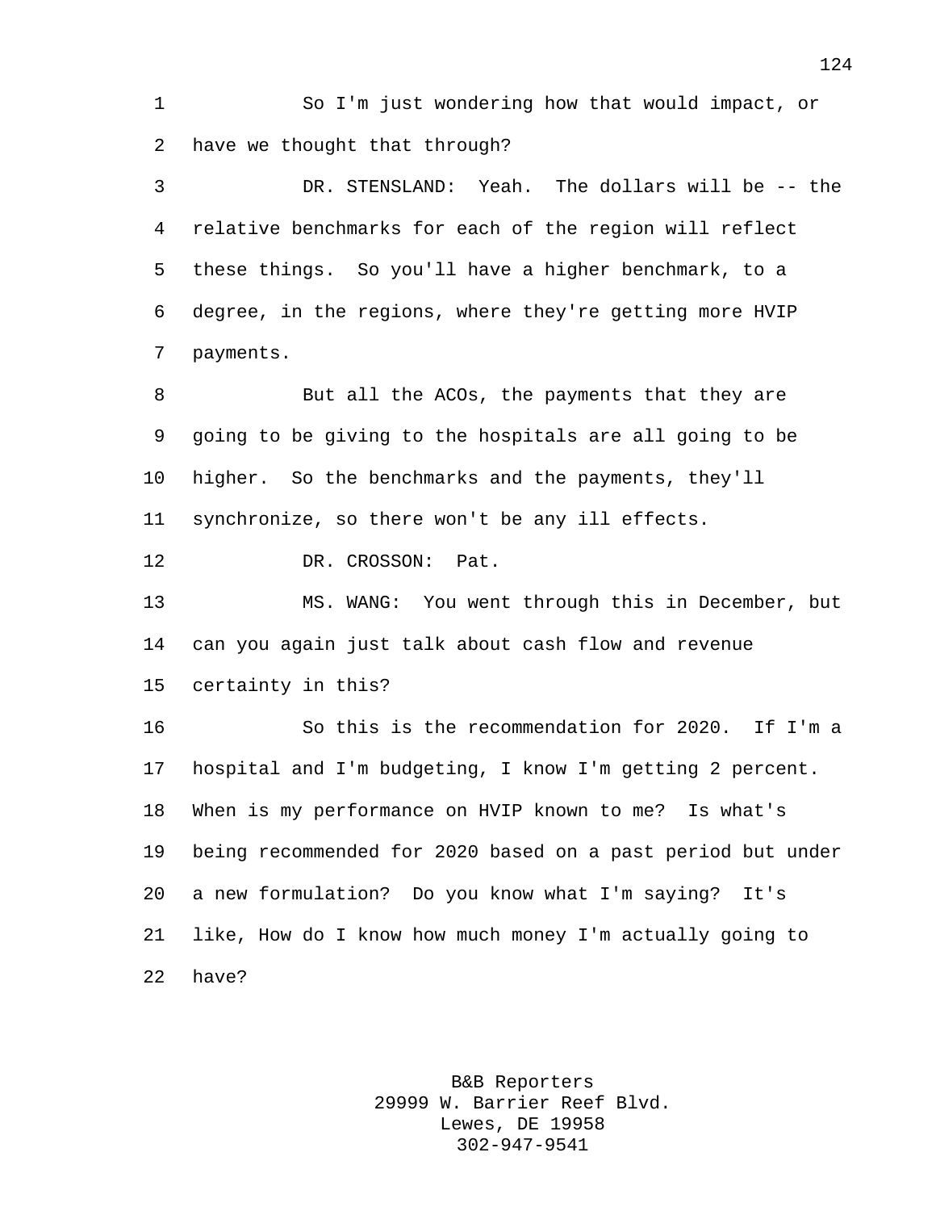So I'm just wondering how that would impact, or have we thought that through?

DR. STENSLAND: Yeah. The dollars will be -- the relative benchmarks for each of the region will reflect these things. So you'll have a higher benchmark, to a degree, in the regions, where they're getting more HVIP payments.

But all the ACOs, the payments that they are going to be giving to the hospitals are all going to be higher. So the benchmarks and the payments, they'll synchronize, so there won't be any ill effects.

DR. CROSSON: Pat.

MS. WANG: You went through this in December, but can you again just talk about cash flow and revenue certainty in this?

So this is the recommendation for 2020. If I'm a hospital and I'm budgeting, I know I'm getting 2 percent. When is my performance on HVIP known to me? Is what's being recommended for 2020 based on a past period but under a new formulation? Do you know what I'm saying? It's like, How do I know how much money I'm actually going to have?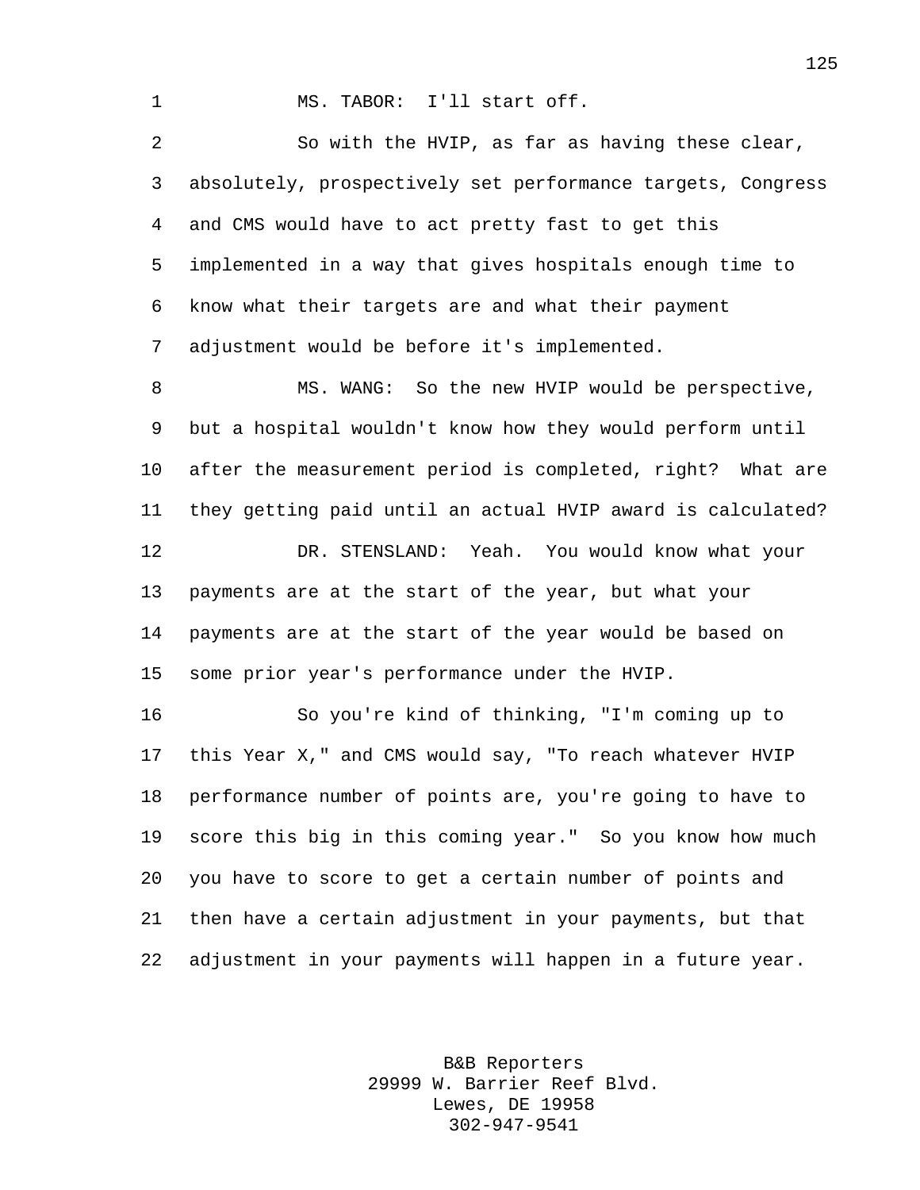MS. TABOR: I'll start off.

So with the HVIP, as far as having these clear, absolutely, prospectively set performance targets, Congress and CMS would have to act pretty fast to get this implemented in a way that gives hospitals enough time to know what their targets are and what their payment adjustment would be before it's implemented.

MS. WANG: So the new HVIP would be perspective, but a hospital wouldn't know how they would perform until after the measurement period is completed, right? What are they getting paid until an actual HVIP award is calculated?

DR. STENSLAND: Yeah. You would know what your payments are at the start of the year, but what your payments are at the start of the year would be based on some prior year's performance under the HVIP.

So you're kind of thinking, "I'm coming up to this Year X," and CMS would say, "To reach whatever HVIP performance number of points are, you're going to have to score this big in this coming year." So you know how much you have to score to get a certain number of points and then have a certain adjustment in your payments, but that adjustment in your payments will happen in a future year.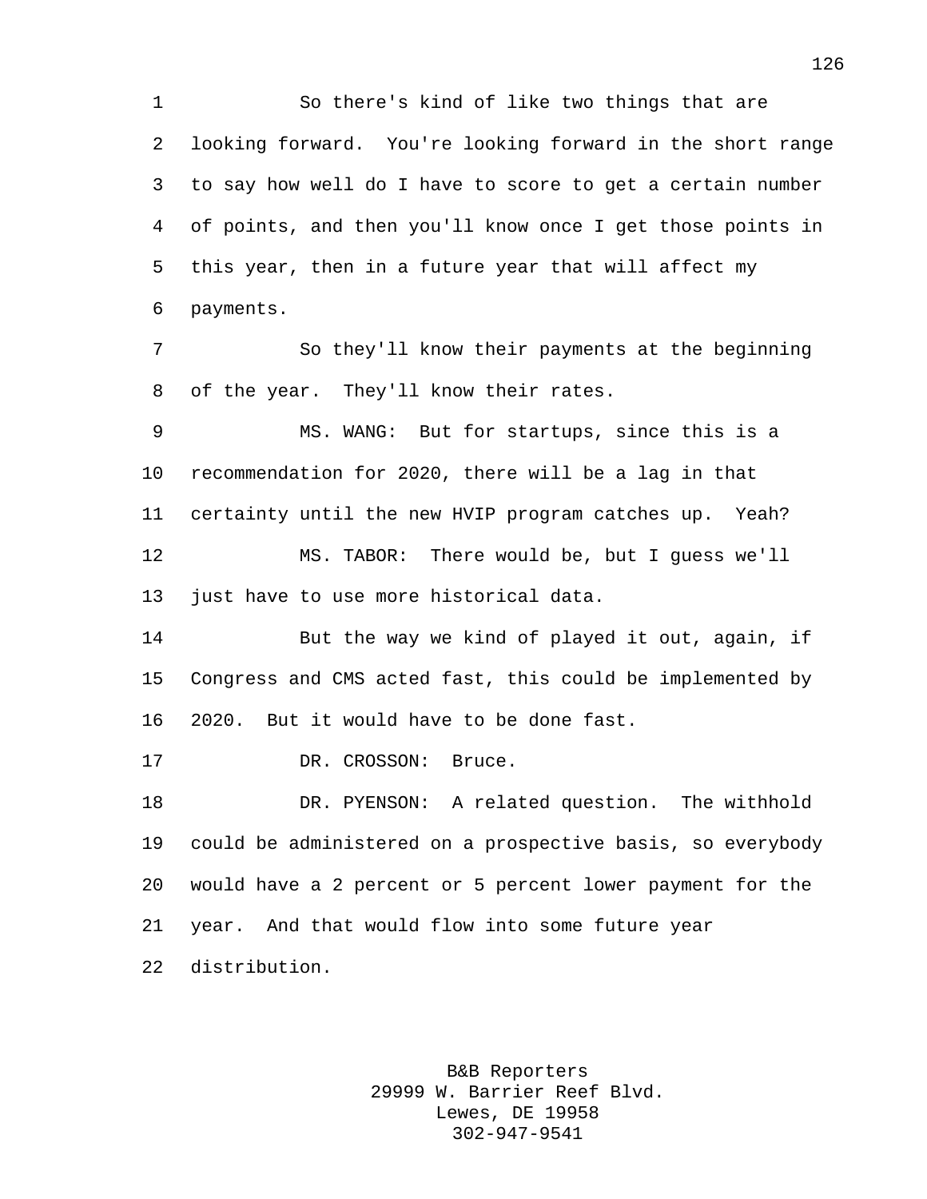So there's kind of like two things that are looking forward. You're looking forward in the short range to say how well do I have to score to get a certain number of points, and then you'll know once I get those points in this year, then in a future year that will affect my payments.

So they'll know their payments at the beginning of the year. They'll know their rates.

MS. WANG: But for startups, since this is a recommendation for 2020, there will be a lag in that certainty until the new HVIP program catches up. Yeah?

MS. TABOR: There would be, but I guess we'll just have to use more historical data.

But the way we kind of played it out, again, if Congress and CMS acted fast, this could be implemented by 2020. But it would have to be done fast.

DR. CROSSON: Bruce.

DR. PYENSON: A related question. The withhold could be administered on a prospective basis, so everybody would have a 2 percent or 5 percent lower payment for the year. And that would flow into some future year distribution.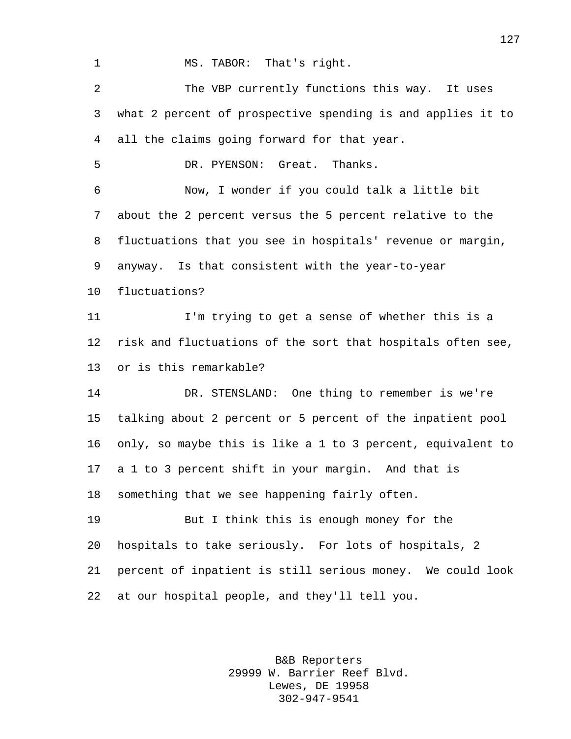MS. TABOR: That's right.

The VBP currently functions this way. It uses what 2 percent of prospective spending is and applies it to all the claims going forward for that year.

DR. PYENSON: Great. Thanks.

Now, I wonder if you could talk a little bit about the 2 percent versus the 5 percent relative to the fluctuations that you see in hospitals' revenue or margin, anyway. Is that consistent with the year-to-year fluctuations?

I'm trying to get a sense of whether this is a risk and fluctuations of the sort that hospitals often see, or is this remarkable?

DR. STENSLAND: One thing to remember is we're talking about 2 percent or 5 percent of the inpatient pool only, so maybe this is like a 1 to 3 percent, equivalent to a 1 to 3 percent shift in your margin. And that is something that we see happening fairly often.

But I think this is enough money for the hospitals to take seriously. For lots of hospitals, 2 percent of inpatient is still serious money. We could look at our hospital people, and they'll tell you.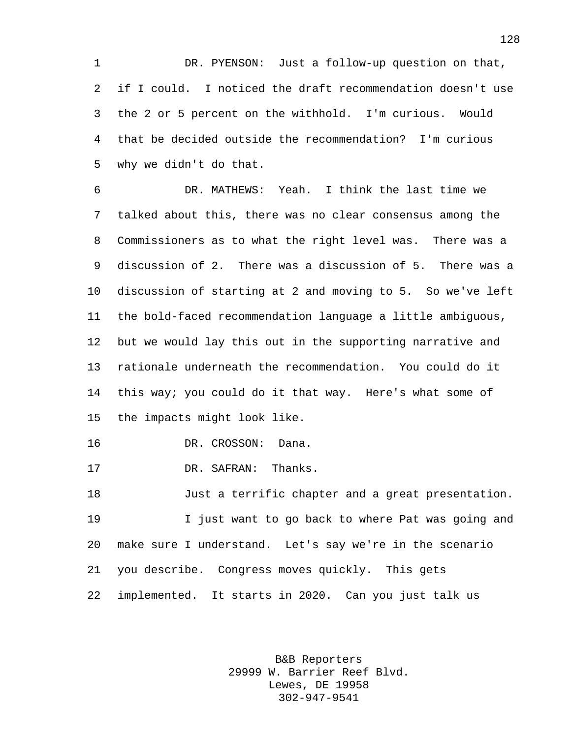DR. PYENSON: Just a follow-up question on that, if I could. I noticed the draft recommendation doesn't use the 2 or 5 percent on the withhold. I'm curious. Would that be decided outside the recommendation? I'm curious why we didn't do that.

DR. MATHEWS: Yeah. I think the last time we talked about this, there was no clear consensus among the Commissioners as to what the right level was. There was a discussion of 2. There was a discussion of 5. There was a discussion of starting at 2 and moving to 5. So we've left the bold-faced recommendation language a little ambiguous, but we would lay this out in the supporting narrative and rationale underneath the recommendation. You could do it this way; you could do it that way. Here's what some of the impacts might look like.

DR. CROSSON: Dana.

DR. SAFRAN: Thanks.

Just a terrific chapter and a great presentation.

I just want to go back to where Pat was going and make sure I understand. Let's say we're in the scenario you describe. Congress moves quickly. This gets implemented. It starts in 2020. Can you just talk us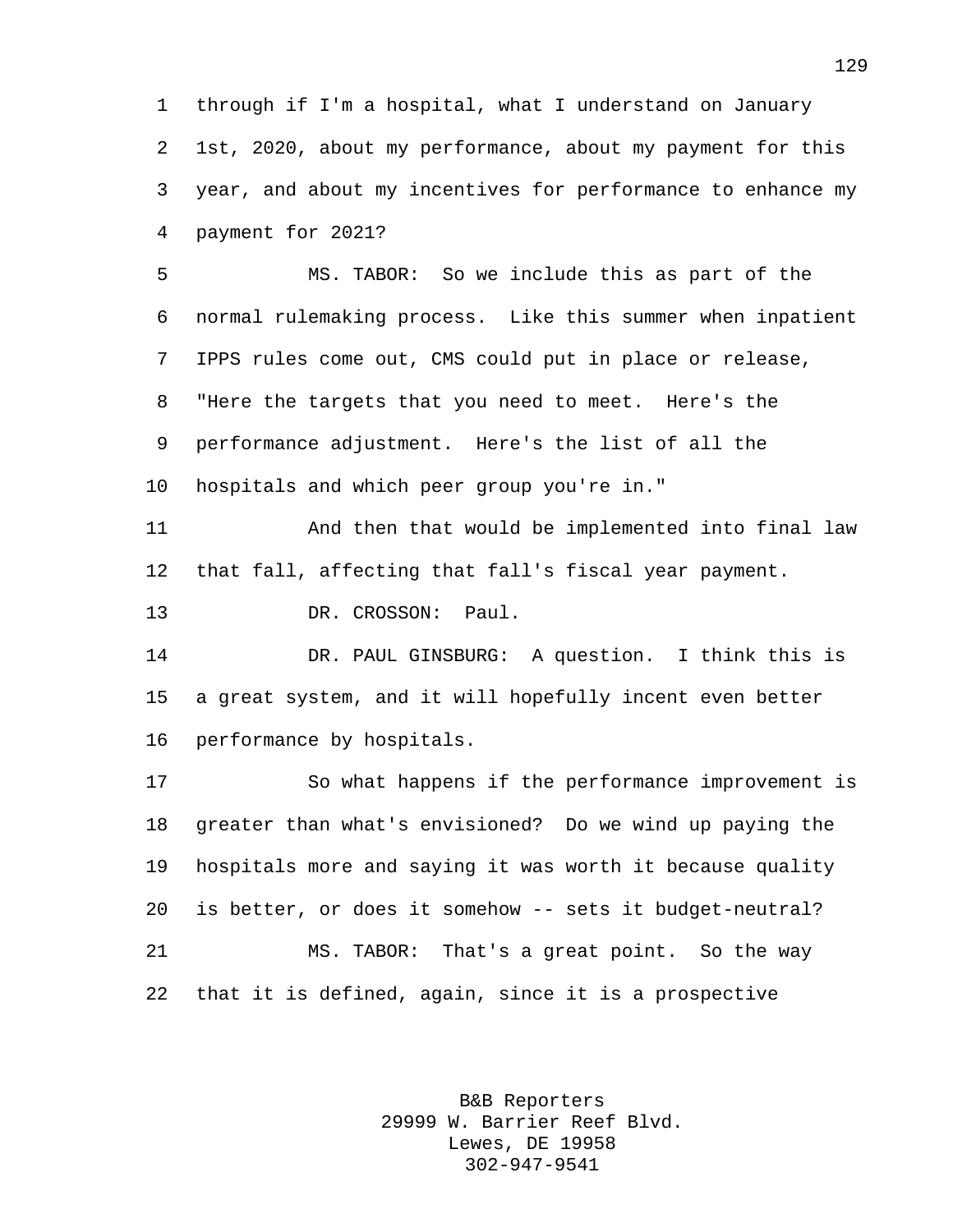through if I'm a hospital, what I understand on January 1st, 2020, about my performance, about my payment for this year, and about my incentives for performance to enhance my payment for 2021?

MS. TABOR: So we include this as part of the normal rulemaking process. Like this summer when inpatient IPPS rules come out, CMS could put in place or release, "Here the targets that you need to meet. Here's the performance adjustment. Here's the list of all the hospitals and which peer group you're in."

And then that would be implemented into final law that fall, affecting that fall's fiscal year payment.

DR. CROSSON: Paul.

DR. PAUL GINSBURG: A question. I think this is a great system, and it will hopefully incent even better performance by hospitals.

So what happens if the performance improvement is greater than what's envisioned? Do we wind up paying the hospitals more and saying it was worth it because quality is better, or does it somehow -- sets it budget-neutral?

MS. TABOR: That's a great point. So the way that it is defined, again, since it is a prospective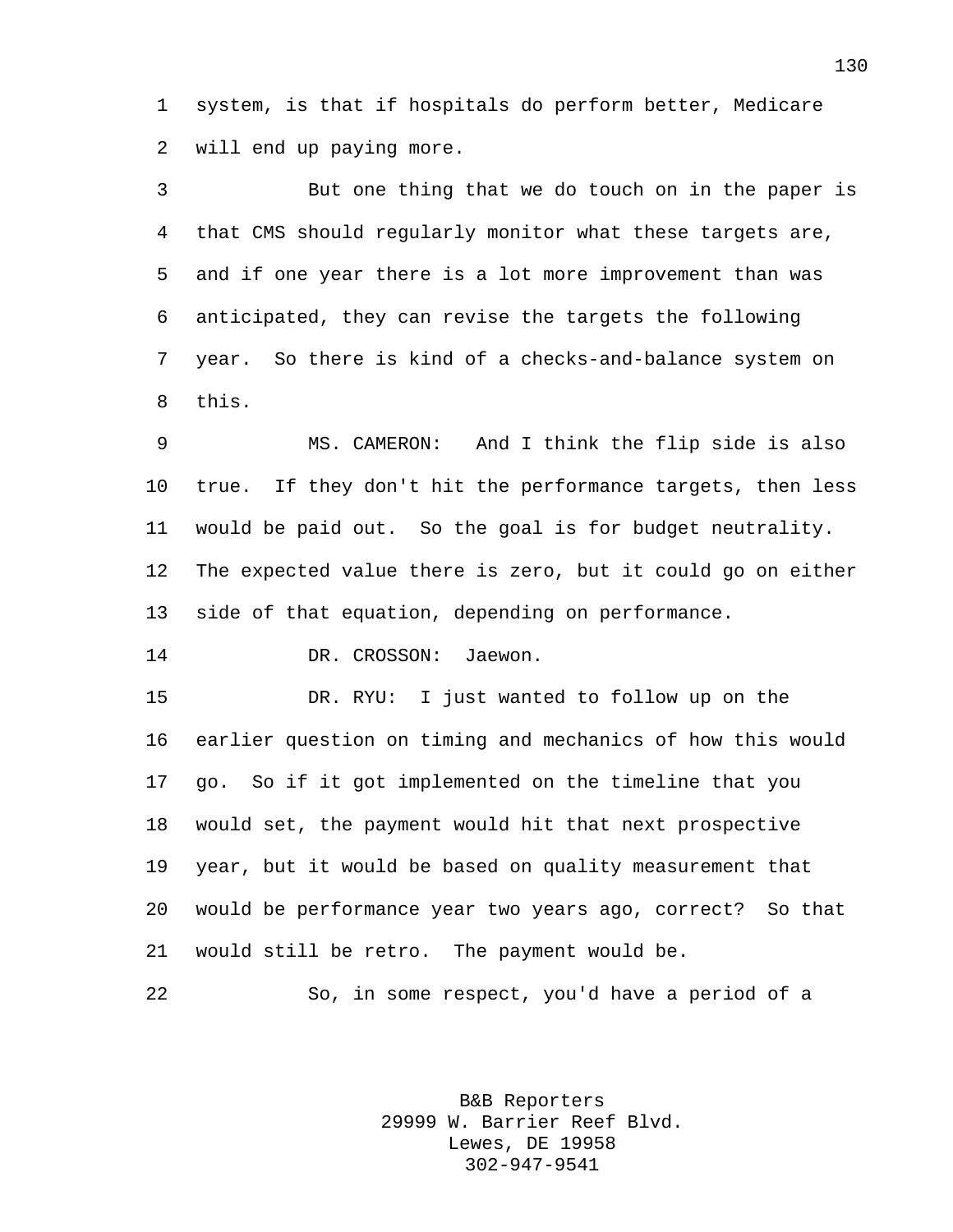system, is that if hospitals do perform better, Medicare will end up paying more.

But one thing that we do touch on in the paper is that CMS should regularly monitor what these targets are, and if one year there is a lot more improvement than was anticipated, they can revise the targets the following year. So there is kind of a checks-and-balance system on this.

MS. CAMERON: And I think the flip side is also true. If they don't hit the performance targets, then less would be paid out. So the goal is for budget neutrality. The expected value there is zero, but it could go on either side of that equation, depending on performance.

DR. CROSSON: Jaewon.

DR. RYU: I just wanted to follow up on the earlier question on timing and mechanics of how this would go. So if it got implemented on the timeline that you would set, the payment would hit that next prospective year, but it would be based on quality measurement that would be performance year two years ago, correct? So that would still be retro. The payment would be.

So, in some respect, you'd have a period of a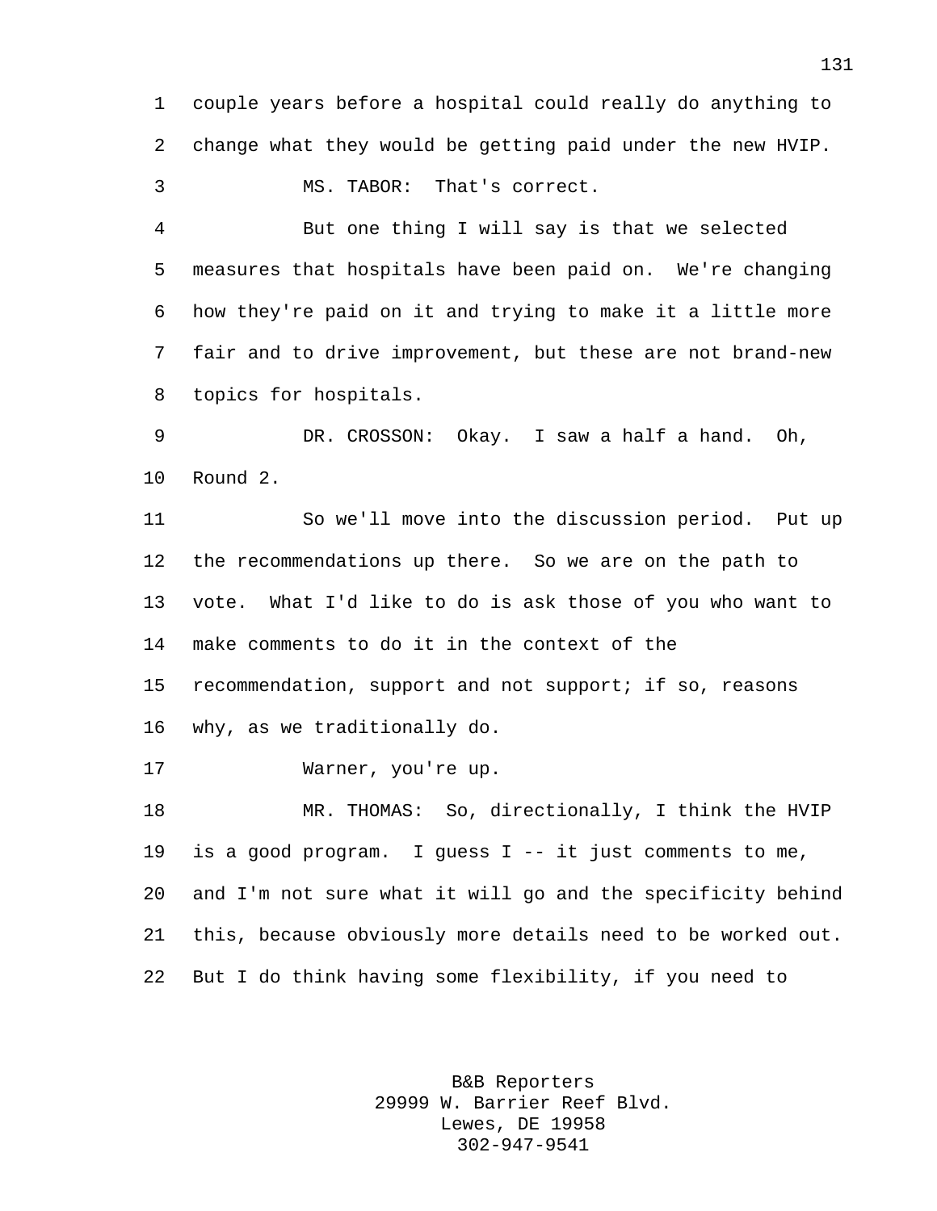couple years before a hospital could really do anything to change what they would be getting paid under the new HVIP.

MS. TABOR: That's correct.

But one thing I will say is that we selected measures that hospitals have been paid on. We're changing how they're paid on it and trying to make it a little more fair and to drive improvement, but these are not brand-new topics for hospitals.

DR. CROSSON: Okay. I saw a half a hand. Oh, Round 2.

So we'll move into the discussion period. Put up the recommendations up there. So we are on the path to vote. What I'd like to do is ask those of you who want to make comments to do it in the context of the recommendation, support and not support; if so, reasons why, as we traditionally do.

Warner, you're up.

MR. THOMAS: So, directionally, I think the HVIP is a good program. I guess I -- it just comments to me, and I'm not sure what it will go and the specificity behind this, because obviously more details need to be worked out. But I do think having some flexibility, if you need to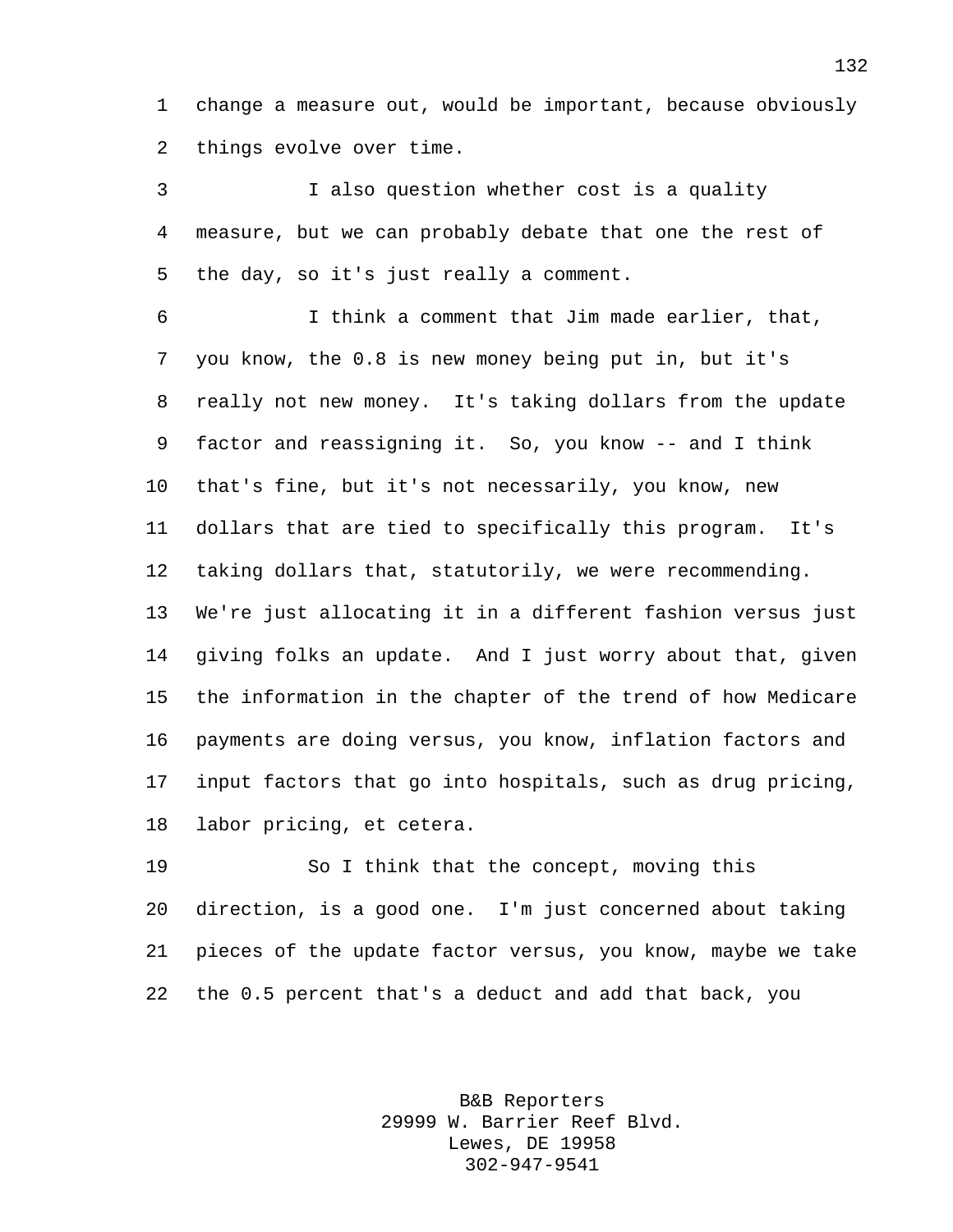change a measure out, would be important, because obviously things evolve over time.

I also question whether cost is a quality measure, but we can probably debate that one the rest of the day, so it's just really a comment.

I think a comment that Jim made earlier, that, you know, the 0.8 is new money being put in, but it's really not new money. It's taking dollars from the update factor and reassigning it. So, you know -- and I think that's fine, but it's not necessarily, you know, new dollars that are tied to specifically this program. It's taking dollars that, statutorily, we were recommending. We're just allocating it in a different fashion versus just giving folks an update. And I just worry about that, given the information in the chapter of the trend of how Medicare payments are doing versus, you know, inflation factors and input factors that go into hospitals, such as drug pricing, labor pricing, et cetera.

So I think that the concept, moving this direction, is a good one. I'm just concerned about taking pieces of the update factor versus, you know, maybe we take the 0.5 percent that's a deduct and add that back, you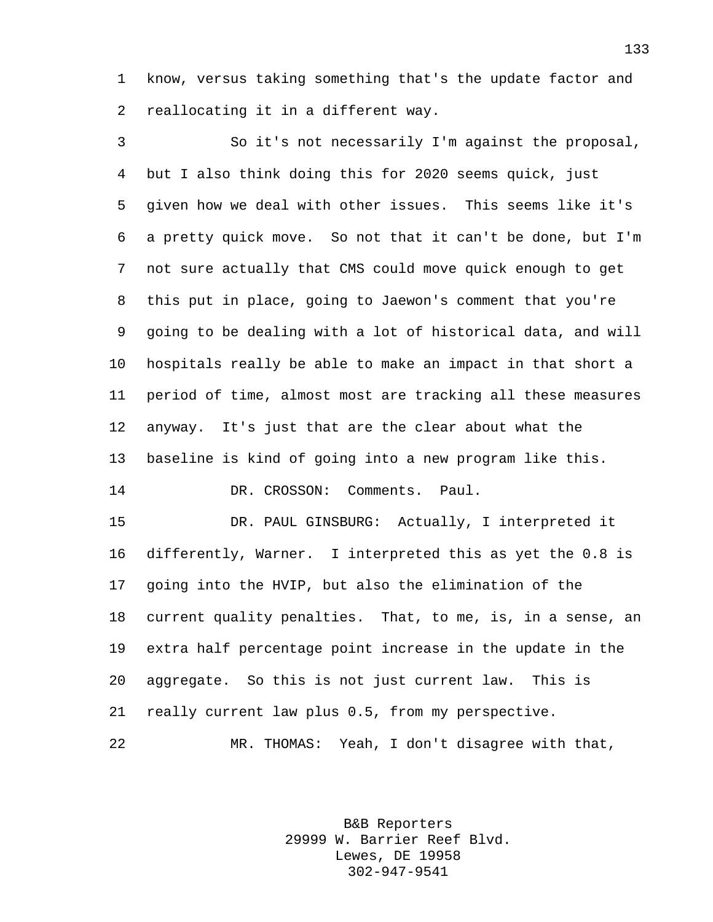know, versus taking something that's the update factor and reallocating it in a different way.

So it's not necessarily I'm against the proposal, but I also think doing this for 2020 seems quick, just given how we deal with other issues. This seems like it's a pretty quick move. So not that it can't be done, but I'm not sure actually that CMS could move quick enough to get this put in place, going to Jaewon's comment that you're going to be dealing with a lot of historical data, and will hospitals really be able to make an impact in that short a period of time, almost most are tracking all these measures anyway. It's just that are the clear about what the baseline is kind of going into a new program like this.

DR. CROSSON: Comments. Paul.

DR. PAUL GINSBURG: Actually, I interpreted it differently, Warner. I interpreted this as yet the 0.8 is going into the HVIP, but also the elimination of the current quality penalties. That, to me, is, in a sense, an extra half percentage point increase in the update in the aggregate. So this is not just current law. This is really current law plus 0.5, from my perspective.

MR. THOMAS: Yeah, I don't disagree with that,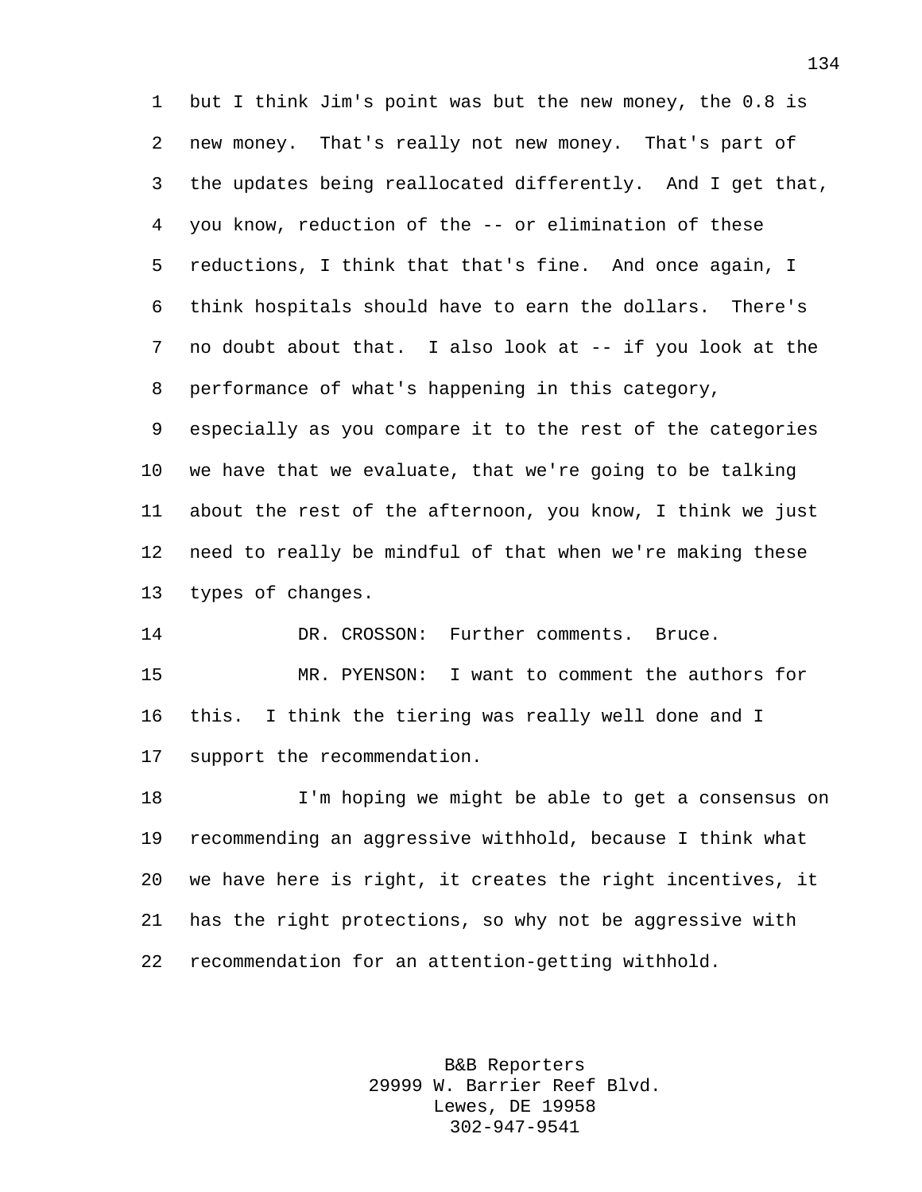but I think Jim's point was but the new money, the 0.8 is new money. That's really not new money. That's part of the updates being reallocated differently. And I get that, you know, reduction of the -- or elimination of these reductions, I think that that's fine. And once again, I think hospitals should have to earn the dollars. There's no doubt about that. I also look at -- if you look at the performance of what's happening in this category, especially as you compare it to the rest of the categories we have that we evaluate, that we're going to be talking about the rest of the afternoon, you know, I think we just need to really be mindful of that when we're making these types of changes.

DR. CROSSON: Further comments. Bruce.

MR. PYENSON: I want to comment the authors for this. I think the tiering was really well done and I support the recommendation.

I'm hoping we might be able to get a consensus on recommending an aggressive withhold, because I think what we have here is right, it creates the right incentives, it has the right protections, so why not be aggressive with recommendation for an attention-getting withhold.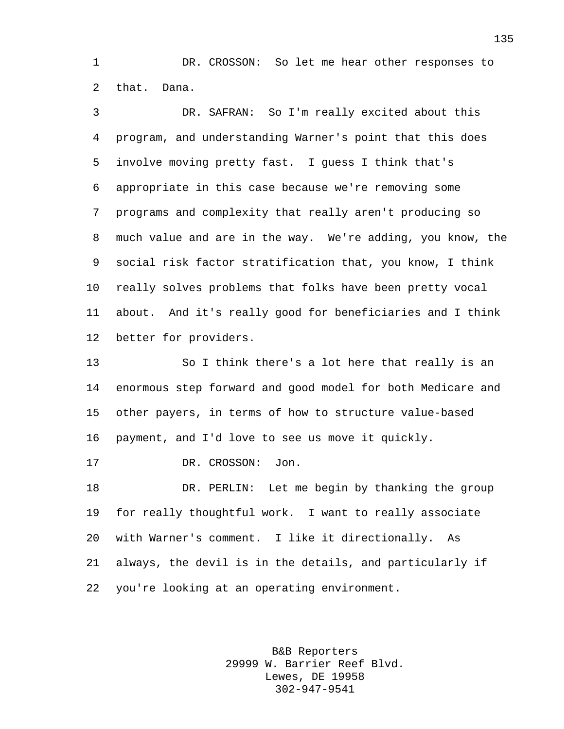DR. CROSSON: So let me hear other responses to that. Dana.

DR. SAFRAN: So I'm really excited about this program, and understanding Warner's point that this does involve moving pretty fast. I guess I think that's appropriate in this case because we're removing some programs and complexity that really aren't producing so much value and are in the way. We're adding, you know, the social risk factor stratification that, you know, I think really solves problems that folks have been pretty vocal about. And it's really good for beneficiaries and I think better for providers.

So I think there's a lot here that really is an enormous step forward and good model for both Medicare and other payers, in terms of how to structure value-based payment, and I'd love to see us move it quickly.

DR. CROSSON: Jon.

DR. PERLIN: Let me begin by thanking the group for really thoughtful work. I want to really associate with Warner's comment. I like it directionally. As always, the devil is in the details, and particularly if you're looking at an operating environment.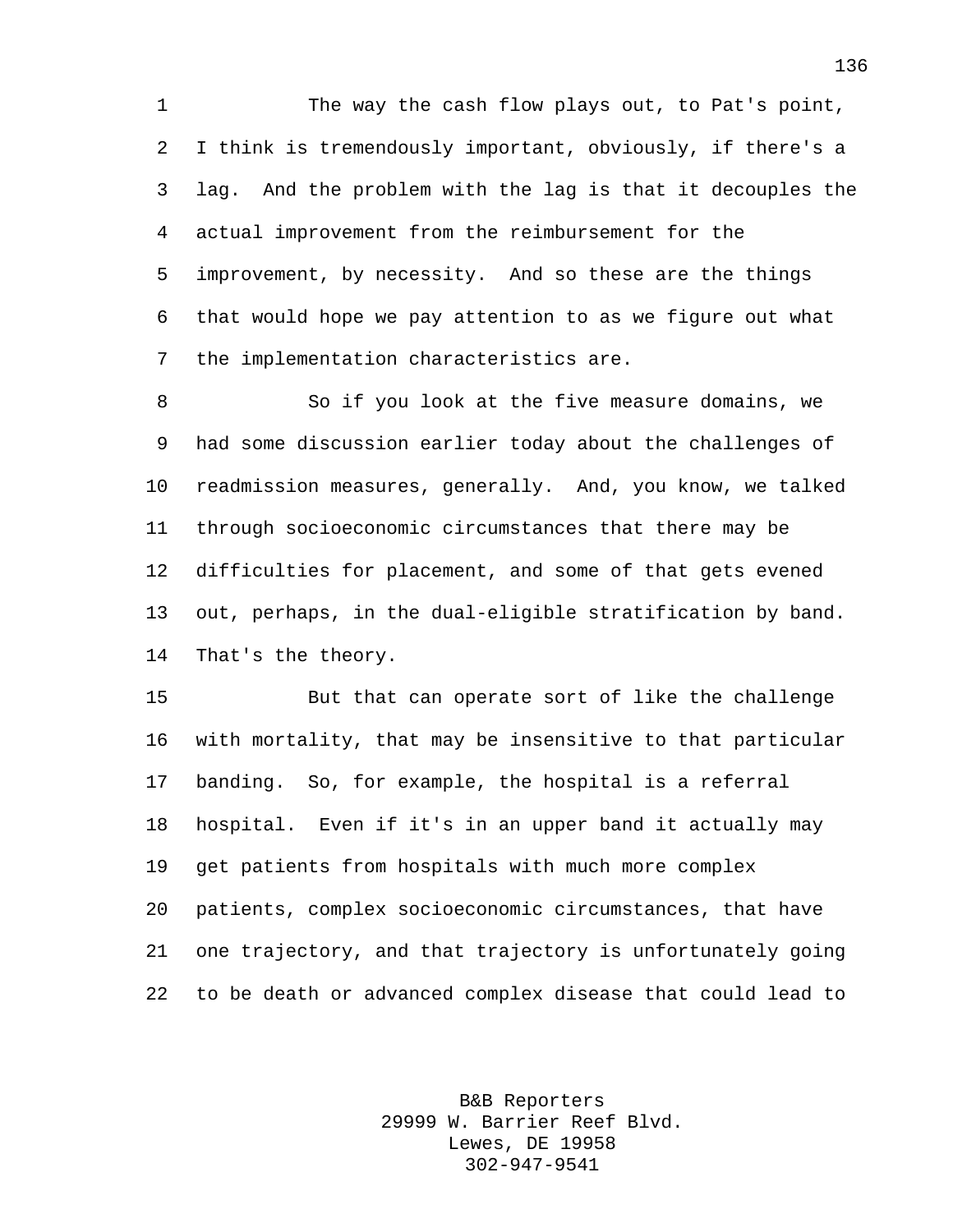The way the cash flow plays out, to Pat's point, I think is tremendously important, obviously, if there's a lag. And the problem with the lag is that it decouples the actual improvement from the reimbursement for the improvement, by necessity. And so these are the things that would hope we pay attention to as we figure out what the implementation characteristics are.

So if you look at the five measure domains, we had some discussion earlier today about the challenges of readmission measures, generally. And, you know, we talked through socioeconomic circumstances that there may be difficulties for placement, and some of that gets evened out, perhaps, in the dual-eligible stratification by band. That's the theory.

But that can operate sort of like the challenge with mortality, that may be insensitive to that particular banding. So, for example, the hospital is a referral hospital. Even if it's in an upper band it actually may get patients from hospitals with much more complex patients, complex socioeconomic circumstances, that have one trajectory, and that trajectory is unfortunately going to be death or advanced complex disease that could lead to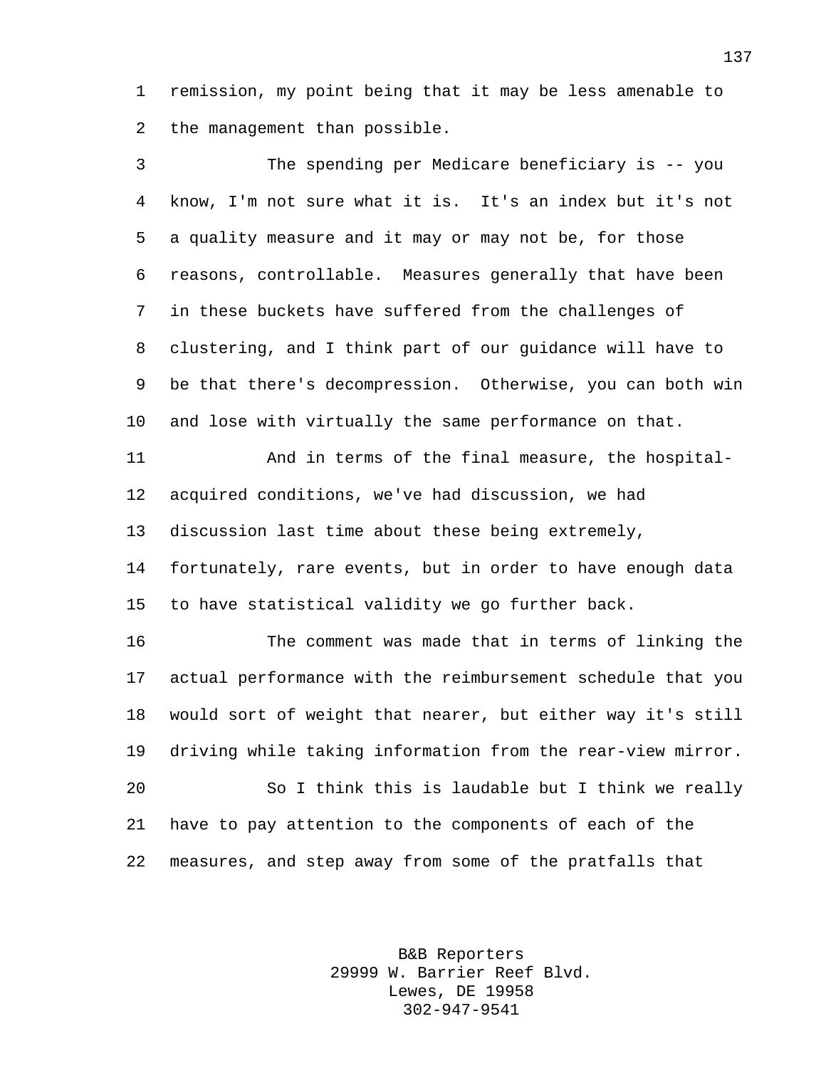remission, my point being that it may be less amenable to the management than possible.

The spending per Medicare beneficiary is -- you know, I'm not sure what it is. It's an index but it's not a quality measure and it may or may not be, for those reasons, controllable. Measures generally that have been in these buckets have suffered from the challenges of clustering, and I think part of our guidance will have to be that there's decompression. Otherwise, you can both win and lose with virtually the same performance on that.

And in terms of the final measure, the hospital-acquired conditions, we've had discussion, we had discussion last time about these being extremely, fortunately, rare events, but in order to have enough data to have statistical validity we go further back.

The comment was made that in terms of linking the actual performance with the reimbursement schedule that you would sort of weight that nearer, but either way it's still driving while taking information from the rear-view mirror.

So I think this is laudable but I think we really have to pay attention to the components of each of the measures, and step away from some of the pratfalls that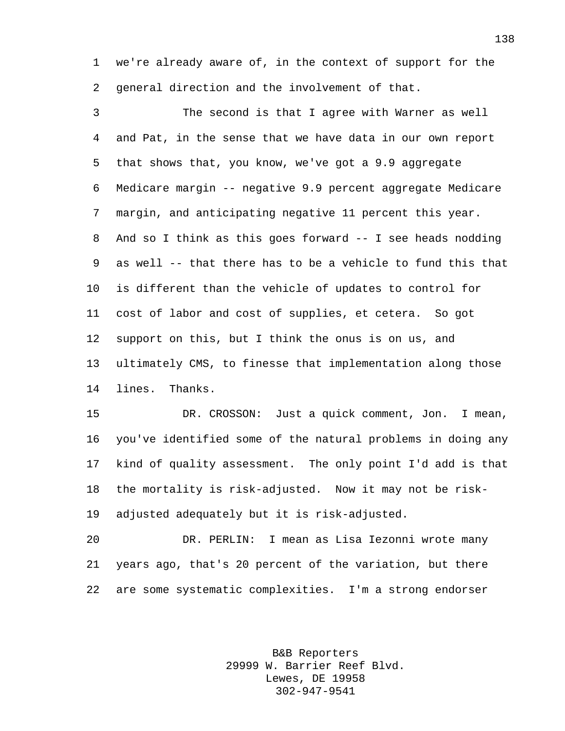we're already aware of, in the context of support for the general direction and the involvement of that.

The second is that I agree with Warner as well and Pat, in the sense that we have data in our own report that shows that, you know, we've got a 9.9 aggregate Medicare margin -- negative 9.9 percent aggregate Medicare margin, and anticipating negative 11 percent this year. And so I think as this goes forward -- I see heads nodding as well -- that there has to be a vehicle to fund this that is different than the vehicle of updates to control for cost of labor and cost of supplies, et cetera. So got support on this, but I think the onus is on us, and ultimately CMS, to finesse that implementation along those lines. Thanks.

DR. CROSSON: Just a quick comment, Jon. I mean, you've identified some of the natural problems in doing any kind of quality assessment. The only point I'd add is that the mortality is risk-adjusted. Now it may not be risk-adjusted adequately but it is risk-adjusted.

DR. PERLIN: I mean as Lisa Iezonni wrote many years ago, that's 20 percent of the variation, but there are some systematic complexities. I'm a strong endorser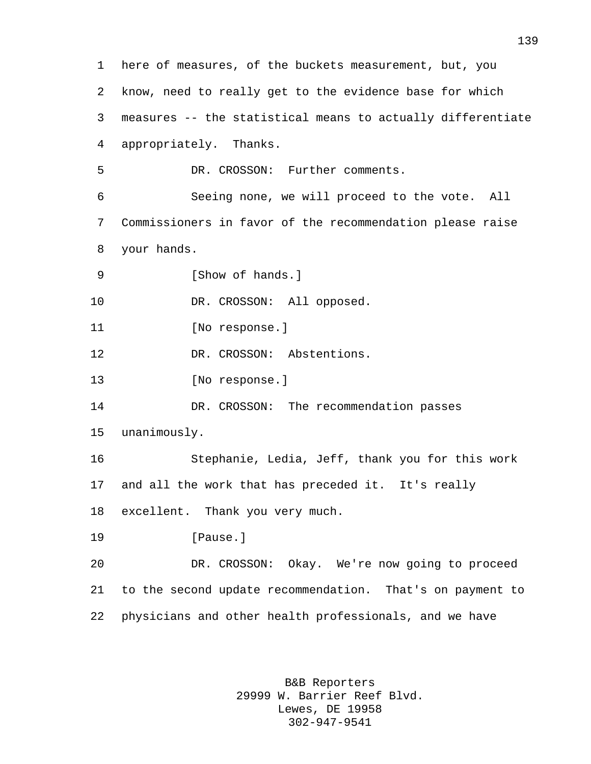here of measures, of the buckets measurement, but, you know, need to really get to the evidence base for which measures -- the statistical means to actually differentiate appropriately. Thanks.

DR. CROSSON: Further comments.

Seeing none, we will proceed to the vote. All Commissioners in favor of the recommendation please raise your hands.

[Show of hands.]

DR. CROSSON: All opposed.

[No response.]

DR. CROSSON: Abstentions.

[No response.]

DR. CROSSON: The recommendation passes unanimously.

Stephanie, Ledia, Jeff, thank you for this work and all the work that has preceded it. It's really excellent. Thank you very much.

[Pause.]

DR. CROSSON: Okay. We're now going to proceed to the second update recommendation. That's on payment to physicians and other health professionals, and we have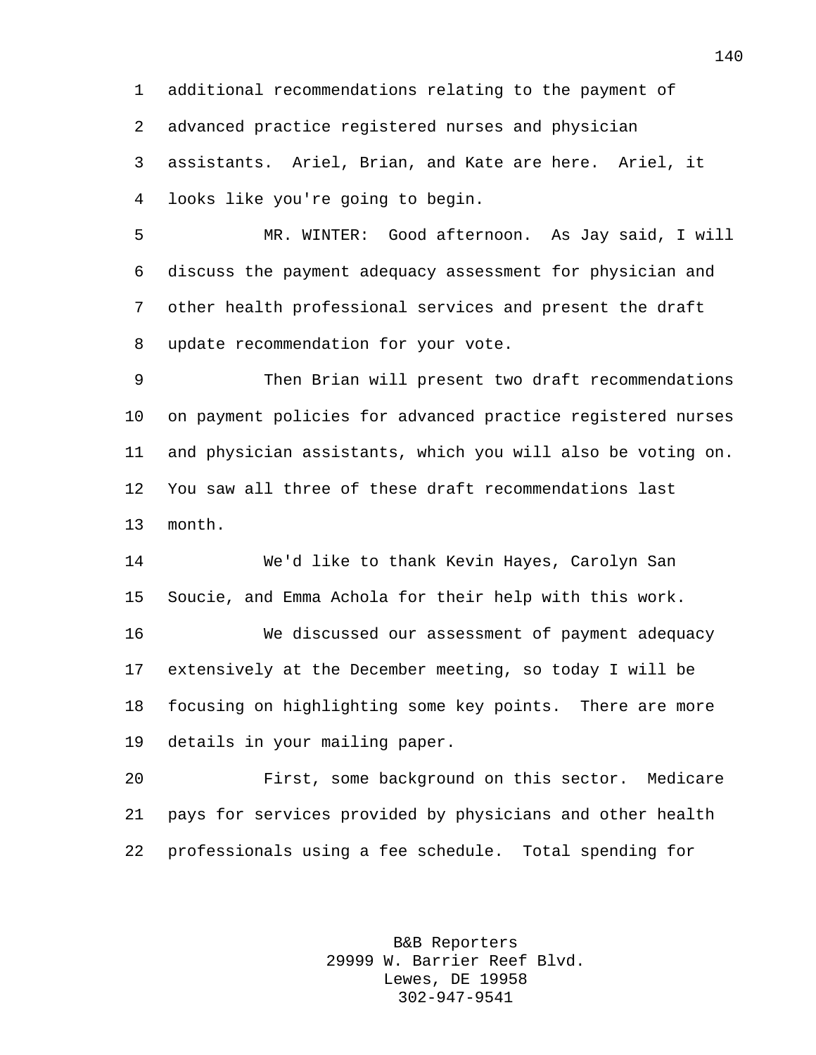additional recommendations relating to the payment of advanced practice registered nurses and physician assistants. Ariel, Brian, and Kate are here. Ariel, it looks like you're going to begin.

MR. WINTER: Good afternoon. As Jay said, I will discuss the payment adequacy assessment for physician and other health professional services and present the draft update recommendation for your vote.

Then Brian will present two draft recommendations on payment policies for advanced practice registered nurses and physician assistants, which you will also be voting on. You saw all three of these draft recommendations last month.

We'd like to thank Kevin Hayes, Carolyn San Soucie, and Emma Achola for their help with this work.

We discussed our assessment of payment adequacy extensively at the December meeting, so today I will be focusing on highlighting some key points. There are more details in your mailing paper.

First, some background on this sector. Medicare pays for services provided by physicians and other health professionals using a fee schedule. Total spending for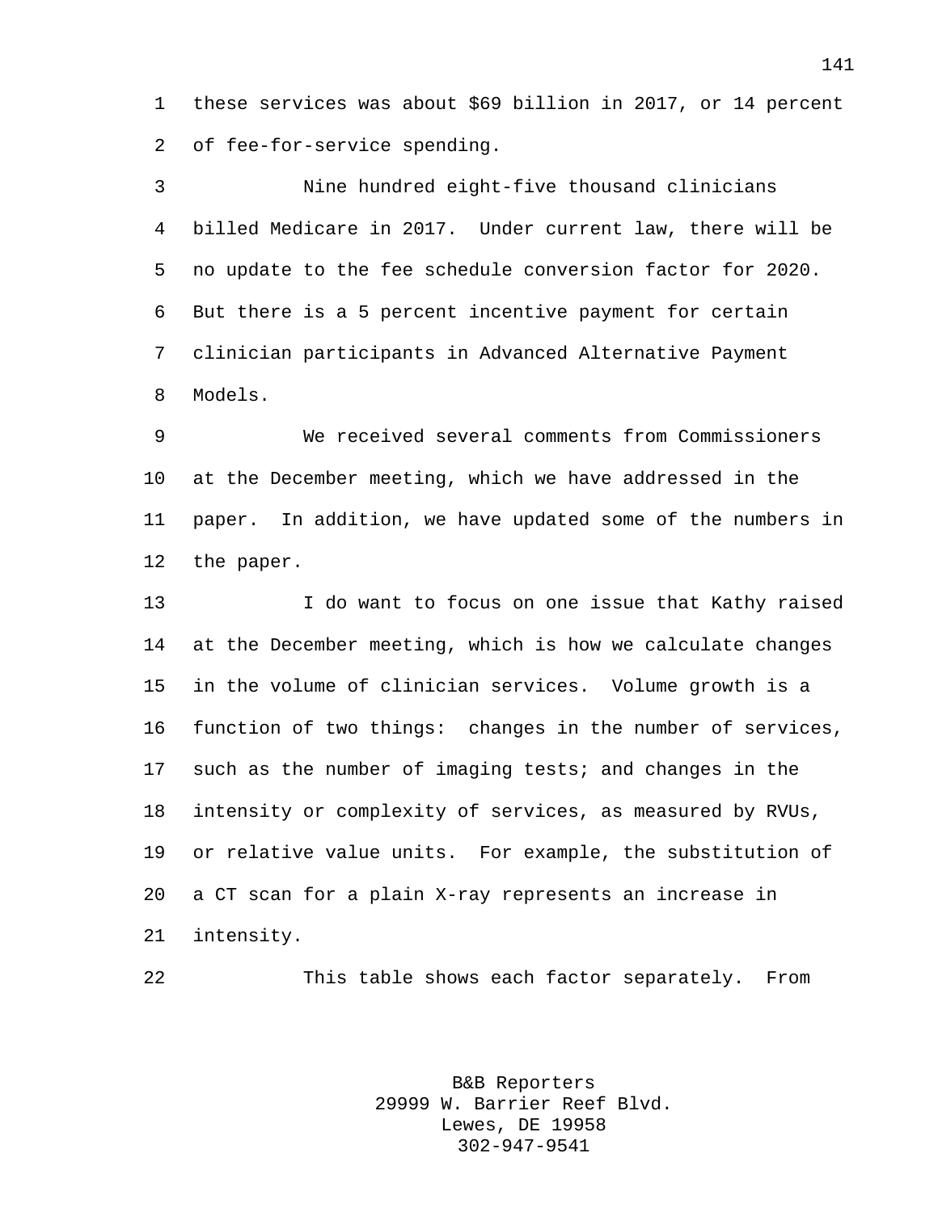these services was about $69 billion in 2017, or 14 percent of fee-for-service spending.

Nine hundred eight-five thousand clinicians billed Medicare in 2017. Under current law, there will be no update to the fee schedule conversion factor for 2020. But there is a 5 percent incentive payment for certain clinician participants in Advanced Alternative Payment Models.

We received several comments from Commissioners at the December meeting, which we have addressed in the paper. In addition, we have updated some of the numbers in the paper.

I do want to focus on one issue that Kathy raised at the December meeting, which is how we calculate changes in the volume of clinician services. Volume growth is a function of two things: changes in the number of services, such as the number of imaging tests; and changes in the intensity or complexity of services, as measured by RVUs, or relative value units. For example, the substitution of a CT scan for a plain X-ray represents an increase in intensity.

This table shows each factor separately. From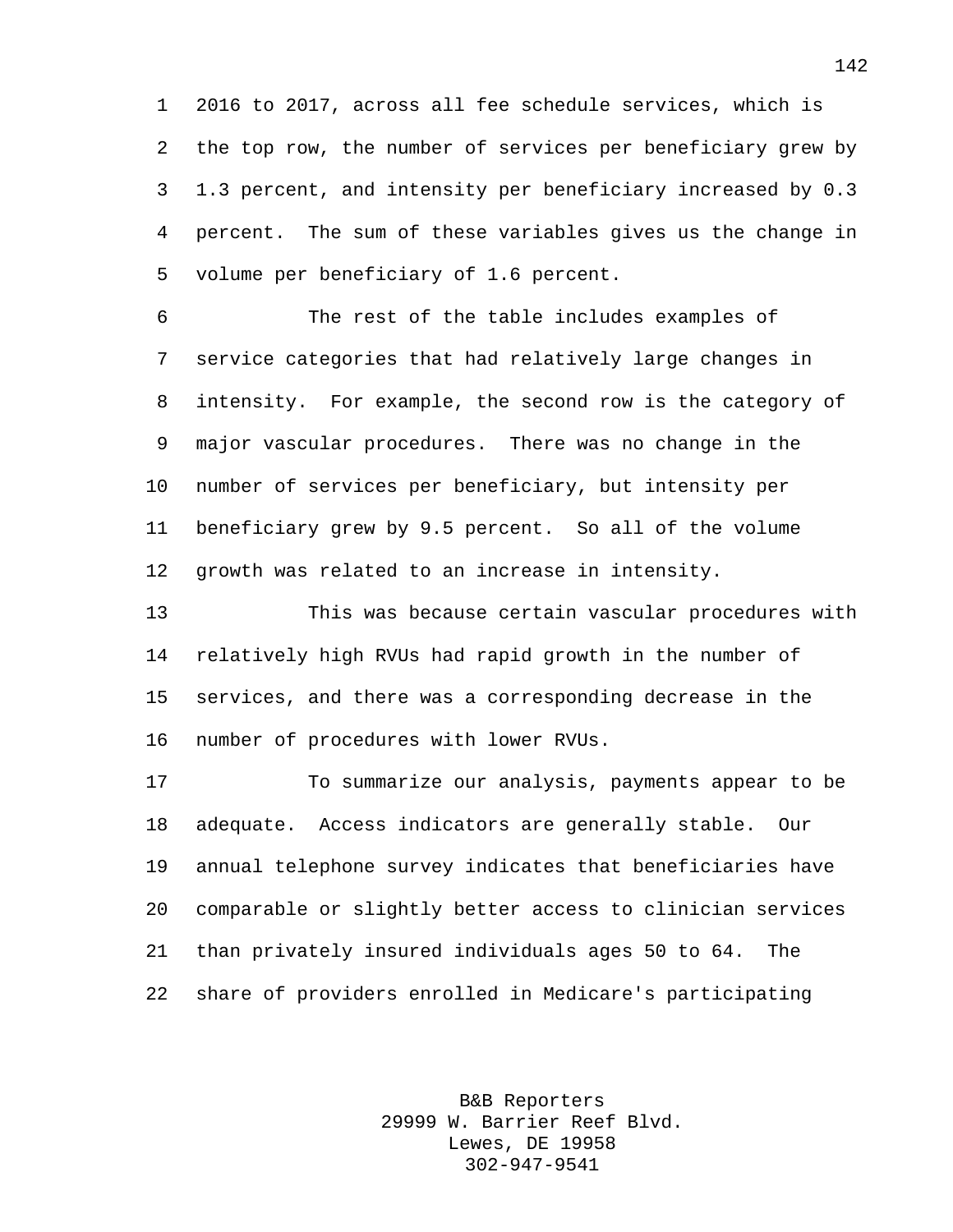2016 to 2017, across all fee schedule services, which is the top row, the number of services per beneficiary grew by 1.3 percent, and intensity per beneficiary increased by 0.3 percent. The sum of these variables gives us the change in volume per beneficiary of 1.6 percent.

The rest of the table includes examples of service categories that had relatively large changes in intensity. For example, the second row is the category of major vascular procedures. There was no change in the number of services per beneficiary, but intensity per beneficiary grew by 9.5 percent. So all of the volume growth was related to an increase in intensity.

This was because certain vascular procedures with relatively high RVUs had rapid growth in the number of services, and there was a corresponding decrease in the number of procedures with lower RVUs.

To summarize our analysis, payments appear to be adequate. Access indicators are generally stable. Our annual telephone survey indicates that beneficiaries have comparable or slightly better access to clinician services than privately insured individuals ages 50 to 64. The share of providers enrolled in Medicare's participating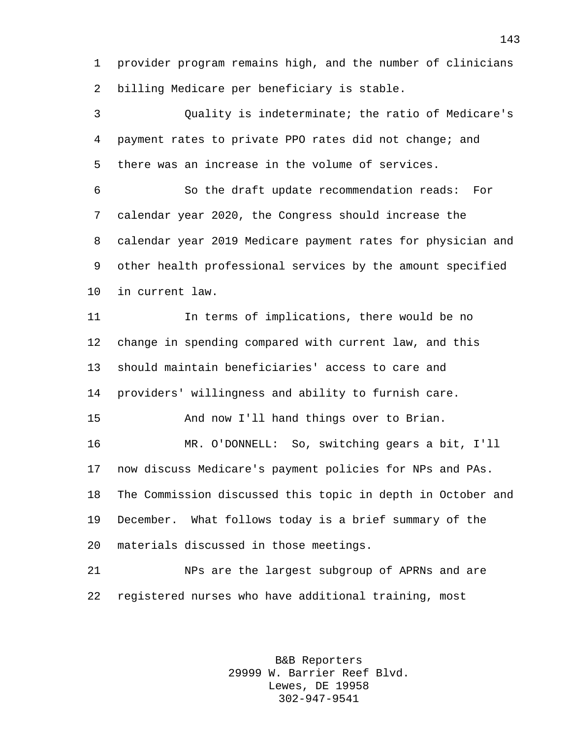provider program remains high, and the number of clinicians billing Medicare per beneficiary is stable.

Quality is indeterminate; the ratio of Medicare's payment rates to private PPO rates did not change; and there was an increase in the volume of services.

So the draft update recommendation reads: For calendar year 2020, the Congress should increase the calendar year 2019 Medicare payment rates for physician and other health professional services by the amount specified in current law.

In terms of implications, there would be no change in spending compared with current law, and this should maintain beneficiaries' access to care and providers' willingness and ability to furnish care.

And now I'll hand things over to Brian.

MR. O'DONNELL: So, switching gears a bit, I'll now discuss Medicare's payment policies for NPs and PAs. The Commission discussed this topic in depth in October and December. What follows today is a brief summary of the materials discussed in those meetings.

NPs are the largest subgroup of APRNs and are registered nurses who have additional training, most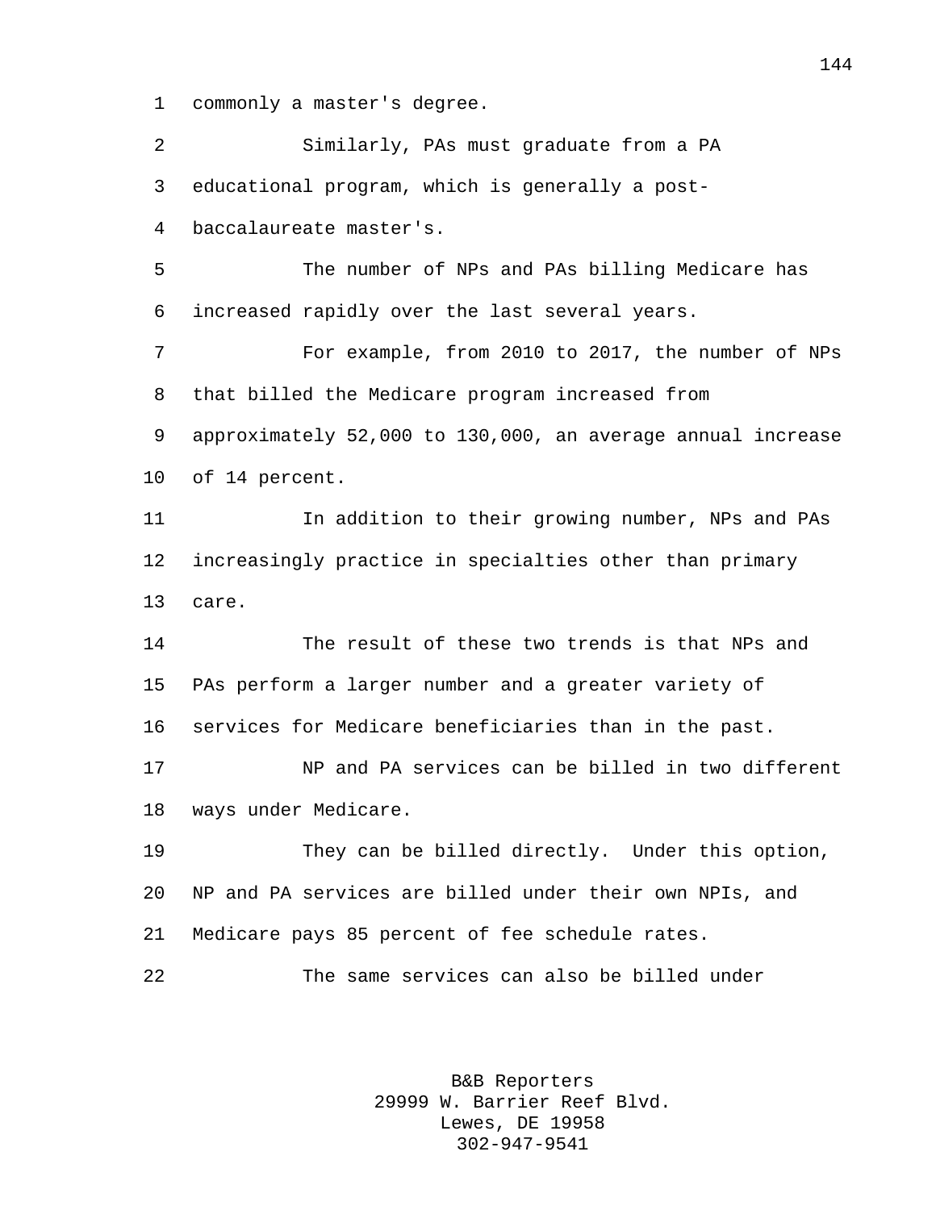commonly a master's degree.

Similarly, PAs must graduate from a PA educational program, which is generally a post-baccalaureate master's.

The number of NPs and PAs billing Medicare has increased rapidly over the last several years.

For example, from 2010 to 2017, the number of NPs that billed the Medicare program increased from approximately 52,000 to 130,000, an average annual increase of 14 percent.

In addition to their growing number, NPs and PAs increasingly practice in specialties other than primary care.

The result of these two trends is that NPs and PAs perform a larger number and a greater variety of services for Medicare beneficiaries than in the past.

NP and PA services can be billed in two different ways under Medicare.

They can be billed directly. Under this option, NP and PA services are billed under their own NPIs, and Medicare pays 85 percent of fee schedule rates.

The same services can also be billed under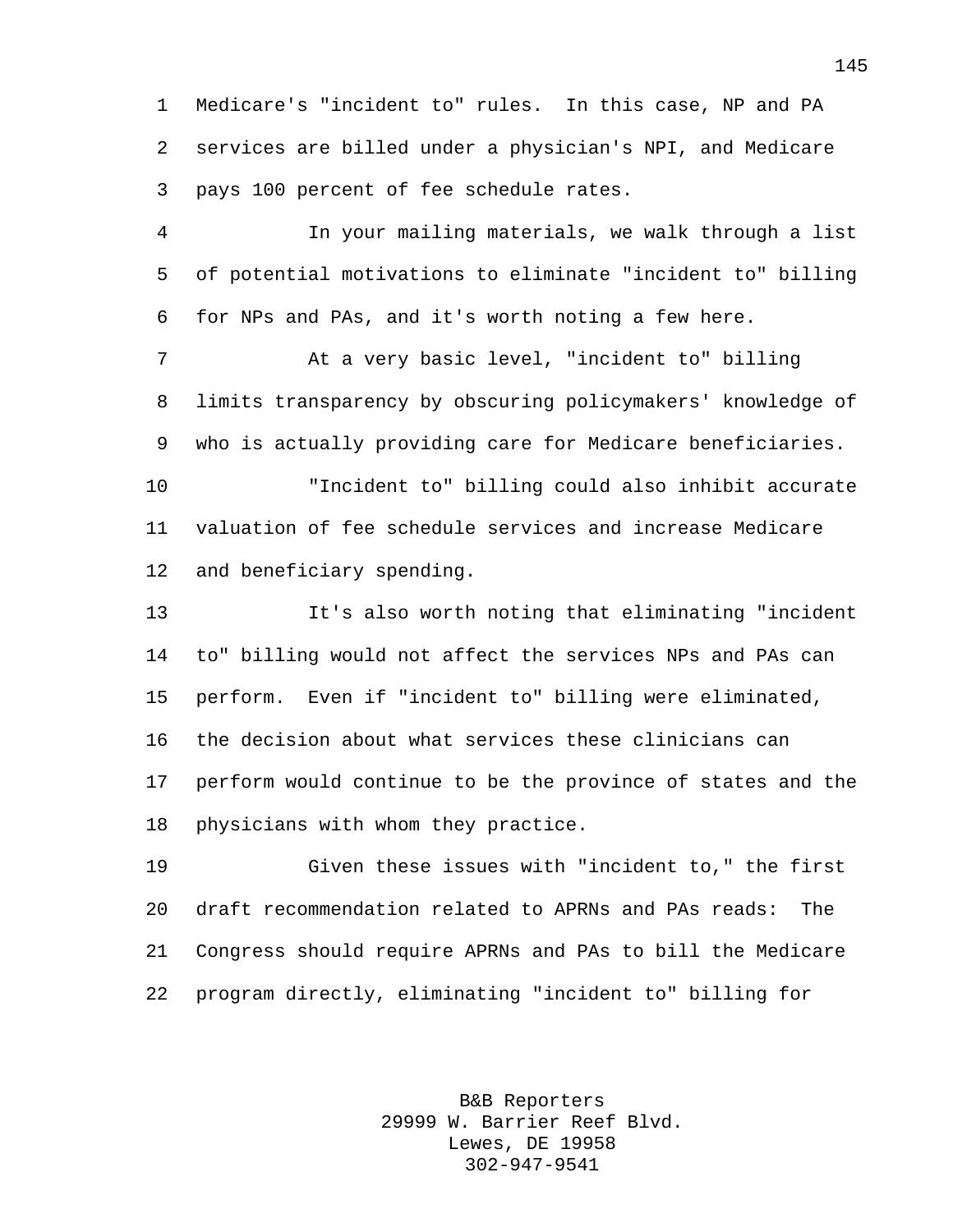Medicare's "incident to" rules. In this case, NP and PA services are billed under a physician's NPI, and Medicare pays 100 percent of fee schedule rates.

In your mailing materials, we walk through a list of potential motivations to eliminate "incident to" billing for NPs and PAs, and it's worth noting a few here.

At a very basic level, "incident to" billing limits transparency by obscuring policymakers' knowledge of who is actually providing care for Medicare beneficiaries.

"Incident to" billing could also inhibit accurate valuation of fee schedule services and increase Medicare and beneficiary spending.

It's also worth noting that eliminating "incident to" billing would not affect the services NPs and PAs can perform. Even if "incident to" billing were eliminated, the decision about what services these clinicians can perform would continue to be the province of states and the physicians with whom they practice.

Given these issues with "incident to," the first draft recommendation related to APRNs and PAs reads: The Congress should require APRNs and PAs to bill the Medicare program directly, eliminating "incident to" billing for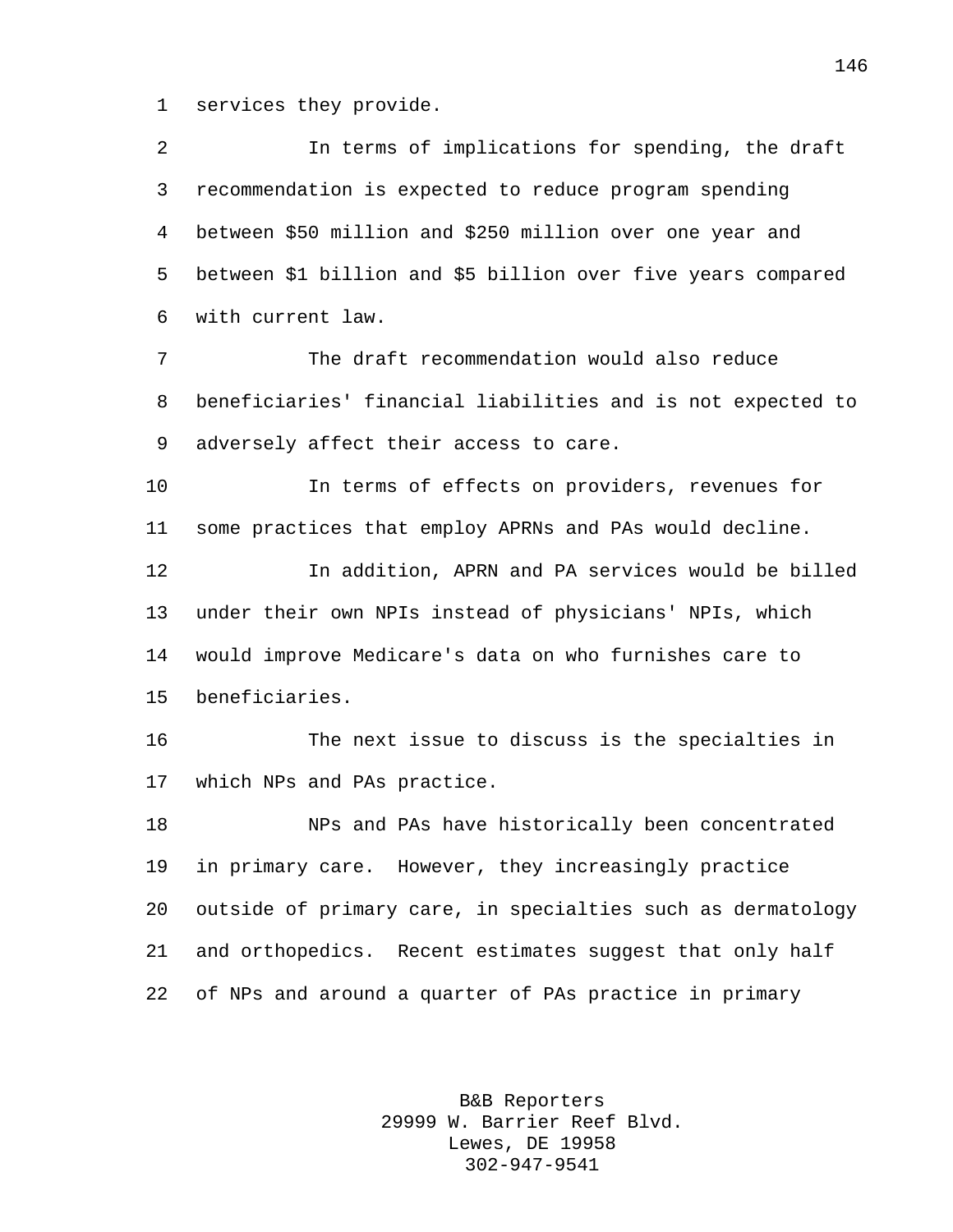services they provide.

In terms of implications for spending, the draft recommendation is expected to reduce program spending between $50 million and $250 million over one year and between $1 billion and $5 billion over five years compared with current law.

The draft recommendation would also reduce beneficiaries' financial liabilities and is not expected to adversely affect their access to care.

In terms of effects on providers, revenues for some practices that employ APRNs and PAs would decline.

In addition, APRN and PA services would be billed under their own NPIs instead of physicians' NPIs, which would improve Medicare's data on who furnishes care to beneficiaries.

The next issue to discuss is the specialties in which NPs and PAs practice.

NPs and PAs have historically been concentrated in primary care. However, they increasingly practice outside of primary care, in specialties such as dermatology and orthopedics. Recent estimates suggest that only half of NPs and around a quarter of PAs practice in primary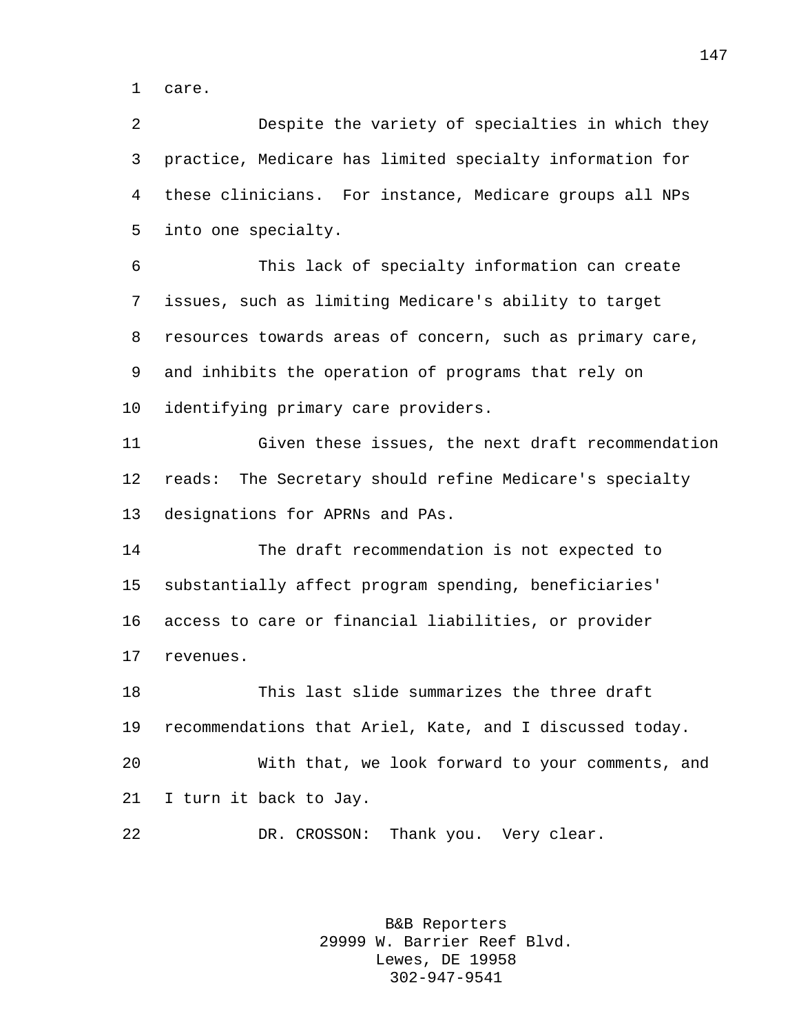care.

Despite the variety of specialties in which they practice, Medicare has limited specialty information for these clinicians. For instance, Medicare groups all NPs into one specialty.

This lack of specialty information can create issues, such as limiting Medicare's ability to target resources towards areas of concern, such as primary care, and inhibits the operation of programs that rely on identifying primary care providers.

Given these issues, the next draft recommendation reads: The Secretary should refine Medicare's specialty designations for APRNs and PAs.

The draft recommendation is not expected to substantially affect program spending, beneficiaries' access to care or financial liabilities, or provider revenues.

This last slide summarizes the three draft recommendations that Ariel, Kate, and I discussed today.

With that, we look forward to your comments, and I turn it back to Jay.

DR. CROSSON: Thank you. Very clear.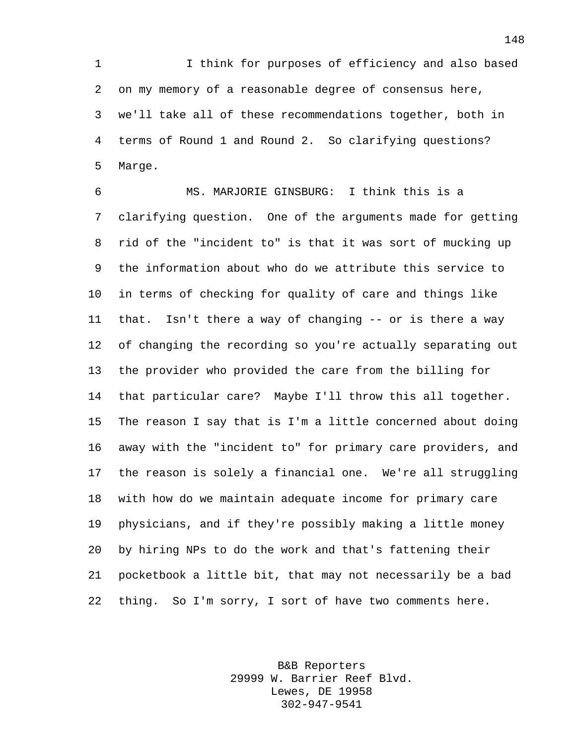I think for purposes of efficiency and also based on my memory of a reasonable degree of consensus here, we'll take all of these recommendations together, both in terms of Round 1 and Round 2. So clarifying questions? Marge.

MS. MARJORIE GINSBURG: I think this is a clarifying question. One of the arguments made for getting rid of the "incident to" is that it was sort of mucking up the information about who do we attribute this service to in terms of checking for quality of care and things like that. Isn't there a way of changing -- or is there a way of changing the recording so you're actually separating out the provider who provided the care from the billing for that particular care? Maybe I'll throw this all together. The reason I say that is I'm a little concerned about doing away with the "incident to" for primary care providers, and the reason is solely a financial one. We're all struggling with how do we maintain adequate income for primary care physicians, and if they're possibly making a little money by hiring NPs to do the work and that's fattening their pocketbook a little bit, that may not necessarily be a bad thing. So I'm sorry, I sort of have two comments here.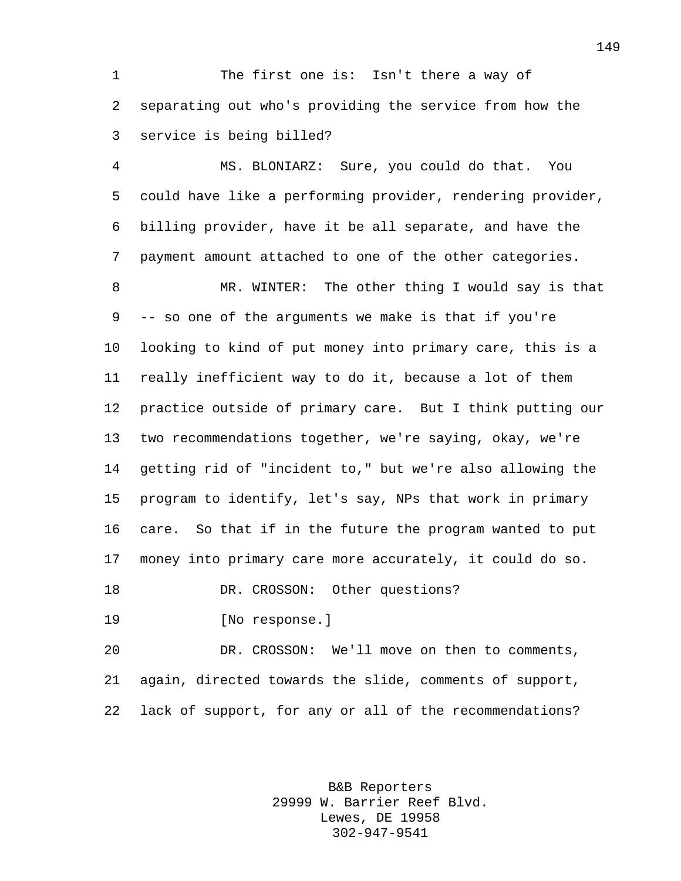The first one is: Isn't there a way of separating out who's providing the service from how the service is being billed?

MS. BLONIARZ: Sure, you could do that. You could have like a performing provider, rendering provider, billing provider, have it be all separate, and have the payment amount attached to one of the other categories.

MR. WINTER: The other thing I would say is that -- so one of the arguments we make is that if you're looking to kind of put money into primary care, this is a really inefficient way to do it, because a lot of them practice outside of primary care. But I think putting our two recommendations together, we're saying, okay, we're getting rid of "incident to," but we're also allowing the program to identify, let's say, NPs that work in primary care. So that if in the future the program wanted to put money into primary care more accurately, it could do so.

DR. CROSSON: Other questions?

[No response.]

DR. CROSSON: We'll move on then to comments, again, directed towards the slide, comments of support, lack of support, for any or all of the recommendations?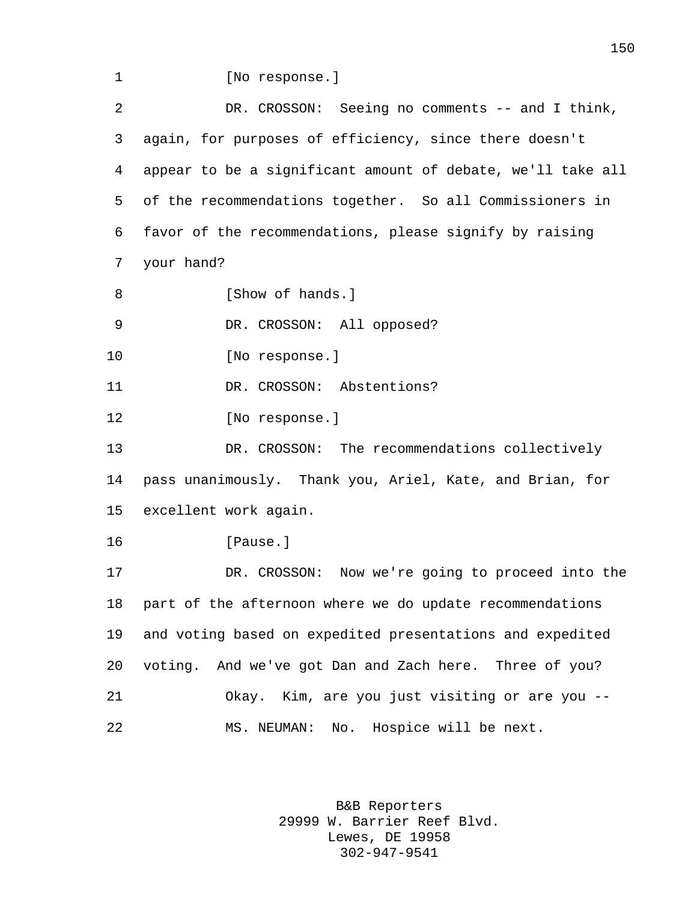[No response.]

DR. CROSSON: Seeing no comments -- and I think, again, for purposes of efficiency, since there doesn't appear to be a significant amount of debate, we'll take all of the recommendations together. So all Commissioners in favor of the recommendations, please signify by raising your hand?

[Show of hands.]

DR. CROSSON: All opposed?

[No response.]

DR. CROSSON: Abstentions?

[No response.]

DR. CROSSON: The recommendations collectively pass unanimously. Thank you, Ariel, Kate, and Brian, for excellent work again.

[Pause.]

DR. CROSSON: Now we're going to proceed into the part of the afternoon where we do update recommendations and voting based on expedited presentations and expedited voting. And we've got Dan and Zach here. Three of you?

Okay. Kim, are you just visiting or are you --

MS. NEUMAN: No. Hospice will be next.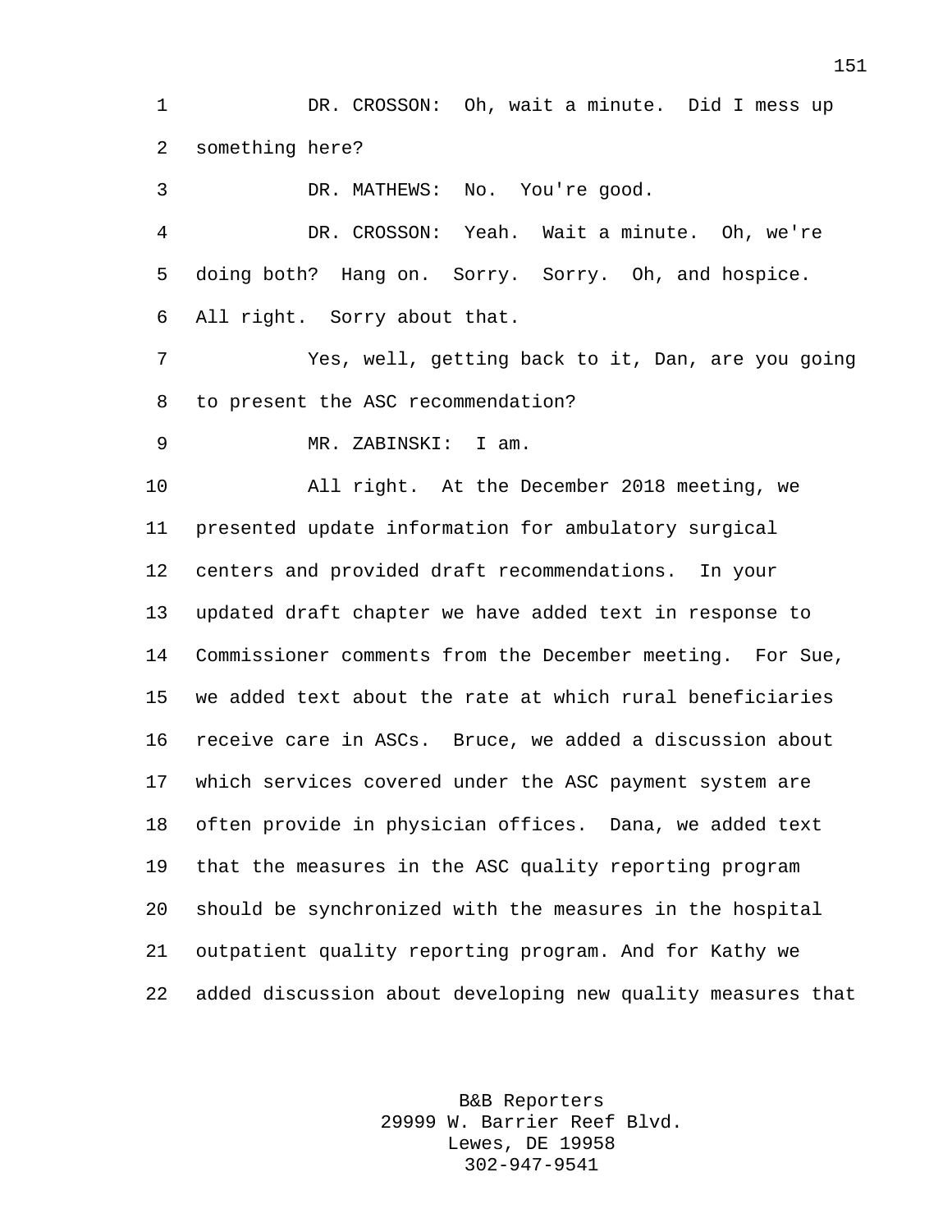DR. CROSSON: Oh, wait a minute. Did I mess up something here?

DR. MATHEWS: No. You're good.

DR. CROSSON: Yeah. Wait a minute. Oh, we're doing both? Hang on. Sorry. Sorry. Oh, and hospice. All right. Sorry about that.

Yes, well, getting back to it, Dan, are you going to present the ASC recommendation?

MR. ZABINSKI: I am.

All right. At the December 2018 meeting, we presented update information for ambulatory surgical centers and provided draft recommendations. In your updated draft chapter we have added text in response to Commissioner comments from the December meeting. For Sue, we added text about the rate at which rural beneficiaries receive care in ASCs. Bruce, we added a discussion about which services covered under the ASC payment system are often provide in physician offices. Dana, we added text that the measures in the ASC quality reporting program should be synchronized with the measures in the hospital outpatient quality reporting program. And for Kathy we added discussion about developing new quality measures that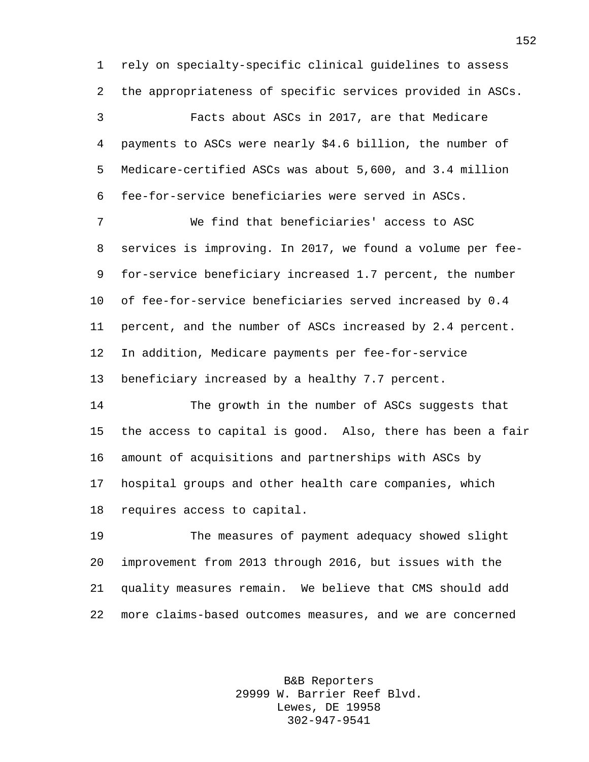rely on specialty-specific clinical guidelines to assess the appropriateness of specific services provided in ASCs.

Facts about ASCs in 2017, are that Medicare payments to ASCs were nearly $4.6 billion, the number of Medicare-certified ASCs was about 5,600, and 3.4 million fee-for-service beneficiaries were served in ASCs.

We find that beneficiaries' access to ASC services is improving. In 2017, we found a volume per fee-for-service beneficiary increased 1.7 percent, the number of fee-for-service beneficiaries served increased by 0.4 percent, and the number of ASCs increased by 2.4 percent. In addition, Medicare payments per fee-for-service beneficiary increased by a healthy 7.7 percent.

The growth in the number of ASCs suggests that the access to capital is good. Also, there has been a fair amount of acquisitions and partnerships with ASCs by hospital groups and other health care companies, which requires access to capital.

The measures of payment adequacy showed slight improvement from 2013 through 2016, but issues with the quality measures remain. We believe that CMS should add more claims-based outcomes measures, and we are concerned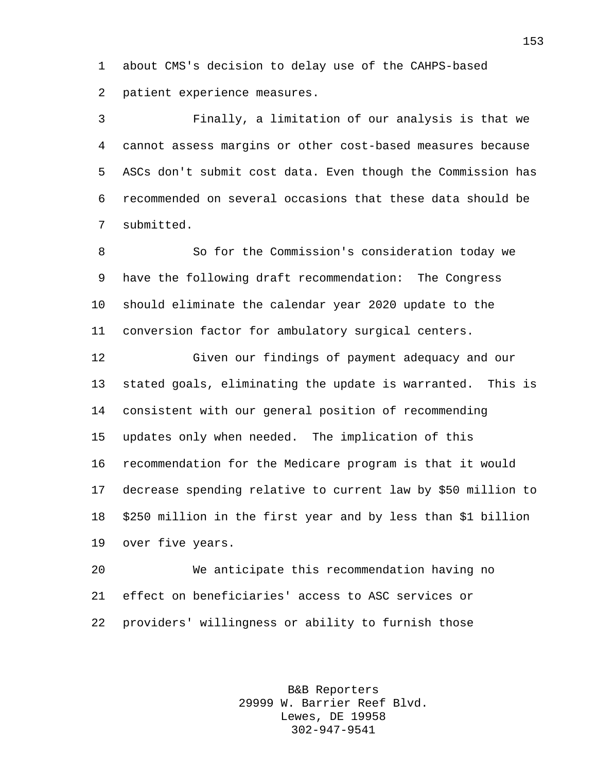about CMS's decision to delay use of the CAHPS-based patient experience measures.

Finally, a limitation of our analysis is that we cannot assess margins or other cost-based measures because ASCs don't submit cost data. Even though the Commission has recommended on several occasions that these data should be submitted.

So for the Commission's consideration today we have the following draft recommendation: The Congress should eliminate the calendar year 2020 update to the conversion factor for ambulatory surgical centers.

Given our findings of payment adequacy and our stated goals, eliminating the update is warranted. This is consistent with our general position of recommending updates only when needed. The implication of this recommendation for the Medicare program is that it would decrease spending relative to current law by $50 million to $250 million in the first year and by less than $1 billion over five years.

We anticipate this recommendation having no effect on beneficiaries' access to ASC services or providers' willingness or ability to furnish those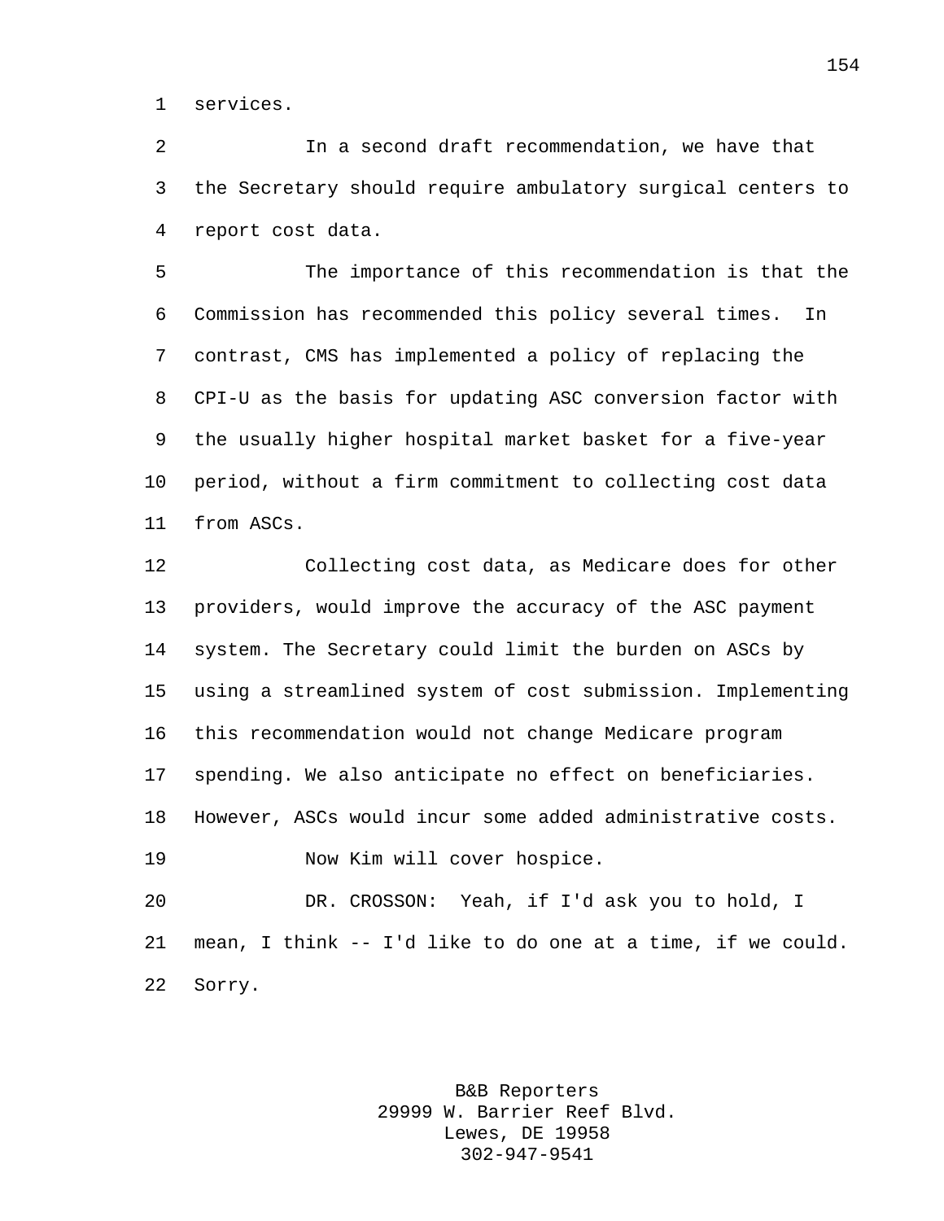services.

In a second draft recommendation, we have that the Secretary should require ambulatory surgical centers to report cost data.

The importance of this recommendation is that the Commission has recommended this policy several times. In contrast, CMS has implemented a policy of replacing the CPI-U as the basis for updating ASC conversion factor with the usually higher hospital market basket for a five-year period, without a firm commitment to collecting cost data from ASCs.

Collecting cost data, as Medicare does for other providers, would improve the accuracy of the ASC payment system. The Secretary could limit the burden on ASCs by using a streamlined system of cost submission. Implementing this recommendation would not change Medicare program spending. We also anticipate no effect on beneficiaries. However, ASCs would incur some added administrative costs.

Now Kim will cover hospice.

DR. CROSSON: Yeah, if I'd ask you to hold, I mean, I think -- I'd like to do one at a time, if we could. Sorry.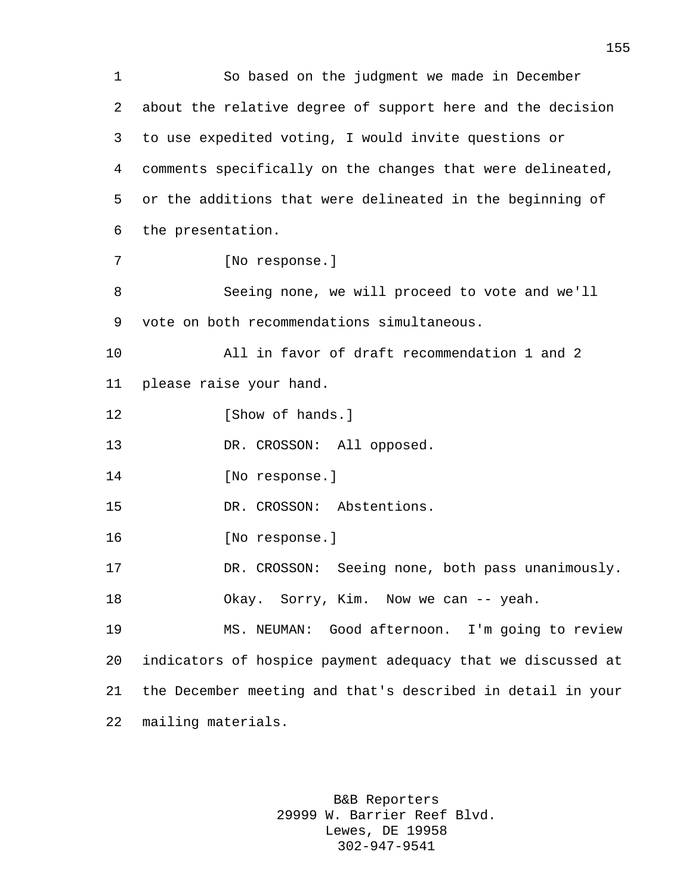So based on the judgment we made in December about the relative degree of support here and the decision to use expedited voting, I would invite questions or comments specifically on the changes that were delineated, or the additions that were delineated in the beginning of the presentation.

[No response.]

Seeing none, we will proceed to vote and we'll vote on both recommendations simultaneous.

All in favor of draft recommendation 1 and 2 please raise your hand.

[Show of hands.]

DR. CROSSON: All opposed.

[No response.]

DR. CROSSON: Abstentions.

[No response.]

DR. CROSSON: Seeing none, both pass unanimously.

Okay. Sorry, Kim. Now we can -- yeah.

MS. NEUMAN: Good afternoon. I'm going to review indicators of hospice payment adequacy that we discussed at the December meeting and that's described in detail in your mailing materials.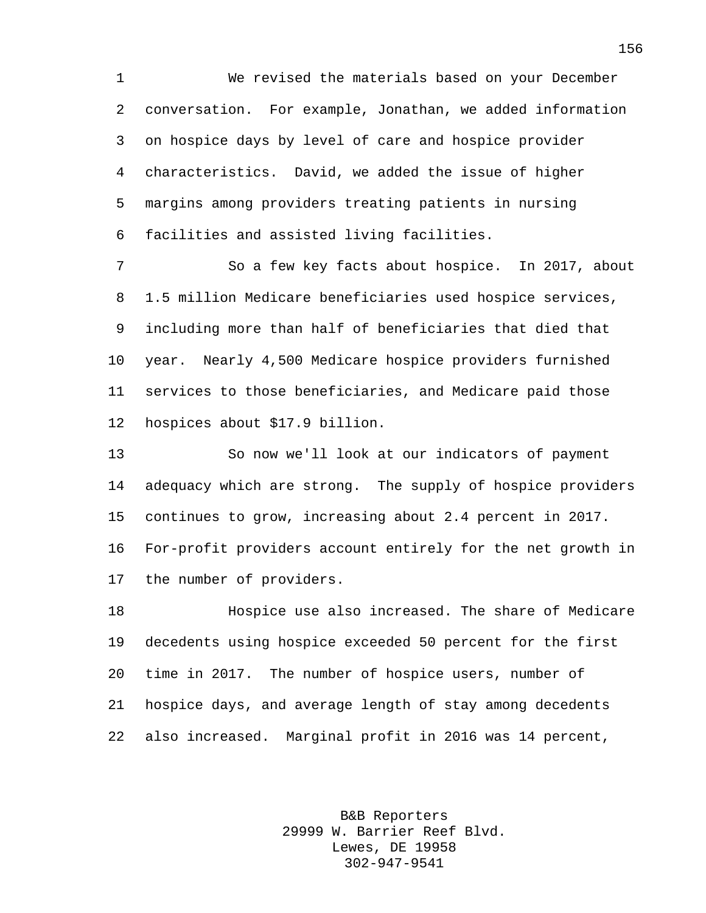We revised the materials based on your December conversation. For example, Jonathan, we added information on hospice days by level of care and hospice provider characteristics. David, we added the issue of higher margins among providers treating patients in nursing facilities and assisted living facilities.

So a few key facts about hospice. In 2017, about 1.5 million Medicare beneficiaries used hospice services, including more than half of beneficiaries that died that year. Nearly 4,500 Medicare hospice providers furnished services to those beneficiaries, and Medicare paid those hospices about $17.9 billion.

So now we'll look at our indicators of payment adequacy which are strong. The supply of hospice providers continues to grow, increasing about 2.4 percent in 2017. For-profit providers account entirely for the net growth in the number of providers.

Hospice use also increased. The share of Medicare decedents using hospice exceeded 50 percent for the first time in 2017. The number of hospice users, number of hospice days, and average length of stay among decedents also increased. Marginal profit in 2016 was 14 percent,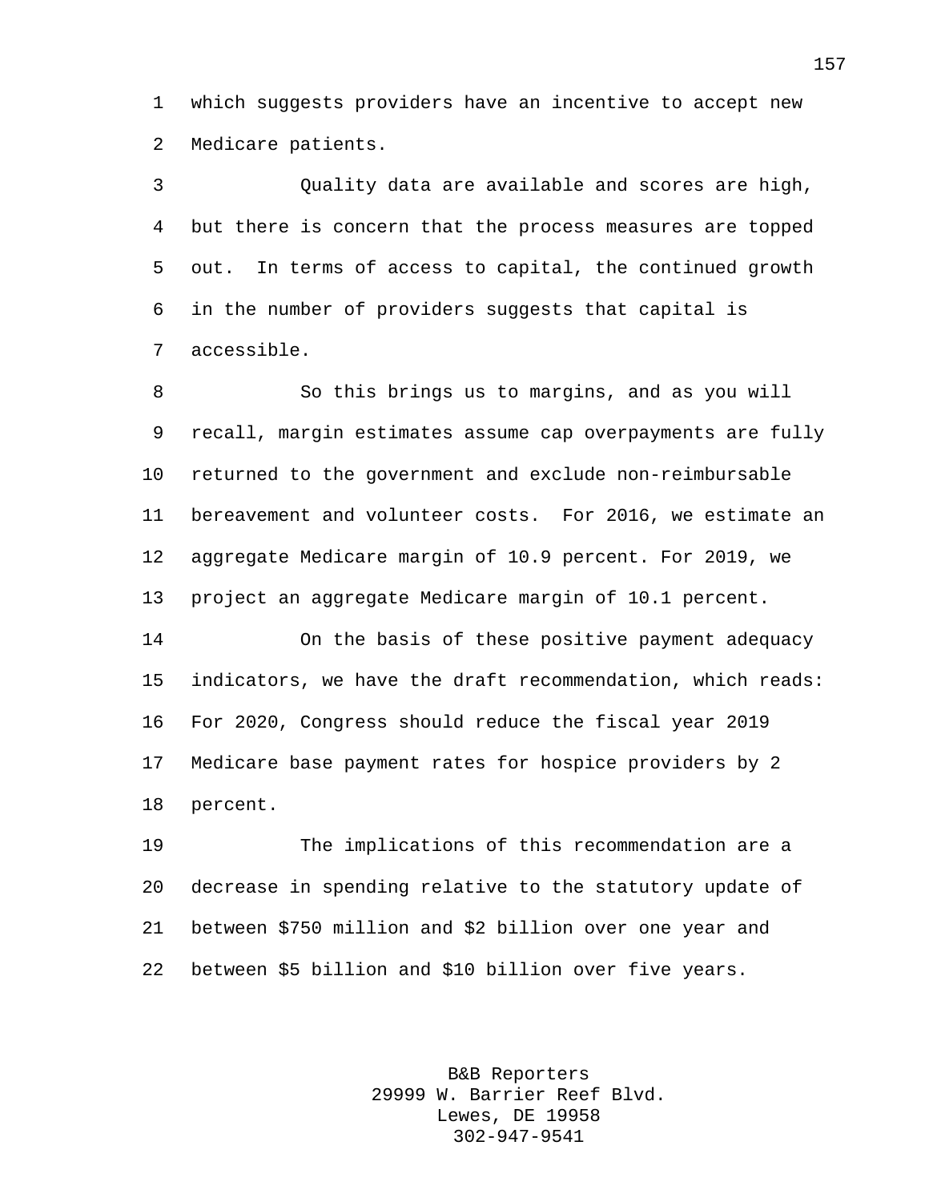which suggests providers have an incentive to accept new Medicare patients.

Quality data are available and scores are high, but there is concern that the process measures are topped out. In terms of access to capital, the continued growth in the number of providers suggests that capital is accessible.

So this brings us to margins, and as you will recall, margin estimates assume cap overpayments are fully returned to the government and exclude non-reimbursable bereavement and volunteer costs. For 2016, we estimate an aggregate Medicare margin of 10.9 percent. For 2019, we project an aggregate Medicare margin of 10.1 percent.

On the basis of these positive payment adequacy indicators, we have the draft recommendation, which reads: For 2020, Congress should reduce the fiscal year 2019 Medicare base payment rates for hospice providers by 2 percent.

The implications of this recommendation are a decrease in spending relative to the statutory update of between $750 million and $2 billion over one year and between $5 billion and $10 billion over five years.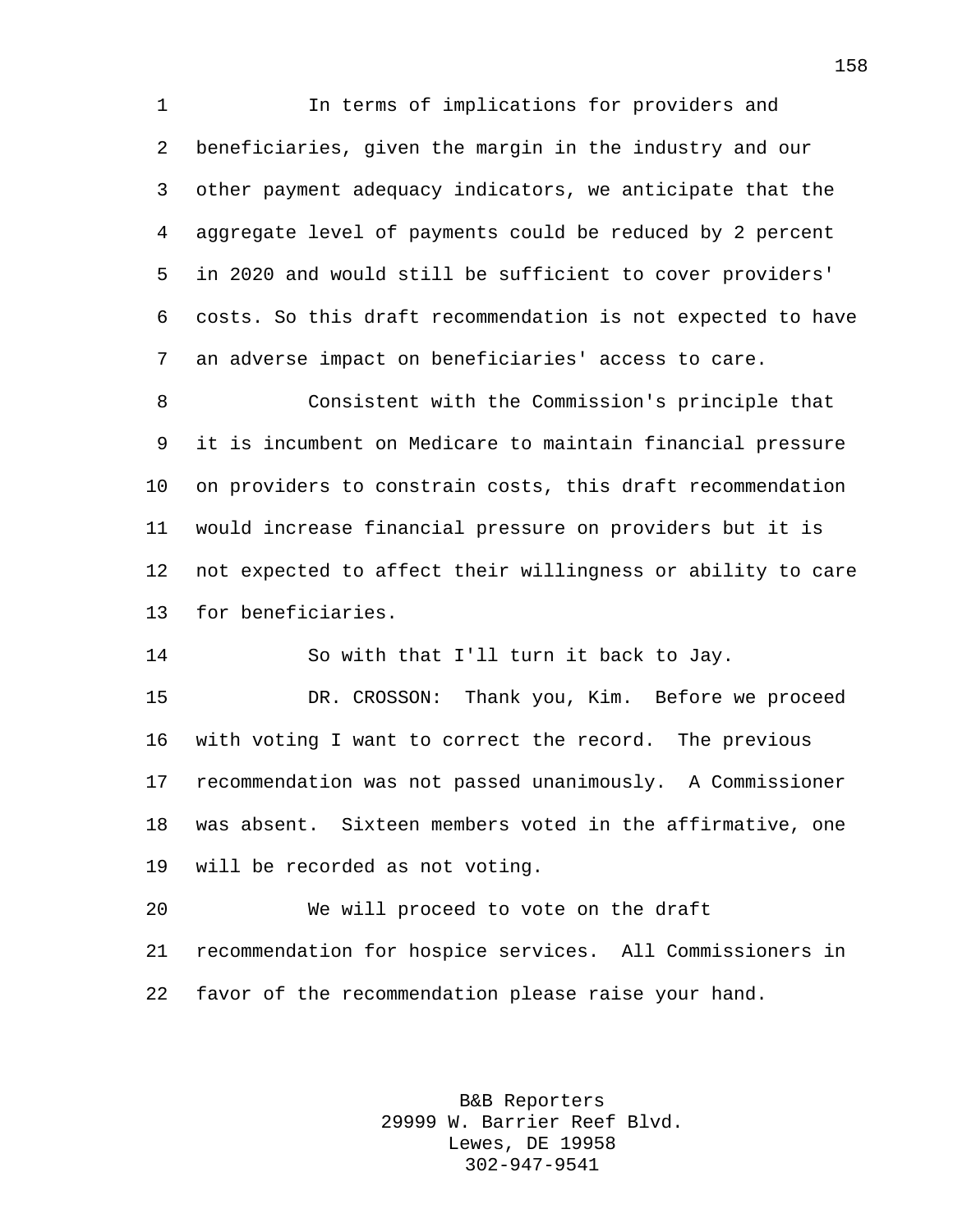In terms of implications for providers and beneficiaries, given the margin in the industry and our other payment adequacy indicators, we anticipate that the aggregate level of payments could be reduced by 2 percent in 2020 and would still be sufficient to cover providers' costs. So this draft recommendation is not expected to have an adverse impact on beneficiaries' access to care.

Consistent with the Commission's principle that it is incumbent on Medicare to maintain financial pressure on providers to constrain costs, this draft recommendation would increase financial pressure on providers but it is not expected to affect their willingness or ability to care for beneficiaries.

So with that I'll turn it back to Jay.

DR. CROSSON: Thank you, Kim. Before we proceed with voting I want to correct the record. The previous recommendation was not passed unanimously. A Commissioner was absent. Sixteen members voted in the affirmative, one will be recorded as not voting.

We will proceed to vote on the draft recommendation for hospice services. All Commissioners in favor of the recommendation please raise your hand.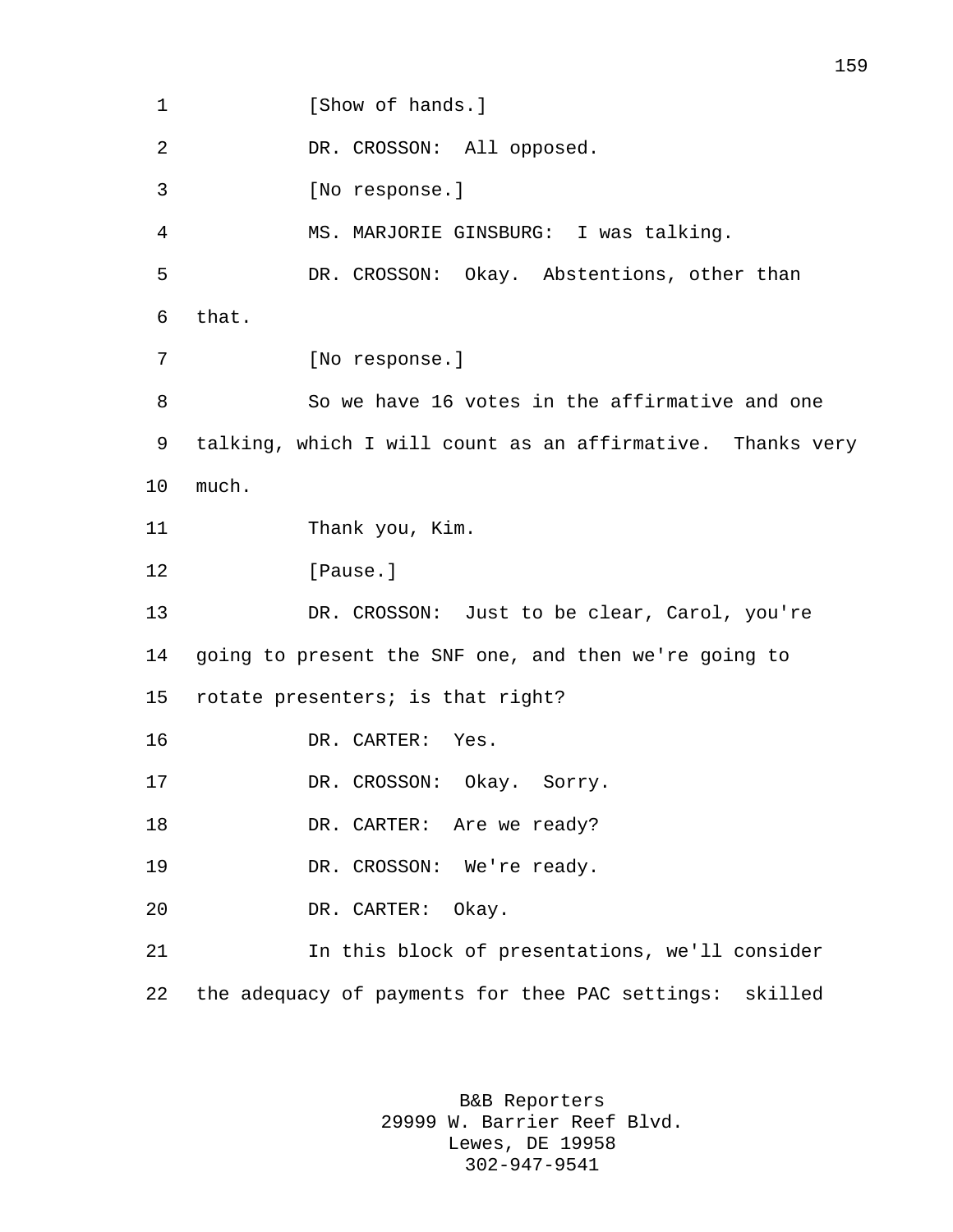[Show of hands.]

DR. CROSSON: All opposed.

[No response.]

MS. MARJORIE GINSBURG: I was talking.

DR. CROSSON: Okay. Abstentions, other than that.

[No response.]

So we have 16 votes in the affirmative and one talking, which I will count as an affirmative. Thanks very much.

Thank you, Kim.

[Pause.]

DR. CROSSON: Just to be clear, Carol, you're going to present the SNF one, and then we're going to rotate presenters; is that right?

DR. CARTER: Yes.

DR. CROSSON: Okay. Sorry.

DR. CARTER: Are we ready?

DR. CROSSON: We're ready.

DR. CARTER: Okay.

In this block of presentations, we'll consider the adequacy of payments for thee PAC settings: skilled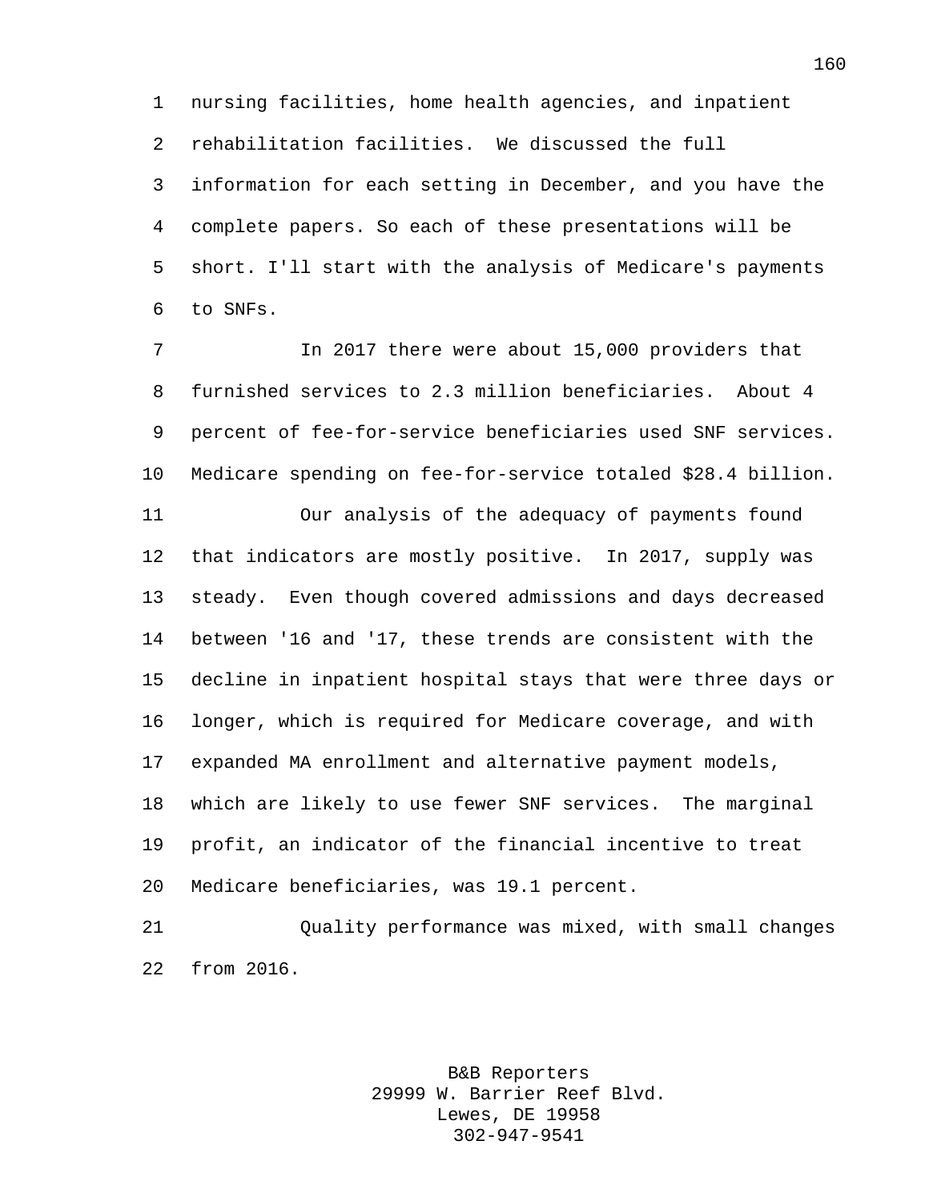nursing facilities, home health agencies, and inpatient rehabilitation facilities. We discussed the full information for each setting in December, and you have the complete papers. So each of these presentations will be short. I'll start with the analysis of Medicare's payments to SNFs.

In 2017 there were about 15,000 providers that furnished services to 2.3 million beneficiaries. About 4 percent of fee-for-service beneficiaries used SNF services. Medicare spending on fee-for-service totaled $28.4 billion.

Our analysis of the adequacy of payments found that indicators are mostly positive. In 2017, supply was steady. Even though covered admissions and days decreased between '16 and '17, these trends are consistent with the decline in inpatient hospital stays that were three days or longer, which is required for Medicare coverage, and with expanded MA enrollment and alternative payment models, which are likely to use fewer SNF services. The marginal profit, an indicator of the financial incentive to treat Medicare beneficiaries, was 19.1 percent.

Quality performance was mixed, with small changes from 2016.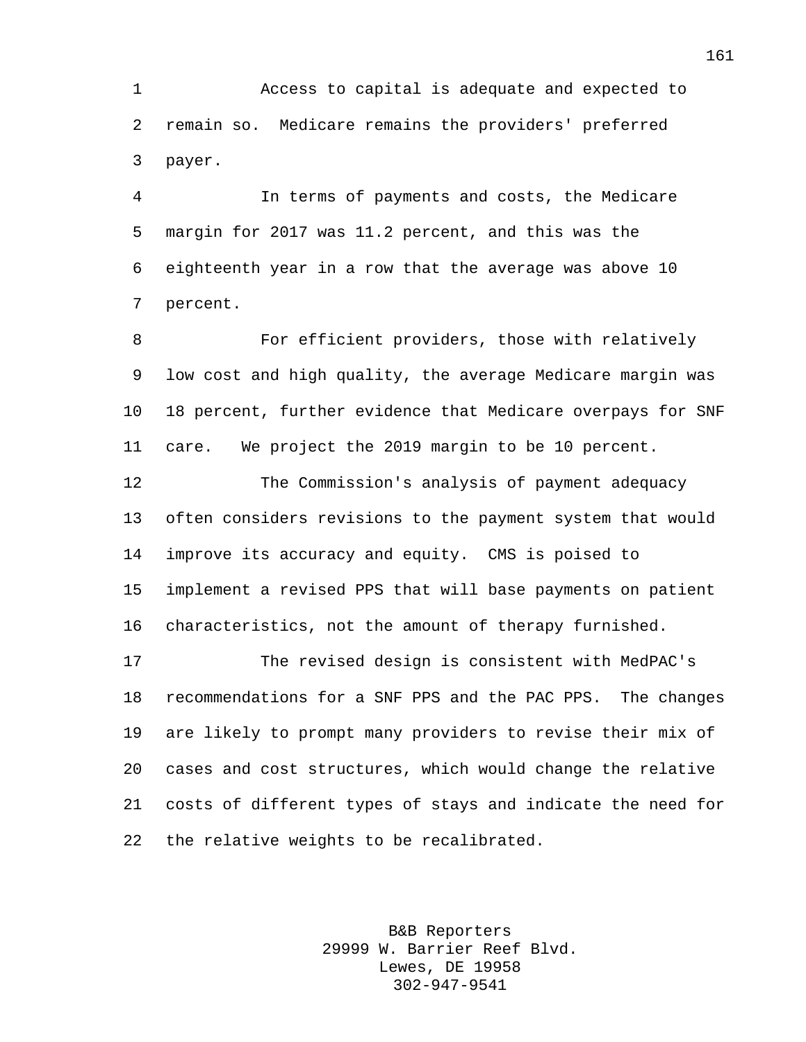Access to capital is adequate and expected to remain so. Medicare remains the providers' preferred payer.

In terms of payments and costs, the Medicare margin for 2017 was 11.2 percent, and this was the eighteenth year in a row that the average was above 10 percent.

For efficient providers, those with relatively low cost and high quality, the average Medicare margin was 18 percent, further evidence that Medicare overpays for SNF care. We project the 2019 margin to be 10 percent.

The Commission's analysis of payment adequacy often considers revisions to the payment system that would improve its accuracy and equity. CMS is poised to implement a revised PPS that will base payments on patient characteristics, not the amount of therapy furnished.

The revised design is consistent with MedPAC's recommendations for a SNF PPS and the PAC PPS. The changes are likely to prompt many providers to revise their mix of cases and cost structures, which would change the relative costs of different types of stays and indicate the need for the relative weights to be recalibrated.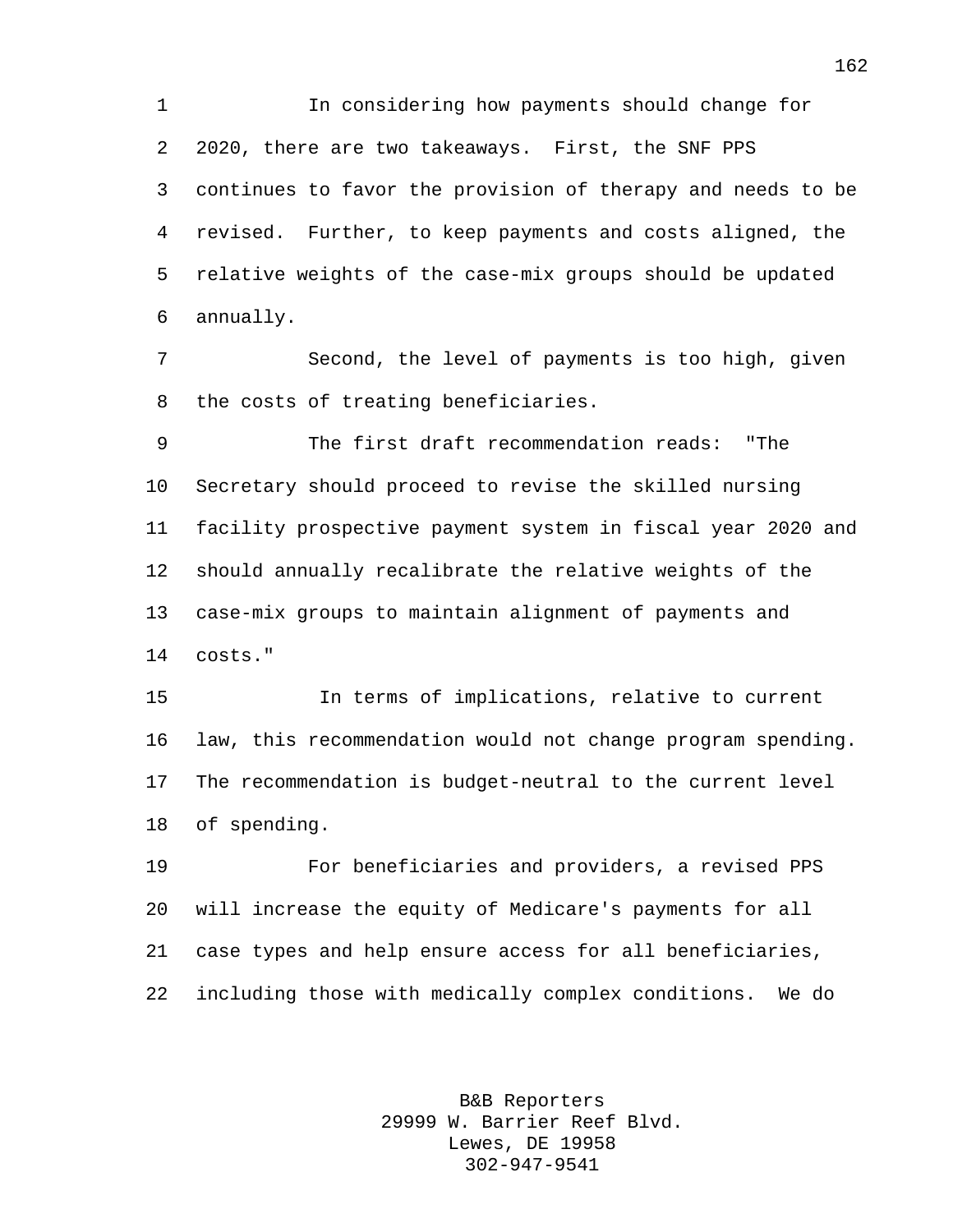In considering how payments should change for 2020, there are two takeaways. First, the SNF PPS continues to favor the provision of therapy and needs to be revised. Further, to keep payments and costs aligned, the relative weights of the case-mix groups should be updated annually.

Second, the level of payments is too high, given the costs of treating beneficiaries.

The first draft recommendation reads: "The Secretary should proceed to revise the skilled nursing facility prospective payment system in fiscal year 2020 and should annually recalibrate the relative weights of the case-mix groups to maintain alignment of payments and costs."

In terms of implications, relative to current law, this recommendation would not change program spending. The recommendation is budget-neutral to the current level of spending.

For beneficiaries and providers, a revised PPS will increase the equity of Medicare's payments for all case types and help ensure access for all beneficiaries, including those with medically complex conditions. We do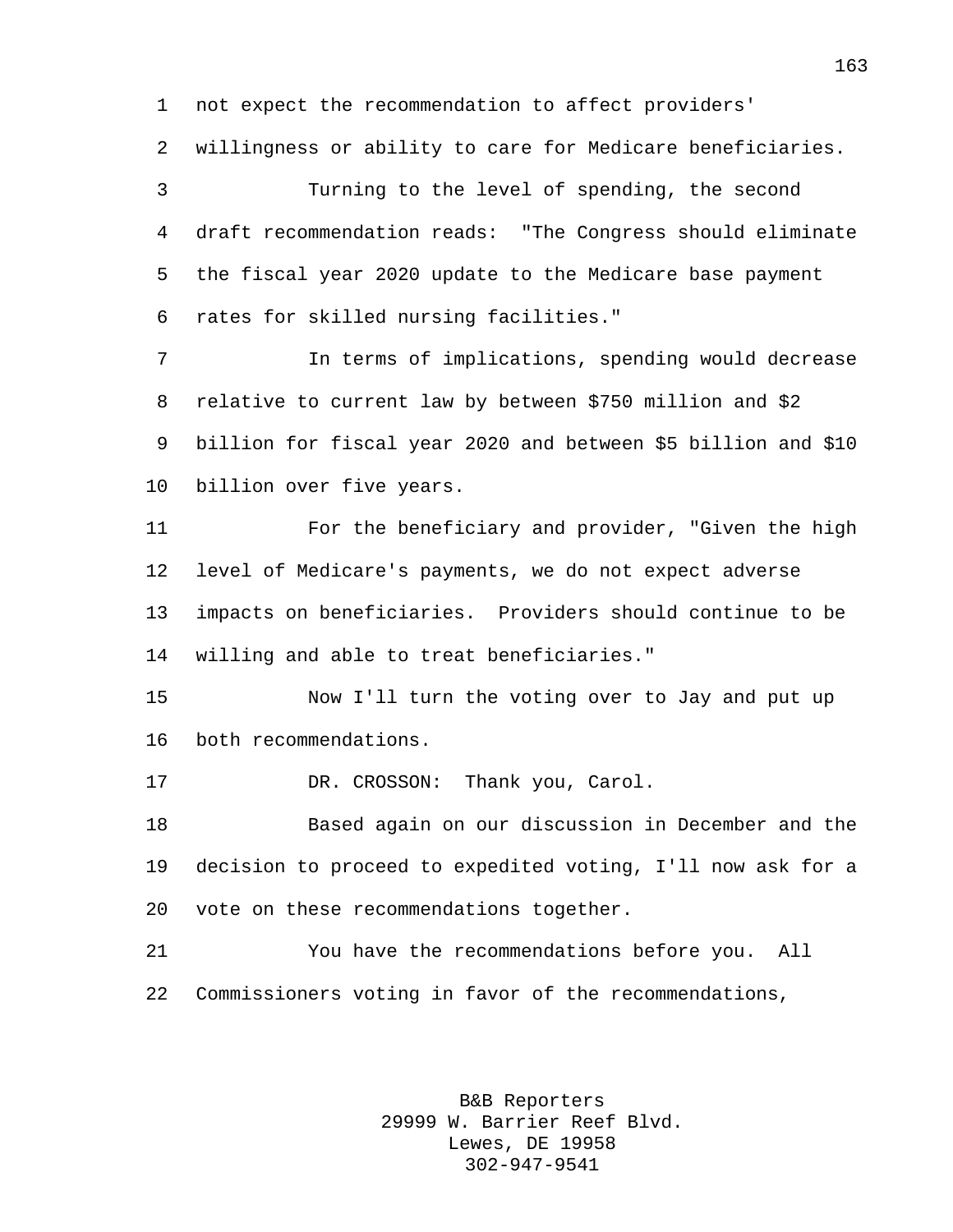not expect the recommendation to affect providers' willingness or ability to care for Medicare beneficiaries.

Turning to the level of spending, the second draft recommendation reads: "The Congress should eliminate the fiscal year 2020 update to the Medicare base payment rates for skilled nursing facilities."

In terms of implications, spending would decrease relative to current law by between $750 million and $2 billion for fiscal year 2020 and between $5 billion and $10 billion over five years.

For the beneficiary and provider, "Given the high level of Medicare's payments, we do not expect adverse impacts on beneficiaries. Providers should continue to be willing and able to treat beneficiaries."

Now I'll turn the voting over to Jay and put up both recommendations.

DR. CROSSON: Thank you, Carol.

Based again on our discussion in December and the decision to proceed to expedited voting, I'll now ask for a vote on these recommendations together.

You have the recommendations before you. All Commissioners voting in favor of the recommendations,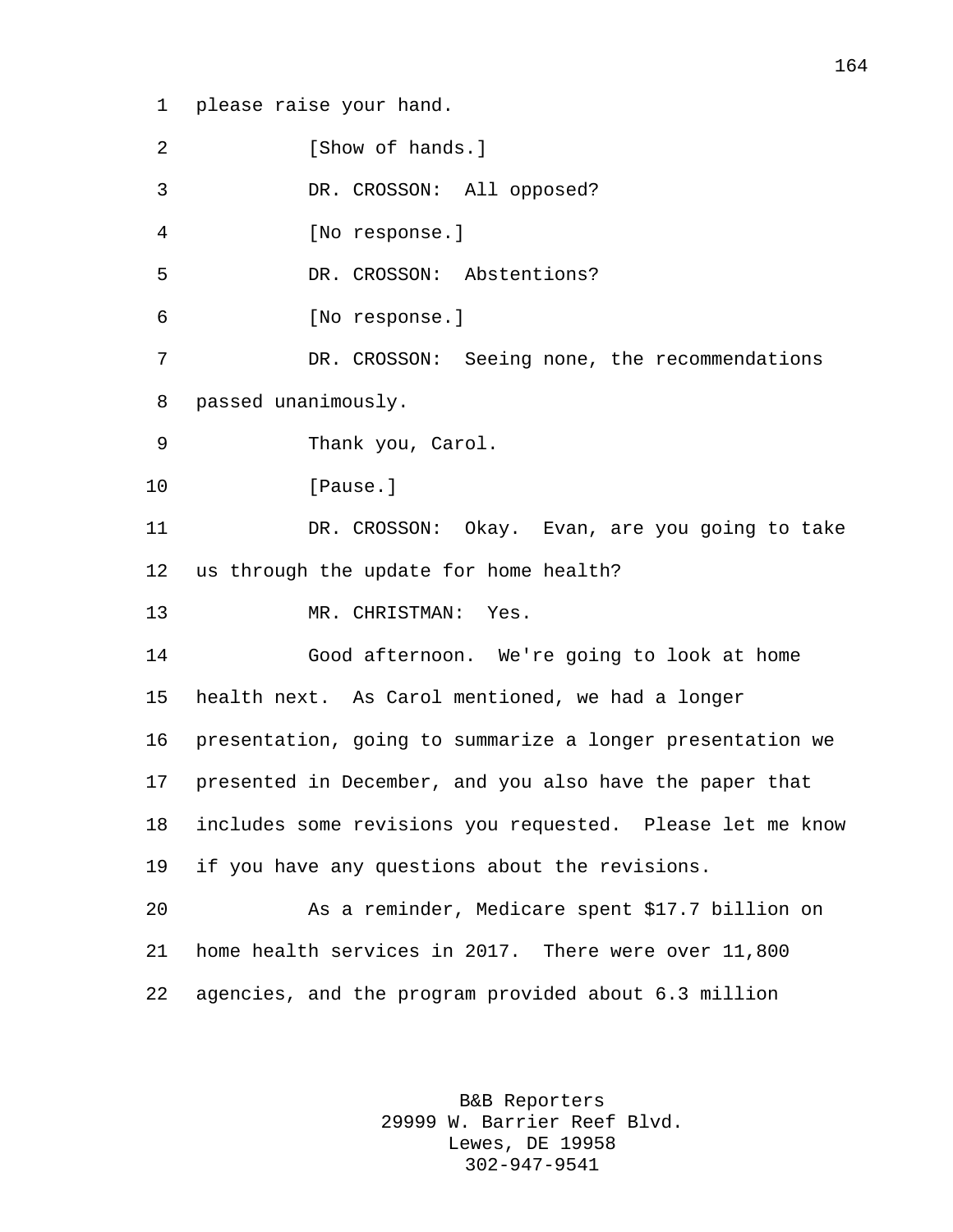please raise your hand.

[Show of hands.]

DR. CROSSON: All opposed?

[No response.]

DR. CROSSON: Abstentions?

[No response.]

DR. CROSSON: Seeing none, the recommendations passed unanimously.

Thank you, Carol.

[Pause.]

DR. CROSSON: Okay. Evan, are you going to take us through the update for home health?

MR. CHRISTMAN: Yes.

Good afternoon. We're going to look at home health next. As Carol mentioned, we had a longer presentation, going to summarize a longer presentation we presented in December, and you also have the paper that includes some revisions you requested. Please let me know if you have any questions about the revisions.

As a reminder, Medicare spent $17.7 billion on home health services in 2017. There were over 11,800 agencies, and the program provided about 6.3 million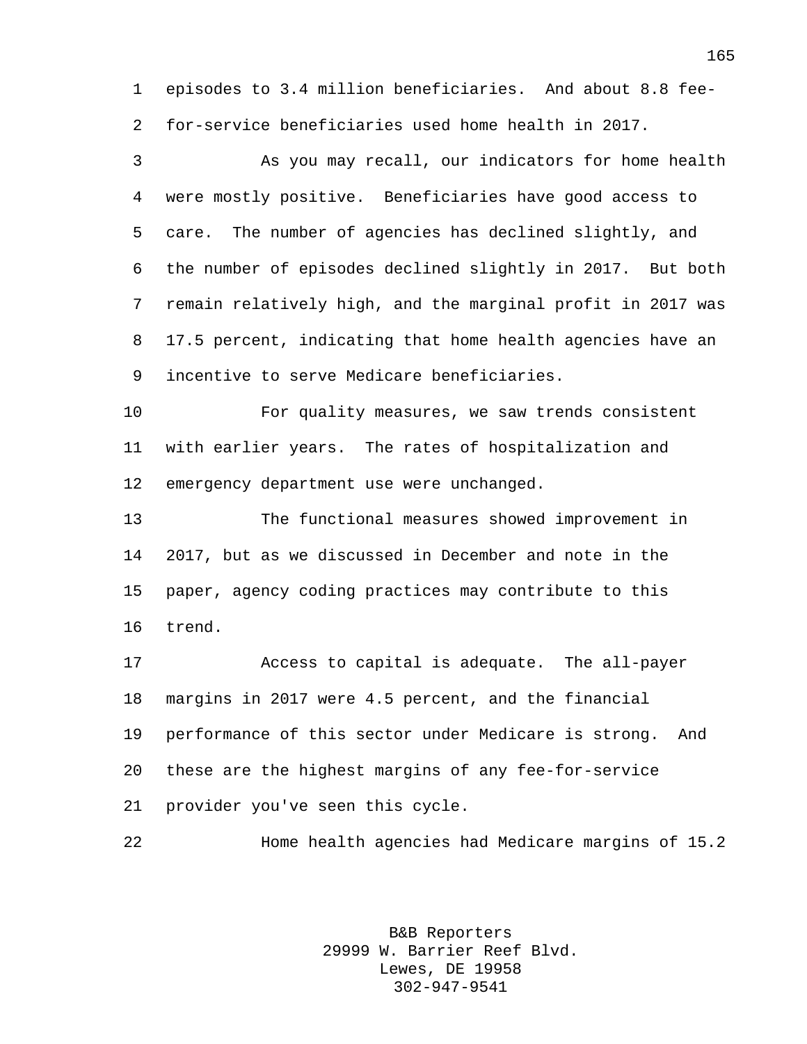episodes to 3.4 million beneficiaries. And about 8.8 fee-for-service beneficiaries used home health in 2017.

As you may recall, our indicators for home health were mostly positive. Beneficiaries have good access to care. The number of agencies has declined slightly, and the number of episodes declined slightly in 2017. But both remain relatively high, and the marginal profit in 2017 was 17.5 percent, indicating that home health agencies have an incentive to serve Medicare beneficiaries.

For quality measures, we saw trends consistent with earlier years. The rates of hospitalization and emergency department use were unchanged.

The functional measures showed improvement in 2017, but as we discussed in December and note in the paper, agency coding practices may contribute to this trend.

Access to capital is adequate. The all-payer margins in 2017 were 4.5 percent, and the financial performance of this sector under Medicare is strong. And these are the highest margins of any fee-for-service provider you've seen this cycle.

Home health agencies had Medicare margins of 15.2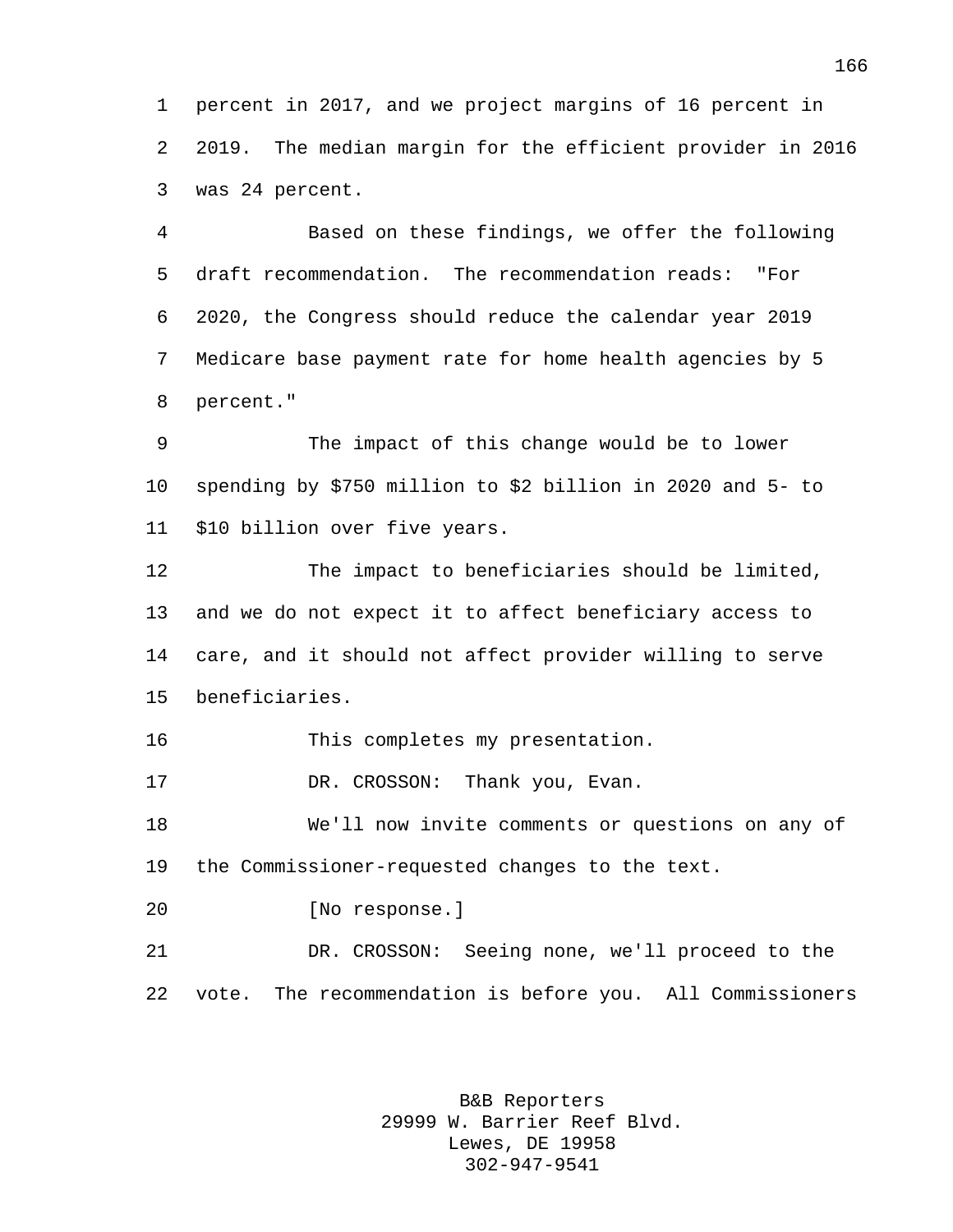percent in 2017, and we project margins of 16 percent in 2019. The median margin for the efficient provider in 2016 was 24 percent.

Based on these findings, we offer the following draft recommendation. The recommendation reads: "For 2020, the Congress should reduce the calendar year 2019 Medicare base payment rate for home health agencies by 5 percent."

The impact of this change would be to lower spending by $750 million to $2 billion in 2020 and 5- to $10 billion over five years.

The impact to beneficiaries should be limited, and we do not expect it to affect beneficiary access to care, and it should not affect provider willing to serve beneficiaries.

This completes my presentation.

DR. CROSSON: Thank you, Evan.

We'll now invite comments or questions on any of the Commissioner-requested changes to the text.

[No response.]

DR. CROSSON: Seeing none, we'll proceed to the vote. The recommendation is before you. All Commissioners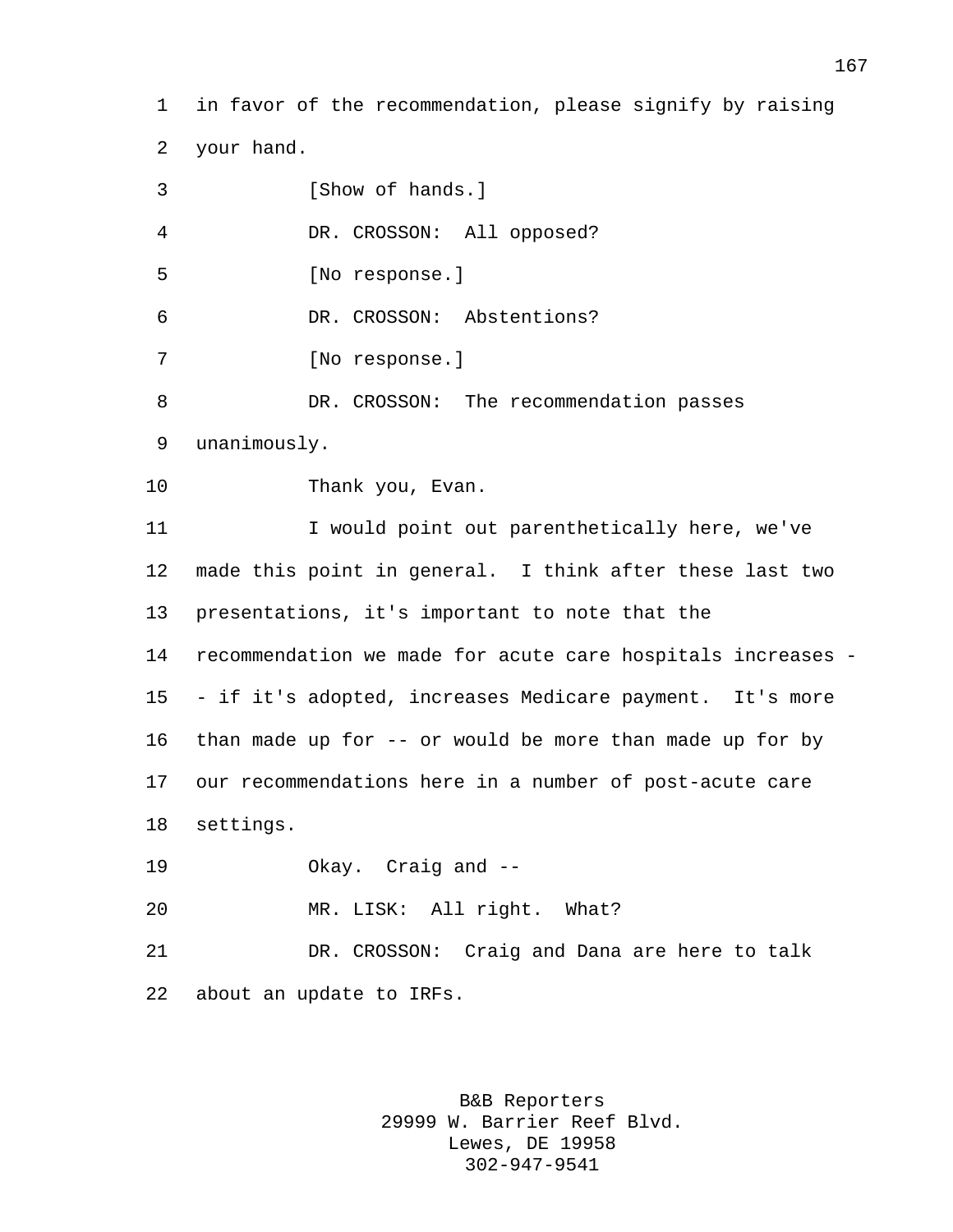in favor of the recommendation, please signify by raising your hand.

[Show of hands.]

DR. CROSSON: All opposed?

[No response.]

DR. CROSSON: Abstentions?

[No response.]

DR. CROSSON: The recommendation passes unanimously.

Thank you, Evan.

I would point out parenthetically here, we've made this point in general. I think after these last two presentations, it's important to note that the recommendation we made for acute care hospitals increases -- if it's adopted, increases Medicare payment. It's more than made up for -- or would be more than made up for by our recommendations here in a number of post-acute care settings.

Okay. Craig and --

MR. LISK: All right. What?

DR. CROSSON: Craig and Dana are here to talk about an update to IRFs.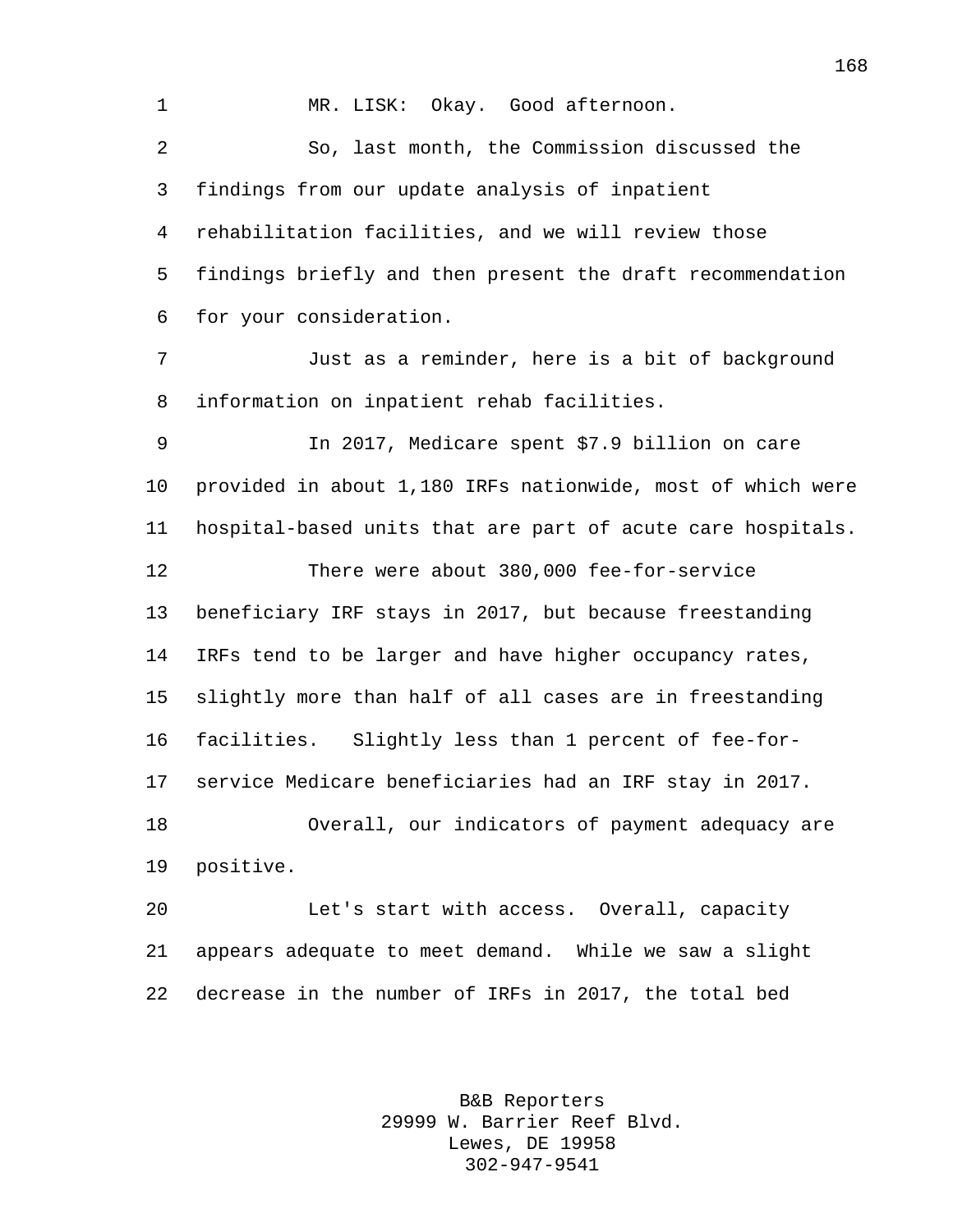MR. LISK: Okay. Good afternoon.

So, last month, the Commission discussed the findings from our update analysis of inpatient rehabilitation facilities, and we will review those findings briefly and then present the draft recommendation for your consideration.

Just as a reminder, here is a bit of background information on inpatient rehab facilities.

In 2017, Medicare spent $7.9 billion on care provided in about 1,180 IRFs nationwide, most of which were hospital-based units that are part of acute care hospitals.

There were about 380,000 fee-for-service beneficiary IRF stays in 2017, but because freestanding IRFs tend to be larger and have higher occupancy rates, slightly more than half of all cases are in freestanding facilities. Slightly less than 1 percent of fee-for-service Medicare beneficiaries had an IRF stay in 2017.

Overall, our indicators of payment adequacy are positive.

Let's start with access. Overall, capacity appears adequate to meet demand. While we saw a slight decrease in the number of IRFs in 2017, the total bed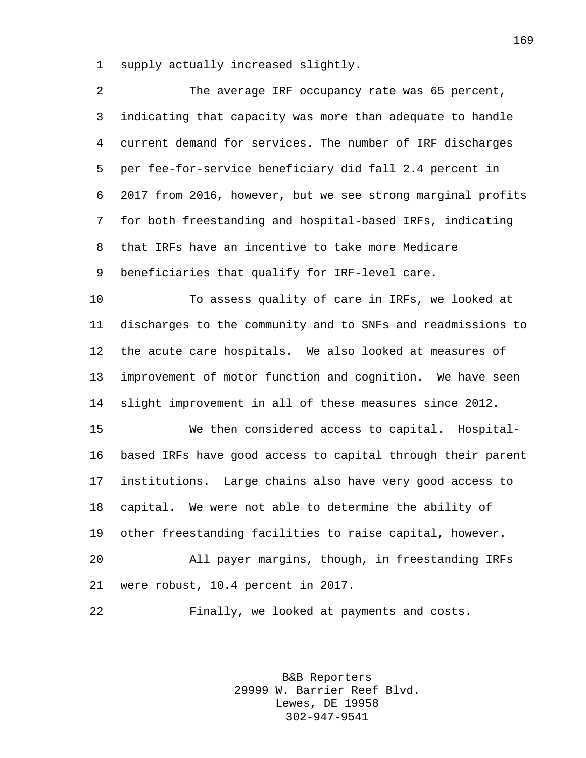supply actually increased slightly.

The average IRF occupancy rate was 65 percent, indicating that capacity was more than adequate to handle current demand for services. The number of IRF discharges per fee-for-service beneficiary did fall 2.4 percent in 2017 from 2016, however, but we see strong marginal profits for both freestanding and hospital-based IRFs, indicating that IRFs have an incentive to take more Medicare beneficiaries that qualify for IRF-level care.

To assess quality of care in IRFs, we looked at discharges to the community and to SNFs and readmissions to the acute care hospitals. We also looked at measures of improvement of motor function and cognition. We have seen slight improvement in all of these measures since 2012.

We then considered access to capital. Hospital-based IRFs have good access to capital through their parent institutions. Large chains also have very good access to capital. We were not able to determine the ability of other freestanding facilities to raise capital, however.

All payer margins, though, in freestanding IRFs were robust, 10.4 percent in 2017.

Finally, we looked at payments and costs.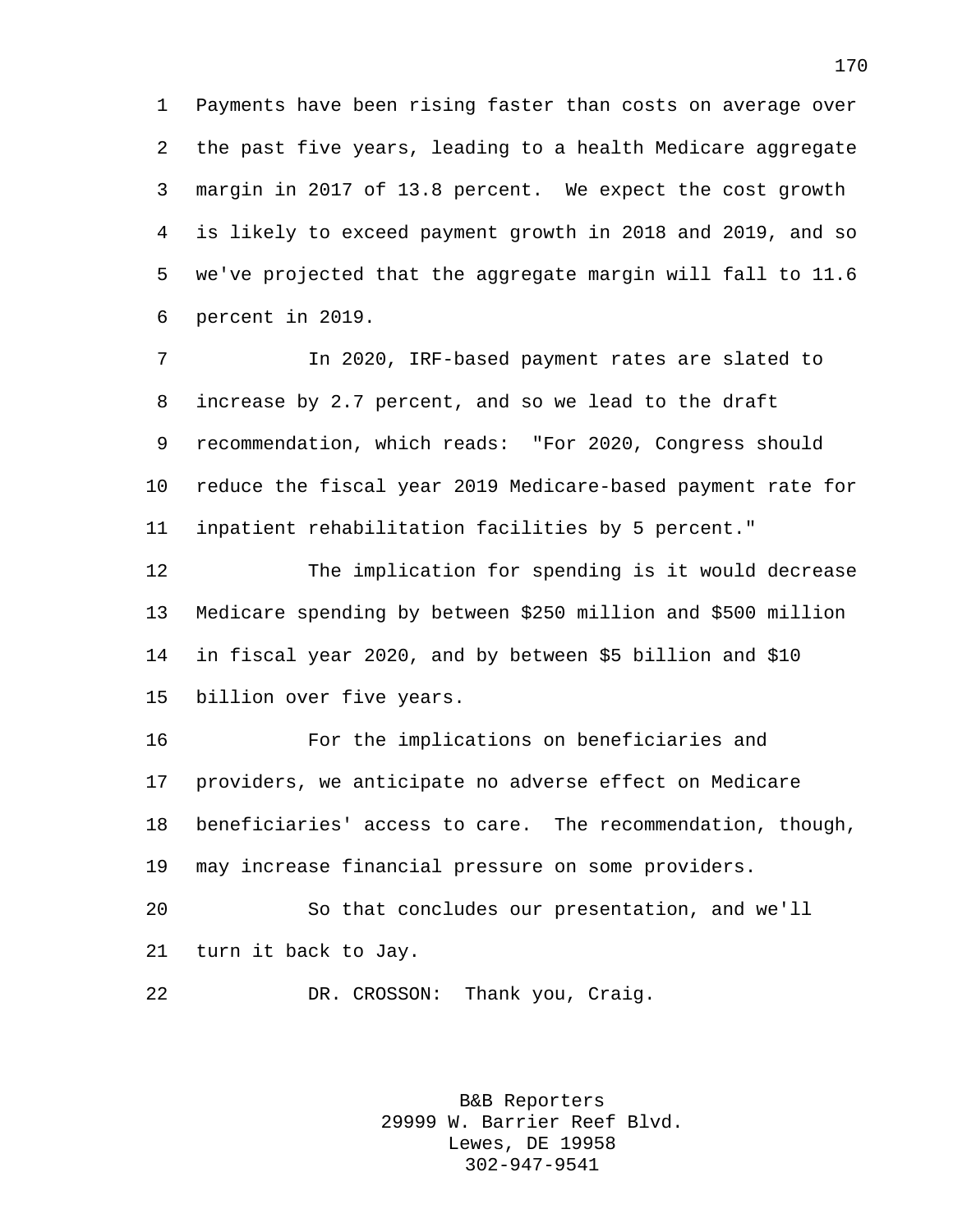Payments have been rising faster than costs on average over the past five years, leading to a health Medicare aggregate margin in 2017 of 13.8 percent. We expect the cost growth is likely to exceed payment growth in 2018 and 2019, and so we've projected that the aggregate margin will fall to 11.6 percent in 2019.

In 2020, IRF-based payment rates are slated to increase by 2.7 percent, and so we lead to the draft recommendation, which reads: "For 2020, Congress should reduce the fiscal year 2019 Medicare-based payment rate for inpatient rehabilitation facilities by 5 percent."

The implication for spending is it would decrease Medicare spending by between $250 million and $500 million in fiscal year 2020, and by between $5 billion and $10 billion over five years.

For the implications on beneficiaries and providers, we anticipate no adverse effect on Medicare beneficiaries' access to care. The recommendation, though, may increase financial pressure on some providers.

So that concludes our presentation, and we'll turn it back to Jay.

DR. CROSSON: Thank you, Craig.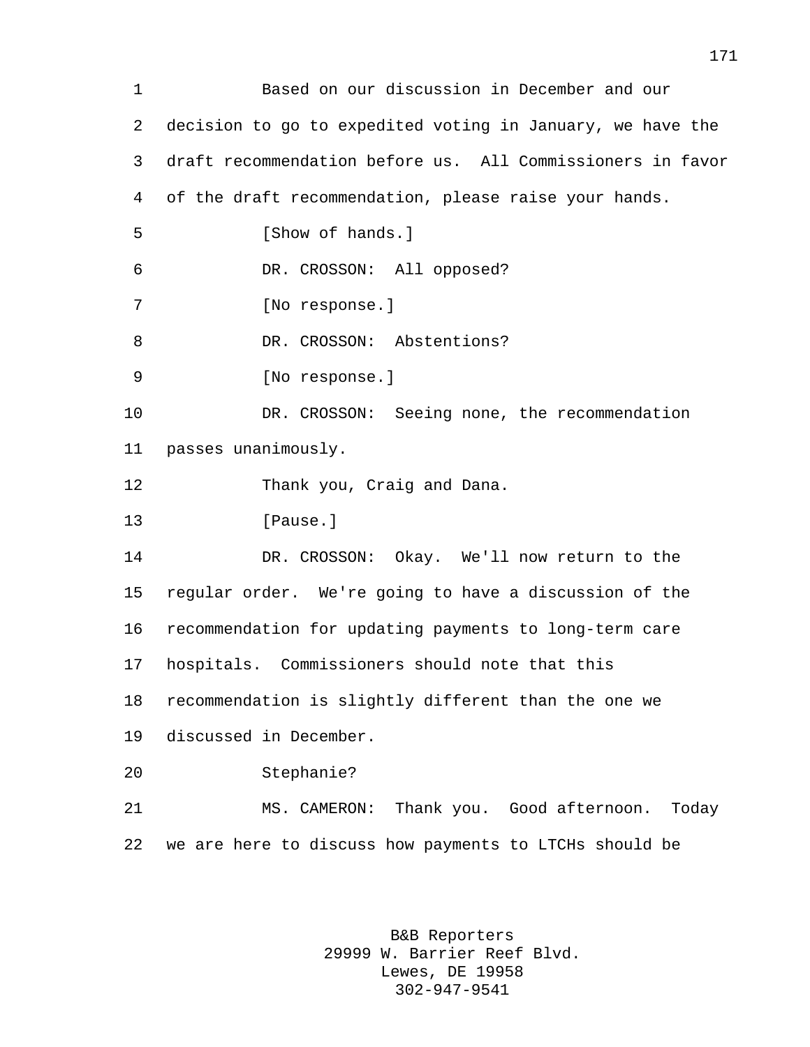Based on our discussion in December and our decision to go to expedited voting in January, we have the draft recommendation before us. All Commissioners in favor of the draft recommendation, please raise your hands.

[Show of hands.]

DR. CROSSON: All opposed?

[No response.]

DR. CROSSON: Abstentions?

[No response.]

DR. CROSSON: Seeing none, the recommendation passes unanimously.

Thank you, Craig and Dana.

[Pause.]

DR. CROSSON: Okay. We'll now return to the regular order. We're going to have a discussion of the recommendation for updating payments to long-term care hospitals. Commissioners should note that this recommendation is slightly different than the one we discussed in December.

Stephanie?

MS. CAMERON: Thank you. Good afternoon. Today we are here to discuss how payments to LTCHs should be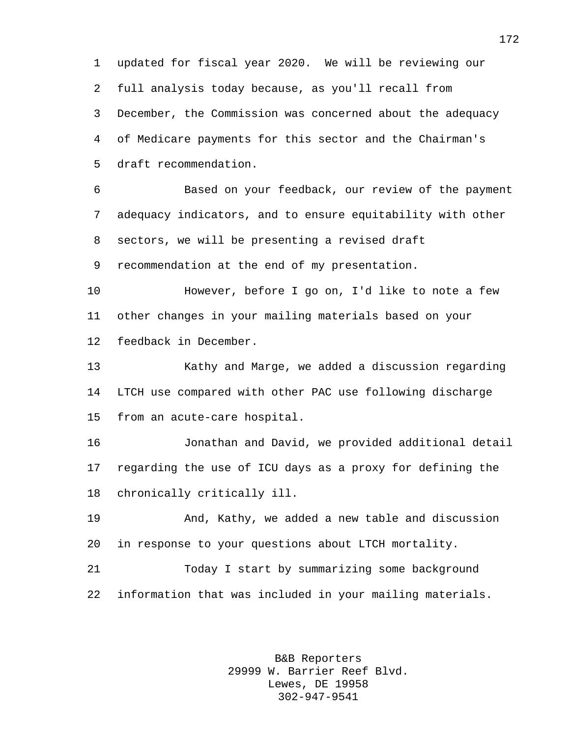updated for fiscal year 2020. We will be reviewing our full analysis today because, as you'll recall from December, the Commission was concerned about the adequacy of Medicare payments for this sector and the Chairman's draft recommendation.

Based on your feedback, our review of the payment adequacy indicators, and to ensure equitability with other sectors, we will be presenting a revised draft recommendation at the end of my presentation.

However, before I go on, I'd like to note a few other changes in your mailing materials based on your feedback in December.

Kathy and Marge, we added a discussion regarding LTCH use compared with other PAC use following discharge from an acute-care hospital.

Jonathan and David, we provided additional detail regarding the use of ICU days as a proxy for defining the chronically critically ill.

And, Kathy, we added a new table and discussion in response to your questions about LTCH mortality.

Today I start by summarizing some background information that was included in your mailing materials.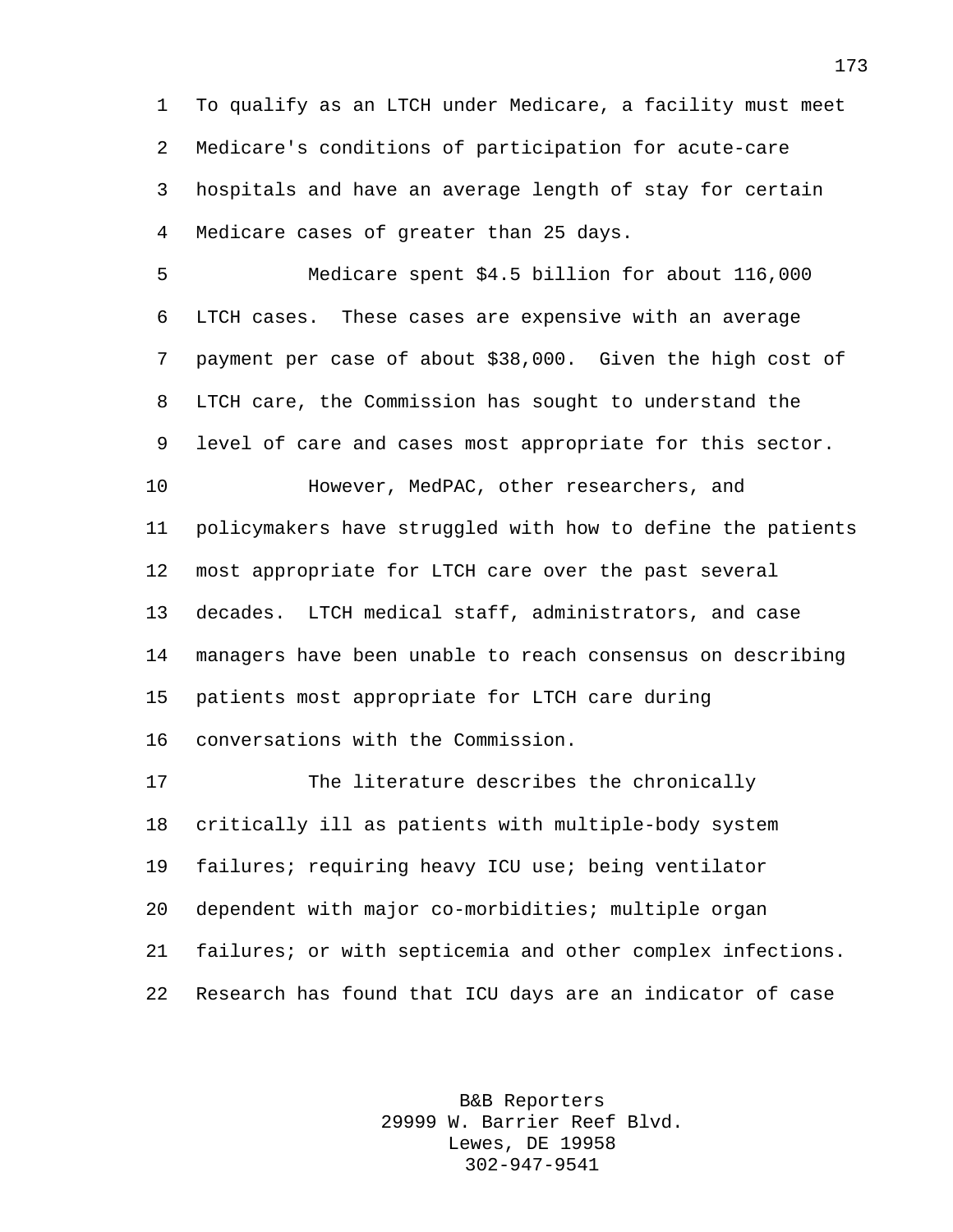To qualify as an LTCH under Medicare, a facility must meet Medicare's conditions of participation for acute-care hospitals and have an average length of stay for certain Medicare cases of greater than 25 days.

Medicare spent $4.5 billion for about 116,000 LTCH cases. These cases are expensive with an average payment per case of about $38,000. Given the high cost of LTCH care, the Commission has sought to understand the level of care and cases most appropriate for this sector.

However, MedPAC, other researchers, and policymakers have struggled with how to define the patients most appropriate for LTCH care over the past several decades. LTCH medical staff, administrators, and case managers have been unable to reach consensus on describing patients most appropriate for LTCH care during conversations with the Commission.

The literature describes the chronically critically ill as patients with multiple-body system failures; requiring heavy ICU use; being ventilator dependent with major co-morbidities; multiple organ failures; or with septicemia and other complex infections. Research has found that ICU days are an indicator of case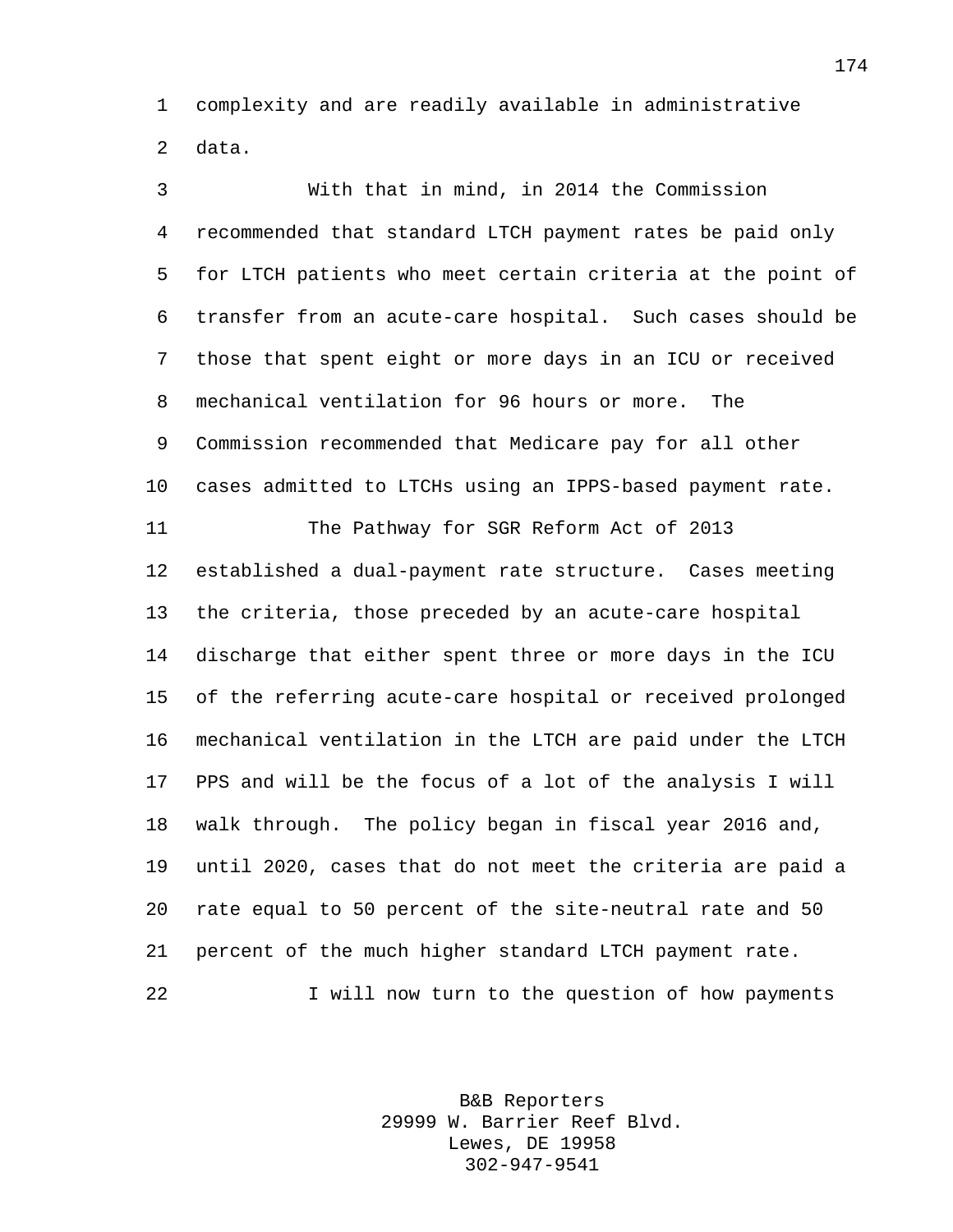complexity and are readily available in administrative data.

With that in mind, in 2014 the Commission recommended that standard LTCH payment rates be paid only for LTCH patients who meet certain criteria at the point of transfer from an acute-care hospital. Such cases should be those that spent eight or more days in an ICU or received mechanical ventilation for 96 hours or more. The Commission recommended that Medicare pay for all other cases admitted to LTCHs using an IPPS-based payment rate.

The Pathway for SGR Reform Act of 2013 established a dual-payment rate structure. Cases meeting the criteria, those preceded by an acute-care hospital discharge that either spent three or more days in the ICU of the referring acute-care hospital or received prolonged mechanical ventilation in the LTCH are paid under the LTCH PPS and will be the focus of a lot of the analysis I will walk through. The policy began in fiscal year 2016 and, until 2020, cases that do not meet the criteria are paid a rate equal to 50 percent of the site-neutral rate and 50 percent of the much higher standard LTCH payment rate.

I will now turn to the question of how payments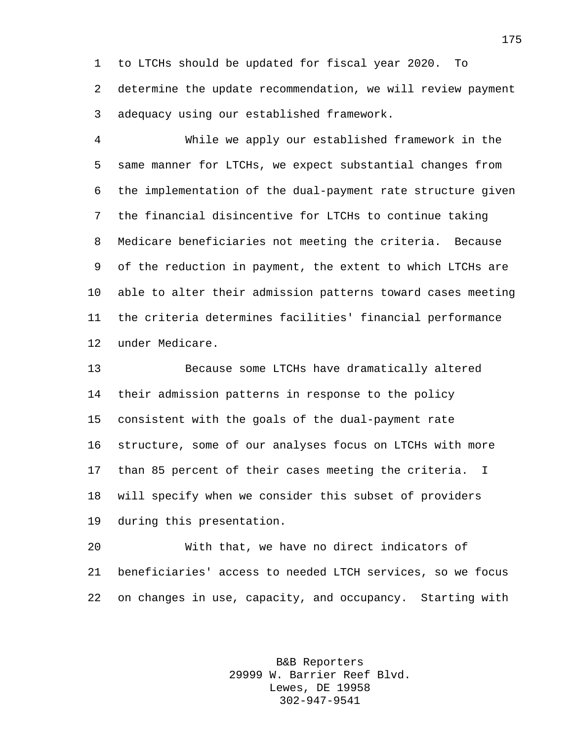to LTCHs should be updated for fiscal year 2020. To determine the update recommendation, we will review payment adequacy using our established framework.

While we apply our established framework in the same manner for LTCHs, we expect substantial changes from the implementation of the dual-payment rate structure given the financial disincentive for LTCHs to continue taking Medicare beneficiaries not meeting the criteria. Because of the reduction in payment, the extent to which LTCHs are able to alter their admission patterns toward cases meeting the criteria determines facilities' financial performance under Medicare.

Because some LTCHs have dramatically altered their admission patterns in response to the policy consistent with the goals of the dual-payment rate structure, some of our analyses focus on LTCHs with more than 85 percent of their cases meeting the criteria. I will specify when we consider this subset of providers during this presentation.

With that, we have no direct indicators of beneficiaries' access to needed LTCH services, so we focus on changes in use, capacity, and occupancy. Starting with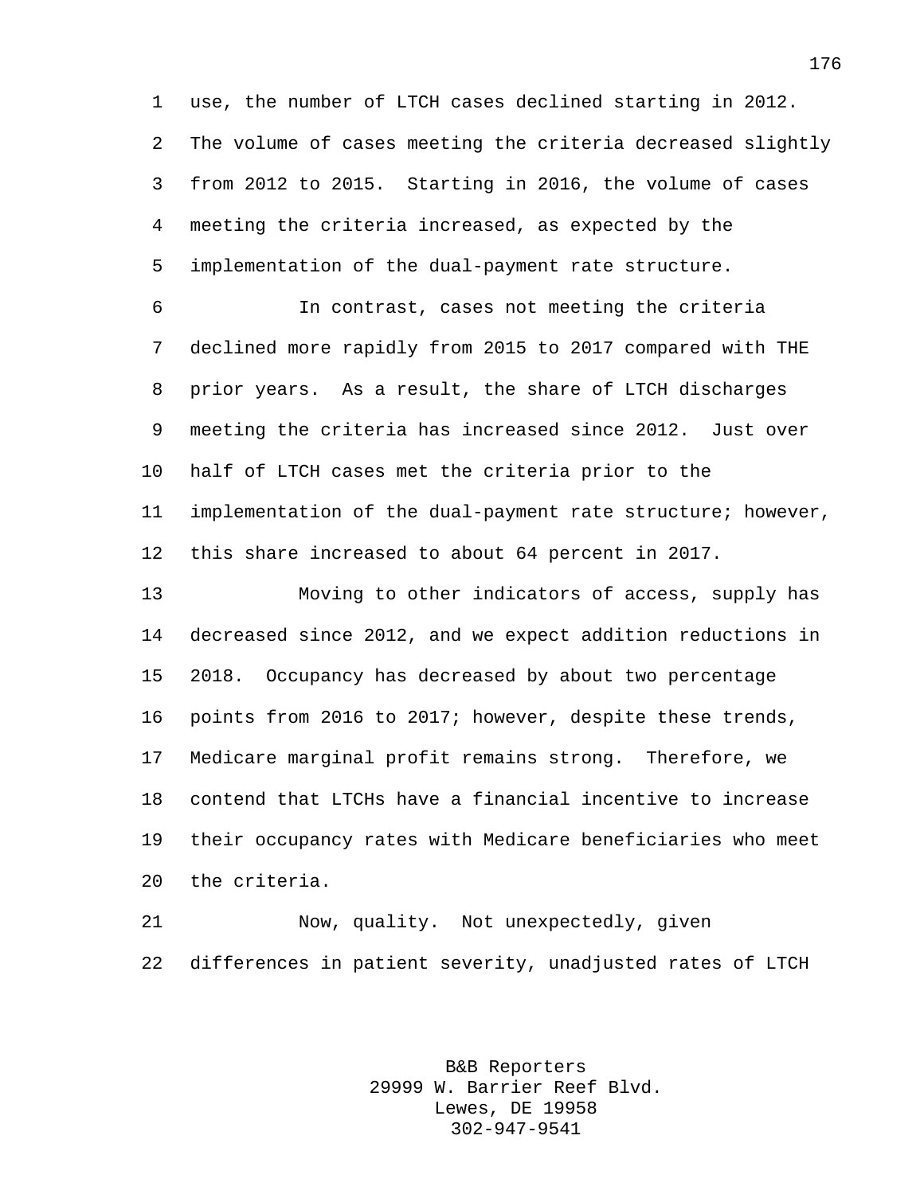use, the number of LTCH cases declined starting in 2012. The volume of cases meeting the criteria decreased slightly from 2012 to 2015. Starting in 2016, the volume of cases meeting the criteria increased, as expected by the implementation of the dual-payment rate structure.

In contrast, cases not meeting the criteria declined more rapidly from 2015 to 2017 compared with THE prior years. As a result, the share of LTCH discharges meeting the criteria has increased since 2012. Just over half of LTCH cases met the criteria prior to the implementation of the dual-payment rate structure; however, this share increased to about 64 percent in 2017.

Moving to other indicators of access, supply has decreased since 2012, and we expect addition reductions in 2018. Occupancy has decreased by about two percentage points from 2016 to 2017; however, despite these trends, Medicare marginal profit remains strong. Therefore, we contend that LTCHs have a financial incentive to increase their occupancy rates with Medicare beneficiaries who meet the criteria.

Now, quality. Not unexpectedly, given differences in patient severity, unadjusted rates of LTCH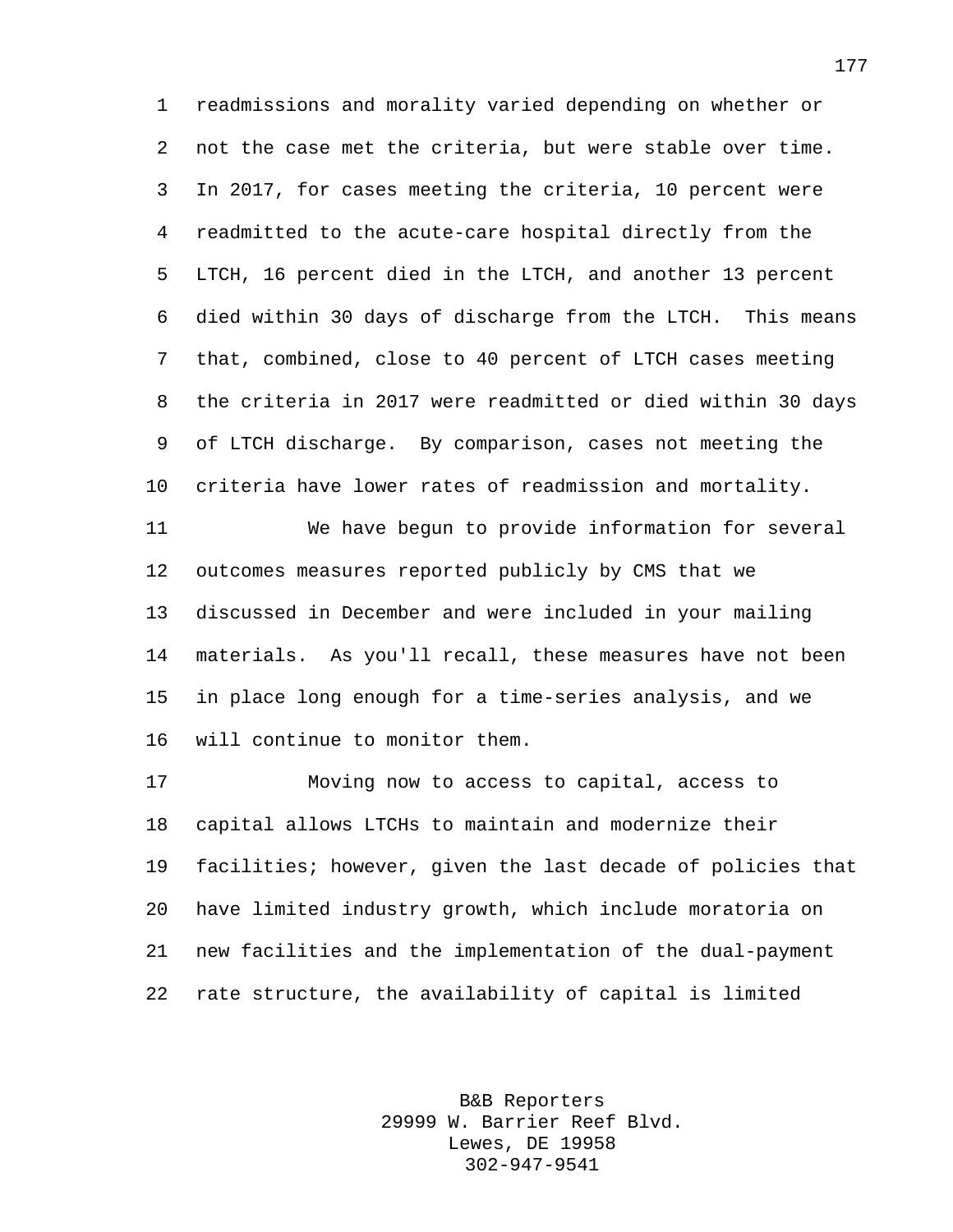readmissions and morality varied depending on whether or not the case met the criteria, but were stable over time. In 2017, for cases meeting the criteria, 10 percent were readmitted to the acute-care hospital directly from the LTCH, 16 percent died in the LTCH, and another 13 percent died within 30 days of discharge from the LTCH. This means that, combined, close to 40 percent of LTCH cases meeting the criteria in 2017 were readmitted or died within 30 days of LTCH discharge. By comparison, cases not meeting the criteria have lower rates of readmission and mortality.

We have begun to provide information for several outcomes measures reported publicly by CMS that we discussed in December and were included in your mailing materials. As you'll recall, these measures have not been in place long enough for a time-series analysis, and we will continue to monitor them.

Moving now to access to capital, access to capital allows LTCHs to maintain and modernize their facilities; however, given the last decade of policies that have limited industry growth, which include moratoria on new facilities and the implementation of the dual-payment rate structure, the availability of capital is limited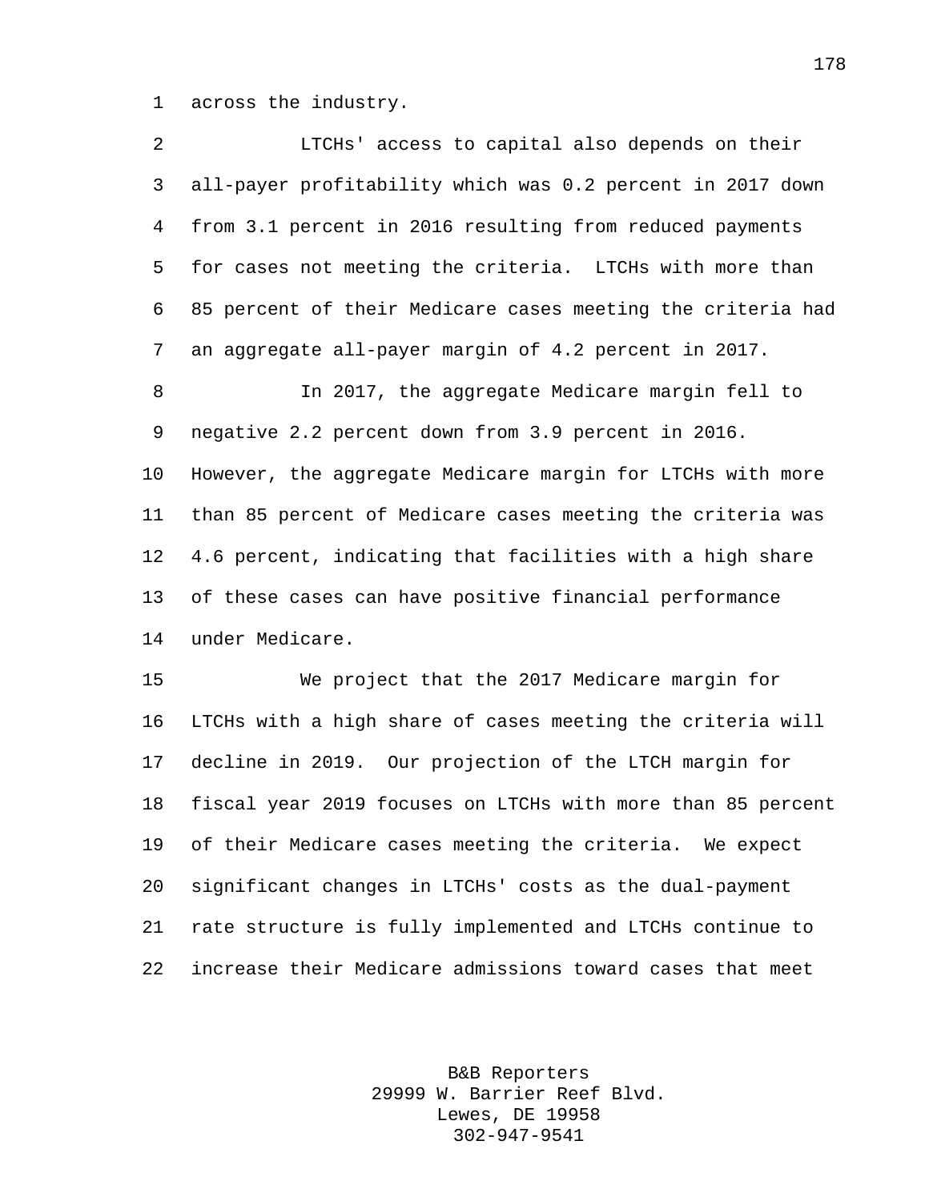across the industry.

LTCHs' access to capital also depends on their all-payer profitability which was 0.2 percent in 2017 down from 3.1 percent in 2016 resulting from reduced payments for cases not meeting the criteria. LTCHs with more than 85 percent of their Medicare cases meeting the criteria had an aggregate all-payer margin of 4.2 percent in 2017.

In 2017, the aggregate Medicare margin fell to negative 2.2 percent down from 3.9 percent in 2016. However, the aggregate Medicare margin for LTCHs with more than 85 percent of Medicare cases meeting the criteria was 4.6 percent, indicating that facilities with a high share of these cases can have positive financial performance under Medicare.

We project that the 2017 Medicare margin for LTCHs with a high share of cases meeting the criteria will decline in 2019. Our projection of the LTCH margin for fiscal year 2019 focuses on LTCHs with more than 85 percent of their Medicare cases meeting the criteria. We expect significant changes in LTCHs' costs as the dual-payment rate structure is fully implemented and LTCHs continue to increase their Medicare admissions toward cases that meet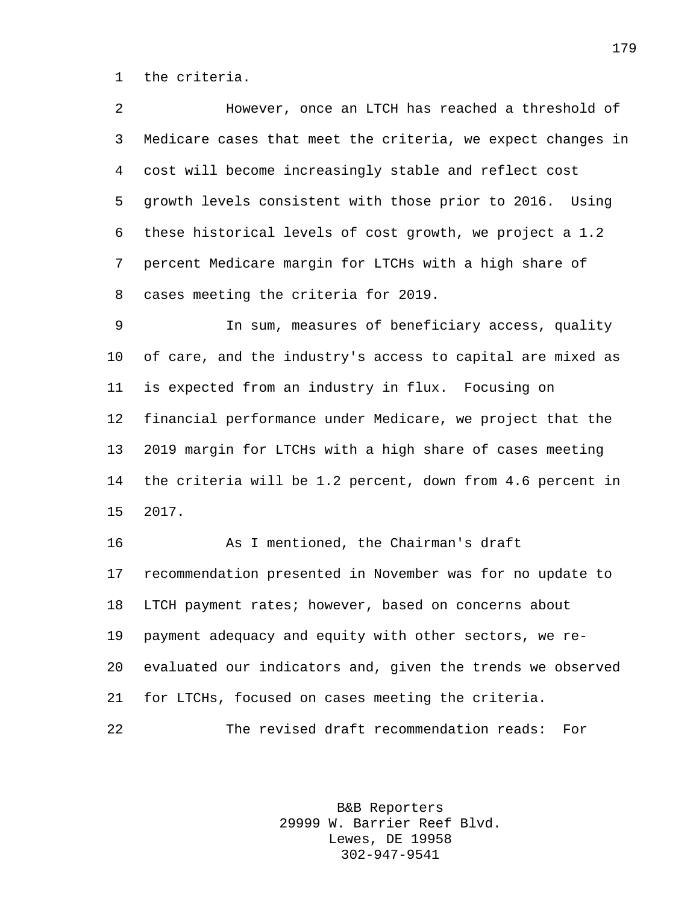the criteria.

However, once an LTCH has reached a threshold of Medicare cases that meet the criteria, we expect changes in cost will become increasingly stable and reflect cost growth levels consistent with those prior to 2016. Using these historical levels of cost growth, we project a 1.2 percent Medicare margin for LTCHs with a high share of cases meeting the criteria for 2019.

In sum, measures of beneficiary access, quality of care, and the industry's access to capital are mixed as is expected from an industry in flux. Focusing on financial performance under Medicare, we project that the 2019 margin for LTCHs with a high share of cases meeting the criteria will be 1.2 percent, down from 4.6 percent in 2017.

As I mentioned, the Chairman's draft recommendation presented in November was for no update to LTCH payment rates; however, based on concerns about payment adequacy and equity with other sectors, we re-evaluated our indicators and, given the trends we observed for LTCHs, focused on cases meeting the criteria.

The revised draft recommendation reads: For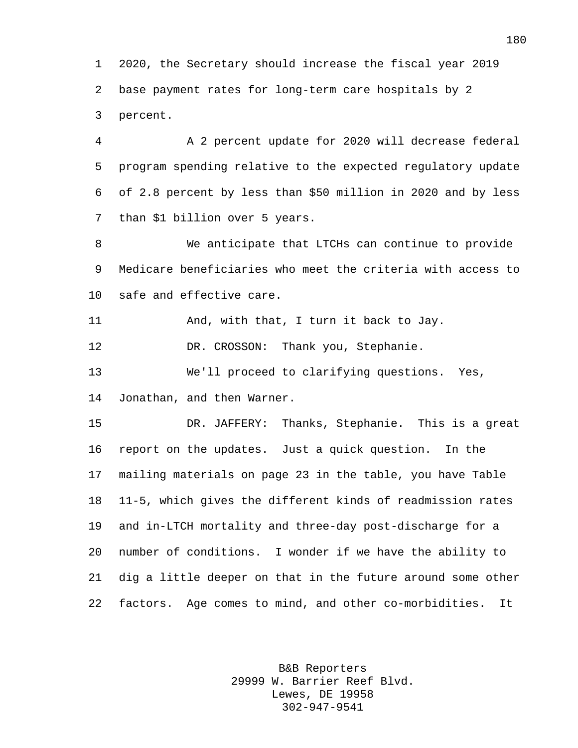2020, the Secretary should increase the fiscal year 2019 base payment rates for long-term care hospitals by 2 percent.

A 2 percent update for 2020 will decrease federal program spending relative to the expected regulatory update of 2.8 percent by less than $50 million in 2020 and by less than $1 billion over 5 years.

We anticipate that LTCHs can continue to provide Medicare beneficiaries who meet the criteria with access to safe and effective care.

And, with that, I turn it back to Jay.

DR. CROSSON: Thank you, Stephanie.

We'll proceed to clarifying questions. Yes, Jonathan, and then Warner.

DR. JAFFERY: Thanks, Stephanie. This is a great report on the updates. Just a quick question. In the mailing materials on page 23 in the table, you have Table 11-5, which gives the different kinds of readmission rates and in-LTCH mortality and three-day post-discharge for a number of conditions. I wonder if we have the ability to dig a little deeper on that in the future around some other factors. Age comes to mind, and other co-morbidities. It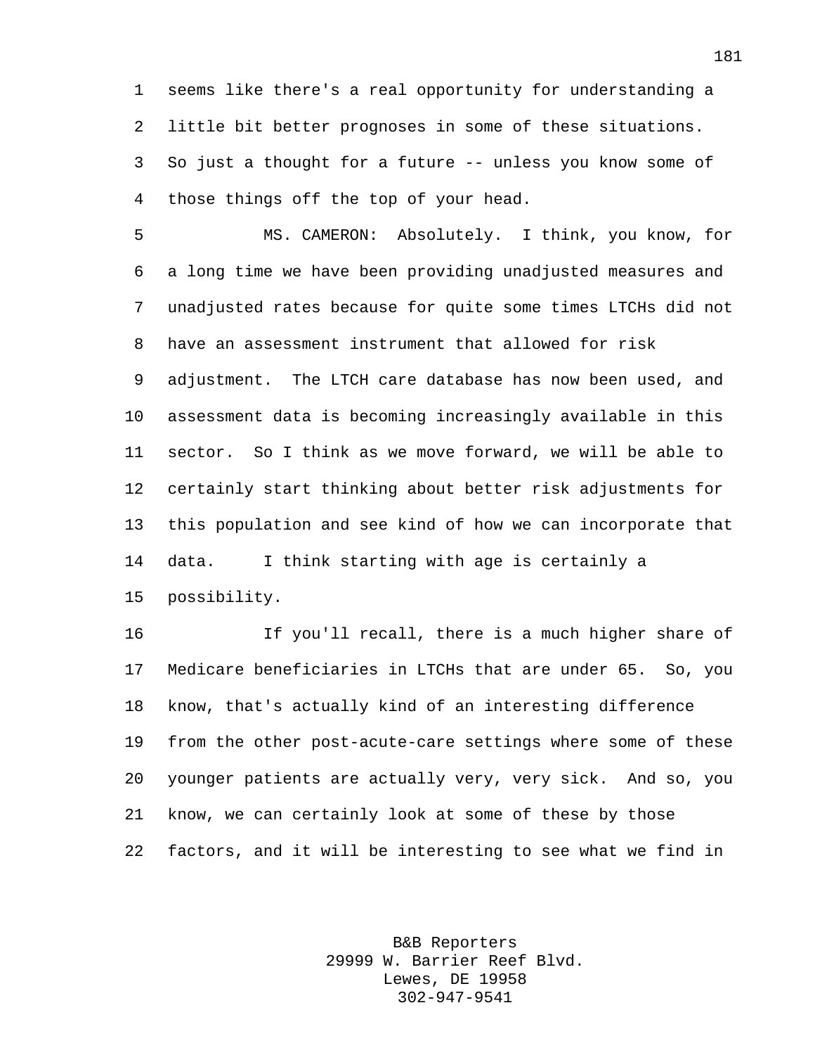seems like there's a real opportunity for understanding a little bit better prognoses in some of these situations. So just a thought for a future -- unless you know some of those things off the top of your head.

MS. CAMERON: Absolutely. I think, you know, for a long time we have been providing unadjusted measures and unadjusted rates because for quite some times LTCHs did not have an assessment instrument that allowed for risk adjustment. The LTCH care database has now been used, and assessment data is becoming increasingly available in this sector. So I think as we move forward, we will be able to certainly start thinking about better risk adjustments for this population and see kind of how we can incorporate that data. I think starting with age is certainly a possibility.

If you'll recall, there is a much higher share of Medicare beneficiaries in LTCHs that are under 65. So, you know, that's actually kind of an interesting difference from the other post-acute-care settings where some of these younger patients are actually very, very sick. And so, you know, we can certainly look at some of these by those factors, and it will be interesting to see what we find in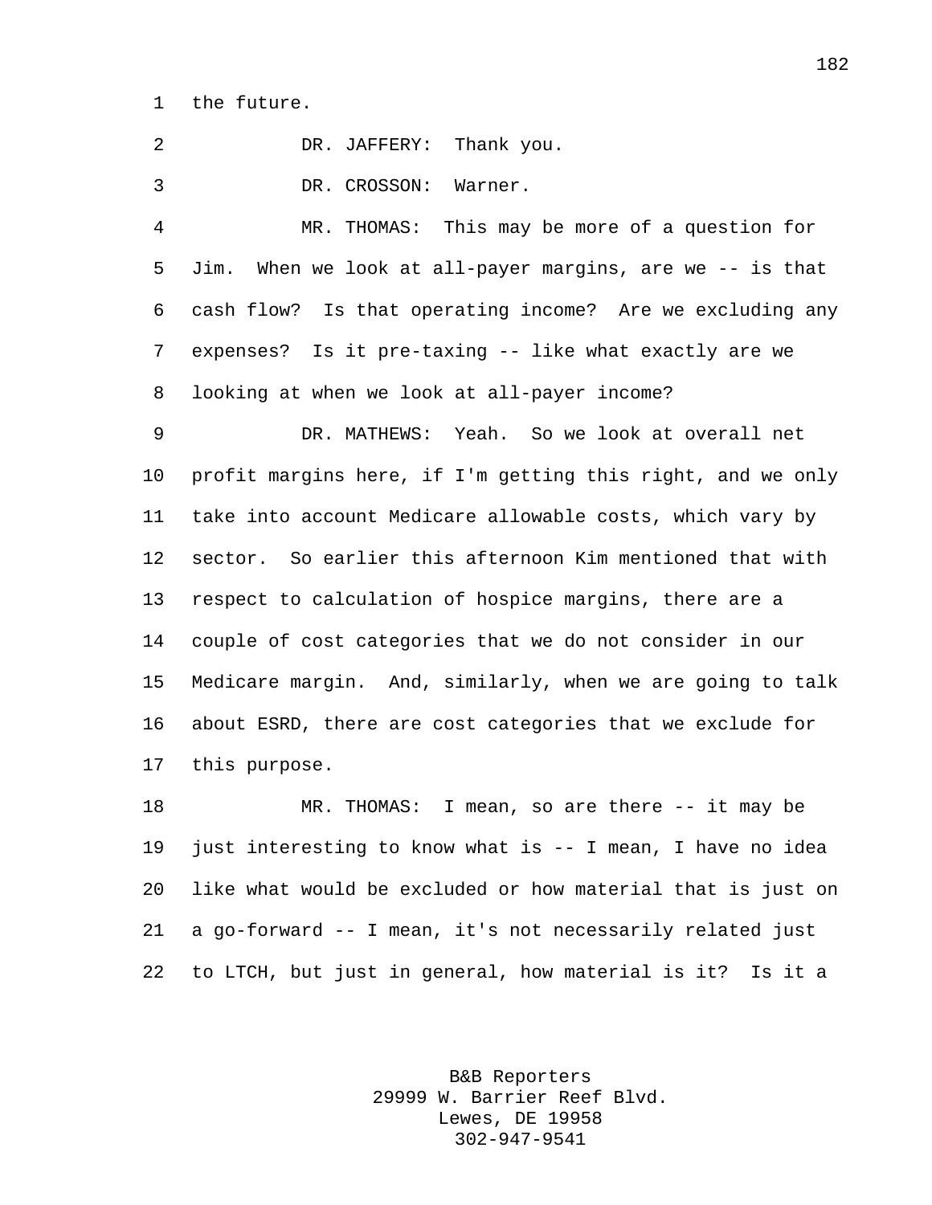the future.

DR. JAFFERY: Thank you.

DR. CROSSON: Warner.

MR. THOMAS: This may be more of a question for Jim. When we look at all-payer margins, are we -- is that cash flow? Is that operating income? Are we excluding any expenses? Is it pre-taxing -- like what exactly are we looking at when we look at all-payer income?

DR. MATHEWS: Yeah. So we look at overall net profit margins here, if I'm getting this right, and we only take into account Medicare allowable costs, which vary by sector. So earlier this afternoon Kim mentioned that with respect to calculation of hospice margins, there are a couple of cost categories that we do not consider in our Medicare margin. And, similarly, when we are going to talk about ESRD, there are cost categories that we exclude for this purpose.

MR. THOMAS: I mean, so are there -- it may be just interesting to know what is -- I mean, I have no idea like what would be excluded or how material that is just on a go-forward -- I mean, it's not necessarily related just to LTCH, but just in general, how material is it? Is it a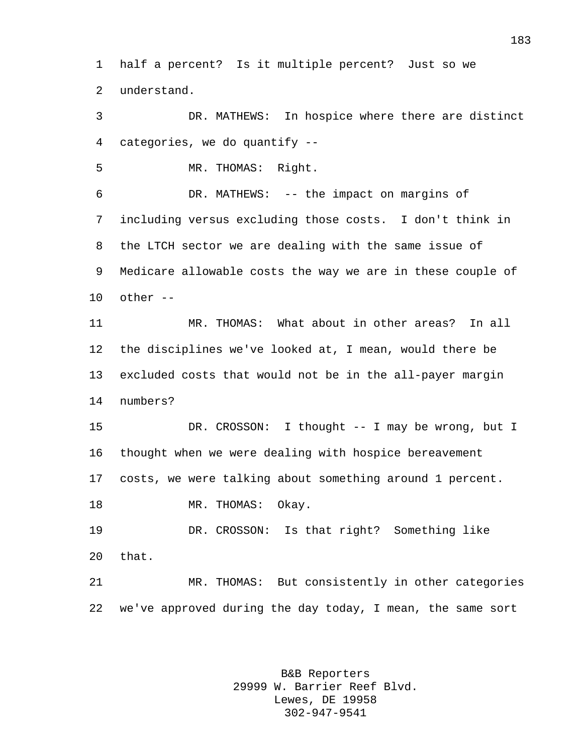half a percent? Is it multiple percent? Just so we understand.

DR. MATHEWS: In hospice where there are distinct categories, we do quantify --

MR. THOMAS: Right.

DR. MATHEWS: -- the impact on margins of including versus excluding those costs. I don't think in the LTCH sector we are dealing with the same issue of Medicare allowable costs the way we are in these couple of other --

MR. THOMAS: What about in other areas? In all the disciplines we've looked at, I mean, would there be excluded costs that would not be in the all-payer margin numbers?

DR. CROSSON: I thought -- I may be wrong, but I thought when we were dealing with hospice bereavement costs, we were talking about something around 1 percent.

MR. THOMAS: Okay.

DR. CROSSON: Is that right? Something like that.

MR. THOMAS: But consistently in other categories we've approved during the day today, I mean, the same sort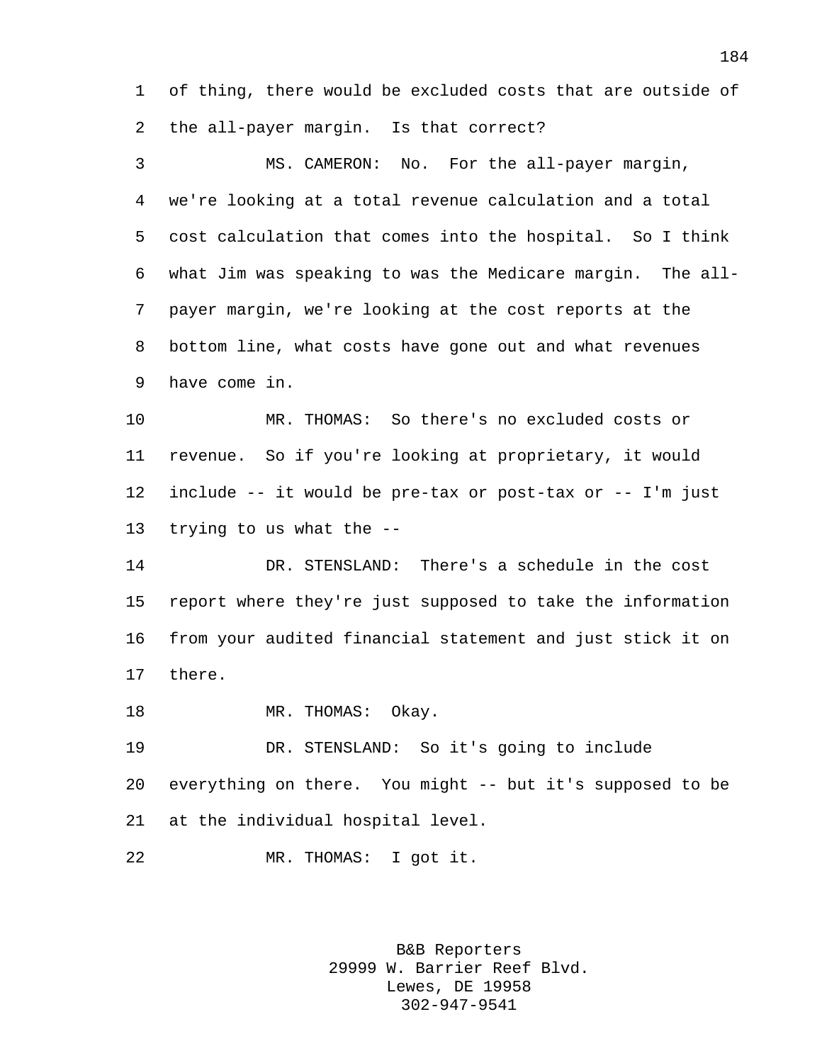of thing, there would be excluded costs that are outside of the all-payer margin. Is that correct?

MS. CAMERON: No. For the all-payer margin, we're looking at a total revenue calculation and a total cost calculation that comes into the hospital. So I think what Jim was speaking to was the Medicare margin. The all-payer margin, we're looking at the cost reports at the bottom line, what costs have gone out and what revenues have come in.

MR. THOMAS: So there's no excluded costs or revenue. So if you're looking at proprietary, it would include -- it would be pre-tax or post-tax or -- I'm just trying to us what the --

DR. STENSLAND: There's a schedule in the cost report where they're just supposed to take the information from your audited financial statement and just stick it on there.

MR. THOMAS: Okay.

DR. STENSLAND: So it's going to include everything on there. You might -- but it's supposed to be at the individual hospital level.

MR. THOMAS: I got it.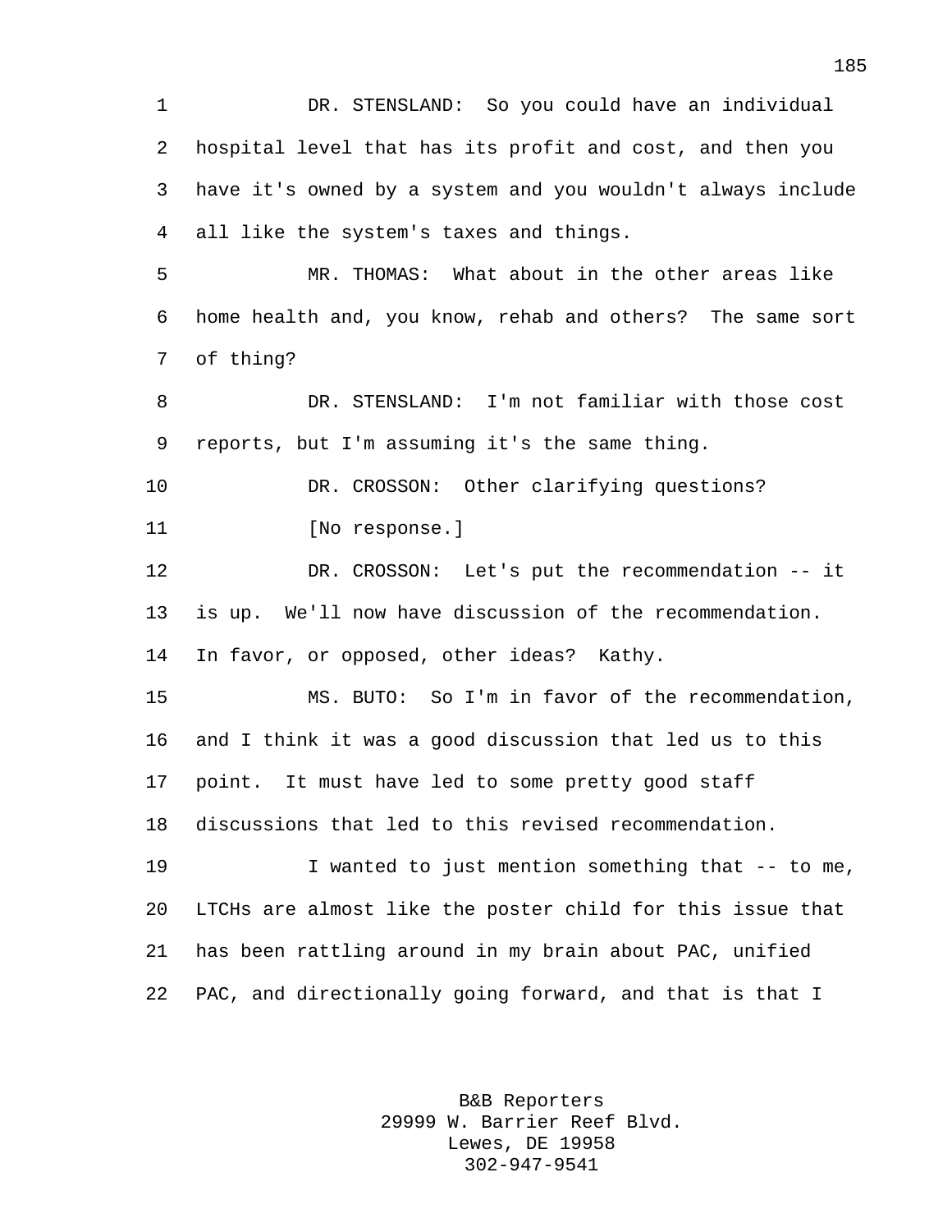DR. STENSLAND: So you could have an individual hospital level that has its profit and cost, and then you have it's owned by a system and you wouldn't always include all like the system's taxes and things.

MR. THOMAS: What about in the other areas like home health and, you know, rehab and others? The same sort of thing?

DR. STENSLAND: I'm not familiar with those cost reports, but I'm assuming it's the same thing.

DR. CROSSON: Other clarifying questions?

[No response.]

DR. CROSSON: Let's put the recommendation -- it is up. We'll now have discussion of the recommendation. In favor, or opposed, other ideas? Kathy.

MS. BUTO: So I'm in favor of the recommendation, and I think it was a good discussion that led us to this point. It must have led to some pretty good staff discussions that led to this revised recommendation.

I wanted to just mention something that -- to me, LTCHs are almost like the poster child for this issue that has been rattling around in my brain about PAC, unified PAC, and directionally going forward, and that is that I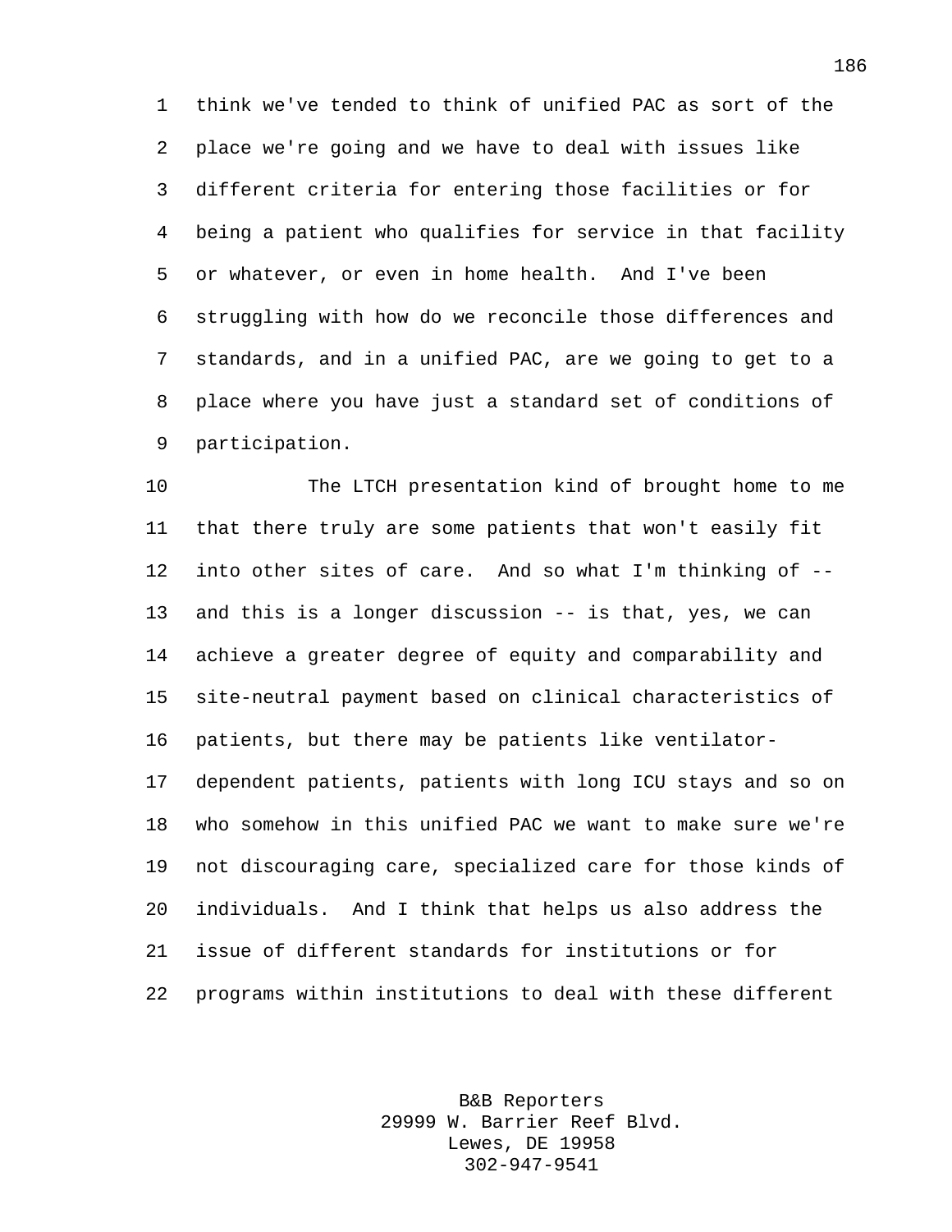think we've tended to think of unified PAC as sort of the place we're going and we have to deal with issues like different criteria for entering those facilities or for being a patient who qualifies for service in that facility or whatever, or even in home health. And I've been struggling with how do we reconcile those differences and standards, and in a unified PAC, are we going to get to a place where you have just a standard set of conditions of participation.

The LTCH presentation kind of brought home to me that there truly are some patients that won't easily fit into other sites of care. And so what I'm thinking of -- and this is a longer discussion -- is that, yes, we can achieve a greater degree of equity and comparability and site-neutral payment based on clinical characteristics of patients, but there may be patients like ventilator-dependent patients, patients with long ICU stays and so on who somehow in this unified PAC we want to make sure we're not discouraging care, specialized care for those kinds of individuals. And I think that helps us also address the issue of different standards for institutions or for programs within institutions to deal with these different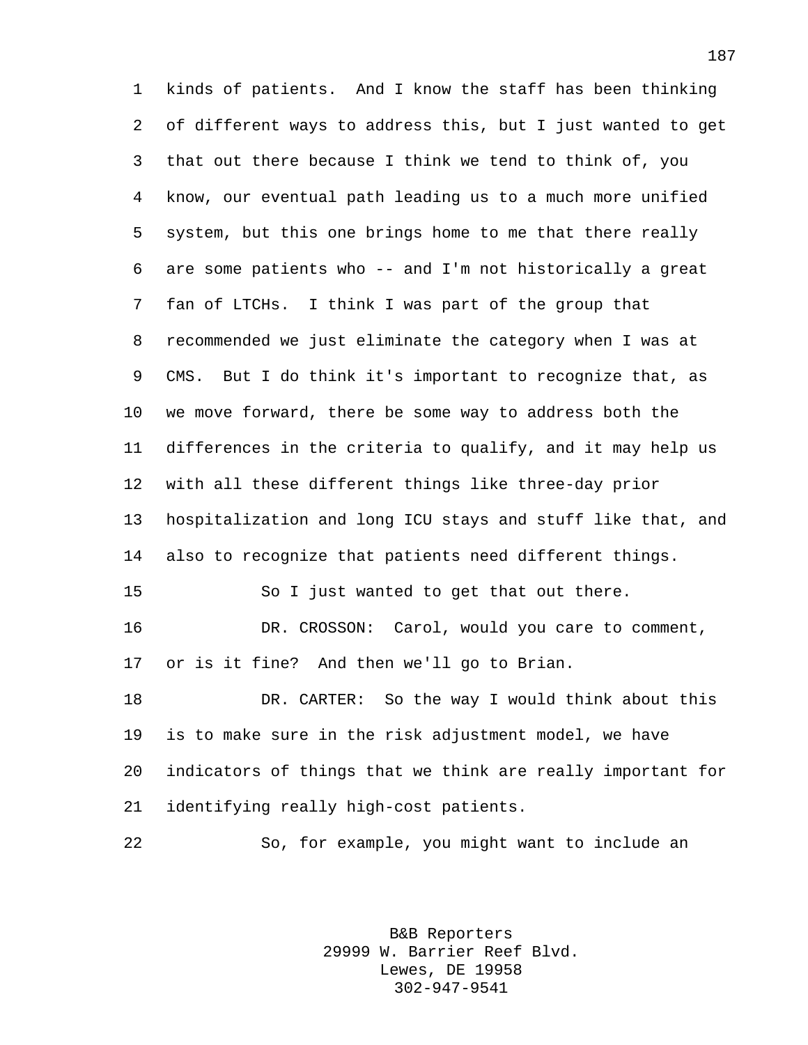kinds of patients. And I know the staff has been thinking of different ways to address this, but I just wanted to get that out there because I think we tend to think of, you know, our eventual path leading us to a much more unified system, but this one brings home to me that there really are some patients who -- and I'm not historically a great fan of LTCHs. I think I was part of the group that recommended we just eliminate the category when I was at CMS. But I do think it's important to recognize that, as we move forward, there be some way to address both the differences in the criteria to qualify, and it may help us with all these different things like three-day prior hospitalization and long ICU stays and stuff like that, and also to recognize that patients need different things.

So I just wanted to get that out there.

DR. CROSSON: Carol, would you care to comment, or is it fine? And then we'll go to Brian.

DR. CARTER: So the way I would think about this is to make sure in the risk adjustment model, we have indicators of things that we think are really important for identifying really high-cost patients.

So, for example, you might want to include an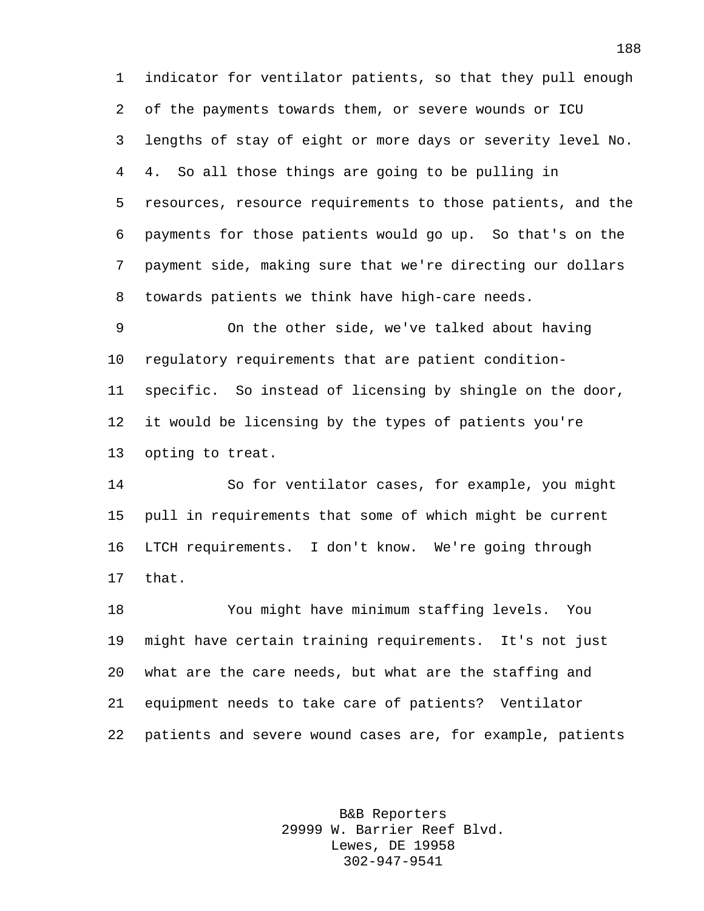indicator for ventilator patients, so that they pull enough of the payments towards them, or severe wounds or ICU lengths of stay of eight or more days or severity level No. 4. So all those things are going to be pulling in resources, resource requirements to those patients, and the payments for those patients would go up. So that's on the payment side, making sure that we're directing our dollars towards patients we think have high-care needs.

On the other side, we've talked about having regulatory requirements that are patient condition-specific. So instead of licensing by shingle on the door, it would be licensing by the types of patients you're opting to treat.

So for ventilator cases, for example, you might pull in requirements that some of which might be current LTCH requirements. I don't know. We're going through that.

You might have minimum staffing levels. You might have certain training requirements. It's not just what are the care needs, but what are the staffing and equipment needs to take care of patients? Ventilator patients and severe wound cases are, for example, patients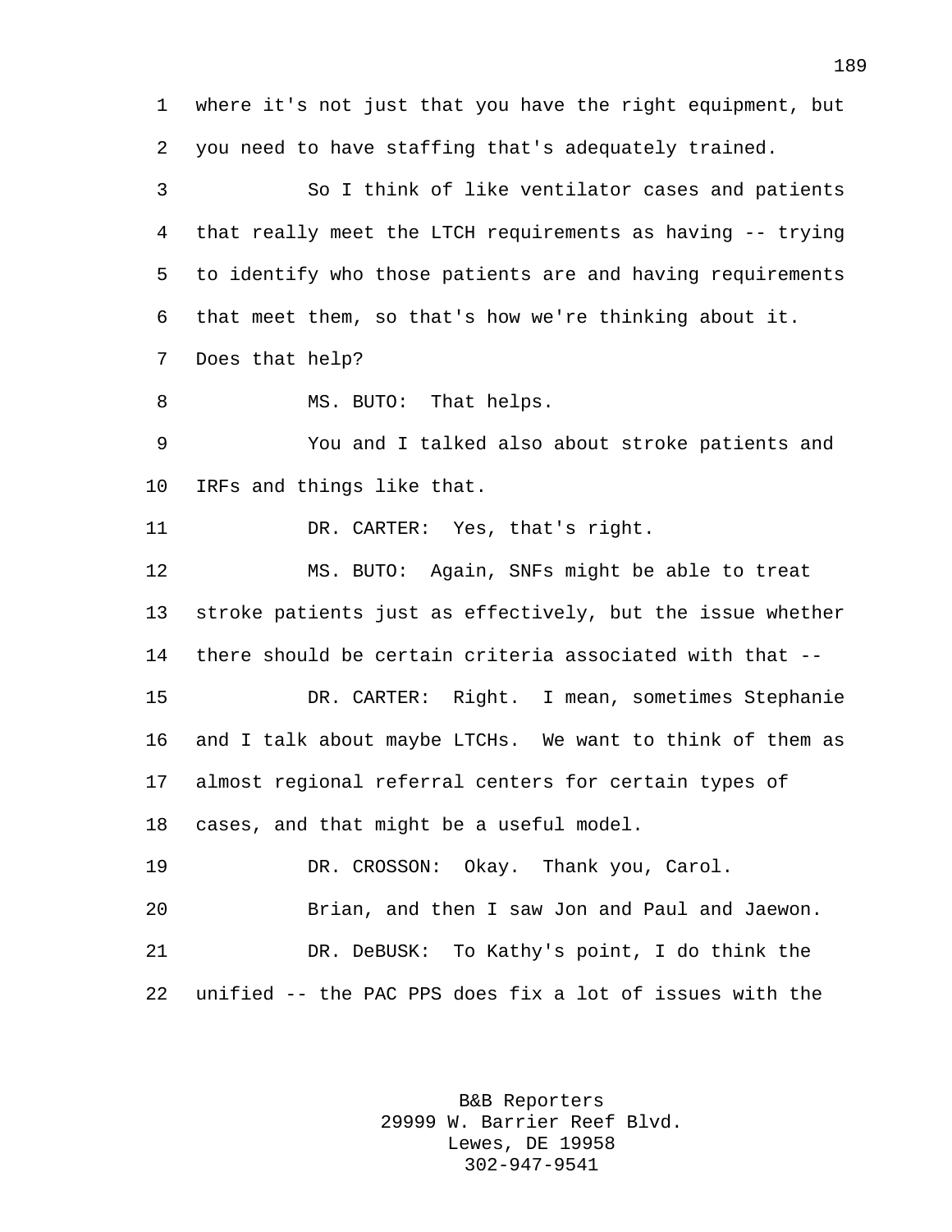where it's not just that you have the right equipment, but you need to have staffing that's adequately trained.

So I think of like ventilator cases and patients that really meet the LTCH requirements as having -- trying to identify who those patients are and having requirements that meet them, so that's how we're thinking about it. Does that help?

MS. BUTO: That helps.

You and I talked also about stroke patients and IRFs and things like that.

DR. CARTER: Yes, that's right.

MS. BUTO: Again, SNFs might be able to treat stroke patients just as effectively, but the issue whether there should be certain criteria associated with that --

DR. CARTER: Right. I mean, sometimes Stephanie and I talk about maybe LTCHs. We want to think of them as almost regional referral centers for certain types of cases, and that might be a useful model.

DR. CROSSON: Okay. Thank you, Carol.

Brian, and then I saw Jon and Paul and Jaewon.

DR. DeBUSK: To Kathy's point, I do think the unified -- the PAC PPS does fix a lot of issues with the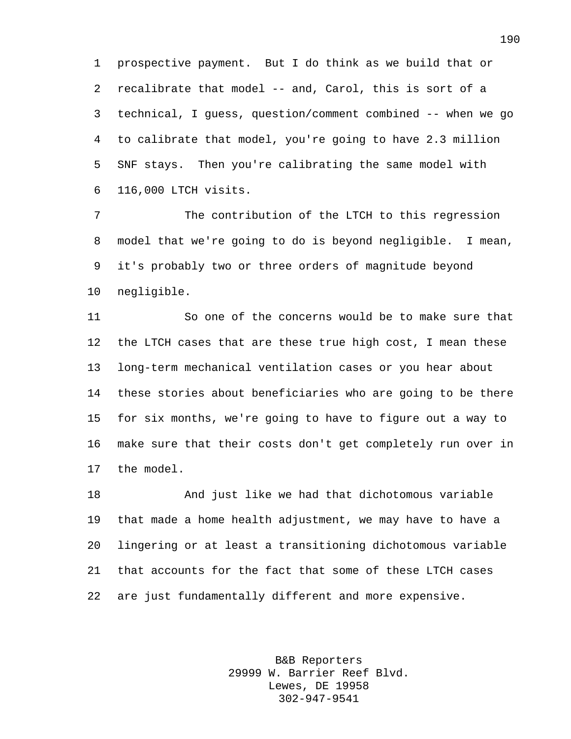prospective payment. But I do think as we build that or recalibrate that model -- and, Carol, this is sort of a technical, I guess, question/comment combined -- when we go to calibrate that model, you're going to have 2.3 million SNF stays. Then you're calibrating the same model with 116,000 LTCH visits.

The contribution of the LTCH to this regression model that we're going to do is beyond negligible. I mean, it's probably two or three orders of magnitude beyond negligible.

So one of the concerns would be to make sure that the LTCH cases that are these true high cost, I mean these long-term mechanical ventilation cases or you hear about these stories about beneficiaries who are going to be there for six months, we're going to have to figure out a way to make sure that their costs don't get completely run over in the model.

And just like we had that dichotomous variable that made a home health adjustment, we may have to have a lingering or at least a transitioning dichotomous variable that accounts for the fact that some of these LTCH cases are just fundamentally different and more expensive.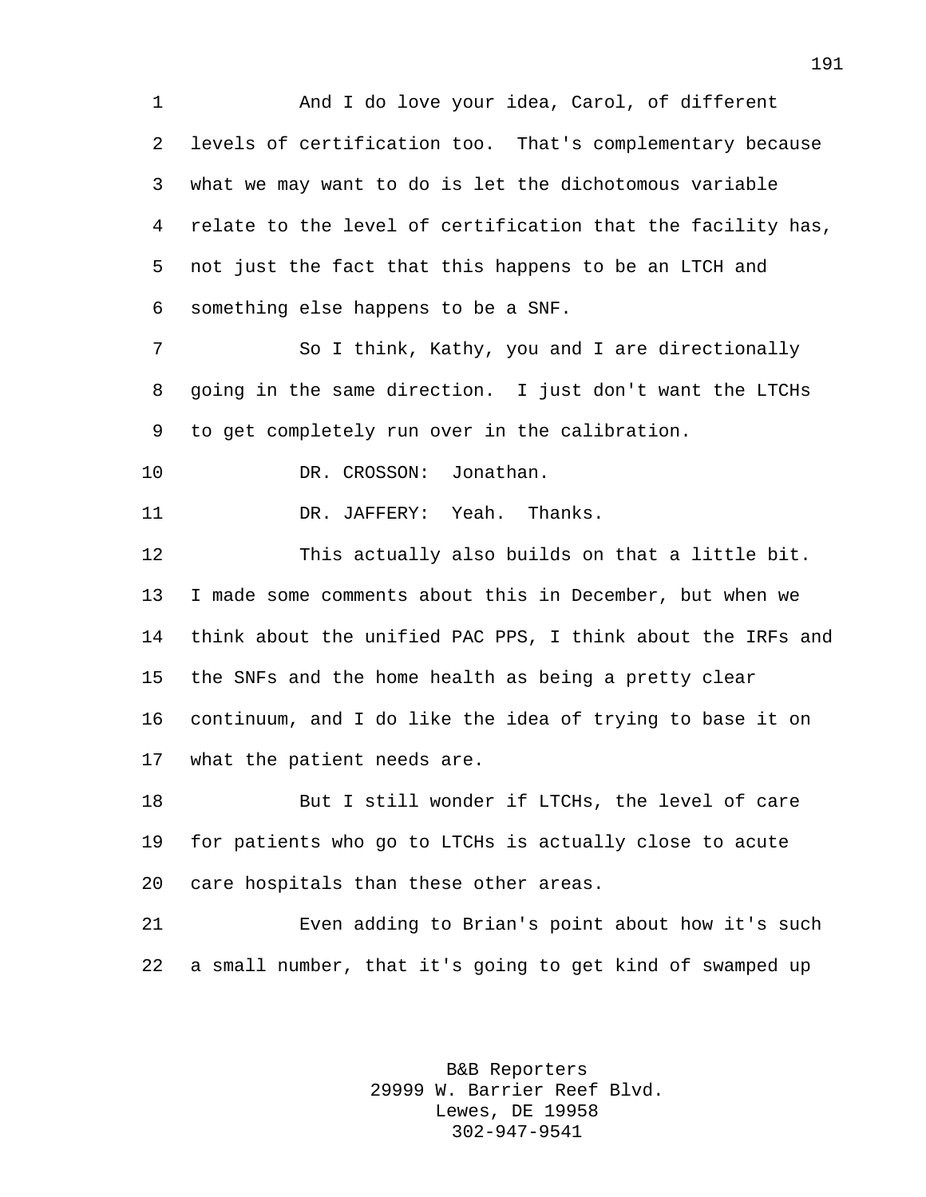And I do love your idea, Carol, of different levels of certification too. That's complementary because what we may want to do is let the dichotomous variable relate to the level of certification that the facility has, not just the fact that this happens to be an LTCH and something else happens to be a SNF.

So I think, Kathy, you and I are directionally going in the same direction. I just don't want the LTCHs to get completely run over in the calibration.

DR. CROSSON: Jonathan.

DR. JAFFERY: Yeah. Thanks.

This actually also builds on that a little bit. I made some comments about this in December, but when we think about the unified PAC PPS, I think about the IRFs and the SNFs and the home health as being a pretty clear continuum, and I do like the idea of trying to base it on what the patient needs are.

But I still wonder if LTCHs, the level of care for patients who go to LTCHs is actually close to acute care hospitals than these other areas.

Even adding to Brian's point about how it's such a small number, that it's going to get kind of swamped up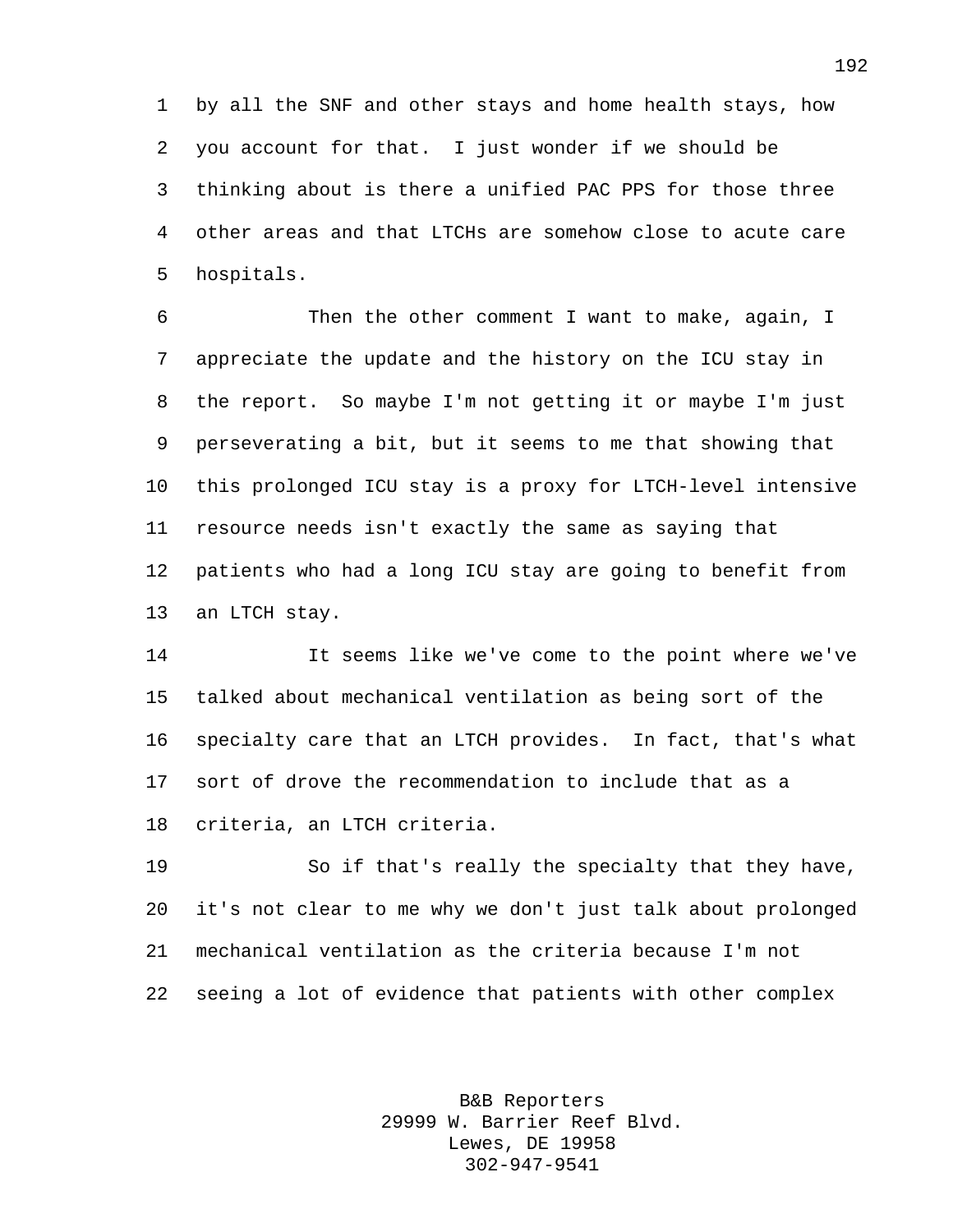by all the SNF and other stays and home health stays, how you account for that. I just wonder if we should be thinking about is there a unified PAC PPS for those three other areas and that LTCHs are somehow close to acute care hospitals.

Then the other comment I want to make, again, I appreciate the update and the history on the ICU stay in the report. So maybe I'm not getting it or maybe I'm just perseverating a bit, but it seems to me that showing that this prolonged ICU stay is a proxy for LTCH-level intensive resource needs isn't exactly the same as saying that patients who had a long ICU stay are going to benefit from an LTCH stay.

It seems like we've come to the point where we've talked about mechanical ventilation as being sort of the specialty care that an LTCH provides. In fact, that's what sort of drove the recommendation to include that as a criteria, an LTCH criteria.

So if that's really the specialty that they have, it's not clear to me why we don't just talk about prolonged mechanical ventilation as the criteria because I'm not seeing a lot of evidence that patients with other complex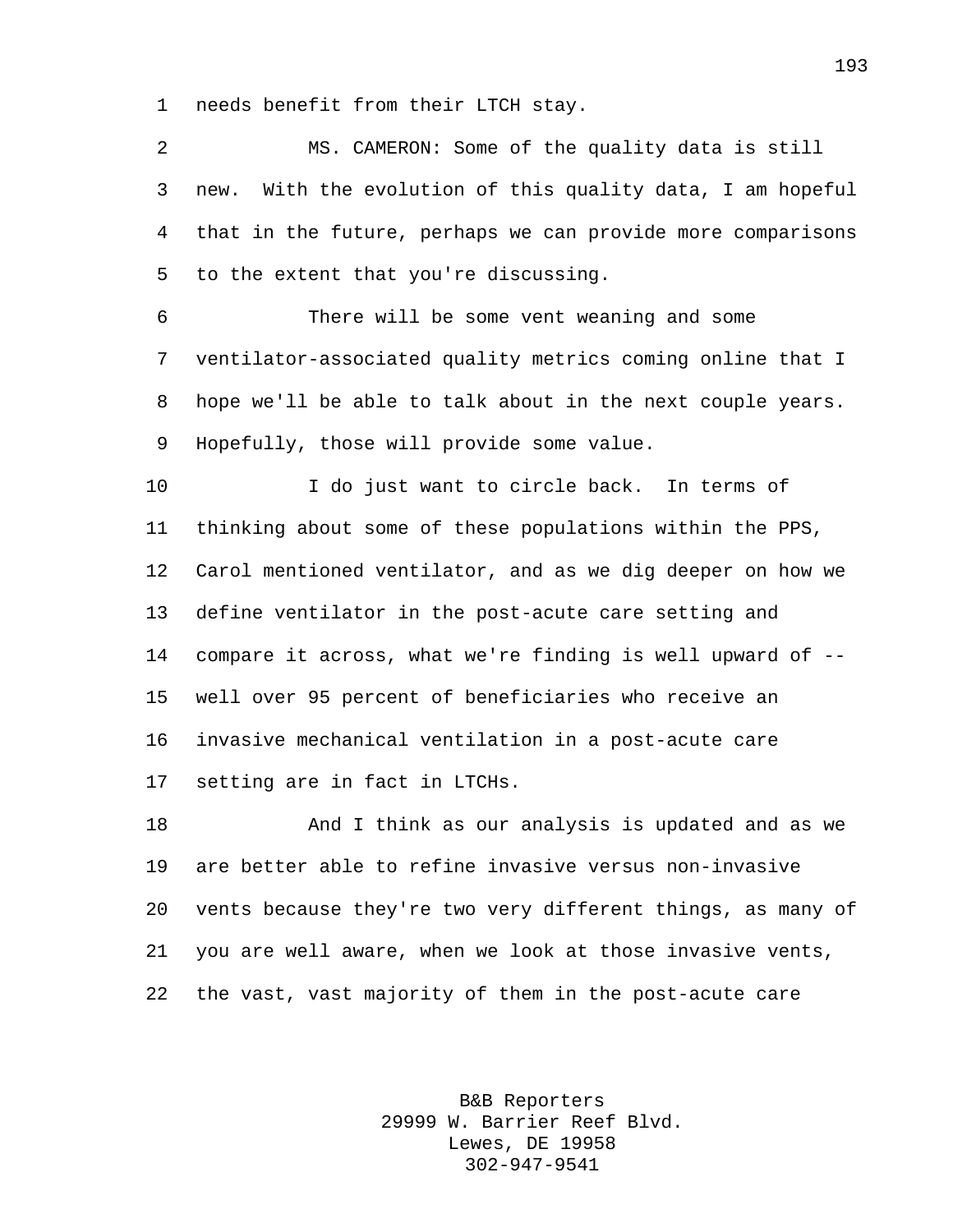needs benefit from their LTCH stay.

MS. CAMERON: Some of the quality data is still new. With the evolution of this quality data, I am hopeful that in the future, perhaps we can provide more comparisons to the extent that you're discussing.

There will be some vent weaning and some ventilator-associated quality metrics coming online that I hope we'll be able to talk about in the next couple years. Hopefully, those will provide some value.

I do just want to circle back. In terms of thinking about some of these populations within the PPS, Carol mentioned ventilator, and as we dig deeper on how we define ventilator in the post-acute care setting and compare it across, what we're finding is well upward of -- well over 95 percent of beneficiaries who receive an invasive mechanical ventilation in a post-acute care setting are in fact in LTCHs.

And I think as our analysis is updated and as we are better able to refine invasive versus non-invasive vents because they're two very different things, as many of you are well aware, when we look at those invasive vents, the vast, vast majority of them in the post-acute care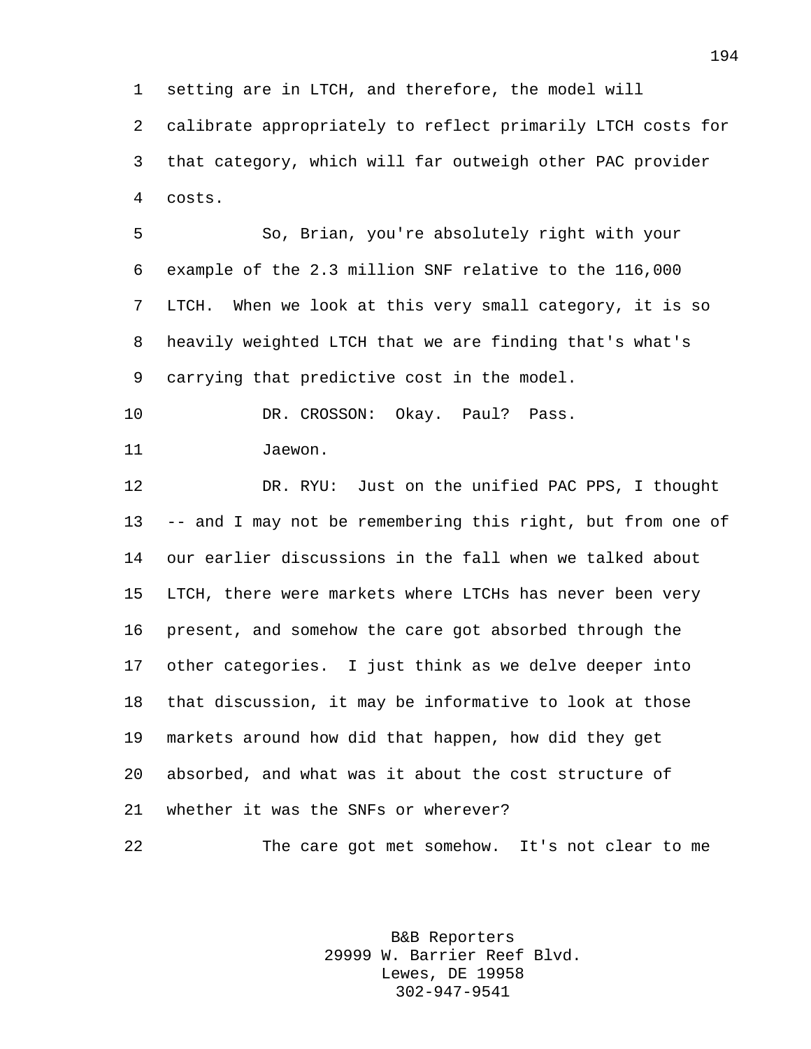setting are in LTCH, and therefore, the model will calibrate appropriately to reflect primarily LTCH costs for that category, which will far outweigh other PAC provider costs.

So, Brian, you're absolutely right with your example of the 2.3 million SNF relative to the 116,000 LTCH. When we look at this very small category, it is so heavily weighted LTCH that we are finding that's what's carrying that predictive cost in the model.

DR. CROSSON: Okay. Paul? Pass.

Jaewon.

DR. RYU: Just on the unified PAC PPS, I thought -- and I may not be remembering this right, but from one of our earlier discussions in the fall when we talked about LTCH, there were markets where LTCHs has never been very present, and somehow the care got absorbed through the other categories. I just think as we delve deeper into that discussion, it may be informative to look at those markets around how did that happen, how did they get absorbed, and what was it about the cost structure of whether it was the SNFs or wherever?

The care got met somehow. It's not clear to me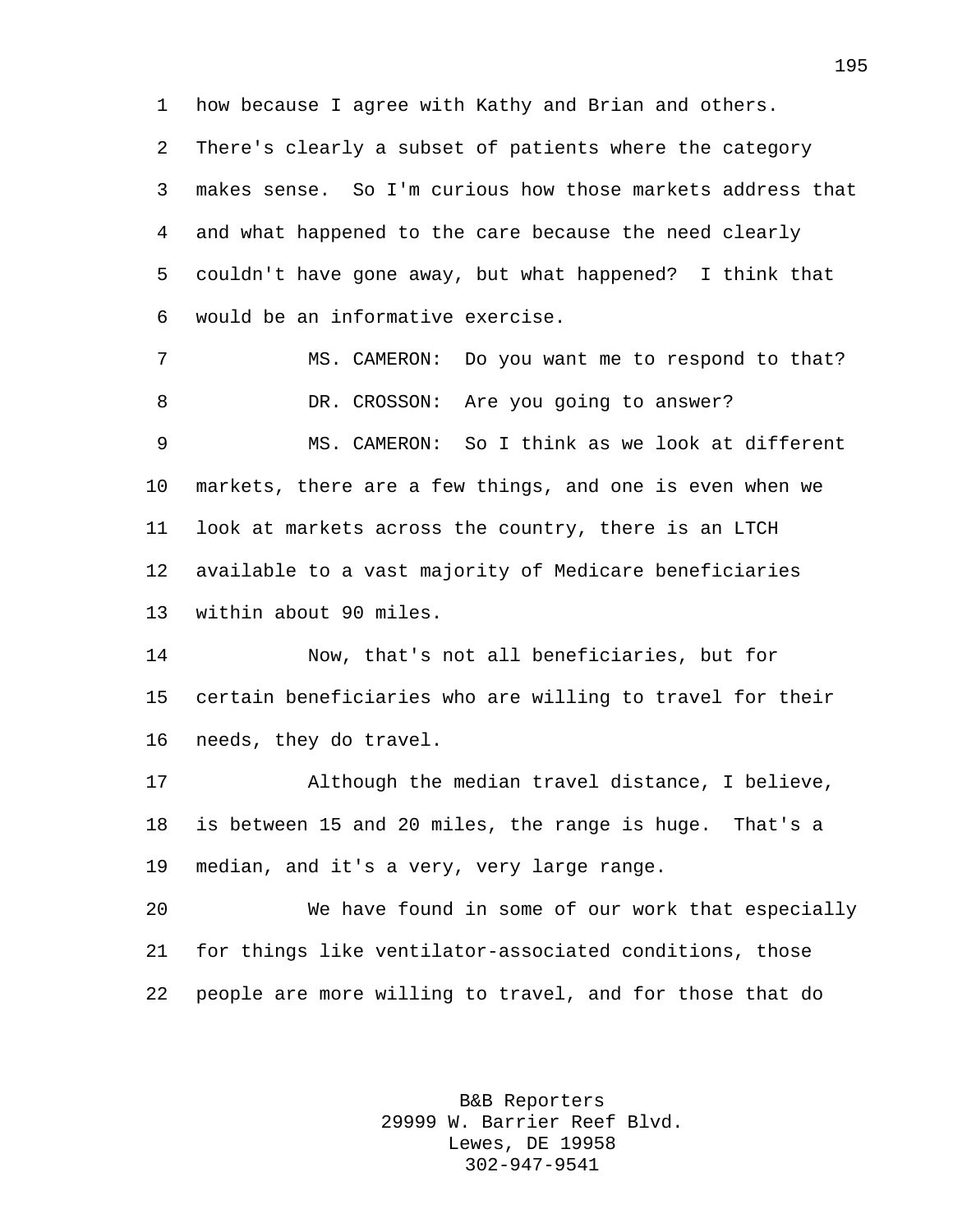how because I agree with Kathy and Brian and others. There's clearly a subset of patients where the category makes sense. So I'm curious how those markets address that and what happened to the care because the need clearly couldn't have gone away, but what happened? I think that would be an informative exercise.

MS. CAMERON: Do you want me to respond to that?

DR. CROSSON: Are you going to answer?

MS. CAMERON: So I think as we look at different markets, there are a few things, and one is even when we look at markets across the country, there is an LTCH available to a vast majority of Medicare beneficiaries within about 90 miles.

Now, that's not all beneficiaries, but for certain beneficiaries who are willing to travel for their needs, they do travel.

Although the median travel distance, I believe, is between 15 and 20 miles, the range is huge. That's a median, and it's a very, very large range.

We have found in some of our work that especially for things like ventilator-associated conditions, those people are more willing to travel, and for those that do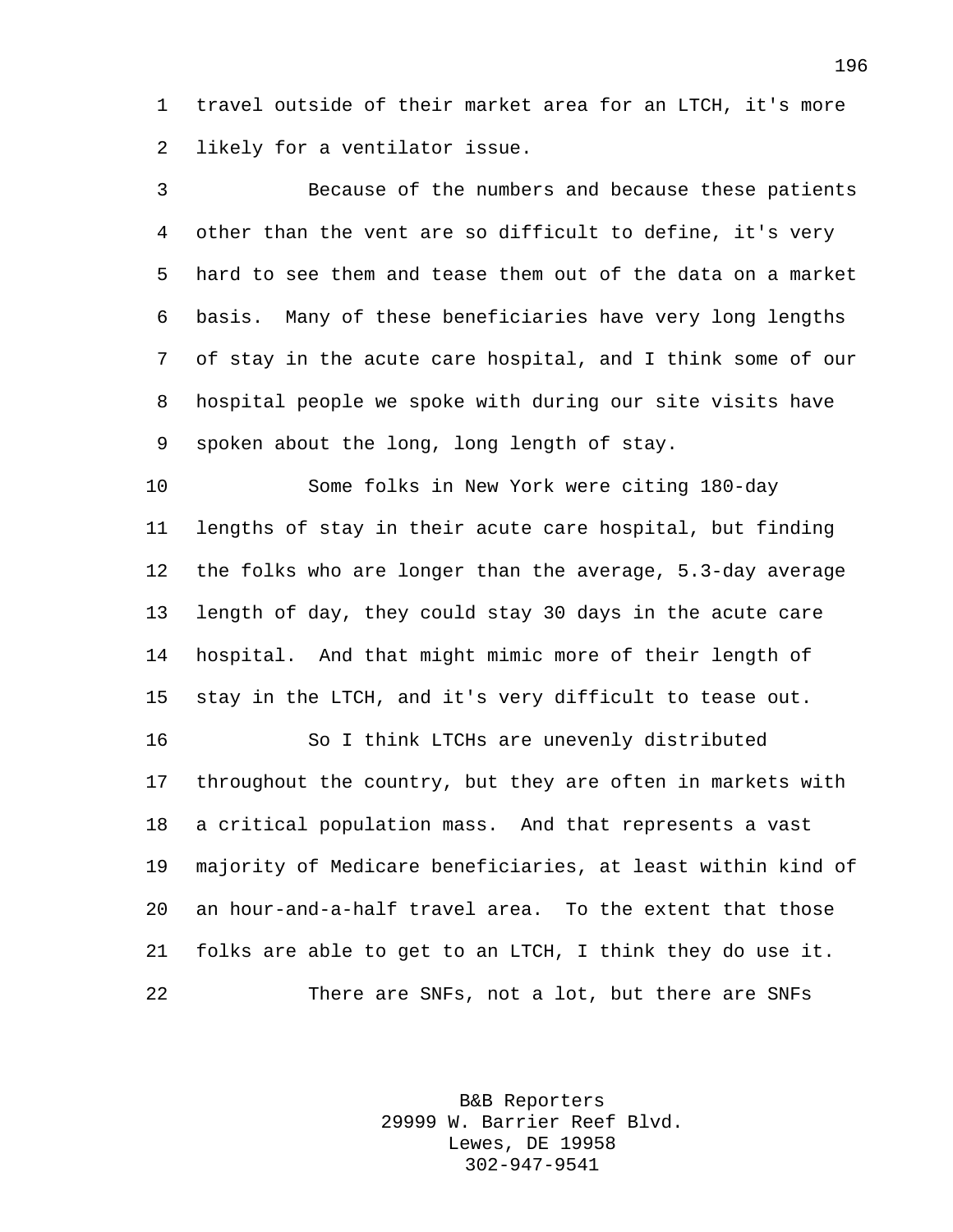travel outside of their market area for an LTCH, it's more likely for a ventilator issue.

Because of the numbers and because these patients other than the vent are so difficult to define, it's very hard to see them and tease them out of the data on a market basis. Many of these beneficiaries have very long lengths of stay in the acute care hospital, and I think some of our hospital people we spoke with during our site visits have spoken about the long, long length of stay.

Some folks in New York were citing 180-day lengths of stay in their acute care hospital, but finding the folks who are longer than the average, 5.3-day average length of day, they could stay 30 days in the acute care hospital. And that might mimic more of their length of stay in the LTCH, and it's very difficult to tease out.

So I think LTCHs are unevenly distributed throughout the country, but they are often in markets with a critical population mass. And that represents a vast majority of Medicare beneficiaries, at least within kind of an hour-and-a-half travel area. To the extent that those folks are able to get to an LTCH, I think they do use it.

There are SNFs, not a lot, but there are SNFs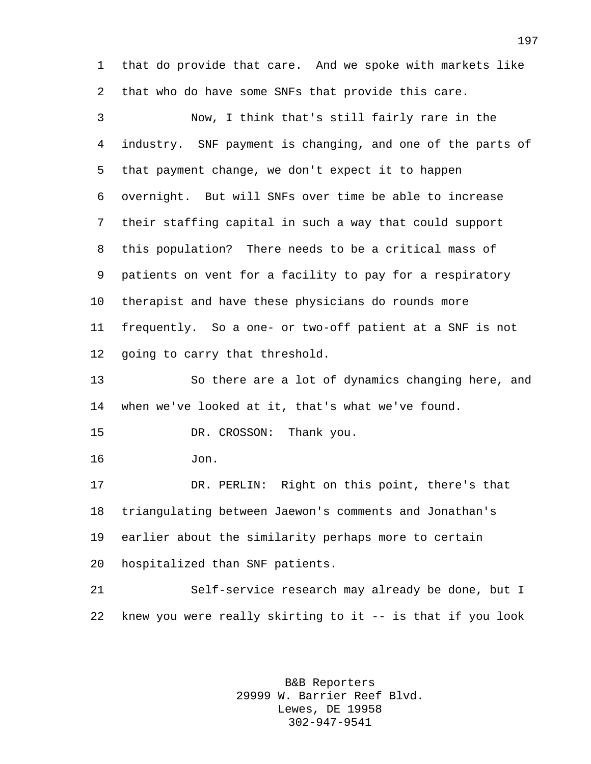that do provide that care. And we spoke with markets like that who do have some SNFs that provide this care.

Now, I think that's still fairly rare in the industry. SNF payment is changing, and one of the parts of that payment change, we don't expect it to happen overnight. But will SNFs over time be able to increase their staffing capital in such a way that could support this population? There needs to be a critical mass of patients on vent for a facility to pay for a respiratory therapist and have these physicians do rounds more frequently. So a one- or two-off patient at a SNF is not going to carry that threshold.

So there are a lot of dynamics changing here, and when we've looked at it, that's what we've found.

DR. CROSSON: Thank you.

Jon.

DR. PERLIN: Right on this point, there's that triangulating between Jaewon's comments and Jonathan's earlier about the similarity perhaps more to certain hospitalized than SNF patients.

Self-service research may already be done, but I knew you were really skirting to it -- is that if you look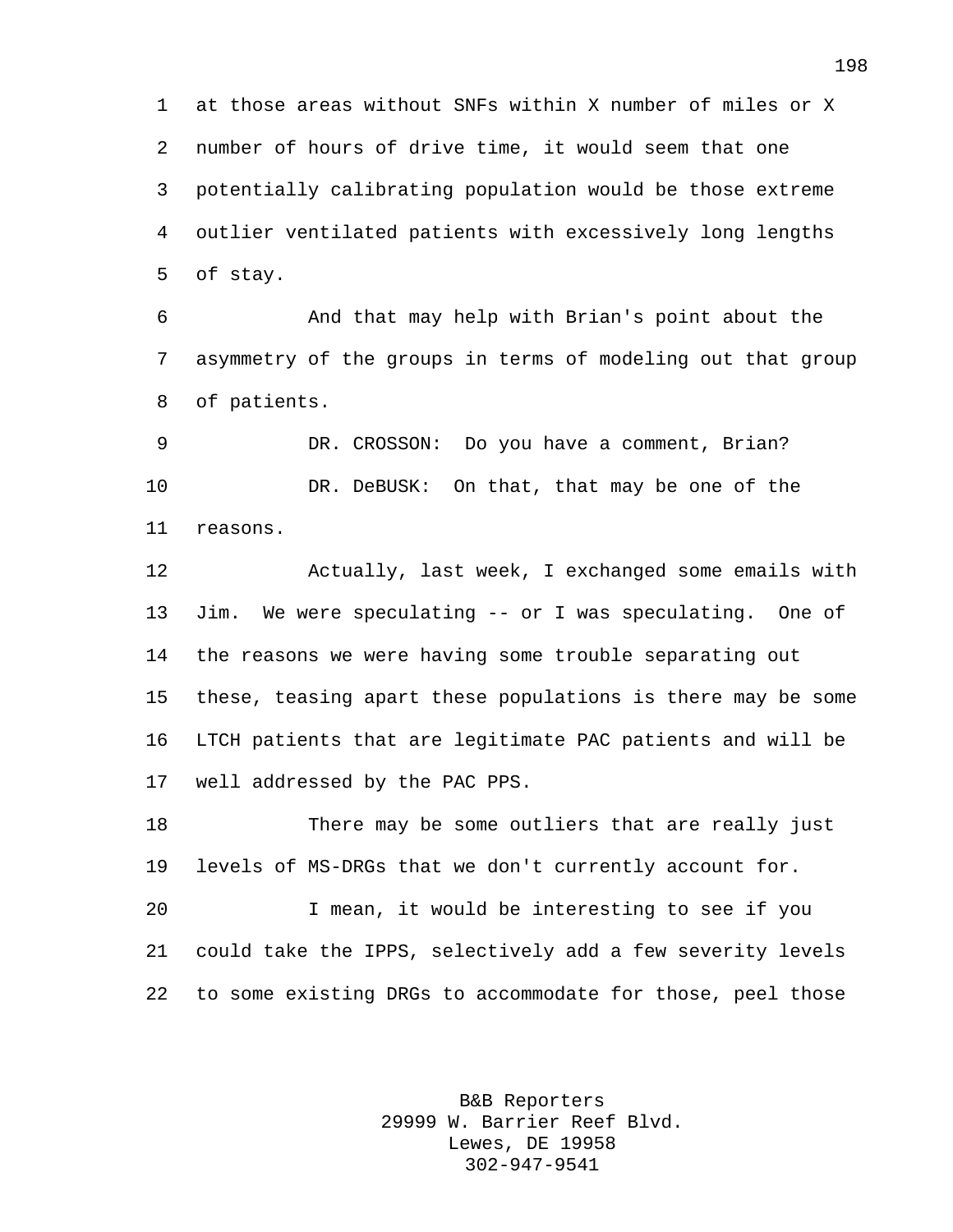at those areas without SNFs within X number of miles or X number of hours of drive time, it would seem that one potentially calibrating population would be those extreme outlier ventilated patients with excessively long lengths of stay.

And that may help with Brian's point about the asymmetry of the groups in terms of modeling out that group of patients.

DR. CROSSON: Do you have a comment, Brian?

DR. DeBUSK: On that, that may be one of the reasons.

Actually, last week, I exchanged some emails with Jim. We were speculating -- or I was speculating. One of the reasons we were having some trouble separating out these, teasing apart these populations is there may be some LTCH patients that are legitimate PAC patients and will be well addressed by the PAC PPS.

There may be some outliers that are really just levels of MS-DRGs that we don't currently account for.

I mean, it would be interesting to see if you could take the IPPS, selectively add a few severity levels to some existing DRGs to accommodate for those, peel those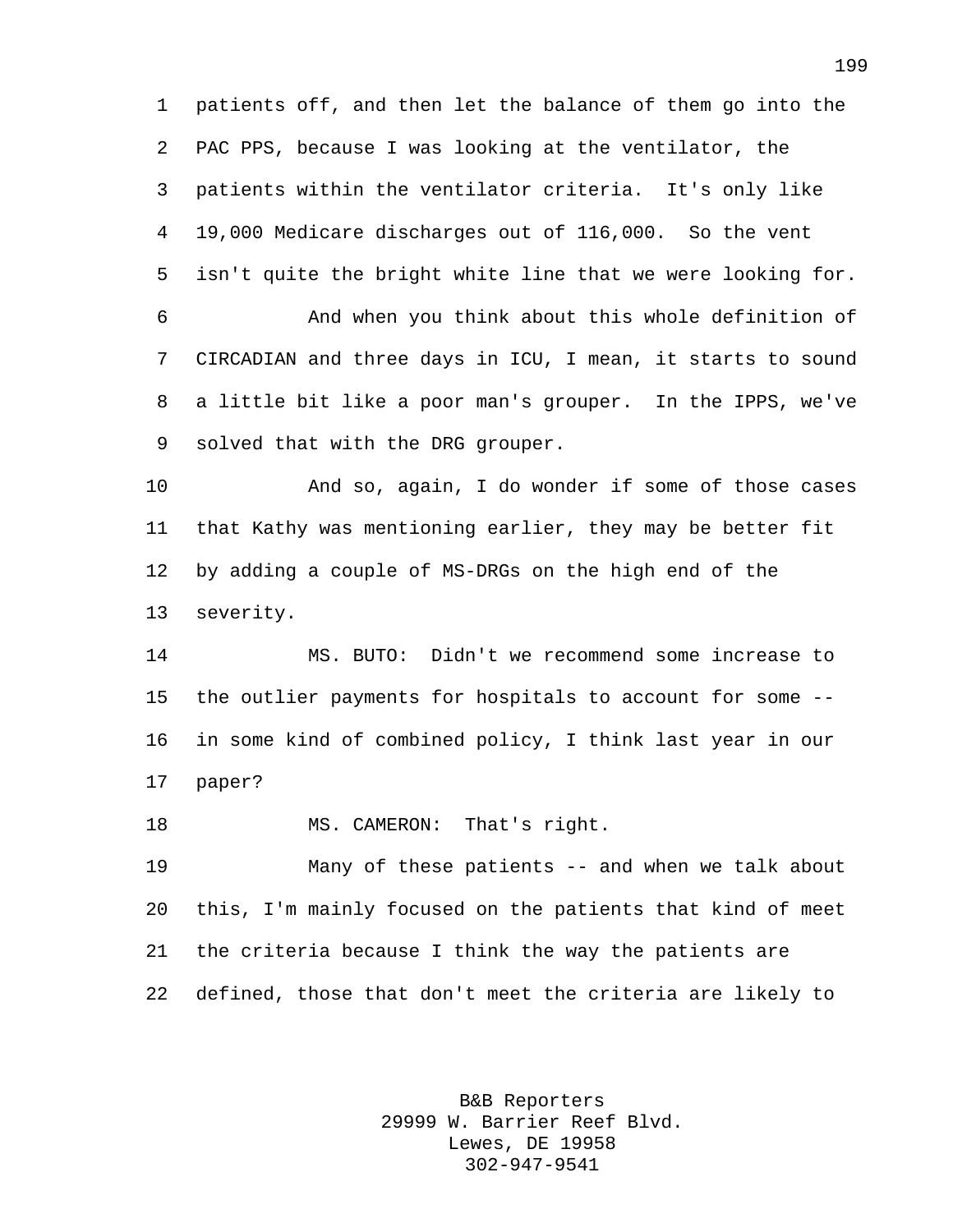patients off, and then let the balance of them go into the PAC PPS, because I was looking at the ventilator, the patients within the ventilator criteria. It's only like 19,000 Medicare discharges out of 116,000. So the vent isn't quite the bright white line that we were looking for.

And when you think about this whole definition of CIRCADIAN and three days in ICU, I mean, it starts to sound a little bit like a poor man's grouper. In the IPPS, we've solved that with the DRG grouper.

And so, again, I do wonder if some of those cases that Kathy was mentioning earlier, they may be better fit by adding a couple of MS-DRGs on the high end of the severity.

MS. BUTO: Didn't we recommend some increase to the outlier payments for hospitals to account for some -- in some kind of combined policy, I think last year in our paper?

MS. CAMERON: That's right.

Many of these patients -- and when we talk about this, I'm mainly focused on the patients that kind of meet the criteria because I think the way the patients are defined, those that don't meet the criteria are likely to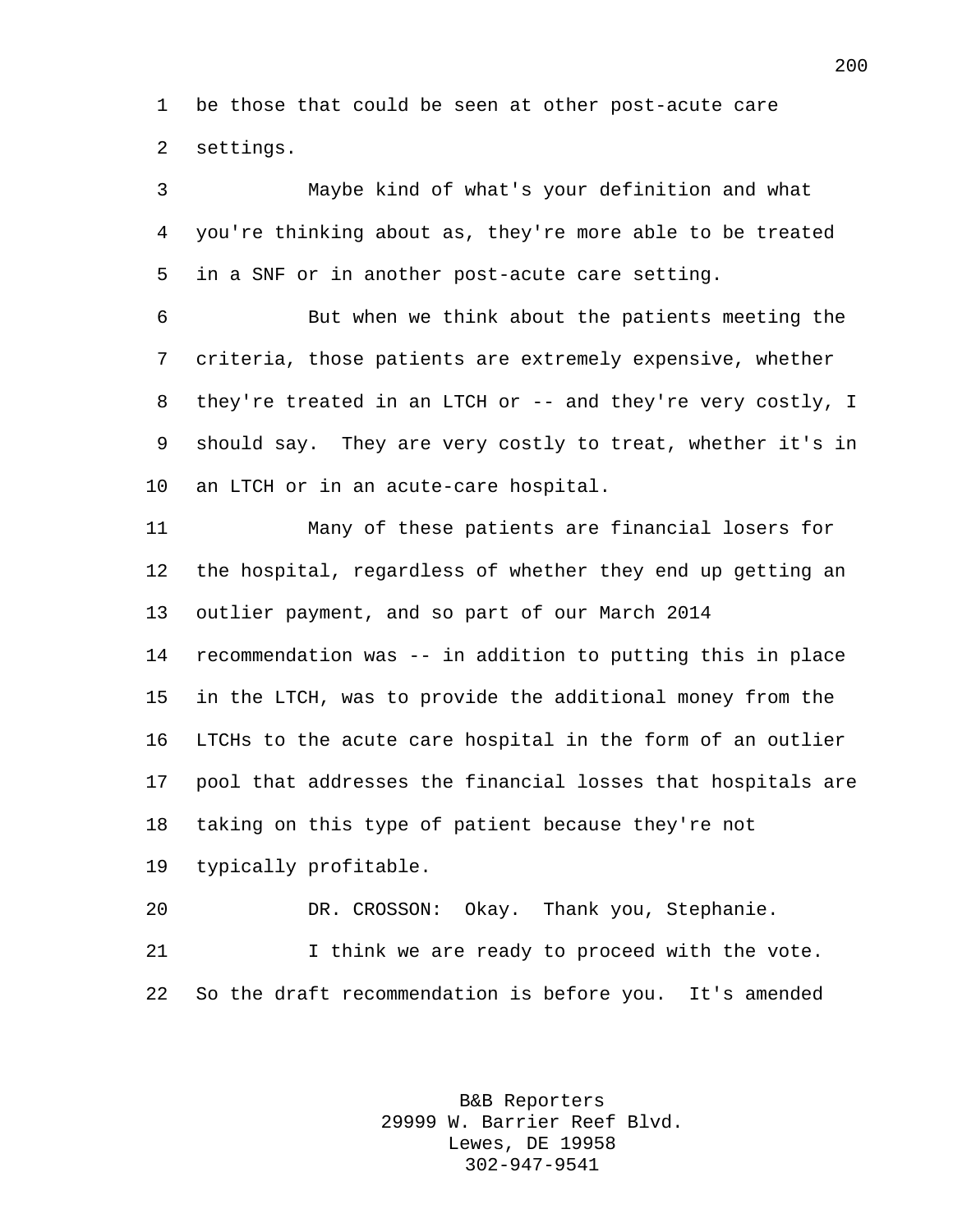be those that could be seen at other post-acute care settings.

Maybe kind of what's your definition and what you're thinking about as, they're more able to be treated in a SNF or in another post-acute care setting.

But when we think about the patients meeting the criteria, those patients are extremely expensive, whether they're treated in an LTCH or -- and they're very costly, I should say. They are very costly to treat, whether it's in an LTCH or in an acute-care hospital.

Many of these patients are financial losers for the hospital, regardless of whether they end up getting an outlier payment, and so part of our March 2014 recommendation was -- in addition to putting this in place in the LTCH, was to provide the additional money from the LTCHs to the acute care hospital in the form of an outlier pool that addresses the financial losses that hospitals are taking on this type of patient because they're not typically profitable.

DR. CROSSON: Okay. Thank you, Stephanie.

I think we are ready to proceed with the vote. So the draft recommendation is before you. It's amended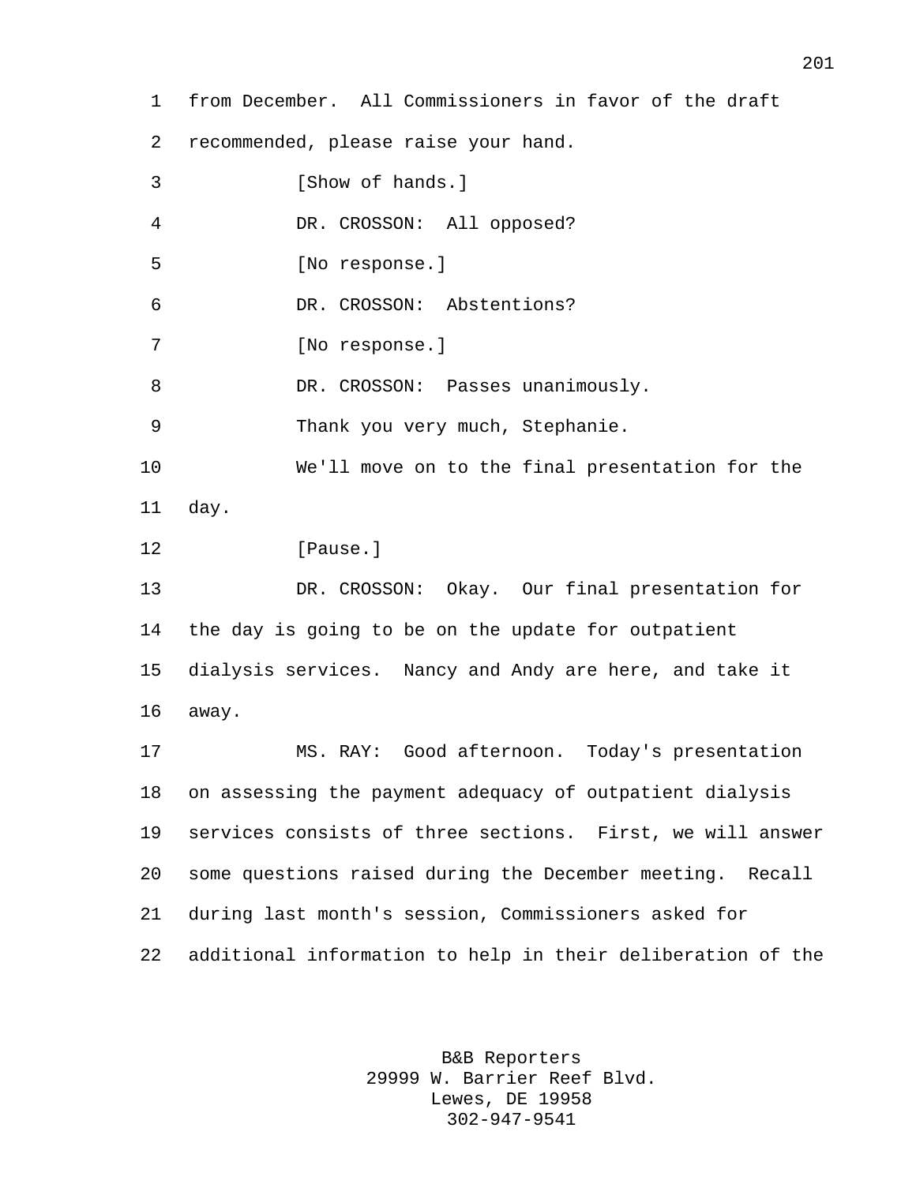from December. All Commissioners in favor of the draft recommended, please raise your hand.

[Show of hands.]

DR. CROSSON: All opposed?

[No response.]

DR. CROSSON: Abstentions?

[No response.]

DR. CROSSON: Passes unanimously.

Thank you very much, Stephanie.

We'll move on to the final presentation for the day.

[Pause.]

DR. CROSSON: Okay. Our final presentation for the day is going to be on the update for outpatient dialysis services. Nancy and Andy are here, and take it away.

MS. RAY: Good afternoon. Today's presentation on assessing the payment adequacy of outpatient dialysis services consists of three sections. First, we will answer some questions raised during the December meeting. Recall during last month's session, Commissioners asked for additional information to help in their deliberation of the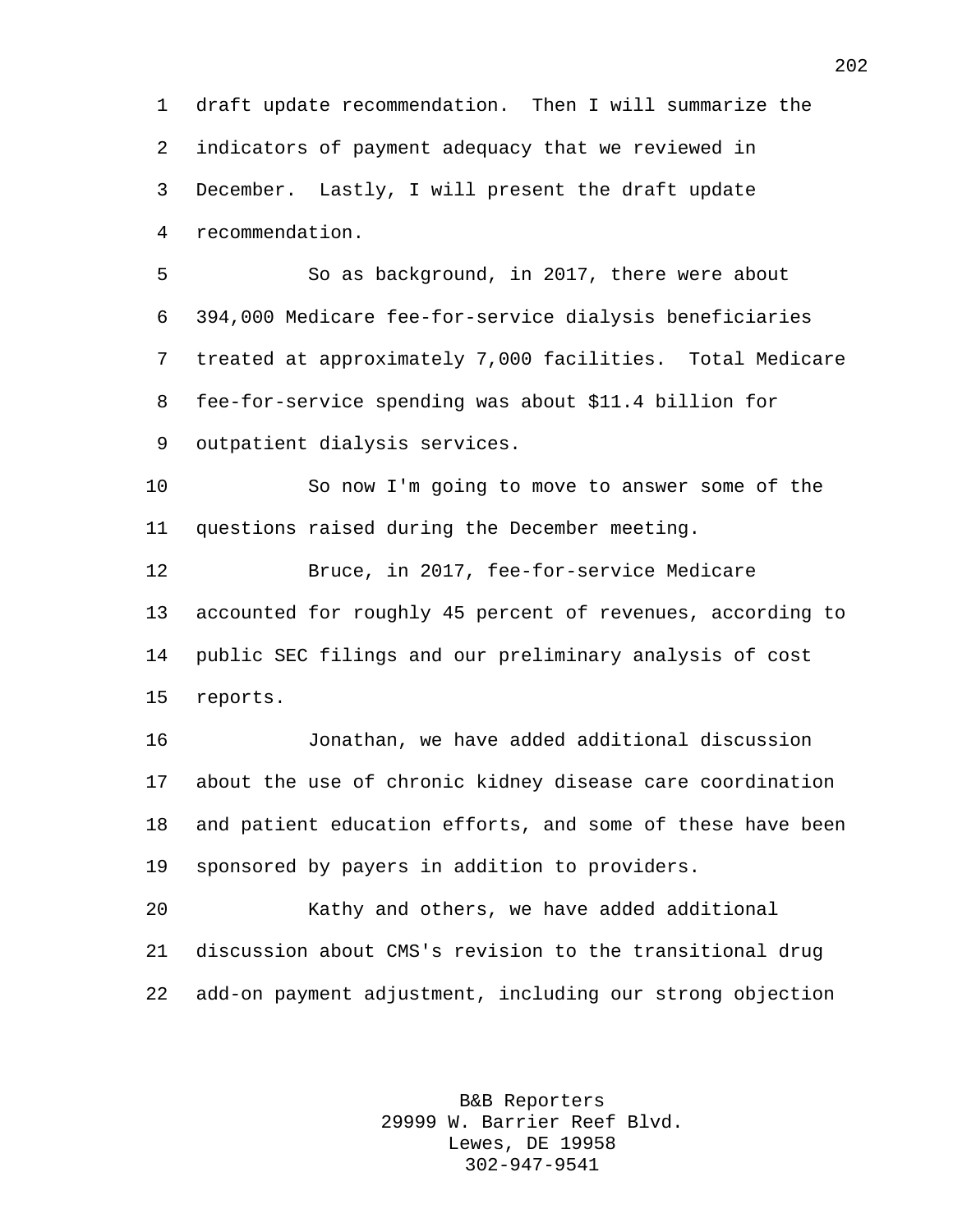draft update recommendation. Then I will summarize the indicators of payment adequacy that we reviewed in December. Lastly, I will present the draft update recommendation.

So as background, in 2017, there were about 394,000 Medicare fee-for-service dialysis beneficiaries treated at approximately 7,000 facilities. Total Medicare fee-for-service spending was about $11.4 billion for outpatient dialysis services.

So now I'm going to move to answer some of the questions raised during the December meeting.

Bruce, in 2017, fee-for-service Medicare accounted for roughly 45 percent of revenues, according to public SEC filings and our preliminary analysis of cost reports.

Jonathan, we have added additional discussion about the use of chronic kidney disease care coordination and patient education efforts, and some of these have been sponsored by payers in addition to providers.

Kathy and others, we have added additional discussion about CMS's revision to the transitional drug add-on payment adjustment, including our strong objection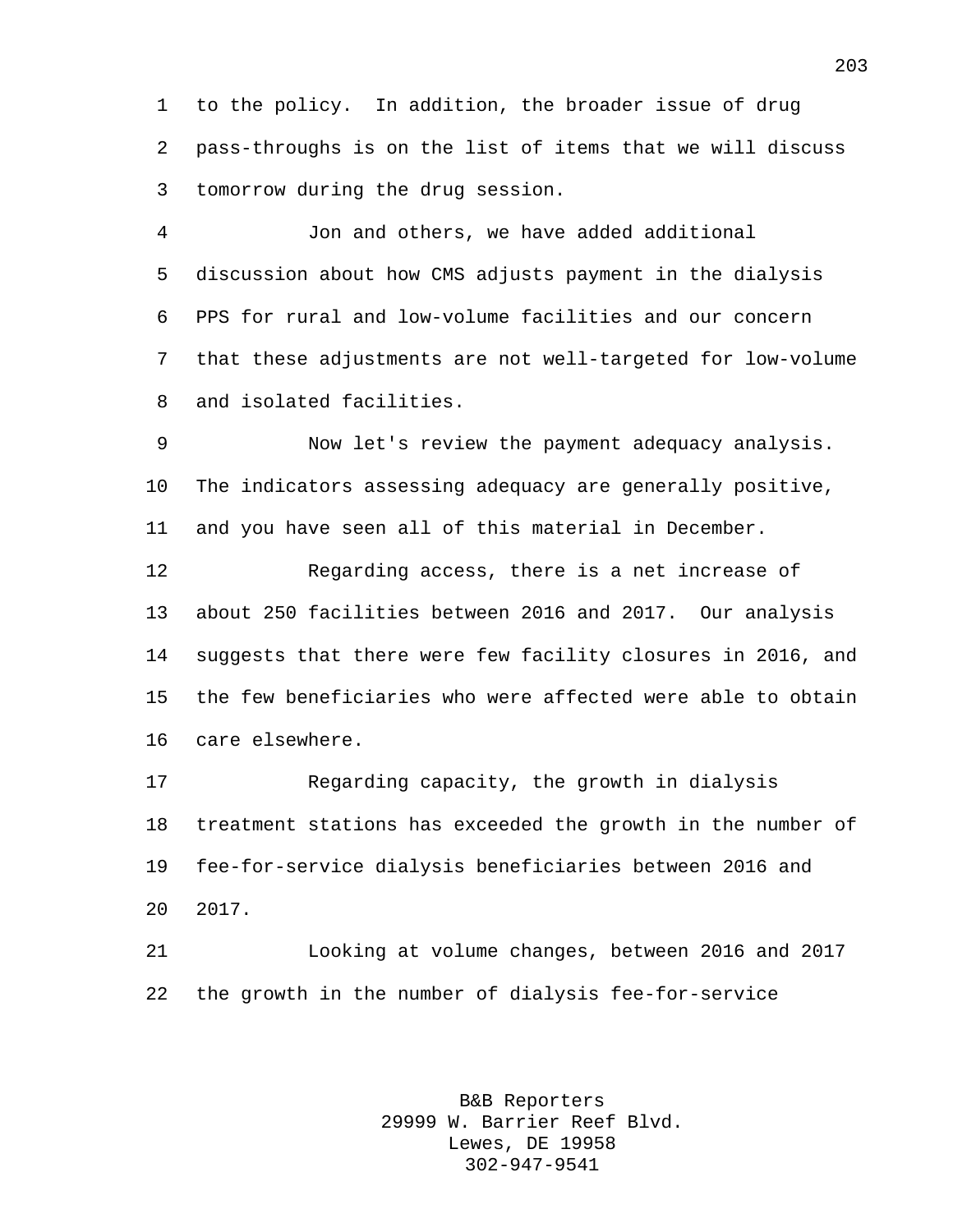to the policy. In addition, the broader issue of drug pass-throughs is on the list of items that we will discuss tomorrow during the drug session.

Jon and others, we have added additional discussion about how CMS adjusts payment in the dialysis PPS for rural and low-volume facilities and our concern that these adjustments are not well-targeted for low-volume and isolated facilities.

Now let's review the payment adequacy analysis. The indicators assessing adequacy are generally positive, and you have seen all of this material in December.

Regarding access, there is a net increase of about 250 facilities between 2016 and 2017. Our analysis suggests that there were few facility closures in 2016, and the few beneficiaries who were affected were able to obtain care elsewhere.

Regarding capacity, the growth in dialysis treatment stations has exceeded the growth in the number of fee-for-service dialysis beneficiaries between 2016 and 2017.

Looking at volume changes, between 2016 and 2017 the growth in the number of dialysis fee-for-service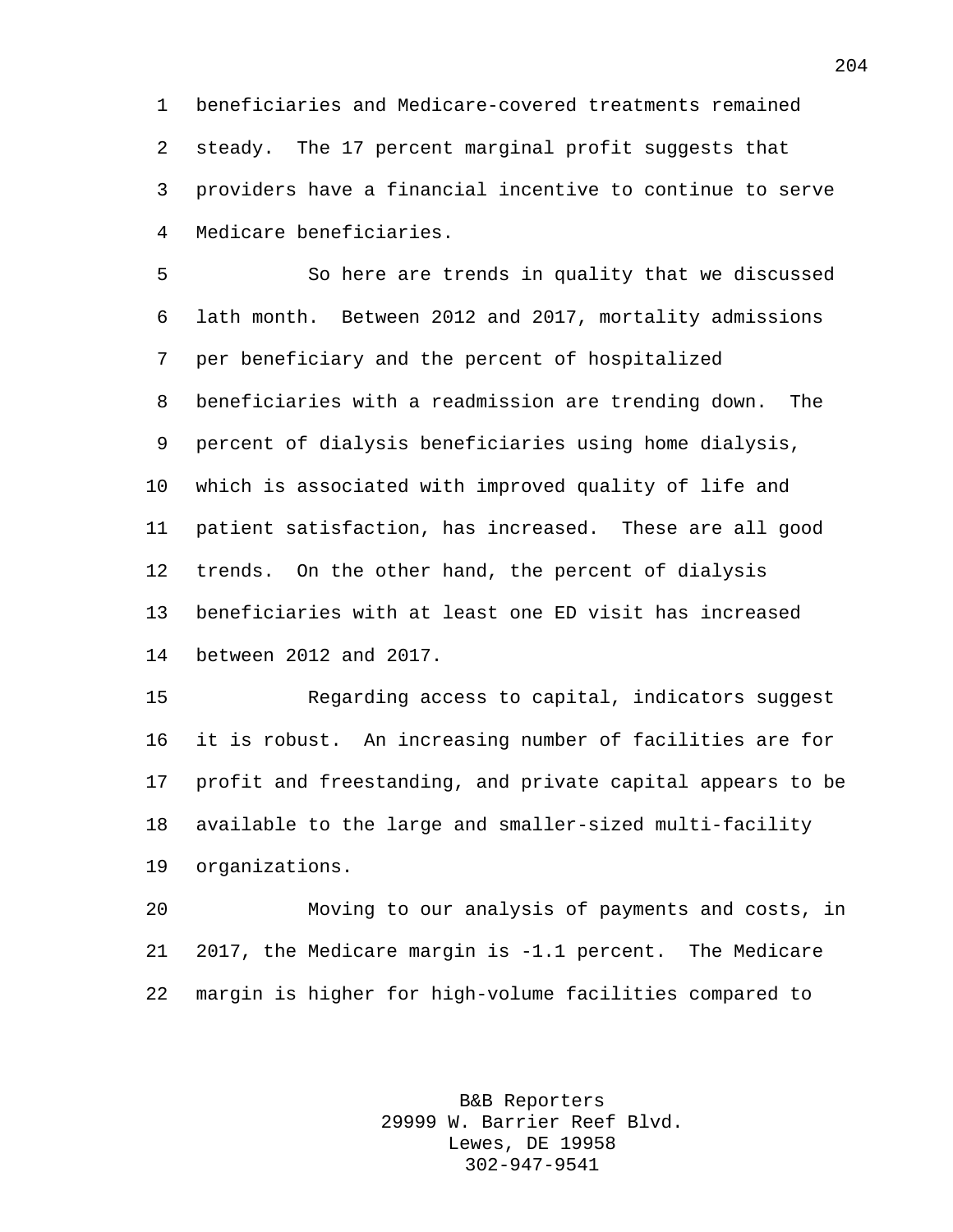beneficiaries and Medicare-covered treatments remained steady. The 17 percent marginal profit suggests that providers have a financial incentive to continue to serve Medicare beneficiaries.

So here are trends in quality that we discussed lath month. Between 2012 and 2017, mortality admissions per beneficiary and the percent of hospitalized beneficiaries with a readmission are trending down. The percent of dialysis beneficiaries using home dialysis, which is associated with improved quality of life and patient satisfaction, has increased. These are all good trends. On the other hand, the percent of dialysis beneficiaries with at least one ED visit has increased between 2012 and 2017.

Regarding access to capital, indicators suggest it is robust. An increasing number of facilities are for profit and freestanding, and private capital appears to be available to the large and smaller-sized multi-facility organizations.

Moving to our analysis of payments and costs, in 2017, the Medicare margin is -1.1 percent. The Medicare margin is higher for high-volume facilities compared to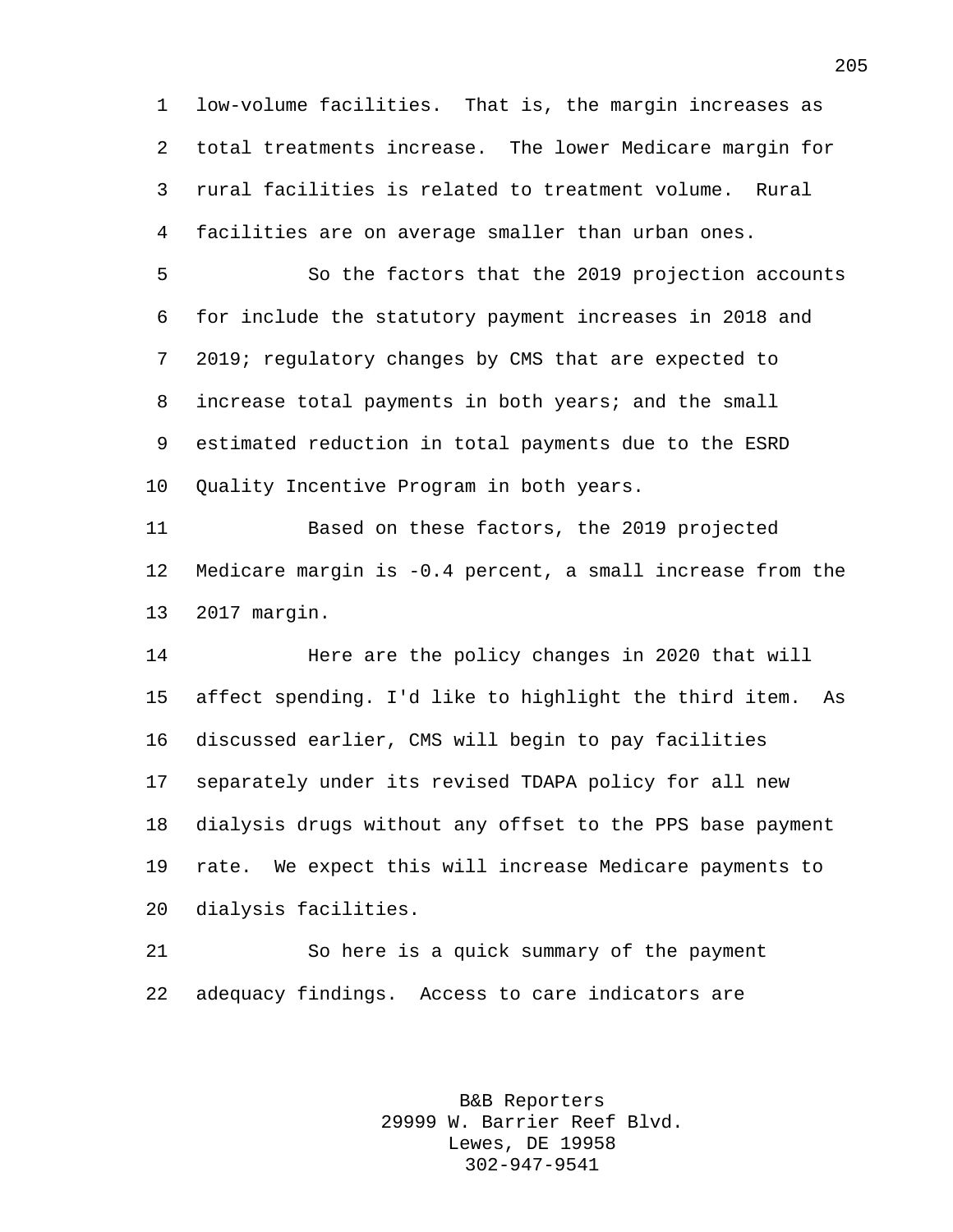low-volume facilities. That is, the margin increases as total treatments increase. The lower Medicare margin for rural facilities is related to treatment volume. Rural facilities are on average smaller than urban ones.

So the factors that the 2019 projection accounts for include the statutory payment increases in 2018 and 2019; regulatory changes by CMS that are expected to increase total payments in both years; and the small estimated reduction in total payments due to the ESRD Quality Incentive Program in both years.

Based on these factors, the 2019 projected Medicare margin is -0.4 percent, a small increase from the 2017 margin.

Here are the policy changes in 2020 that will affect spending. I'd like to highlight the third item. As discussed earlier, CMS will begin to pay facilities separately under its revised TDAPA policy for all new dialysis drugs without any offset to the PPS base payment rate. We expect this will increase Medicare payments to dialysis facilities.

So here is a quick summary of the payment adequacy findings. Access to care indicators are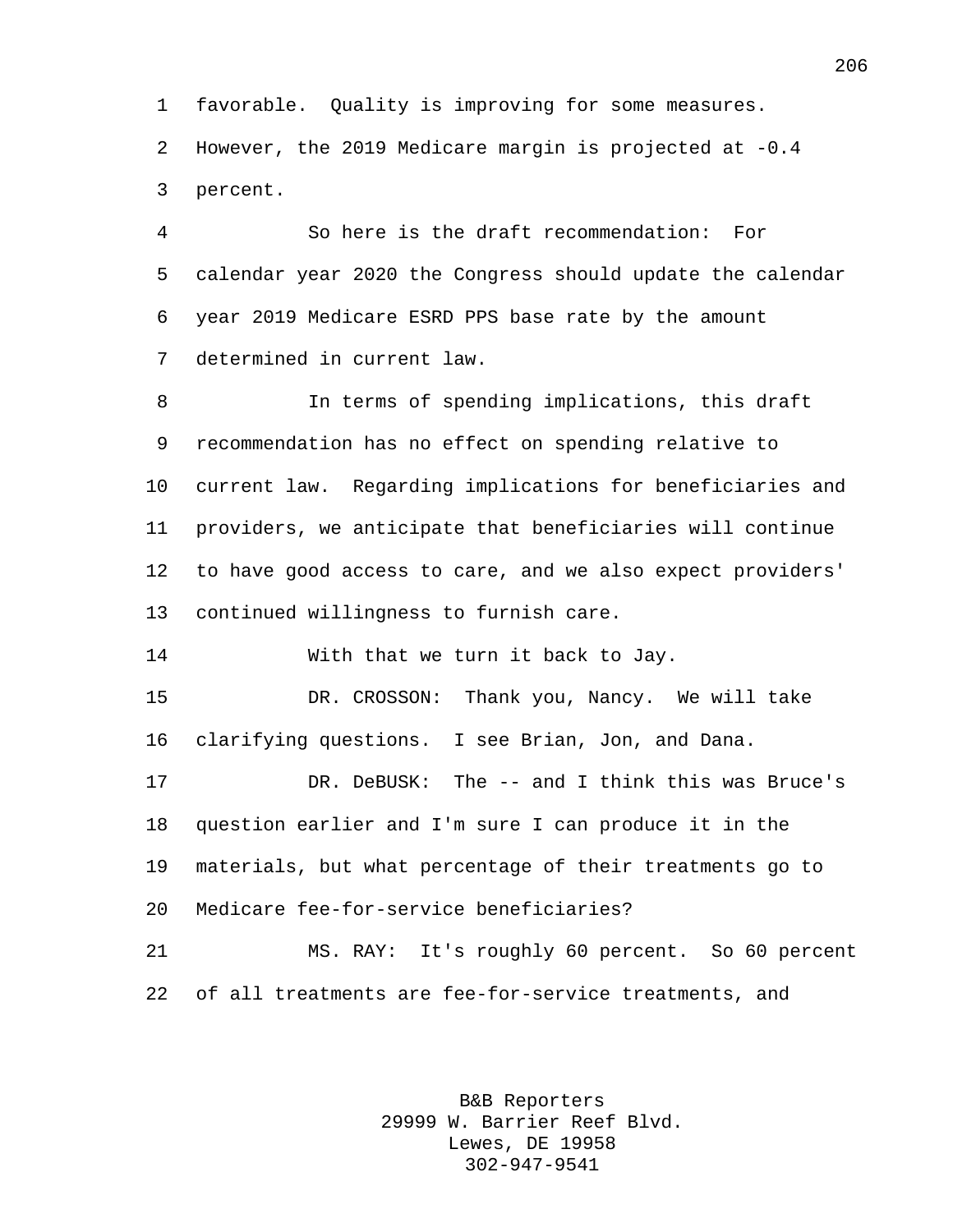favorable. Quality is improving for some measures. However, the 2019 Medicare margin is projected at -0.4 percent.

So here is the draft recommendation: For calendar year 2020 the Congress should update the calendar year 2019 Medicare ESRD PPS base rate by the amount determined in current law.

In terms of spending implications, this draft recommendation has no effect on spending relative to current law. Regarding implications for beneficiaries and providers, we anticipate that beneficiaries will continue to have good access to care, and we also expect providers' continued willingness to furnish care.

With that we turn it back to Jay.

DR. CROSSON: Thank you, Nancy. We will take clarifying questions. I see Brian, Jon, and Dana.

DR. DeBUSK: The -- and I think this was Bruce's question earlier and I'm sure I can produce it in the materials, but what percentage of their treatments go to Medicare fee-for-service beneficiaries?

MS. RAY: It's roughly 60 percent. So 60 percent of all treatments are fee-for-service treatments, and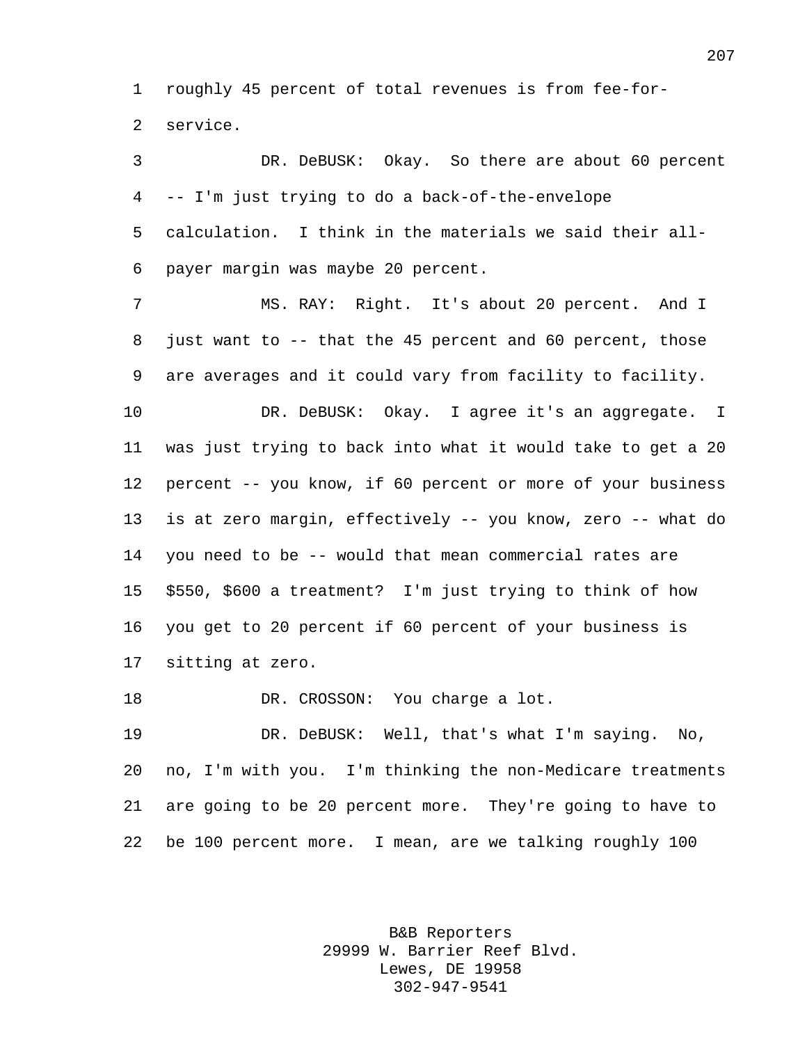roughly 45 percent of total revenues is from fee-for-service.

DR. DeBUSK: Okay. So there are about 60 percent -- I'm just trying to do a back-of-the-envelope calculation. I think in the materials we said their all-payer margin was maybe 20 percent.

MS. RAY: Right. It's about 20 percent. And I just want to -- that the 45 percent and 60 percent, those are averages and it could vary from facility to facility.

DR. DeBUSK: Okay. I agree it's an aggregate. I was just trying to back into what it would take to get a 20 percent -- you know, if 60 percent or more of your business is at zero margin, effectively -- you know, zero -- what do you need to be -- would that mean commercial rates are $550, $600 a treatment? I'm just trying to think of how you get to 20 percent if 60 percent of your business is sitting at zero.

DR. CROSSON: You charge a lot.

DR. DeBUSK: Well, that's what I'm saying. No, no, I'm with you. I'm thinking the non-Medicare treatments are going to be 20 percent more. They're going to have to be 100 percent more. I mean, are we talking roughly 100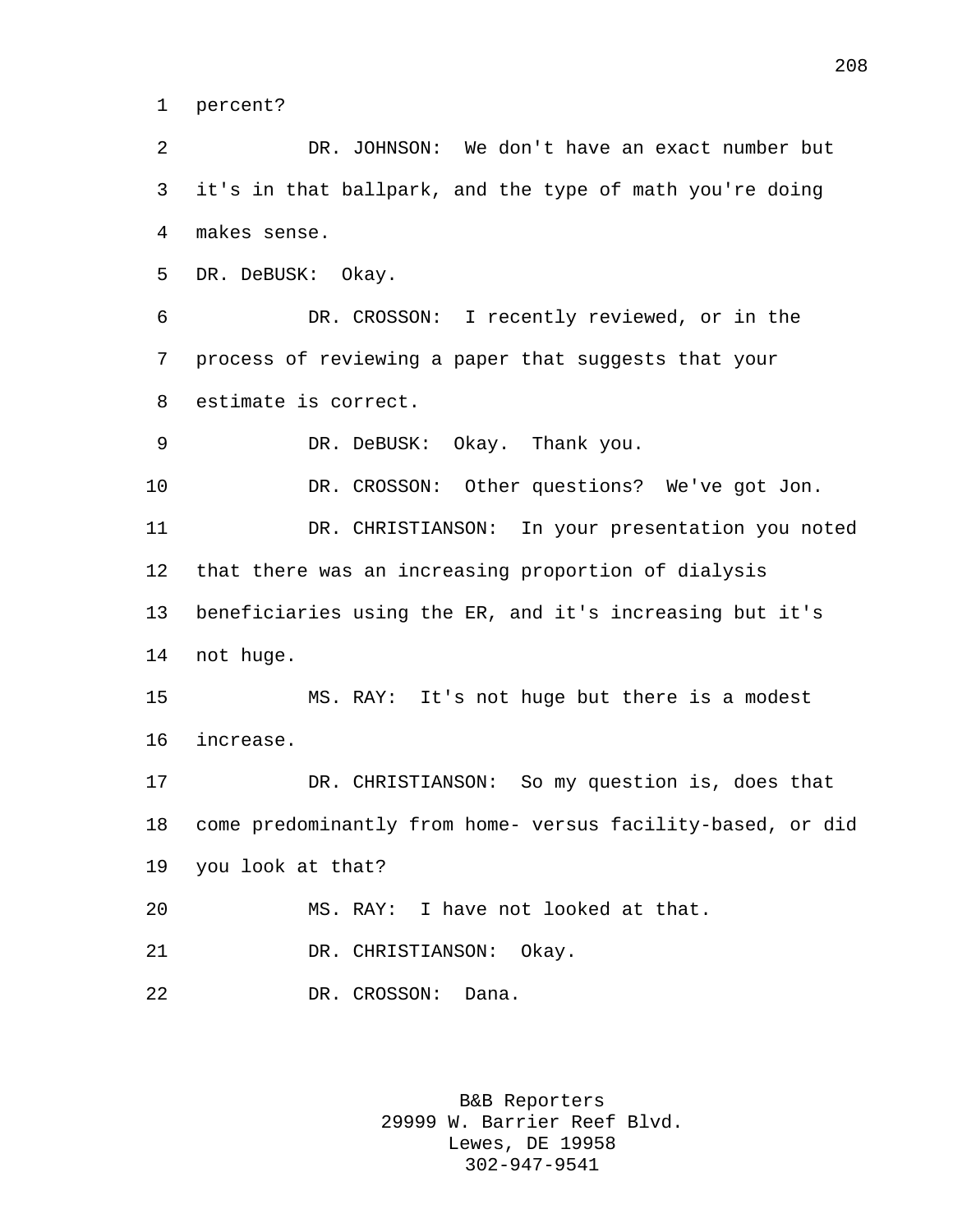percent?

DR. JOHNSON: We don't have an exact number but it's in that ballpark, and the type of math you're doing makes sense.

DR. DeBUSK: Okay.

DR. CROSSON: I recently reviewed, or in the process of reviewing a paper that suggests that your estimate is correct.

DR. DeBUSK: Okay. Thank you.

DR. CROSSON: Other questions? We've got Jon.

DR. CHRISTIANSON: In your presentation you noted that there was an increasing proportion of dialysis beneficiaries using the ER, and it's increasing but it's not huge.

MS. RAY: It's not huge but there is a modest increase.

DR. CHRISTIANSON: So my question is, does that come predominantly from home- versus facility-based, or did you look at that?

MS. RAY: I have not looked at that.

DR. CHRISTIANSON: Okay.

DR. CROSSON: Dana.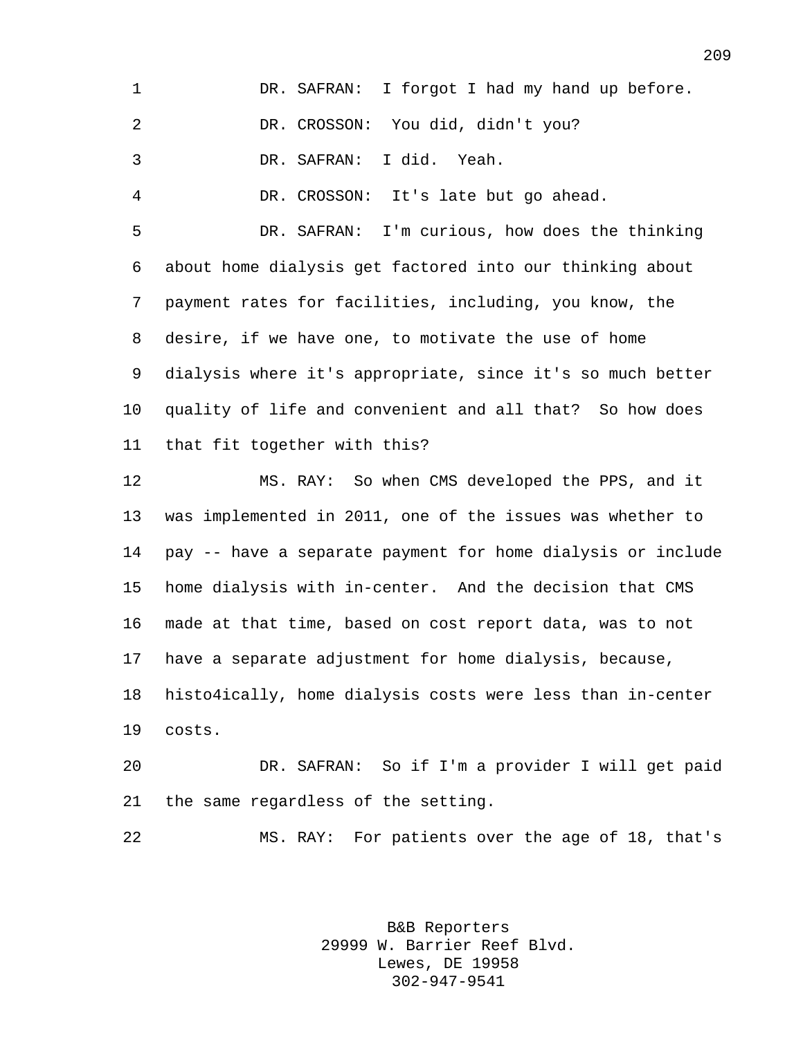DR. SAFRAN: I forgot I had my hand up before.

DR. CROSSON: You did, didn't you?

DR. SAFRAN: I did. Yeah.

DR. CROSSON: It's late but go ahead.

DR. SAFRAN: I'm curious, how does the thinking about home dialysis get factored into our thinking about payment rates for facilities, including, you know, the desire, if we have one, to motivate the use of home dialysis where it's appropriate, since it's so much better quality of life and convenient and all that? So how does that fit together with this?

MS. RAY: So when CMS developed the PPS, and it was implemented in 2011, one of the issues was whether to pay -- have a separate payment for home dialysis or include home dialysis with in-center. And the decision that CMS made at that time, based on cost report data, was to not have a separate adjustment for home dialysis, because, histo4ically, home dialysis costs were less than in-center costs.

DR. SAFRAN: So if I'm a provider I will get paid the same regardless of the setting.

MS. RAY: For patients over the age of 18, that's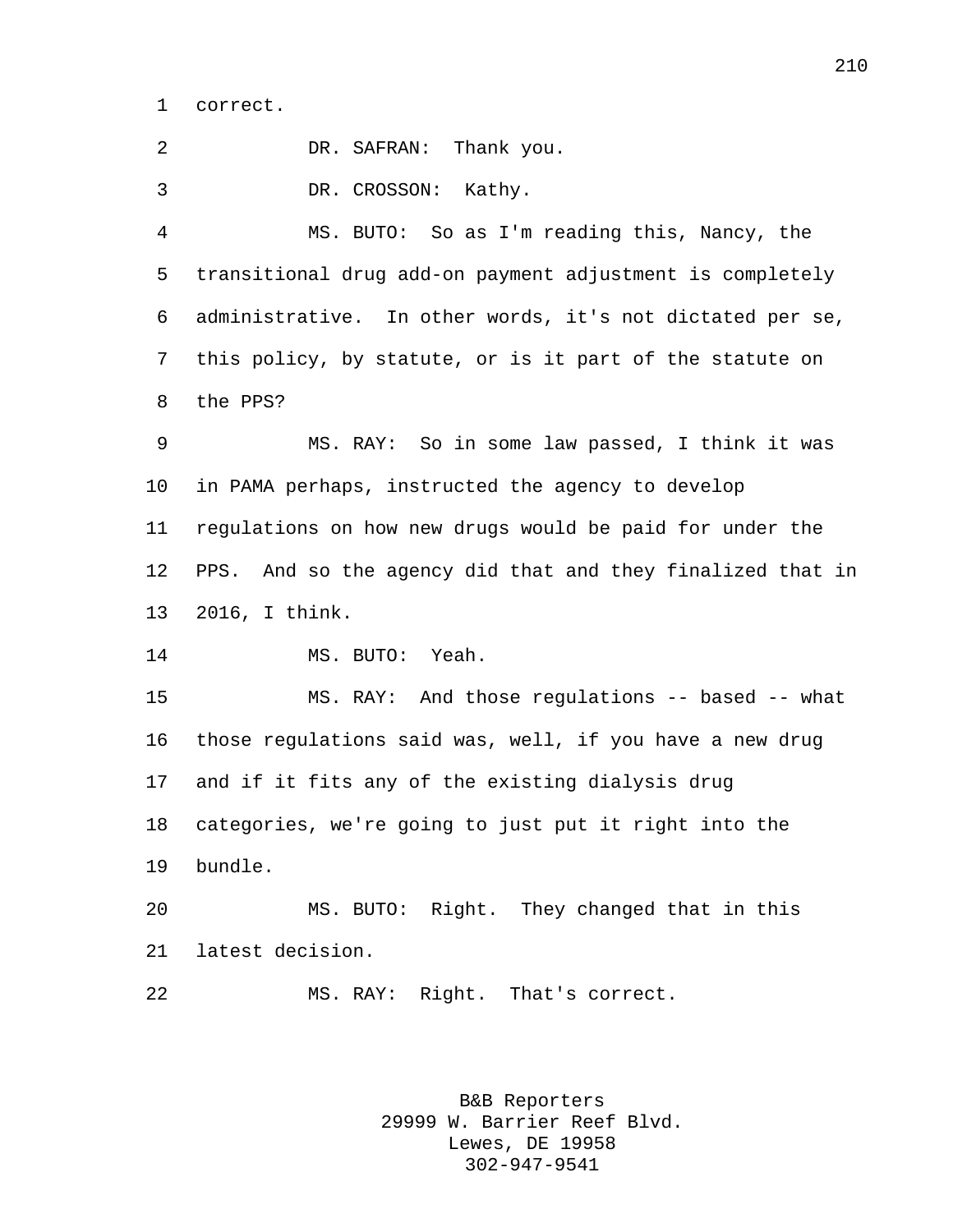correct.

DR. SAFRAN: Thank you.

DR. CROSSON: Kathy.

MS. BUTO: So as I'm reading this, Nancy, the transitional drug add-on payment adjustment is completely administrative. In other words, it's not dictated per se, this policy, by statute, or is it part of the statute on the PPS?

MS. RAY: So in some law passed, I think it was in PAMA perhaps, instructed the agency to develop regulations on how new drugs would be paid for under the PPS. And so the agency did that and they finalized that in 2016, I think.

MS. BUTO: Yeah.

MS. RAY: And those regulations -- based -- what those regulations said was, well, if you have a new drug and if it fits any of the existing dialysis drug categories, we're going to just put it right into the bundle.

MS. BUTO: Right. They changed that in this latest decision.

MS. RAY: Right. That's correct.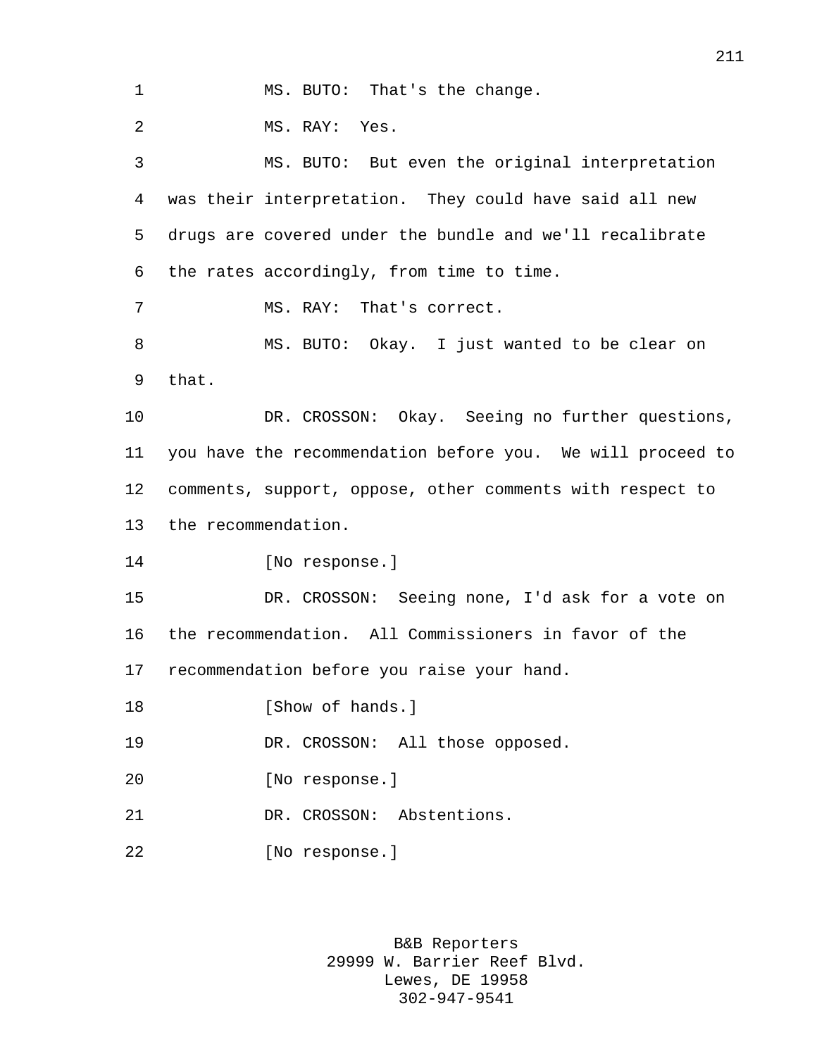MS. BUTO: That's the change.

MS. RAY: Yes.

MS. BUTO: But even the original interpretation was their interpretation. They could have said all new drugs are covered under the bundle and we'll recalibrate the rates accordingly, from time to time.

MS. RAY: That's correct.

MS. BUTO: Okay. I just wanted to be clear on that.

DR. CROSSON: Okay. Seeing no further questions, you have the recommendation before you. We will proceed to comments, support, oppose, other comments with respect to the recommendation.

[No response.]

DR. CROSSON: Seeing none, I'd ask for a vote on the recommendation. All Commissioners in favor of the recommendation before you raise your hand.

[Show of hands.]

DR. CROSSON: All those opposed.

[No response.]

DR. CROSSON: Abstentions.

[No response.]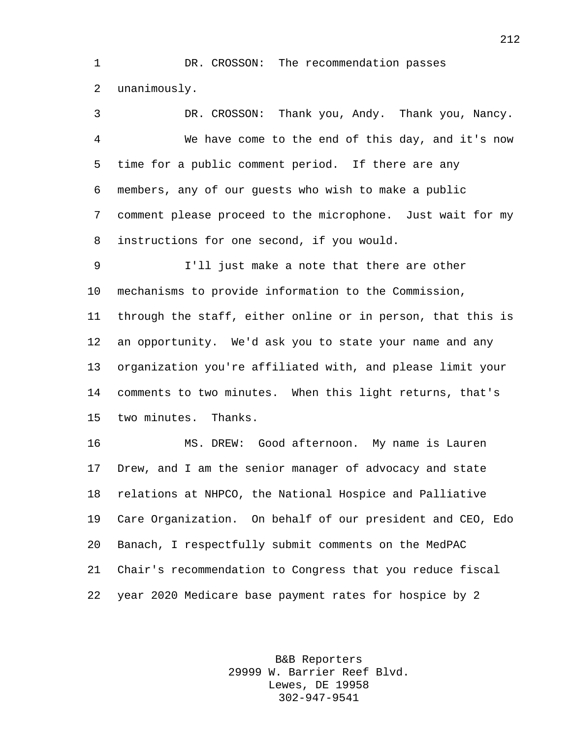DR. CROSSON: The recommendation passes unanimously.

DR. CROSSON: Thank you, Andy. Thank you, Nancy.

We have come to the end of this day, and it's now time for a public comment period. If there are any members, any of our guests who wish to make a public comment please proceed to the microphone. Just wait for my instructions for one second, if you would.

I'll just make a note that there are other mechanisms to provide information to the Commission, through the staff, either online or in person, that this is an opportunity. We'd ask you to state your name and any organization you're affiliated with, and please limit your comments to two minutes. When this light returns, that's two minutes. Thanks.

MS. DREW: Good afternoon. My name is Lauren Drew, and I am the senior manager of advocacy and state relations at NHPCO, the National Hospice and Palliative Care Organization. On behalf of our president and CEO, Edo Banach, I respectfully submit comments on the MedPAC Chair's recommendation to Congress that you reduce fiscal year 2020 Medicare base payment rates for hospice by 2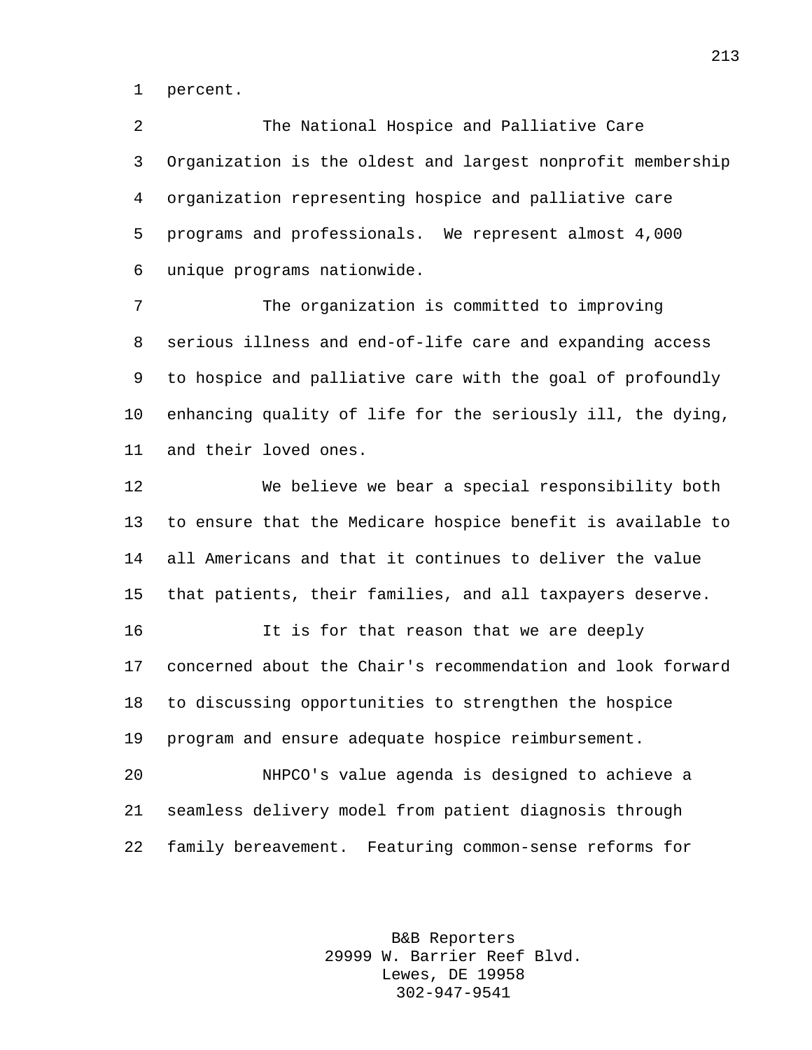percent.

The National Hospice and Palliative Care Organization is the oldest and largest nonprofit membership organization representing hospice and palliative care programs and professionals. We represent almost 4,000 unique programs nationwide.

The organization is committed to improving serious illness and end-of-life care and expanding access to hospice and palliative care with the goal of profoundly enhancing quality of life for the seriously ill, the dying, and their loved ones.

We believe we bear a special responsibility both to ensure that the Medicare hospice benefit is available to all Americans and that it continues to deliver the value that patients, their families, and all taxpayers deserve.

It is for that reason that we are deeply concerned about the Chair's recommendation and look forward to discussing opportunities to strengthen the hospice program and ensure adequate hospice reimbursement.

NHPCO's value agenda is designed to achieve a seamless delivery model from patient diagnosis through family bereavement. Featuring common-sense reforms for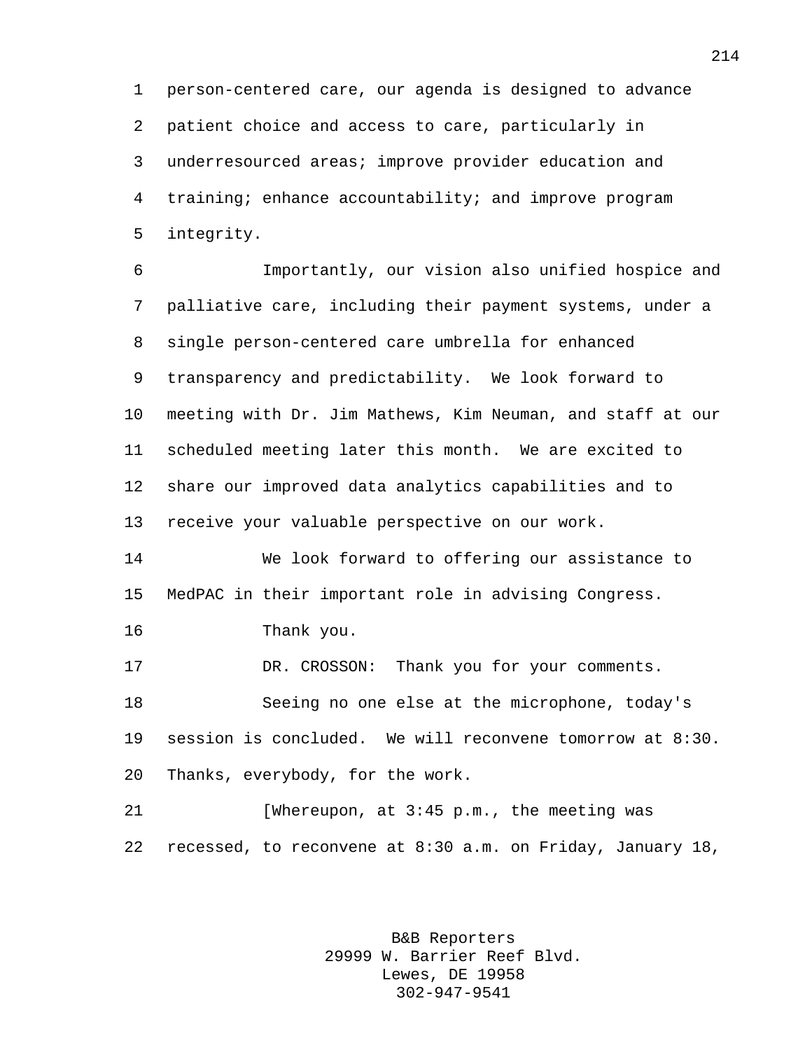person-centered care, our agenda is designed to advance patient choice and access to care, particularly in underresourced areas; improve provider education and training; enhance accountability; and improve program integrity.

Importantly, our vision also unified hospice and palliative care, including their payment systems, under a single person-centered care umbrella for enhanced transparency and predictability. We look forward to meeting with Dr. Jim Mathews, Kim Neuman, and staff at our scheduled meeting later this month. We are excited to share our improved data analytics capabilities and to receive your valuable perspective on our work.

We look forward to offering our assistance to MedPAC in their important role in advising Congress.

Thank you.

DR. CROSSON: Thank you for your comments.

Seeing no one else at the microphone, today's session is concluded. We will reconvene tomorrow at 8:30. Thanks, everybody, for the work.

[Whereupon, at 3:45 p.m., the meeting was recessed, to reconvene at 8:30 a.m. on Friday, January 18,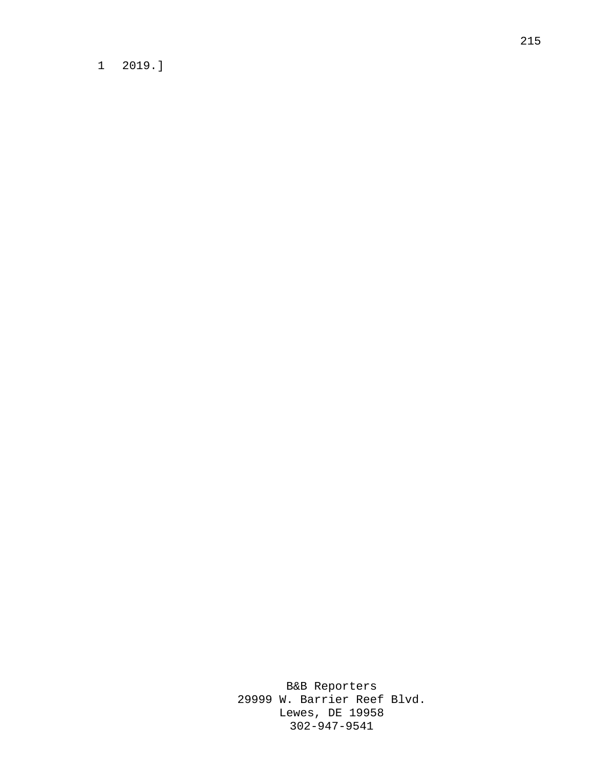2019.]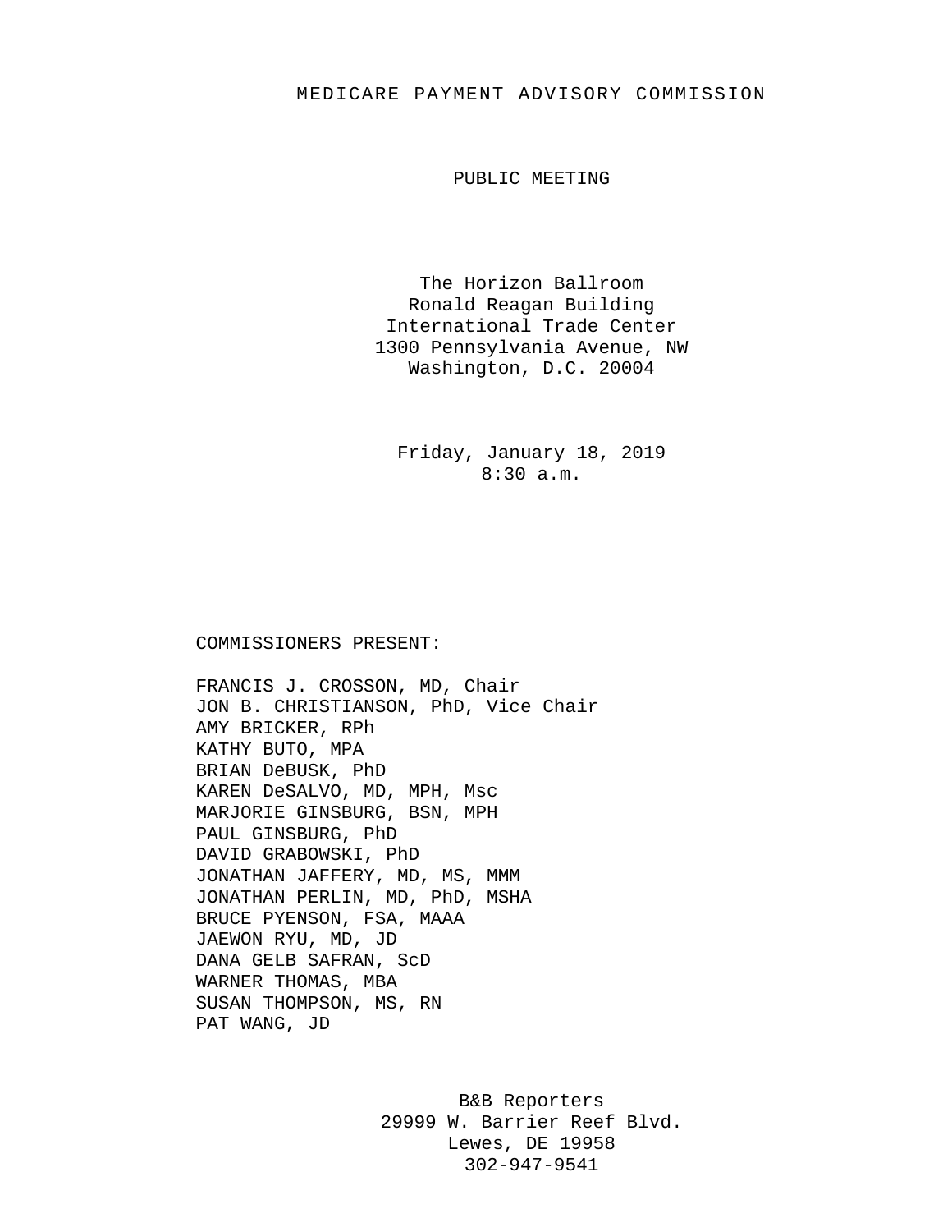# MEDICARE PAYMENT ADVISORY COMMISSION

## PUBLIC MEETING

The Horizon Ballroom
Ronald Reagan Building
International Trade Center
1300 Pennsylvania Avenue, NW
Washington, D.C. 20004

Friday, January 18, 2019
8:30 a.m.

COMMISSIONERS PRESENT:

FRANCIS J. CROSSON, MD, Chair
JON B. CHRISTIANSON, PhD, Vice Chair
AMY BRICKER, RPh
KATHY BUTO, MPA
BRIAN DeBUSK, PhD
KAREN DeSALVO, MD, MPH, Msc
MARJORIE GINSBURG, BSN, MPH
PAUL GINSBURG, PhD
DAVID GRABOWSKI, PhD
JONATHAN JAFFERY, MD, MS, MMM
JONATHAN PERLIN, MD, PhD, MSHA
BRUCE PYENSON, FSA, MAAA
JAEWON RYU, MD, JD
DANA GELB SAFRAN, ScD
WARNER THOMAS, MBA
SUSAN THOMPSON, MS, RN
PAT WANG, JD

B&B Reporters
29999 W. Barrier Reef Blvd.
Lewes, DE 19958
302-947-9541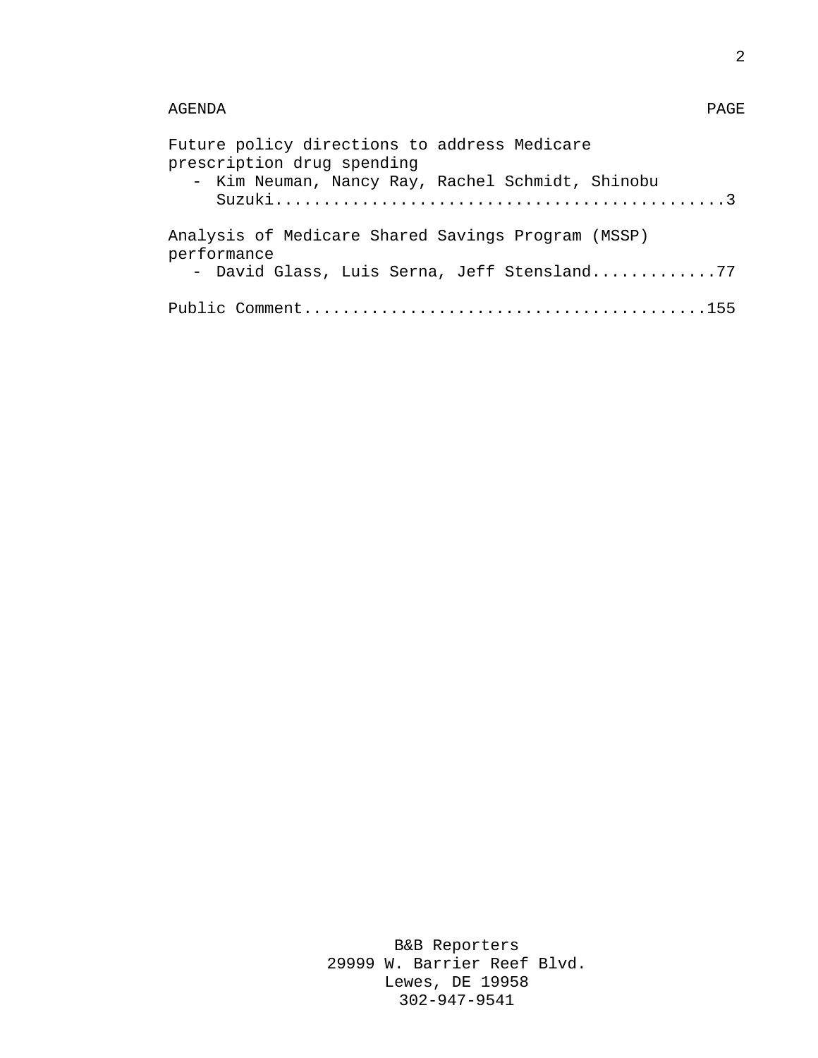AGENDA PAGE

Future policy directions to address Medicare prescription drug spending
- Kim Neuman, Nancy Ray, Rachel Schmidt, Shinobu Suzuki..............................................3

Analysis of Medicare Shared Savings Program (MSSP) performance
- David Glass, Luis Serna, Jeff Stensland.............77

Public Comment..........................................155

B&B Reporters
29999 W. Barrier Reef Blvd.
Lewes, DE 19958
302-947-9541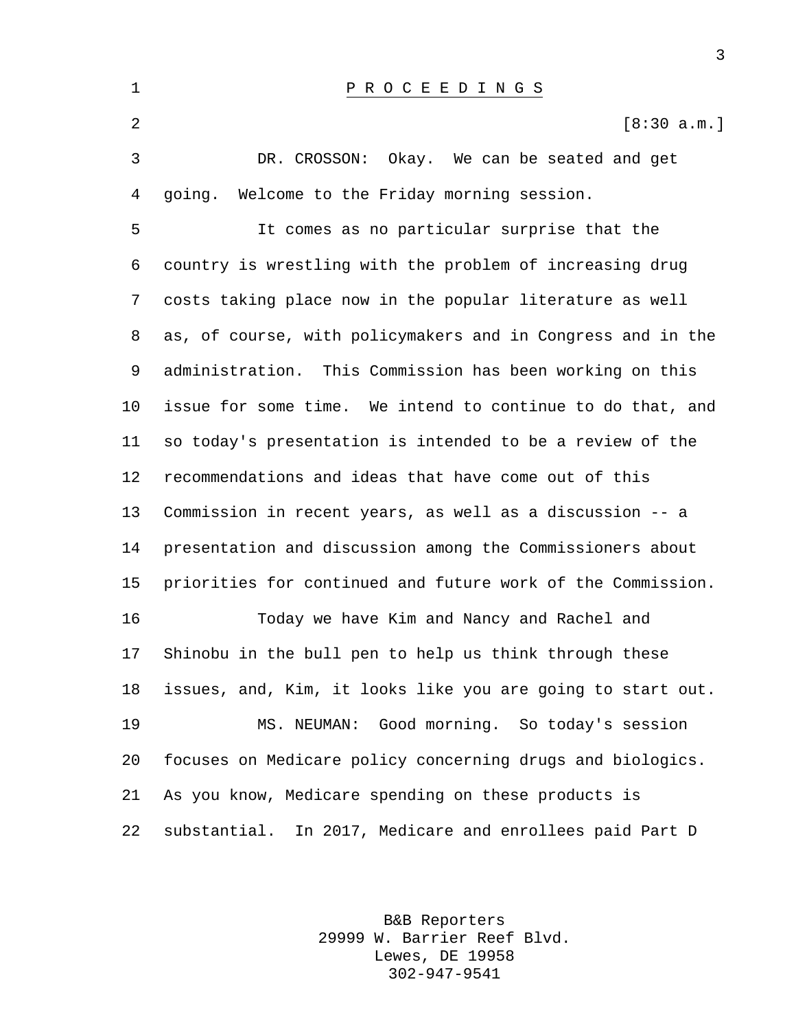# P R O C E E D I N G S

[8:30 a.m.]

DR. CROSSON: Okay. We can be seated and get going. Welcome to the Friday morning session.

It comes as no particular surprise that the country is wrestling with the problem of increasing drug costs taking place now in the popular literature as well as, of course, with policymakers and in Congress and in the administration. This Commission has been working on this issue for some time. We intend to continue to do that, and so today's presentation is intended to be a review of the recommendations and ideas that have come out of this Commission in recent years, as well as a discussion -- a presentation and discussion among the Commissioners about priorities for continued and future work of the Commission.

Today we have Kim and Nancy and Rachel and Shinobu in the bull pen to help us think through these issues, and, Kim, it looks like you are going to start out.

MS. NEUMAN: Good morning. So today's session focuses on Medicare policy concerning drugs and biologics. As you know, Medicare spending on these products is substantial. In 2017, Medicare and enrollees paid Part D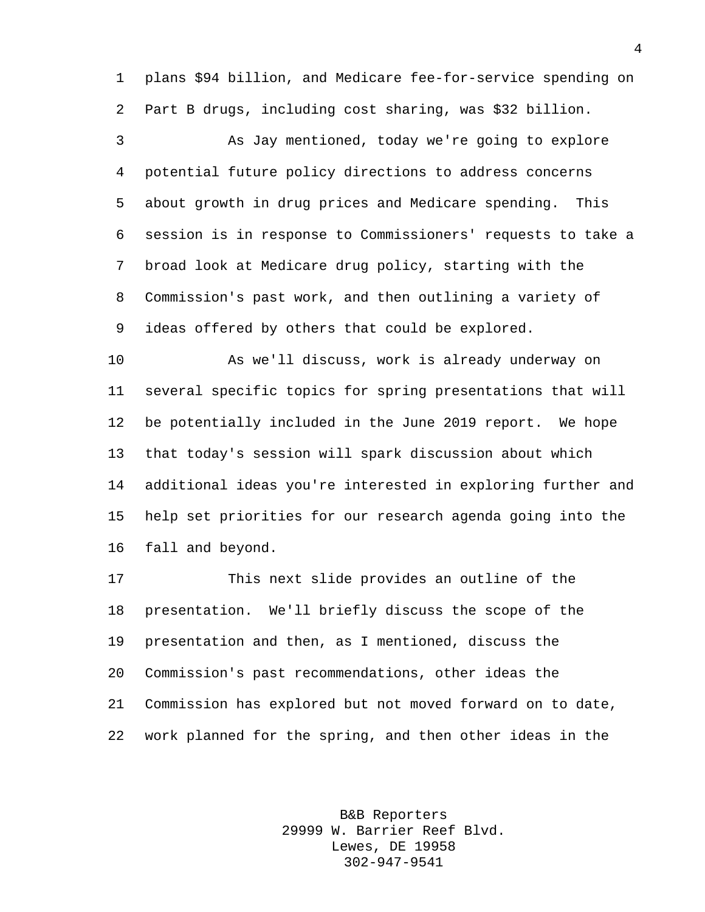plans $94 billion, and Medicare fee-for-service spending on Part B drugs, including cost sharing, was $32 billion.

As Jay mentioned, today we're going to explore potential future policy directions to address concerns about growth in drug prices and Medicare spending. This session is in response to Commissioners' requests to take a broad look at Medicare drug policy, starting with the Commission's past work, and then outlining a variety of ideas offered by others that could be explored.

As we'll discuss, work is already underway on several specific topics for spring presentations that will be potentially included in the June 2019 report. We hope that today's session will spark discussion about which additional ideas you're interested in exploring further and help set priorities for our research agenda going into the fall and beyond.

This next slide provides an outline of the presentation. We'll briefly discuss the scope of the presentation and then, as I mentioned, discuss the Commission's past recommendations, other ideas the Commission has explored but not moved forward on to date, work planned for the spring, and then other ideas in the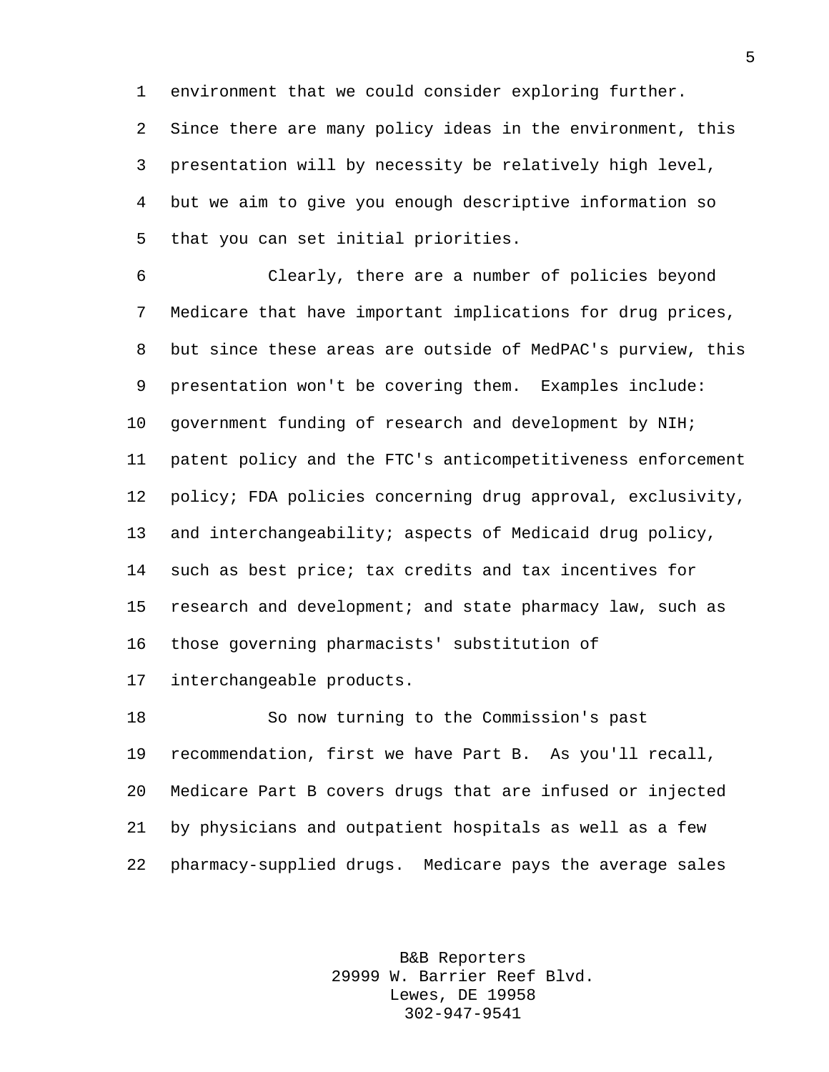environment that we could consider exploring further. Since there are many policy ideas in the environment, this presentation will by necessity be relatively high level, but we aim to give you enough descriptive information so that you can set initial priorities.

Clearly, there are a number of policies beyond Medicare that have important implications for drug prices, but since these areas are outside of MedPAC's purview, this presentation won't be covering them. Examples include: government funding of research and development by NIH; patent policy and the FTC's anticompetitiveness enforcement policy; FDA policies concerning drug approval, exclusivity, and interchangeability; aspects of Medicaid drug policy, such as best price; tax credits and tax incentives for research and development; and state pharmacy law, such as those governing pharmacists' substitution of interchangeable products.

So now turning to the Commission's past recommendation, first we have Part B. As you'll recall, Medicare Part B covers drugs that are infused or injected by physicians and outpatient hospitals as well as a few pharmacy-supplied drugs. Medicare pays the average sales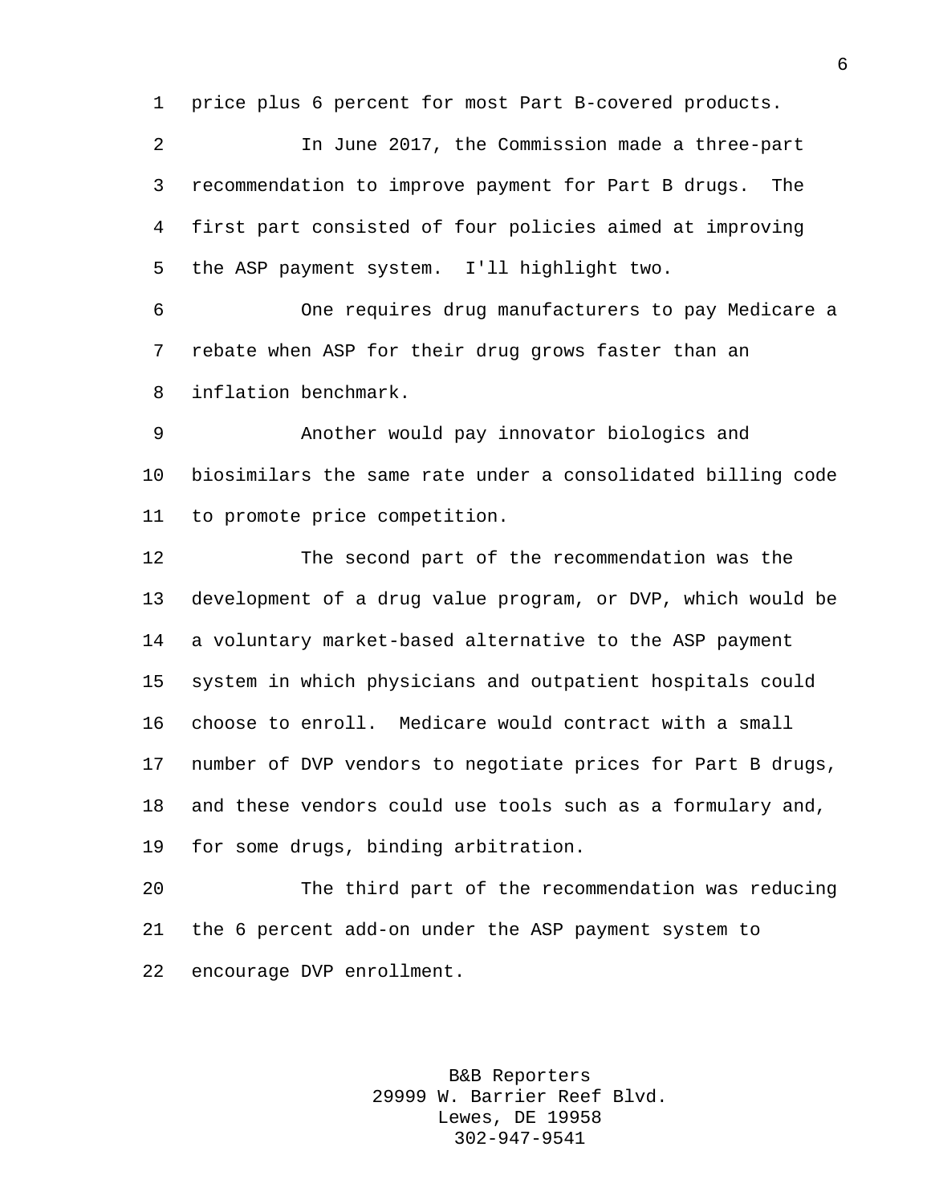price plus 6 percent for most Part B-covered products.

In June 2017, the Commission made a three-part recommendation to improve payment for Part B drugs. The first part consisted of four policies aimed at improving the ASP payment system. I'll highlight two.

One requires drug manufacturers to pay Medicare a rebate when ASP for their drug grows faster than an inflation benchmark.

Another would pay innovator biologics and biosimilars the same rate under a consolidated billing code to promote price competition.

The second part of the recommendation was the development of a drug value program, or DVP, which would be a voluntary market-based alternative to the ASP payment system in which physicians and outpatient hospitals could choose to enroll. Medicare would contract with a small number of DVP vendors to negotiate prices for Part B drugs, and these vendors could use tools such as a formulary and, for some drugs, binding arbitration.

The third part of the recommendation was reducing the 6 percent add-on under the ASP payment system to encourage DVP enrollment.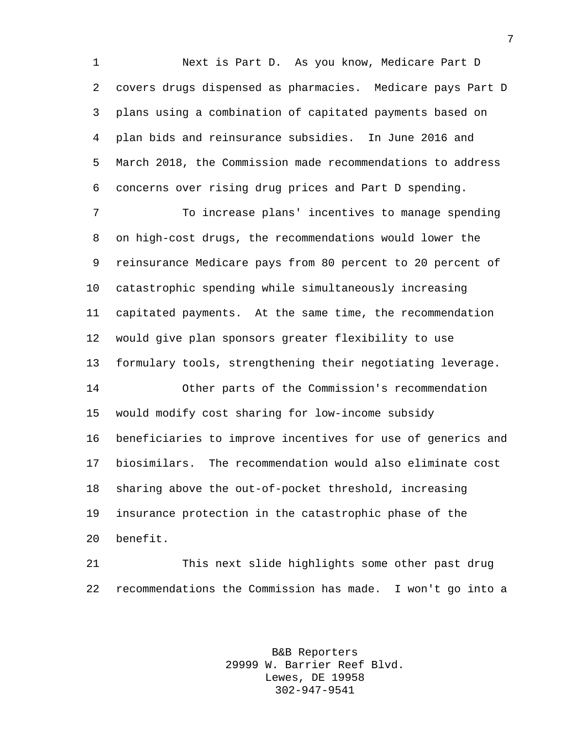Next is Part D. As you know, Medicare Part D covers drugs dispensed as pharmacies. Medicare pays Part D plans using a combination of capitated payments based on plan bids and reinsurance subsidies. In June 2016 and March 2018, the Commission made recommendations to address concerns over rising drug prices and Part D spending.

To increase plans' incentives to manage spending on high-cost drugs, the recommendations would lower the reinsurance Medicare pays from 80 percent to 20 percent of catastrophic spending while simultaneously increasing capitated payments. At the same time, the recommendation would give plan sponsors greater flexibility to use formulary tools, strengthening their negotiating leverage.

Other parts of the Commission's recommendation would modify cost sharing for low-income subsidy beneficiaries to improve incentives for use of generics and biosimilars. The recommendation would also eliminate cost sharing above the out-of-pocket threshold, increasing insurance protection in the catastrophic phase of the benefit.

This next slide highlights some other past drug recommendations the Commission has made. I won't go into a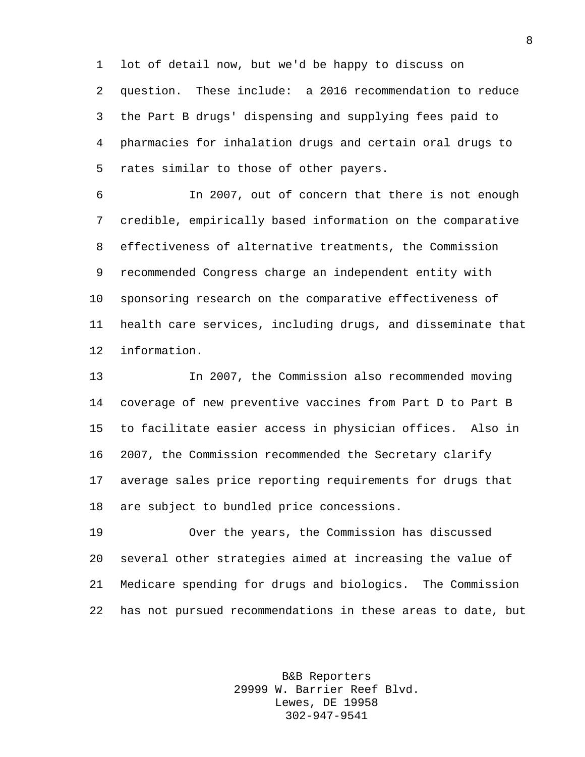lot of detail now, but we'd be happy to discuss on question. These include: a 2016 recommendation to reduce the Part B drugs' dispensing and supplying fees paid to pharmacies for inhalation drugs and certain oral drugs to rates similar to those of other payers.

In 2007, out of concern that there is not enough credible, empirically based information on the comparative effectiveness of alternative treatments, the Commission recommended Congress charge an independent entity with sponsoring research on the comparative effectiveness of health care services, including drugs, and disseminate that information.

In 2007, the Commission also recommended moving coverage of new preventive vaccines from Part D to Part B to facilitate easier access in physician offices. Also in 2007, the Commission recommended the Secretary clarify average sales price reporting requirements for drugs that are subject to bundled price concessions.

Over the years, the Commission has discussed several other strategies aimed at increasing the value of Medicare spending for drugs and biologics. The Commission has not pursued recommendations in these areas to date, but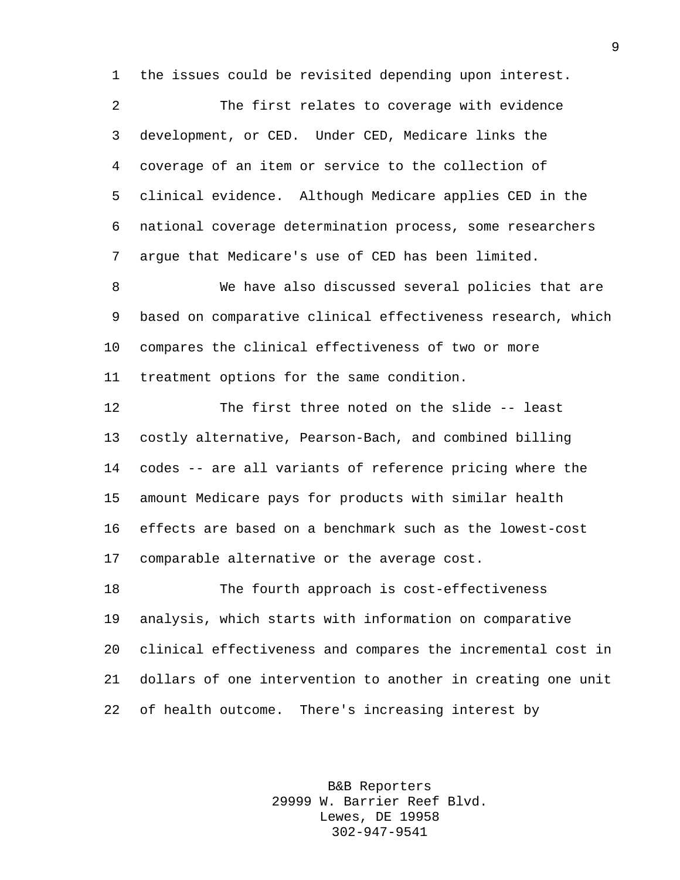the issues could be revisited depending upon interest.

The first relates to coverage with evidence development, or CED. Under CED, Medicare links the coverage of an item or service to the collection of clinical evidence. Although Medicare applies CED in the national coverage determination process, some researchers argue that Medicare's use of CED has been limited.

We have also discussed several policies that are based on comparative clinical effectiveness research, which compares the clinical effectiveness of two or more treatment options for the same condition.

The first three noted on the slide -- least costly alternative, Pearson-Bach, and combined billing codes -- are all variants of reference pricing where the amount Medicare pays for products with similar health effects are based on a benchmark such as the lowest-cost comparable alternative or the average cost.

The fourth approach is cost-effectiveness analysis, which starts with information on comparative clinical effectiveness and compares the incremental cost in dollars of one intervention to another in creating one unit of health outcome. There's increasing interest by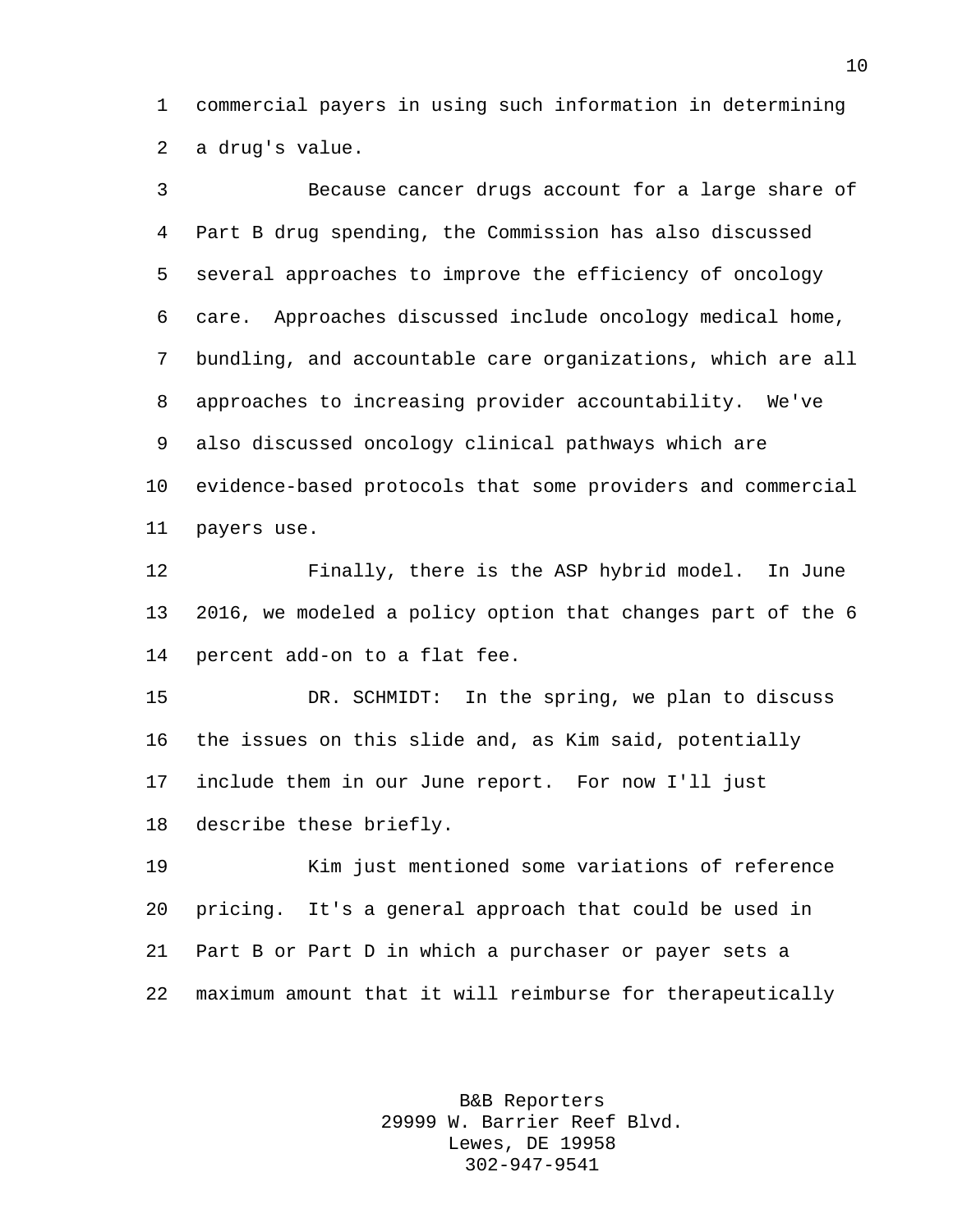commercial payers in using such information in determining a drug's value.

Because cancer drugs account for a large share of Part B drug spending, the Commission has also discussed several approaches to improve the efficiency of oncology care. Approaches discussed include oncology medical home, bundling, and accountable care organizations, which are all approaches to increasing provider accountability. We've also discussed oncology clinical pathways which are evidence-based protocols that some providers and commercial payers use.

Finally, there is the ASP hybrid model. In June 2016, we modeled a policy option that changes part of the 6 percent add-on to a flat fee.

DR. SCHMIDT: In the spring, we plan to discuss the issues on this slide and, as Kim said, potentially include them in our June report. For now I'll just describe these briefly.

Kim just mentioned some variations of reference pricing. It's a general approach that could be used in Part B or Part D in which a purchaser or payer sets a maximum amount that it will reimburse for therapeutically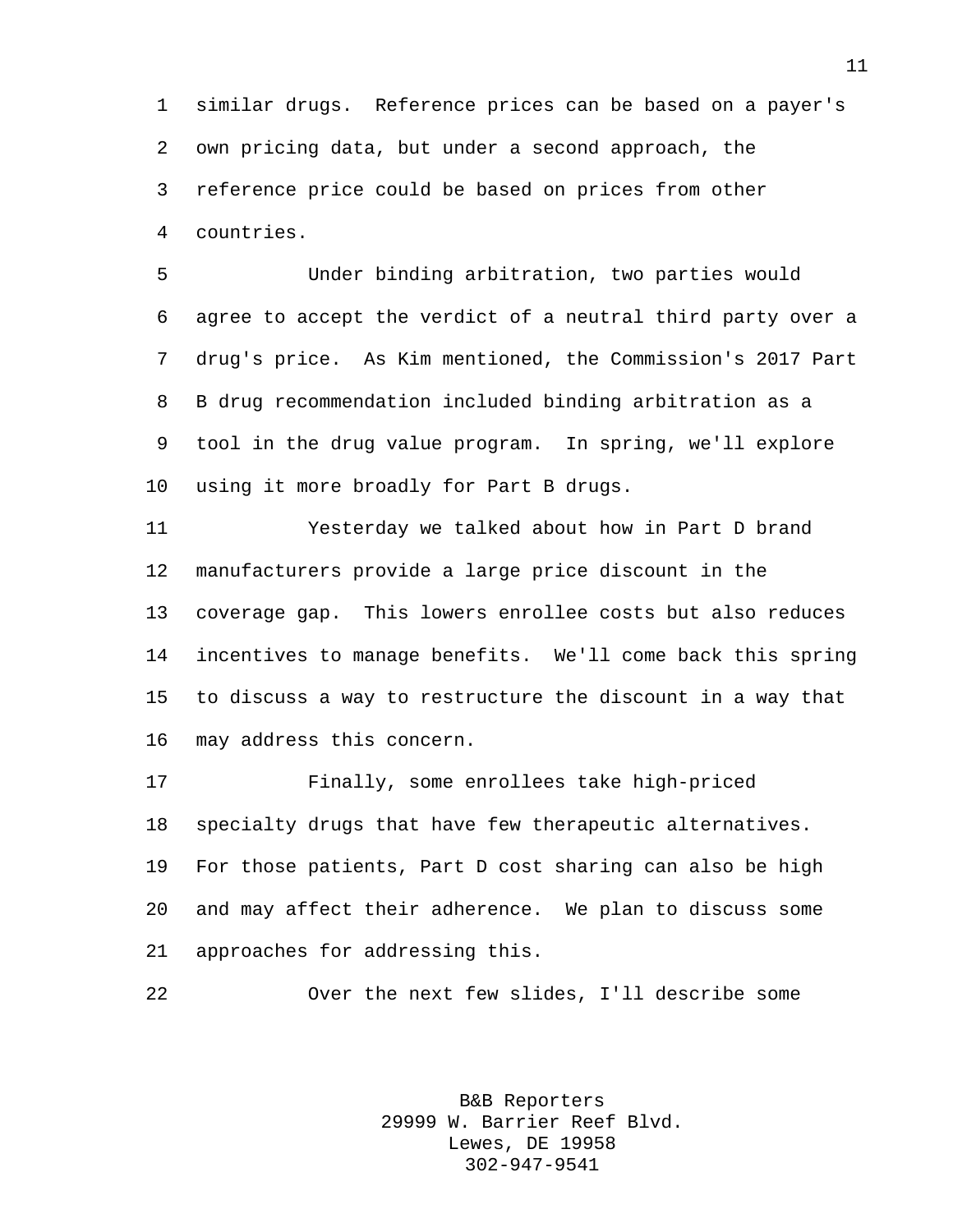similar drugs. Reference prices can be based on a payer's own pricing data, but under a second approach, the reference price could be based on prices from other countries.

Under binding arbitration, two parties would agree to accept the verdict of a neutral third party over a drug's price. As Kim mentioned, the Commission's 2017 Part B drug recommendation included binding arbitration as a tool in the drug value program. In spring, we'll explore using it more broadly for Part B drugs.

Yesterday we talked about how in Part D brand manufacturers provide a large price discount in the coverage gap. This lowers enrollee costs but also reduces incentives to manage benefits. We'll come back this spring to discuss a way to restructure the discount in a way that may address this concern.

Finally, some enrollees take high-priced specialty drugs that have few therapeutic alternatives. For those patients, Part D cost sharing can also be high and may affect their adherence. We plan to discuss some approaches for addressing this.

Over the next few slides, I'll describe some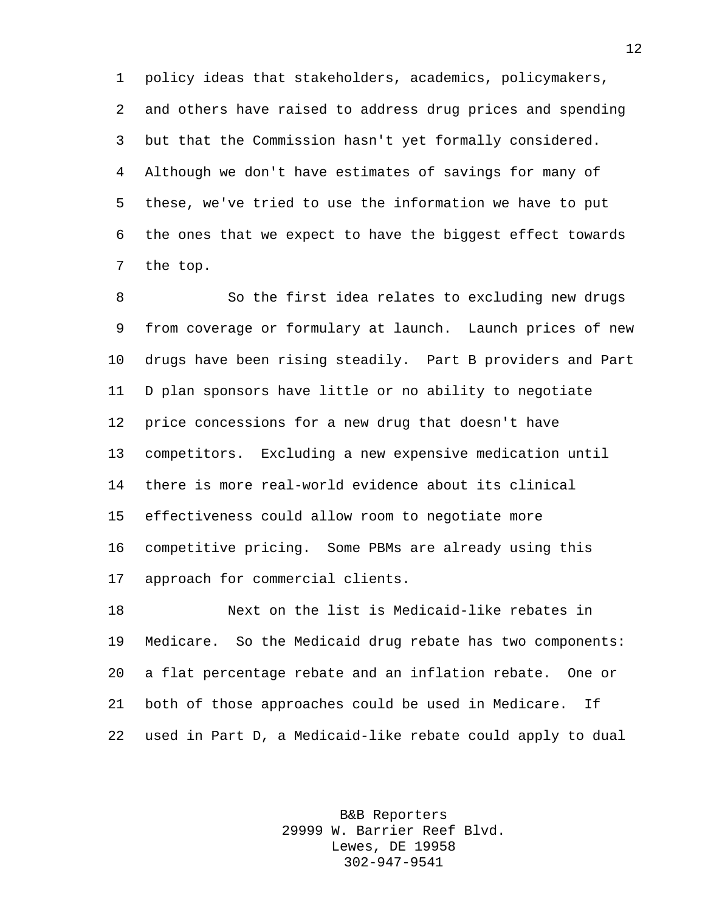policy ideas that stakeholders, academics, policymakers, and others have raised to address drug prices and spending but that the Commission hasn't yet formally considered. Although we don't have estimates of savings for many of these, we've tried to use the information we have to put the ones that we expect to have the biggest effect towards the top.

So the first idea relates to excluding new drugs from coverage or formulary at launch. Launch prices of new drugs have been rising steadily. Part B providers and Part D plan sponsors have little or no ability to negotiate price concessions for a new drug that doesn't have competitors. Excluding a new expensive medication until there is more real-world evidence about its clinical effectiveness could allow room to negotiate more competitive pricing. Some PBMs are already using this approach for commercial clients.

Next on the list is Medicaid-like rebates in Medicare. So the Medicaid drug rebate has two components: a flat percentage rebate and an inflation rebate. One or both of those approaches could be used in Medicare. If used in Part D, a Medicaid-like rebate could apply to dual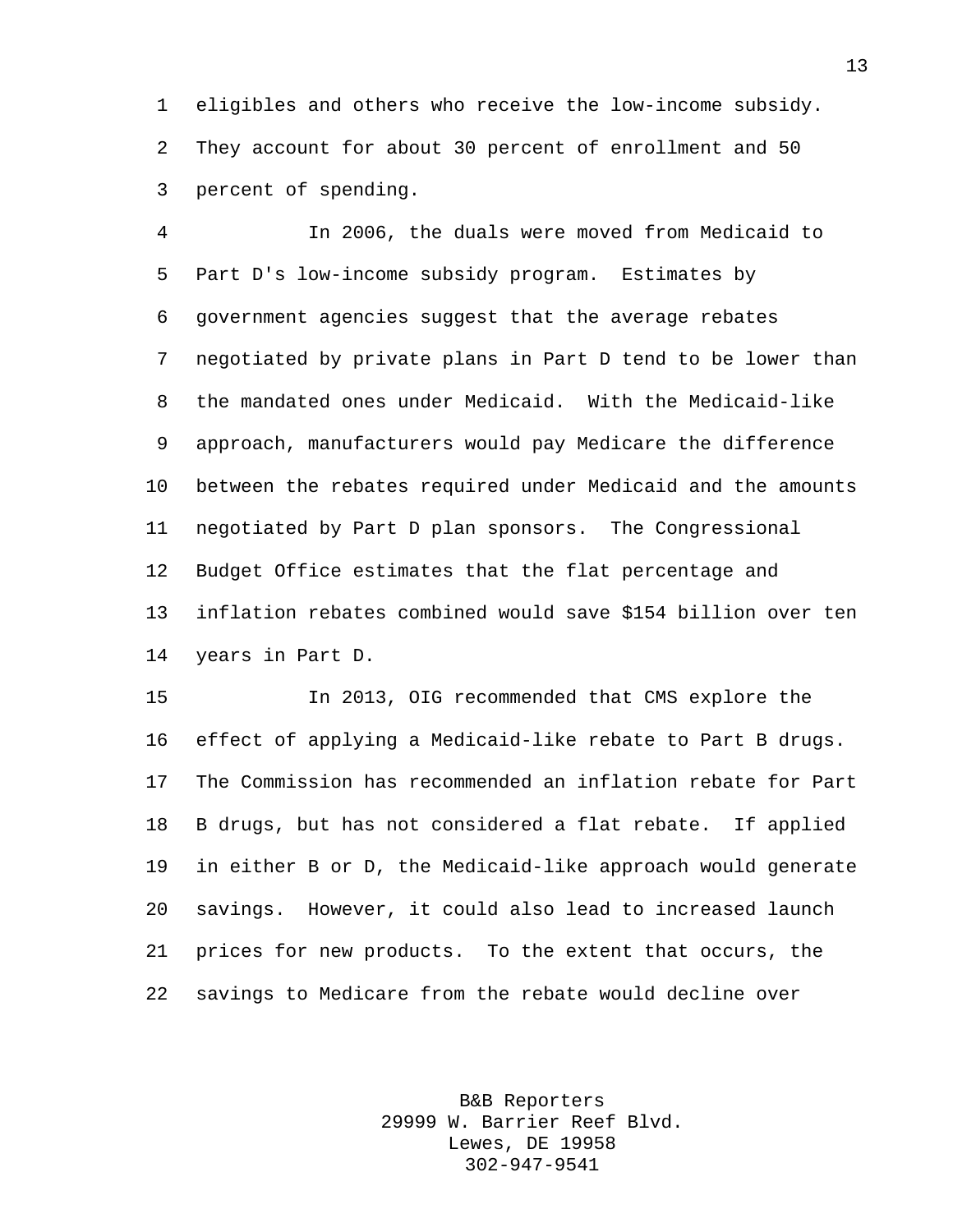eligibles and others who receive the low-income subsidy. They account for about 30 percent of enrollment and 50 percent of spending.

In 2006, the duals were moved from Medicaid to Part D's low-income subsidy program. Estimates by government agencies suggest that the average rebates negotiated by private plans in Part D tend to be lower than the mandated ones under Medicaid. With the Medicaid-like approach, manufacturers would pay Medicare the difference between the rebates required under Medicaid and the amounts negotiated by Part D plan sponsors. The Congressional Budget Office estimates that the flat percentage and inflation rebates combined would save $154 billion over ten years in Part D.

In 2013, OIG recommended that CMS explore the effect of applying a Medicaid-like rebate to Part B drugs. The Commission has recommended an inflation rebate for Part B drugs, but has not considered a flat rebate. If applied in either B or D, the Medicaid-like approach would generate savings. However, it could also lead to increased launch prices for new products. To the extent that occurs, the savings to Medicare from the rebate would decline over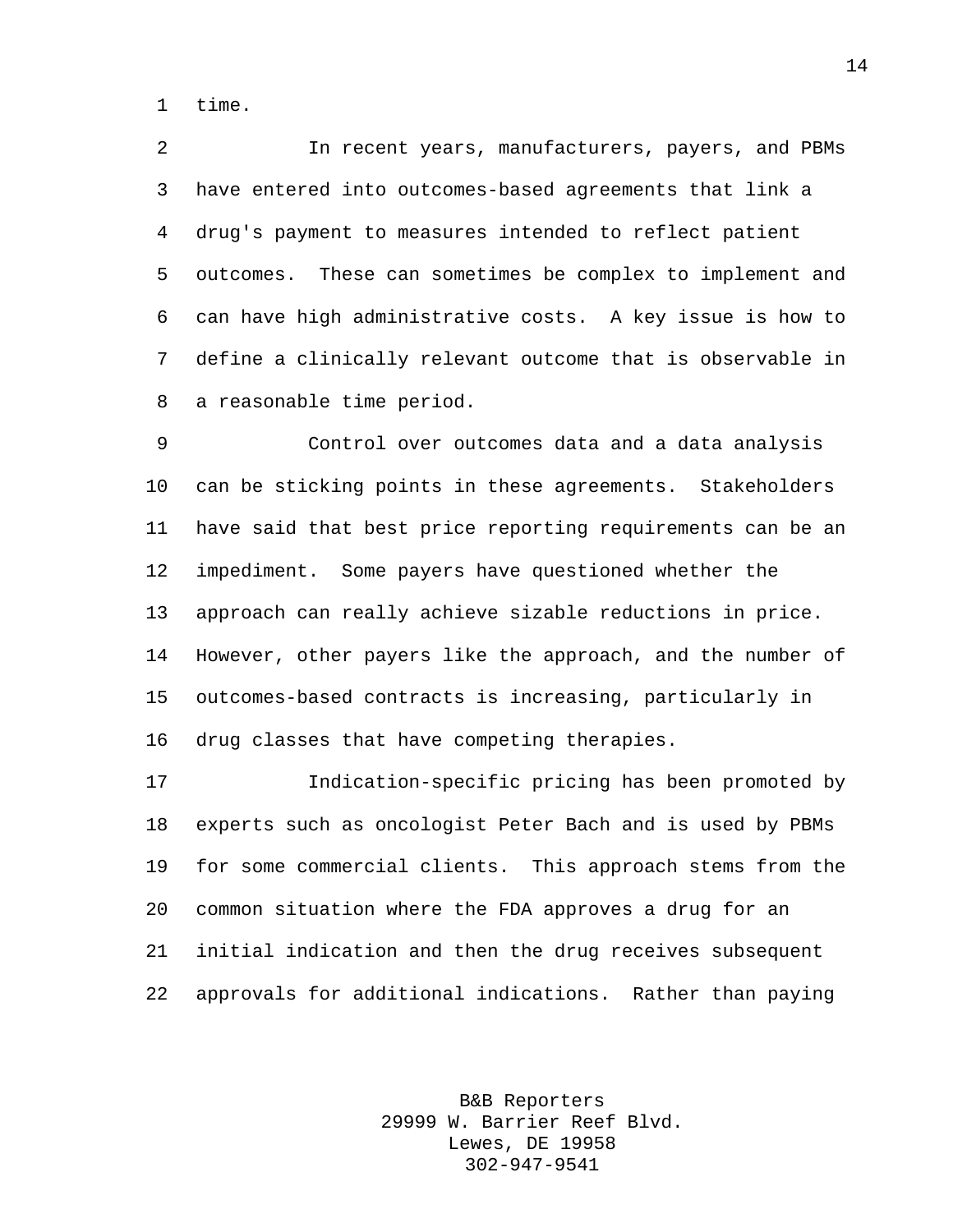time.

In recent years, manufacturers, payers, and PBMs have entered into outcomes-based agreements that link a drug's payment to measures intended to reflect patient outcomes. These can sometimes be complex to implement and can have high administrative costs. A key issue is how to define a clinically relevant outcome that is observable in a reasonable time period.

Control over outcomes data and a data analysis can be sticking points in these agreements. Stakeholders have said that best price reporting requirements can be an impediment. Some payers have questioned whether the approach can really achieve sizable reductions in price. However, other payers like the approach, and the number of outcomes-based contracts is increasing, particularly in drug classes that have competing therapies.

Indication-specific pricing has been promoted by experts such as oncologist Peter Bach and is used by PBMs for some commercial clients. This approach stems from the common situation where the FDA approves a drug for an initial indication and then the drug receives subsequent approvals for additional indications. Rather than paying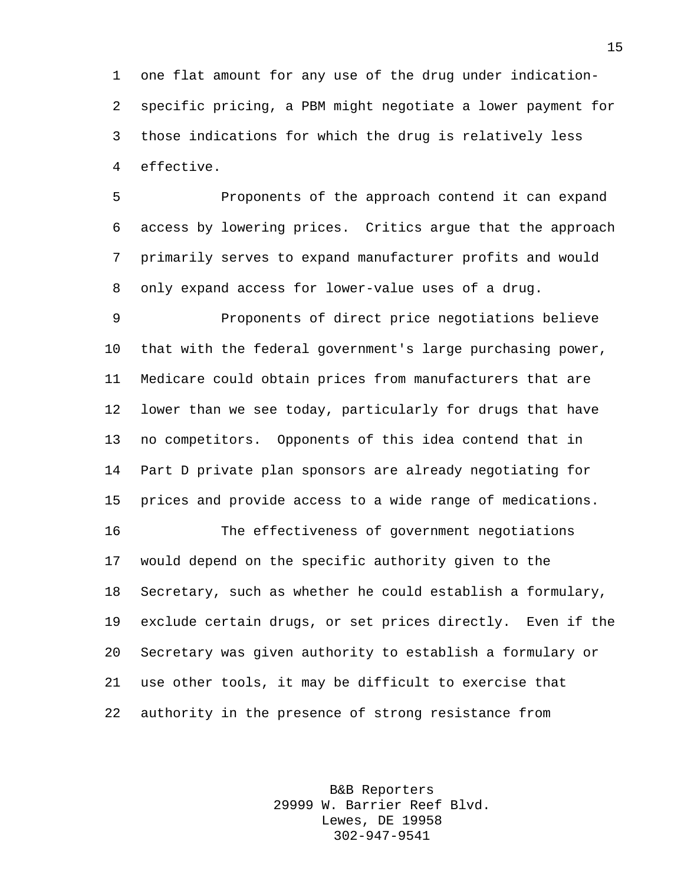one flat amount for any use of the drug under indication-specific pricing, a PBM might negotiate a lower payment for those indications for which the drug is relatively less effective.

Proponents of the approach contend it can expand access by lowering prices. Critics argue that the approach primarily serves to expand manufacturer profits and would only expand access for lower-value uses of a drug.

Proponents of direct price negotiations believe that with the federal government's large purchasing power, Medicare could obtain prices from manufacturers that are lower than we see today, particularly for drugs that have no competitors. Opponents of this idea contend that in Part D private plan sponsors are already negotiating for prices and provide access to a wide range of medications.

The effectiveness of government negotiations would depend on the specific authority given to the Secretary, such as whether he could establish a formulary, exclude certain drugs, or set prices directly. Even if the Secretary was given authority to establish a formulary or use other tools, it may be difficult to exercise that authority in the presence of strong resistance from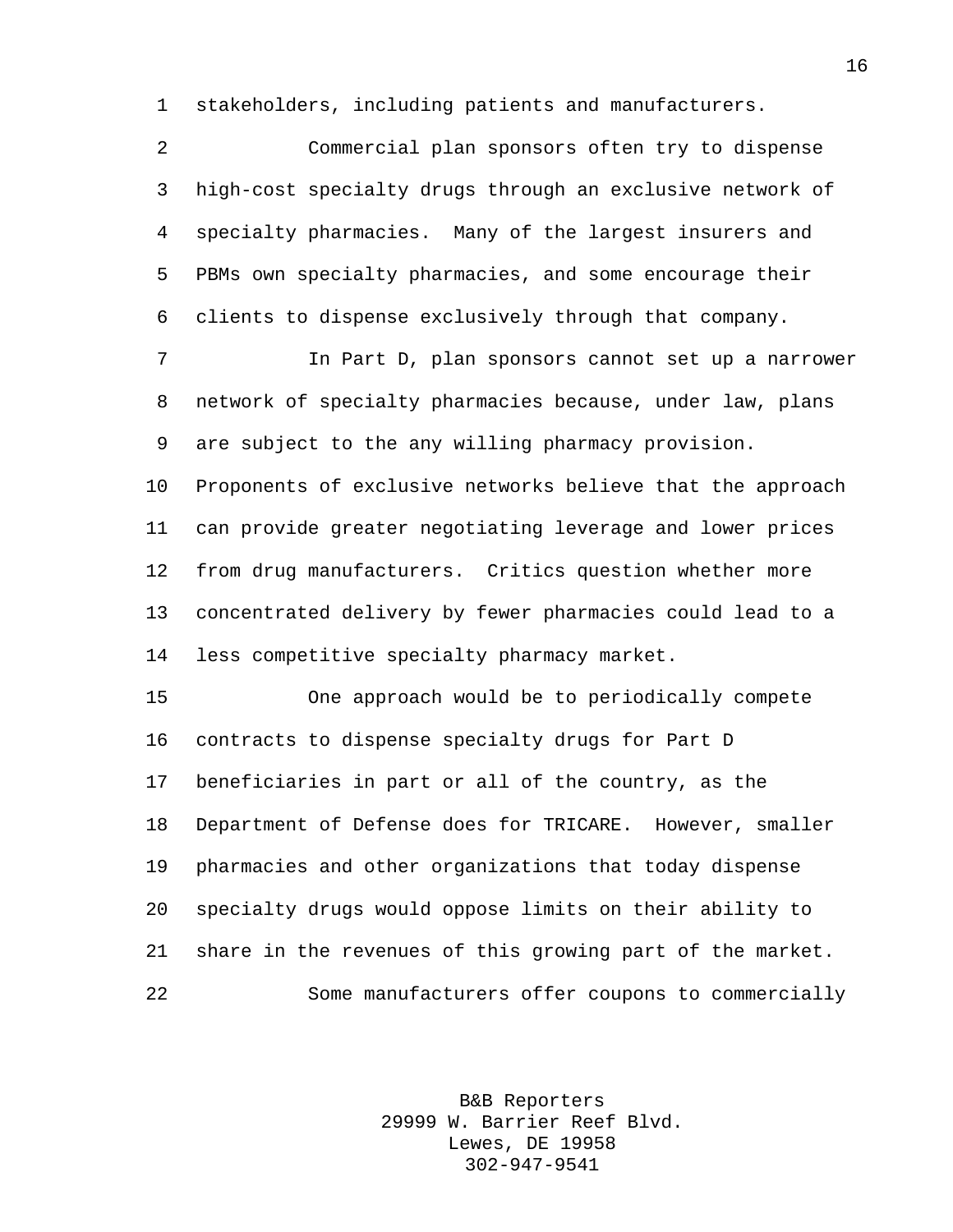stakeholders, including patients and manufacturers.

Commercial plan sponsors often try to dispense high-cost specialty drugs through an exclusive network of specialty pharmacies. Many of the largest insurers and PBMs own specialty pharmacies, and some encourage their clients to dispense exclusively through that company.

In Part D, plan sponsors cannot set up a narrower network of specialty pharmacies because, under law, plans are subject to the any willing pharmacy provision. Proponents of exclusive networks believe that the approach can provide greater negotiating leverage and lower prices from drug manufacturers. Critics question whether more concentrated delivery by fewer pharmacies could lead to a less competitive specialty pharmacy market.

One approach would be to periodically compete contracts to dispense specialty drugs for Part D beneficiaries in part or all of the country, as the Department of Defense does for TRICARE. However, smaller pharmacies and other organizations that today dispense specialty drugs would oppose limits on their ability to share in the revenues of this growing part of the market.

Some manufacturers offer coupons to commercially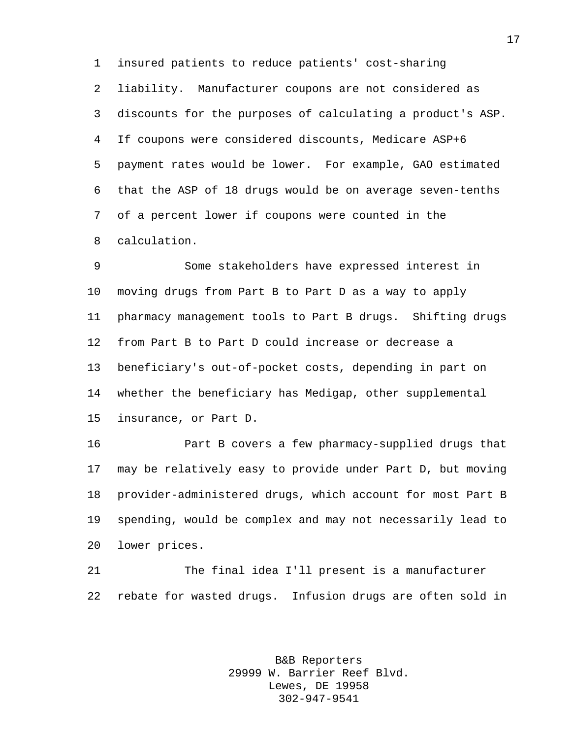insured patients to reduce patients' cost-sharing liability. Manufacturer coupons are not considered as discounts for the purposes of calculating a product's ASP. If coupons were considered discounts, Medicare ASP+6 payment rates would be lower. For example, GAO estimated that the ASP of 18 drugs would be on average seven-tenths of a percent lower if coupons were counted in the calculation.

Some stakeholders have expressed interest in moving drugs from Part B to Part D as a way to apply pharmacy management tools to Part B drugs. Shifting drugs from Part B to Part D could increase or decrease a beneficiary's out-of-pocket costs, depending in part on whether the beneficiary has Medigap, other supplemental insurance, or Part D.

Part B covers a few pharmacy-supplied drugs that may be relatively easy to provide under Part D, but moving provider-administered drugs, which account for most Part B spending, would be complex and may not necessarily lead to lower prices.

The final idea I'll present is a manufacturer rebate for wasted drugs. Infusion drugs are often sold in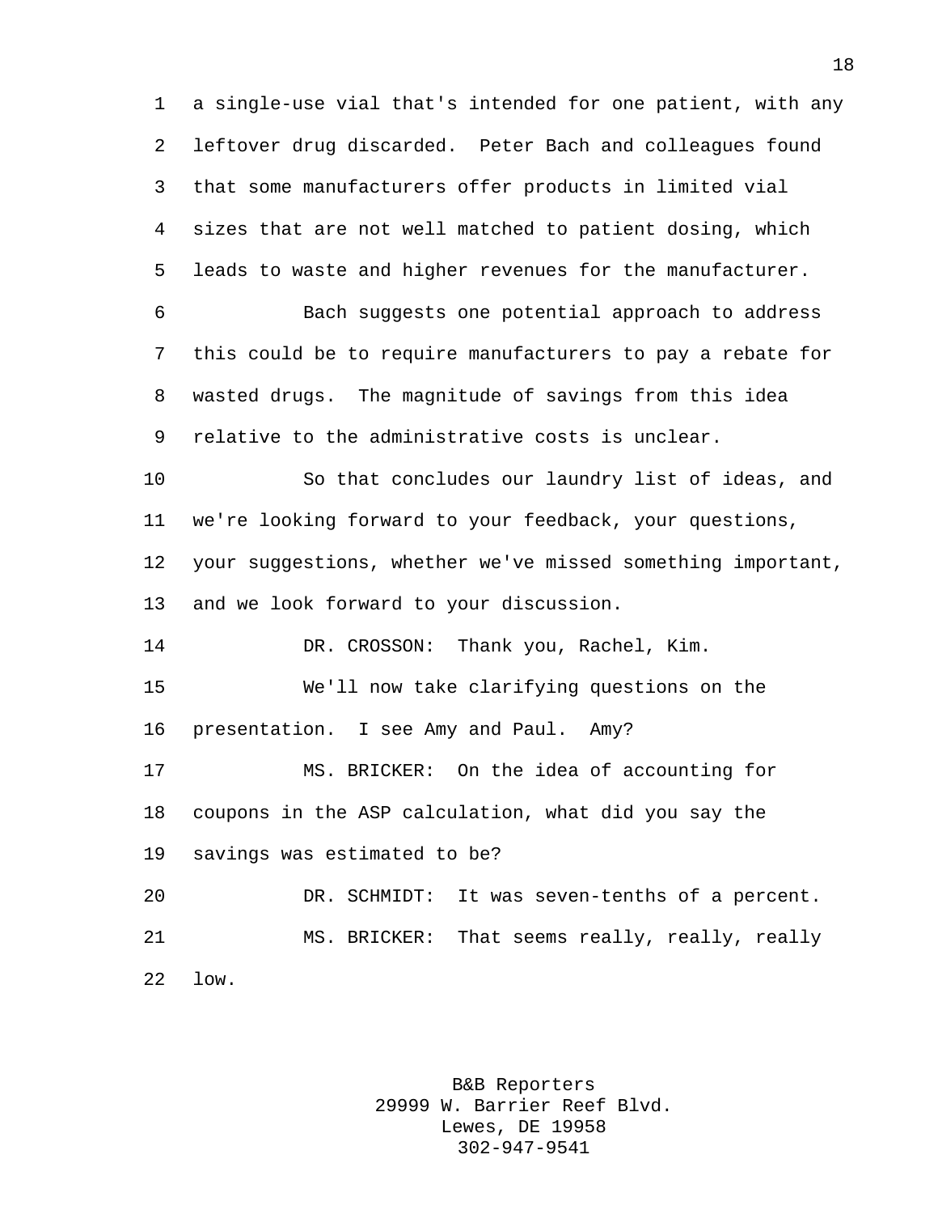a single-use vial that's intended for one patient, with any leftover drug discarded. Peter Bach and colleagues found that some manufacturers offer products in limited vial sizes that are not well matched to patient dosing, which leads to waste and higher revenues for the manufacturer.

Bach suggests one potential approach to address this could be to require manufacturers to pay a rebate for wasted drugs. The magnitude of savings from this idea relative to the administrative costs is unclear.

So that concludes our laundry list of ideas, and we're looking forward to your feedback, your questions, your suggestions, whether we've missed something important, and we look forward to your discussion.

DR. CROSSON: Thank you, Rachel, Kim.

We'll now take clarifying questions on the presentation. I see Amy and Paul. Amy?

MS. BRICKER: On the idea of accounting for coupons in the ASP calculation, what did you say the savings was estimated to be?

DR. SCHMIDT: It was seven-tenths of a percent.

MS. BRICKER: That seems really, really, really low.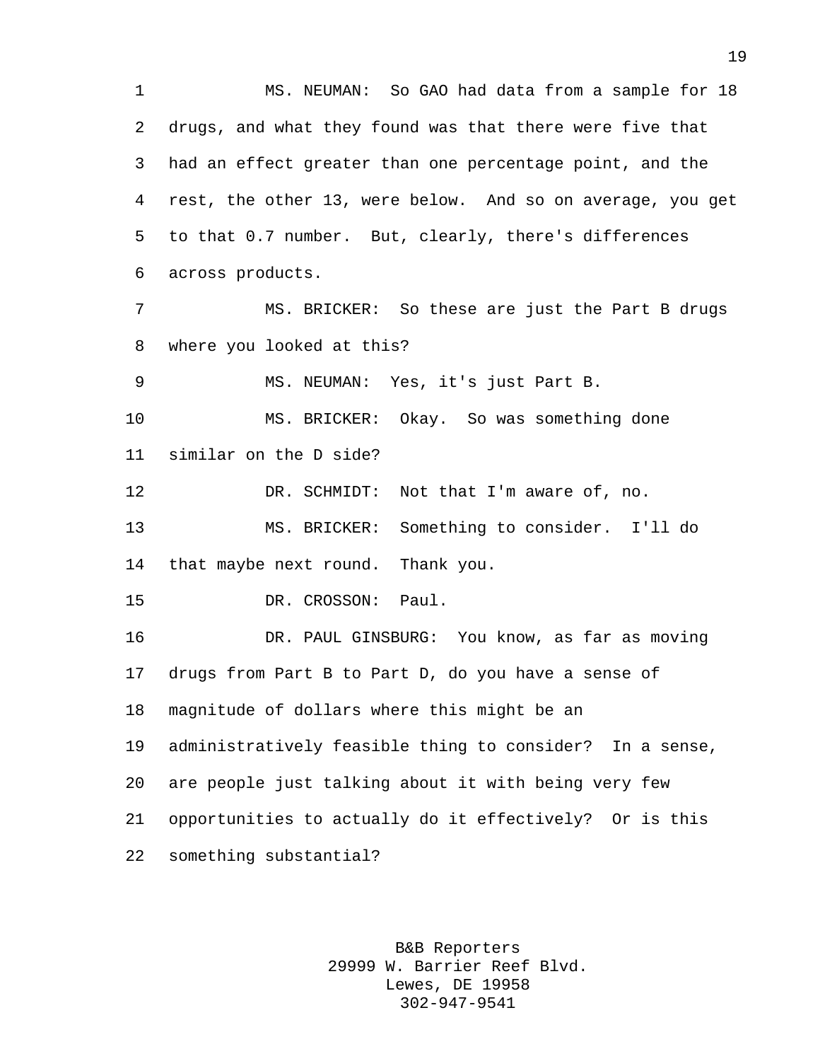MS. NEUMAN: So GAO had data from a sample for 18 drugs, and what they found was that there were five that had an effect greater than one percentage point, and the rest, the other 13, were below. And so on average, you get to that 0.7 number. But, clearly, there's differences across products.

MS. BRICKER: So these are just the Part B drugs where you looked at this?

MS. NEUMAN: Yes, it's just Part B.

MS. BRICKER: Okay. So was something done similar on the D side?

DR. SCHMIDT: Not that I'm aware of, no.

MS. BRICKER: Something to consider. I'll do that maybe next round. Thank you.

DR. CROSSON: Paul.

DR. PAUL GINSBURG: You know, as far as moving drugs from Part B to Part D, do you have a sense of magnitude of dollars where this might be an administratively feasible thing to consider? In a sense, are people just talking about it with being very few opportunities to actually do it effectively? Or is this something substantial?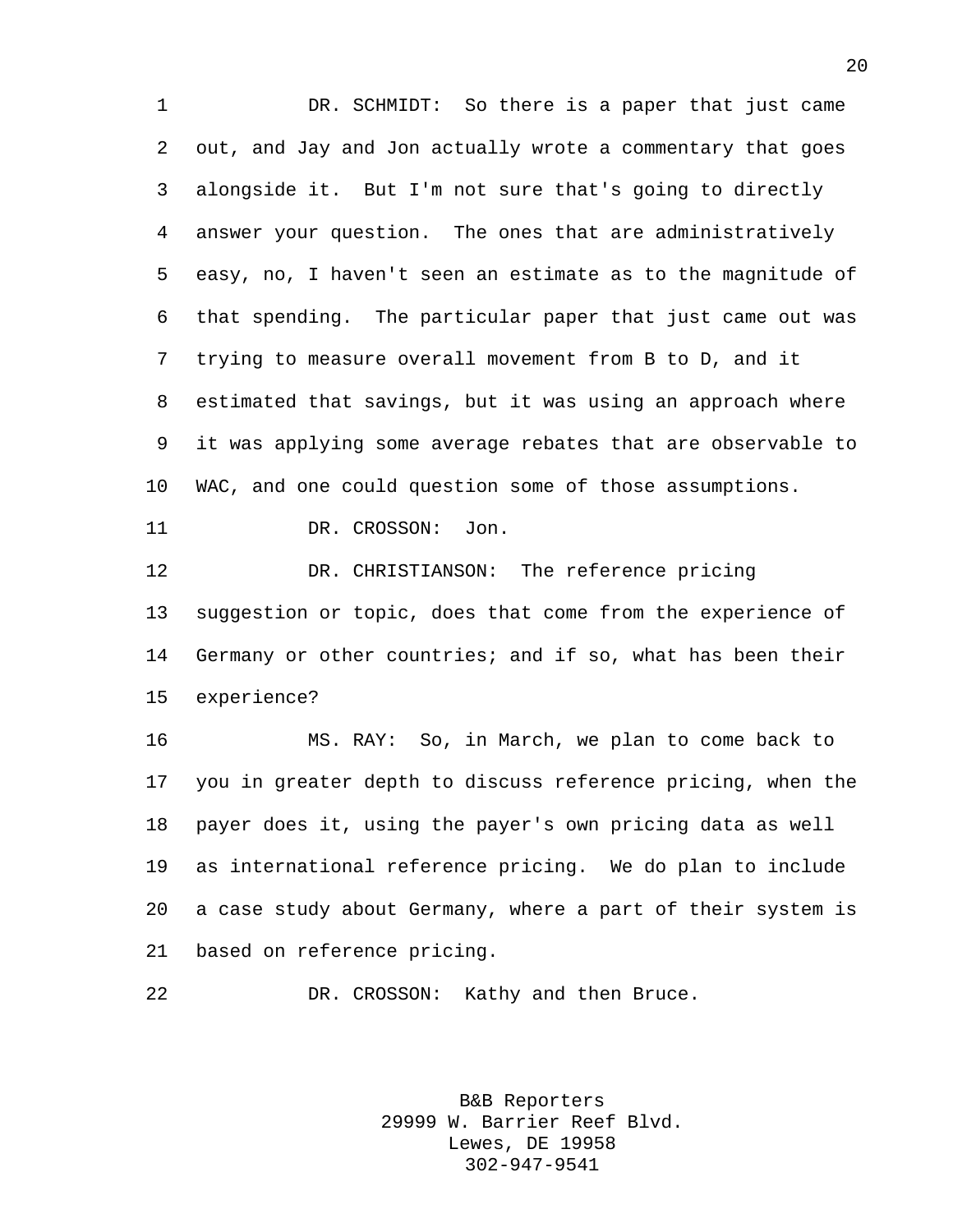DR. SCHMIDT: So there is a paper that just came out, and Jay and Jon actually wrote a commentary that goes alongside it. But I'm not sure that's going to directly answer your question. The ones that are administratively easy, no, I haven't seen an estimate as to the magnitude of that spending. The particular paper that just came out was trying to measure overall movement from B to D, and it estimated that savings, but it was using an approach where it was applying some average rebates that are observable to WAC, and one could question some of those assumptions.

DR. CROSSON: Jon.

DR. CHRISTIANSON: The reference pricing suggestion or topic, does that come from the experience of Germany or other countries; and if so, what has been their experience?

MS. RAY: So, in March, we plan to come back to you in greater depth to discuss reference pricing, when the payer does it, using the payer's own pricing data as well as international reference pricing. We do plan to include a case study about Germany, where a part of their system is based on reference pricing.

DR. CROSSON: Kathy and then Bruce.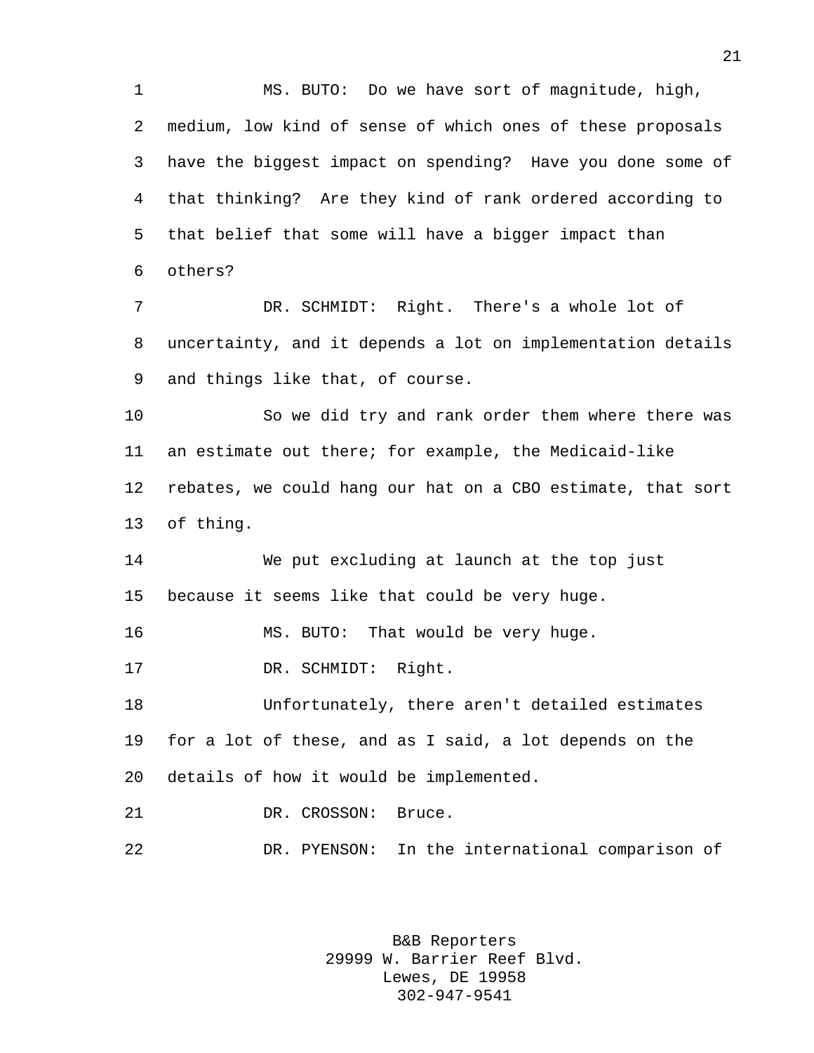MS. BUTO: Do we have sort of magnitude, high, medium, low kind of sense of which ones of these proposals have the biggest impact on spending? Have you done some of that thinking? Are they kind of rank ordered according to that belief that some will have a bigger impact than others?

DR. SCHMIDT: Right. There's a whole lot of uncertainty, and it depends a lot on implementation details and things like that, of course.

So we did try and rank order them where there was an estimate out there; for example, the Medicaid-like rebates, we could hang our hat on a CBO estimate, that sort of thing.

We put excluding at launch at the top just because it seems like that could be very huge.

MS. BUTO: That would be very huge.

DR. SCHMIDT: Right.

Unfortunately, there aren't detailed estimates for a lot of these, and as I said, a lot depends on the details of how it would be implemented.

DR. CROSSON: Bruce.

DR. PYENSON: In the international comparison of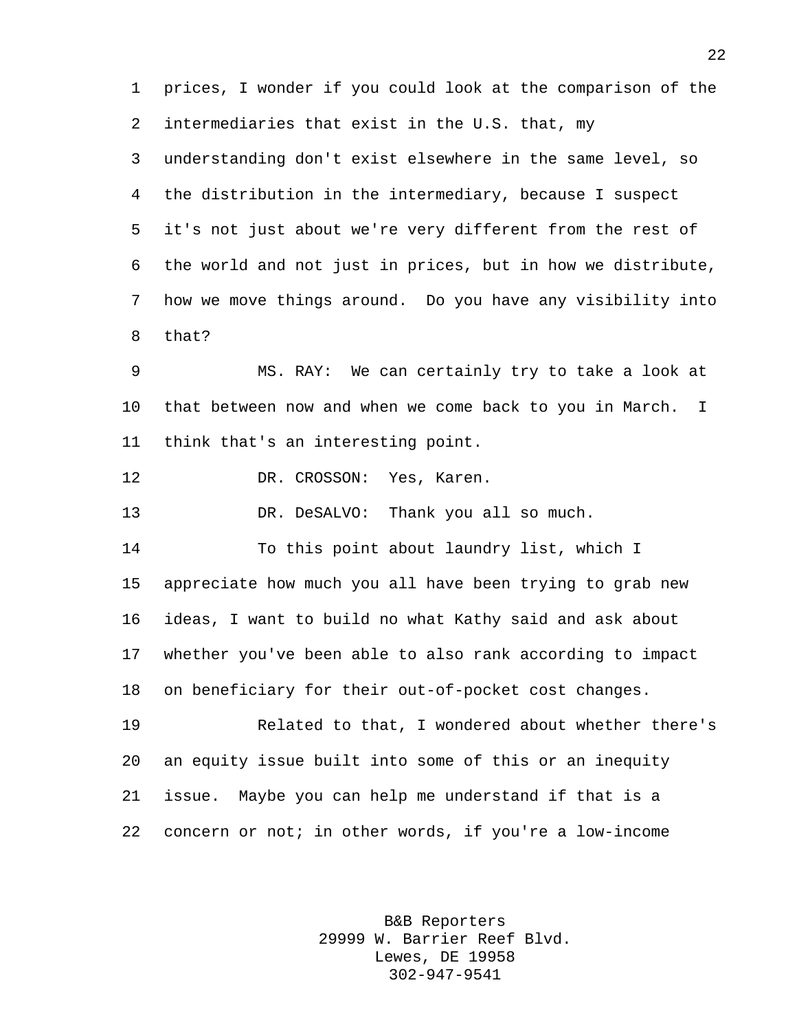prices, I wonder if you could look at the comparison of the intermediaries that exist in the U.S. that, my understanding don't exist elsewhere in the same level, so the distribution in the intermediary, because I suspect it's not just about we're very different from the rest of the world and not just in prices, but in how we distribute, how we move things around. Do you have any visibility into that?

MS. RAY: We can certainly try to take a look at that between now and when we come back to you in March. I think that's an interesting point.

DR. CROSSON: Yes, Karen.

DR. DeSALVO: Thank you all so much.

To this point about laundry list, which I appreciate how much you all have been trying to grab new ideas, I want to build no what Kathy said and ask about whether you've been able to also rank according to impact on beneficiary for their out-of-pocket cost changes.

Related to that, I wondered about whether there's an equity issue built into some of this or an inequity issue. Maybe you can help me understand if that is a concern or not; in other words, if you're a low-income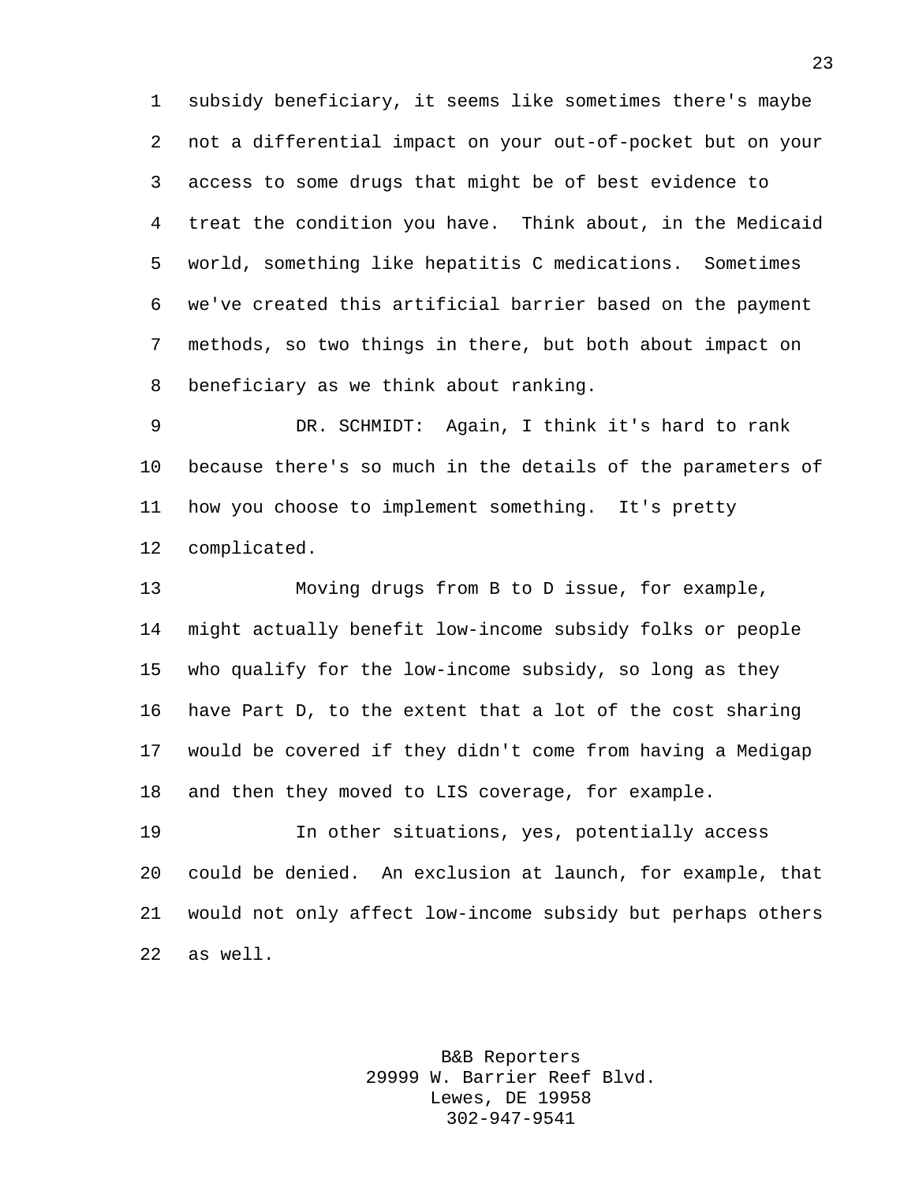subsidy beneficiary, it seems like sometimes there's maybe not a differential impact on your out-of-pocket but on your access to some drugs that might be of best evidence to treat the condition you have. Think about, in the Medicaid world, something like hepatitis C medications. Sometimes we've created this artificial barrier based on the payment methods, so two things in there, but both about impact on beneficiary as we think about ranking.

DR. SCHMIDT: Again, I think it's hard to rank because there's so much in the details of the parameters of how you choose to implement something. It's pretty complicated.

Moving drugs from B to D issue, for example, might actually benefit low-income subsidy folks or people who qualify for the low-income subsidy, so long as they have Part D, to the extent that a lot of the cost sharing would be covered if they didn't come from having a Medigap and then they moved to LIS coverage, for example.

In other situations, yes, potentially access could be denied. An exclusion at launch, for example, that would not only affect low-income subsidy but perhaps others as well.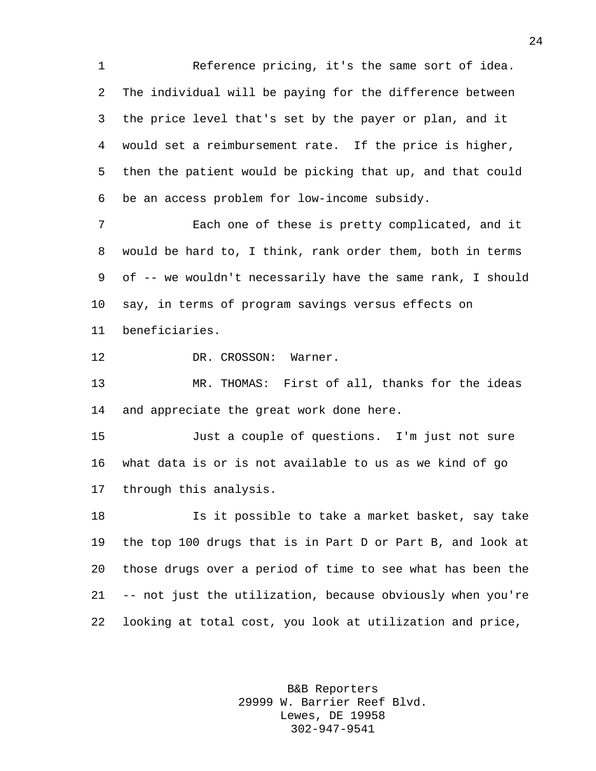Reference pricing, it's the same sort of idea. The individual will be paying for the difference between the price level that's set by the payer or plan, and it would set a reimbursement rate. If the price is higher, then the patient would be picking that up, and that could be an access problem for low-income subsidy.

Each one of these is pretty complicated, and it would be hard to, I think, rank order them, both in terms of -- we wouldn't necessarily have the same rank, I should say, in terms of program savings versus effects on beneficiaries.

DR. CROSSON: Warner.

MR. THOMAS: First of all, thanks for the ideas and appreciate the great work done here.

Just a couple of questions. I'm just not sure what data is or is not available to us as we kind of go through this analysis.

Is it possible to take a market basket, say take the top 100 drugs that is in Part D or Part B, and look at those drugs over a period of time to see what has been the -- not just the utilization, because obviously when you're looking at total cost, you look at utilization and price,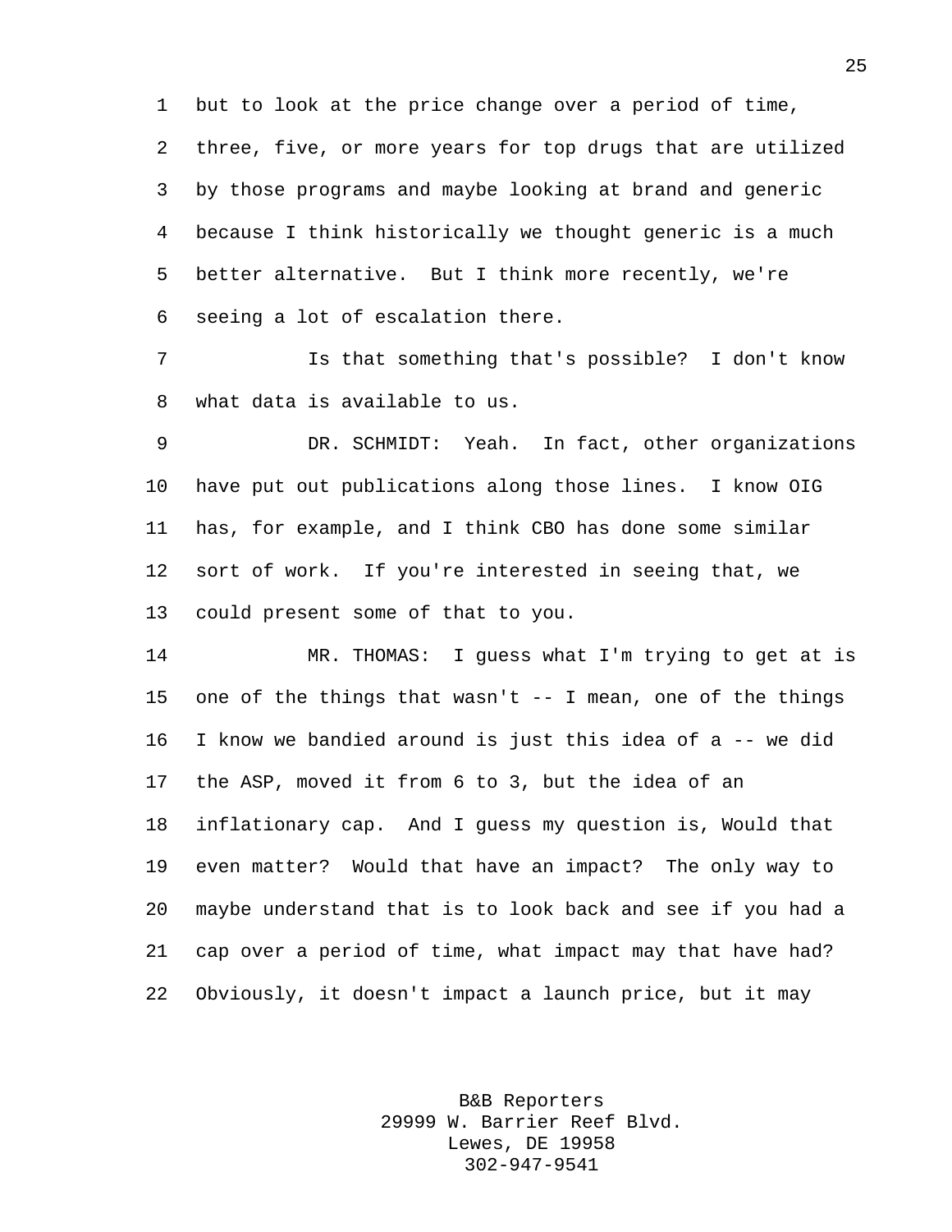but to look at the price change over a period of time, three, five, or more years for top drugs that are utilized by those programs and maybe looking at brand and generic because I think historically we thought generic is a much better alternative. But I think more recently, we're seeing a lot of escalation there.

Is that something that's possible? I don't know what data is available to us.

DR. SCHMIDT: Yeah. In fact, other organizations have put out publications along those lines. I know OIG has, for example, and I think CBO has done some similar sort of work. If you're interested in seeing that, we could present some of that to you.

MR. THOMAS: I guess what I'm trying to get at is one of the things that wasn't -- I mean, one of the things I know we bandied around is just this idea of a -- we did the ASP, moved it from 6 to 3, but the idea of an inflationary cap. And I guess my question is, Would that even matter? Would that have an impact? The only way to maybe understand that is to look back and see if you had a cap over a period of time, what impact may that have had? Obviously, it doesn't impact a launch price, but it may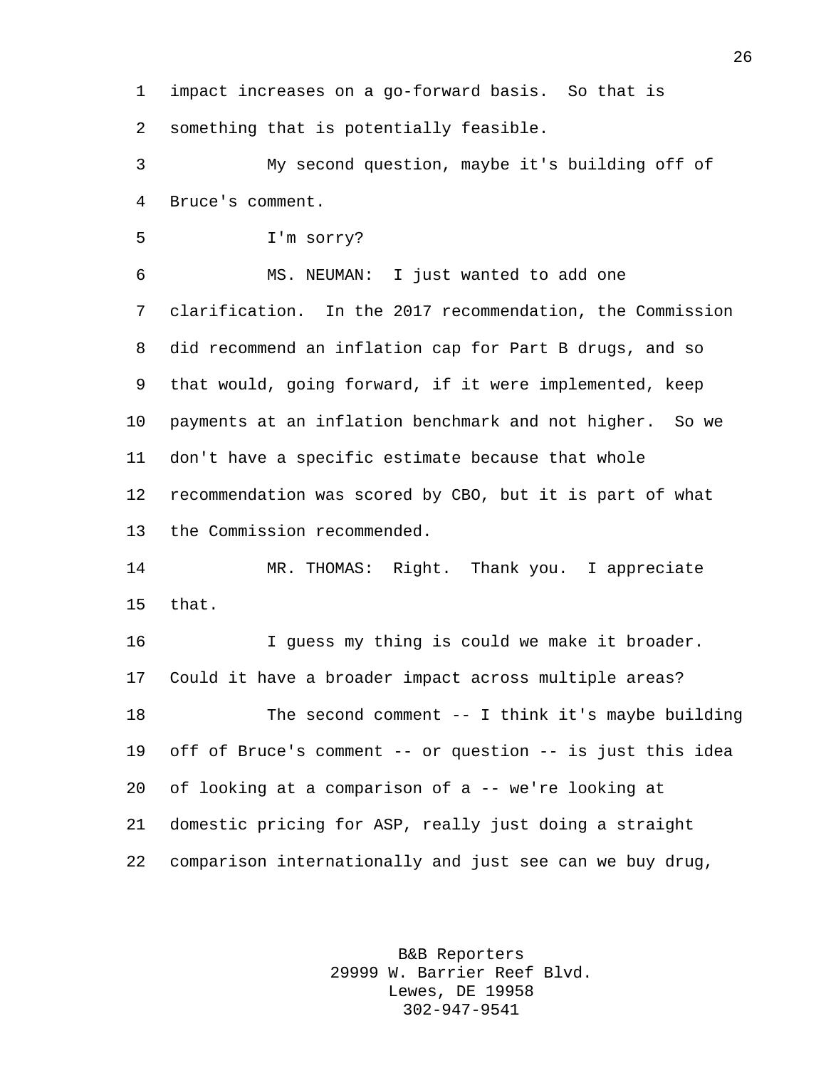impact increases on a go-forward basis. So that is something that is potentially feasible.

My second question, maybe it's building off of Bruce's comment.

I'm sorry?

MS. NEUMAN: I just wanted to add one clarification. In the 2017 recommendation, the Commission did recommend an inflation cap for Part B drugs, and so that would, going forward, if it were implemented, keep payments at an inflation benchmark and not higher. So we don't have a specific estimate because that whole recommendation was scored by CBO, but it is part of what the Commission recommended.

MR. THOMAS: Right. Thank you. I appreciate that.

I guess my thing is could we make it broader. Could it have a broader impact across multiple areas?

The second comment -- I think it's maybe building off of Bruce's comment -- or question -- is just this idea of looking at a comparison of a -- we're looking at domestic pricing for ASP, really just doing a straight comparison internationally and just see can we buy drug,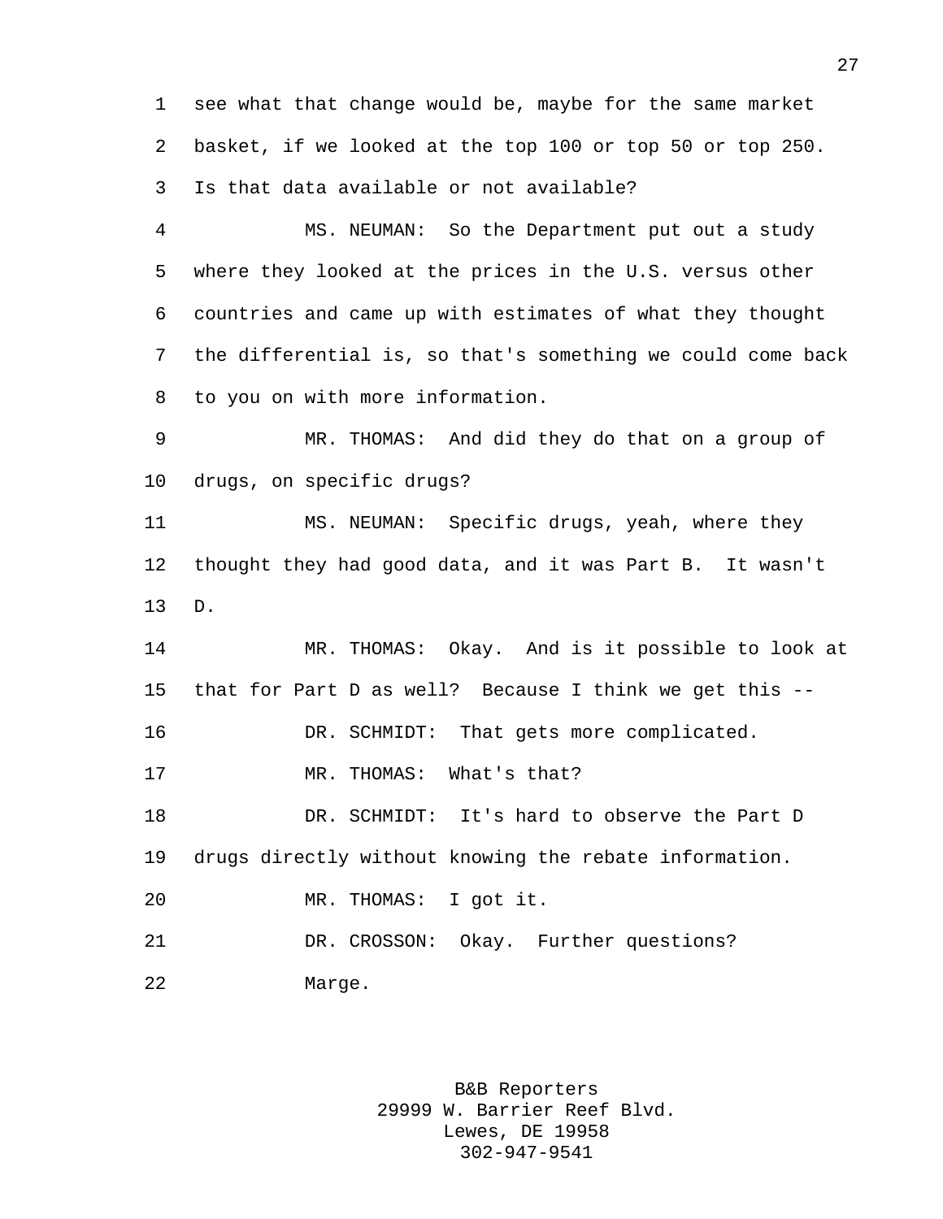see what that change would be, maybe for the same market basket, if we looked at the top 100 or top 50 or top 250. Is that data available or not available?

MS. NEUMAN: So the Department put out a study where they looked at the prices in the U.S. versus other countries and came up with estimates of what they thought the differential is, so that's something we could come back to you on with more information.

MR. THOMAS: And did they do that on a group of drugs, on specific drugs?

MS. NEUMAN: Specific drugs, yeah, where they thought they had good data, and it was Part B. It wasn't D.

MR. THOMAS: Okay. And is it possible to look at that for Part D as well? Because I think we get this --

DR. SCHMIDT: That gets more complicated.

MR. THOMAS: What's that?

DR. SCHMIDT: It's hard to observe the Part D drugs directly without knowing the rebate information.

MR. THOMAS: I got it.

DR. CROSSON: Okay. Further questions?

Marge.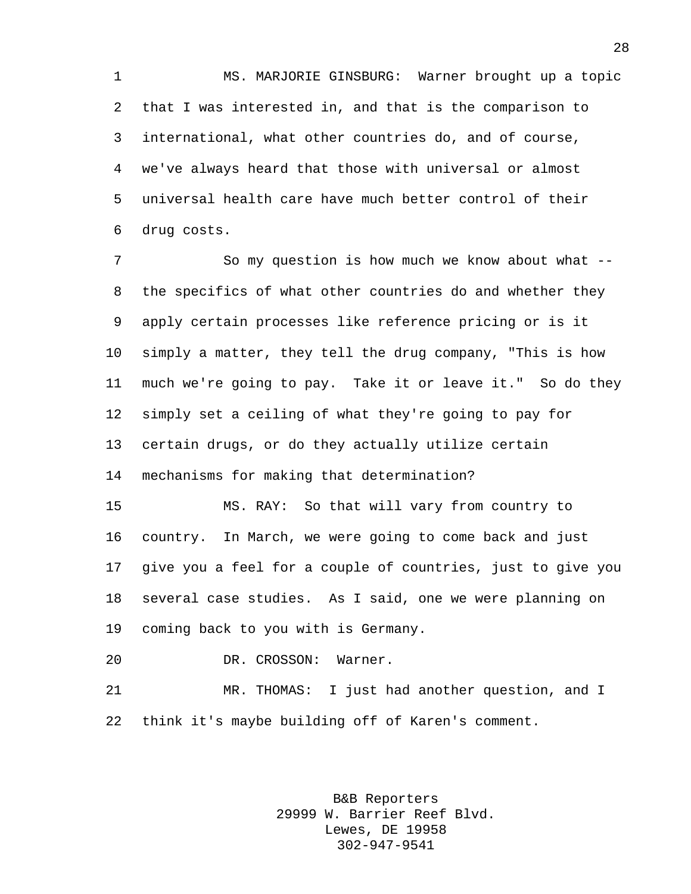MS. MARJORIE GINSBURG: Warner brought up a topic that I was interested in, and that is the comparison to international, what other countries do, and of course, we've always heard that those with universal or almost universal health care have much better control of their drug costs.

So my question is how much we know about what -- the specifics of what other countries do and whether they apply certain processes like reference pricing or is it simply a matter, they tell the drug company, "This is how much we're going to pay. Take it or leave it." So do they simply set a ceiling of what they're going to pay for certain drugs, or do they actually utilize certain mechanisms for making that determination?

MS. RAY: So that will vary from country to country. In March, we were going to come back and just give you a feel for a couple of countries, just to give you several case studies. As I said, one we were planning on coming back to you with is Germany.

DR. CROSSON: Warner.

MR. THOMAS: I just had another question, and I think it's maybe building off of Karen's comment.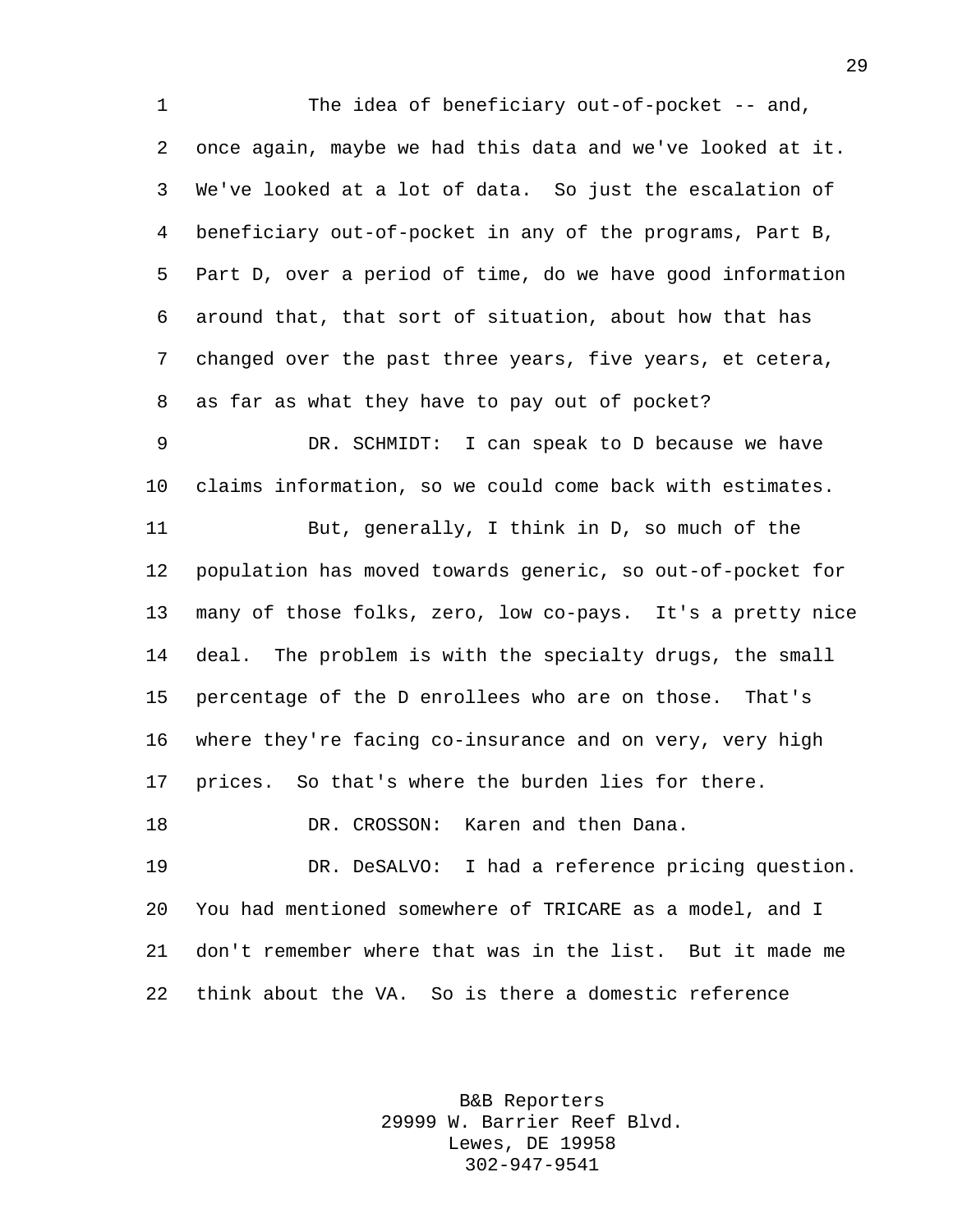The idea of beneficiary out-of-pocket -- and, once again, maybe we had this data and we've looked at it. We've looked at a lot of data. So just the escalation of beneficiary out-of-pocket in any of the programs, Part B, Part D, over a period of time, do we have good information around that, that sort of situation, about how that has changed over the past three years, five years, et cetera, as far as what they have to pay out of pocket?

DR. SCHMIDT: I can speak to D because we have claims information, so we could come back with estimates.

But, generally, I think in D, so much of the population has moved towards generic, so out-of-pocket for many of those folks, zero, low co-pays. It's a pretty nice deal. The problem is with the specialty drugs, the small percentage of the D enrollees who are on those. That's where they're facing co-insurance and on very, very high prices. So that's where the burden lies for there.

DR. CROSSON: Karen and then Dana.

DR. DeSALVO: I had a reference pricing question. You had mentioned somewhere of TRICARE as a model, and I don't remember where that was in the list. But it made me think about the VA. So is there a domestic reference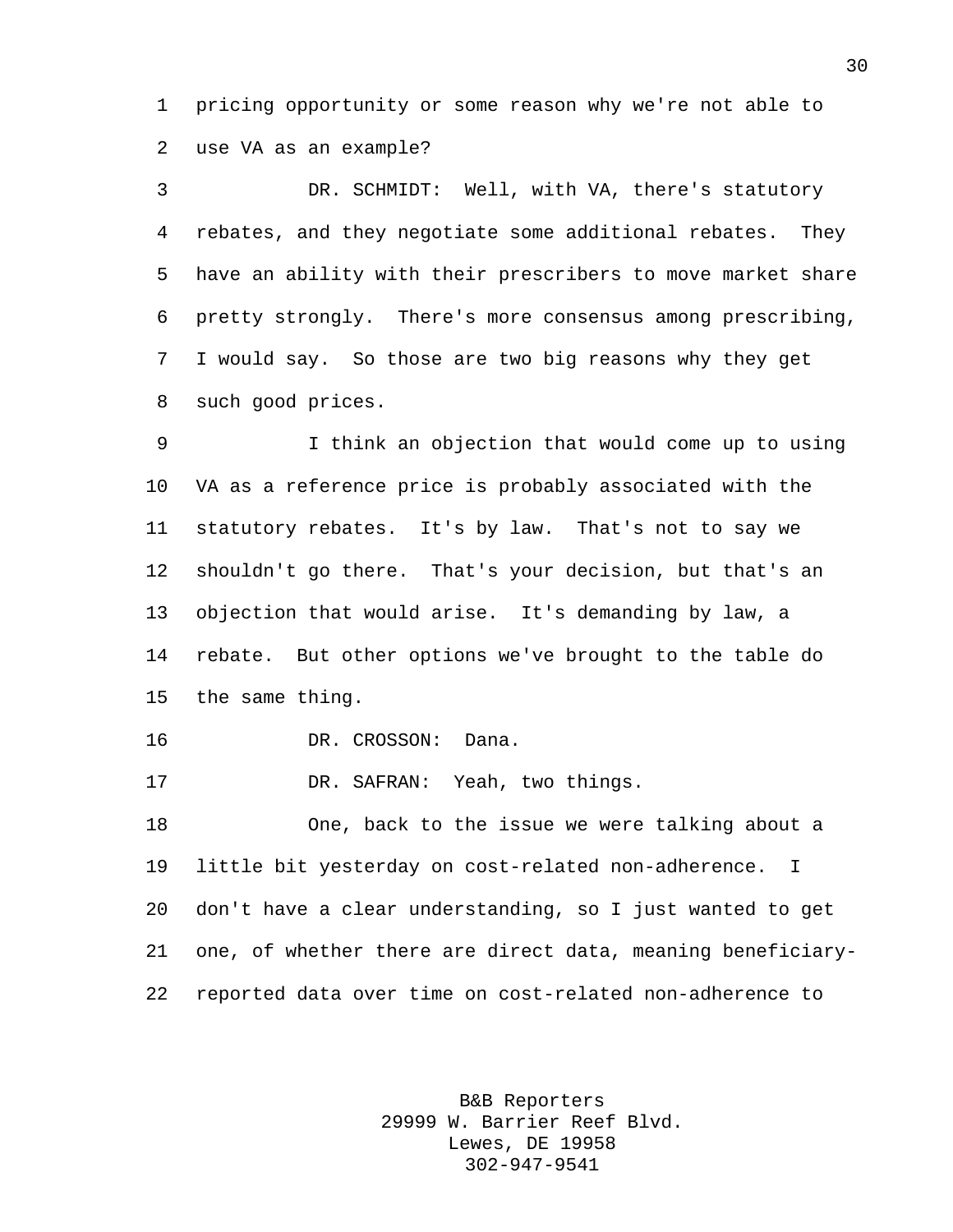pricing opportunity or some reason why we're not able to use VA as an example?

DR. SCHMIDT: Well, with VA, there's statutory rebates, and they negotiate some additional rebates. They have an ability with their prescribers to move market share pretty strongly. There's more consensus among prescribing, I would say. So those are two big reasons why they get such good prices.

I think an objection that would come up to using VA as a reference price is probably associated with the statutory rebates. It's by law. That's not to say we shouldn't go there. That's your decision, but that's an objection that would arise. It's demanding by law, a rebate. But other options we've brought to the table do the same thing.

DR. CROSSON: Dana.

DR. SAFRAN: Yeah, two things.

One, back to the issue we were talking about a little bit yesterday on cost-related non-adherence. I don't have a clear understanding, so I just wanted to get one, of whether there are direct data, meaning beneficiary-reported data over time on cost-related non-adherence to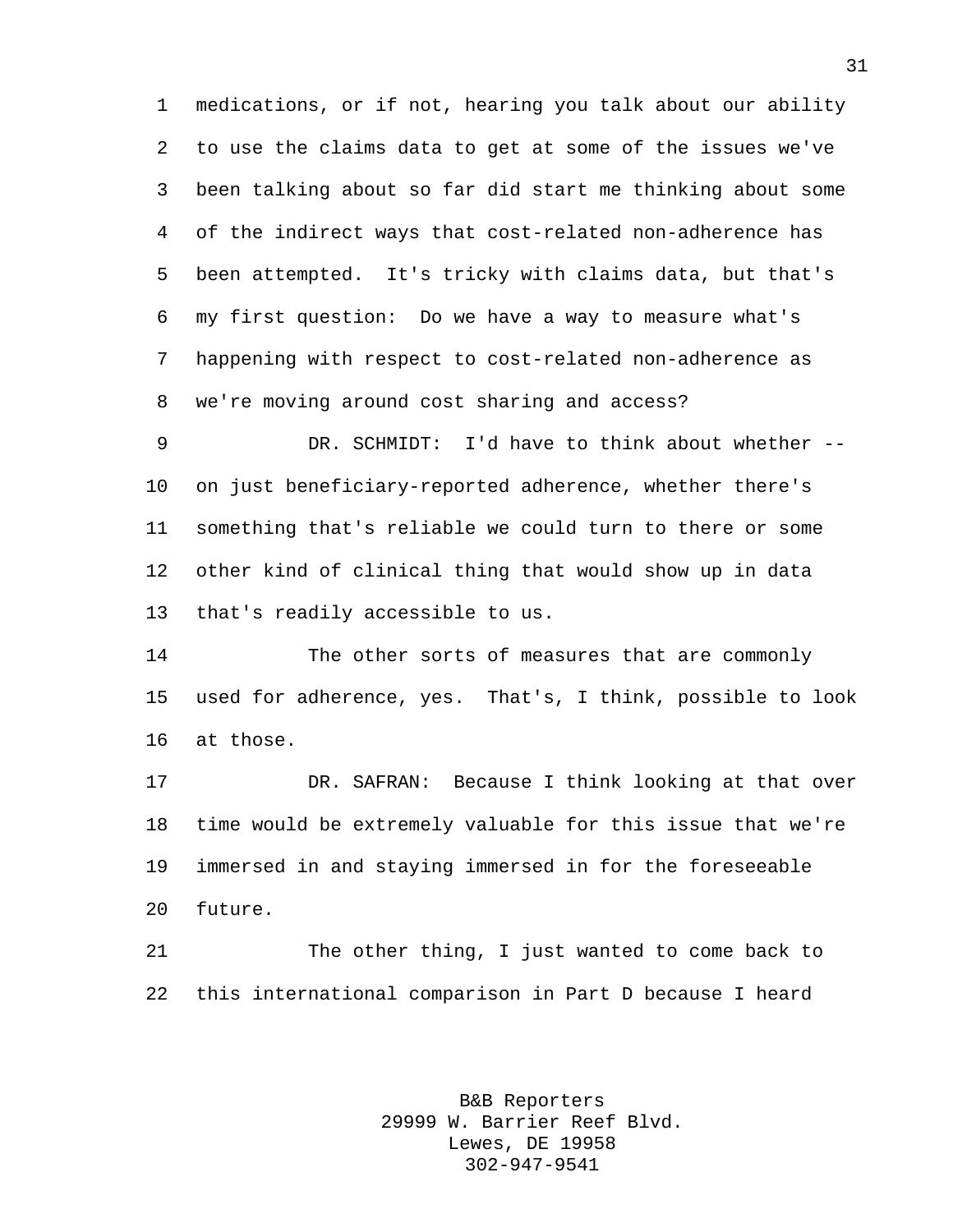medications, or if not, hearing you talk about our ability to use the claims data to get at some of the issues we've been talking about so far did start me thinking about some of the indirect ways that cost-related non-adherence has been attempted. It's tricky with claims data, but that's my first question: Do we have a way to measure what's happening with respect to cost-related non-adherence as we're moving around cost sharing and access?

DR. SCHMIDT: I'd have to think about whether -- on just beneficiary-reported adherence, whether there's something that's reliable we could turn to there or some other kind of clinical thing that would show up in data that's readily accessible to us.

The other sorts of measures that are commonly used for adherence, yes. That's, I think, possible to look at those.

DR. SAFRAN: Because I think looking at that over time would be extremely valuable for this issue that we're immersed in and staying immersed in for the foreseeable future.

The other thing, I just wanted to come back to this international comparison in Part D because I heard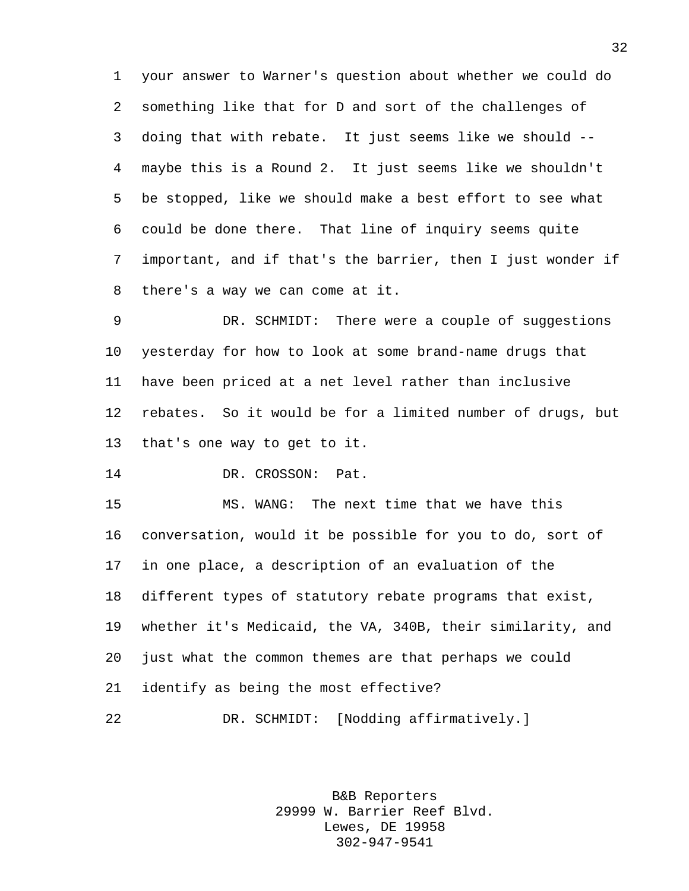your answer to Warner's question about whether we could do something like that for D and sort of the challenges of doing that with rebate. It just seems like we should -- maybe this is a Round 2. It just seems like we shouldn't be stopped, like we should make a best effort to see what could be done there. That line of inquiry seems quite important, and if that's the barrier, then I just wonder if there's a way we can come at it.

DR. SCHMIDT: There were a couple of suggestions yesterday for how to look at some brand-name drugs that have been priced at a net level rather than inclusive rebates. So it would be for a limited number of drugs, but that's one way to get to it.

DR. CROSSON: Pat.

MS. WANG: The next time that we have this conversation, would it be possible for you to do, sort of in one place, a description of an evaluation of the different types of statutory rebate programs that exist, whether it's Medicaid, the VA, 340B, their similarity, and just what the common themes are that perhaps we could identify as being the most effective?

DR. SCHMIDT: [Nodding affirmatively.]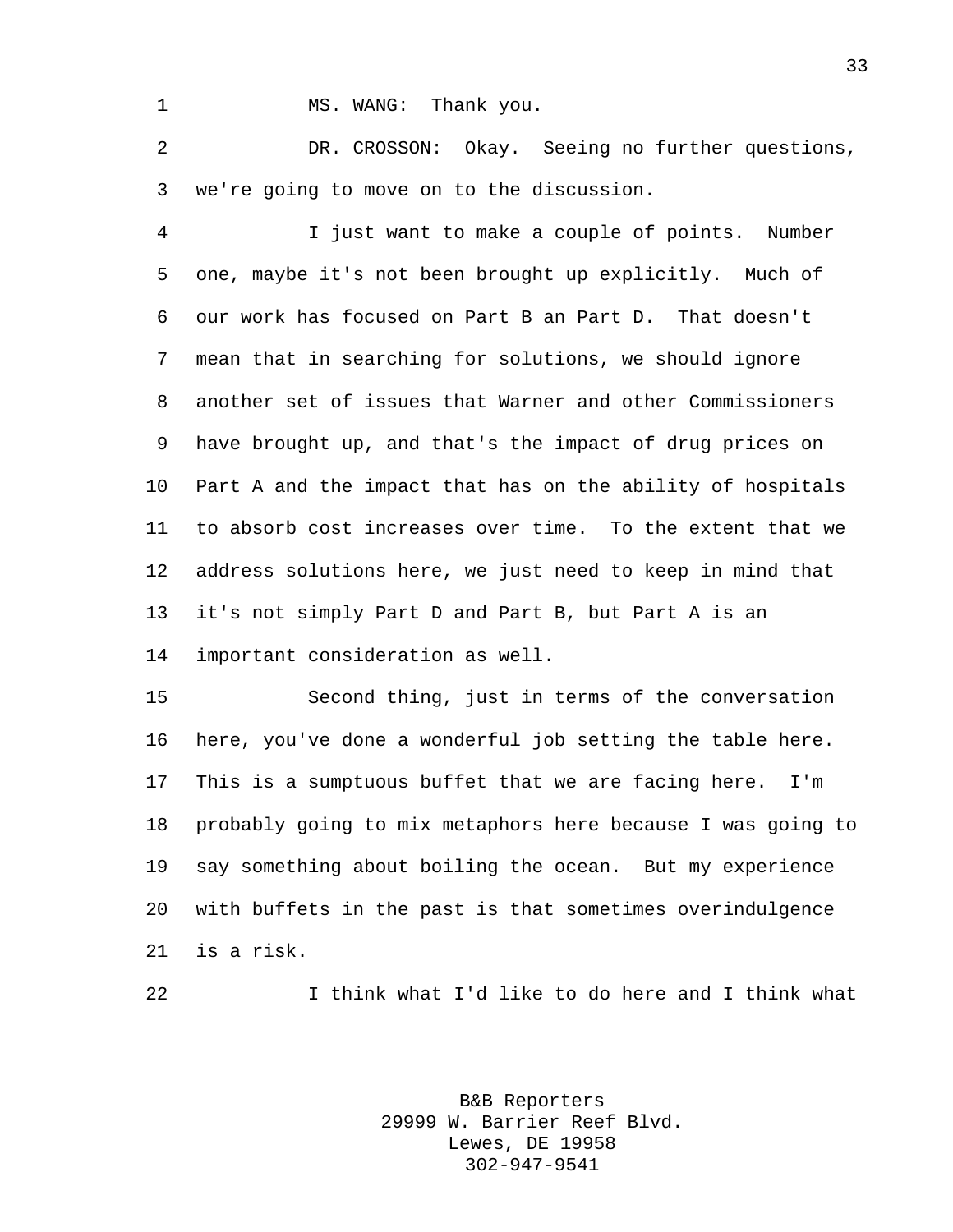MS. WANG: Thank you.

DR. CROSSON: Okay. Seeing no further questions, we're going to move on to the discussion.

I just want to make a couple of points. Number one, maybe it's not been brought up explicitly. Much of our work has focused on Part B an Part D. That doesn't mean that in searching for solutions, we should ignore another set of issues that Warner and other Commissioners have brought up, and that's the impact of drug prices on Part A and the impact that has on the ability of hospitals to absorb cost increases over time. To the extent that we address solutions here, we just need to keep in mind that it's not simply Part D and Part B, but Part A is an important consideration as well.

Second thing, just in terms of the conversation here, you've done a wonderful job setting the table here. This is a sumptuous buffet that we are facing here. I'm probably going to mix metaphors here because I was going to say something about boiling the ocean. But my experience with buffets in the past is that sometimes overindulgence is a risk.

I think what I'd like to do here and I think what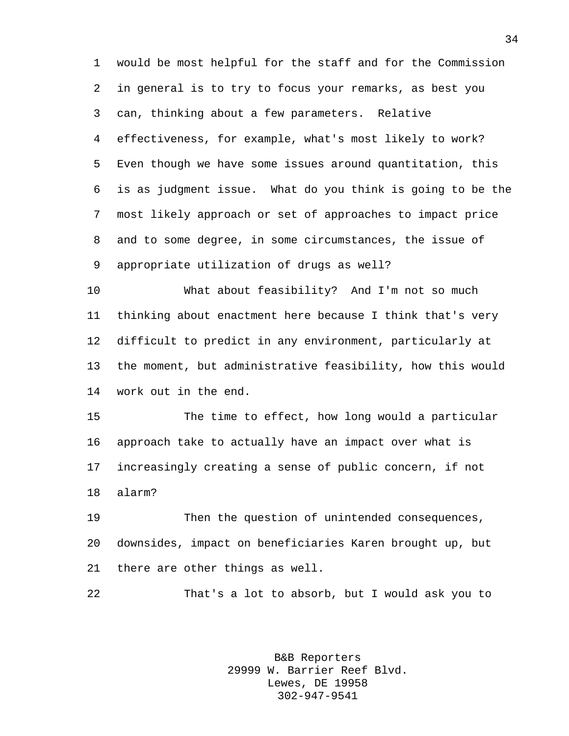would be most helpful for the staff and for the Commission in general is to try to focus your remarks, as best you can, thinking about a few parameters. Relative effectiveness, for example, what's most likely to work? Even though we have some issues around quantitation, this is as judgment issue. What do you think is going to be the most likely approach or set of approaches to impact price and to some degree, in some circumstances, the issue of appropriate utilization of drugs as well?

What about feasibility? And I'm not so much thinking about enactment here because I think that's very difficult to predict in any environment, particularly at the moment, but administrative feasibility, how this would work out in the end.

The time to effect, how long would a particular approach take to actually have an impact over what is increasingly creating a sense of public concern, if not alarm?

Then the question of unintended consequences, downsides, impact on beneficiaries Karen brought up, but there are other things as well.

That's a lot to absorb, but I would ask you to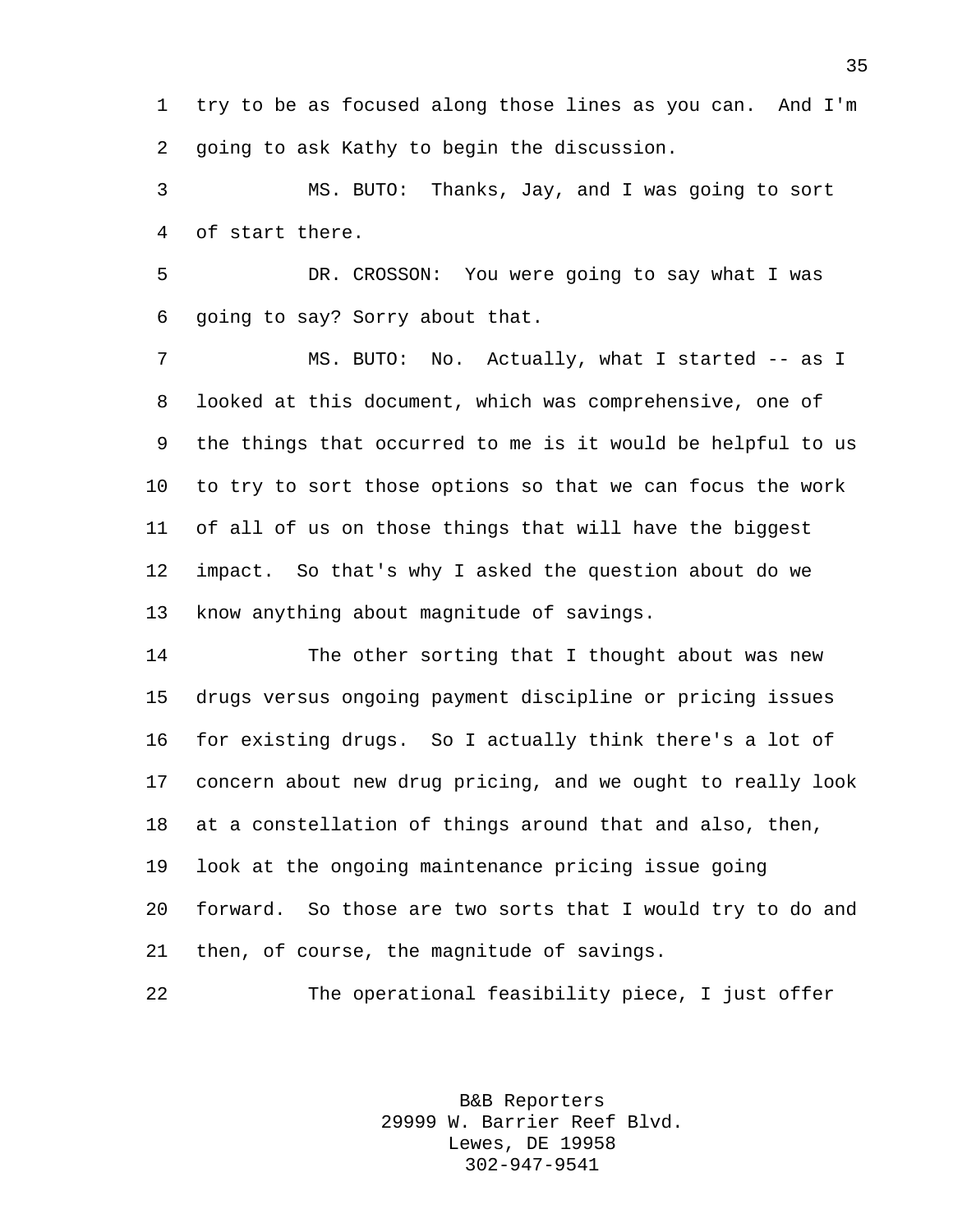try to be as focused along those lines as you can. And I'm going to ask Kathy to begin the discussion.

MS. BUTO: Thanks, Jay, and I was going to sort of start there.

DR. CROSSON: You were going to say what I was going to say? Sorry about that.

MS. BUTO: No. Actually, what I started -- as I looked at this document, which was comprehensive, one of the things that occurred to me is it would be helpful to us to try to sort those options so that we can focus the work of all of us on those things that will have the biggest impact. So that's why I asked the question about do we know anything about magnitude of savings.

The other sorting that I thought about was new drugs versus ongoing payment discipline or pricing issues for existing drugs. So I actually think there's a lot of concern about new drug pricing, and we ought to really look at a constellation of things around that and also, then, look at the ongoing maintenance pricing issue going forward. So those are two sorts that I would try to do and then, of course, the magnitude of savings.

The operational feasibility piece, I just offer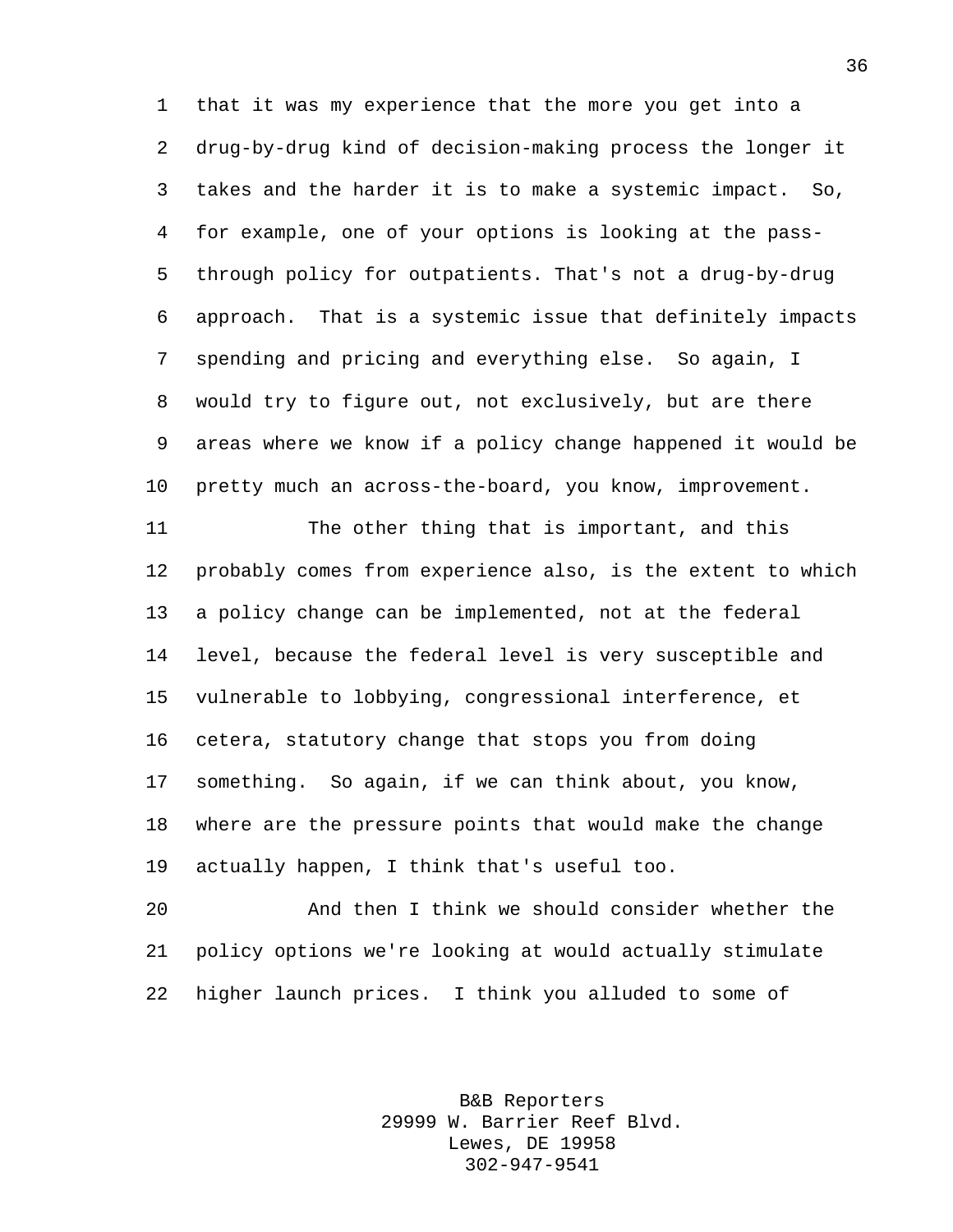that it was my experience that the more you get into a drug-by-drug kind of decision-making process the longer it takes and the harder it is to make a systemic impact. So, for example, one of your options is looking at the pass-through policy for outpatients. That's not a drug-by-drug approach. That is a systemic issue that definitely impacts spending and pricing and everything else. So again, I would try to figure out, not exclusively, but are there areas where we know if a policy change happened it would be pretty much an across-the-board, you know, improvement.

The other thing that is important, and this probably comes from experience also, is the extent to which a policy change can be implemented, not at the federal level, because the federal level is very susceptible and vulnerable to lobbying, congressional interference, et cetera, statutory change that stops you from doing something. So again, if we can think about, you know, where are the pressure points that would make the change actually happen, I think that's useful too.

And then I think we should consider whether the policy options we're looking at would actually stimulate higher launch prices. I think you alluded to some of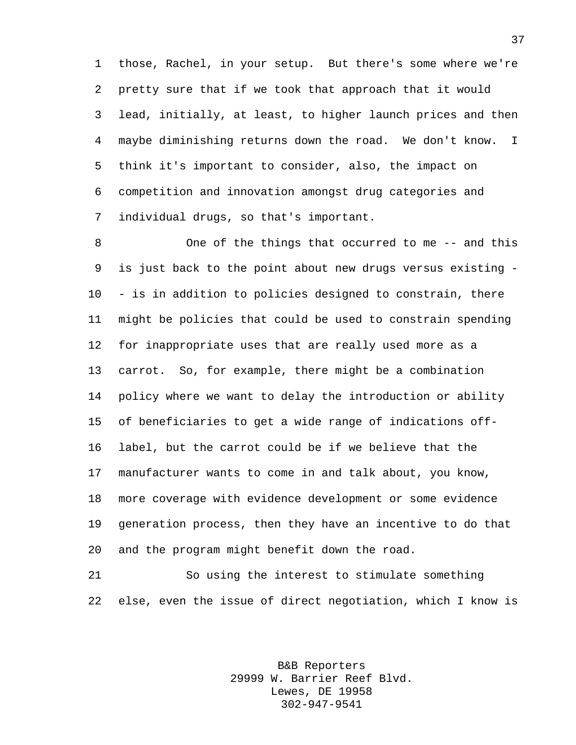those, Rachel, in your setup. But there's some where we're pretty sure that if we took that approach that it would lead, initially, at least, to higher launch prices and then maybe diminishing returns down the road. We don't know. I think it's important to consider, also, the impact on competition and innovation amongst drug categories and individual drugs, so that's important.

One of the things that occurred to me -- and this is just back to the point about new drugs versus existing -- is in addition to policies designed to constrain, there might be policies that could be used to constrain spending for inappropriate uses that are really used more as a carrot. So, for example, there might be a combination policy where we want to delay the introduction or ability of beneficiaries to get a wide range of indications off-label, but the carrot could be if we believe that the manufacturer wants to come in and talk about, you know, more coverage with evidence development or some evidence generation process, then they have an incentive to do that and the program might benefit down the road.

So using the interest to stimulate something else, even the issue of direct negotiation, which I know is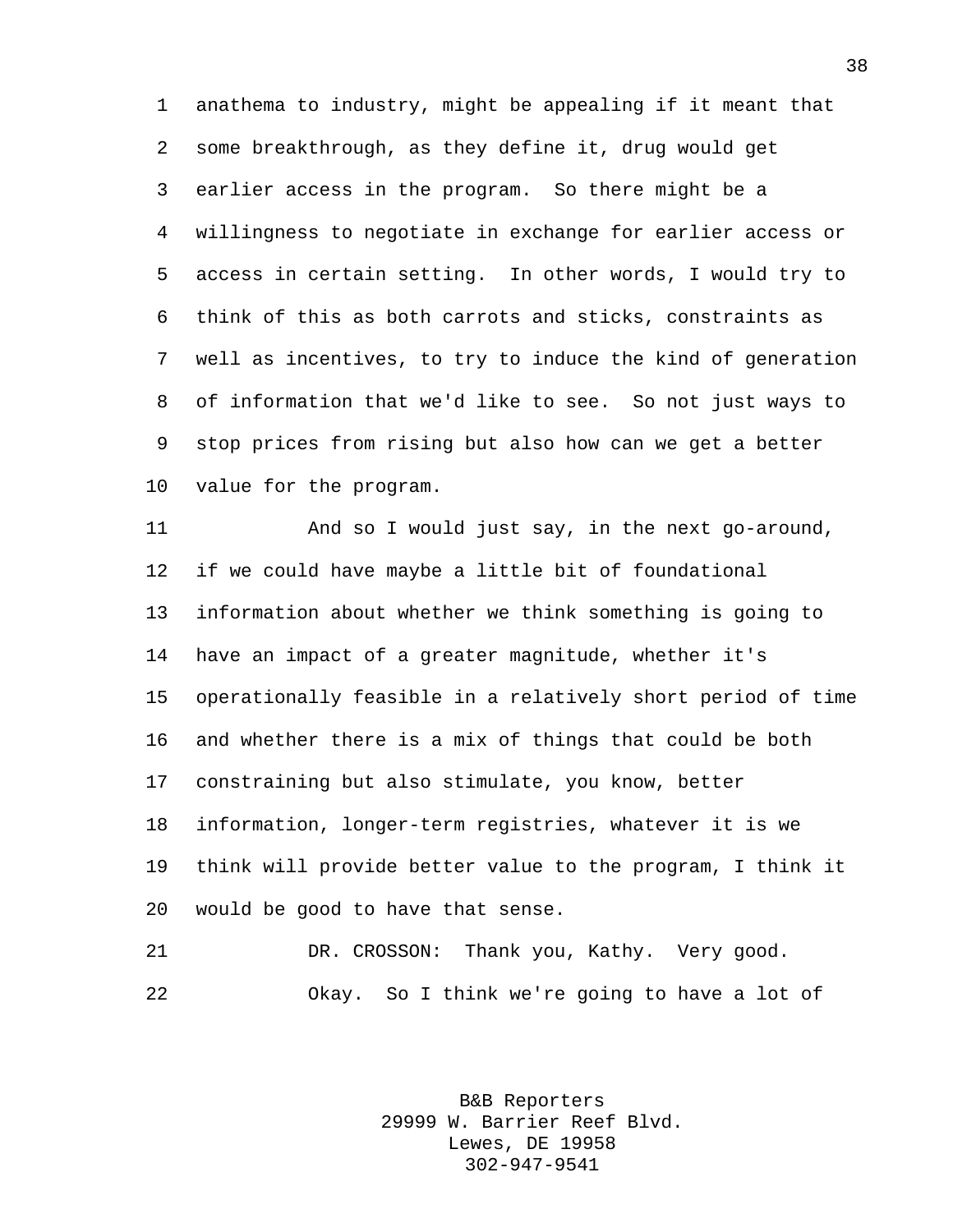anathema to industry, might be appealing if it meant that some breakthrough, as they define it, drug would get earlier access in the program. So there might be a willingness to negotiate in exchange for earlier access or access in certain setting. In other words, I would try to think of this as both carrots and sticks, constraints as well as incentives, to try to induce the kind of generation of information that we'd like to see. So not just ways to stop prices from rising but also how can we get a better value for the program.

And so I would just say, in the next go-around, if we could have maybe a little bit of foundational information about whether we think something is going to have an impact of a greater magnitude, whether it's operationally feasible in a relatively short period of time and whether there is a mix of things that could be both constraining but also stimulate, you know, better information, longer-term registries, whatever it is we think will provide better value to the program, I think it would be good to have that sense.

DR. CROSSON: Thank you, Kathy. Very good.

Okay. So I think we're going to have a lot of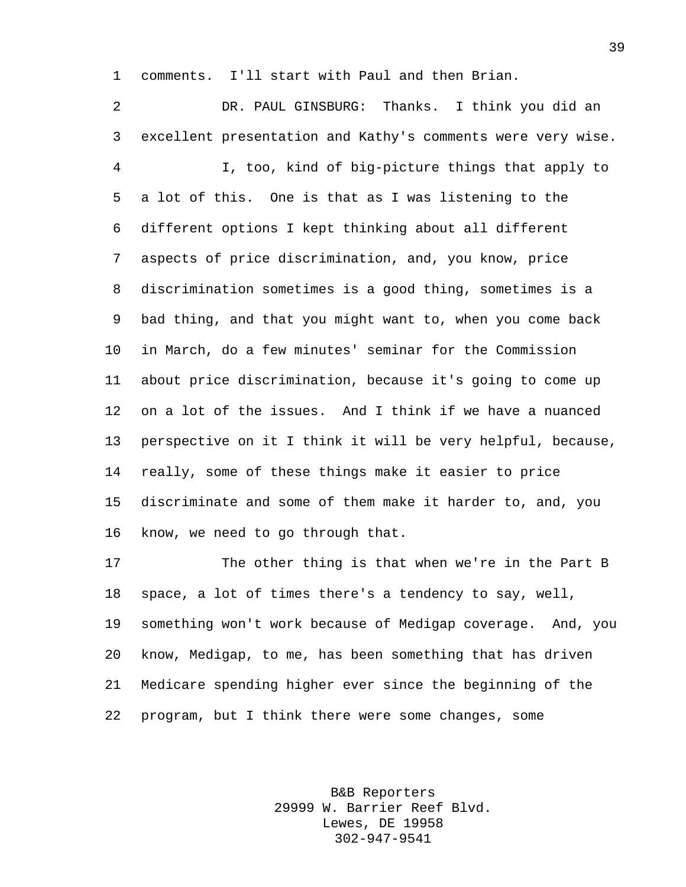comments. I'll start with Paul and then Brian.

DR. PAUL GINSBURG: Thanks. I think you did an excellent presentation and Kathy's comments were very wise.

I, too, kind of big-picture things that apply to a lot of this. One is that as I was listening to the different options I kept thinking about all different aspects of price discrimination, and, you know, price discrimination sometimes is a good thing, sometimes is a bad thing, and that you might want to, when you come back in March, do a few minutes' seminar for the Commission about price discrimination, because it's going to come up on a lot of the issues. And I think if we have a nuanced perspective on it I think it will be very helpful, because, really, some of these things make it easier to price discriminate and some of them make it harder to, and, you know, we need to go through that.

The other thing is that when we're in the Part B space, a lot of times there's a tendency to say, well, something won't work because of Medigap coverage. And, you know, Medigap, to me, has been something that has driven Medicare spending higher ever since the beginning of the program, but I think there were some changes, some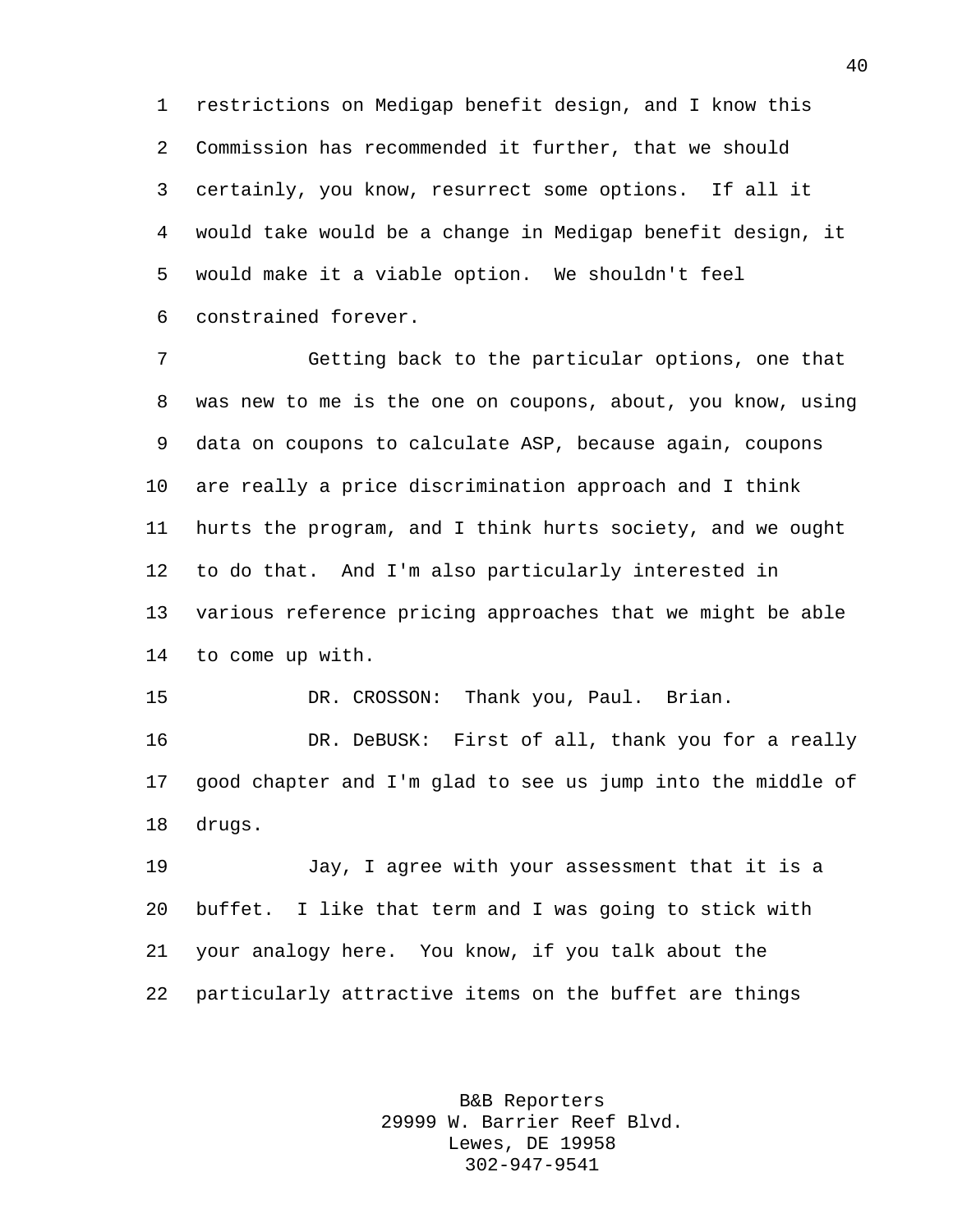restrictions on Medigap benefit design, and I know this Commission has recommended it further, that we should certainly, you know, resurrect some options. If all it would take would be a change in Medigap benefit design, it would make it a viable option. We shouldn't feel constrained forever.

Getting back to the particular options, one that was new to me is the one on coupons, about, you know, using data on coupons to calculate ASP, because again, coupons are really a price discrimination approach and I think hurts the program, and I think hurts society, and we ought to do that. And I'm also particularly interested in various reference pricing approaches that we might be able to come up with.

DR. CROSSON: Thank you, Paul. Brian.

DR. DeBUSK: First of all, thank you for a really good chapter and I'm glad to see us jump into the middle of drugs.

Jay, I agree with your assessment that it is a buffet. I like that term and I was going to stick with your analogy here. You know, if you talk about the particularly attractive items on the buffet are things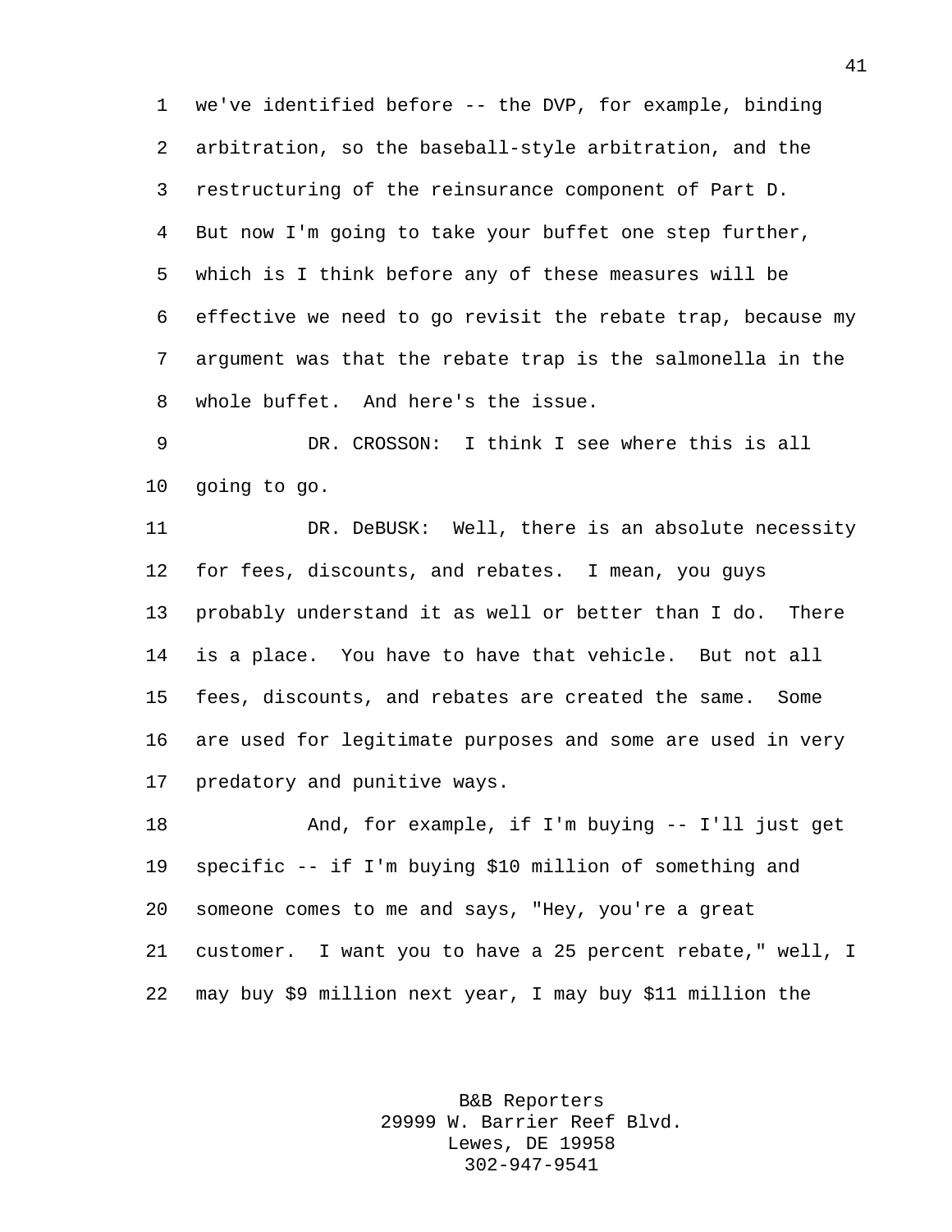we've identified before -- the DVP, for example, binding arbitration, so the baseball-style arbitration, and the restructuring of the reinsurance component of Part D. But now I'm going to take your buffet one step further, which is I think before any of these measures will be effective we need to go revisit the rebate trap, because my argument was that the rebate trap is the salmonella in the whole buffet. And here's the issue.

DR. CROSSON: I think I see where this is all going to go.

DR. DeBUSK: Well, there is an absolute necessity for fees, discounts, and rebates. I mean, you guys probably understand it as well or better than I do. There is a place. You have to have that vehicle. But not all fees, discounts, and rebates are created the same. Some are used for legitimate purposes and some are used in very predatory and punitive ways.

And, for example, if I'm buying -- I'll just get specific -- if I'm buying $10 million of something and someone comes to me and says, "Hey, you're a great customer. I want you to have a 25 percent rebate," well, I may buy $9 million next year, I may buy $11 million the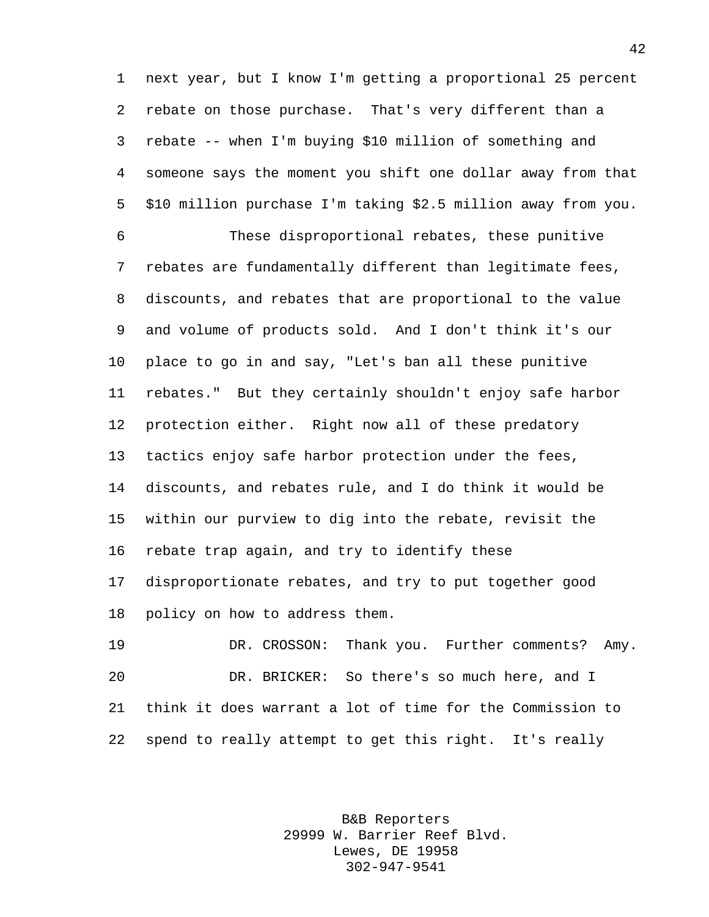next year, but I know I'm getting a proportional 25 percent rebate on those purchase. That's very different than a rebate -- when I'm buying $10 million of something and someone says the moment you shift one dollar away from that $10 million purchase I'm taking $2.5 million away from you.

These disproportional rebates, these punitive rebates are fundamentally different than legitimate fees, discounts, and rebates that are proportional to the value and volume of products sold. And I don't think it's our place to go in and say, "Let's ban all these punitive rebates." But they certainly shouldn't enjoy safe harbor protection either. Right now all of these predatory tactics enjoy safe harbor protection under the fees, discounts, and rebates rule, and I do think it would be within our purview to dig into the rebate, revisit the rebate trap again, and try to identify these disproportionate rebates, and try to put together good policy on how to address them.

DR. CROSSON: Thank you. Further comments? Amy.

DR. BRICKER: So there's so much here, and I think it does warrant a lot of time for the Commission to spend to really attempt to get this right. It's really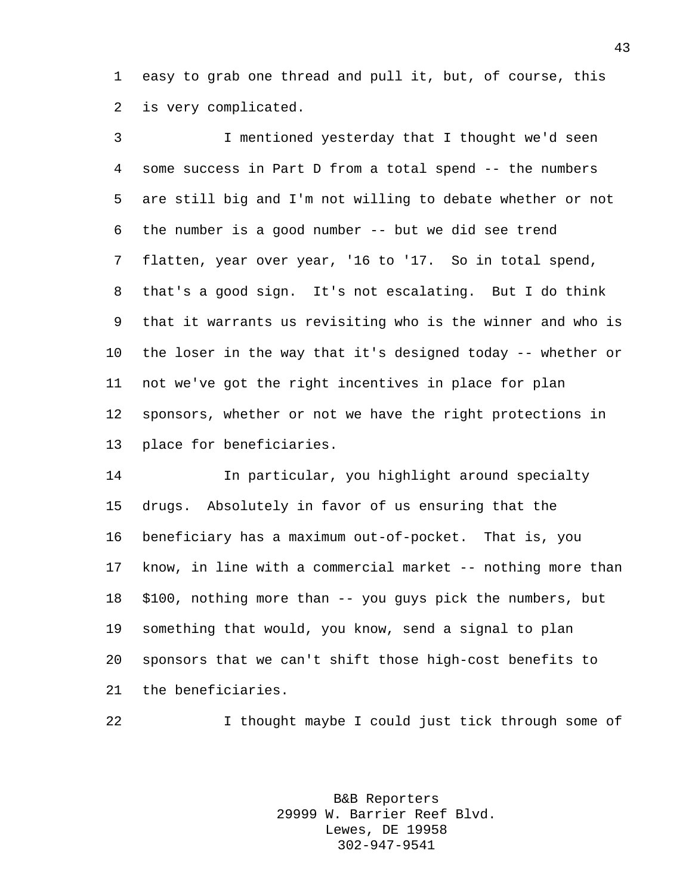easy to grab one thread and pull it, but, of course, this is very complicated.

I mentioned yesterday that I thought we'd seen some success in Part D from a total spend -- the numbers are still big and I'm not willing to debate whether or not the number is a good number -- but we did see trend flatten, year over year, '16 to '17. So in total spend, that's a good sign. It's not escalating. But I do think that it warrants us revisiting who is the winner and who is the loser in the way that it's designed today -- whether or not we've got the right incentives in place for plan sponsors, whether or not we have the right protections in place for beneficiaries.

In particular, you highlight around specialty drugs. Absolutely in favor of us ensuring that the beneficiary has a maximum out-of-pocket. That is, you know, in line with a commercial market -- nothing more than $100, nothing more than -- you guys pick the numbers, but something that would, you know, send a signal to plan sponsors that we can't shift those high-cost benefits to the beneficiaries.

I thought maybe I could just tick through some of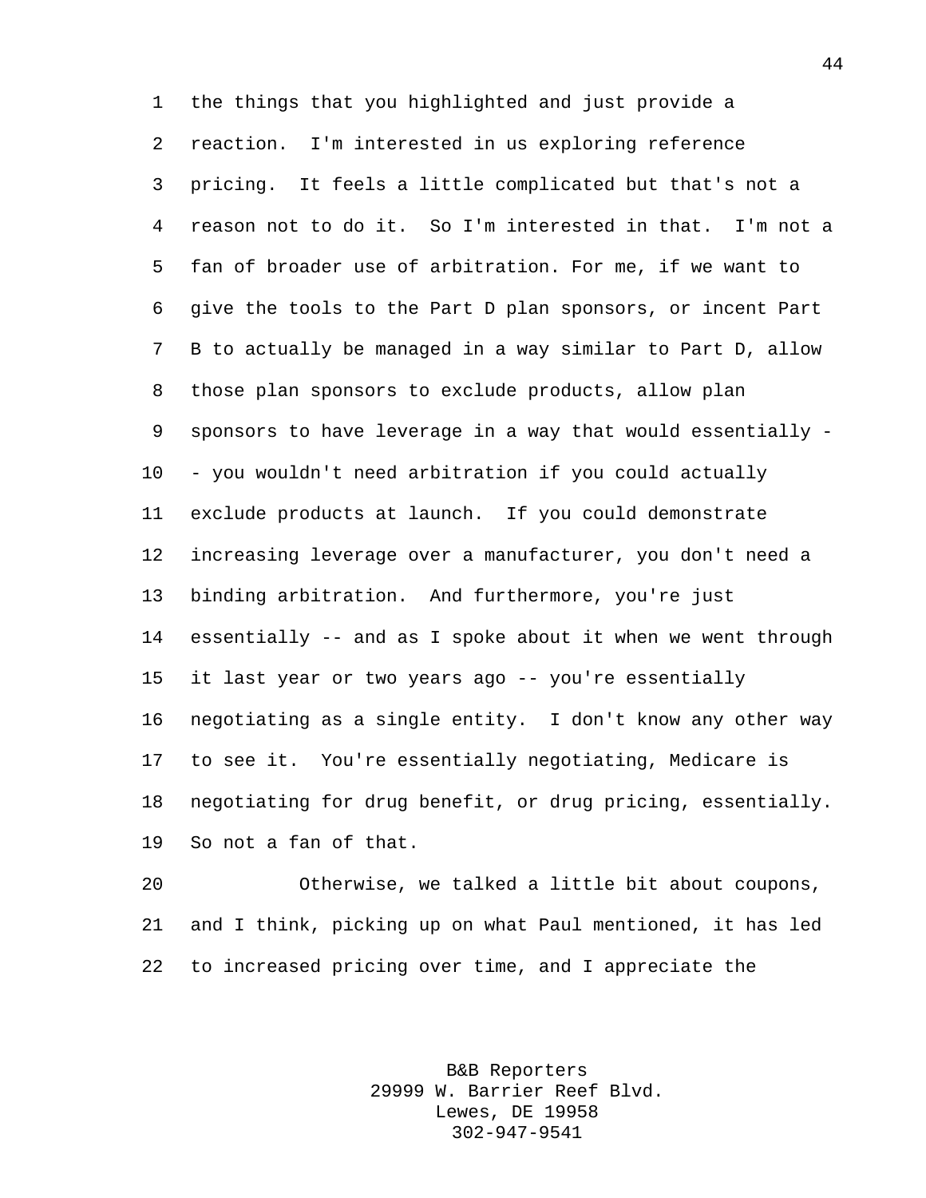the things that you highlighted and just provide a reaction. I'm interested in us exploring reference pricing. It feels a little complicated but that's not a reason not to do it. So I'm interested in that. I'm not a fan of broader use of arbitration. For me, if we want to give the tools to the Part D plan sponsors, or incent Part B to actually be managed in a way similar to Part D, allow those plan sponsors to exclude products, allow plan sponsors to have leverage in a way that would essentially -- you wouldn't need arbitration if you could actually exclude products at launch. If you could demonstrate increasing leverage over a manufacturer, you don't need a binding arbitration. And furthermore, you're just essentially -- and as I spoke about it when we went through it last year or two years ago -- you're essentially negotiating as a single entity. I don't know any other way to see it. You're essentially negotiating, Medicare is negotiating for drug benefit, or drug pricing, essentially. So not a fan of that.

Otherwise, we talked a little bit about coupons, and I think, picking up on what Paul mentioned, it has led to increased pricing over time, and I appreciate the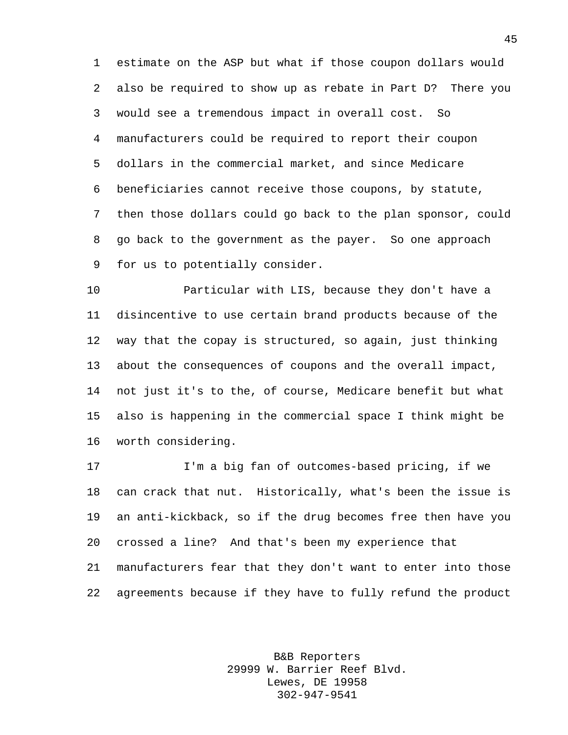estimate on the ASP but what if those coupon dollars would also be required to show up as rebate in Part D? There you would see a tremendous impact in overall cost. So manufacturers could be required to report their coupon dollars in the commercial market, and since Medicare beneficiaries cannot receive those coupons, by statute, then those dollars could go back to the plan sponsor, could go back to the government as the payer. So one approach for us to potentially consider.

Particular with LIS, because they don't have a disincentive to use certain brand products because of the way that the copay is structured, so again, just thinking about the consequences of coupons and the overall impact, not just it's to the, of course, Medicare benefit but what also is happening in the commercial space I think might be worth considering.

I'm a big fan of outcomes-based pricing, if we can crack that nut. Historically, what's been the issue is an anti-kickback, so if the drug becomes free then have you crossed a line? And that's been my experience that manufacturers fear that they don't want to enter into those agreements because if they have to fully refund the product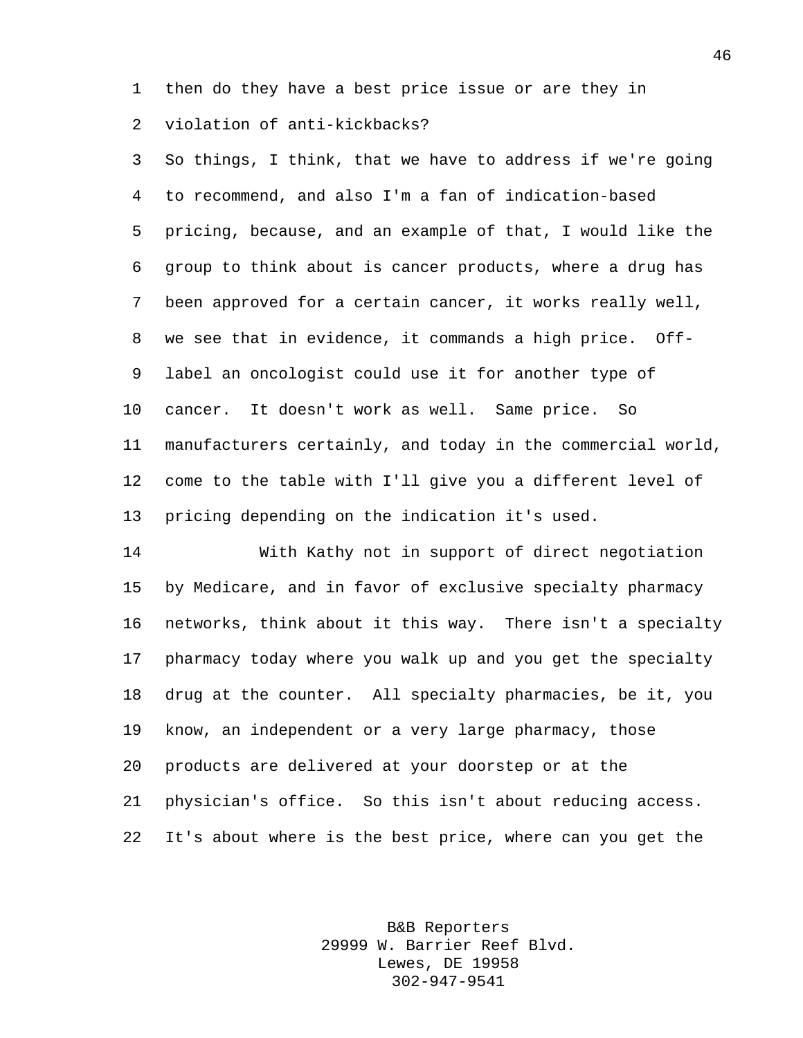then do they have a best price issue or are they in violation of anti-kickbacks?

So things, I think, that we have to address if we're going to recommend, and also I'm a fan of indication-based pricing, because, and an example of that, I would like the group to think about is cancer products, where a drug has been approved for a certain cancer, it works really well, we see that in evidence, it commands a high price. Off-label an oncologist could use it for another type of cancer. It doesn't work as well. Same price. So manufacturers certainly, and today in the commercial world, come to the table with I'll give you a different level of pricing depending on the indication it's used.

With Kathy not in support of direct negotiation by Medicare, and in favor of exclusive specialty pharmacy networks, think about it this way. There isn't a specialty pharmacy today where you walk up and you get the specialty drug at the counter. All specialty pharmacies, be it, you know, an independent or a very large pharmacy, those products are delivered at your doorstep or at the physician's office. So this isn't about reducing access. It's about where is the best price, where can you get the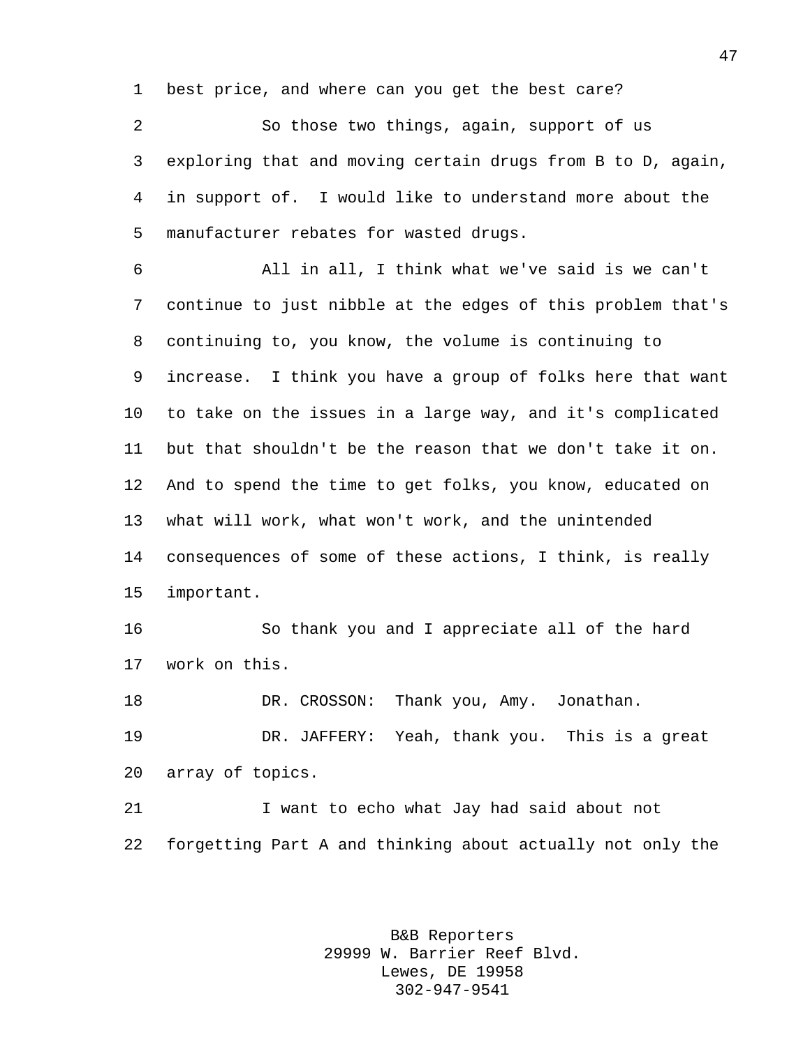best price, and where can you get the best care?

So those two things, again, support of us exploring that and moving certain drugs from B to D, again, in support of. I would like to understand more about the manufacturer rebates for wasted drugs.

All in all, I think what we've said is we can't continue to just nibble at the edges of this problem that's continuing to, you know, the volume is continuing to increase. I think you have a group of folks here that want to take on the issues in a large way, and it's complicated but that shouldn't be the reason that we don't take it on. And to spend the time to get folks, you know, educated on what will work, what won't work, and the unintended consequences of some of these actions, I think, is really important.

So thank you and I appreciate all of the hard work on this.

DR. CROSSON: Thank you, Amy. Jonathan.

DR. JAFFERY: Yeah, thank you. This is a great array of topics.

I want to echo what Jay had said about not forgetting Part A and thinking about actually not only the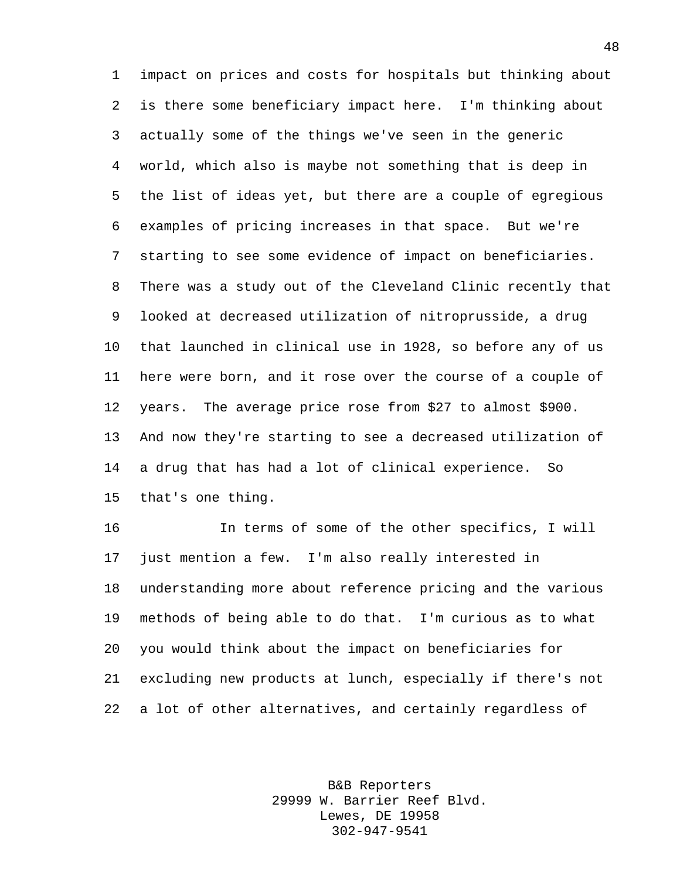impact on prices and costs for hospitals but thinking about is there some beneficiary impact here. I'm thinking about actually some of the things we've seen in the generic world, which also is maybe not something that is deep in the list of ideas yet, but there are a couple of egregious examples of pricing increases in that space. But we're starting to see some evidence of impact on beneficiaries. There was a study out of the Cleveland Clinic recently that looked at decreased utilization of nitroprusside, a drug that launched in clinical use in 1928, so before any of us here were born, and it rose over the course of a couple of years. The average price rose from $27 to almost $900. And now they're starting to see a decreased utilization of a drug that has had a lot of clinical experience. So that's one thing.

In terms of some of the other specifics, I will just mention a few. I'm also really interested in understanding more about reference pricing and the various methods of being able to do that. I'm curious as to what you would think about the impact on beneficiaries for excluding new products at lunch, especially if there's not a lot of other alternatives, and certainly regardless of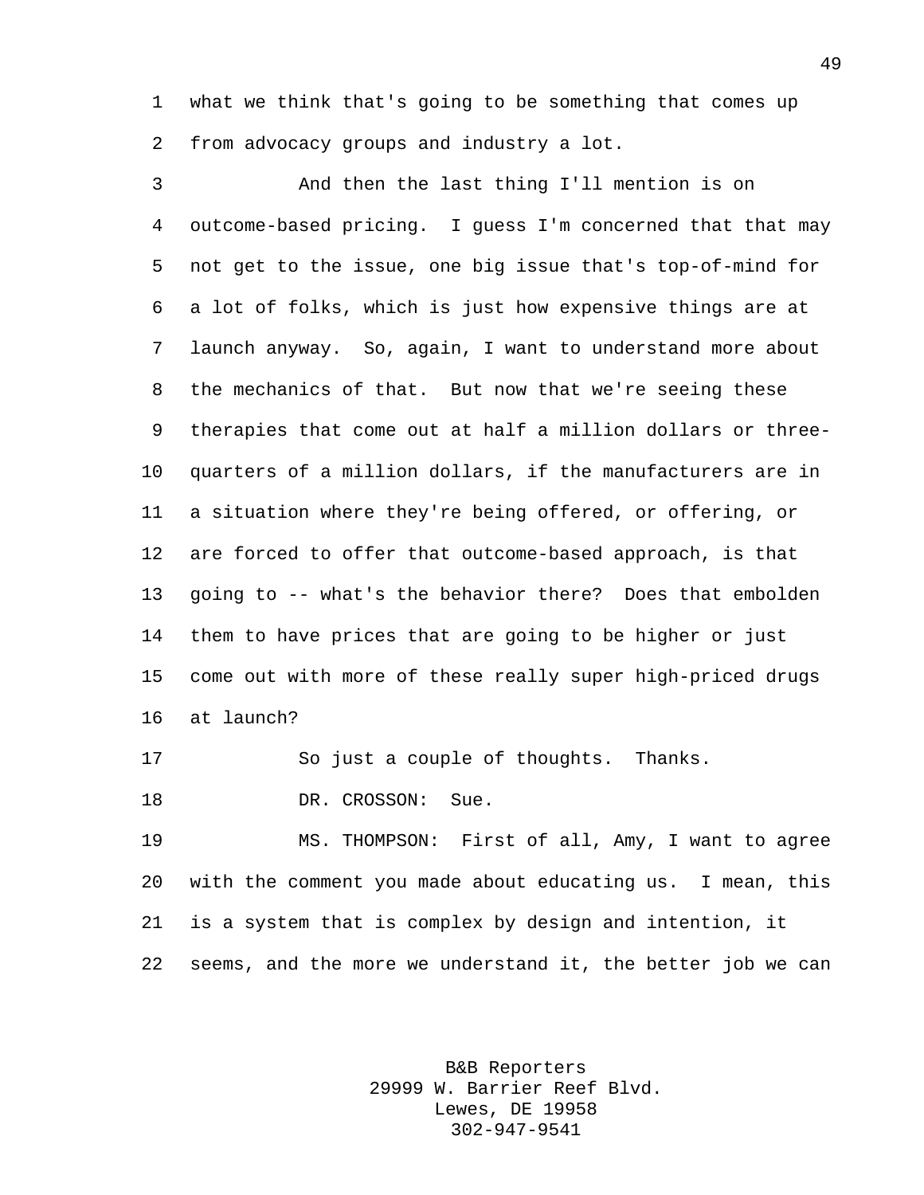what we think that's going to be something that comes up from advocacy groups and industry a lot.

And then the last thing I'll mention is on outcome-based pricing. I guess I'm concerned that that may not get to the issue, one big issue that's top-of-mind for a lot of folks, which is just how expensive things are at launch anyway. So, again, I want to understand more about the mechanics of that. But now that we're seeing these therapies that come out at half a million dollars or three-quarters of a million dollars, if the manufacturers are in a situation where they're being offered, or offering, or are forced to offer that outcome-based approach, is that going to -- what's the behavior there? Does that embolden them to have prices that are going to be higher or just come out with more of these really super high-priced drugs at launch?

So just a couple of thoughts. Thanks.

DR. CROSSON: Sue.

MS. THOMPSON: First of all, Amy, I want to agree with the comment you made about educating us. I mean, this is a system that is complex by design and intention, it seems, and the more we understand it, the better job we can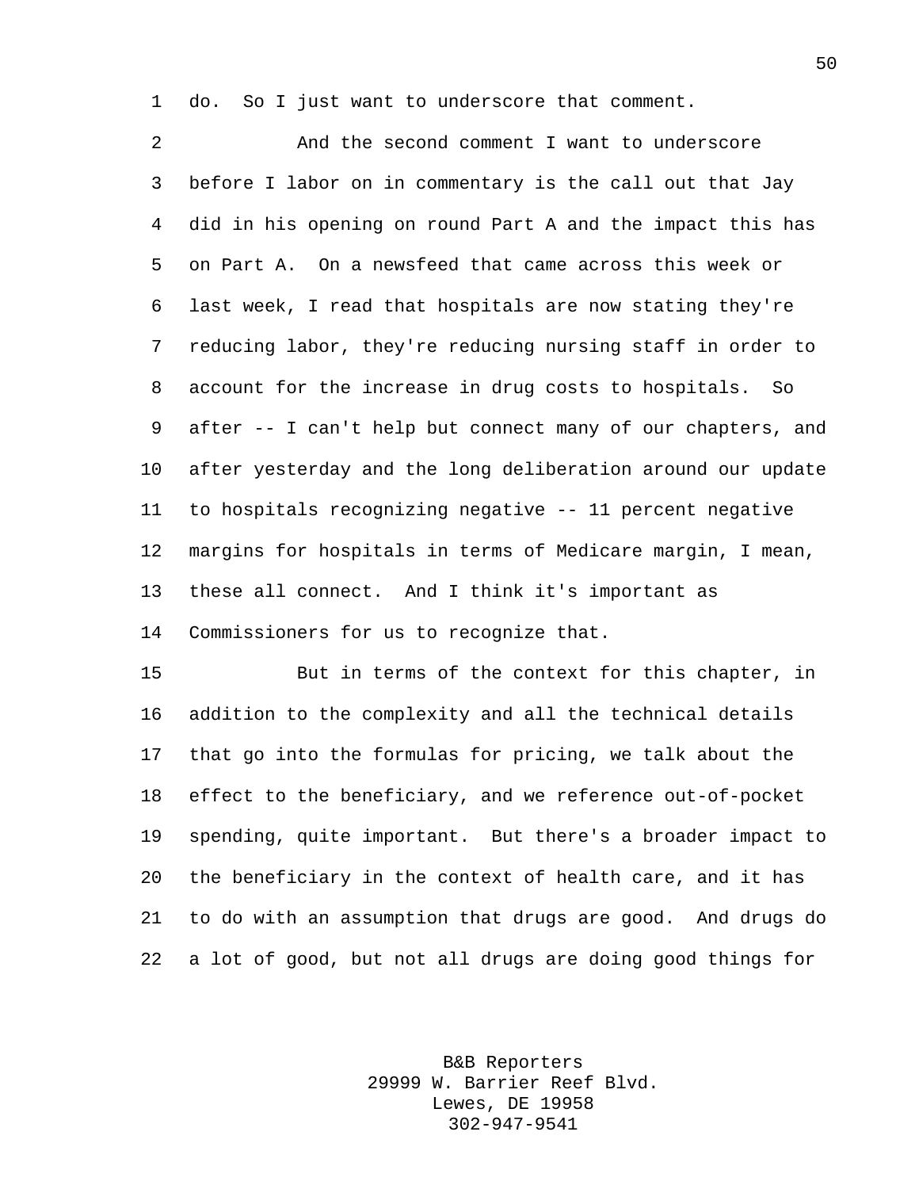do. So I just want to underscore that comment.

And the second comment I want to underscore before I labor on in commentary is the call out that Jay did in his opening on round Part A and the impact this has on Part A. On a newsfeed that came across this week or last week, I read that hospitals are now stating they're reducing labor, they're reducing nursing staff in order to account for the increase in drug costs to hospitals. So after -- I can't help but connect many of our chapters, and after yesterday and the long deliberation around our update to hospitals recognizing negative -- 11 percent negative margins for hospitals in terms of Medicare margin, I mean, these all connect. And I think it's important as Commissioners for us to recognize that.

But in terms of the context for this chapter, in addition to the complexity and all the technical details that go into the formulas for pricing, we talk about the effect to the beneficiary, and we reference out-of-pocket spending, quite important. But there's a broader impact to the beneficiary in the context of health care, and it has to do with an assumption that drugs are good. And drugs do a lot of good, but not all drugs are doing good things for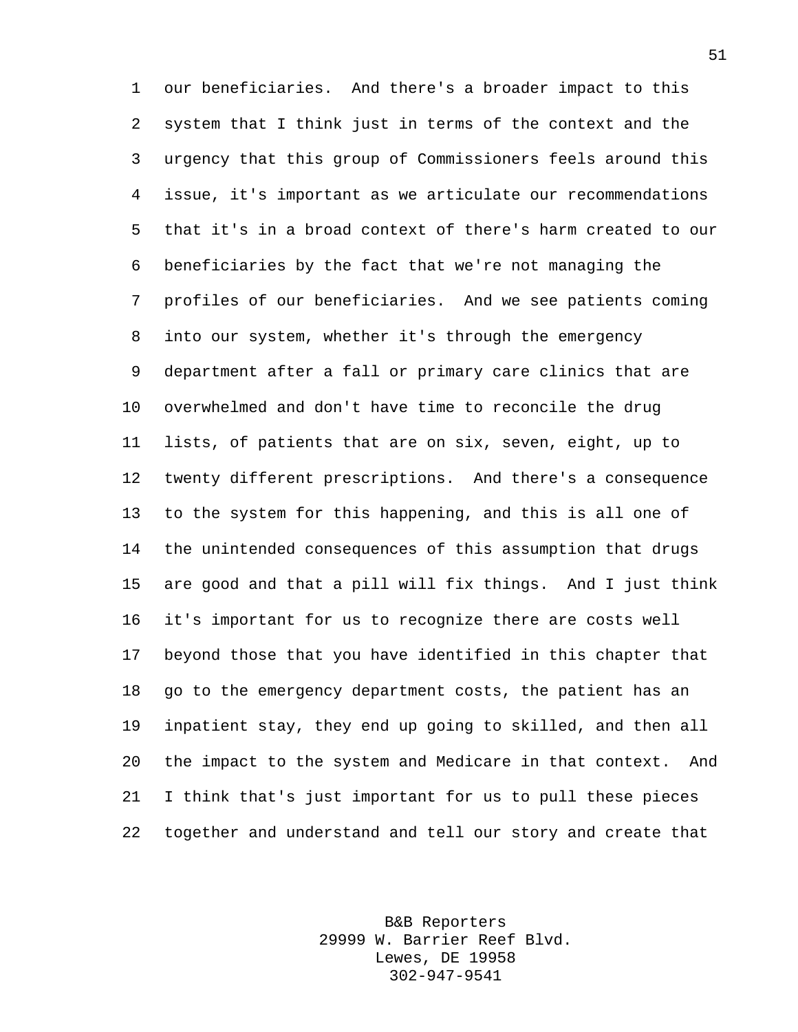our beneficiaries. And there's a broader impact to this system that I think just in terms of the context and the urgency that this group of Commissioners feels around this issue, it's important as we articulate our recommendations that it's in a broad context of there's harm created to our beneficiaries by the fact that we're not managing the profiles of our beneficiaries. And we see patients coming into our system, whether it's through the emergency department after a fall or primary care clinics that are overwhelmed and don't have time to reconcile the drug lists, of patients that are on six, seven, eight, up to twenty different prescriptions. And there's a consequence to the system for this happening, and this is all one of the unintended consequences of this assumption that drugs are good and that a pill will fix things. And I just think it's important for us to recognize there are costs well beyond those that you have identified in this chapter that go to the emergency department costs, the patient has an inpatient stay, they end up going to skilled, and then all the impact to the system and Medicare in that context. And I think that's just important for us to pull these pieces together and understand and tell our story and create that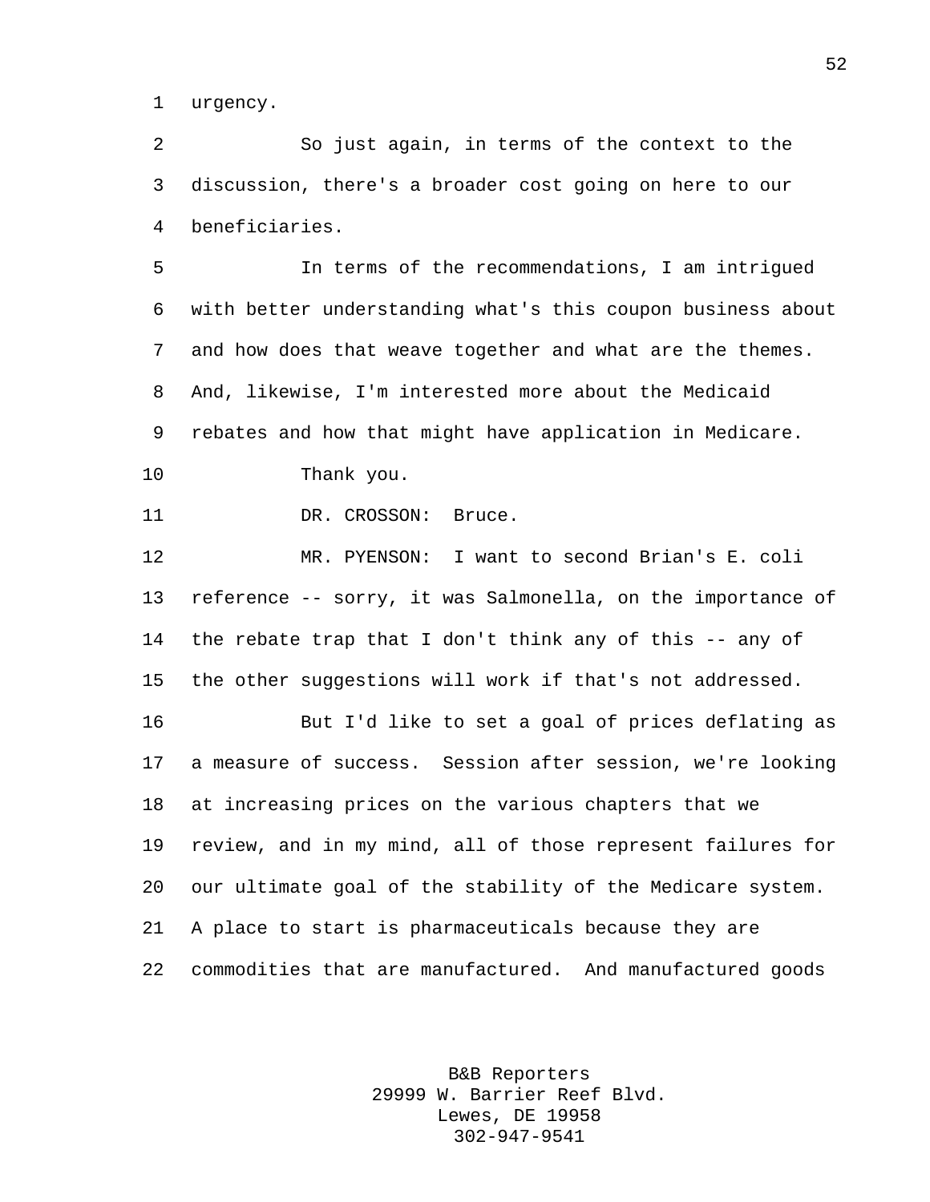urgency.

So just again, in terms of the context to the discussion, there's a broader cost going on here to our beneficiaries.

In terms of the recommendations, I am intrigued with better understanding what's this coupon business about and how does that weave together and what are the themes. And, likewise, I'm interested more about the Medicaid rebates and how that might have application in Medicare.

Thank you.

DR. CROSSON: Bruce.

MR. PYENSON: I want to second Brian's E. coli reference -- sorry, it was Salmonella, on the importance of the rebate trap that I don't think any of this -- any of the other suggestions will work if that's not addressed.

But I'd like to set a goal of prices deflating as a measure of success. Session after session, we're looking at increasing prices on the various chapters that we review, and in my mind, all of those represent failures for our ultimate goal of the stability of the Medicare system. A place to start is pharmaceuticals because they are commodities that are manufactured. And manufactured goods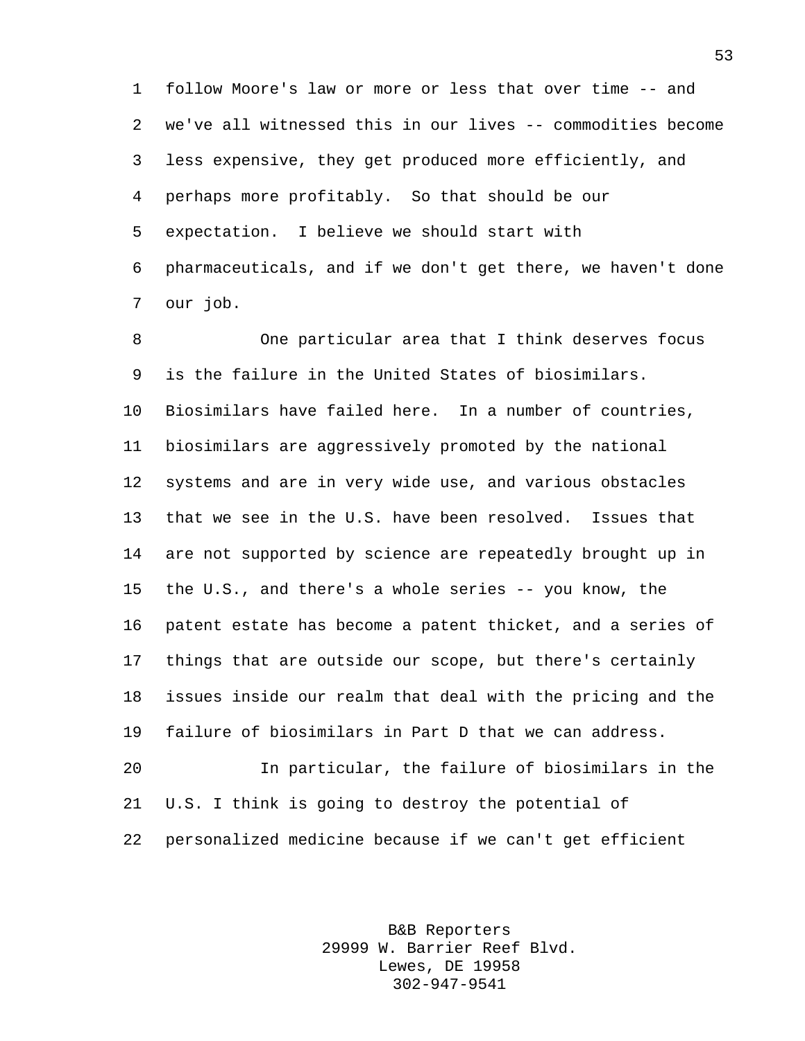follow Moore's law or more or less that over time -- and we've all witnessed this in our lives -- commodities become less expensive, they get produced more efficiently, and perhaps more profitably. So that should be our expectation. I believe we should start with pharmaceuticals, and if we don't get there, we haven't done our job.

One particular area that I think deserves focus is the failure in the United States of biosimilars. Biosimilars have failed here. In a number of countries, biosimilars are aggressively promoted by the national systems and are in very wide use, and various obstacles that we see in the U.S. have been resolved. Issues that are not supported by science are repeatedly brought up in the U.S., and there's a whole series -- you know, the patent estate has become a patent thicket, and a series of things that are outside our scope, but there's certainly issues inside our realm that deal with the pricing and the failure of biosimilars in Part D that we can address.

In particular, the failure of biosimilars in the U.S. I think is going to destroy the potential of personalized medicine because if we can't get efficient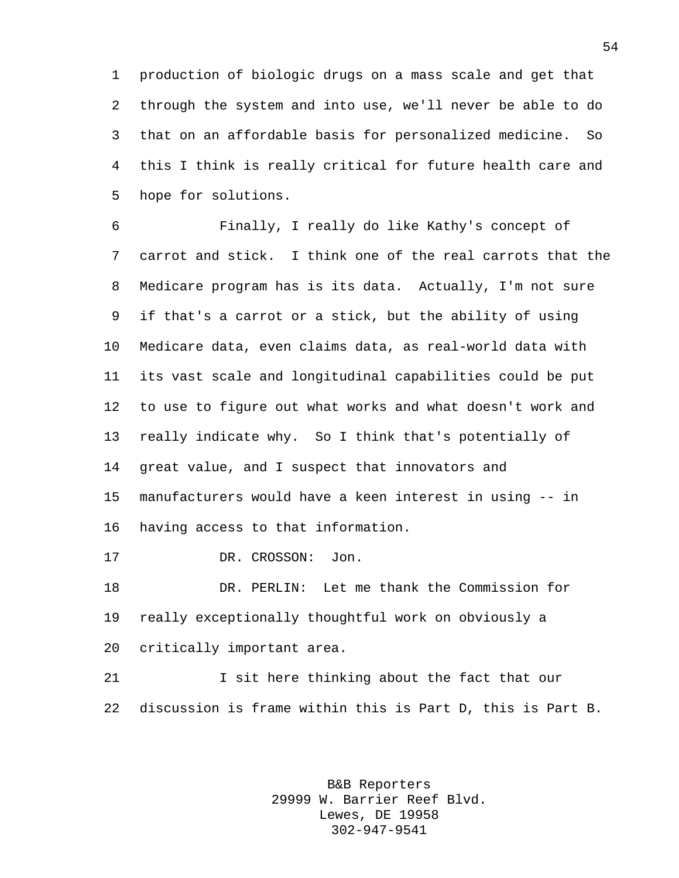production of biologic drugs on a mass scale and get that through the system and into use, we'll never be able to do that on an affordable basis for personalized medicine. So this I think is really critical for future health care and hope for solutions.

Finally, I really do like Kathy's concept of carrot and stick. I think one of the real carrots that the Medicare program has is its data. Actually, I'm not sure if that's a carrot or a stick, but the ability of using Medicare data, even claims data, as real-world data with its vast scale and longitudinal capabilities could be put to use to figure out what works and what doesn't work and really indicate why. So I think that's potentially of great value, and I suspect that innovators and manufacturers would have a keen interest in using -- in having access to that information.

DR. CROSSON: Jon.

DR. PERLIN: Let me thank the Commission for really exceptionally thoughtful work on obviously a critically important area.

I sit here thinking about the fact that our discussion is frame within this is Part D, this is Part B.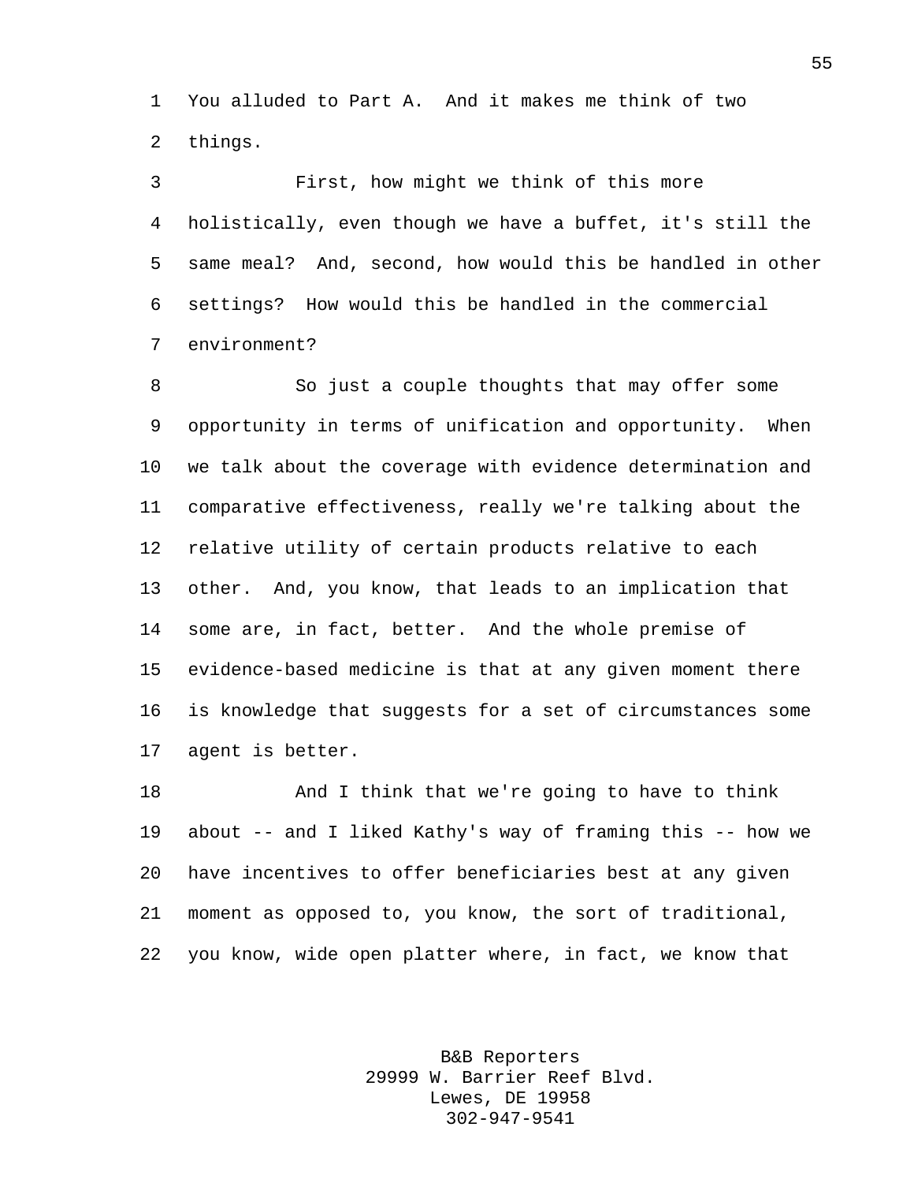You alluded to Part A. And it makes me think of two things.

First, how might we think of this more holistically, even though we have a buffet, it's still the same meal? And, second, how would this be handled in other settings? How would this be handled in the commercial environment?

So just a couple thoughts that may offer some opportunity in terms of unification and opportunity. When we talk about the coverage with evidence determination and comparative effectiveness, really we're talking about the relative utility of certain products relative to each other. And, you know, that leads to an implication that some are, in fact, better. And the whole premise of evidence-based medicine is that at any given moment there is knowledge that suggests for a set of circumstances some agent is better.

And I think that we're going to have to think about -- and I liked Kathy's way of framing this -- how we have incentives to offer beneficiaries best at any given moment as opposed to, you know, the sort of traditional, you know, wide open platter where, in fact, we know that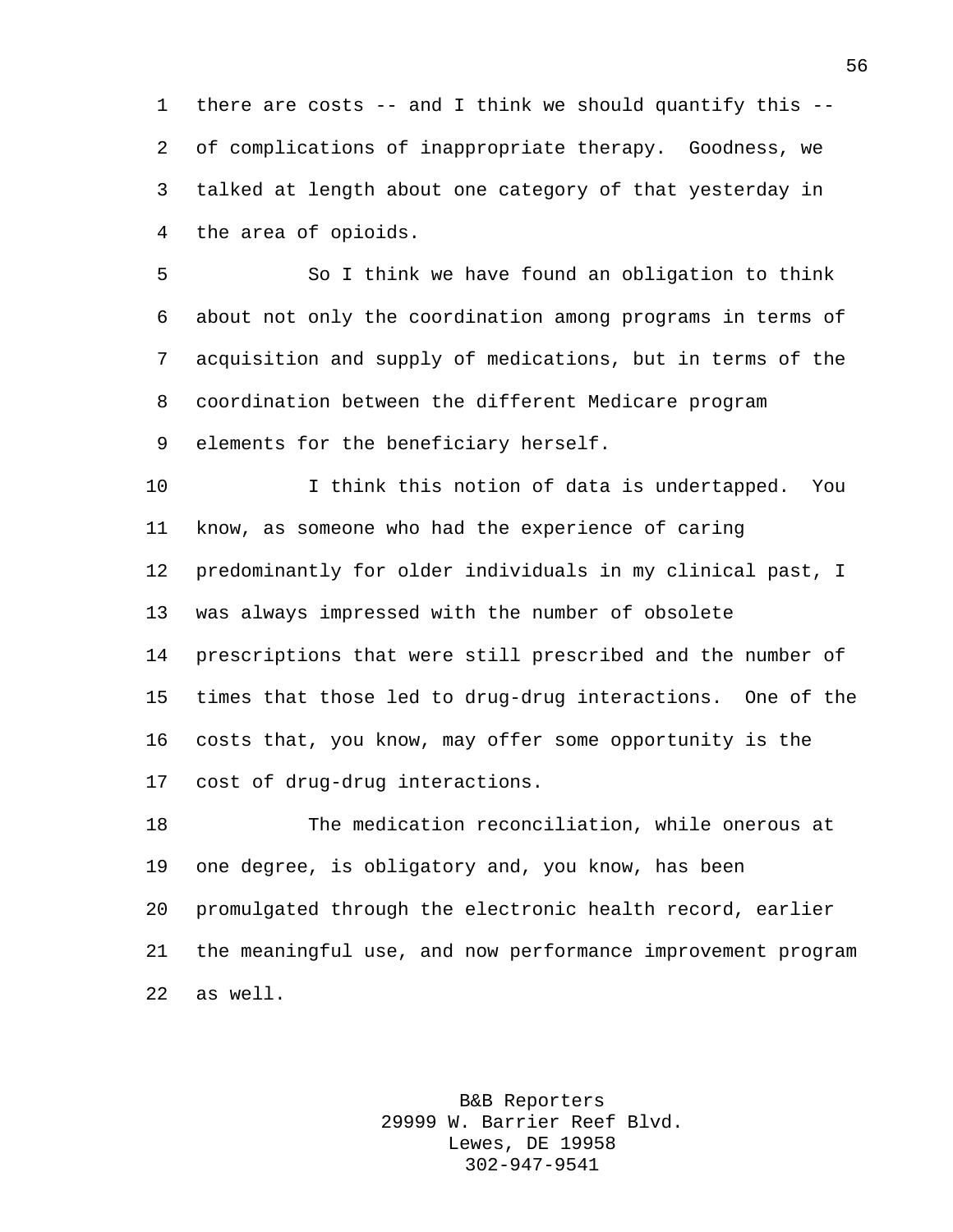there are costs -- and I think we should quantify this -- of complications of inappropriate therapy. Goodness, we talked at length about one category of that yesterday in the area of opioids.

So I think we have found an obligation to think about not only the coordination among programs in terms of acquisition and supply of medications, but in terms of the coordination between the different Medicare program elements for the beneficiary herself.

I think this notion of data is undertapped. You know, as someone who had the experience of caring predominantly for older individuals in my clinical past, I was always impressed with the number of obsolete prescriptions that were still prescribed and the number of times that those led to drug-drug interactions. One of the costs that, you know, may offer some opportunity is the cost of drug-drug interactions.

The medication reconciliation, while onerous at one degree, is obligatory and, you know, has been promulgated through the electronic health record, earlier the meaningful use, and now performance improvement program as well.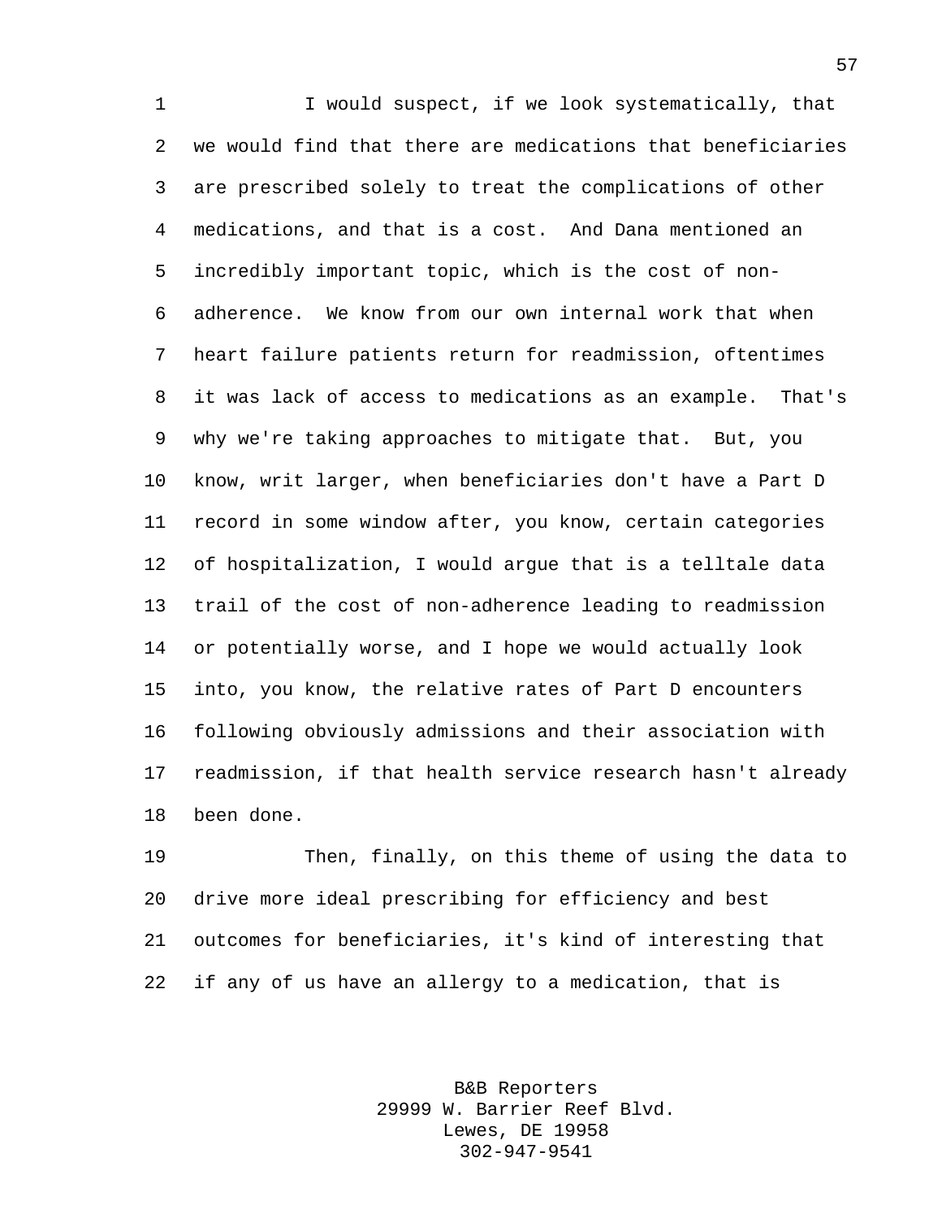I would suspect, if we look systematically, that we would find that there are medications that beneficiaries are prescribed solely to treat the complications of other medications, and that is a cost. And Dana mentioned an incredibly important topic, which is the cost of non-adherence. We know from our own internal work that when heart failure patients return for readmission, oftentimes it was lack of access to medications as an example. That's why we're taking approaches to mitigate that. But, you know, writ larger, when beneficiaries don't have a Part D record in some window after, you know, certain categories of hospitalization, I would argue that is a telltale data trail of the cost of non-adherence leading to readmission or potentially worse, and I hope we would actually look into, you know, the relative rates of Part D encounters following obviously admissions and their association with readmission, if that health service research hasn't already been done.

Then, finally, on this theme of using the data to drive more ideal prescribing for efficiency and best outcomes for beneficiaries, it's kind of interesting that if any of us have an allergy to a medication, that is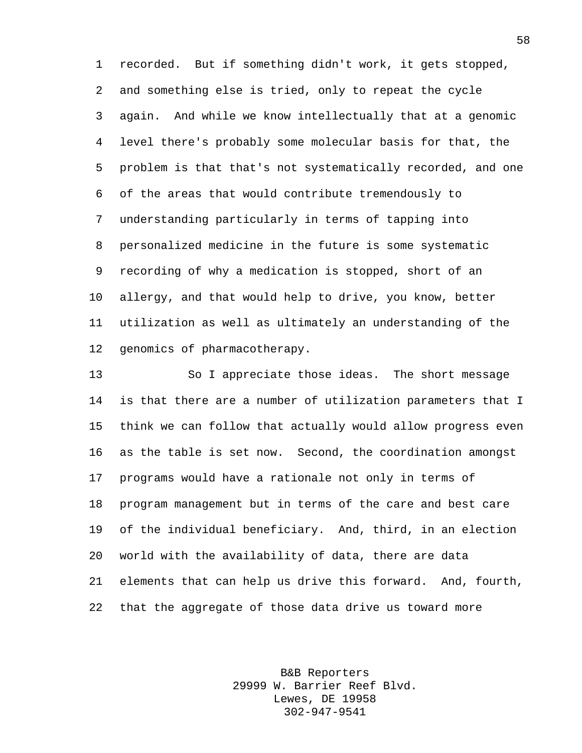recorded. But if something didn't work, it gets stopped, and something else is tried, only to repeat the cycle again. And while we know intellectually that at a genomic level there's probably some molecular basis for that, the problem is that that's not systematically recorded, and one of the areas that would contribute tremendously to understanding particularly in terms of tapping into personalized medicine in the future is some systematic recording of why a medication is stopped, short of an allergy, and that would help to drive, you know, better utilization as well as ultimately an understanding of the genomics of pharmacotherapy.

So I appreciate those ideas. The short message is that there are a number of utilization parameters that I think we can follow that actually would allow progress even as the table is set now. Second, the coordination amongst programs would have a rationale not only in terms of program management but in terms of the care and best care of the individual beneficiary. And, third, in an election world with the availability of data, there are data elements that can help us drive this forward. And, fourth, that the aggregate of those data drive us toward more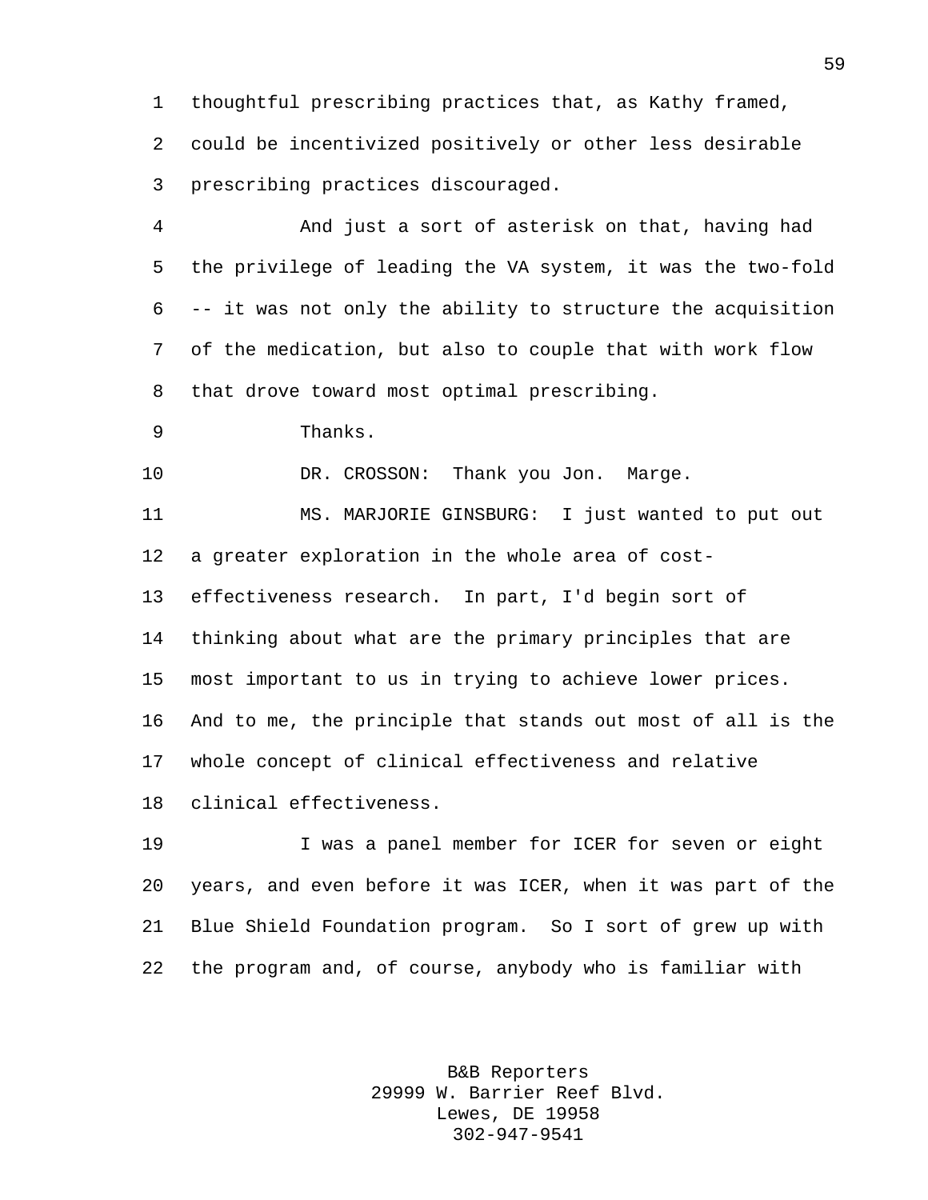thoughtful prescribing practices that, as Kathy framed, could be incentivized positively or other less desirable prescribing practices discouraged.

And just a sort of asterisk on that, having had the privilege of leading the VA system, it was the two-fold -- it was not only the ability to structure the acquisition of the medication, but also to couple that with work flow that drove toward most optimal prescribing.

Thanks.

DR. CROSSON: Thank you Jon. Marge.

MS. MARJORIE GINSBURG: I just wanted to put out a greater exploration in the whole area of cost-effectiveness research. In part, I'd begin sort of thinking about what are the primary principles that are most important to us in trying to achieve lower prices. And to me, the principle that stands out most of all is the whole concept of clinical effectiveness and relative clinical effectiveness.

I was a panel member for ICER for seven or eight years, and even before it was ICER, when it was part of the Blue Shield Foundation program. So I sort of grew up with the program and, of course, anybody who is familiar with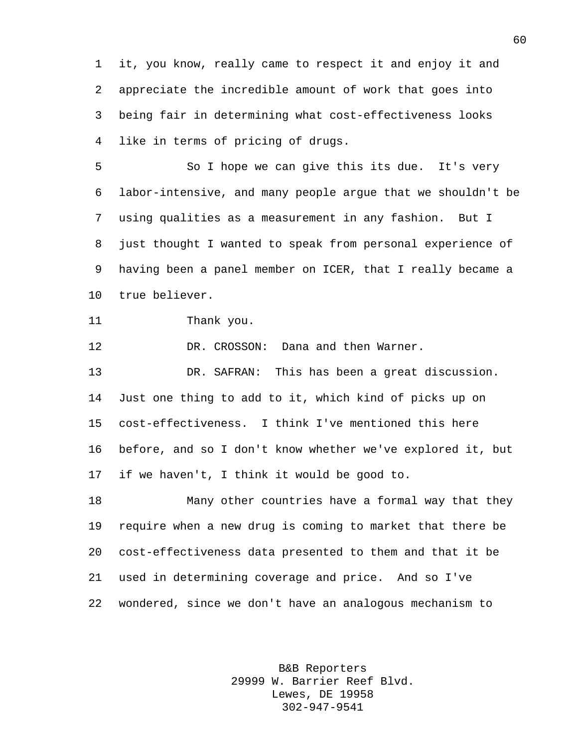it, you know, really came to respect it and enjoy it and appreciate the incredible amount of work that goes into being fair in determining what cost-effectiveness looks like in terms of pricing of drugs.

So I hope we can give this its due. It's very labor-intensive, and many people argue that we shouldn't be using qualities as a measurement in any fashion. But I just thought I wanted to speak from personal experience of having been a panel member on ICER, that I really became a true believer.

Thank you.

DR. CROSSON: Dana and then Warner.

DR. SAFRAN: This has been a great discussion. Just one thing to add to it, which kind of picks up on cost-effectiveness. I think I've mentioned this here before, and so I don't know whether we've explored it, but if we haven't, I think it would be good to.

Many other countries have a formal way that they require when a new drug is coming to market that there be cost-effectiveness data presented to them and that it be used in determining coverage and price. And so I've wondered, since we don't have an analogous mechanism to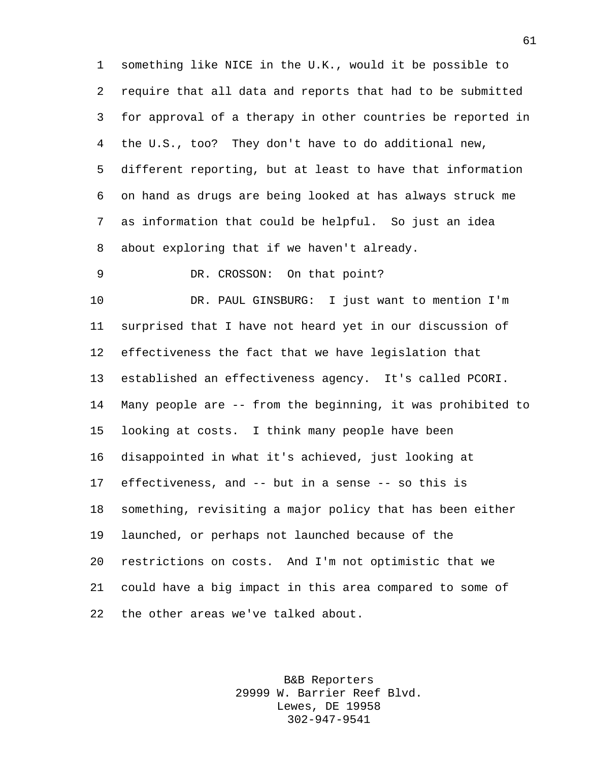something like NICE in the U.K., would it be possible to require that all data and reports that had to be submitted for approval of a therapy in other countries be reported in the U.S., too? They don't have to do additional new, different reporting, but at least to have that information on hand as drugs are being looked at has always struck me as information that could be helpful. So just an idea about exploring that if we haven't already.

DR. CROSSON: On that point?

DR. PAUL GINSBURG: I just want to mention I'm surprised that I have not heard yet in our discussion of effectiveness the fact that we have legislation that established an effectiveness agency. It's called PCORI. Many people are -- from the beginning, it was prohibited to looking at costs. I think many people have been disappointed in what it's achieved, just looking at effectiveness, and -- but in a sense -- so this is something, revisiting a major policy that has been either launched, or perhaps not launched because of the restrictions on costs. And I'm not optimistic that we could have a big impact in this area compared to some of the other areas we've talked about.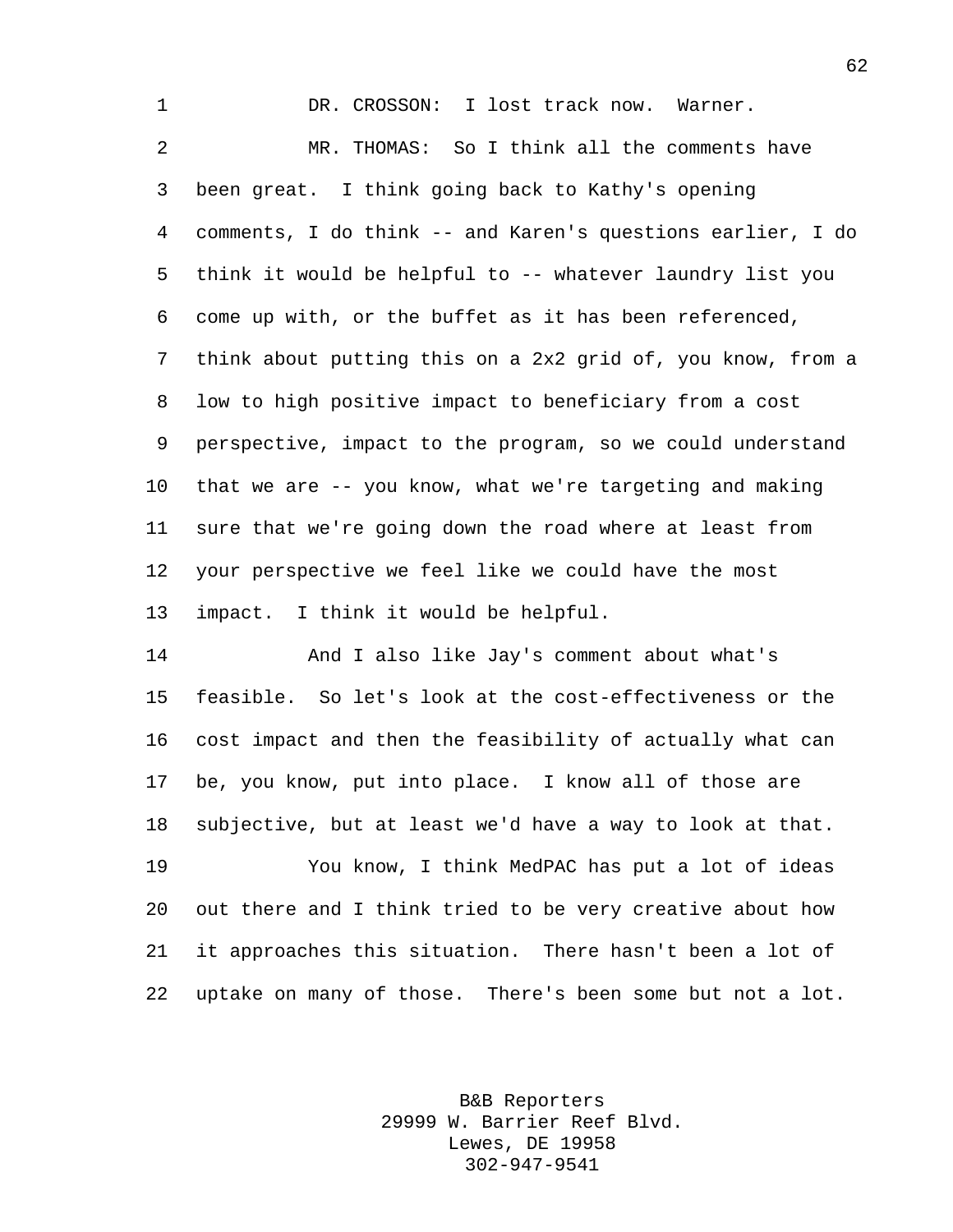DR. CROSSON: I lost track now. Warner.

MR. THOMAS: So I think all the comments have been great. I think going back to Kathy's opening comments, I do think -- and Karen's questions earlier, I do think it would be helpful to -- whatever laundry list you come up with, or the buffet as it has been referenced, think about putting this on a 2x2 grid of, you know, from a low to high positive impact to beneficiary from a cost perspective, impact to the program, so we could understand that we are -- you know, what we're targeting and making sure that we're going down the road where at least from your perspective we feel like we could have the most impact. I think it would be helpful.

And I also like Jay's comment about what's feasible. So let's look at the cost-effectiveness or the cost impact and then the feasibility of actually what can be, you know, put into place. I know all of those are subjective, but at least we'd have a way to look at that.

You know, I think MedPAC has put a lot of ideas out there and I think tried to be very creative about how it approaches this situation. There hasn't been a lot of uptake on many of those. There's been some but not a lot.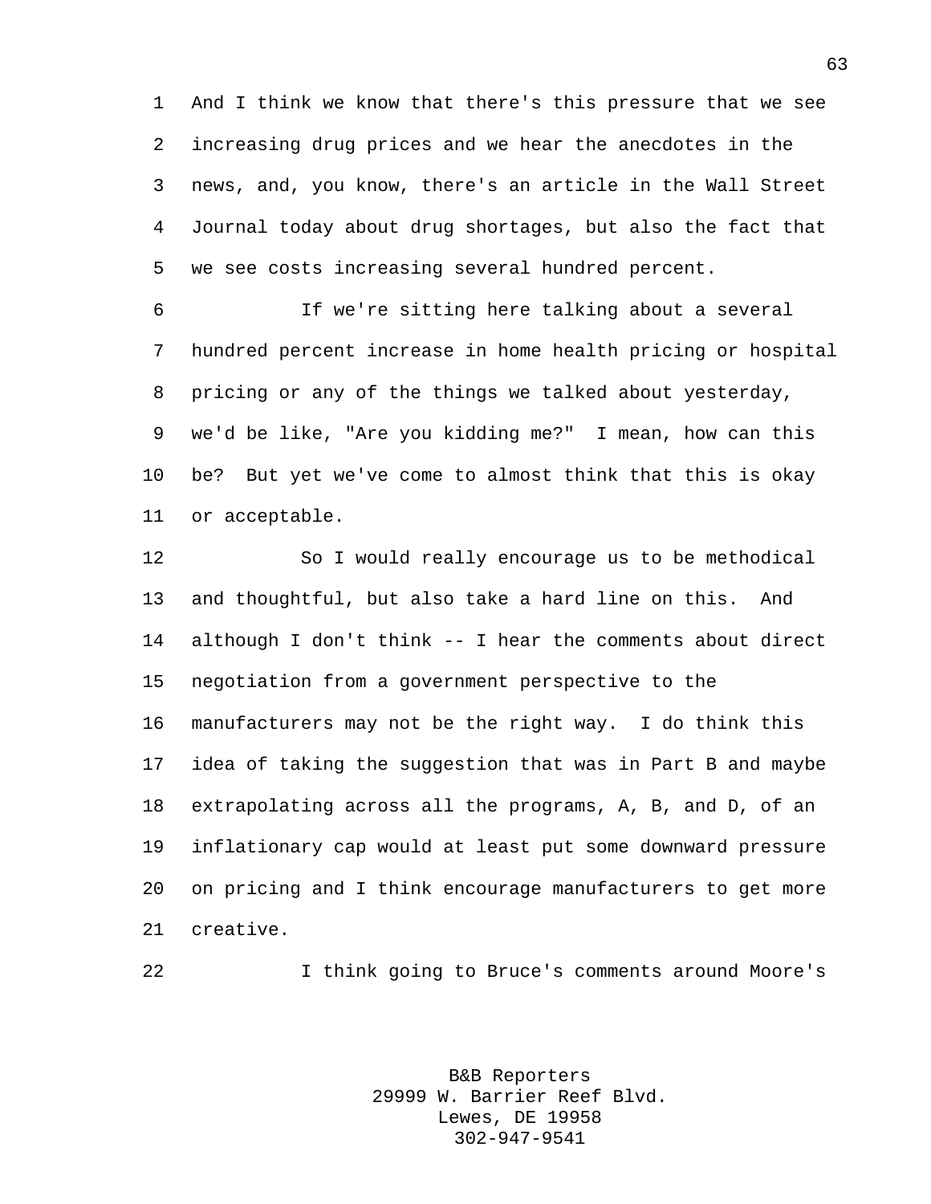And I think we know that there's this pressure that we see increasing drug prices and we hear the anecdotes in the news, and, you know, there's an article in the Wall Street Journal today about drug shortages, but also the fact that we see costs increasing several hundred percent.

If we're sitting here talking about a several hundred percent increase in home health pricing or hospital pricing or any of the things we talked about yesterday, we'd be like, "Are you kidding me?" I mean, how can this be? But yet we've come to almost think that this is okay or acceptable.

So I would really encourage us to be methodical and thoughtful, but also take a hard line on this. And although I don't think -- I hear the comments about direct negotiation from a government perspective to the manufacturers may not be the right way. I do think this idea of taking the suggestion that was in Part B and maybe extrapolating across all the programs, A, B, and D, of an inflationary cap would at least put some downward pressure on pricing and I think encourage manufacturers to get more creative.

I think going to Bruce's comments around Moore's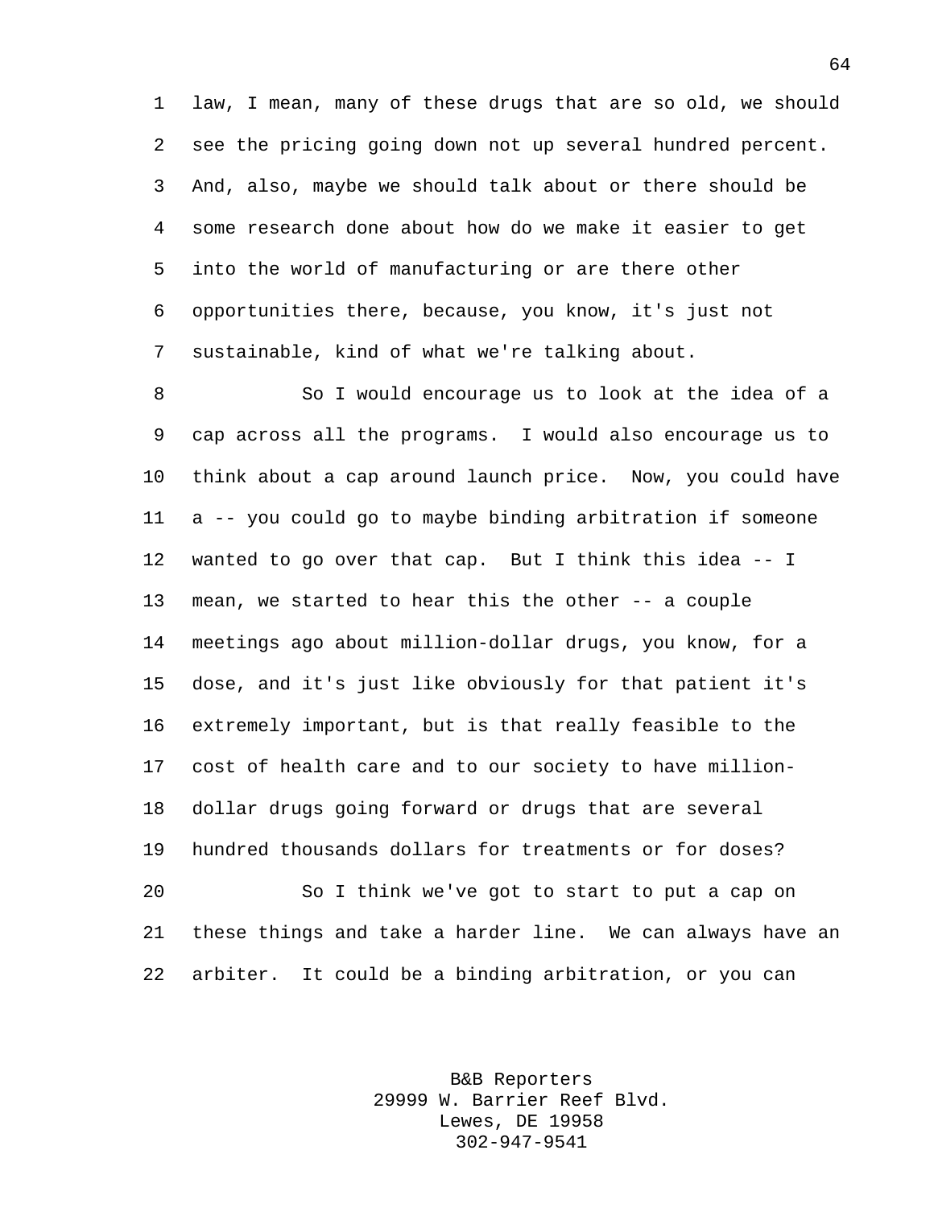law, I mean, many of these drugs that are so old, we should see the pricing going down not up several hundred percent. And, also, maybe we should talk about or there should be some research done about how do we make it easier to get into the world of manufacturing or are there other opportunities there, because, you know, it's just not sustainable, kind of what we're talking about.

So I would encourage us to look at the idea of a cap across all the programs. I would also encourage us to think about a cap around launch price. Now, you could have a -- you could go to maybe binding arbitration if someone wanted to go over that cap. But I think this idea -- I mean, we started to hear this the other -- a couple meetings ago about million-dollar drugs, you know, for a dose, and it's just like obviously for that patient it's extremely important, but is that really feasible to the cost of health care and to our society to have million-dollar drugs going forward or drugs that are several hundred thousands dollars for treatments or for doses?

So I think we've got to start to put a cap on these things and take a harder line. We can always have an arbiter. It could be a binding arbitration, or you can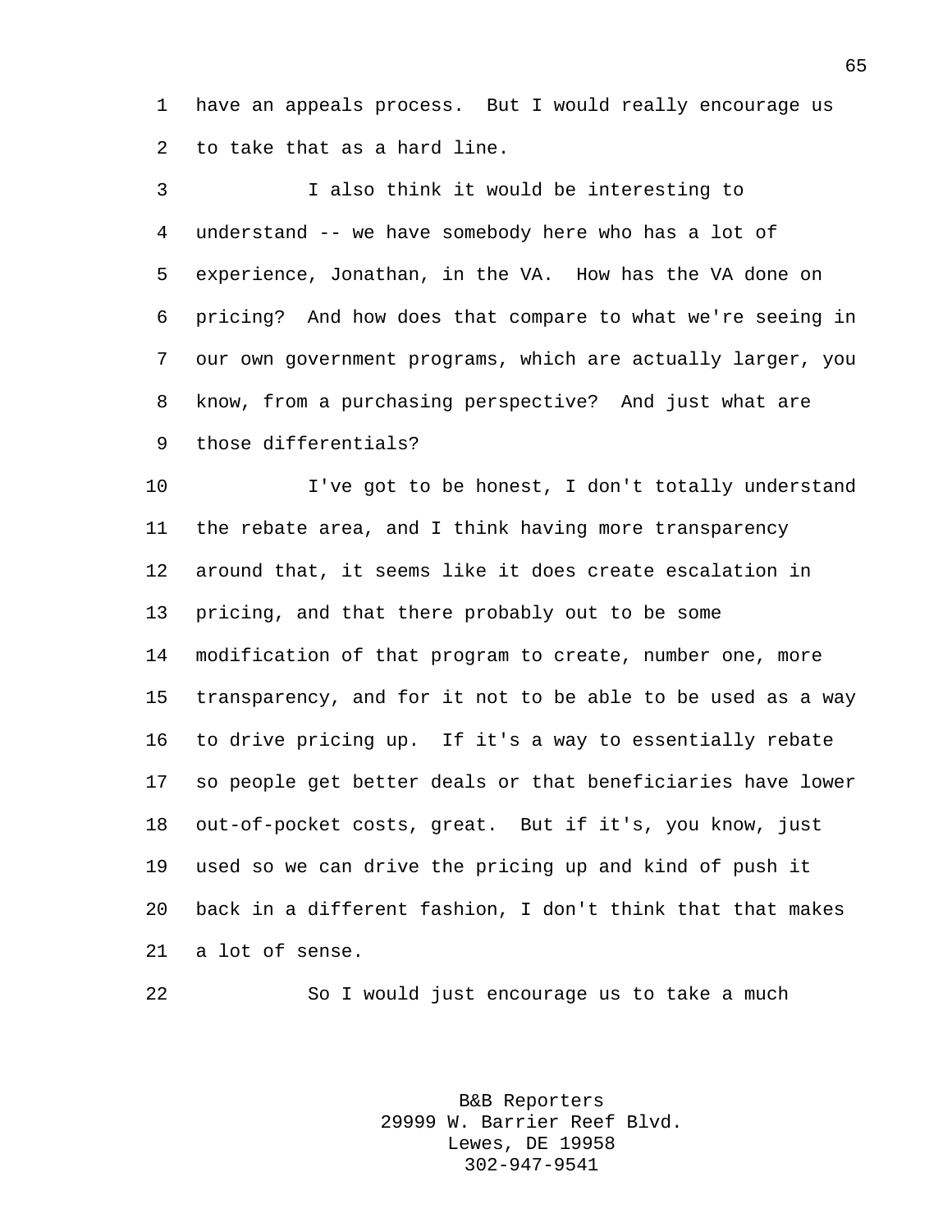have an appeals process. But I would really encourage us to take that as a hard line.

I also think it would be interesting to understand -- we have somebody here who has a lot of experience, Jonathan, in the VA. How has the VA done on pricing? And how does that compare to what we're seeing in our own government programs, which are actually larger, you know, from a purchasing perspective? And just what are those differentials?

I've got to be honest, I don't totally understand the rebate area, and I think having more transparency around that, it seems like it does create escalation in pricing, and that there probably out to be some modification of that program to create, number one, more transparency, and for it not to be able to be used as a way to drive pricing up. If it's a way to essentially rebate so people get better deals or that beneficiaries have lower out-of-pocket costs, great. But if it's, you know, just used so we can drive the pricing up and kind of push it back in a different fashion, I don't think that that makes a lot of sense.

So I would just encourage us to take a much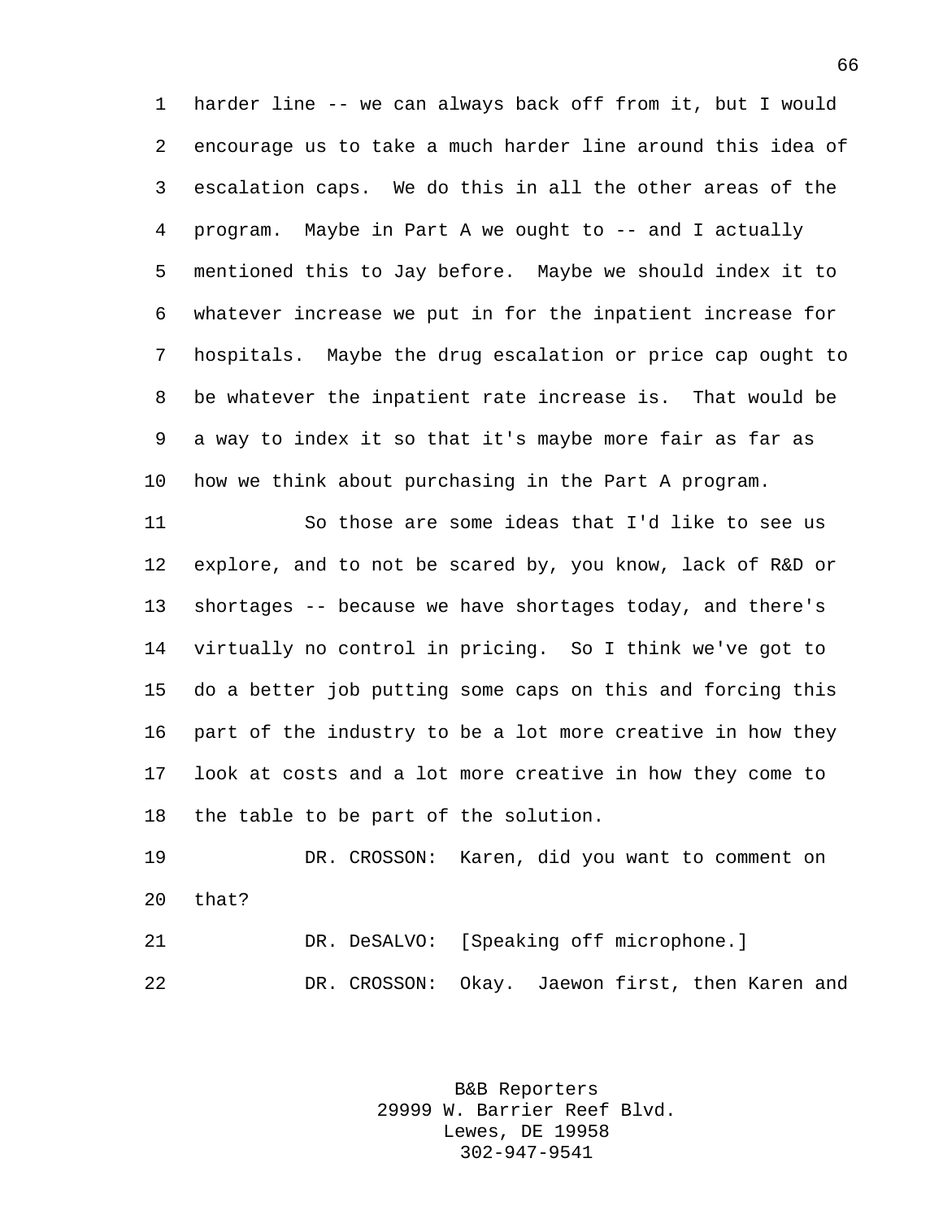harder line -- we can always back off from it, but I would encourage us to take a much harder line around this idea of escalation caps. We do this in all the other areas of the program. Maybe in Part A we ought to -- and I actually mentioned this to Jay before. Maybe we should index it to whatever increase we put in for the inpatient increase for hospitals. Maybe the drug escalation or price cap ought to be whatever the inpatient rate increase is. That would be a way to index it so that it's maybe more fair as far as how we think about purchasing in the Part A program.

So those are some ideas that I'd like to see us explore, and to not be scared by, you know, lack of R&D or shortages -- because we have shortages today, and there's virtually no control in pricing. So I think we've got to do a better job putting some caps on this and forcing this part of the industry to be a lot more creative in how they look at costs and a lot more creative in how they come to the table to be part of the solution.

DR. CROSSON: Karen, did you want to comment on that?

DR. DeSALVO: [Speaking off microphone.]

DR. CROSSON: Okay. Jaewon first, then Karen and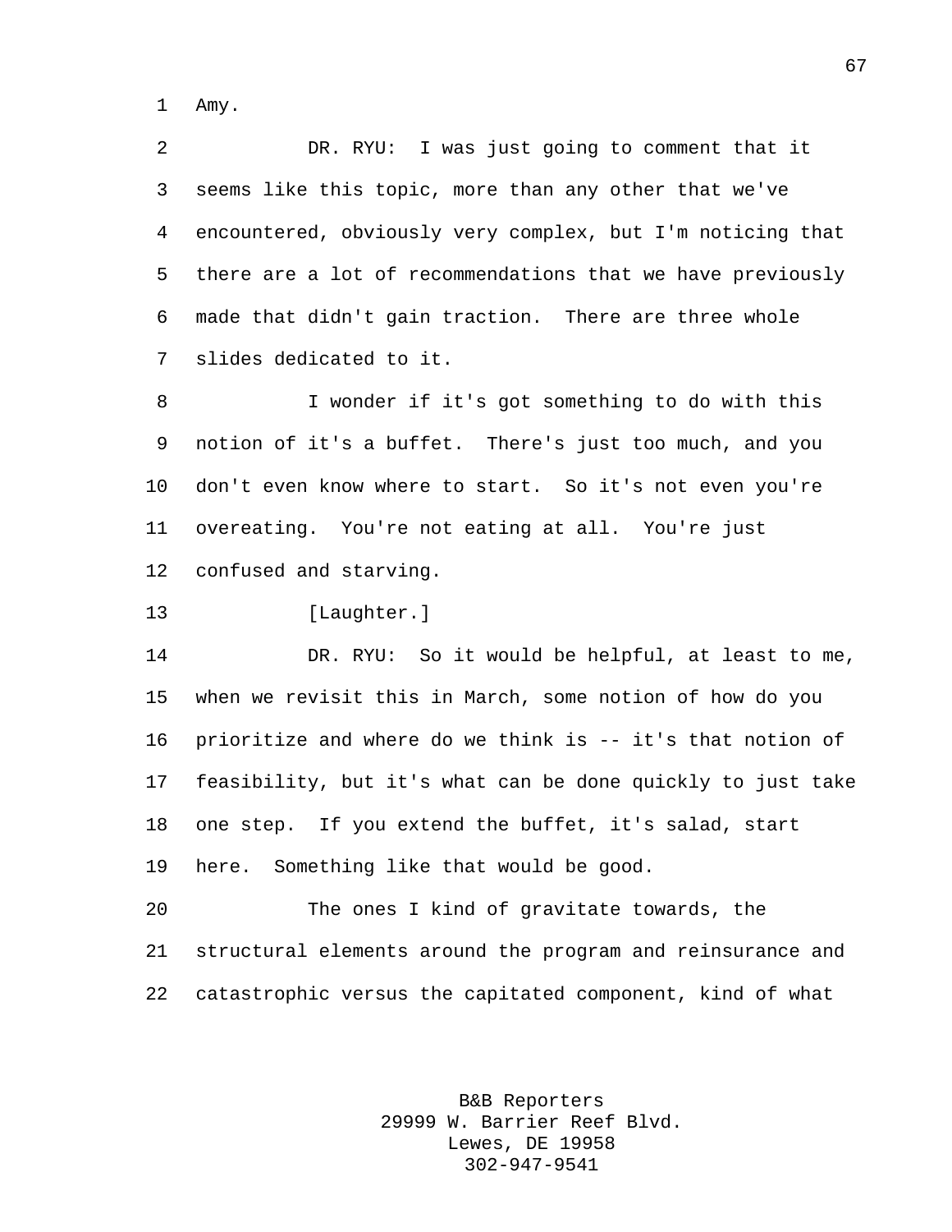Amy.

DR. RYU: I was just going to comment that it seems like this topic, more than any other that we've encountered, obviously very complex, but I'm noticing that there are a lot of recommendations that we have previously made that didn't gain traction. There are three whole slides dedicated to it.

I wonder if it's got something to do with this notion of it's a buffet. There's just too much, and you don't even know where to start. So it's not even you're overeating. You're not eating at all. You're just confused and starving.

[Laughter.]

DR. RYU: So it would be helpful, at least to me, when we revisit this in March, some notion of how do you prioritize and where do we think is -- it's that notion of feasibility, but it's what can be done quickly to just take one step. If you extend the buffet, it's salad, start here. Something like that would be good.

The ones I kind of gravitate towards, the structural elements around the program and reinsurance and catastrophic versus the capitated component, kind of what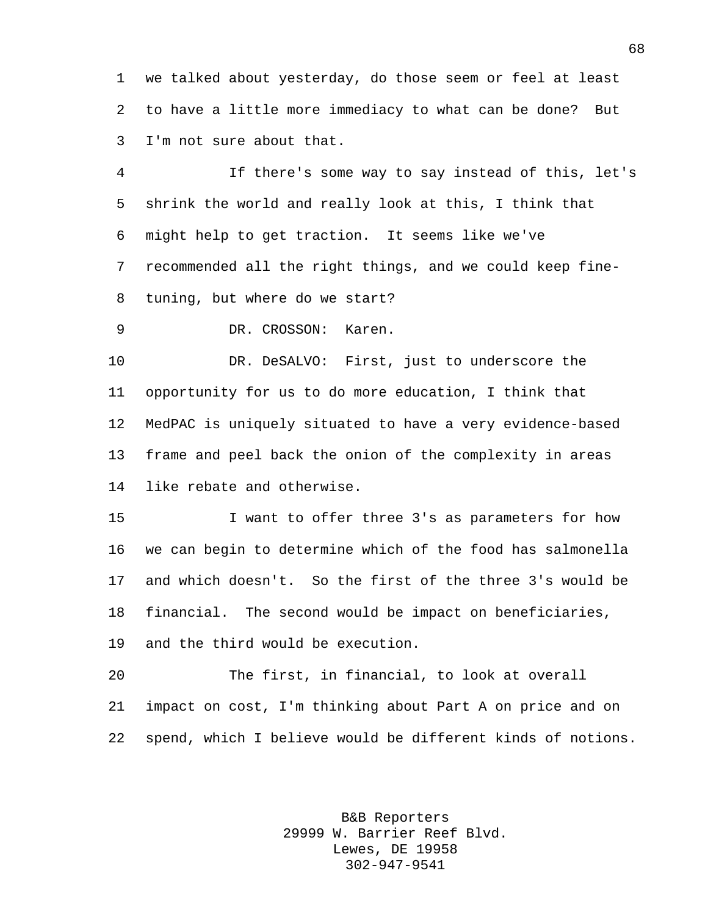we talked about yesterday, do those seem or feel at least to have a little more immediacy to what can be done? But I'm not sure about that.

If there's some way to say instead of this, let's shrink the world and really look at this, I think that might help to get traction. It seems like we've recommended all the right things, and we could keep fine-tuning, but where do we start?

DR. CROSSON: Karen.

DR. DeSALVO: First, just to underscore the opportunity for us to do more education, I think that MedPAC is uniquely situated to have a very evidence-based frame and peel back the onion of the complexity in areas like rebate and otherwise.

I want to offer three 3's as parameters for how we can begin to determine which of the food has salmonella and which doesn't. So the first of the three 3's would be financial. The second would be impact on beneficiaries, and the third would be execution.

The first, in financial, to look at overall impact on cost, I'm thinking about Part A on price and on spend, which I believe would be different kinds of notions.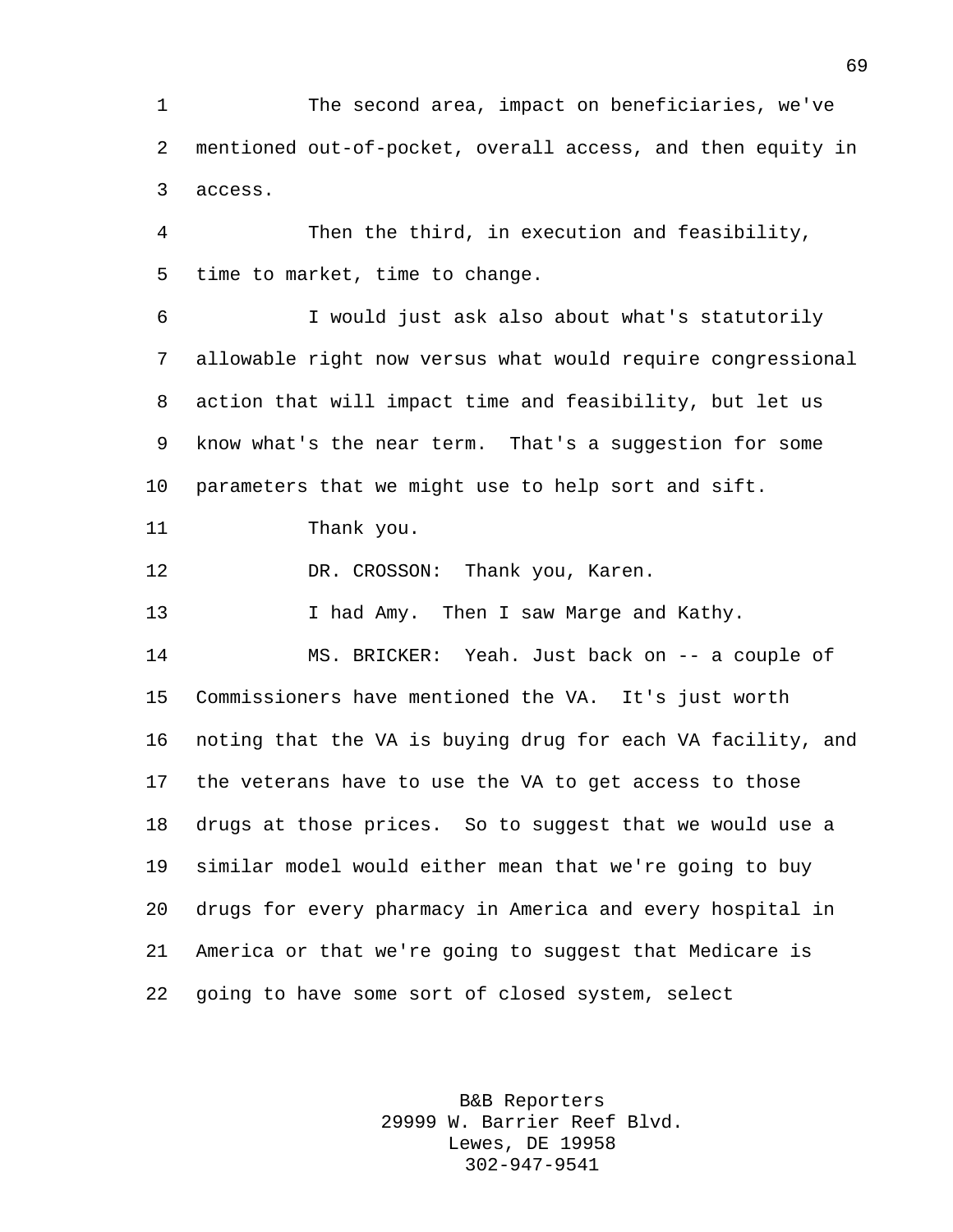The second area, impact on beneficiaries, we've mentioned out-of-pocket, overall access, and then equity in access.

Then the third, in execution and feasibility, time to market, time to change.

I would just ask also about what's statutorily allowable right now versus what would require congressional action that will impact time and feasibility, but let us know what's the near term. That's a suggestion for some parameters that we might use to help sort and sift.

Thank you.

DR. CROSSON: Thank you, Karen.

I had Amy. Then I saw Marge and Kathy.

MS. BRICKER: Yeah. Just back on -- a couple of Commissioners have mentioned the VA. It's just worth noting that the VA is buying drug for each VA facility, and the veterans have to use the VA to get access to those drugs at those prices. So to suggest that we would use a similar model would either mean that we're going to buy drugs for every pharmacy in America and every hospital in America or that we're going to suggest that Medicare is going to have some sort of closed system, select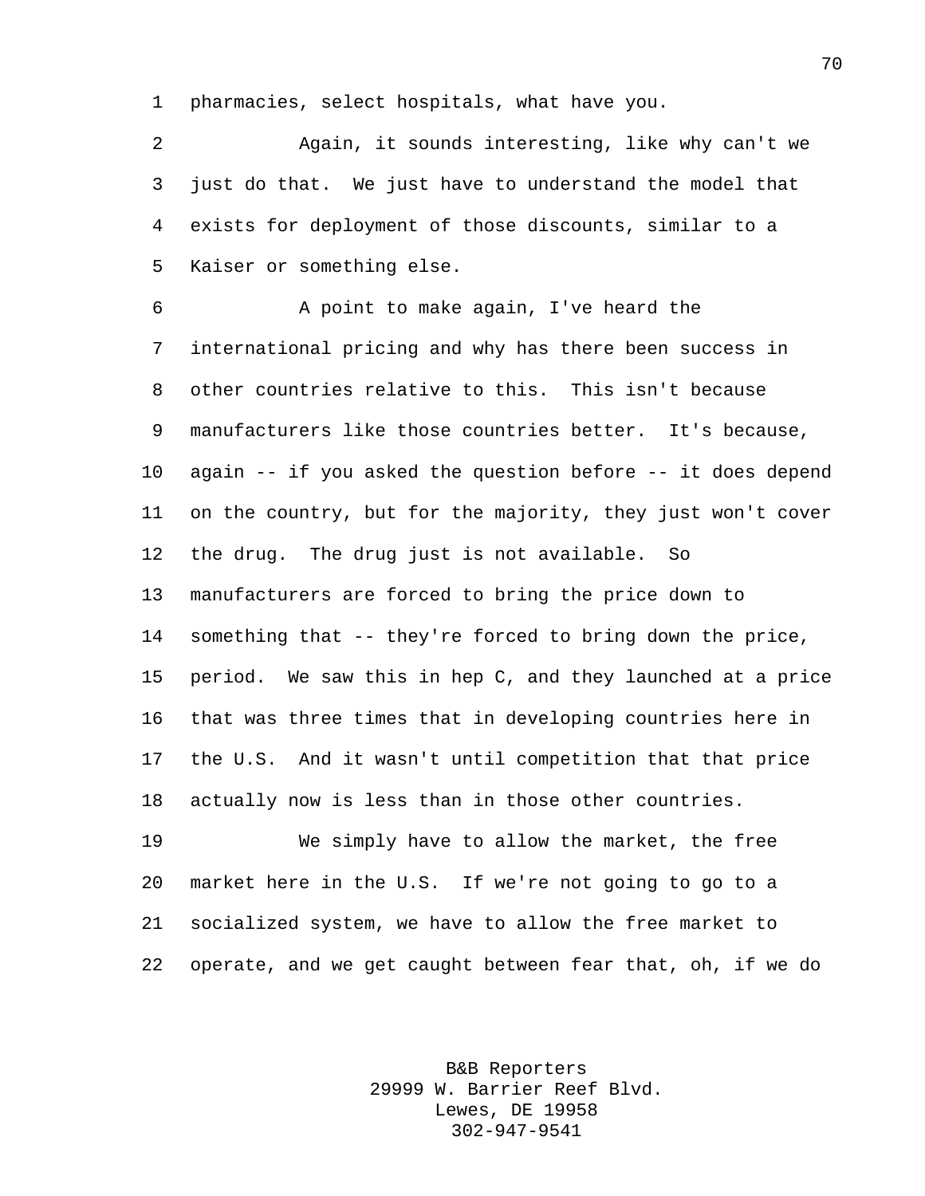pharmacies, select hospitals, what have you.

Again, it sounds interesting, like why can't we just do that. We just have to understand the model that exists for deployment of those discounts, similar to a Kaiser or something else.

A point to make again, I've heard the international pricing and why has there been success in other countries relative to this. This isn't because manufacturers like those countries better. It's because, again -- if you asked the question before -- it does depend on the country, but for the majority, they just won't cover the drug. The drug just is not available. So manufacturers are forced to bring the price down to something that -- they're forced to bring down the price, period. We saw this in hep C, and they launched at a price that was three times that in developing countries here in the U.S. And it wasn't until competition that that price actually now is less than in those other countries.

We simply have to allow the market, the free market here in the U.S. If we're not going to go to a socialized system, we have to allow the free market to operate, and we get caught between fear that, oh, if we do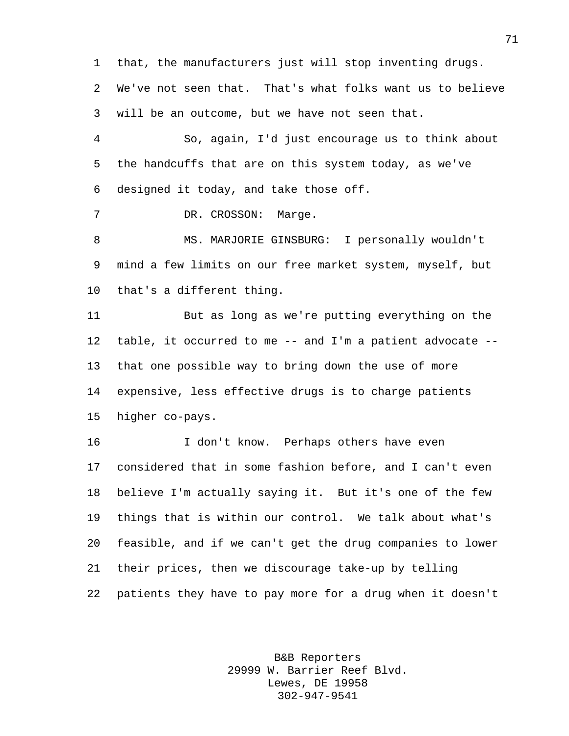that, the manufacturers just will stop inventing drugs. We've not seen that. That's what folks want us to believe will be an outcome, but we have not seen that.

So, again, I'd just encourage us to think about the handcuffs that are on this system today, as we've designed it today, and take those off.

DR. CROSSON: Marge.

MS. MARJORIE GINSBURG: I personally wouldn't mind a few limits on our free market system, myself, but that's a different thing.

But as long as we're putting everything on the table, it occurred to me -- and I'm a patient advocate -- that one possible way to bring down the use of more expensive, less effective drugs is to charge patients higher co-pays.

I don't know. Perhaps others have even considered that in some fashion before, and I can't even believe I'm actually saying it. But it's one of the few things that is within our control. We talk about what's feasible, and if we can't get the drug companies to lower their prices, then we discourage take-up by telling patients they have to pay more for a drug when it doesn't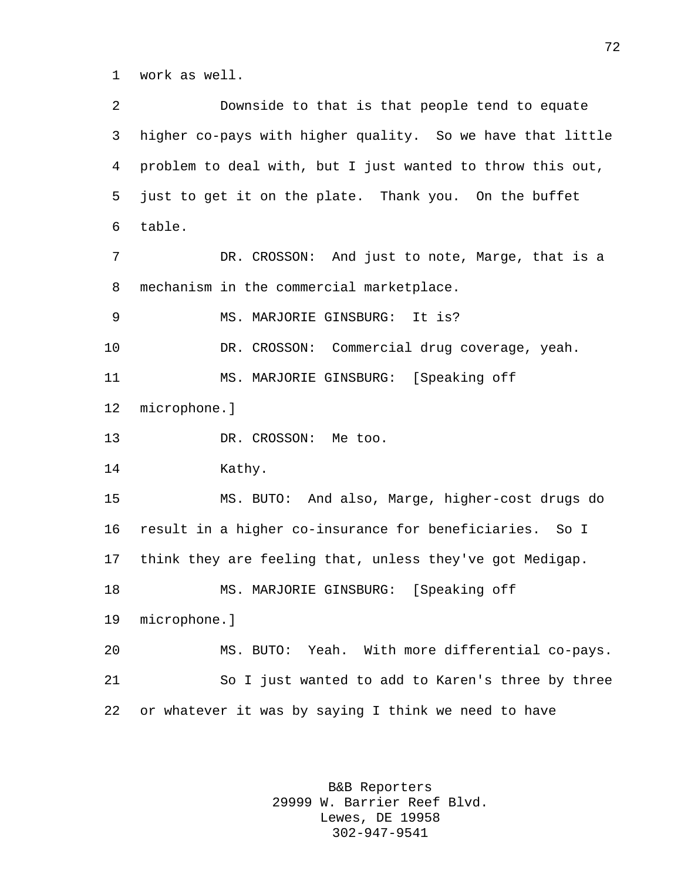work as well.

Downside to that is that people tend to equate higher co-pays with higher quality. So we have that little problem to deal with, but I just wanted to throw this out, just to get it on the plate. Thank you. On the buffet table.

DR. CROSSON: And just to note, Marge, that is a mechanism in the commercial marketplace.

MS. MARJORIE GINSBURG: It is?

DR. CROSSON: Commercial drug coverage, yeah.

MS. MARJORIE GINSBURG: [Speaking off microphone.]

DR. CROSSON: Me too.

Kathy.

MS. BUTO: And also, Marge, higher-cost drugs do result in a higher co-insurance for beneficiaries. So I think they are feeling that, unless they've got Medigap.

MS. MARJORIE GINSBURG: [Speaking off microphone.]

MS. BUTO: Yeah. With more differential co-pays.

So I just wanted to add to Karen's three by three or whatever it was by saying I think we need to have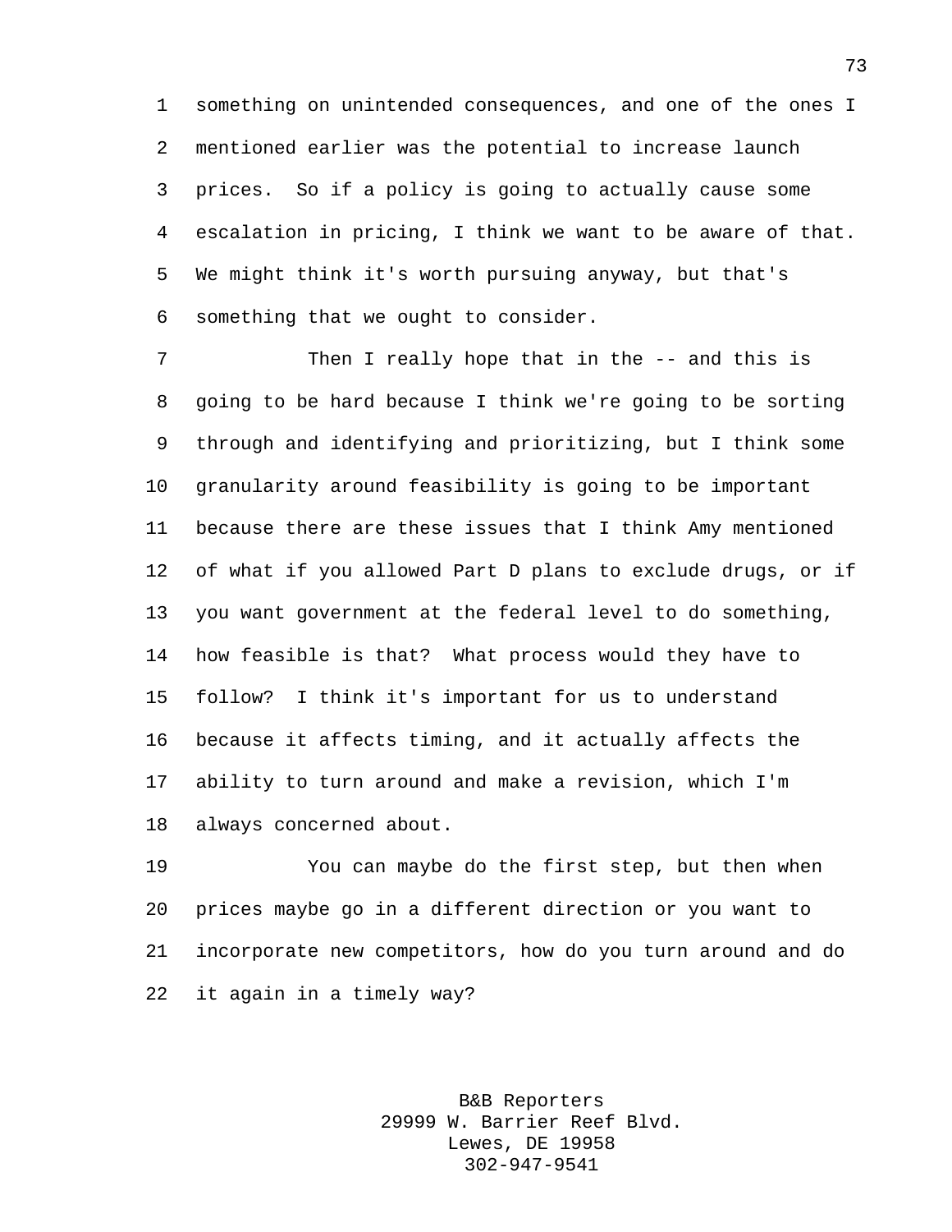something on unintended consequences, and one of the ones I mentioned earlier was the potential to increase launch prices. So if a policy is going to actually cause some escalation in pricing, I think we want to be aware of that. We might think it's worth pursuing anyway, but that's something that we ought to consider.

Then I really hope that in the -- and this is going to be hard because I think we're going to be sorting through and identifying and prioritizing, but I think some granularity around feasibility is going to be important because there are these issues that I think Amy mentioned of what if you allowed Part D plans to exclude drugs, or if you want government at the federal level to do something, how feasible is that? What process would they have to follow? I think it's important for us to understand because it affects timing, and it actually affects the ability to turn around and make a revision, which I'm always concerned about.

You can maybe do the first step, but then when prices maybe go in a different direction or you want to incorporate new competitors, how do you turn around and do it again in a timely way?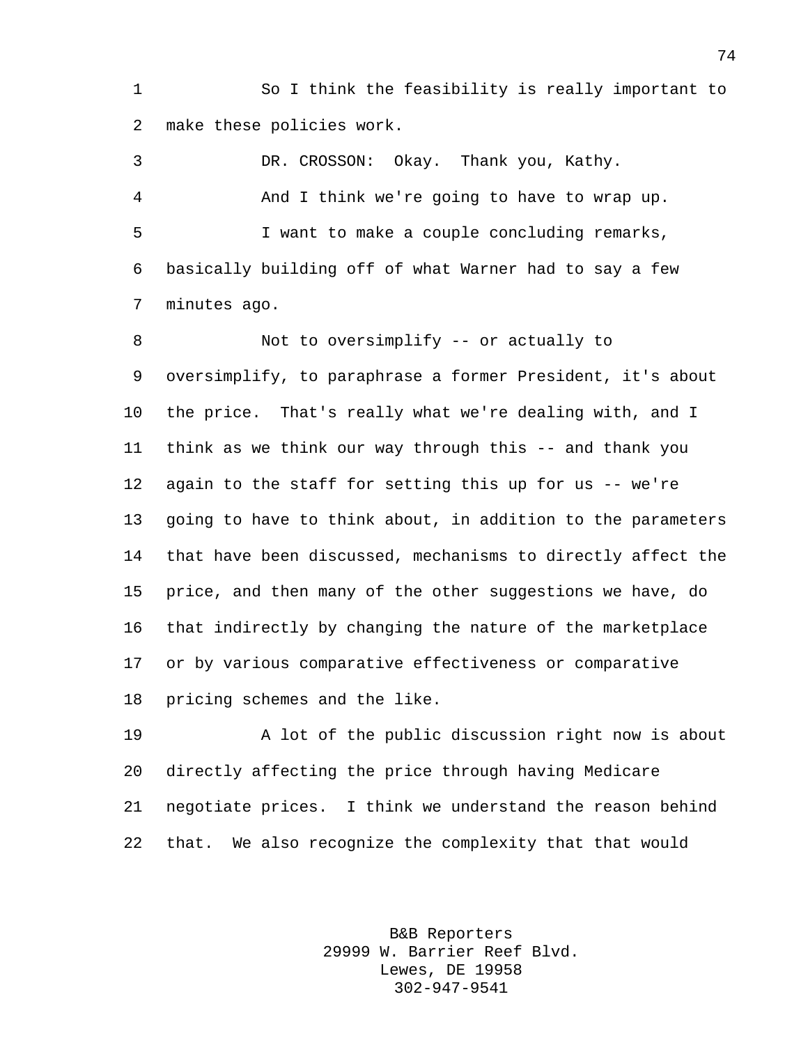So I think the feasibility is really important to make these policies work.

DR. CROSSON: Okay. Thank you, Kathy.

And I think we're going to have to wrap up.

I want to make a couple concluding remarks, basically building off of what Warner had to say a few minutes ago.

Not to oversimplify -- or actually to oversimplify, to paraphrase a former President, it's about the price. That's really what we're dealing with, and I think as we think our way through this -- and thank you again to the staff for setting this up for us -- we're going to have to think about, in addition to the parameters that have been discussed, mechanisms to directly affect the price, and then many of the other suggestions we have, do that indirectly by changing the nature of the marketplace or by various comparative effectiveness or comparative pricing schemes and the like.

A lot of the public discussion right now is about directly affecting the price through having Medicare negotiate prices. I think we understand the reason behind that. We also recognize the complexity that that would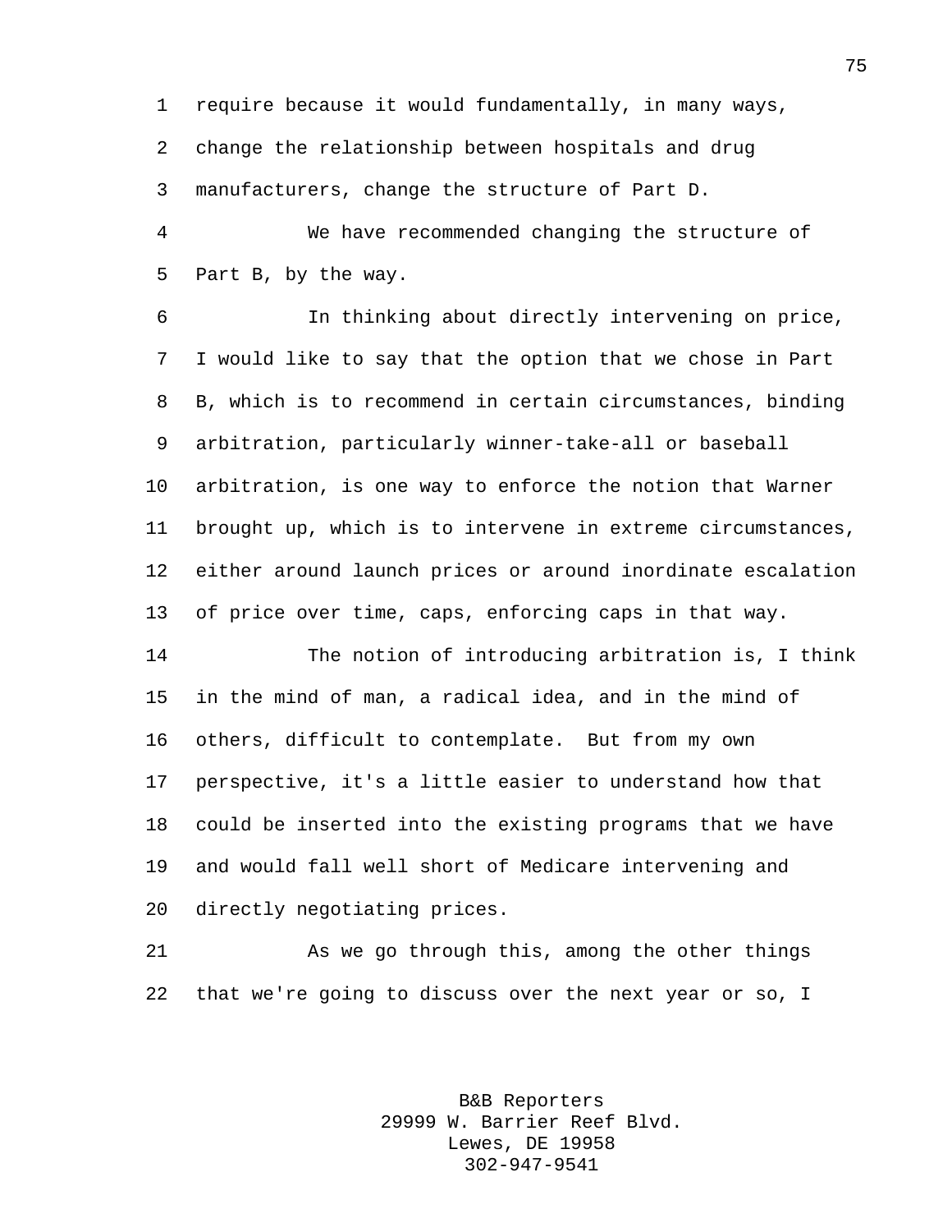require because it would fundamentally, in many ways, change the relationship between hospitals and drug manufacturers, change the structure of Part D.

We have recommended changing the structure of Part B, by the way.

In thinking about directly intervening on price, I would like to say that the option that we chose in Part B, which is to recommend in certain circumstances, binding arbitration, particularly winner-take-all or baseball arbitration, is one way to enforce the notion that Warner brought up, which is to intervene in extreme circumstances, either around launch prices or around inordinate escalation of price over time, caps, enforcing caps in that way.

The notion of introducing arbitration is, I think in the mind of man, a radical idea, and in the mind of others, difficult to contemplate. But from my own perspective, it's a little easier to understand how that could be inserted into the existing programs that we have and would fall well short of Medicare intervening and directly negotiating prices.

As we go through this, among the other things that we're going to discuss over the next year or so, I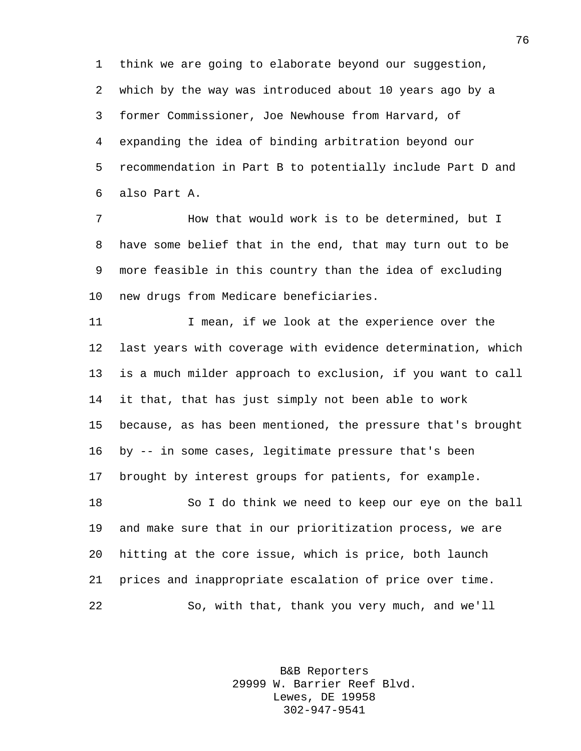think we are going to elaborate beyond our suggestion, which by the way was introduced about 10 years ago by a former Commissioner, Joe Newhouse from Harvard, of expanding the idea of binding arbitration beyond our recommendation in Part B to potentially include Part D and also Part A.

How that would work is to be determined, but I have some belief that in the end, that may turn out to be more feasible in this country than the idea of excluding new drugs from Medicare beneficiaries.

I mean, if we look at the experience over the last years with coverage with evidence determination, which is a much milder approach to exclusion, if you want to call it that, that has just simply not been able to work because, as has been mentioned, the pressure that's brought by -- in some cases, legitimate pressure that's been brought by interest groups for patients, for example.

So I do think we need to keep our eye on the ball and make sure that in our prioritization process, we are hitting at the core issue, which is price, both launch prices and inappropriate escalation of price over time.

So, with that, thank you very much, and we'll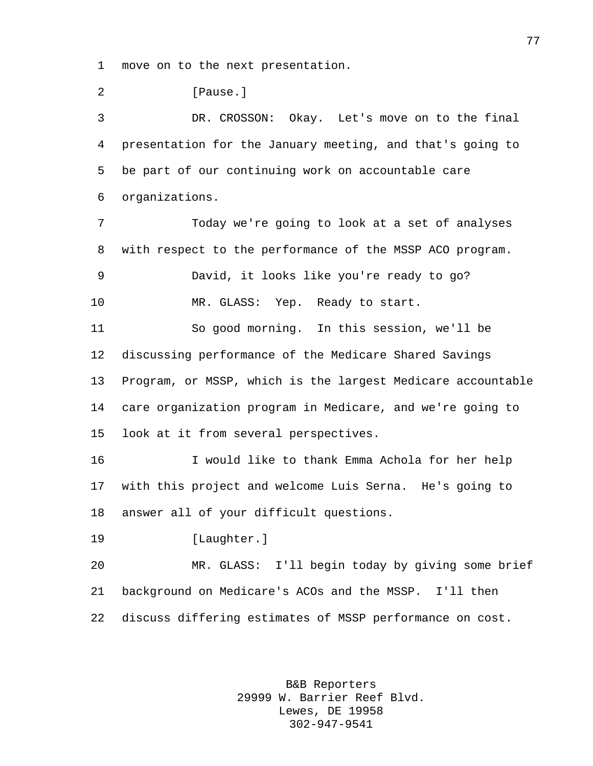move on to the next presentation.

[Pause.]

DR. CROSSON: Okay. Let's move on to the final presentation for the January meeting, and that's going to be part of our continuing work on accountable care organizations.

Today we're going to look at a set of analyses with respect to the performance of the MSSP ACO program.

David, it looks like you're ready to go?

MR. GLASS: Yep. Ready to start.

So good morning. In this session, we'll be discussing performance of the Medicare Shared Savings Program, or MSSP, which is the largest Medicare accountable care organization program in Medicare, and we're going to look at it from several perspectives.

I would like to thank Emma Achola for her help with this project and welcome Luis Serna. He's going to answer all of your difficult questions.

[Laughter.]

MR. GLASS: I'll begin today by giving some brief background on Medicare's ACOs and the MSSP. I'll then discuss differing estimates of MSSP performance on cost.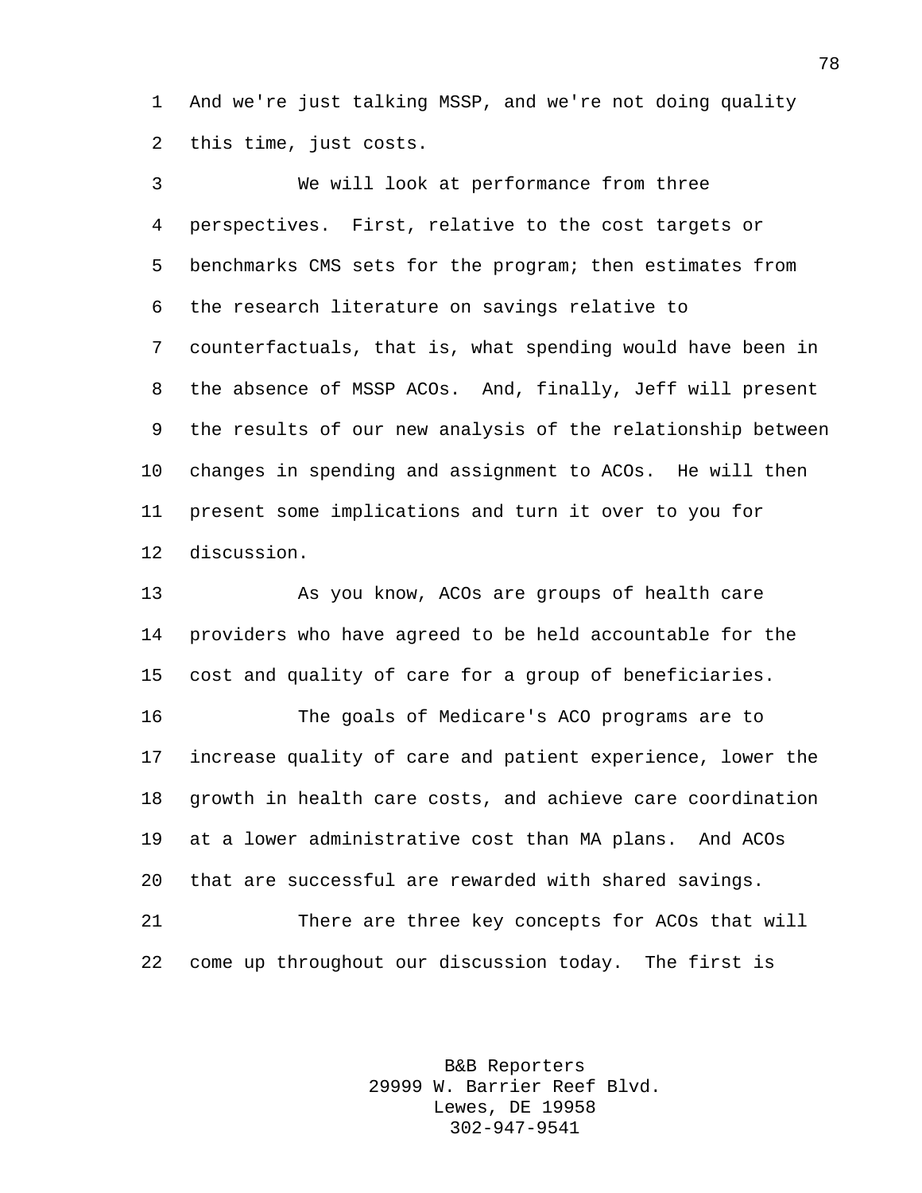And we're just talking MSSP, and we're not doing quality this time, just costs.

We will look at performance from three perspectives. First, relative to the cost targets or benchmarks CMS sets for the program; then estimates from the research literature on savings relative to counterfactuals, that is, what spending would have been in the absence of MSSP ACOs. And, finally, Jeff will present the results of our new analysis of the relationship between changes in spending and assignment to ACOs. He will then present some implications and turn it over to you for discussion.

As you know, ACOs are groups of health care providers who have agreed to be held accountable for the cost and quality of care for a group of beneficiaries.

The goals of Medicare's ACO programs are to increase quality of care and patient experience, lower the growth in health care costs, and achieve care coordination at a lower administrative cost than MA plans. And ACOs that are successful are rewarded with shared savings.

There are three key concepts for ACOs that will come up throughout our discussion today. The first is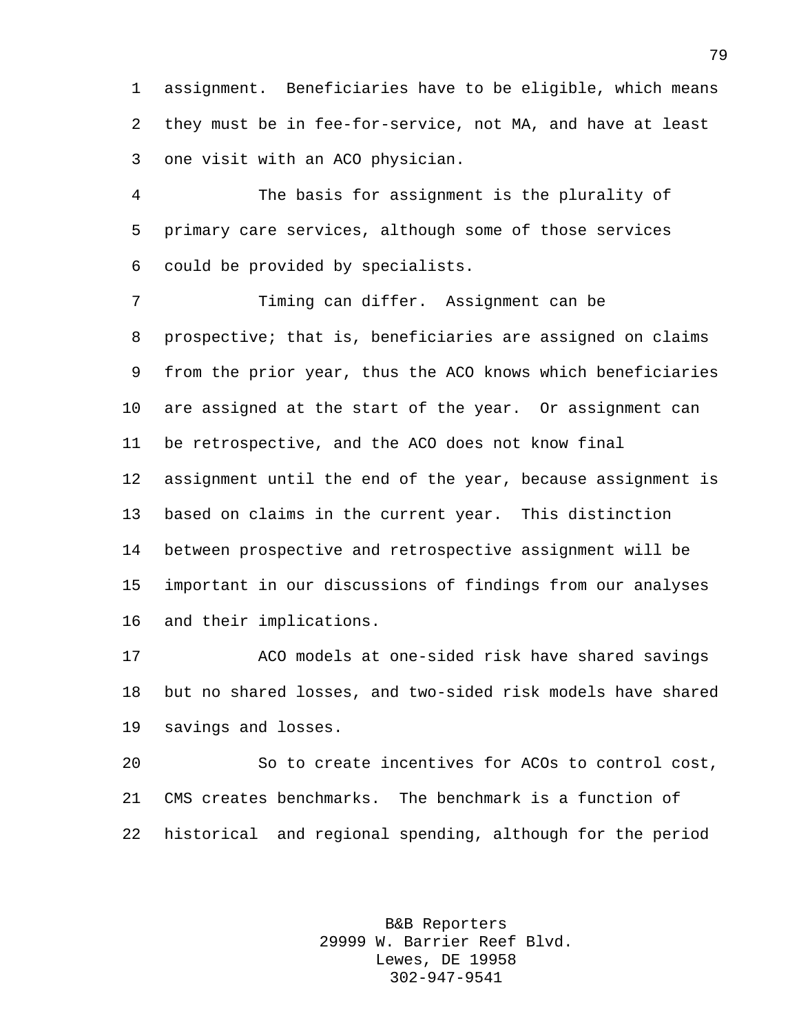assignment. Beneficiaries have to be eligible, which means they must be in fee-for-service, not MA, and have at least one visit with an ACO physician.

The basis for assignment is the plurality of primary care services, although some of those services could be provided by specialists.

Timing can differ. Assignment can be prospective; that is, beneficiaries are assigned on claims from the prior year, thus the ACO knows which beneficiaries are assigned at the start of the year. Or assignment can be retrospective, and the ACO does not know final assignment until the end of the year, because assignment is based on claims in the current year. This distinction between prospective and retrospective assignment will be important in our discussions of findings from our analyses and their implications.

ACO models at one-sided risk have shared savings but no shared losses, and two-sided risk models have shared savings and losses.

So to create incentives for ACOs to control cost, CMS creates benchmarks. The benchmark is a function of historical and regional spending, although for the period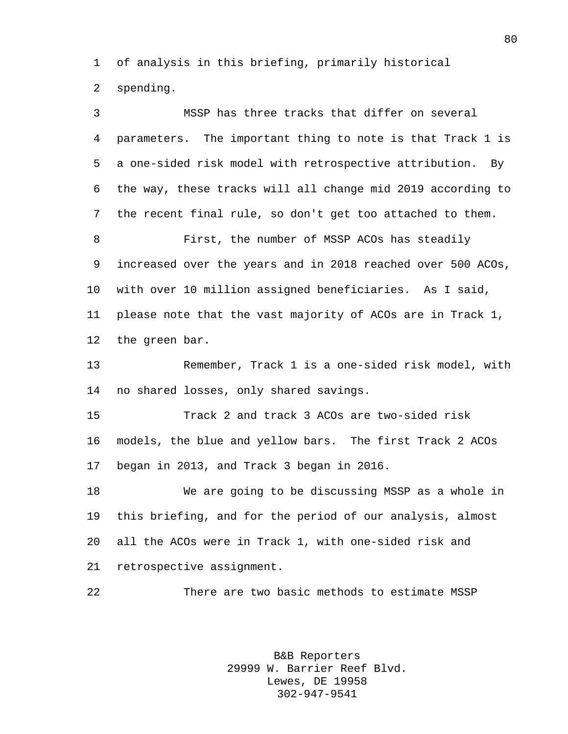of analysis in this briefing, primarily historical spending.

MSSP has three tracks that differ on several parameters. The important thing to note is that Track 1 is a one-sided risk model with retrospective attribution. By the way, these tracks will all change mid 2019 according to the recent final rule, so don't get too attached to them.

First, the number of MSSP ACOs has steadily increased over the years and in 2018 reached over 500 ACOs, with over 10 million assigned beneficiaries. As I said, please note that the vast majority of ACOs are in Track 1, the green bar.

Remember, Track 1 is a one-sided risk model, with no shared losses, only shared savings.

Track 2 and track 3 ACOs are two-sided risk models, the blue and yellow bars. The first Track 2 ACOs began in 2013, and Track 3 began in 2016.

We are going to be discussing MSSP as a whole in this briefing, and for the period of our analysis, almost all the ACOs were in Track 1, with one-sided risk and retrospective assignment.

There are two basic methods to estimate MSSP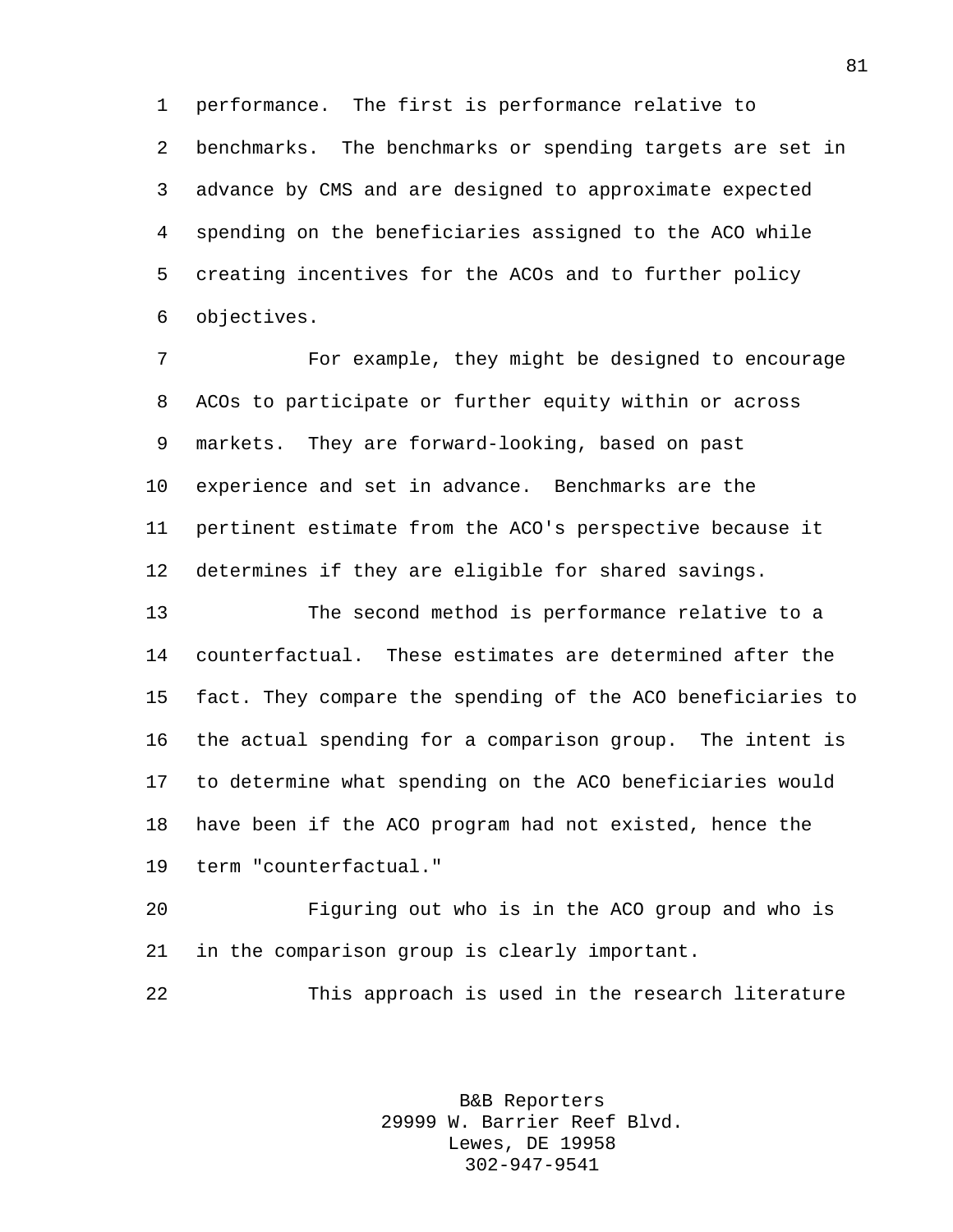performance. The first is performance relative to benchmarks. The benchmarks or spending targets are set in advance by CMS and are designed to approximate expected spending on the beneficiaries assigned to the ACO while creating incentives for the ACOs and to further policy objectives.

For example, they might be designed to encourage ACOs to participate or further equity within or across markets. They are forward-looking, based on past experience and set in advance. Benchmarks are the pertinent estimate from the ACO's perspective because it determines if they are eligible for shared savings.

The second method is performance relative to a counterfactual. These estimates are determined after the fact. They compare the spending of the ACO beneficiaries to the actual spending for a comparison group. The intent is to determine what spending on the ACO beneficiaries would have been if the ACO program had not existed, hence the term "counterfactual."

Figuring out who is in the ACO group and who is in the comparison group is clearly important.

This approach is used in the research literature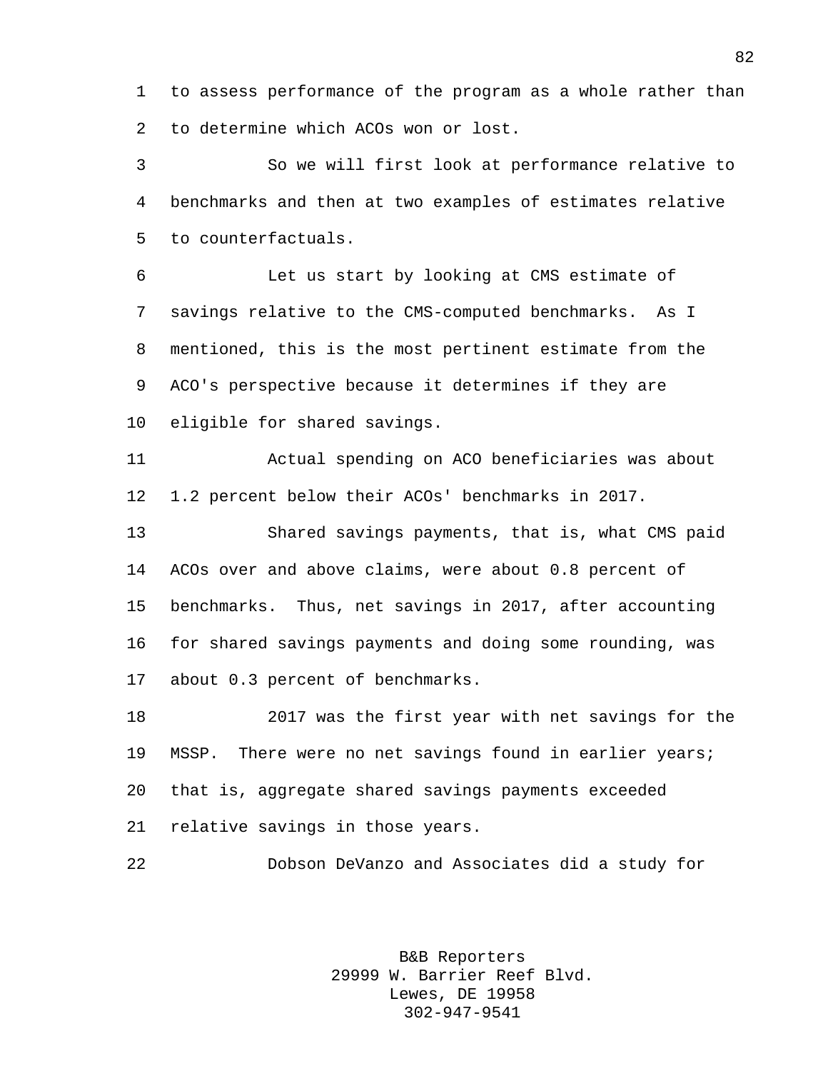to assess performance of the program as a whole rather than to determine which ACOs won or lost.

So we will first look at performance relative to benchmarks and then at two examples of estimates relative to counterfactuals.

Let us start by looking at CMS estimate of savings relative to the CMS-computed benchmarks. As I mentioned, this is the most pertinent estimate from the ACO's perspective because it determines if they are eligible for shared savings.

Actual spending on ACO beneficiaries was about 1.2 percent below their ACOs' benchmarks in 2017.

Shared savings payments, that is, what CMS paid ACOs over and above claims, were about 0.8 percent of benchmarks. Thus, net savings in 2017, after accounting for shared savings payments and doing some rounding, was about 0.3 percent of benchmarks.

2017 was the first year with net savings for the MSSP. There were no net savings found in earlier years; that is, aggregate shared savings payments exceeded relative savings in those years.

Dobson DeVanzo and Associates did a study for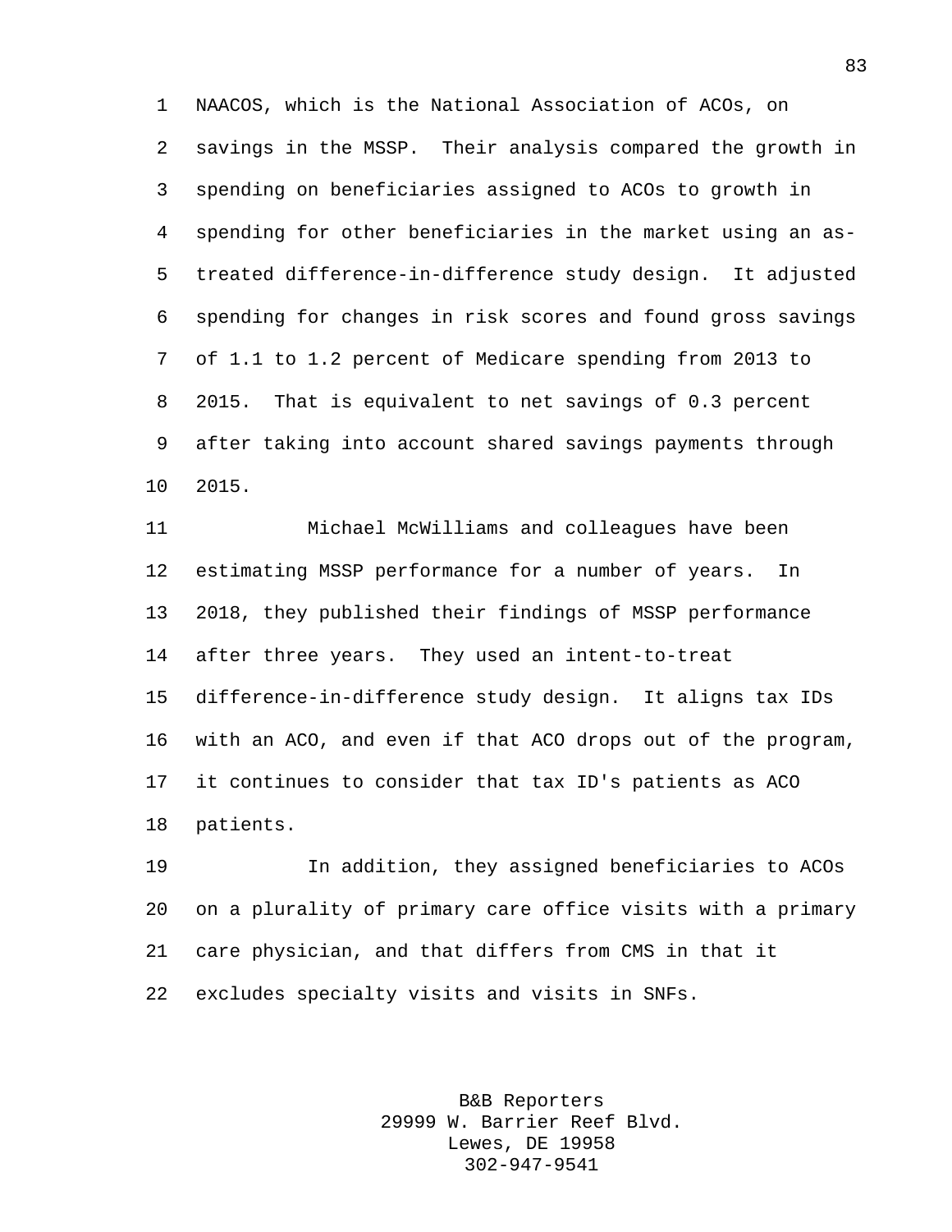NAACOS, which is the National Association of ACOs, on savings in the MSSP. Their analysis compared the growth in spending on beneficiaries assigned to ACOs to growth in spending for other beneficiaries in the market using an as-treated difference-in-difference study design. It adjusted spending for changes in risk scores and found gross savings of 1.1 to 1.2 percent of Medicare spending from 2013 to 2015. That is equivalent to net savings of 0.3 percent after taking into account shared savings payments through 2015.

Michael McWilliams and colleagues have been estimating MSSP performance for a number of years. In 2018, they published their findings of MSSP performance after three years. They used an intent-to-treat difference-in-difference study design. It aligns tax IDs with an ACO, and even if that ACO drops out of the program, it continues to consider that tax ID's patients as ACO patients.

In addition, they assigned beneficiaries to ACOs on a plurality of primary care office visits with a primary care physician, and that differs from CMS in that it excludes specialty visits and visits in SNFs.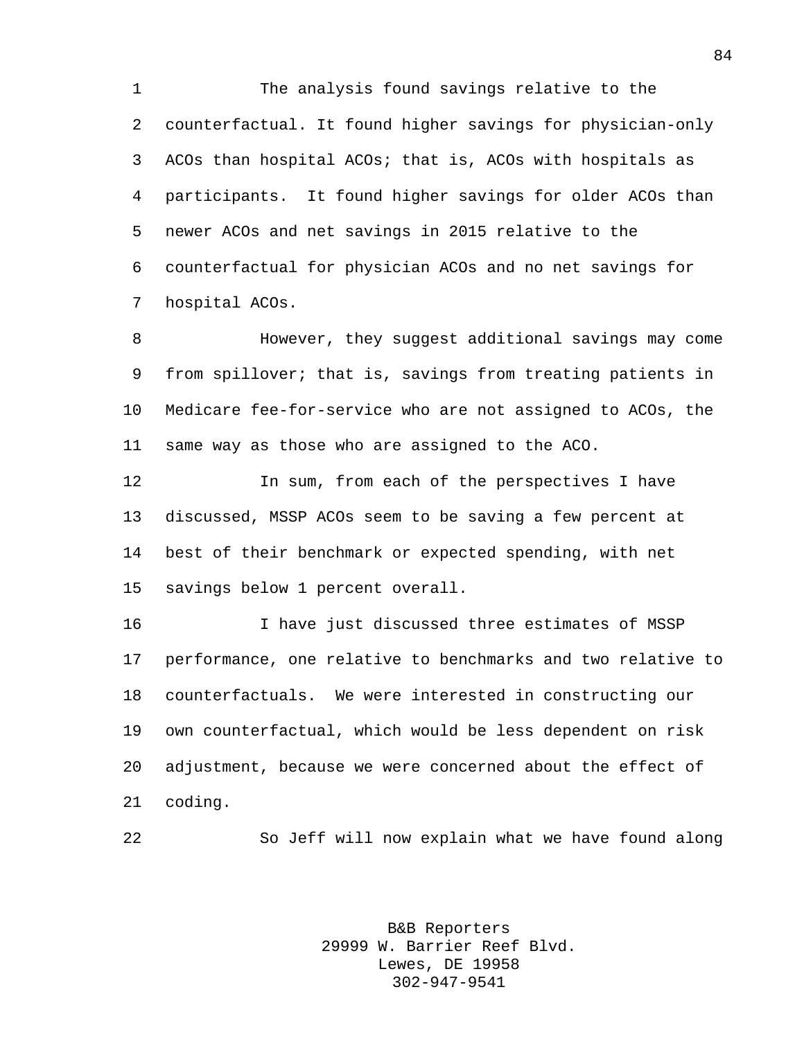The analysis found savings relative to the counterfactual. It found higher savings for physician-only ACOs than hospital ACOs; that is, ACOs with hospitals as participants. It found higher savings for older ACOs than newer ACOs and net savings in 2015 relative to the counterfactual for physician ACOs and no net savings for hospital ACOs.

However, they suggest additional savings may come from spillover; that is, savings from treating patients in Medicare fee-for-service who are not assigned to ACOs, the same way as those who are assigned to the ACO.

In sum, from each of the perspectives I have discussed, MSSP ACOs seem to be saving a few percent at best of their benchmark or expected spending, with net savings below 1 percent overall.

I have just discussed three estimates of MSSP performance, one relative to benchmarks and two relative to counterfactuals. We were interested in constructing our own counterfactual, which would be less dependent on risk adjustment, because we were concerned about the effect of coding.

So Jeff will now explain what we have found along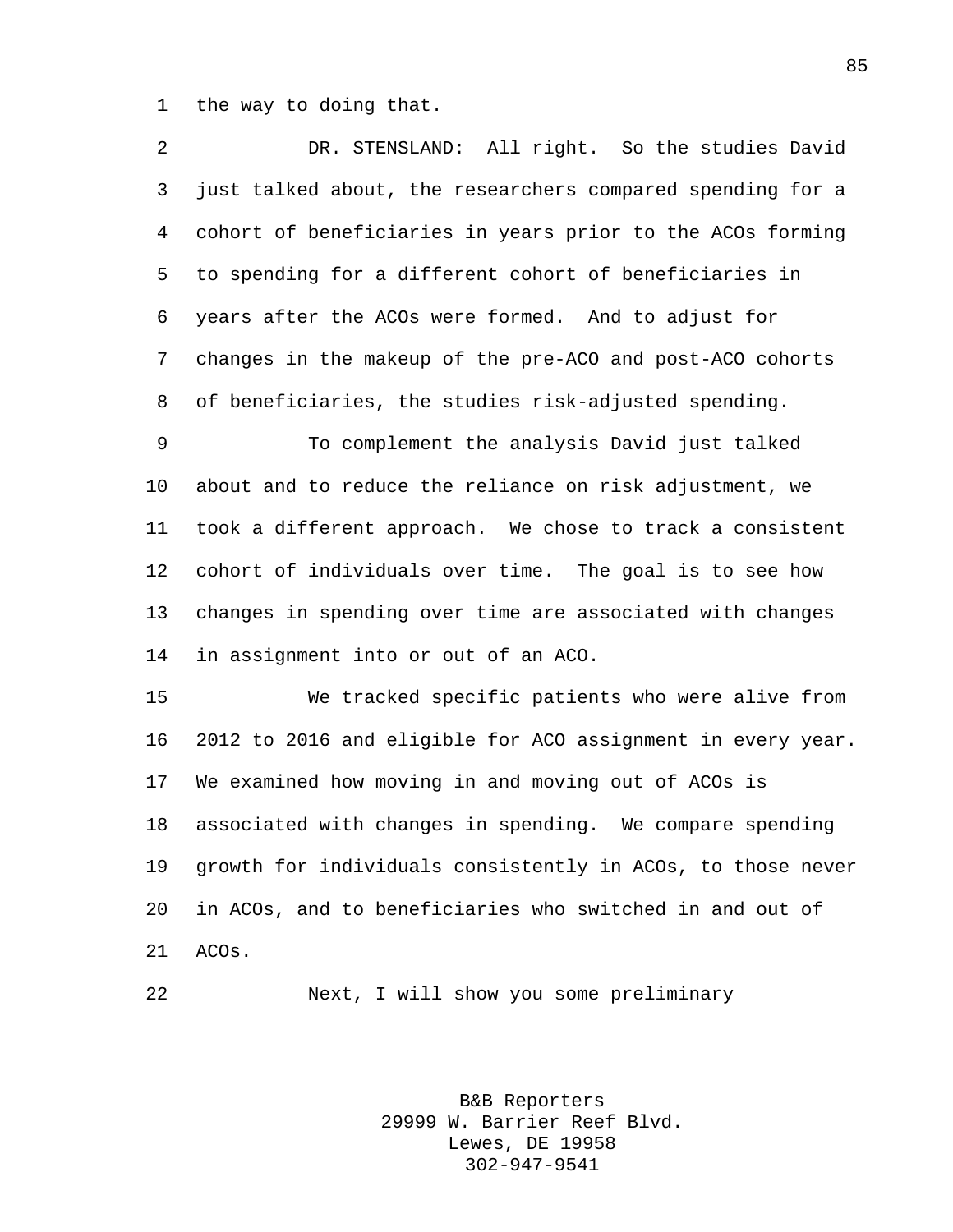the way to doing that.

DR. STENSLAND: All right. So the studies David just talked about, the researchers compared spending for a cohort of beneficiaries in years prior to the ACOs forming to spending for a different cohort of beneficiaries in years after the ACOs were formed. And to adjust for changes in the makeup of the pre-ACO and post-ACO cohorts of beneficiaries, the studies risk-adjusted spending.

To complement the analysis David just talked about and to reduce the reliance on risk adjustment, we took a different approach. We chose to track a consistent cohort of individuals over time. The goal is to see how changes in spending over time are associated with changes in assignment into or out of an ACO.

We tracked specific patients who were alive from 2012 to 2016 and eligible for ACO assignment in every year. We examined how moving in and moving out of ACOs is associated with changes in spending. We compare spending growth for individuals consistently in ACOs, to those never in ACOs, and to beneficiaries who switched in and out of ACOs.

Next, I will show you some preliminary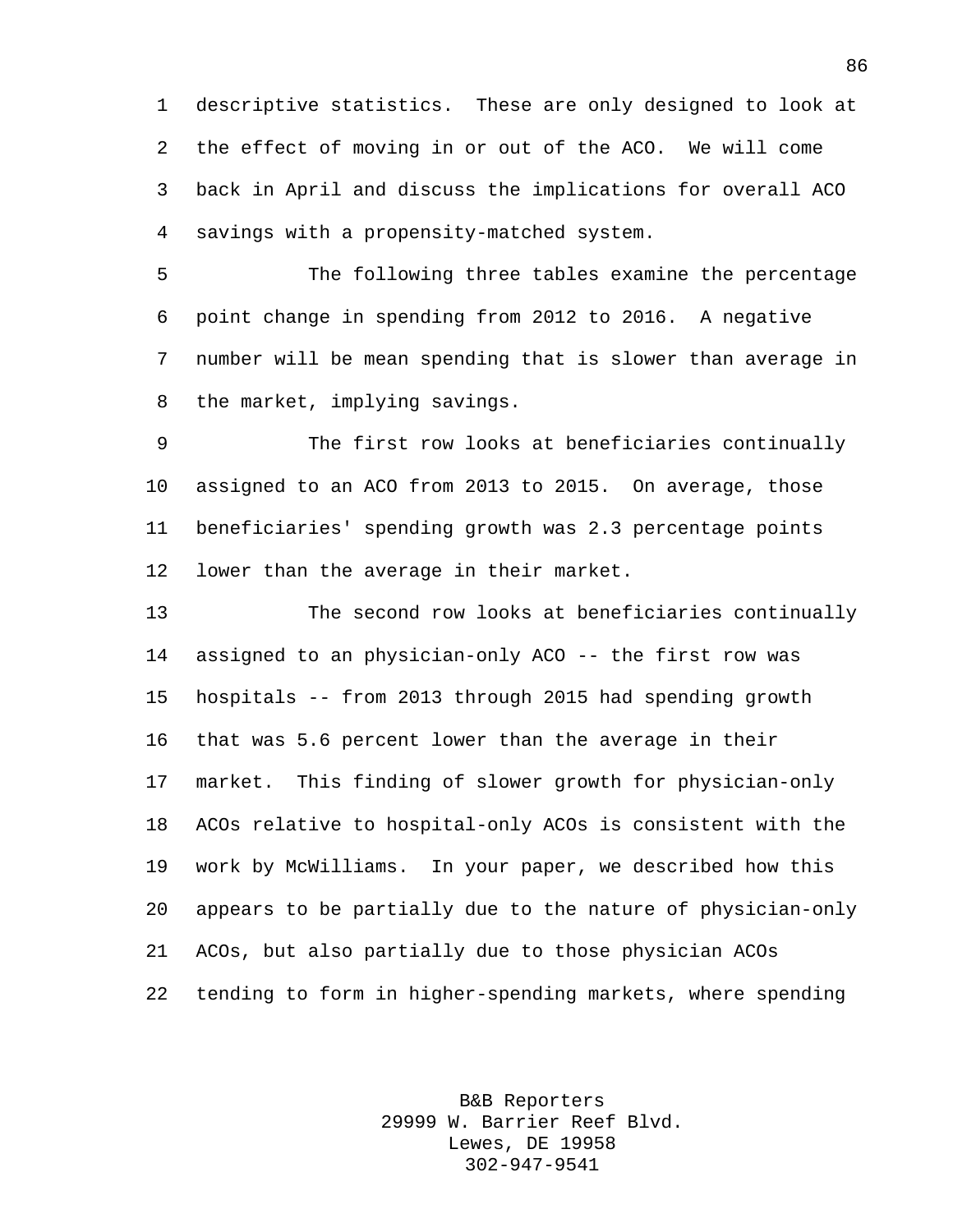descriptive statistics. These are only designed to look at the effect of moving in or out of the ACO. We will come back in April and discuss the implications for overall ACO savings with a propensity-matched system.

The following three tables examine the percentage point change in spending from 2012 to 2016. A negative number will be mean spending that is slower than average in the market, implying savings.

The first row looks at beneficiaries continually assigned to an ACO from 2013 to 2015. On average, those beneficiaries' spending growth was 2.3 percentage points lower than the average in their market.

The second row looks at beneficiaries continually assigned to an physician-only ACO -- the first row was hospitals -- from 2013 through 2015 had spending growth that was 5.6 percent lower than the average in their market. This finding of slower growth for physician-only ACOs relative to hospital-only ACOs is consistent with the work by McWilliams. In your paper, we described how this appears to be partially due to the nature of physician-only ACOs, but also partially due to those physician ACOs tending to form in higher-spending markets, where spending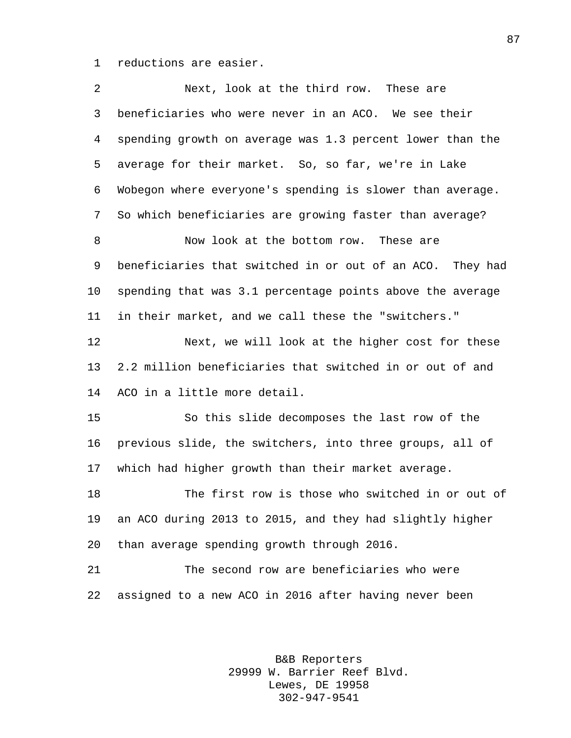reductions are easier.

Next, look at the third row. These are beneficiaries who were never in an ACO. We see their spending growth on average was 1.3 percent lower than the average for their market. So, so far, we're in Lake Wobegon where everyone's spending is slower than average. So which beneficiaries are growing faster than average?

Now look at the bottom row. These are beneficiaries that switched in or out of an ACO. They had spending that was 3.1 percentage points above the average in their market, and we call these the "switchers."

Next, we will look at the higher cost for these 2.2 million beneficiaries that switched in or out of and ACO in a little more detail.

So this slide decomposes the last row of the previous slide, the switchers, into three groups, all of which had higher growth than their market average.

The first row is those who switched in or out of an ACO during 2013 to 2015, and they had slightly higher than average spending growth through 2016.

The second row are beneficiaries who were assigned to a new ACO in 2016 after having never been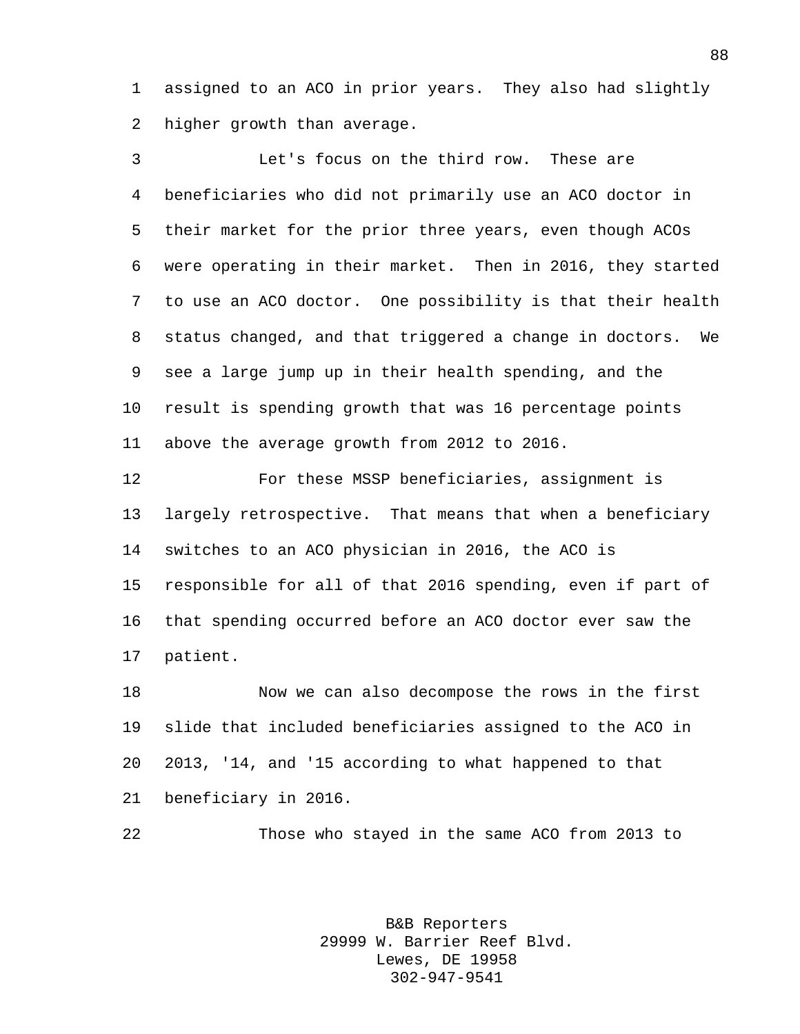assigned to an ACO in prior years. They also had slightly higher growth than average.

Let's focus on the third row. These are beneficiaries who did not primarily use an ACO doctor in their market for the prior three years, even though ACOs were operating in their market. Then in 2016, they started to use an ACO doctor. One possibility is that their health status changed, and that triggered a change in doctors. We see a large jump up in their health spending, and the result is spending growth that was 16 percentage points above the average growth from 2012 to 2016.

For these MSSP beneficiaries, assignment is largely retrospective. That means that when a beneficiary switches to an ACO physician in 2016, the ACO is responsible for all of that 2016 spending, even if part of that spending occurred before an ACO doctor ever saw the patient.

Now we can also decompose the rows in the first slide that included beneficiaries assigned to the ACO in 2013, '14, and '15 according to what happened to that beneficiary in 2016.

Those who stayed in the same ACO from 2013 to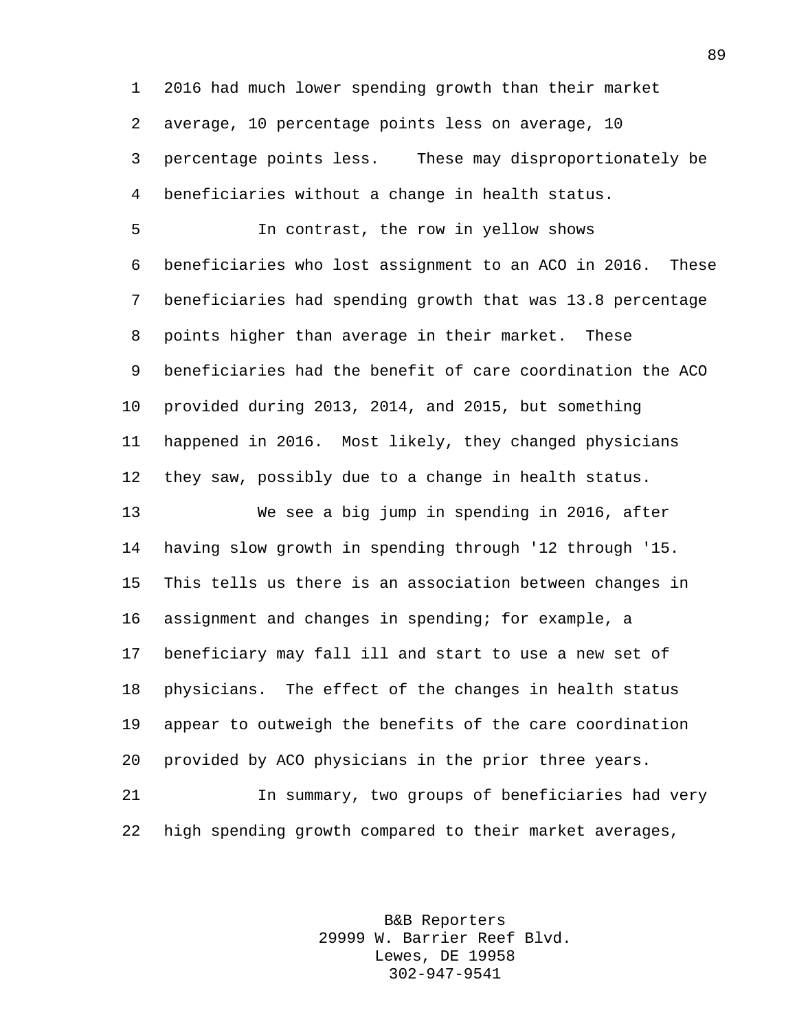2016 had much lower spending growth than their market average, 10 percentage points less on average, 10 percentage points less. These may disproportionately be beneficiaries without a change in health status.

In contrast, the row in yellow shows beneficiaries who lost assignment to an ACO in 2016. These beneficiaries had spending growth that was 13.8 percentage points higher than average in their market. These beneficiaries had the benefit of care coordination the ACO provided during 2013, 2014, and 2015, but something happened in 2016. Most likely, they changed physicians they saw, possibly due to a change in health status.

We see a big jump in spending in 2016, after having slow growth in spending through '12 through '15. This tells us there is an association between changes in assignment and changes in spending; for example, a beneficiary may fall ill and start to use a new set of physicians. The effect of the changes in health status appear to outweigh the benefits of the care coordination provided by ACO physicians in the prior three years.

In summary, two groups of beneficiaries had very high spending growth compared to their market averages,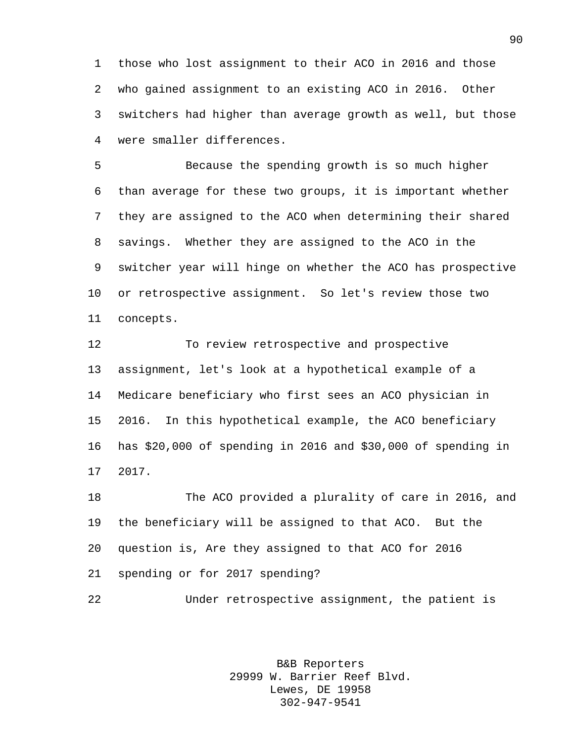those who lost assignment to their ACO in 2016 and those who gained assignment to an existing ACO in 2016. Other switchers had higher than average growth as well, but those were smaller differences.

Because the spending growth is so much higher than average for these two groups, it is important whether they are assigned to the ACO when determining their shared savings. Whether they are assigned to the ACO in the switcher year will hinge on whether the ACO has prospective or retrospective assignment. So let's review those two concepts.

To review retrospective and prospective assignment, let's look at a hypothetical example of a Medicare beneficiary who first sees an ACO physician in 2016. In this hypothetical example, the ACO beneficiary has $20,000 of spending in 2016 and $30,000 of spending in 2017.

The ACO provided a plurality of care in 2016, and the beneficiary will be assigned to that ACO. But the question is, Are they assigned to that ACO for 2016 spending or for 2017 spending?

Under retrospective assignment, the patient is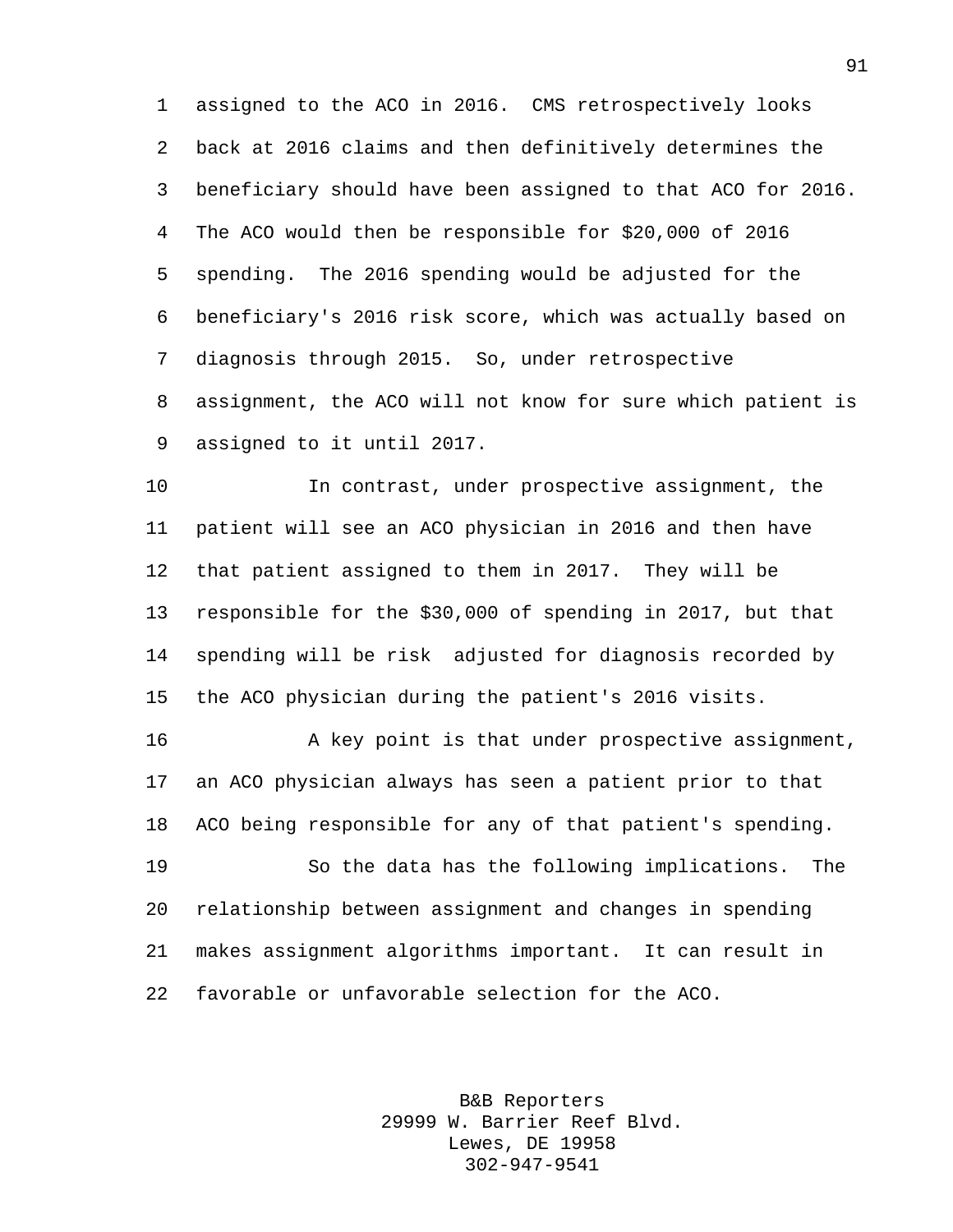assigned to the ACO in 2016. CMS retrospectively looks back at 2016 claims and then definitively determines the beneficiary should have been assigned to that ACO for 2016. The ACO would then be responsible for $20,000 of 2016 spending. The 2016 spending would be adjusted for the beneficiary's 2016 risk score, which was actually based on diagnosis through 2015. So, under retrospective assignment, the ACO will not know for sure which patient is assigned to it until 2017.

In contrast, under prospective assignment, the patient will see an ACO physician in 2016 and then have that patient assigned to them in 2017. They will be responsible for the $30,000 of spending in 2017, but that spending will be risk adjusted for diagnosis recorded by the ACO physician during the patient's 2016 visits.

A key point is that under prospective assignment, an ACO physician always has seen a patient prior to that ACO being responsible for any of that patient's spending.

So the data has the following implications. The relationship between assignment and changes in spending makes assignment algorithms important. It can result in favorable or unfavorable selection for the ACO.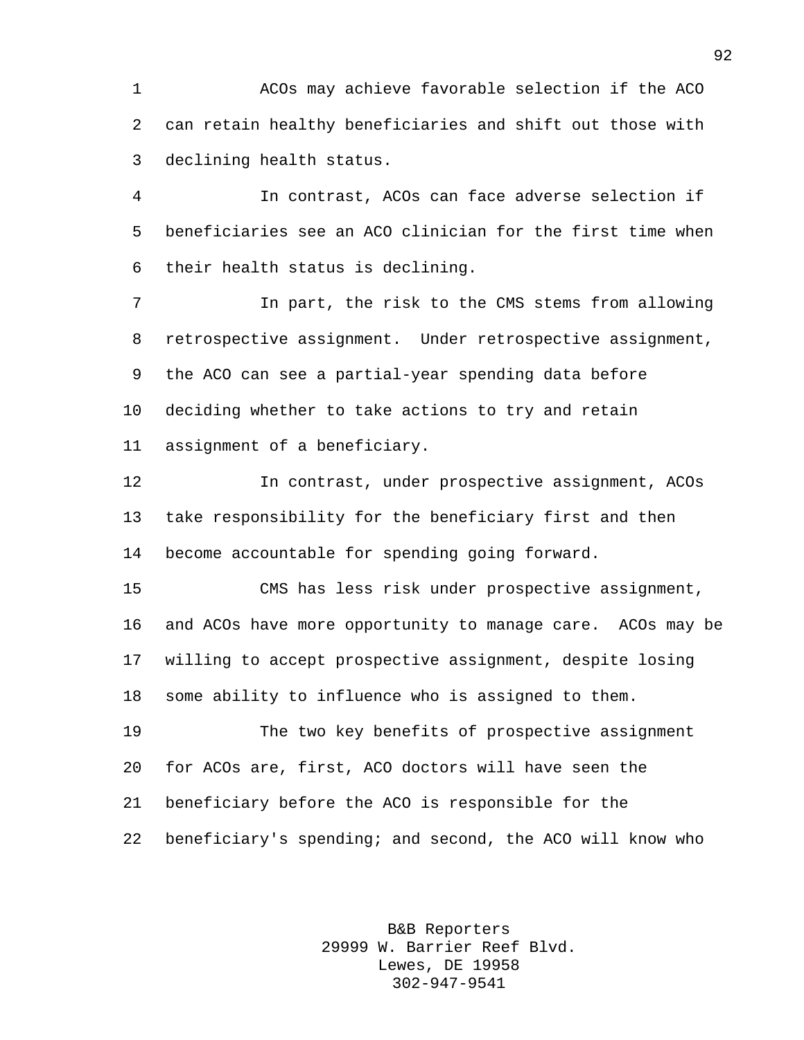ACOs may achieve favorable selection if the ACO can retain healthy beneficiaries and shift out those with declining health status.

In contrast, ACOs can face adverse selection if beneficiaries see an ACO clinician for the first time when their health status is declining.

In part, the risk to the CMS stems from allowing retrospective assignment. Under retrospective assignment, the ACO can see a partial-year spending data before deciding whether to take actions to try and retain assignment of a beneficiary.

In contrast, under prospective assignment, ACOs take responsibility for the beneficiary first and then become accountable for spending going forward.

CMS has less risk under prospective assignment, and ACOs have more opportunity to manage care. ACOs may be willing to accept prospective assignment, despite losing some ability to influence who is assigned to them.

The two key benefits of prospective assignment for ACOs are, first, ACO doctors will have seen the beneficiary before the ACO is responsible for the beneficiary's spending; and second, the ACO will know who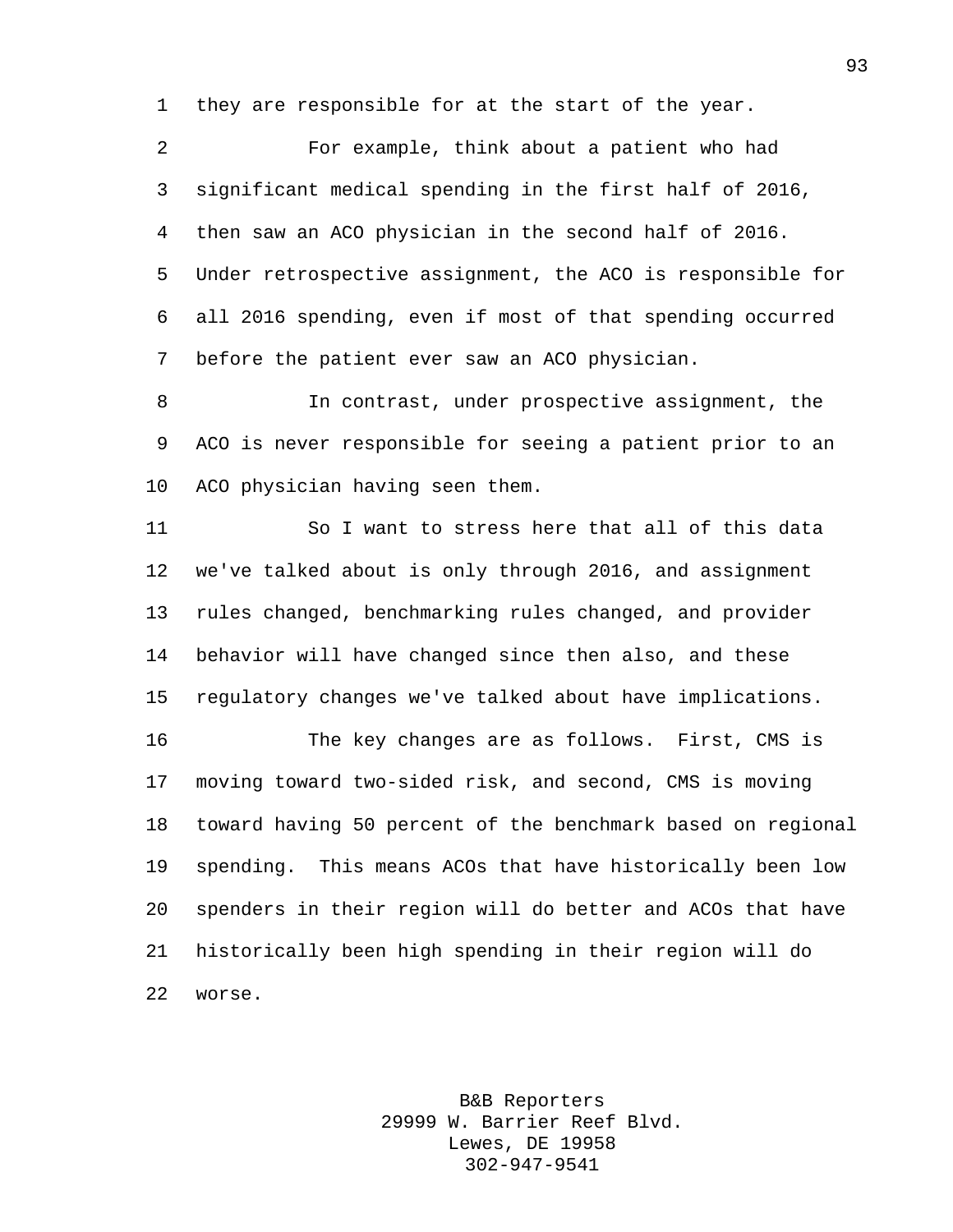they are responsible for at the start of the year.

For example, think about a patient who had significant medical spending in the first half of 2016, then saw an ACO physician in the second half of 2016. Under retrospective assignment, the ACO is responsible for all 2016 spending, even if most of that spending occurred before the patient ever saw an ACO physician.

In contrast, under prospective assignment, the ACO is never responsible for seeing a patient prior to an ACO physician having seen them.

So I want to stress here that all of this data we've talked about is only through 2016, and assignment rules changed, benchmarking rules changed, and provider behavior will have changed since then also, and these regulatory changes we've talked about have implications.

The key changes are as follows. First, CMS is moving toward two-sided risk, and second, CMS is moving toward having 50 percent of the benchmark based on regional spending. This means ACOs that have historically been low spenders in their region will do better and ACOs that have historically been high spending in their region will do worse.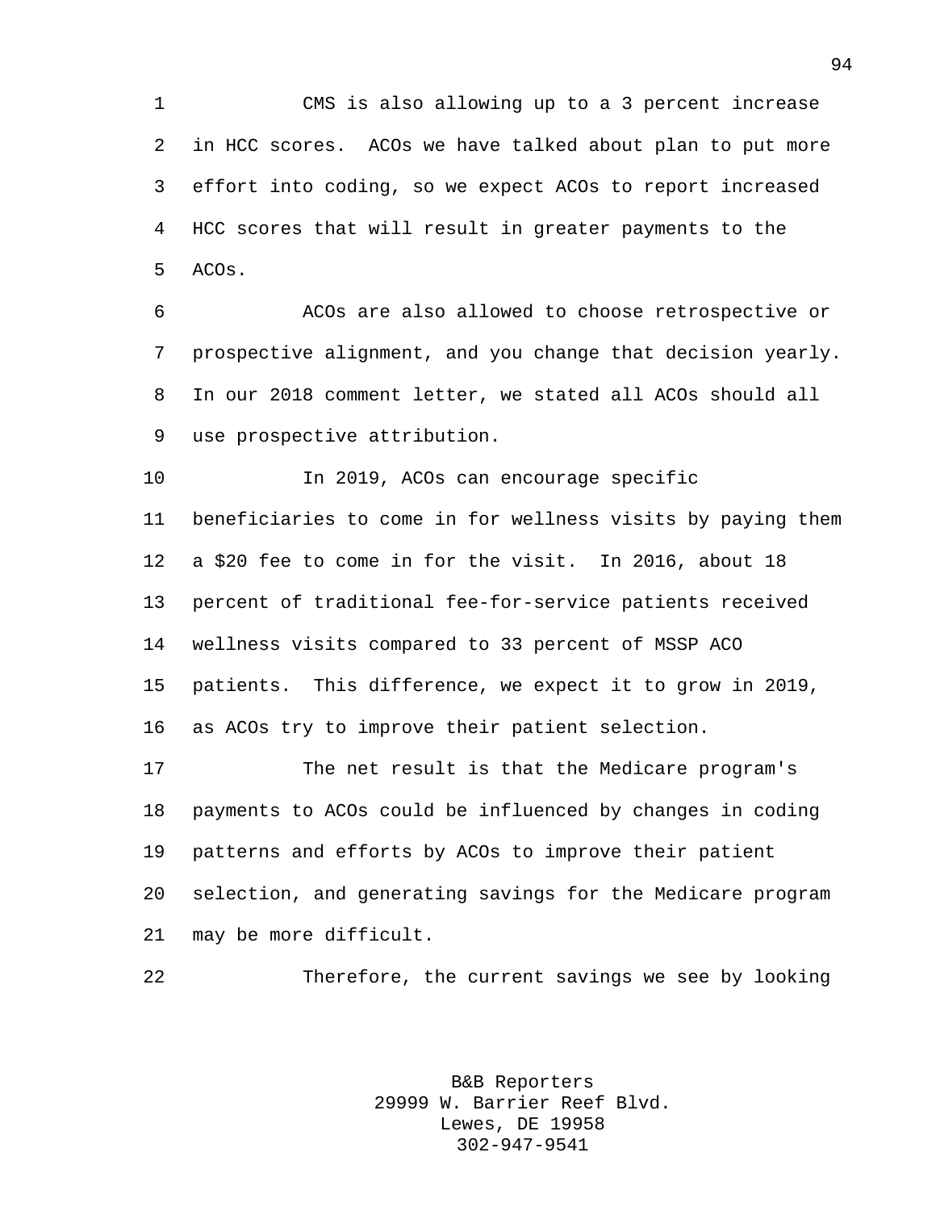CMS is also allowing up to a 3 percent increase in HCC scores. ACOs we have talked about plan to put more effort into coding, so we expect ACOs to report increased HCC scores that will result in greater payments to the ACOs.

ACOs are also allowed to choose retrospective or prospective alignment, and you change that decision yearly. In our 2018 comment letter, we stated all ACOs should all use prospective attribution.

In 2019, ACOs can encourage specific beneficiaries to come in for wellness visits by paying them a $20 fee to come in for the visit. In 2016, about 18 percent of traditional fee-for-service patients received wellness visits compared to 33 percent of MSSP ACO patients. This difference, we expect it to grow in 2019, as ACOs try to improve their patient selection.

The net result is that the Medicare program's payments to ACOs could be influenced by changes in coding patterns and efforts by ACOs to improve their patient selection, and generating savings for the Medicare program may be more difficult.

Therefore, the current savings we see by looking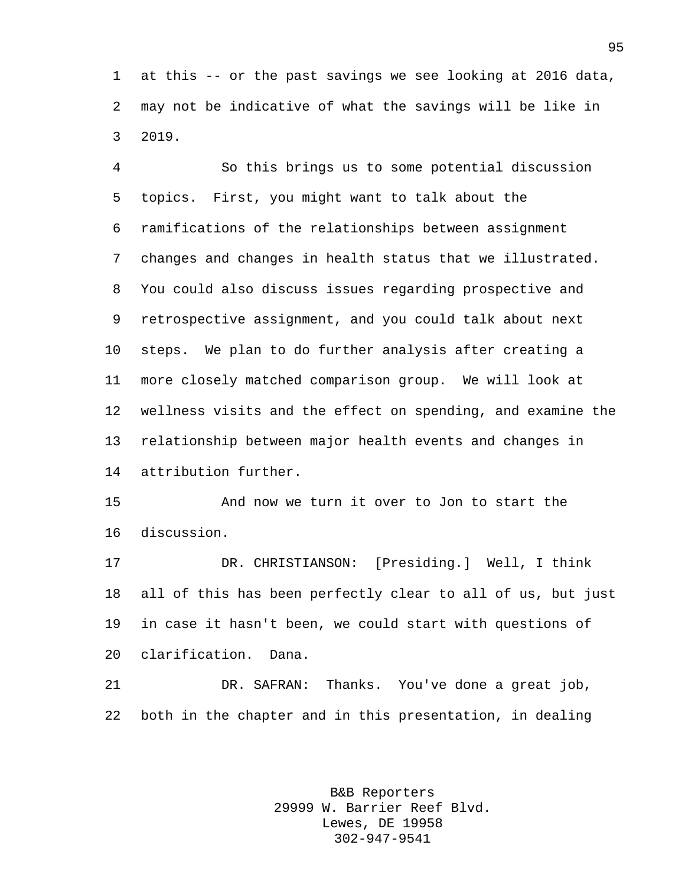at this -- or the past savings we see looking at 2016 data, may not be indicative of what the savings will be like in 2019.

So this brings us to some potential discussion topics. First, you might want to talk about the ramifications of the relationships between assignment changes and changes in health status that we illustrated. You could also discuss issues regarding prospective and retrospective assignment, and you could talk about next steps. We plan to do further analysis after creating a more closely matched comparison group. We will look at wellness visits and the effect on spending, and examine the relationship between major health events and changes in attribution further.

And now we turn it over to Jon to start the discussion.

DR. CHRISTIANSON: [Presiding.] Well, I think all of this has been perfectly clear to all of us, but just in case it hasn't been, we could start with questions of clarification. Dana.

DR. SAFRAN: Thanks. You've done a great job, both in the chapter and in this presentation, in dealing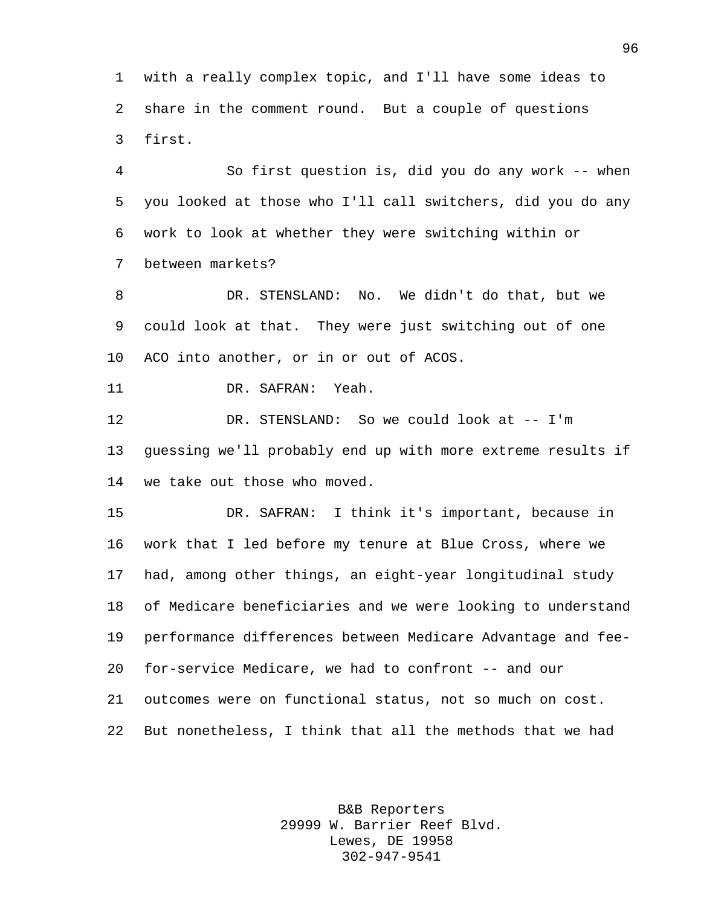with a really complex topic, and I'll have some ideas to share in the comment round. But a couple of questions first.

So first question is, did you do any work -- when you looked at those who I'll call switchers, did you do any work to look at whether they were switching within or between markets?

DR. STENSLAND: No. We didn't do that, but we could look at that. They were just switching out of one ACO into another, or in or out of ACOS.

DR. SAFRAN: Yeah.

DR. STENSLAND: So we could look at -- I'm guessing we'll probably end up with more extreme results if we take out those who moved.

DR. SAFRAN: I think it's important, because in work that I led before my tenure at Blue Cross, where we had, among other things, an eight-year longitudinal study of Medicare beneficiaries and we were looking to understand performance differences between Medicare Advantage and fee-for-service Medicare, we had to confront -- and our outcomes were on functional status, not so much on cost. But nonetheless, I think that all the methods that we had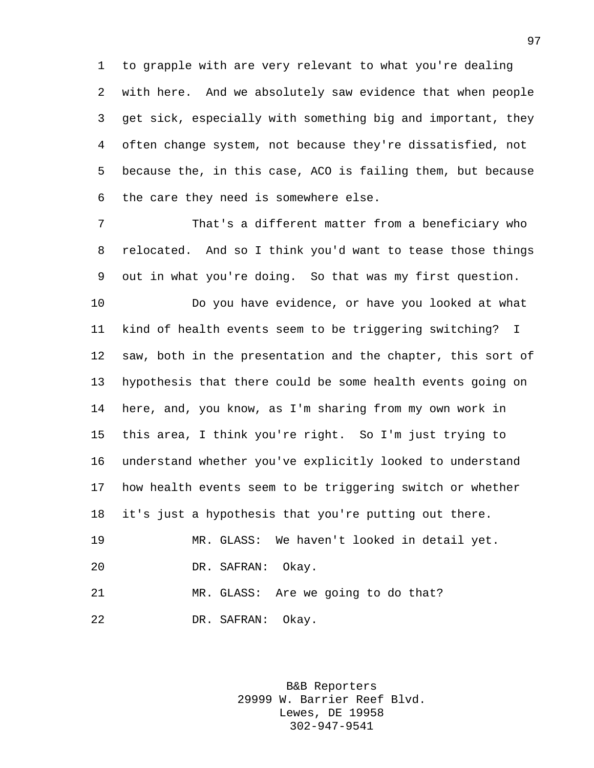to grapple with are very relevant to what you're dealing with here. And we absolutely saw evidence that when people get sick, especially with something big and important, they often change system, not because they're dissatisfied, not because the, in this case, ACO is failing them, but because the care they need is somewhere else.

That's a different matter from a beneficiary who relocated. And so I think you'd want to tease those things out in what you're doing. So that was my first question.

Do you have evidence, or have you looked at what kind of health events seem to be triggering switching? I saw, both in the presentation and the chapter, this sort of hypothesis that there could be some health events going on here, and, you know, as I'm sharing from my own work in this area, I think you're right. So I'm just trying to understand whether you've explicitly looked to understand how health events seem to be triggering switch or whether it's just a hypothesis that you're putting out there.

MR. GLASS: We haven't looked in detail yet.

DR. SAFRAN: Okay.

MR. GLASS: Are we going to do that?

DR. SAFRAN: Okay.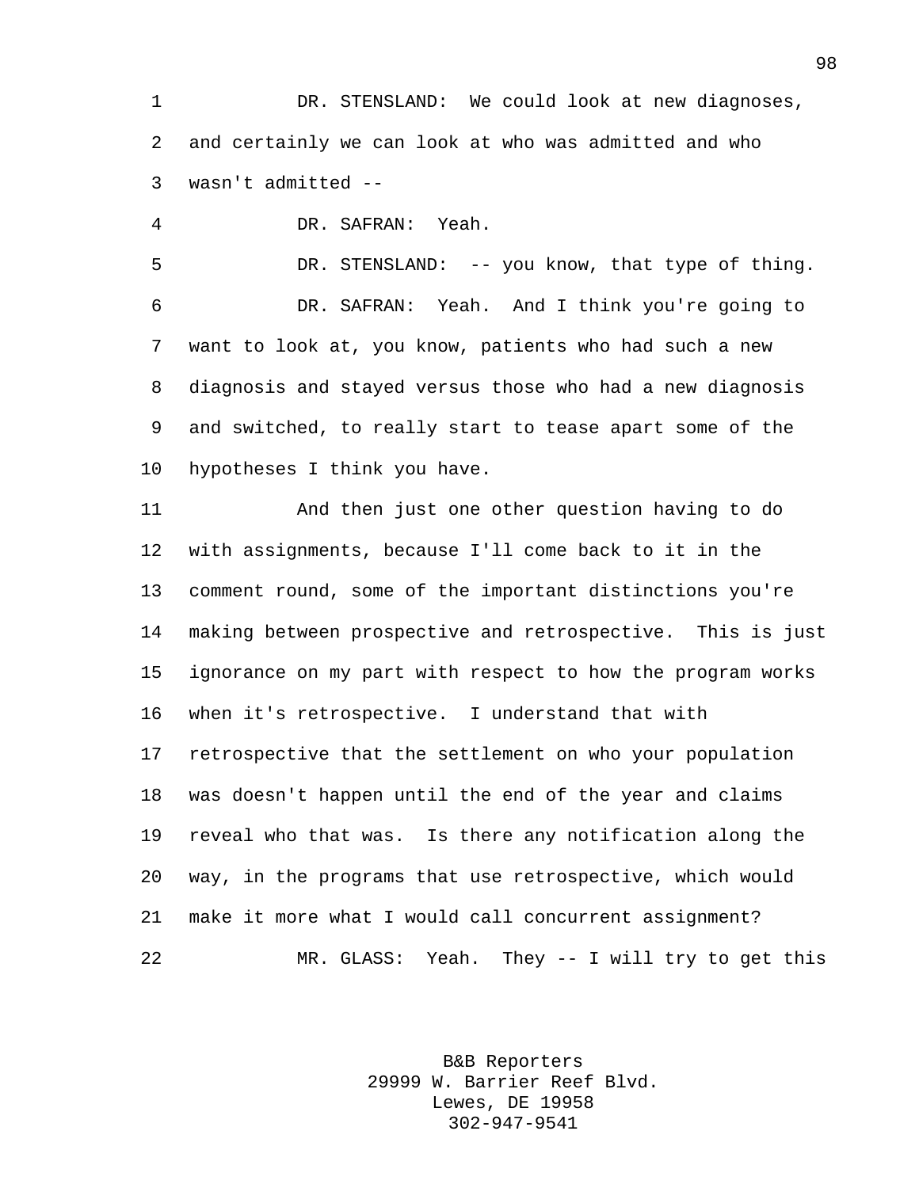DR. STENSLAND: We could look at new diagnoses, and certainly we can look at who was admitted and who wasn't admitted --

DR. SAFRAN: Yeah.

DR. STENSLAND: -- you know, that type of thing.

DR. SAFRAN: Yeah. And I think you're going to want to look at, you know, patients who had such a new diagnosis and stayed versus those who had a new diagnosis and switched, to really start to tease apart some of the hypotheses I think you have.

And then just one other question having to do with assignments, because I'll come back to it in the comment round, some of the important distinctions you're making between prospective and retrospective. This is just ignorance on my part with respect to how the program works when it's retrospective. I understand that with retrospective that the settlement on who your population was doesn't happen until the end of the year and claims reveal who that was. Is there any notification along the way, in the programs that use retrospective, which would make it more what I would call concurrent assignment?

MR. GLASS: Yeah. They -- I will try to get this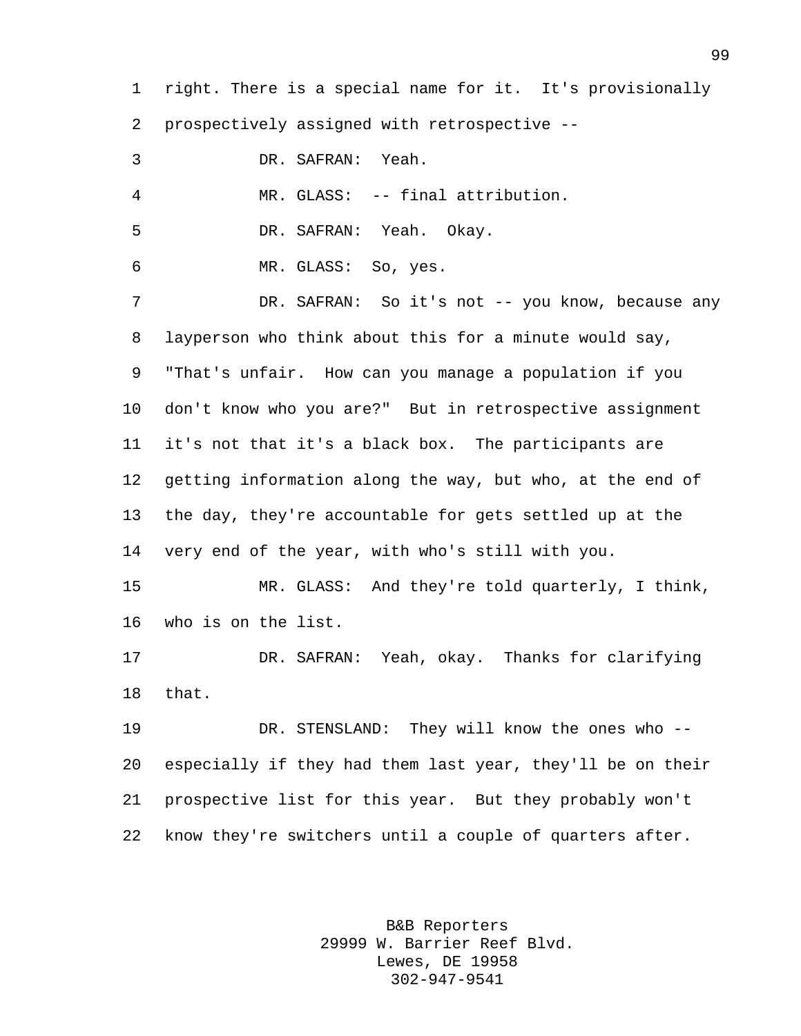right. There is a special name for it. It's provisionally prospectively assigned with retrospective --

DR. SAFRAN: Yeah.

MR. GLASS: -- final attribution.

DR. SAFRAN: Yeah. Okay.

MR. GLASS: So, yes.

DR. SAFRAN: So it's not -- you know, because any layperson who think about this for a minute would say, "That's unfair. How can you manage a population if you don't know who you are?" But in retrospective assignment it's not that it's a black box. The participants are getting information along the way, but who, at the end of the day, they're accountable for gets settled up at the very end of the year, with who's still with you.

MR. GLASS: And they're told quarterly, I think, who is on the list.

DR. SAFRAN: Yeah, okay. Thanks for clarifying that.

DR. STENSLAND: They will know the ones who -- especially if they had them last year, they'll be on their prospective list for this year. But they probably won't know they're switchers until a couple of quarters after.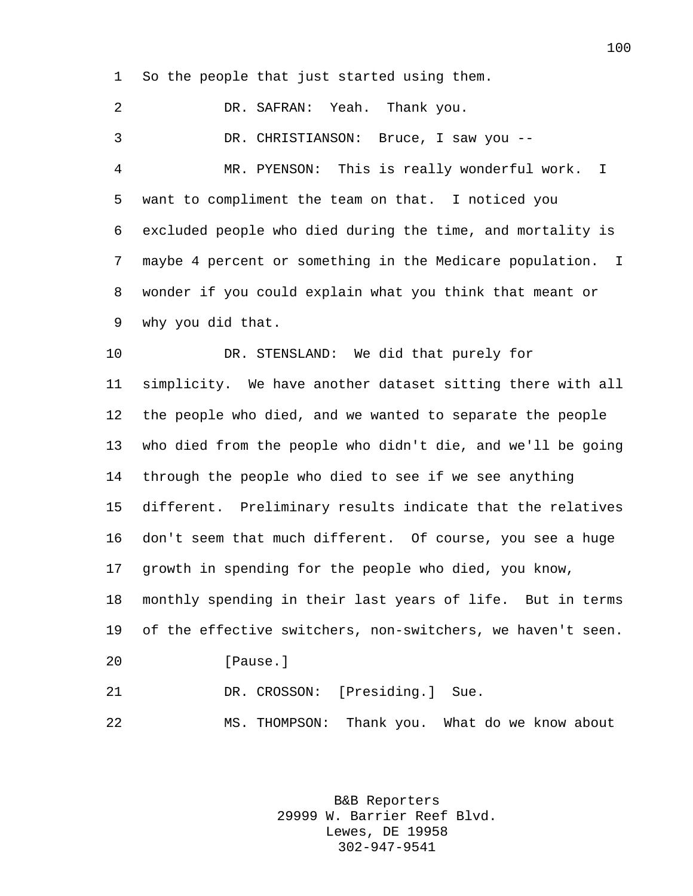So the people that just started using them.

DR. SAFRAN: Yeah. Thank you.

DR. CHRISTIANSON: Bruce, I saw you --

MR. PYENSON: This is really wonderful work. I want to compliment the team on that. I noticed you excluded people who died during the time, and mortality is maybe 4 percent or something in the Medicare population. I wonder if you could explain what you think that meant or why you did that.

DR. STENSLAND: We did that purely for simplicity. We have another dataset sitting there with all the people who died, and we wanted to separate the people who died from the people who didn't die, and we'll be going through the people who died to see if we see anything different. Preliminary results indicate that the relatives don't seem that much different. Of course, you see a huge growth in spending for the people who died, you know, monthly spending in their last years of life. But in terms of the effective switchers, non-switchers, we haven't seen.

[Pause.]

DR. CROSSON: [Presiding.] Sue.

MS. THOMPSON: Thank you. What do we know about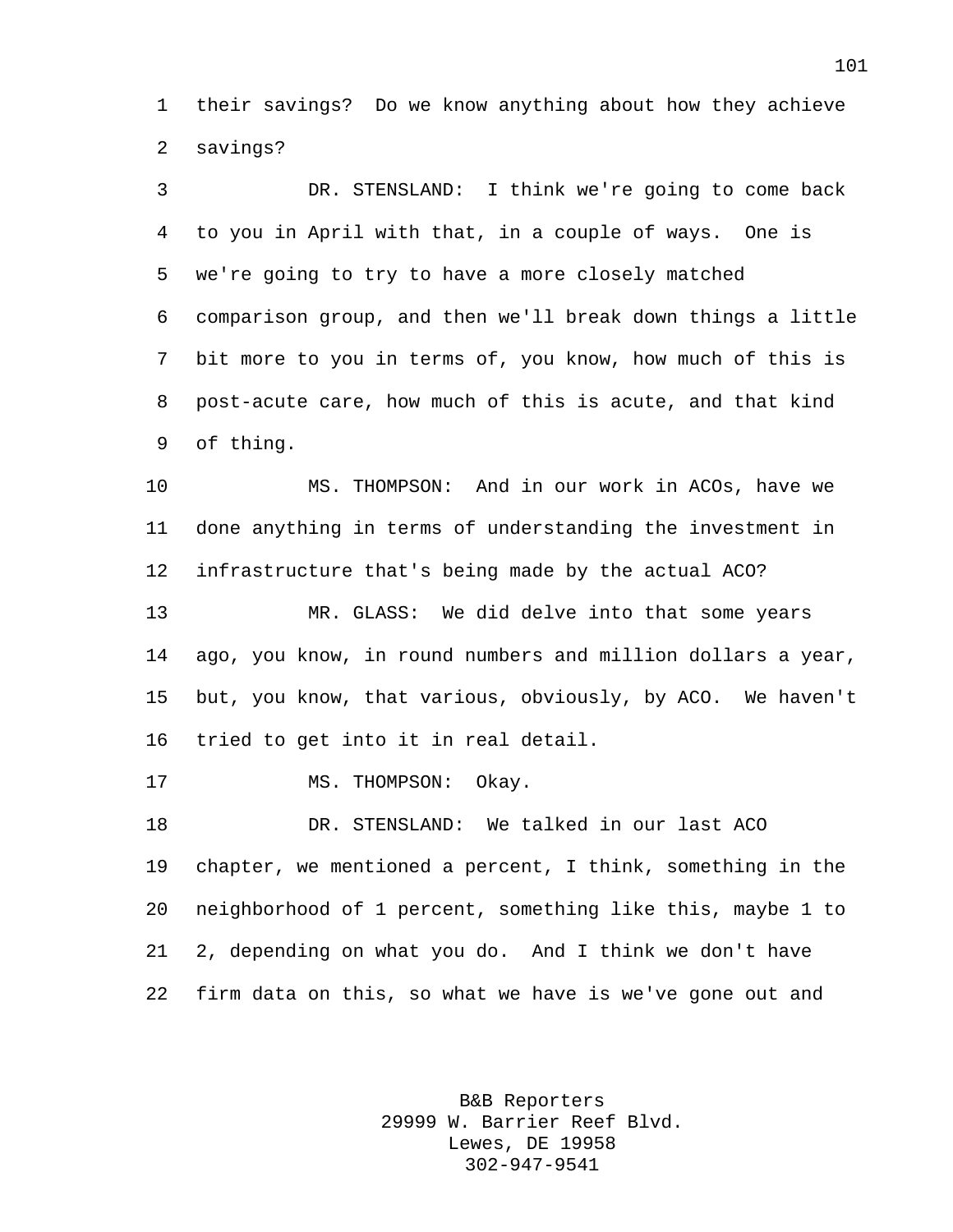their savings? Do we know anything about how they achieve savings?

DR. STENSLAND: I think we're going to come back to you in April with that, in a couple of ways. One is we're going to try to have a more closely matched comparison group, and then we'll break down things a little bit more to you in terms of, you know, how much of this is post-acute care, how much of this is acute, and that kind of thing.

MS. THOMPSON: And in our work in ACOs, have we done anything in terms of understanding the investment in infrastructure that's being made by the actual ACO?

MR. GLASS: We did delve into that some years ago, you know, in round numbers and million dollars a year, but, you know, that various, obviously, by ACO. We haven't tried to get into it in real detail.

MS. THOMPSON: Okay.

DR. STENSLAND: We talked in our last ACO chapter, we mentioned a percent, I think, something in the neighborhood of 1 percent, something like this, maybe 1 to 2, depending on what you do. And I think we don't have firm data on this, so what we have is we've gone out and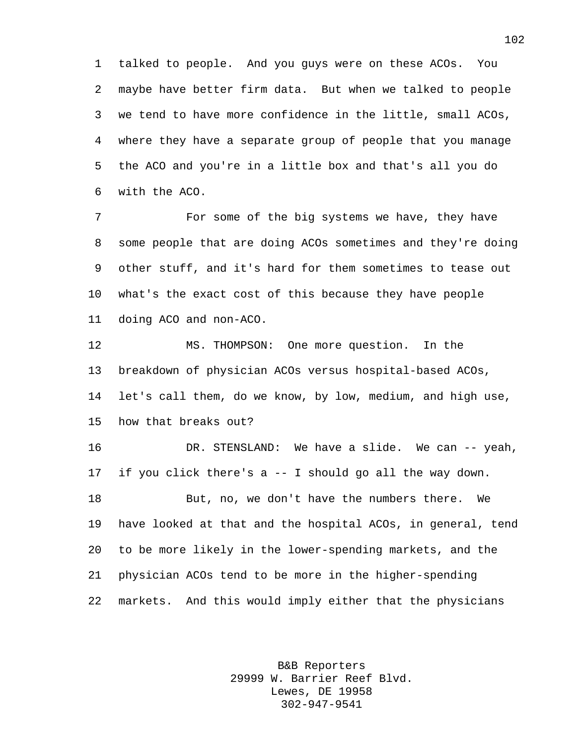talked to people. And you guys were on these ACOs. You maybe have better firm data. But when we talked to people we tend to have more confidence in the little, small ACOs, where they have a separate group of people that you manage the ACO and you're in a little box and that's all you do with the ACO.

For some of the big systems we have, they have some people that are doing ACOs sometimes and they're doing other stuff, and it's hard for them sometimes to tease out what's the exact cost of this because they have people doing ACO and non-ACO.

MS. THOMPSON: One more question. In the breakdown of physician ACOs versus hospital-based ACOs, let's call them, do we know, by low, medium, and high use, how that breaks out?

DR. STENSLAND: We have a slide. We can -- yeah, if you click there's a -- I should go all the way down.

But, no, we don't have the numbers there. We have looked at that and the hospital ACOs, in general, tend to be more likely in the lower-spending markets, and the physician ACOs tend to be more in the higher-spending markets. And this would imply either that the physicians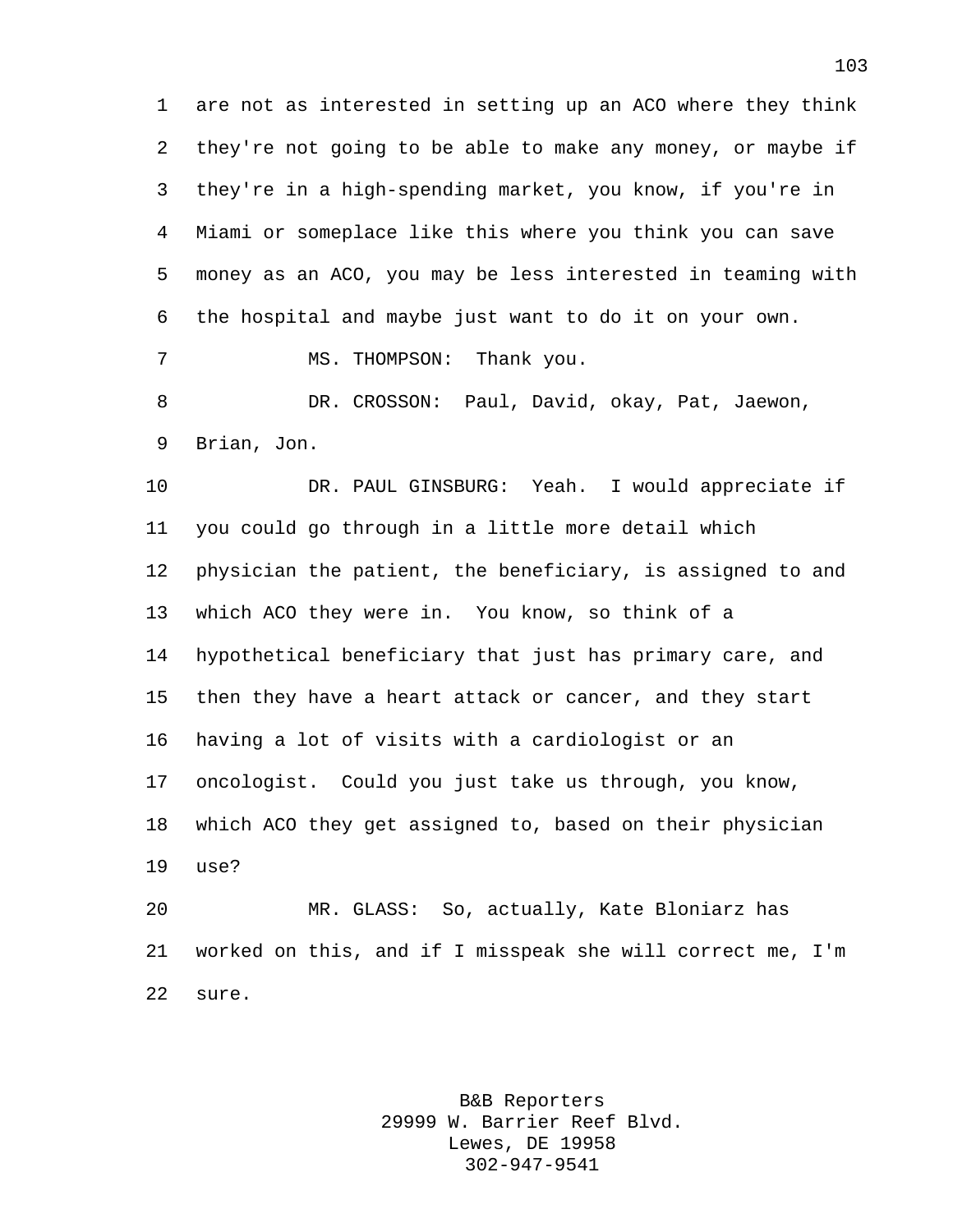are not as interested in setting up an ACO where they think they're not going to be able to make any money, or maybe if they're in a high-spending market, you know, if you're in Miami or someplace like this where you think you can save money as an ACO, you may be less interested in teaming with the hospital and maybe just want to do it on your own.

MS. THOMPSON: Thank you.

DR. CROSSON: Paul, David, okay, Pat, Jaewon, Brian, Jon.

DR. PAUL GINSBURG: Yeah. I would appreciate if you could go through in a little more detail which physician the patient, the beneficiary, is assigned to and which ACO they were in. You know, so think of a hypothetical beneficiary that just has primary care, and then they have a heart attack or cancer, and they start having a lot of visits with a cardiologist or an oncologist. Could you just take us through, you know, which ACO they get assigned to, based on their physician use?

MR. GLASS: So, actually, Kate Bloniarz has worked on this, and if I misspeak she will correct me, I'm sure.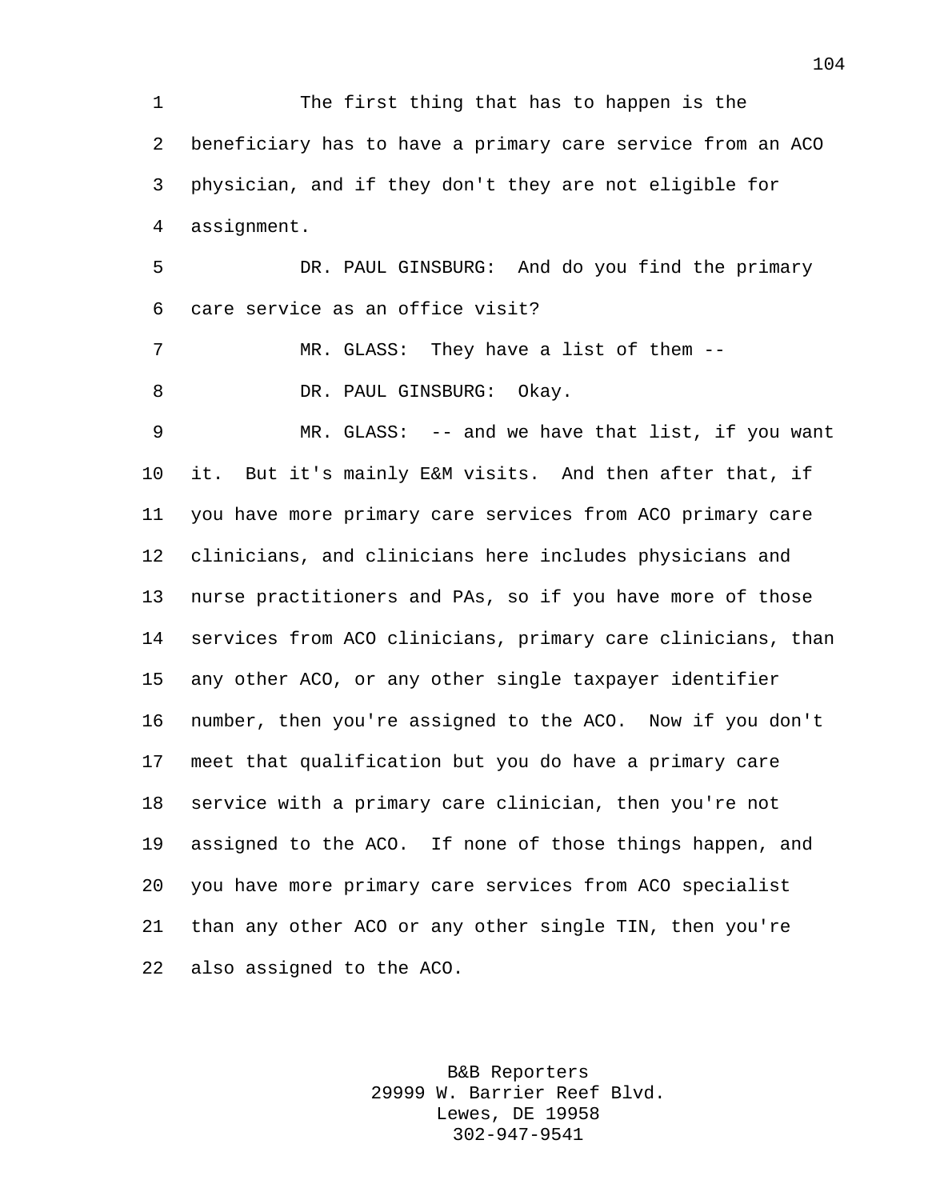The first thing that has to happen is the beneficiary has to have a primary care service from an ACO physician, and if they don't they are not eligible for assignment.

DR. PAUL GINSBURG: And do you find the primary care service as an office visit?

MR. GLASS: They have a list of them --

DR. PAUL GINSBURG: Okay.

MR. GLASS: -- and we have that list, if you want it. But it's mainly E&M visits. And then after that, if you have more primary care services from ACO primary care clinicians, and clinicians here includes physicians and nurse practitioners and PAs, so if you have more of those services from ACO clinicians, primary care clinicians, than any other ACO, or any other single taxpayer identifier number, then you're assigned to the ACO. Now if you don't meet that qualification but you do have a primary care service with a primary care clinician, then you're not assigned to the ACO. If none of those things happen, and you have more primary care services from ACO specialist than any other ACO or any other single TIN, then you're also assigned to the ACO.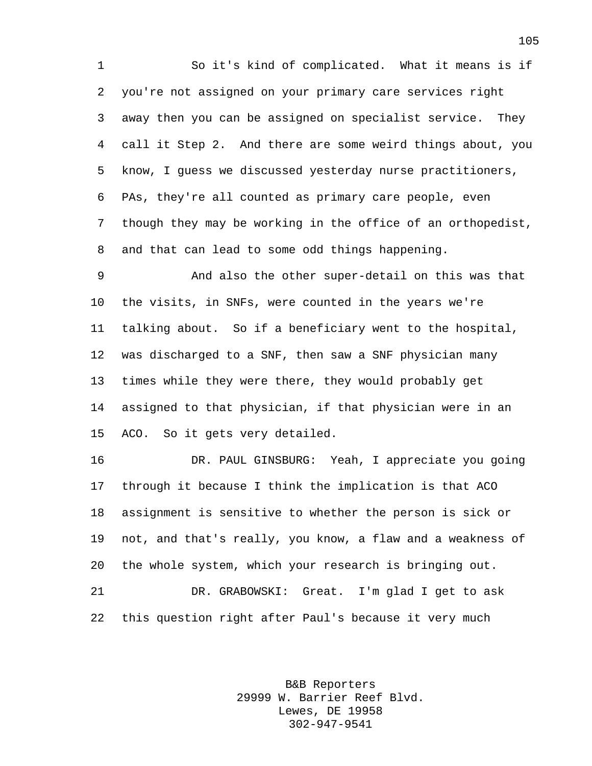So it's kind of complicated. What it means is if you're not assigned on your primary care services right away then you can be assigned on specialist service. They call it Step 2. And there are some weird things about, you know, I guess we discussed yesterday nurse practitioners, PAs, they're all counted as primary care people, even though they may be working in the office of an orthopedist, and that can lead to some odd things happening.

And also the other super-detail on this was that the visits, in SNFs, were counted in the years we're talking about. So if a beneficiary went to the hospital, was discharged to a SNF, then saw a SNF physician many times while they were there, they would probably get assigned to that physician, if that physician were in an ACO. So it gets very detailed.

DR. PAUL GINSBURG: Yeah, I appreciate you going through it because I think the implication is that ACO assignment is sensitive to whether the person is sick or not, and that's really, you know, a flaw and a weakness of the whole system, which your research is bringing out.

DR. GRABOWSKI: Great. I'm glad I get to ask this question right after Paul's because it very much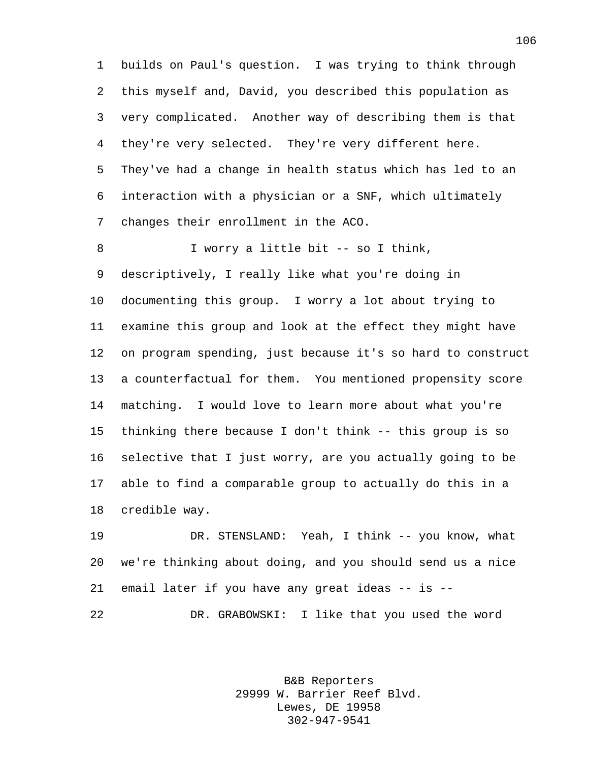builds on Paul's question. I was trying to think through this myself and, David, you described this population as very complicated. Another way of describing them is that they're very selected. They're very different here. They've had a change in health status which has led to an interaction with a physician or a SNF, which ultimately changes their enrollment in the ACO.

I worry a little bit -- so I think, descriptively, I really like what you're doing in documenting this group. I worry a lot about trying to examine this group and look at the effect they might have on program spending, just because it's so hard to construct a counterfactual for them. You mentioned propensity score matching. I would love to learn more about what you're thinking there because I don't think -- this group is so selective that I just worry, are you actually going to be able to find a comparable group to actually do this in a credible way.

DR. STENSLAND: Yeah, I think -- you know, what we're thinking about doing, and you should send us a nice email later if you have any great ideas -- is --

DR. GRABOWSKI: I like that you used the word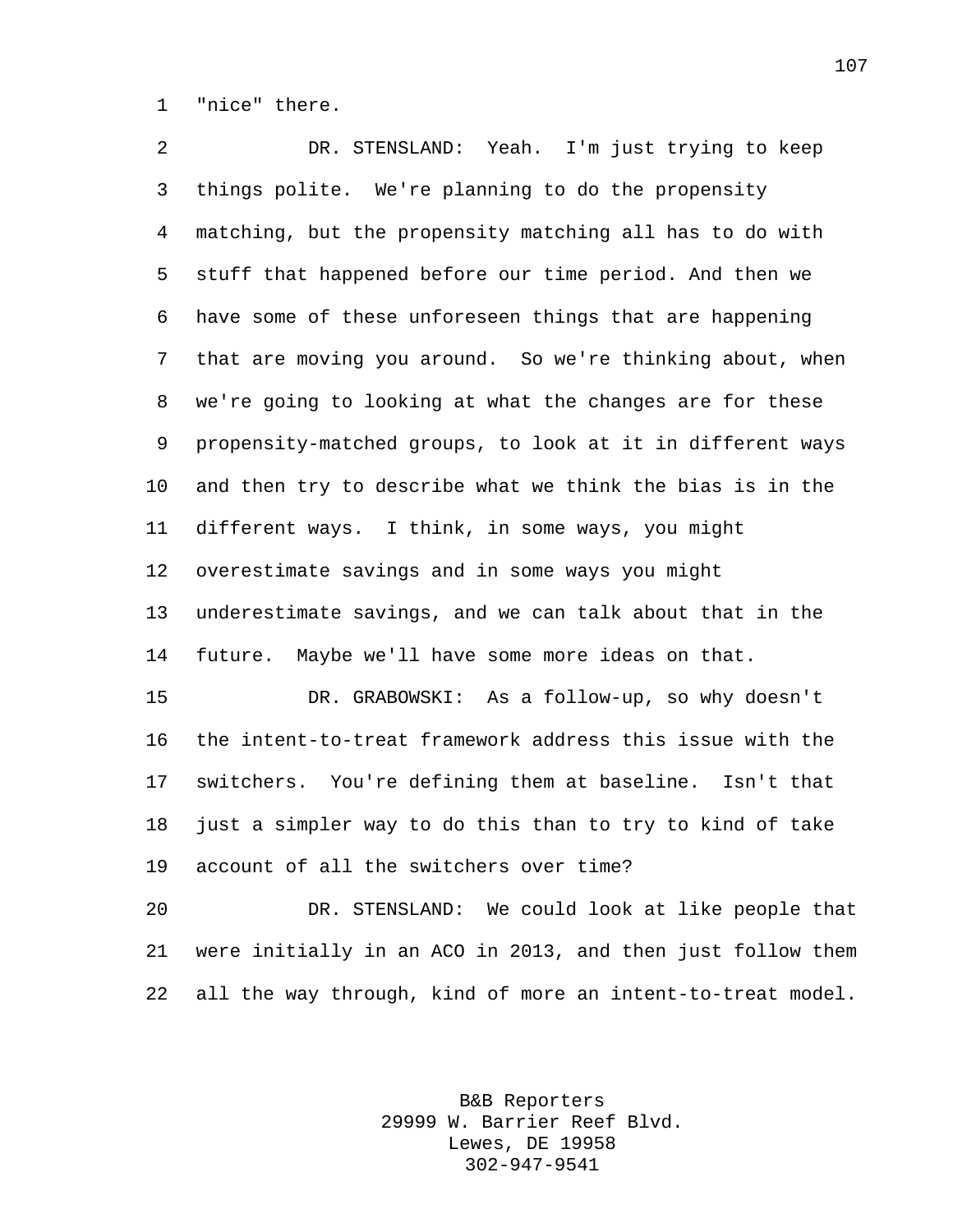"nice" there.

DR. STENSLAND: Yeah. I'm just trying to keep things polite. We're planning to do the propensity matching, but the propensity matching all has to do with stuff that happened before our time period. And then we have some of these unforeseen things that are happening that are moving you around. So we're thinking about, when we're going to looking at what the changes are for these propensity-matched groups, to look at it in different ways and then try to describe what we think the bias is in the different ways. I think, in some ways, you might overestimate savings and in some ways you might underestimate savings, and we can talk about that in the future. Maybe we'll have some more ideas on that.

DR. GRABOWSKI: As a follow-up, so why doesn't the intent-to-treat framework address this issue with the switchers. You're defining them at baseline. Isn't that just a simpler way to do this than to try to kind of take account of all the switchers over time?

DR. STENSLAND: We could look at like people that were initially in an ACO in 2013, and then just follow them all the way through, kind of more an intent-to-treat model.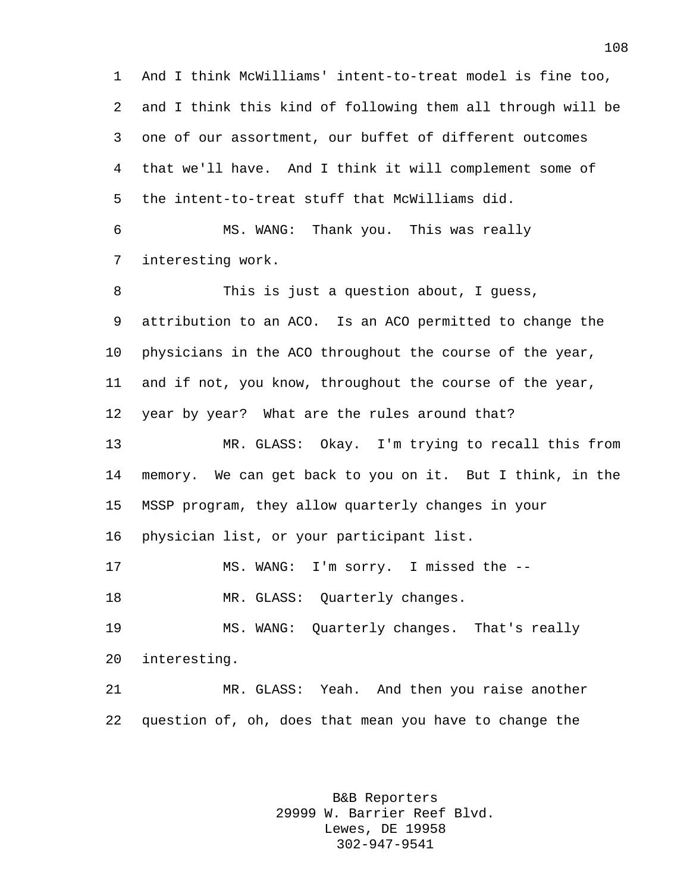And I think McWilliams' intent-to-treat model is fine too, and I think this kind of following them all through will be one of our assortment, our buffet of different outcomes that we'll have. And I think it will complement some of the intent-to-treat stuff that McWilliams did.

MS. WANG: Thank you. This was really interesting work.

This is just a question about, I guess, attribution to an ACO. Is an ACO permitted to change the physicians in the ACO throughout the course of the year, and if not, you know, throughout the course of the year, year by year? What are the rules around that?

MR. GLASS: Okay. I'm trying to recall this from memory. We can get back to you on it. But I think, in the MSSP program, they allow quarterly changes in your physician list, or your participant list.

MS. WANG: I'm sorry. I missed the --

MR. GLASS: Quarterly changes.

MS. WANG: Quarterly changes. That's really interesting.

MR. GLASS: Yeah. And then you raise another question of, oh, does that mean you have to change the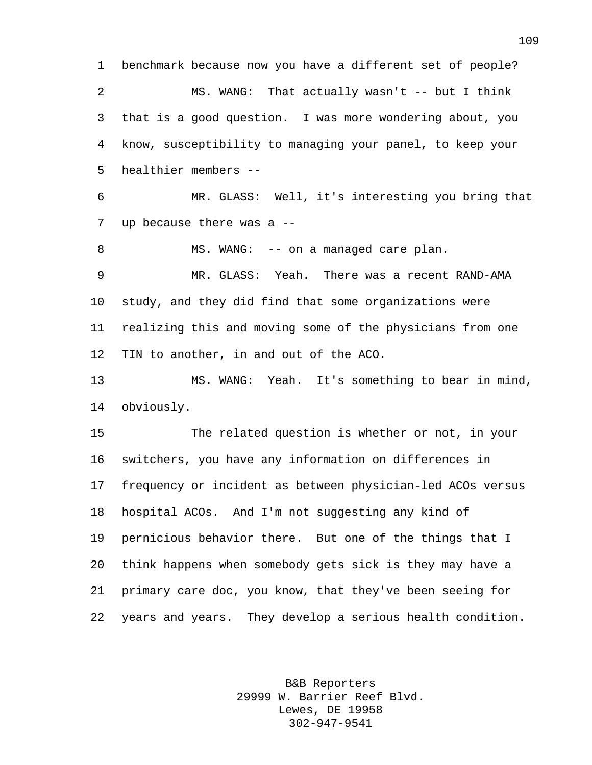benchmark because now you have a different set of people?

MS. WANG: That actually wasn't -- but I think that is a good question. I was more wondering about, you know, susceptibility to managing your panel, to keep your healthier members --

MR. GLASS: Well, it's interesting you bring that up because there was a --

MS. WANG: -- on a managed care plan.

MR. GLASS: Yeah. There was a recent RAND-AMA study, and they did find that some organizations were realizing this and moving some of the physicians from one TIN to another, in and out of the ACO.

MS. WANG: Yeah. It's something to bear in mind, obviously.

The related question is whether or not, in your switchers, you have any information on differences in frequency or incident as between physician-led ACOs versus hospital ACOs. And I'm not suggesting any kind of pernicious behavior there. But one of the things that I think happens when somebody gets sick is they may have a primary care doc, you know, that they've been seeing for years and years. They develop a serious health condition.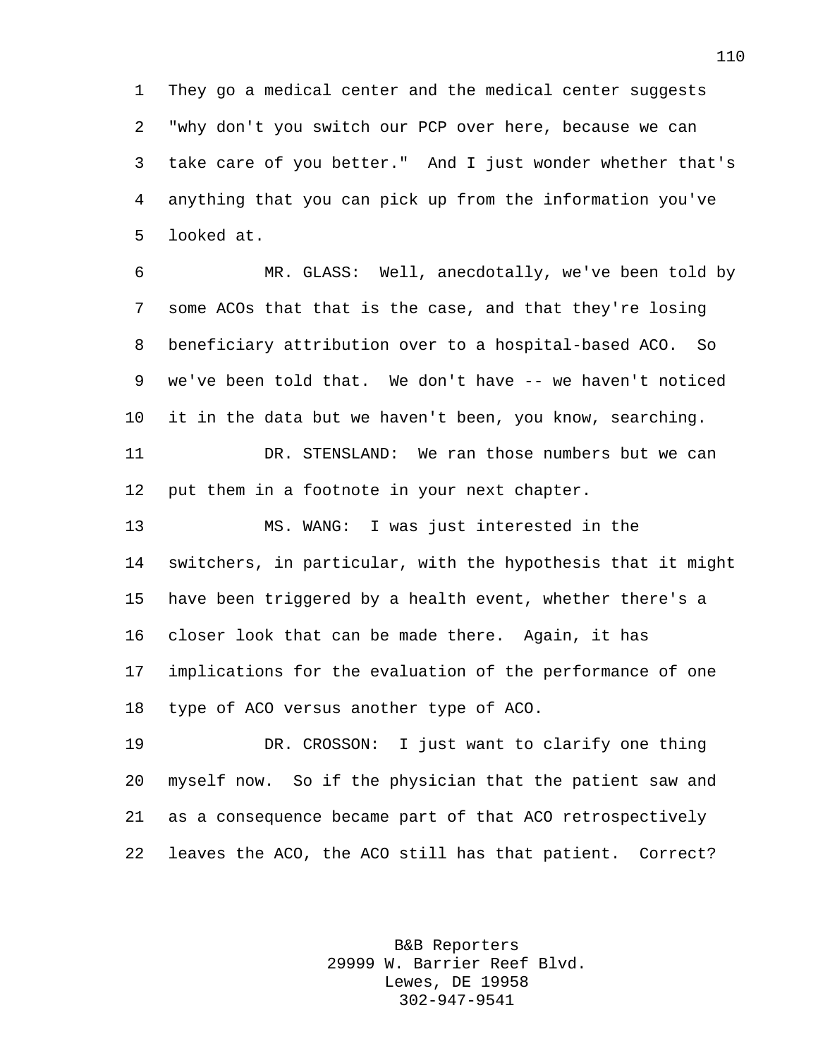They go a medical center and the medical center suggests "why don't you switch our PCP over here, because we can take care of you better." And I just wonder whether that's anything that you can pick up from the information you've looked at.

MR. GLASS: Well, anecdotally, we've been told by some ACOs that that is the case, and that they're losing beneficiary attribution over to a hospital-based ACO. So we've been told that. We don't have -- we haven't noticed it in the data but we haven't been, you know, searching.

DR. STENSLAND: We ran those numbers but we can put them in a footnote in your next chapter.

MS. WANG: I was just interested in the switchers, in particular, with the hypothesis that it might have been triggered by a health event, whether there's a closer look that can be made there. Again, it has implications for the evaluation of the performance of one type of ACO versus another type of ACO.

DR. CROSSON: I just want to clarify one thing myself now. So if the physician that the patient saw and as a consequence became part of that ACO retrospectively leaves the ACO, the ACO still has that patient. Correct?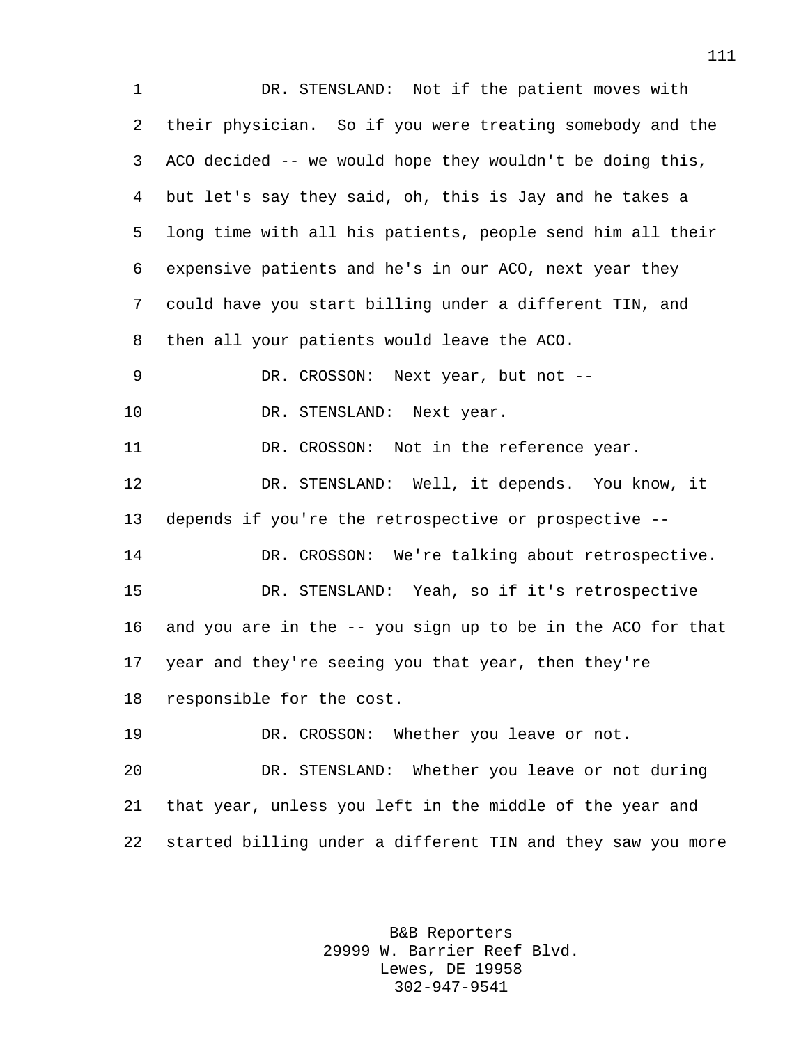DR. STENSLAND: Not if the patient moves with their physician. So if you were treating somebody and the ACO decided -- we would hope they wouldn't be doing this, but let's say they said, oh, this is Jay and he takes a long time with all his patients, people send him all their expensive patients and he's in our ACO, next year they could have you start billing under a different TIN, and then all your patients would leave the ACO.

DR. CROSSON: Next year, but not --

DR. STENSLAND: Next year.

DR. CROSSON: Not in the reference year.

DR. STENSLAND: Well, it depends. You know, it depends if you're the retrospective or prospective --

DR. CROSSON: We're talking about retrospective.

DR. STENSLAND: Yeah, so if it's retrospective and you are in the -- you sign up to be in the ACO for that year and they're seeing you that year, then they're responsible for the cost.

DR. CROSSON: Whether you leave or not.

DR. STENSLAND: Whether you leave or not during that year, unless you left in the middle of the year and started billing under a different TIN and they saw you more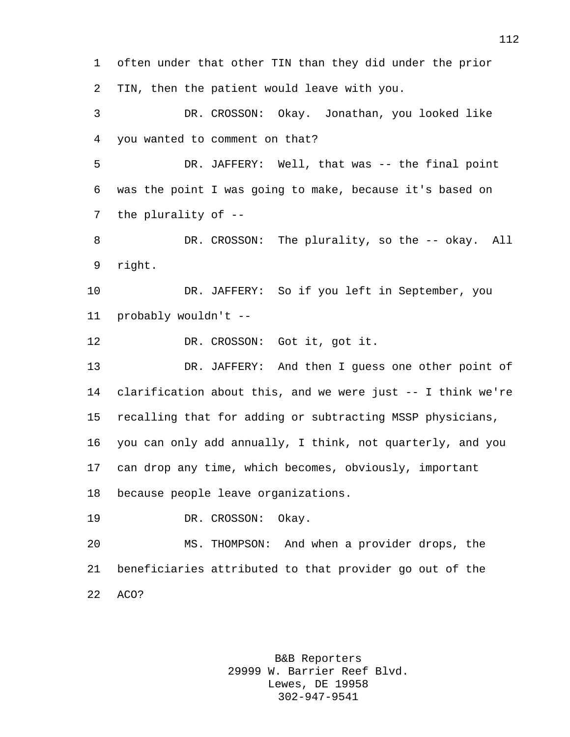often under that other TIN than they did under the prior TIN, then the patient would leave with you.

DR. CROSSON: Okay. Jonathan, you looked like you wanted to comment on that?

DR. JAFFERY: Well, that was -- the final point was the point I was going to make, because it's based on the plurality of --

DR. CROSSON: The plurality, so the -- okay. All right.

DR. JAFFERY: So if you left in September, you probably wouldn't --

DR. CROSSON: Got it, got it.

DR. JAFFERY: And then I guess one other point of clarification about this, and we were just -- I think we're recalling that for adding or subtracting MSSP physicians, you can only add annually, I think, not quarterly, and you can drop any time, which becomes, obviously, important because people leave organizations.

DR. CROSSON: Okay.

MS. THOMPSON: And when a provider drops, the beneficiaries attributed to that provider go out of the ACO?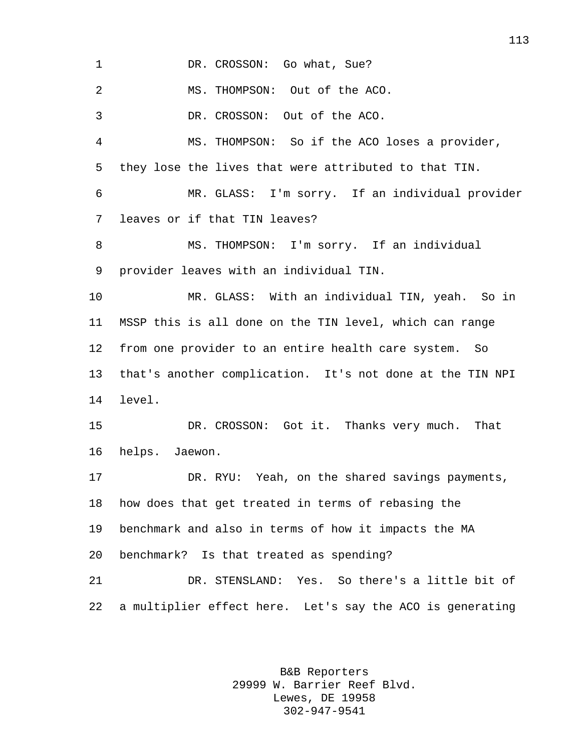DR. CROSSON: Go what, Sue?

MS. THOMPSON: Out of the ACO.

DR. CROSSON: Out of the ACO.

MS. THOMPSON: So if the ACO loses a provider, they lose the lives that were attributed to that TIN.

MR. GLASS: I'm sorry. If an individual provider leaves or if that TIN leaves?

MS. THOMPSON: I'm sorry. If an individual provider leaves with an individual TIN.

MR. GLASS: With an individual TIN, yeah. So in MSSP this is all done on the TIN level, which can range from one provider to an entire health care system. So that's another complication. It's not done at the TIN NPI level.

DR. CROSSON: Got it. Thanks very much. That helps. Jaewon.

DR. RYU: Yeah, on the shared savings payments, how does that get treated in terms of rebasing the benchmark and also in terms of how it impacts the MA benchmark? Is that treated as spending?

DR. STENSLAND: Yes. So there's a little bit of a multiplier effect here. Let's say the ACO is generating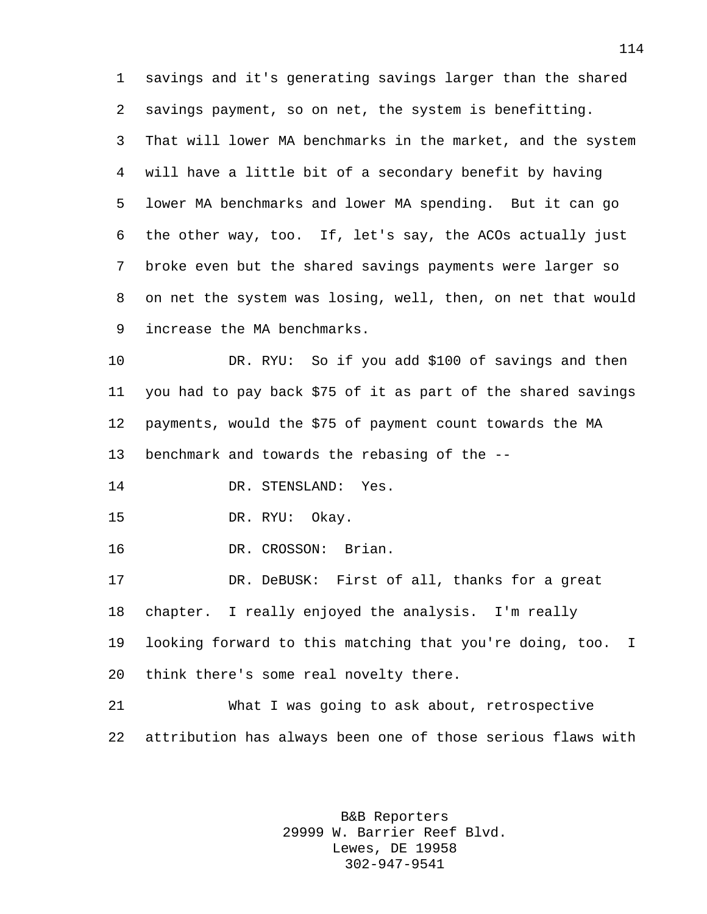savings and it's generating savings larger than the shared savings payment, so on net, the system is benefitting. That will lower MA benchmarks in the market, and the system will have a little bit of a secondary benefit by having lower MA benchmarks and lower MA spending. But it can go the other way, too. If, let's say, the ACOs actually just broke even but the shared savings payments were larger so on net the system was losing, well, then, on net that would increase the MA benchmarks.

DR. RYU: So if you add $100 of savings and then you had to pay back $75 of it as part of the shared savings payments, would the $75 of payment count towards the MA benchmark and towards the rebasing of the --

DR. STENSLAND: Yes.

DR. RYU: Okay.

DR. CROSSON: Brian.

DR. DeBUSK: First of all, thanks for a great chapter. I really enjoyed the analysis. I'm really looking forward to this matching that you're doing, too. I think there's some real novelty there.

What I was going to ask about, retrospective attribution has always been one of those serious flaws with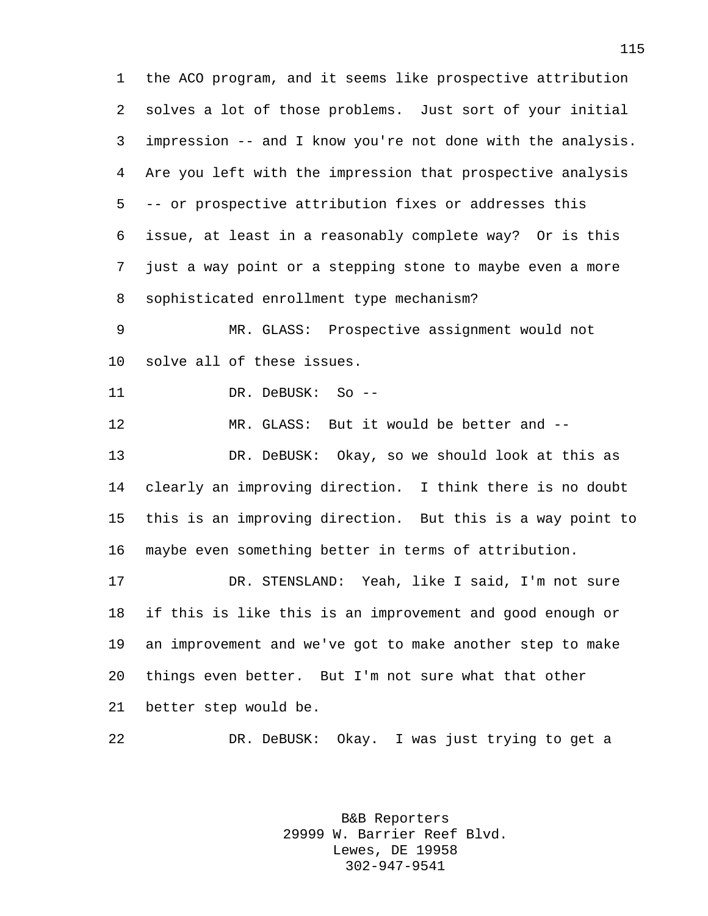the ACO program, and it seems like prospective attribution solves a lot of those problems. Just sort of your initial impression -- and I know you're not done with the analysis. Are you left with the impression that prospective analysis -- or prospective attribution fixes or addresses this issue, at least in a reasonably complete way? Or is this just a way point or a stepping stone to maybe even a more sophisticated enrollment type mechanism?

MR. GLASS: Prospective assignment would not solve all of these issues.

DR. DeBUSK: So --

MR. GLASS: But it would be better and --

DR. DeBUSK: Okay, so we should look at this as clearly an improving direction. I think there is no doubt this is an improving direction. But this is a way point to maybe even something better in terms of attribution.

DR. STENSLAND: Yeah, like I said, I'm not sure if this is like this is an improvement and good enough or an improvement and we've got to make another step to make things even better. But I'm not sure what that other better step would be.

DR. DeBUSK: Okay. I was just trying to get a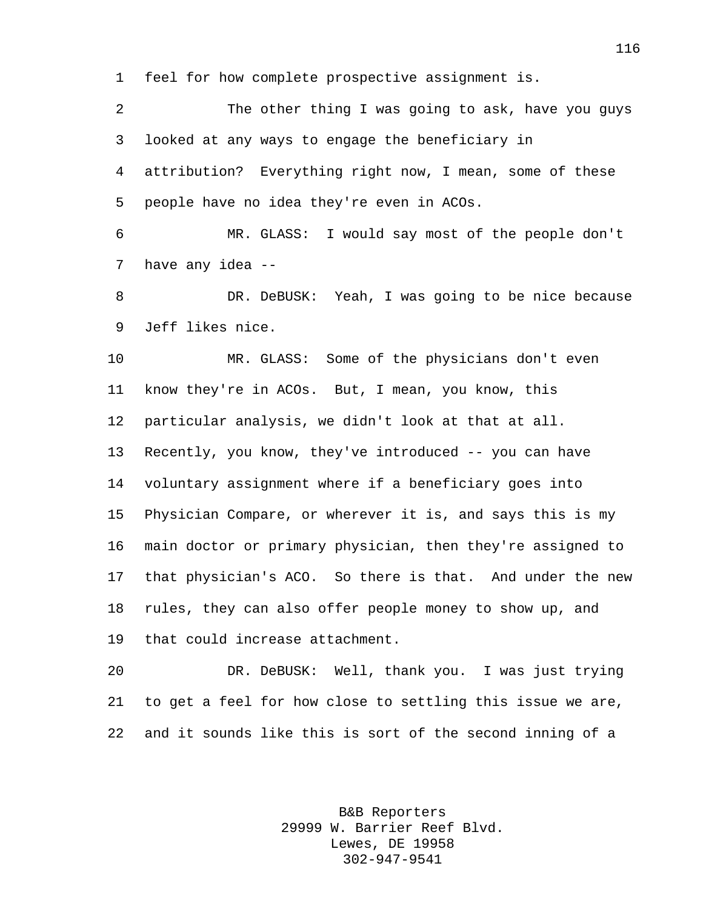feel for how complete prospective assignment is.

The other thing I was going to ask, have you guys looked at any ways to engage the beneficiary in attribution? Everything right now, I mean, some of these people have no idea they're even in ACOs.

MR. GLASS: I would say most of the people don't have any idea --

DR. DeBUSK: Yeah, I was going to be nice because Jeff likes nice.

MR. GLASS: Some of the physicians don't even know they're in ACOs. But, I mean, you know, this particular analysis, we didn't look at that at all. Recently, you know, they've introduced -- you can have voluntary assignment where if a beneficiary goes into Physician Compare, or wherever it is, and says this is my main doctor or primary physician, then they're assigned to that physician's ACO. So there is that. And under the new rules, they can also offer people money to show up, and that could increase attachment.

DR. DeBUSK: Well, thank you. I was just trying to get a feel for how close to settling this issue we are, and it sounds like this is sort of the second inning of a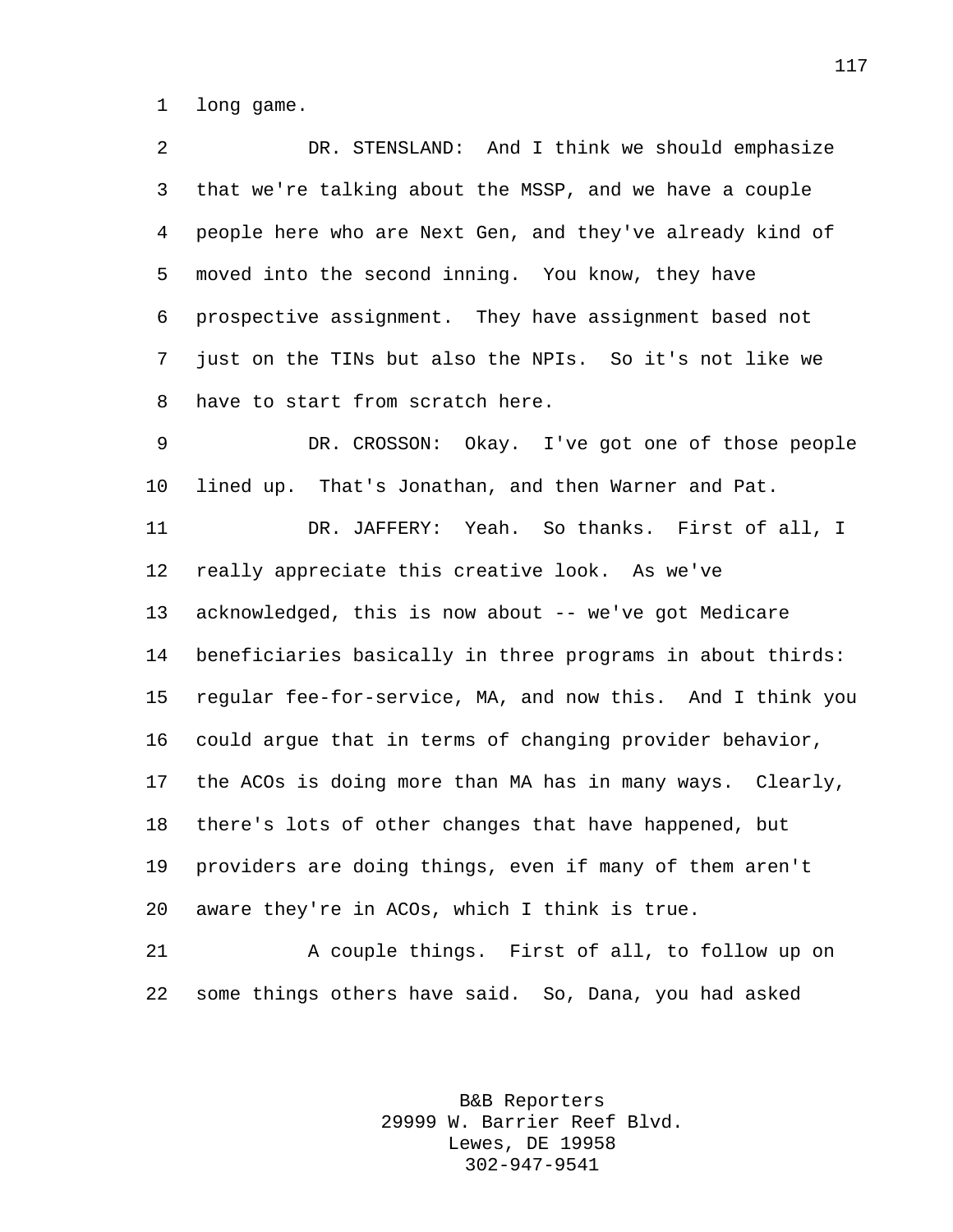long game.

DR. STENSLAND: And I think we should emphasize that we're talking about the MSSP, and we have a couple people here who are Next Gen, and they've already kind of moved into the second inning. You know, they have prospective assignment. They have assignment based not just on the TINs but also the NPIs. So it's not like we have to start from scratch here.

DR. CROSSON: Okay. I've got one of those people lined up. That's Jonathan, and then Warner and Pat.

DR. JAFFERY: Yeah. So thanks. First of all, I really appreciate this creative look. As we've acknowledged, this is now about -- we've got Medicare beneficiaries basically in three programs in about thirds: regular fee-for-service, MA, and now this. And I think you could argue that in terms of changing provider behavior, the ACOs is doing more than MA has in many ways. Clearly, there's lots of other changes that have happened, but providers are doing things, even if many of them aren't aware they're in ACOs, which I think is true.

A couple things. First of all, to follow up on some things others have said. So, Dana, you had asked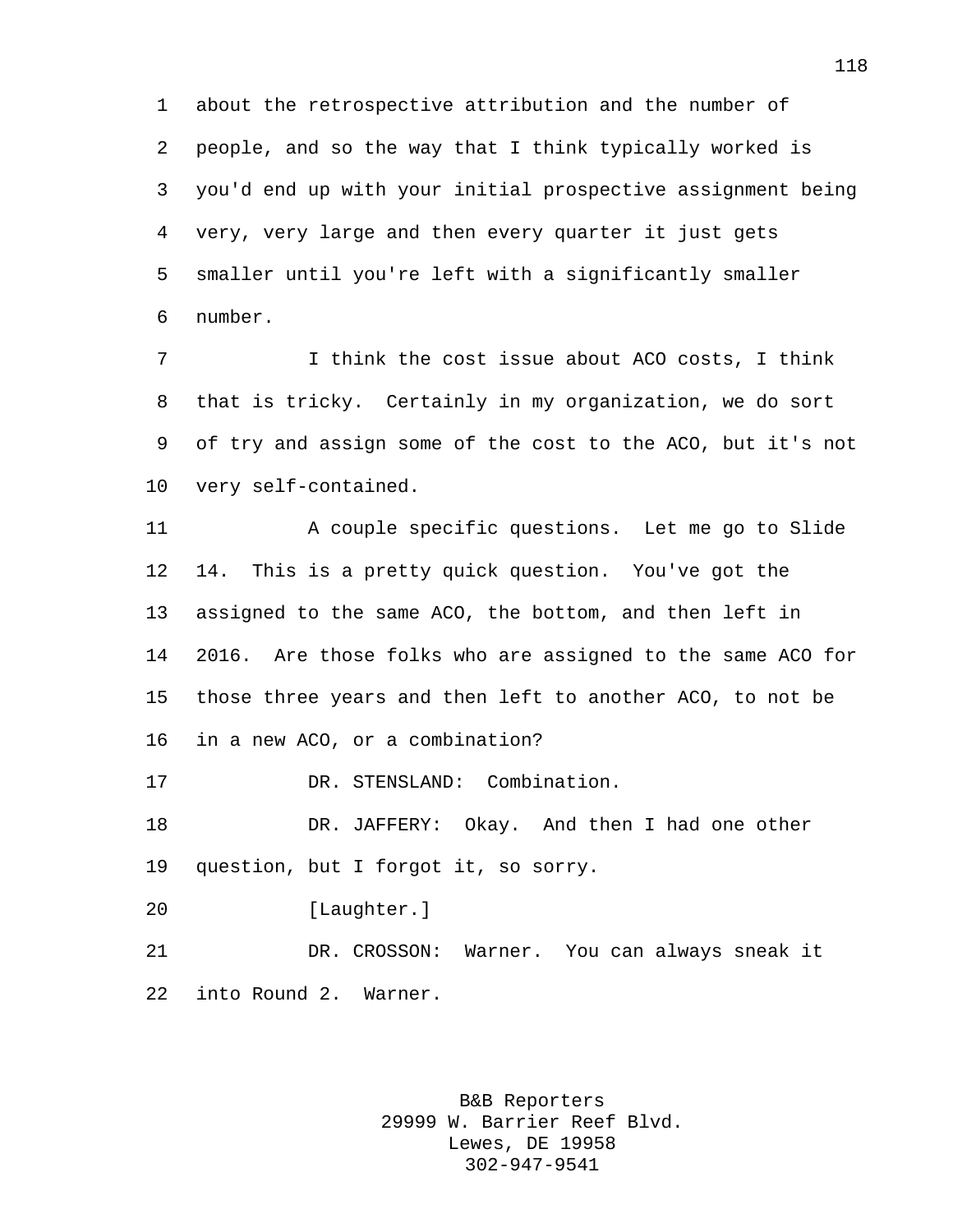about the retrospective attribution and the number of people, and so the way that I think typically worked is you'd end up with your initial prospective assignment being very, very large and then every quarter it just gets smaller until you're left with a significantly smaller number.

I think the cost issue about ACO costs, I think that is tricky. Certainly in my organization, we do sort of try and assign some of the cost to the ACO, but it's not very self-contained.

A couple specific questions. Let me go to Slide 14. This is a pretty quick question. You've got the assigned to the same ACO, the bottom, and then left in 2016. Are those folks who are assigned to the same ACO for those three years and then left to another ACO, to not be in a new ACO, or a combination?

DR. STENSLAND: Combination.

DR. JAFFERY: Okay. And then I had one other question, but I forgot it, so sorry.

[Laughter.]

DR. CROSSON: Warner. You can always sneak it into Round 2. Warner.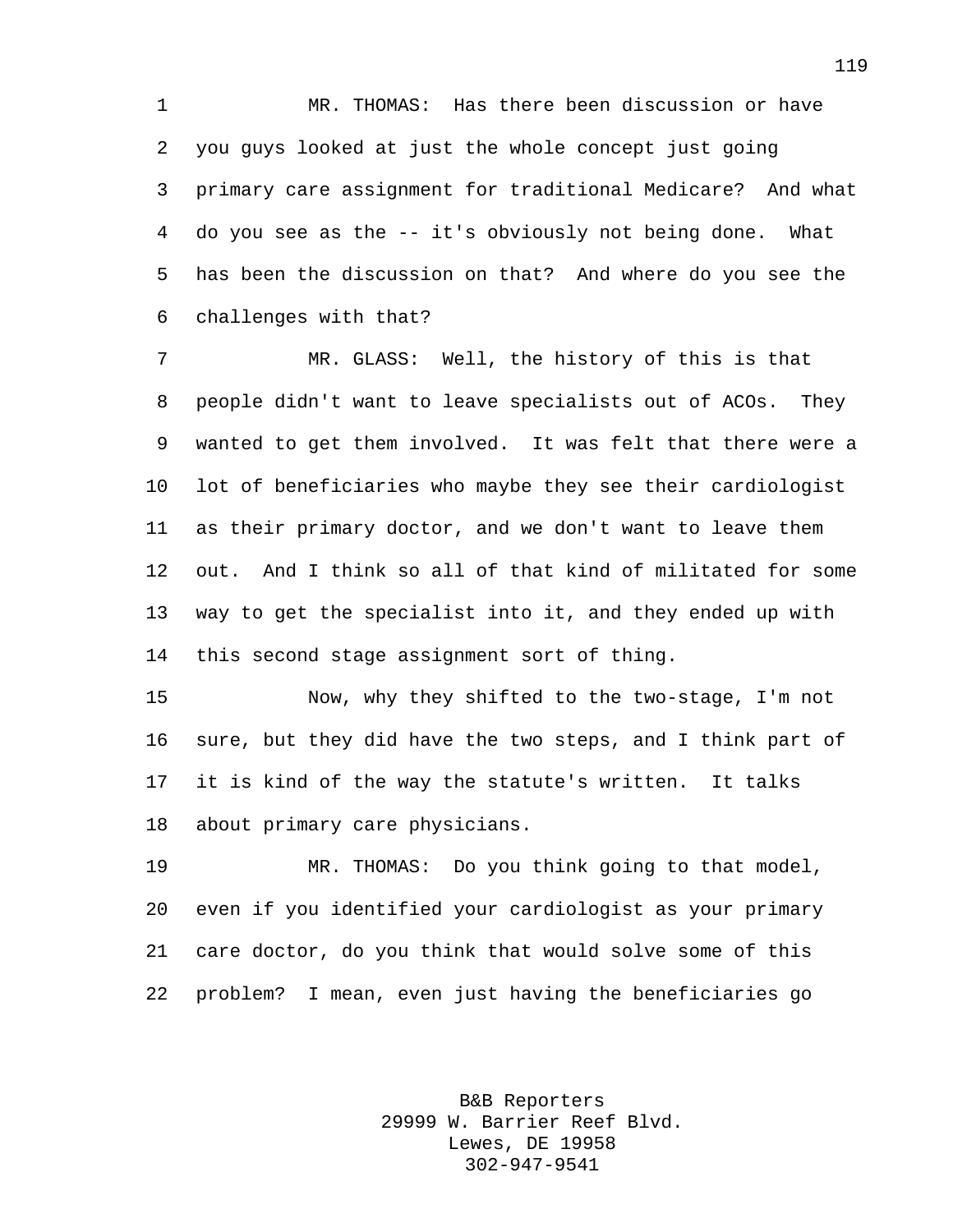MR. THOMAS: Has there been discussion or have you guys looked at just the whole concept just going primary care assignment for traditional Medicare? And what do you see as the -- it's obviously not being done. What has been the discussion on that? And where do you see the challenges with that?

MR. GLASS: Well, the history of this is that people didn't want to leave specialists out of ACOs. They wanted to get them involved. It was felt that there were a lot of beneficiaries who maybe they see their cardiologist as their primary doctor, and we don't want to leave them out. And I think so all of that kind of militated for some way to get the specialist into it, and they ended up with this second stage assignment sort of thing.

Now, why they shifted to the two-stage, I'm not sure, but they did have the two steps, and I think part of it is kind of the way the statute's written. It talks about primary care physicians.

MR. THOMAS: Do you think going to that model, even if you identified your cardiologist as your primary care doctor, do you think that would solve some of this problem? I mean, even just having the beneficiaries go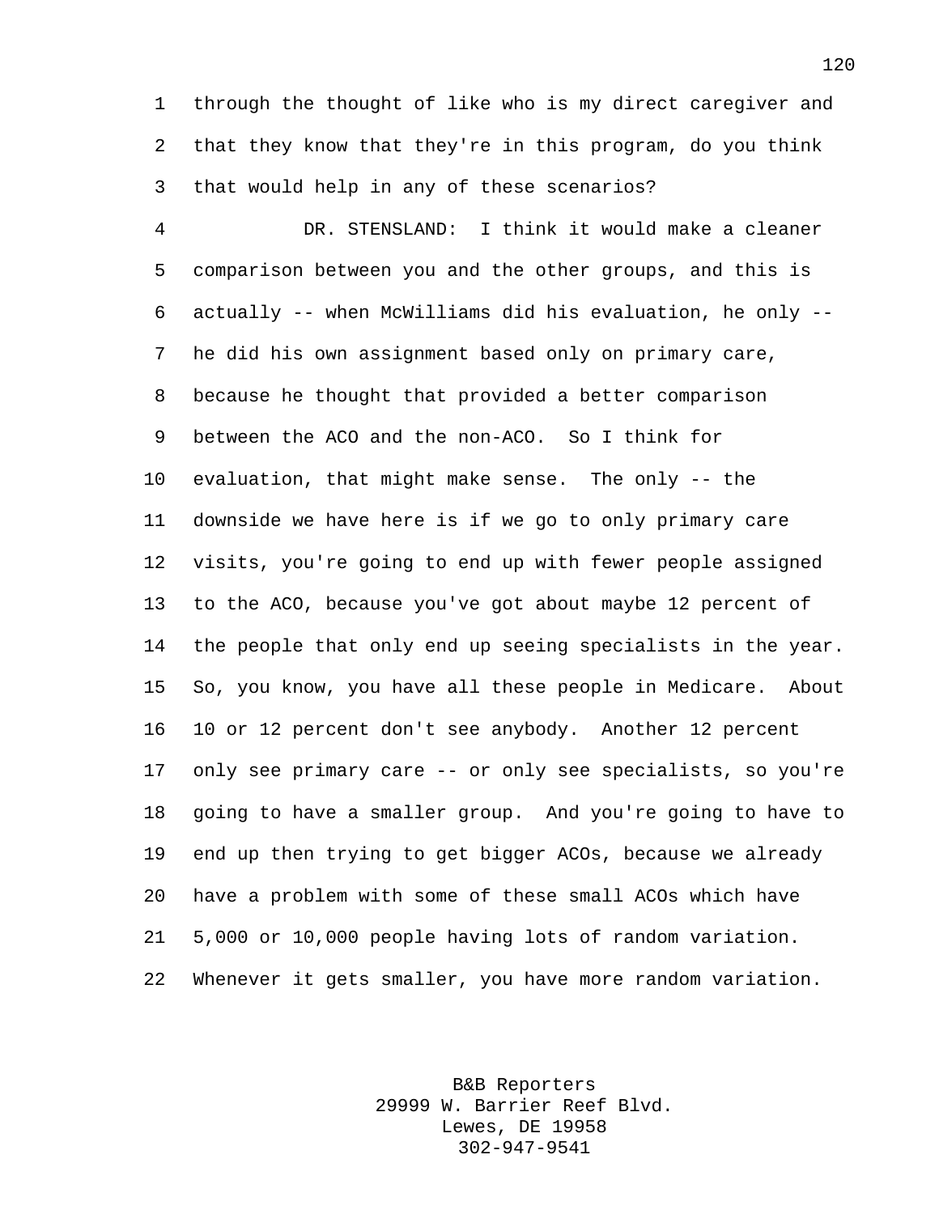through the thought of like who is my direct caregiver and that they know that they're in this program, do you think that would help in any of these scenarios?

DR. STENSLAND: I think it would make a cleaner comparison between you and the other groups, and this is actually -- when McWilliams did his evaluation, he only -- he did his own assignment based only on primary care, because he thought that provided a better comparison between the ACO and the non-ACO. So I think for evaluation, that might make sense. The only -- the downside we have here is if we go to only primary care visits, you're going to end up with fewer people assigned to the ACO, because you've got about maybe 12 percent of the people that only end up seeing specialists in the year. So, you know, you have all these people in Medicare. About 10 or 12 percent don't see anybody. Another 12 percent only see primary care -- or only see specialists, so you're going to have a smaller group. And you're going to have to end up then trying to get bigger ACOs, because we already have a problem with some of these small ACOs which have 5,000 or 10,000 people having lots of random variation. Whenever it gets smaller, you have more random variation.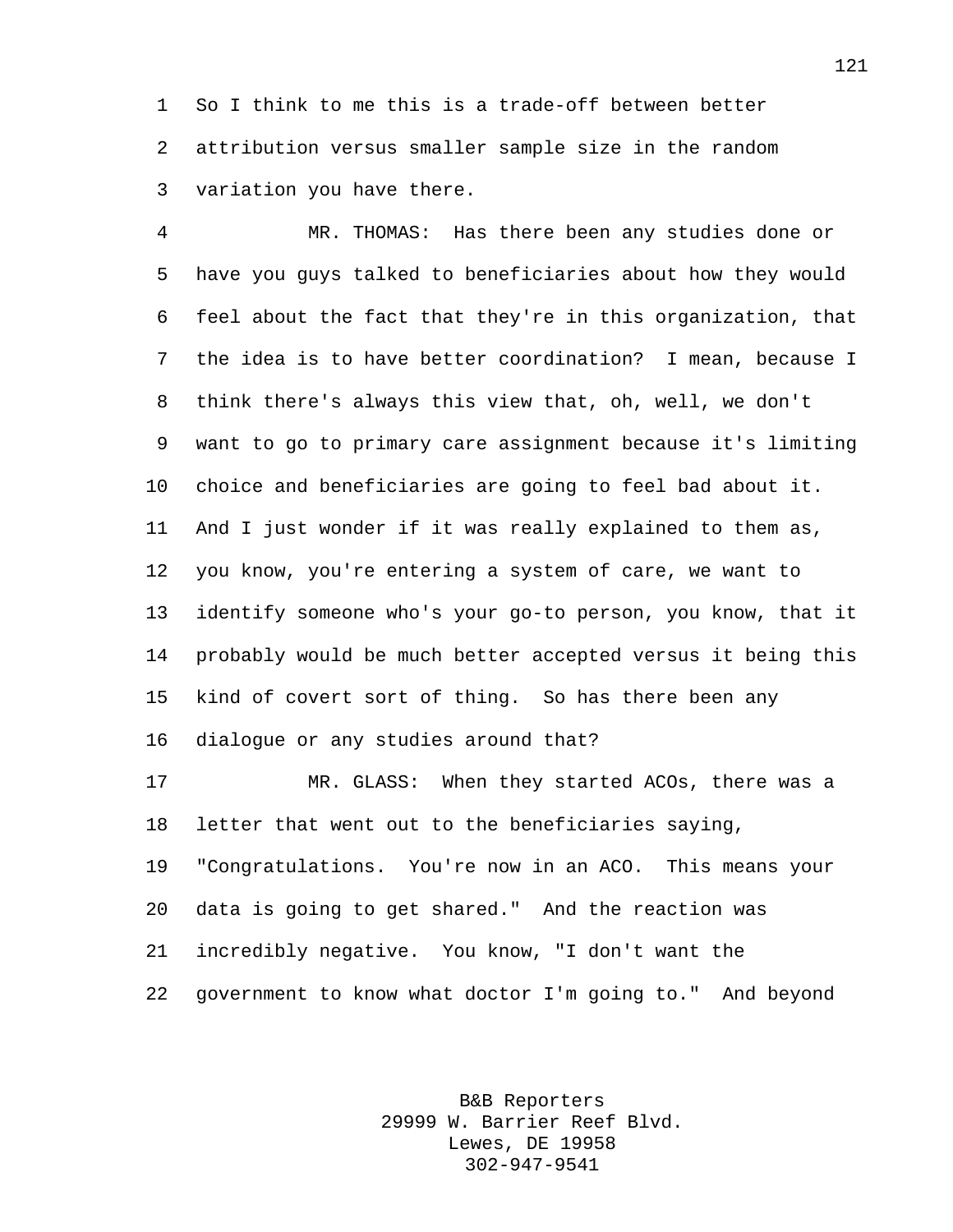So I think to me this is a trade-off between better attribution versus smaller sample size in the random variation you have there.

MR. THOMAS: Has there been any studies done or have you guys talked to beneficiaries about how they would feel about the fact that they're in this organization, that the idea is to have better coordination? I mean, because I think there's always this view that, oh, well, we don't want to go to primary care assignment because it's limiting choice and beneficiaries are going to feel bad about it. And I just wonder if it was really explained to them as, you know, you're entering a system of care, we want to identify someone who's your go-to person, you know, that it probably would be much better accepted versus it being this kind of covert sort of thing. So has there been any dialogue or any studies around that?

MR. GLASS: When they started ACOs, there was a letter that went out to the beneficiaries saying, "Congratulations. You're now in an ACO. This means your data is going to get shared." And the reaction was incredibly negative. You know, "I don't want the government to know what doctor I'm going to." And beyond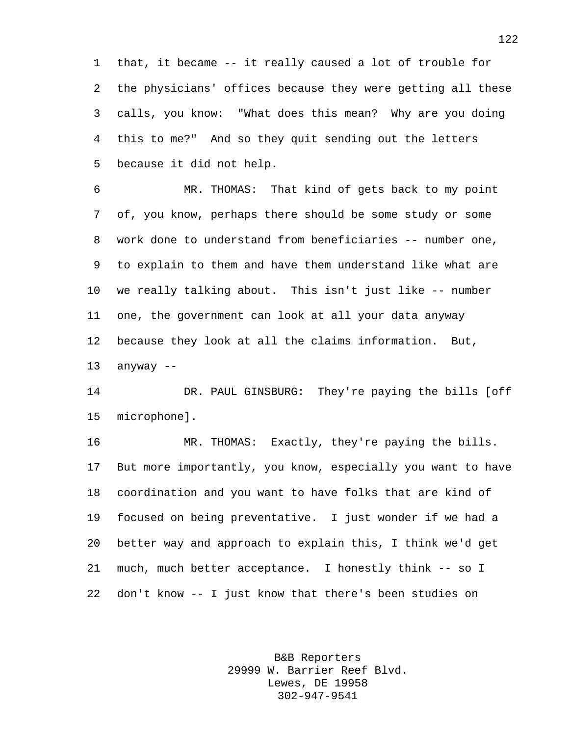that, it became -- it really caused a lot of trouble for the physicians' offices because they were getting all these calls, you know: "What does this mean? Why are you doing this to me?" And so they quit sending out the letters because it did not help.

MR. THOMAS: That kind of gets back to my point of, you know, perhaps there should be some study or some work done to understand from beneficiaries -- number one, to explain to them and have them understand like what are we really talking about. This isn't just like -- number one, the government can look at all your data anyway because they look at all the claims information. But, anyway --

DR. PAUL GINSBURG: They're paying the bills [off microphone].

MR. THOMAS: Exactly, they're paying the bills. But more importantly, you know, especially you want to have coordination and you want to have folks that are kind of focused on being preventative. I just wonder if we had a better way and approach to explain this, I think we'd get much, much better acceptance. I honestly think -- so I don't know -- I just know that there's been studies on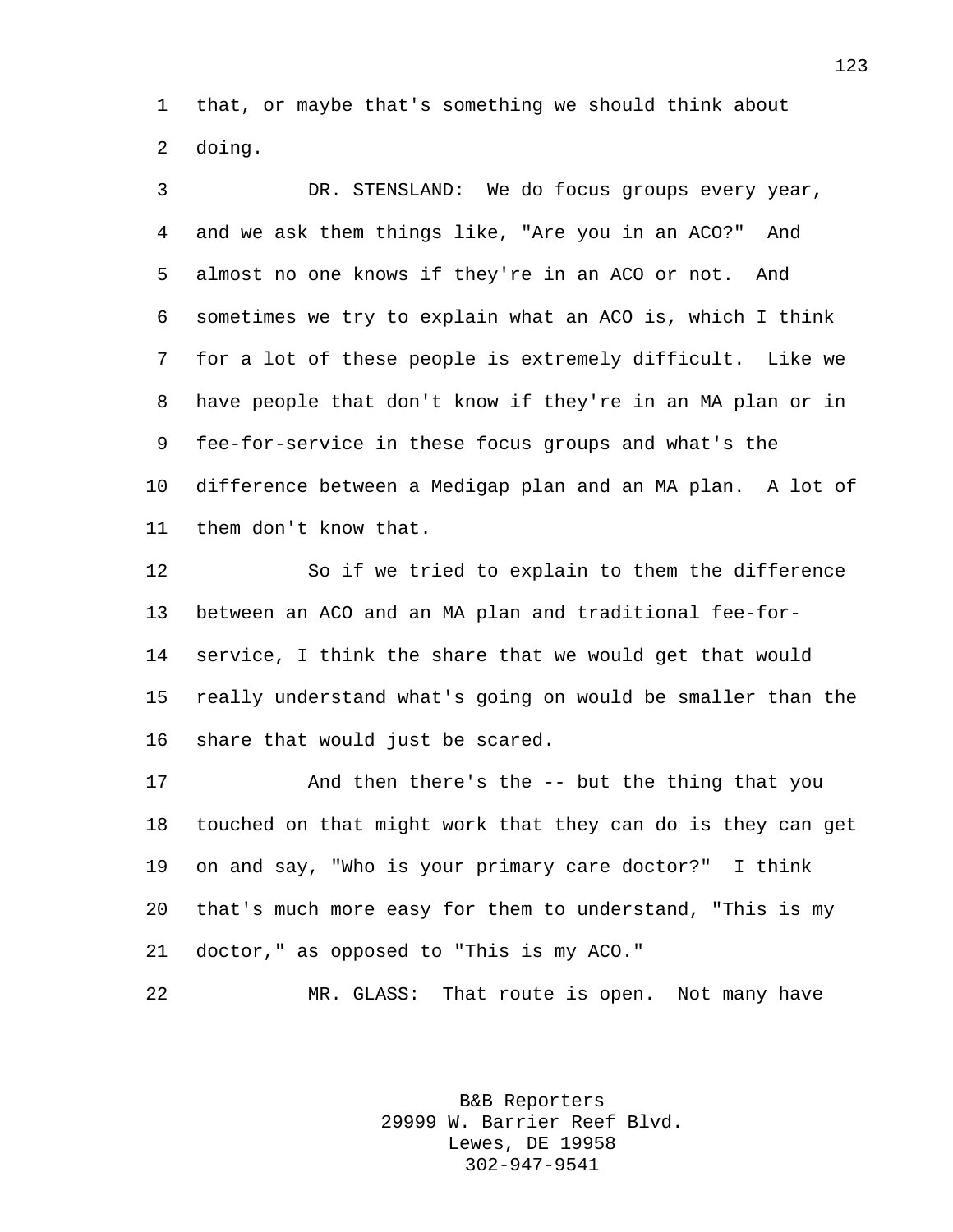that, or maybe that's something we should think about doing.

DR. STENSLAND: We do focus groups every year, and we ask them things like, "Are you in an ACO?" And almost no one knows if they're in an ACO or not. And sometimes we try to explain what an ACO is, which I think for a lot of these people is extremely difficult. Like we have people that don't know if they're in an MA plan or in fee-for-service in these focus groups and what's the difference between a Medigap plan and an MA plan. A lot of them don't know that.

So if we tried to explain to them the difference between an ACO and an MA plan and traditional fee-for-service, I think the share that we would get that would really understand what's going on would be smaller than the share that would just be scared.

And then there's the -- but the thing that you touched on that might work that they can do is they can get on and say, "Who is your primary care doctor?" I think that's much more easy for them to understand, "This is my doctor," as opposed to "This is my ACO."

MR. GLASS: That route is open. Not many have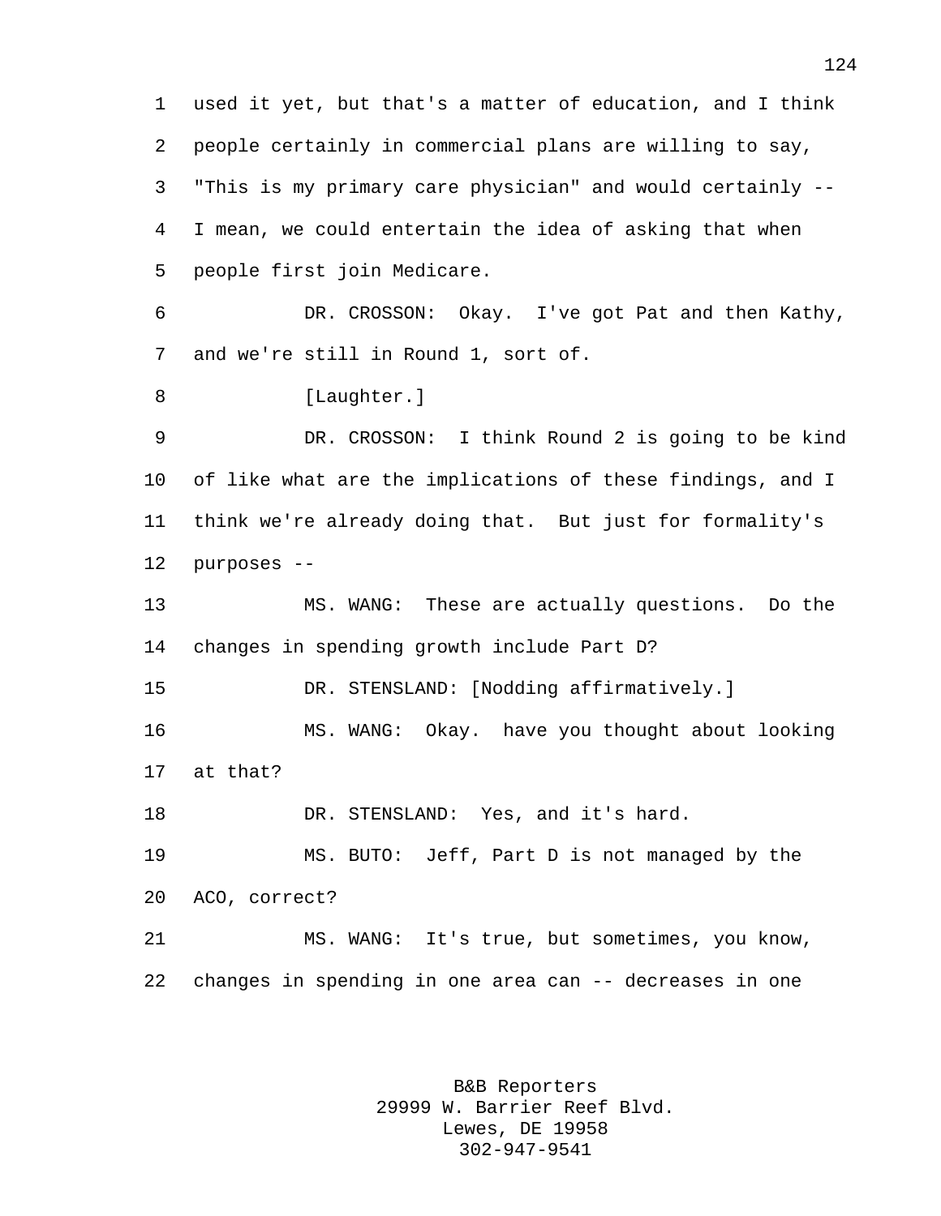used it yet, but that's a matter of education, and I think people certainly in commercial plans are willing to say, "This is my primary care physician" and would certainly -- I mean, we could entertain the idea of asking that when people first join Medicare.

DR. CROSSON: Okay. I've got Pat and then Kathy, and we're still in Round 1, sort of.

[Laughter.]

DR. CROSSON: I think Round 2 is going to be kind of like what are the implications of these findings, and I think we're already doing that. But just for formality's purposes --

MS. WANG: These are actually questions. Do the changes in spending growth include Part D?

DR. STENSLAND: [Nodding affirmatively.]

MS. WANG: Okay. have you thought about looking at that?

DR. STENSLAND: Yes, and it's hard.

MS. BUTO: Jeff, Part D is not managed by the ACO, correct?

MS. WANG: It's true, but sometimes, you know, changes in spending in one area can -- decreases in one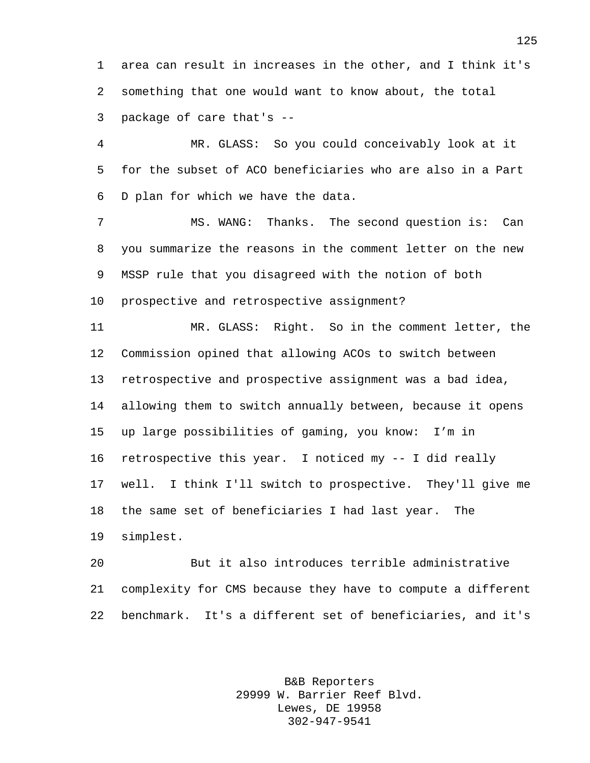area can result in increases in the other, and I think it's something that one would want to know about, the total package of care that's --

MR. GLASS: So you could conceivably look at it for the subset of ACO beneficiaries who are also in a Part D plan for which we have the data.

MS. WANG: Thanks. The second question is: Can you summarize the reasons in the comment letter on the new MSSP rule that you disagreed with the notion of both prospective and retrospective assignment?

MR. GLASS: Right. So in the comment letter, the Commission opined that allowing ACOs to switch between retrospective and prospective assignment was a bad idea, allowing them to switch annually between, because it opens up large possibilities of gaming, you know: I'm in retrospective this year. I noticed my -- I did really well. I think I'll switch to prospective. They'll give me the same set of beneficiaries I had last year. The simplest.

But it also introduces terrible administrative complexity for CMS because they have to compute a different benchmark. It's a different set of beneficiaries, and it's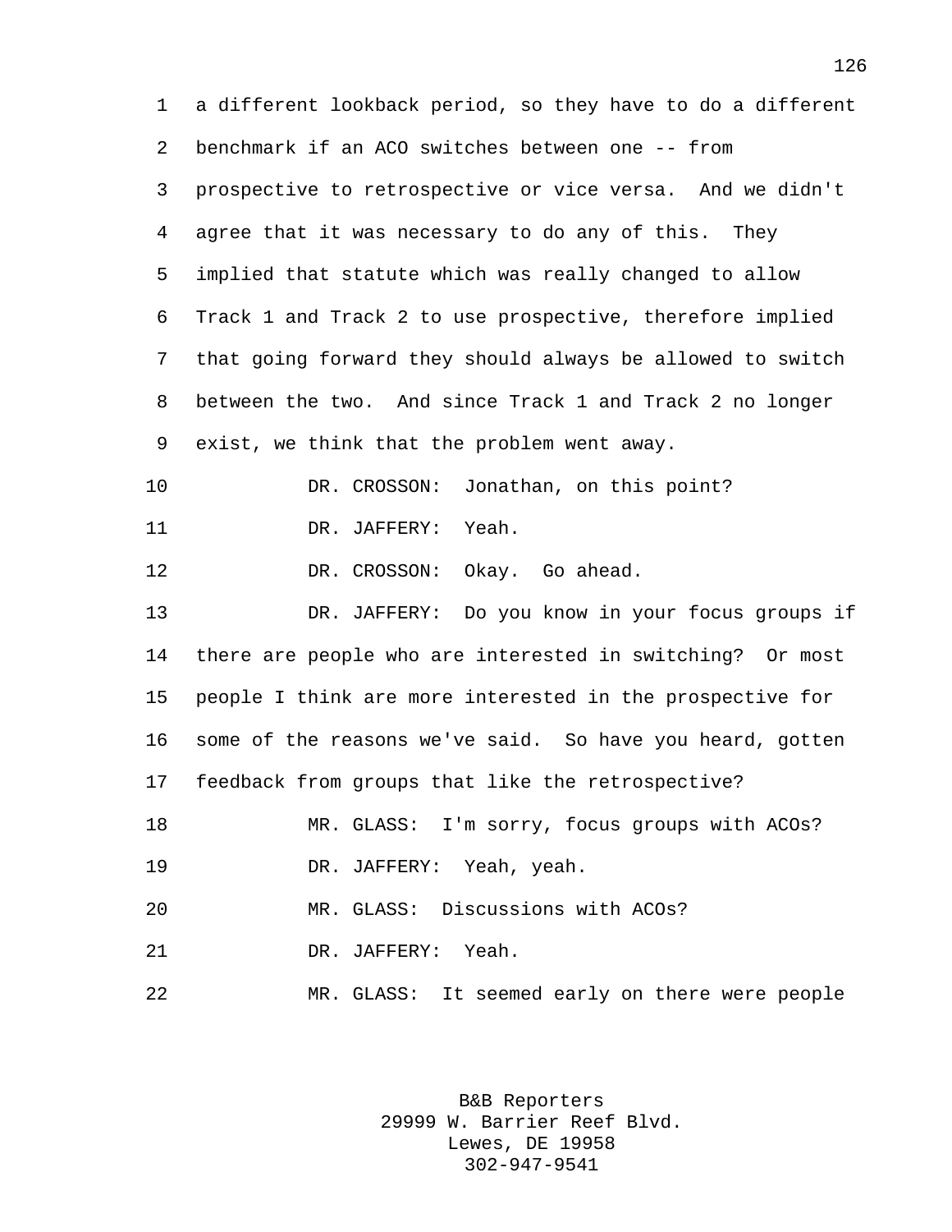a different lookback period, so they have to do a different benchmark if an ACO switches between one -- from prospective to retrospective or vice versa. And we didn't agree that it was necessary to do any of this. They implied that statute which was really changed to allow Track 1 and Track 2 to use prospective, therefore implied that going forward they should always be allowed to switch between the two. And since Track 1 and Track 2 no longer exist, we think that the problem went away.

DR. CROSSON: Jonathan, on this point?

DR. JAFFERY: Yeah.

DR. CROSSON: Okay. Go ahead.

DR. JAFFERY: Do you know in your focus groups if there are people who are interested in switching? Or most people I think are more interested in the prospective for some of the reasons we've said. So have you heard, gotten feedback from groups that like the retrospective?

MR. GLASS: I'm sorry, focus groups with ACOs?

DR. JAFFERY: Yeah, yeah.

MR. GLASS: Discussions with ACOs?

DR. JAFFERY: Yeah.

MR. GLASS: It seemed early on there were people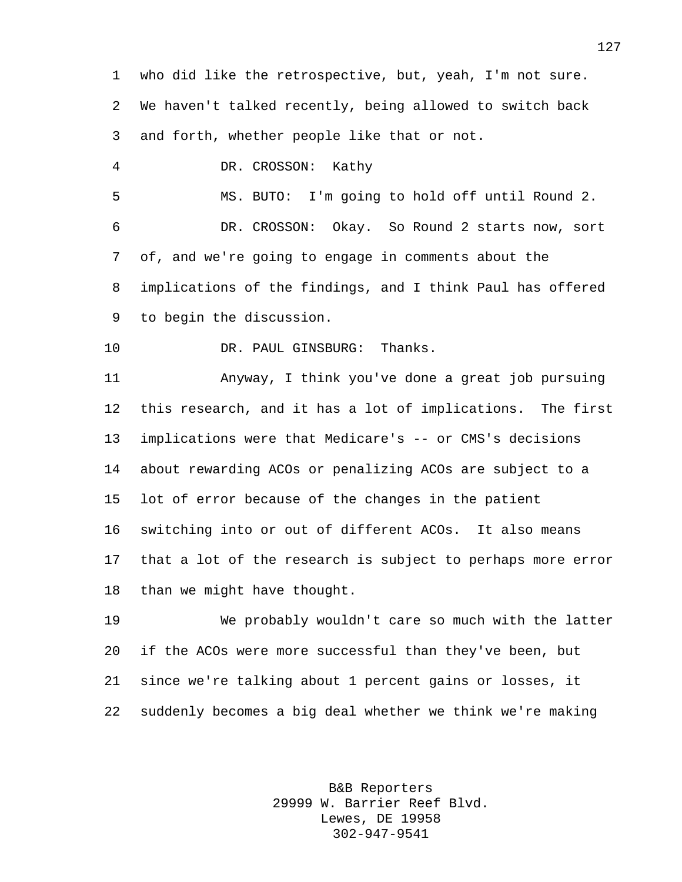who did like the retrospective, but, yeah, I'm not sure. We haven't talked recently, being allowed to switch back and forth, whether people like that or not.

DR. CROSSON: Kathy

MS. BUTO: I'm going to hold off until Round 2.

DR. CROSSON: Okay. So Round 2 starts now, sort of, and we're going to engage in comments about the implications of the findings, and I think Paul has offered to begin the discussion.

DR. PAUL GINSBURG: Thanks.

Anyway, I think you've done a great job pursuing this research, and it has a lot of implications. The first implications were that Medicare's -- or CMS's decisions about rewarding ACOs or penalizing ACOs are subject to a lot of error because of the changes in the patient switching into or out of different ACOs. It also means that a lot of the research is subject to perhaps more error than we might have thought.

We probably wouldn't care so much with the latter if the ACOs were more successful than they've been, but since we're talking about 1 percent gains or losses, it suddenly becomes a big deal whether we think we're making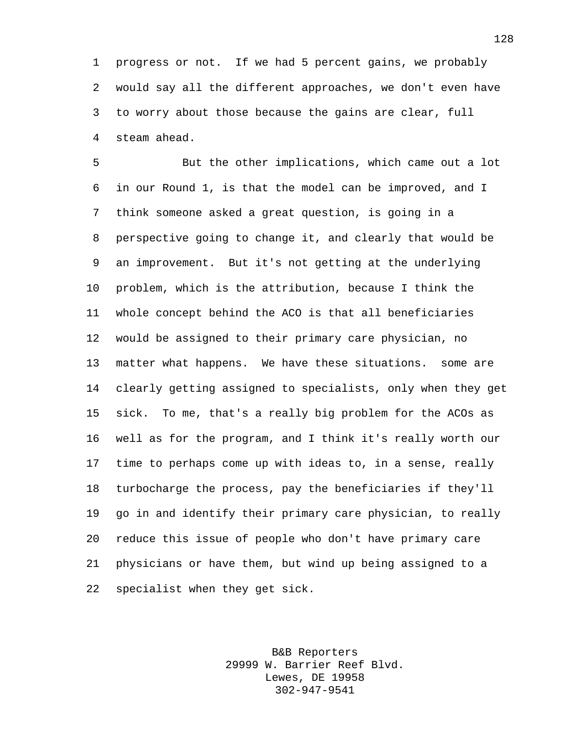progress or not. If we had 5 percent gains, we probably would say all the different approaches, we don't even have to worry about those because the gains are clear, full steam ahead.

But the other implications, which came out a lot in our Round 1, is that the model can be improved, and I think someone asked a great question, is going in a perspective going to change it, and clearly that would be an improvement. But it's not getting at the underlying problem, which is the attribution, because I think the whole concept behind the ACO is that all beneficiaries would be assigned to their primary care physician, no matter what happens. We have these situations. some are clearly getting assigned to specialists, only when they get sick. To me, that's a really big problem for the ACOs as well as for the program, and I think it's really worth our time to perhaps come up with ideas to, in a sense, really turbocharge the process, pay the beneficiaries if they'll go in and identify their primary care physician, to really reduce this issue of people who don't have primary care physicians or have them, but wind up being assigned to a specialist when they get sick.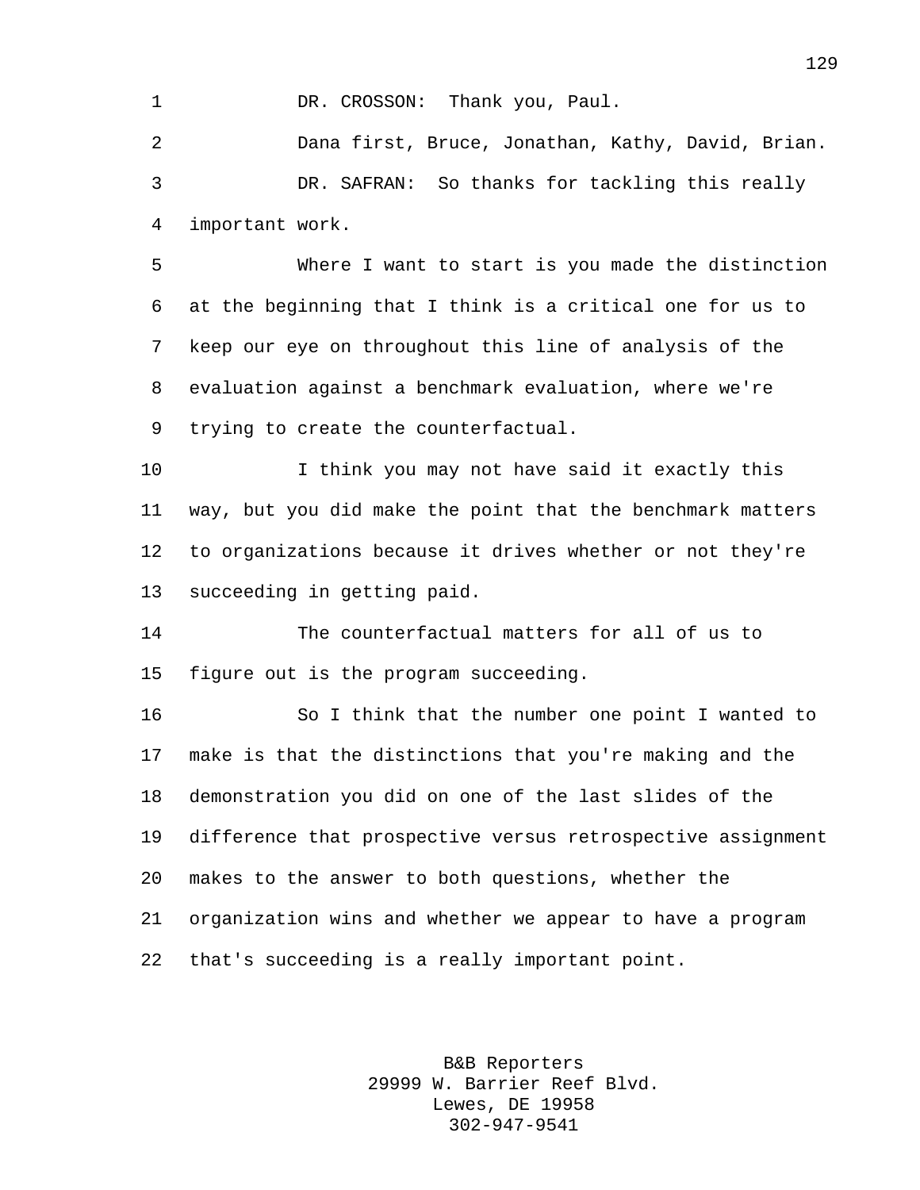DR. CROSSON: Thank you, Paul.

Dana first, Bruce, Jonathan, Kathy, David, Brian.

DR. SAFRAN: So thanks for tackling this really important work.

Where I want to start is you made the distinction at the beginning that I think is a critical one for us to keep our eye on throughout this line of analysis of the evaluation against a benchmark evaluation, where we're trying to create the counterfactual.

I think you may not have said it exactly this way, but you did make the point that the benchmark matters to organizations because it drives whether or not they're succeeding in getting paid.

The counterfactual matters for all of us to figure out is the program succeeding.

So I think that the number one point I wanted to make is that the distinctions that you're making and the demonstration you did on one of the last slides of the difference that prospective versus retrospective assignment makes to the answer to both questions, whether the organization wins and whether we appear to have a program that's succeeding is a really important point.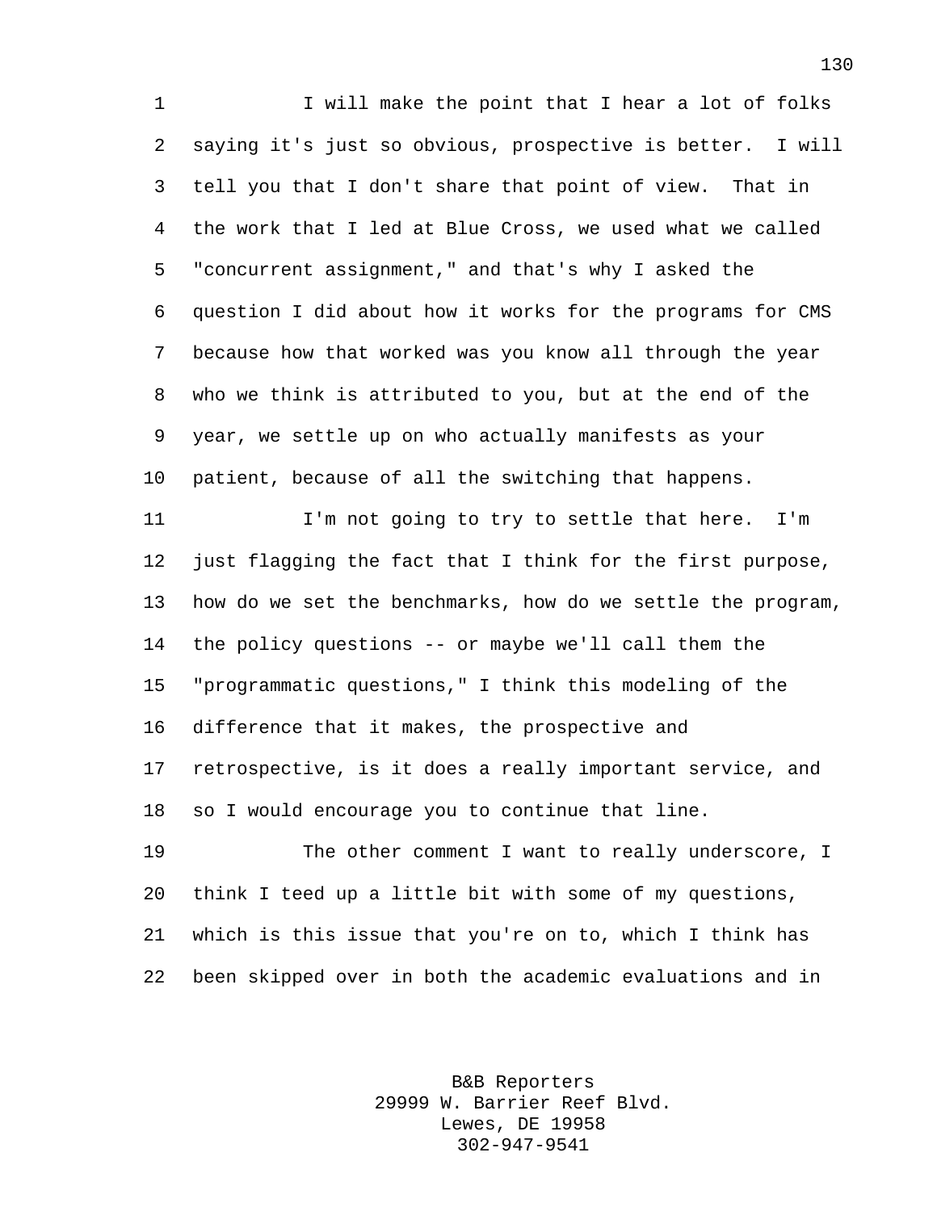I will make the point that I hear a lot of folks saying it's just so obvious, prospective is better. I will tell you that I don't share that point of view. That in the work that I led at Blue Cross, we used what we called "concurrent assignment," and that's why I asked the question I did about how it works for the programs for CMS because how that worked was you know all through the year who we think is attributed to you, but at the end of the year, we settle up on who actually manifests as your patient, because of all the switching that happens.

I'm not going to try to settle that here. I'm just flagging the fact that I think for the first purpose, how do we set the benchmarks, how do we settle the program, the policy questions -- or maybe we'll call them the "programmatic questions," I think this modeling of the difference that it makes, the prospective and retrospective, is it does a really important service, and so I would encourage you to continue that line.

The other comment I want to really underscore, I think I teed up a little bit with some of my questions, which is this issue that you're on to, which I think has been skipped over in both the academic evaluations and in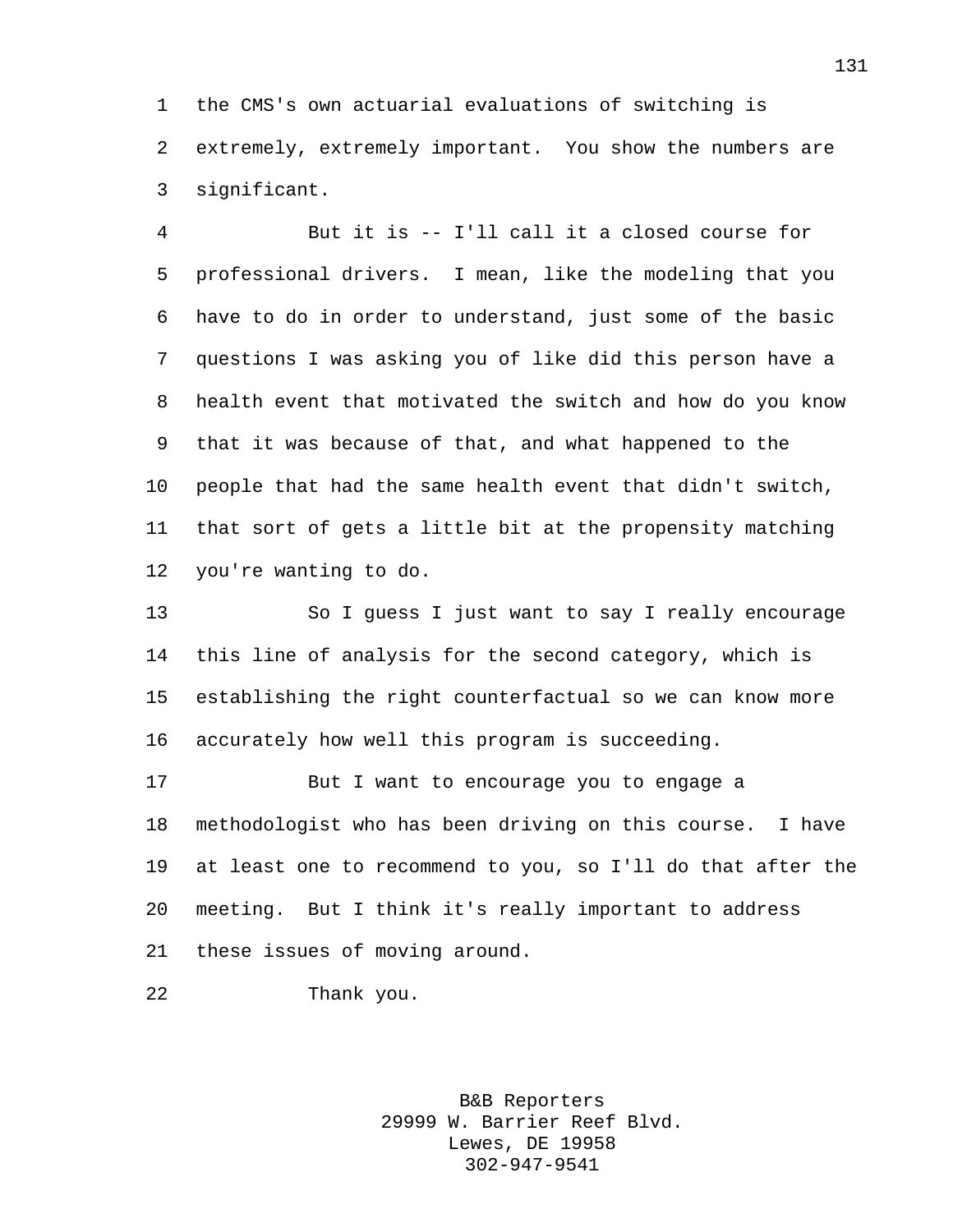the CMS's own actuarial evaluations of switching is extremely, extremely important. You show the numbers are significant.

But it is -- I'll call it a closed course for professional drivers. I mean, like the modeling that you have to do in order to understand, just some of the basic questions I was asking you of like did this person have a health event that motivated the switch and how do you know that it was because of that, and what happened to the people that had the same health event that didn't switch, that sort of gets a little bit at the propensity matching you're wanting to do.

So I guess I just want to say I really encourage this line of analysis for the second category, which is establishing the right counterfactual so we can know more accurately how well this program is succeeding.

But I want to encourage you to engage a methodologist who has been driving on this course. I have at least one to recommend to you, so I'll do that after the meeting. But I think it's really important to address these issues of moving around.

Thank you.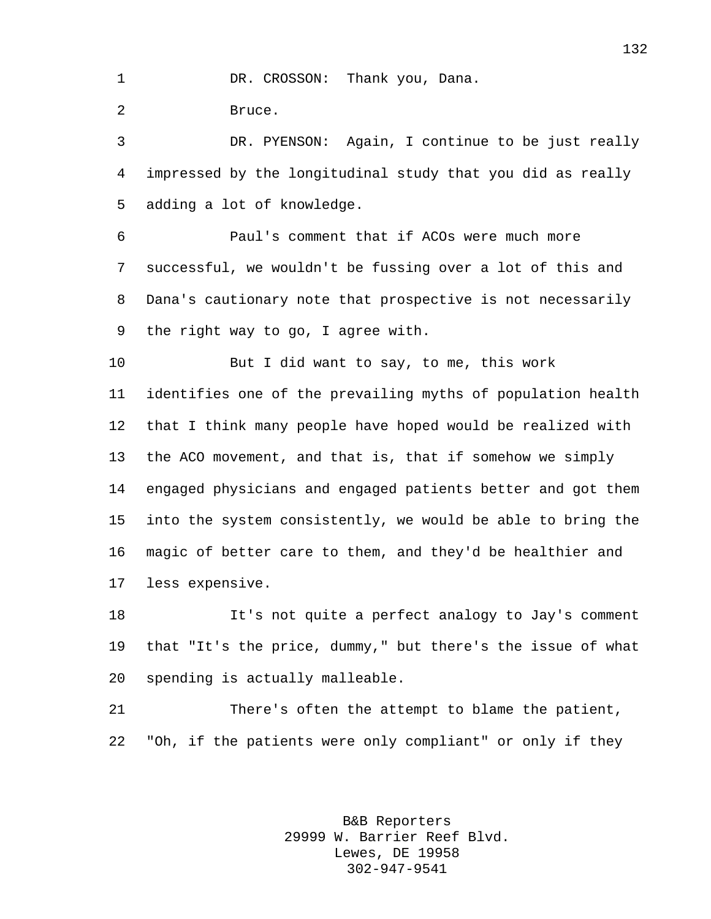DR. CROSSON: Thank you, Dana.

Bruce.

DR. PYENSON: Again, I continue to be just really impressed by the longitudinal study that you did as really adding a lot of knowledge.

Paul's comment that if ACOs were much more successful, we wouldn't be fussing over a lot of this and Dana's cautionary note that prospective is not necessarily the right way to go, I agree with.

But I did want to say, to me, this work identifies one of the prevailing myths of population health that I think many people have hoped would be realized with the ACO movement, and that is, that if somehow we simply engaged physicians and engaged patients better and got them into the system consistently, we would be able to bring the magic of better care to them, and they'd be healthier and less expensive.

It's not quite a perfect analogy to Jay's comment that "It's the price, dummy," but there's the issue of what spending is actually malleable.

There's often the attempt to blame the patient, "Oh, if the patients were only compliant" or only if they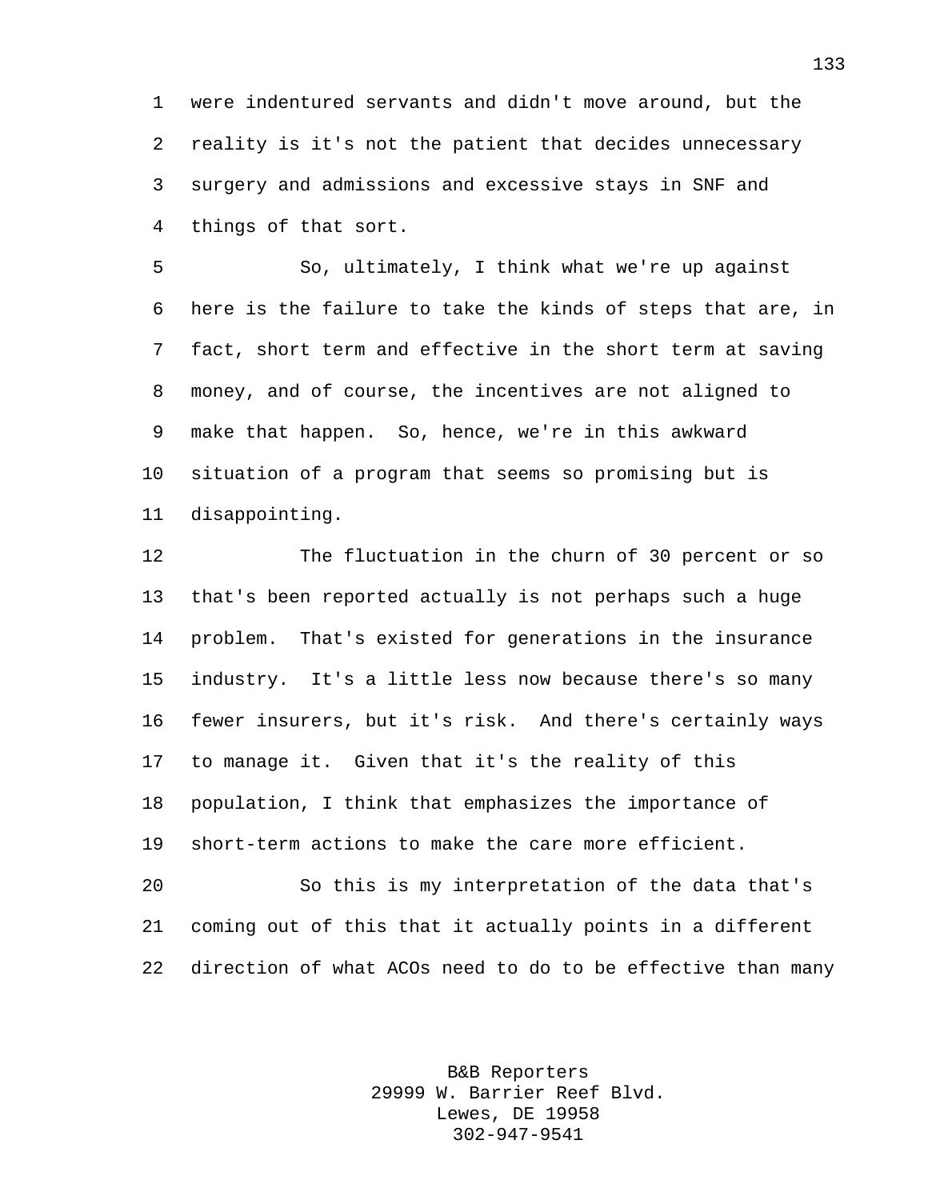were indentured servants and didn't move around, but the reality is it's not the patient that decides unnecessary surgery and admissions and excessive stays in SNF and things of that sort.

So, ultimately, I think what we're up against here is the failure to take the kinds of steps that are, in fact, short term and effective in the short term at saving money, and of course, the incentives are not aligned to make that happen. So, hence, we're in this awkward situation of a program that seems so promising but is disappointing.

The fluctuation in the churn of 30 percent or so that's been reported actually is not perhaps such a huge problem. That's existed for generations in the insurance industry. It's a little less now because there's so many fewer insurers, but it's risk. And there's certainly ways to manage it. Given that it's the reality of this population, I think that emphasizes the importance of short-term actions to make the care more efficient.

So this is my interpretation of the data that's coming out of this that it actually points in a different direction of what ACOs need to do to be effective than many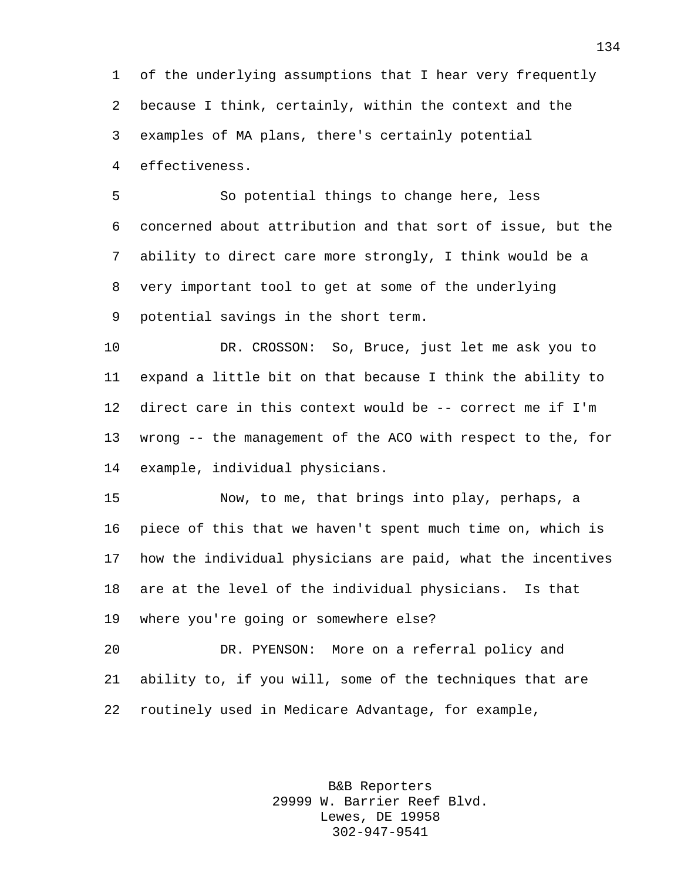of the underlying assumptions that I hear very frequently because I think, certainly, within the context and the examples of MA plans, there's certainly potential effectiveness.

So potential things to change here, less concerned about attribution and that sort of issue, but the ability to direct care more strongly, I think would be a very important tool to get at some of the underlying potential savings in the short term.

DR. CROSSON: So, Bruce, just let me ask you to expand a little bit on that because I think the ability to direct care in this context would be -- correct me if I'm wrong -- the management of the ACO with respect to the, for example, individual physicians.

Now, to me, that brings into play, perhaps, a piece of this that we haven't spent much time on, which is how the individual physicians are paid, what the incentives are at the level of the individual physicians. Is that where you're going or somewhere else?

DR. PYENSON: More on a referral policy and ability to, if you will, some of the techniques that are routinely used in Medicare Advantage, for example,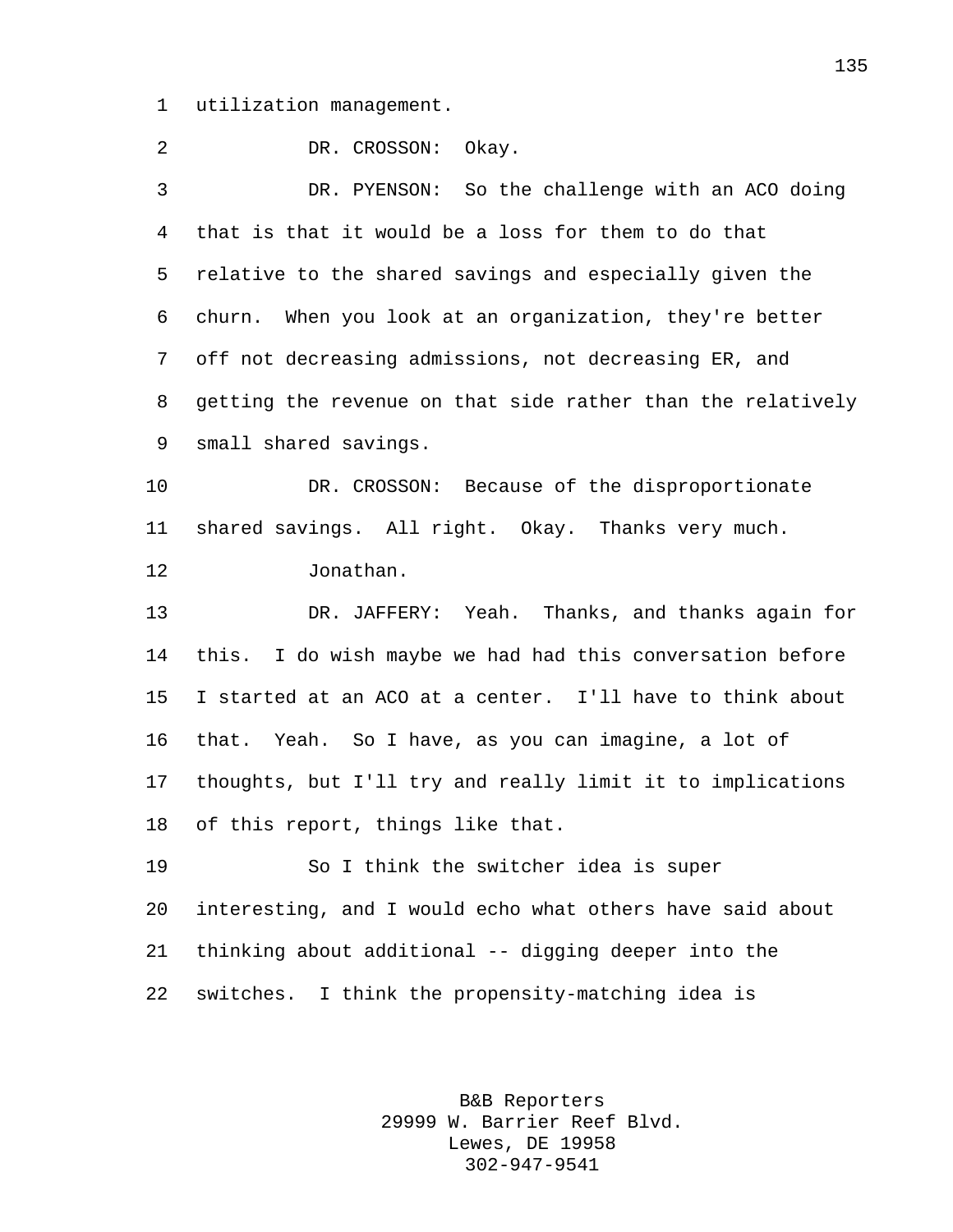utilization management.

DR. CROSSON: Okay.

DR. PYENSON: So the challenge with an ACO doing that is that it would be a loss for them to do that relative to the shared savings and especially given the churn. When you look at an organization, they're better off not decreasing admissions, not decreasing ER, and getting the revenue on that side rather than the relatively small shared savings.

DR. CROSSON: Because of the disproportionate shared savings. All right. Okay. Thanks very much.

Jonathan.

DR. JAFFERY: Yeah. Thanks, and thanks again for this. I do wish maybe we had had this conversation before I started at an ACO at a center. I'll have to think about that. Yeah. So I have, as you can imagine, a lot of thoughts, but I'll try and really limit it to implications of this report, things like that.

So I think the switcher idea is super interesting, and I would echo what others have said about thinking about additional -- digging deeper into the switches. I think the propensity-matching idea is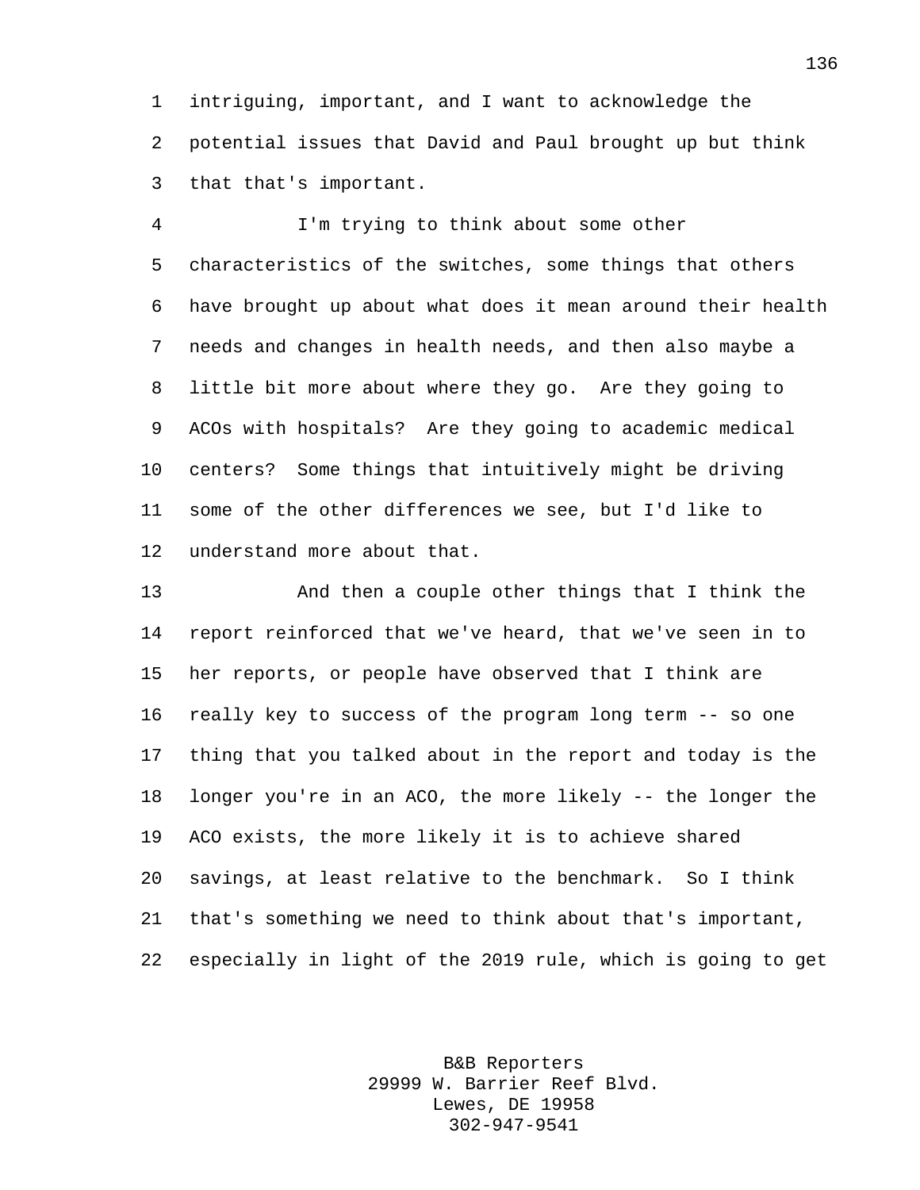intriguing, important, and I want to acknowledge the potential issues that David and Paul brought up but think that that's important.

I'm trying to think about some other characteristics of the switches, some things that others have brought up about what does it mean around their health needs and changes in health needs, and then also maybe a little bit more about where they go. Are they going to ACOs with hospitals? Are they going to academic medical centers? Some things that intuitively might be driving some of the other differences we see, but I'd like to understand more about that.

And then a couple other things that I think the report reinforced that we've heard, that we've seen in to her reports, or people have observed that I think are really key to success of the program long term -- so one thing that you talked about in the report and today is the longer you're in an ACO, the more likely -- the longer the ACO exists, the more likely it is to achieve shared savings, at least relative to the benchmark. So I think that's something we need to think about that's important, especially in light of the 2019 rule, which is going to get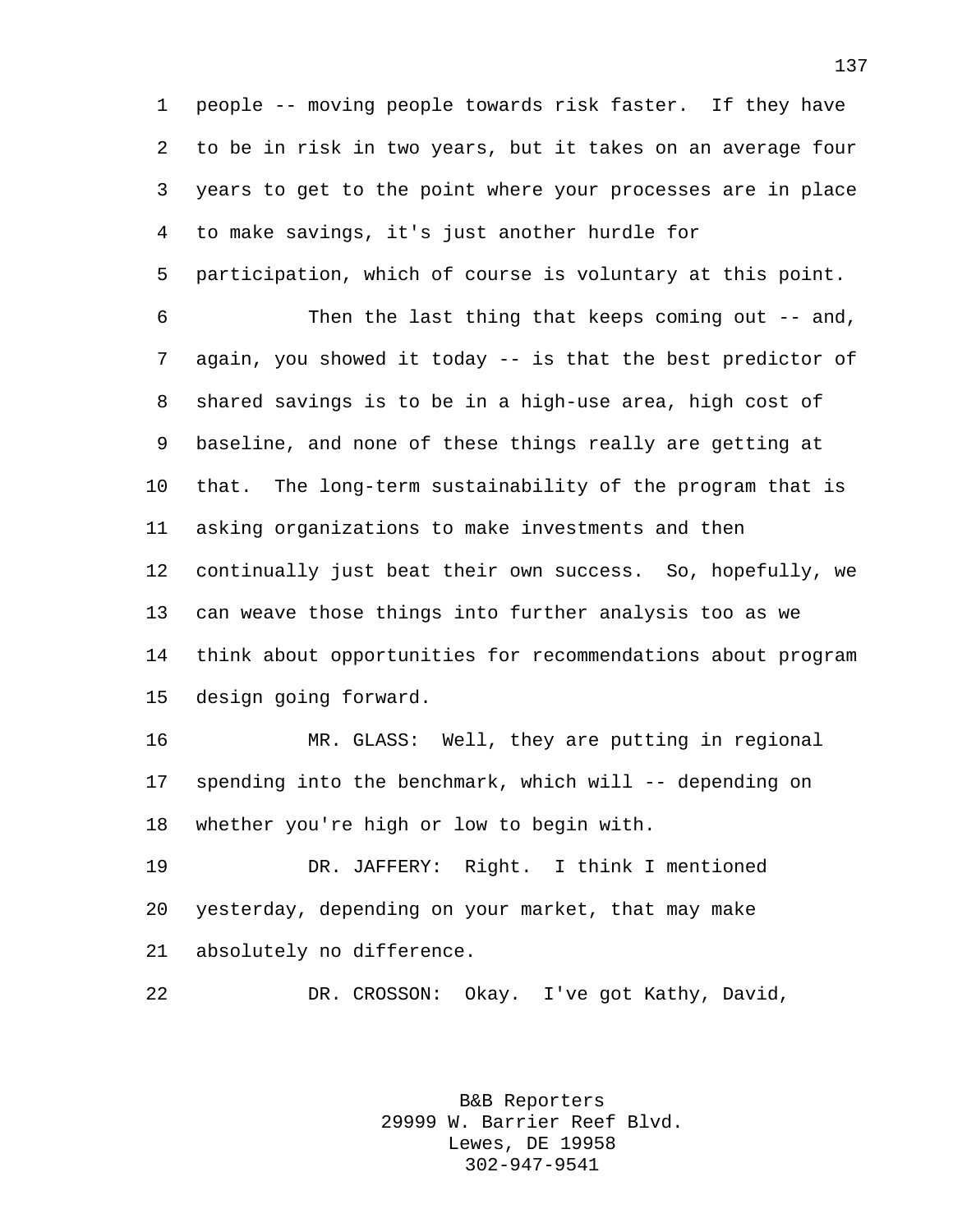people -- moving people towards risk faster. If they have to be in risk in two years, but it takes on an average four years to get to the point where your processes are in place to make savings, it's just another hurdle for participation, which of course is voluntary at this point.

Then the last thing that keeps coming out -- and, again, you showed it today -- is that the best predictor of shared savings is to be in a high-use area, high cost of baseline, and none of these things really are getting at that. The long-term sustainability of the program that is asking organizations to make investments and then continually just beat their own success. So, hopefully, we can weave those things into further analysis too as we think about opportunities for recommendations about program design going forward.

MR. GLASS: Well, they are putting in regional spending into the benchmark, which will -- depending on whether you're high or low to begin with.

DR. JAFFERY: Right. I think I mentioned yesterday, depending on your market, that may make absolutely no difference.

DR. CROSSON: Okay. I've got Kathy, David,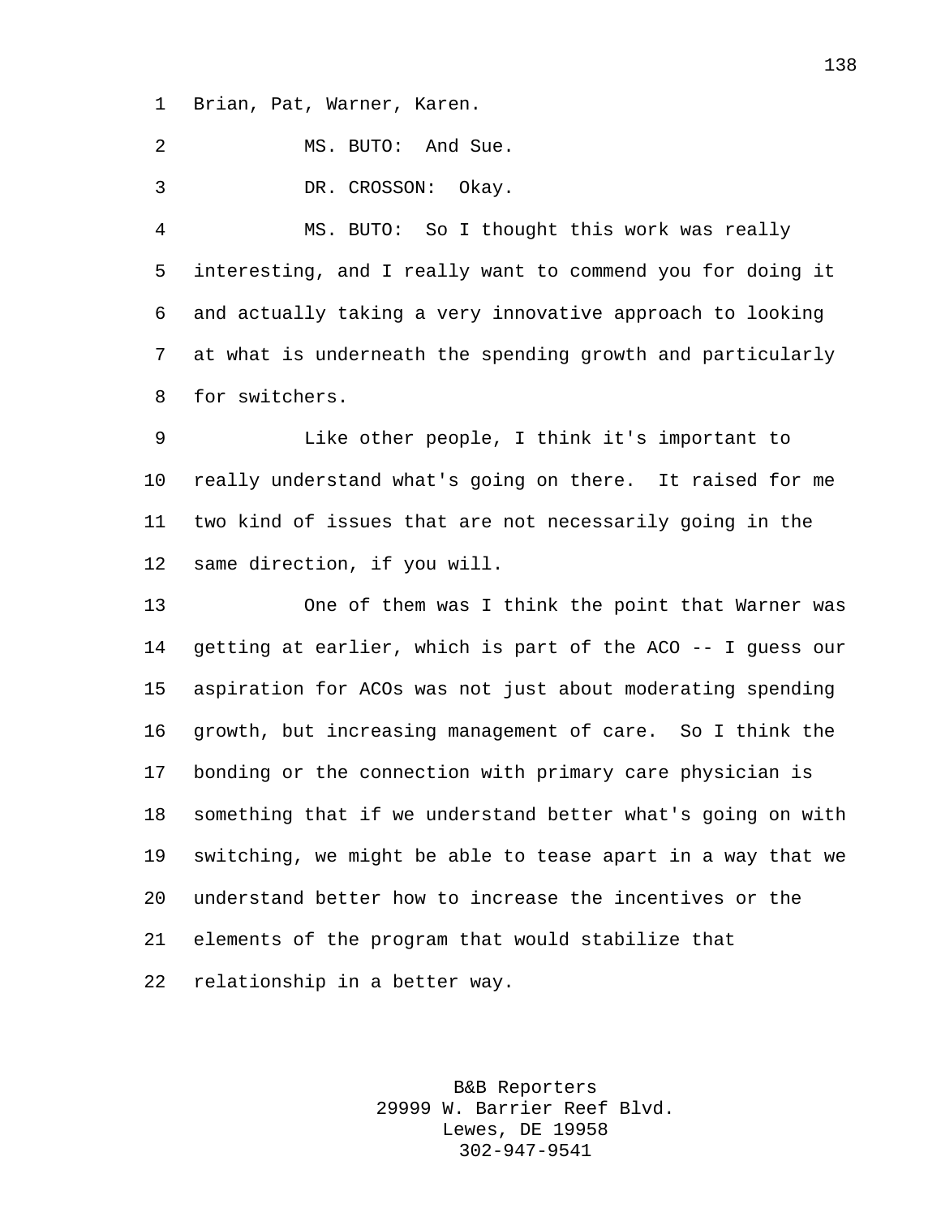Brian, Pat, Warner, Karen.

MS. BUTO: And Sue.

DR. CROSSON: Okay.

MS. BUTO: So I thought this work was really interesting, and I really want to commend you for doing it and actually taking a very innovative approach to looking at what is underneath the spending growth and particularly for switchers.

Like other people, I think it's important to really understand what's going on there. It raised for me two kind of issues that are not necessarily going in the same direction, if you will.

One of them was I think the point that Warner was getting at earlier, which is part of the ACO -- I guess our aspiration for ACOs was not just about moderating spending growth, but increasing management of care. So I think the bonding or the connection with primary care physician is something that if we understand better what's going on with switching, we might be able to tease apart in a way that we understand better how to increase the incentives or the elements of the program that would stabilize that relationship in a better way.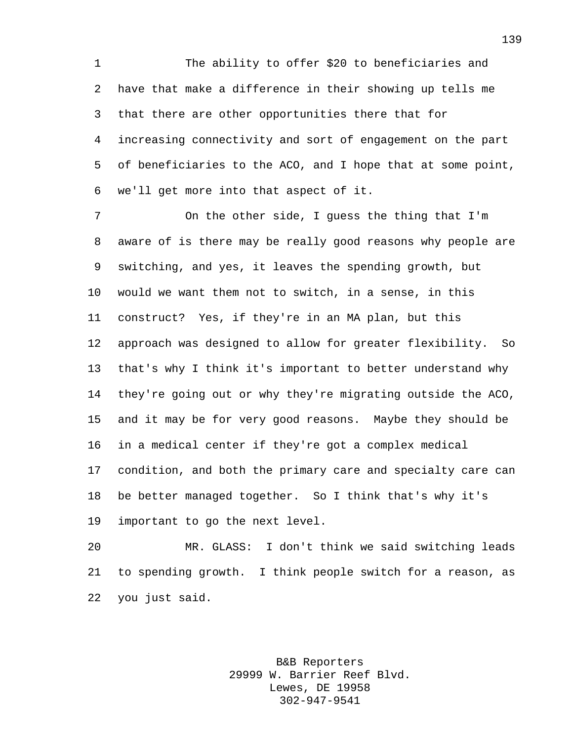The ability to offer $20 to beneficiaries and have that make a difference in their showing up tells me that there are other opportunities there that for increasing connectivity and sort of engagement on the part of beneficiaries to the ACO, and I hope that at some point, we'll get more into that aspect of it.

On the other side, I guess the thing that I'm aware of is there may be really good reasons why people are switching, and yes, it leaves the spending growth, but would we want them not to switch, in a sense, in this construct? Yes, if they're in an MA plan, but this approach was designed to allow for greater flexibility. So that's why I think it's important to better understand why they're going out or why they're migrating outside the ACO, and it may be for very good reasons. Maybe they should be in a medical center if they're got a complex medical condition, and both the primary care and specialty care can be better managed together. So I think that's why it's important to go the next level.

MR. GLASS: I don't think we said switching leads to spending growth. I think people switch for a reason, as you just said.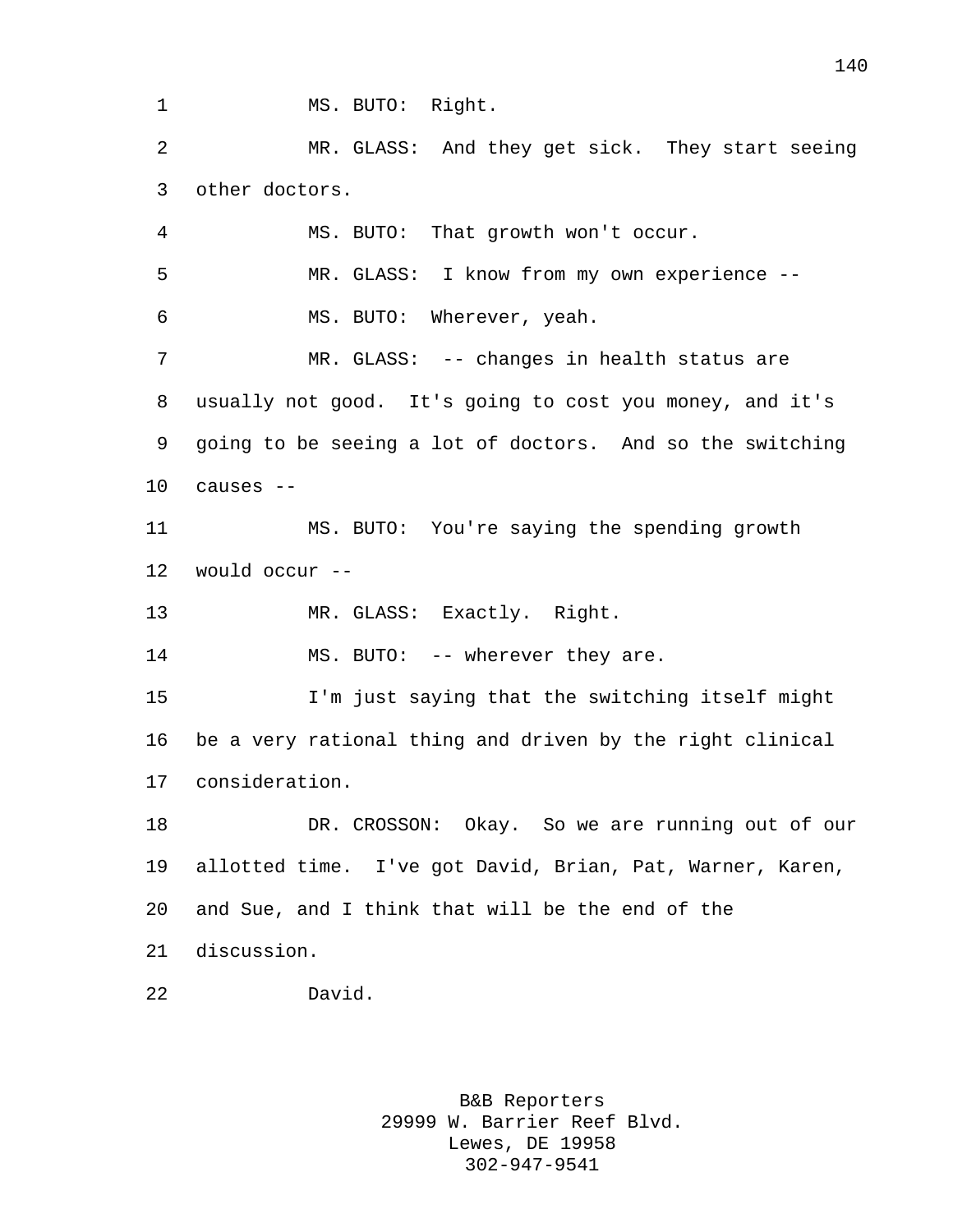MS. BUTO: Right.

MR. GLASS: And they get sick. They start seeing other doctors.

MS. BUTO: That growth won't occur.

MR. GLASS: I know from my own experience --

MS. BUTO: Wherever, yeah.

MR. GLASS: -- changes in health status are usually not good. It's going to cost you money, and it's going to be seeing a lot of doctors. And so the switching causes --

MS. BUTO: You're saying the spending growth would occur --

MR. GLASS: Exactly. Right.

MS. BUTO: -- wherever they are.

I'm just saying that the switching itself might be a very rational thing and driven by the right clinical consideration.

DR. CROSSON: Okay. So we are running out of our allotted time. I've got David, Brian, Pat, Warner, Karen, and Sue, and I think that will be the end of the discussion.

David.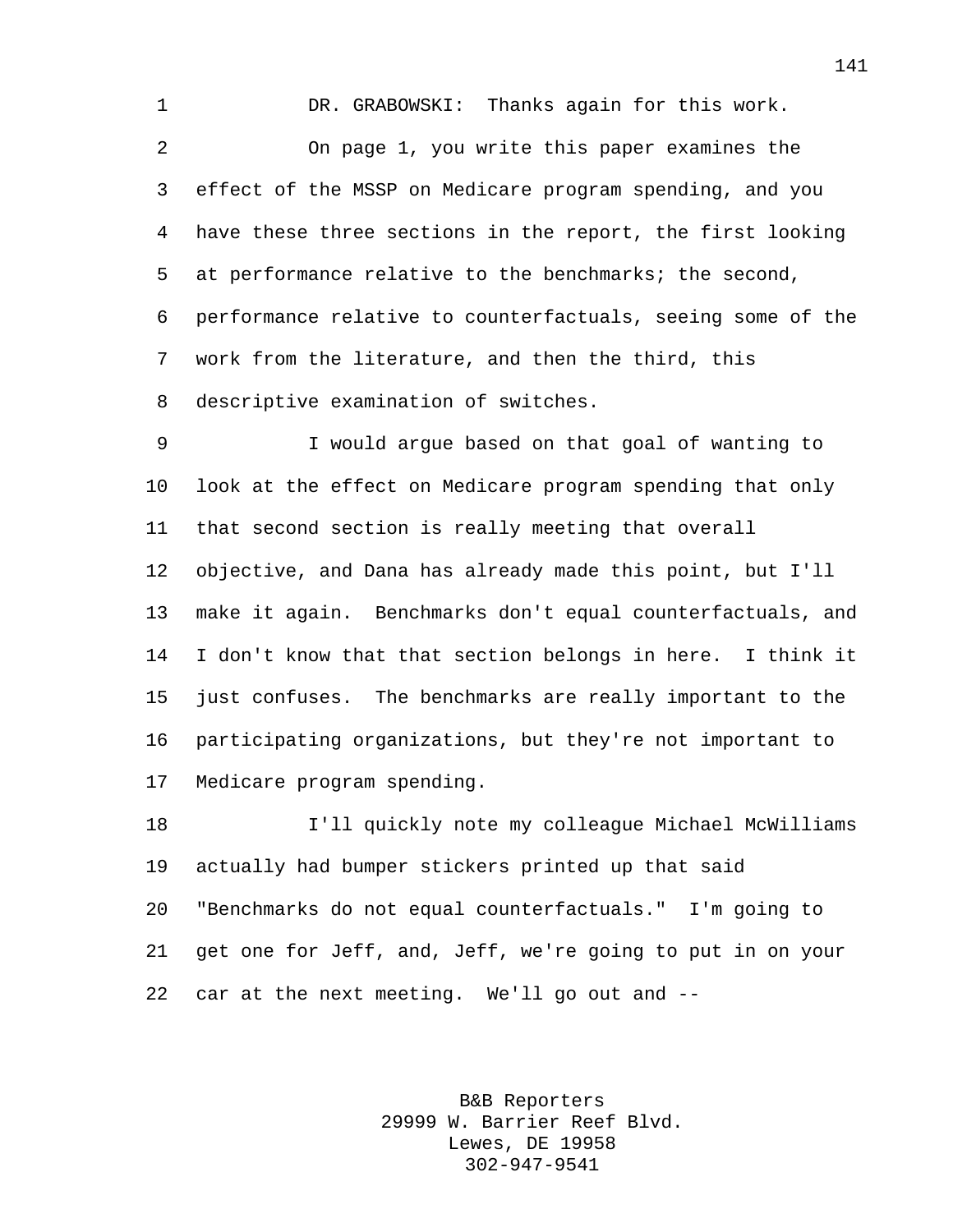DR. GRABOWSKI: Thanks again for this work.

On page 1, you write this paper examines the effect of the MSSP on Medicare program spending, and you have these three sections in the report, the first looking at performance relative to the benchmarks; the second, performance relative to counterfactuals, seeing some of the work from the literature, and then the third, this descriptive examination of switches.

I would argue based on that goal of wanting to look at the effect on Medicare program spending that only that second section is really meeting that overall objective, and Dana has already made this point, but I'll make it again. Benchmarks don't equal counterfactuals, and I don't know that that section belongs in here. I think it just confuses. The benchmarks are really important to the participating organizations, but they're not important to Medicare program spending.

I'll quickly note my colleague Michael McWilliams actually had bumper stickers printed up that said "Benchmarks do not equal counterfactuals." I'm going to get one for Jeff, and, Jeff, we're going to put in on your car at the next meeting. We'll go out and --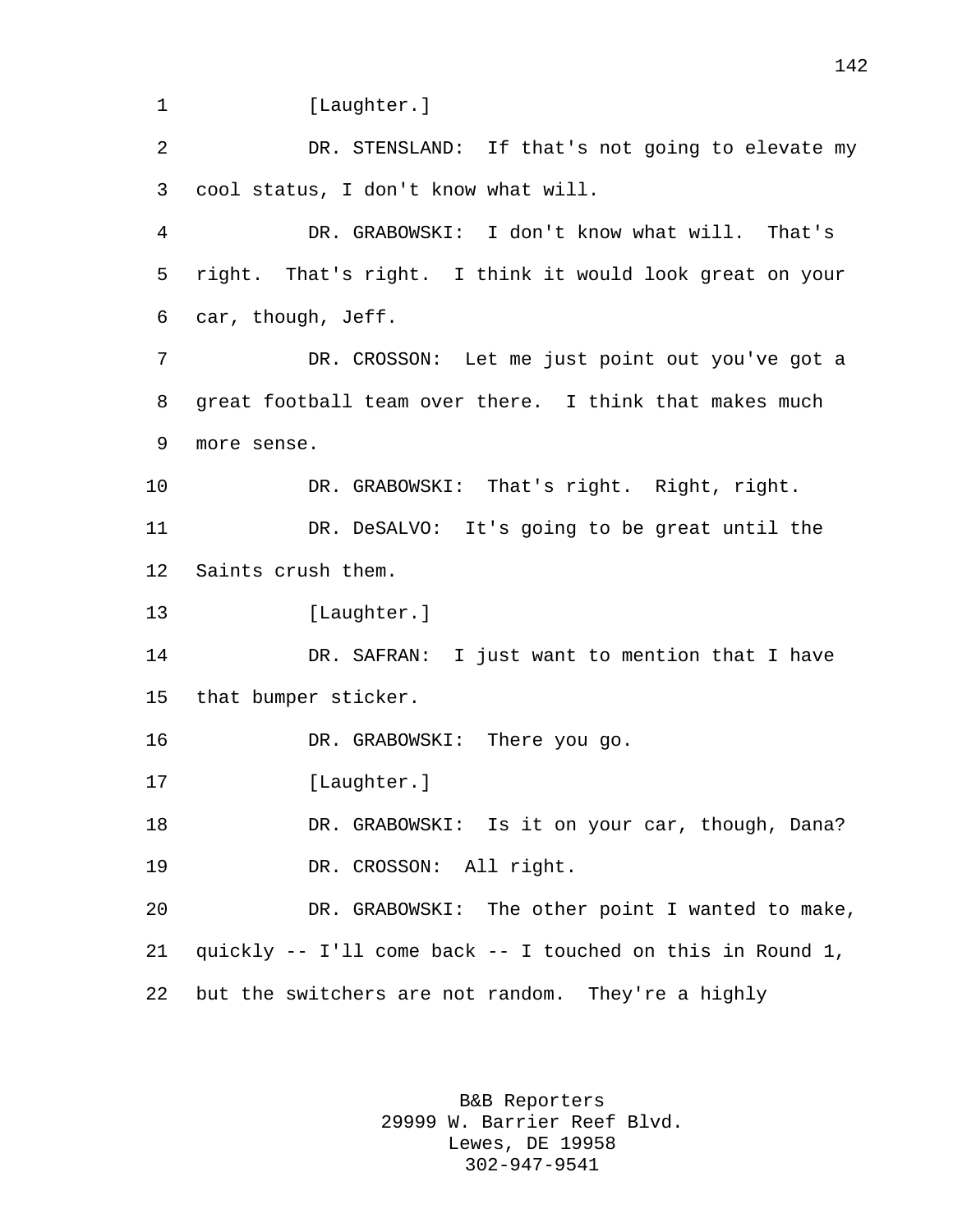[Laughter.]

DR. STENSLAND: If that's not going to elevate my cool status, I don't know what will.

DR. GRABOWSKI: I don't know what will. That's right. That's right. I think it would look great on your car, though, Jeff.

DR. CROSSON: Let me just point out you've got a great football team over there. I think that makes much more sense.

DR. GRABOWSKI: That's right. Right, right.

DR. DeSALVO: It's going to be great until the Saints crush them.

[Laughter.]

DR. SAFRAN: I just want to mention that I have that bumper sticker.

DR. GRABOWSKI: There you go.

[Laughter.]

DR. GRABOWSKI: Is it on your car, though, Dana?

DR. CROSSON: All right.

DR. GRABOWSKI: The other point I wanted to make, quickly -- I'll come back -- I touched on this in Round 1, but the switchers are not random. They're a highly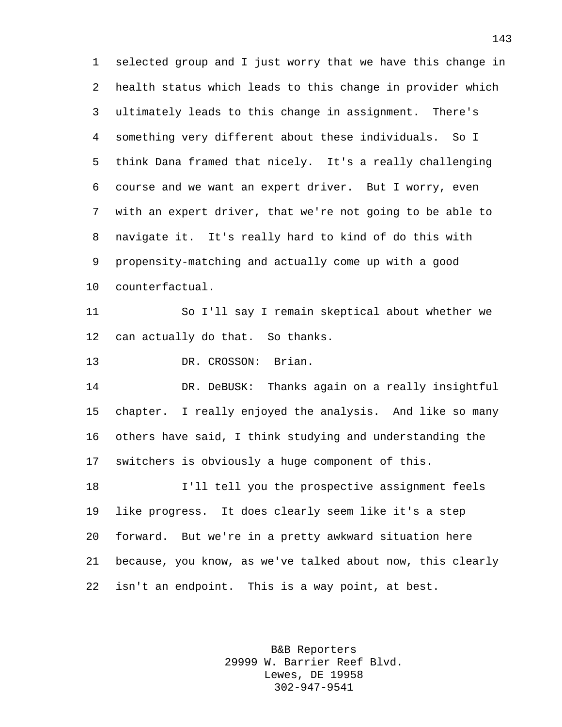selected group and I just worry that we have this change in health status which leads to this change in provider which ultimately leads to this change in assignment. There's something very different about these individuals. So I think Dana framed that nicely. It's a really challenging course and we want an expert driver. But I worry, even with an expert driver, that we're not going to be able to navigate it. It's really hard to kind of do this with propensity-matching and actually come up with a good counterfactual.

So I'll say I remain skeptical about whether we can actually do that. So thanks.

DR. CROSSON: Brian.

DR. DeBUSK: Thanks again on a really insightful chapter. I really enjoyed the analysis. And like so many others have said, I think studying and understanding the switchers is obviously a huge component of this.

I'll tell you the prospective assignment feels like progress. It does clearly seem like it's a step forward. But we're in a pretty awkward situation here because, you know, as we've talked about now, this clearly isn't an endpoint. This is a way point, at best.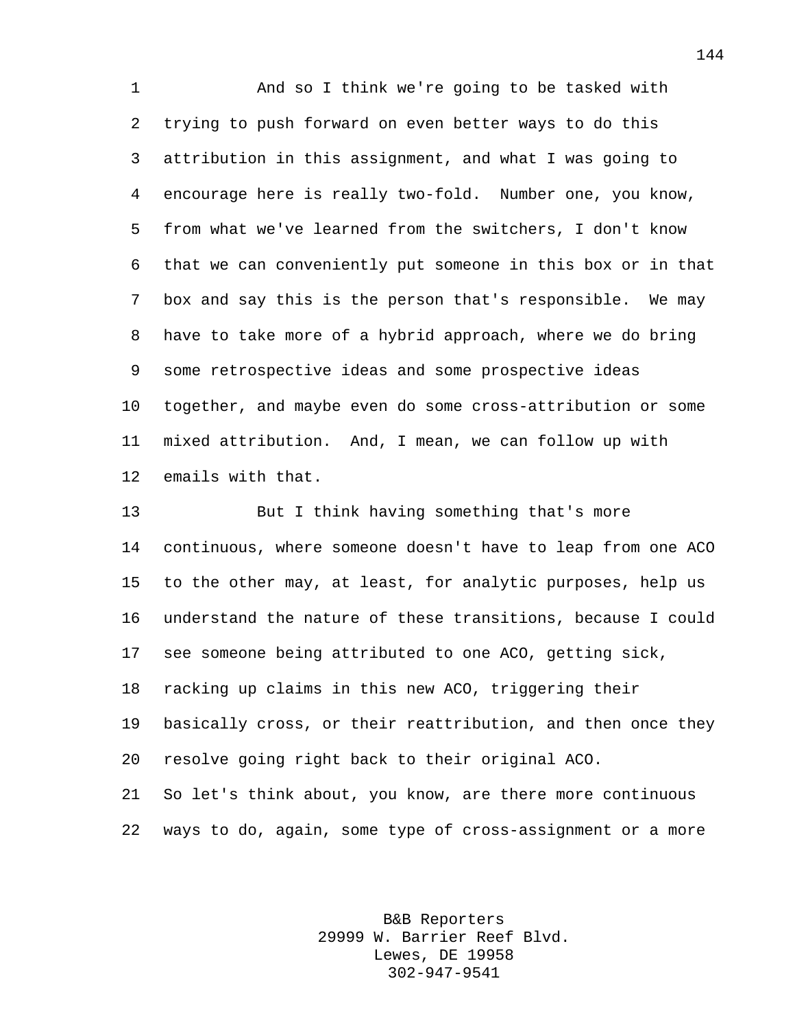And so I think we're going to be tasked with trying to push forward on even better ways to do this attribution in this assignment, and what I was going to encourage here is really two-fold. Number one, you know, from what we've learned from the switchers, I don't know that we can conveniently put someone in this box or in that box and say this is the person that's responsible. We may have to take more of a hybrid approach, where we do bring some retrospective ideas and some prospective ideas together, and maybe even do some cross-attribution or some mixed attribution. And, I mean, we can follow up with emails with that.

But I think having something that's more continuous, where someone doesn't have to leap from one ACO to the other may, at least, for analytic purposes, help us understand the nature of these transitions, because I could see someone being attributed to one ACO, getting sick, racking up claims in this new ACO, triggering their basically cross, or their reattribution, and then once they resolve going right back to their original ACO.
So let's think about, you know, are there more continuous ways to do, again, some type of cross-assignment or a more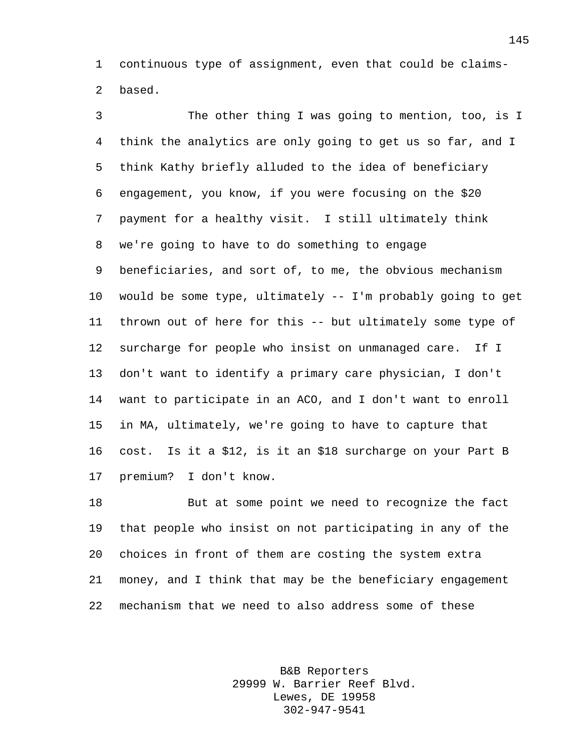continuous type of assignment, even that could be claims-based.

The other thing I was going to mention, too, is I think the analytics are only going to get us so far, and I think Kathy briefly alluded to the idea of beneficiary engagement, you know, if you were focusing on the $20 payment for a healthy visit. I still ultimately think we're going to have to do something to engage beneficiaries, and sort of, to me, the obvious mechanism would be some type, ultimately -- I'm probably going to get thrown out of here for this -- but ultimately some type of surcharge for people who insist on unmanaged care. If I don't want to identify a primary care physician, I don't want to participate in an ACO, and I don't want to enroll in MA, ultimately, we're going to have to capture that cost. Is it a $12, is it an $18 surcharge on your Part B premium? I don't know.

But at some point we need to recognize the fact that people who insist on not participating in any of the choices in front of them are costing the system extra money, and I think that may be the beneficiary engagement mechanism that we need to also address some of these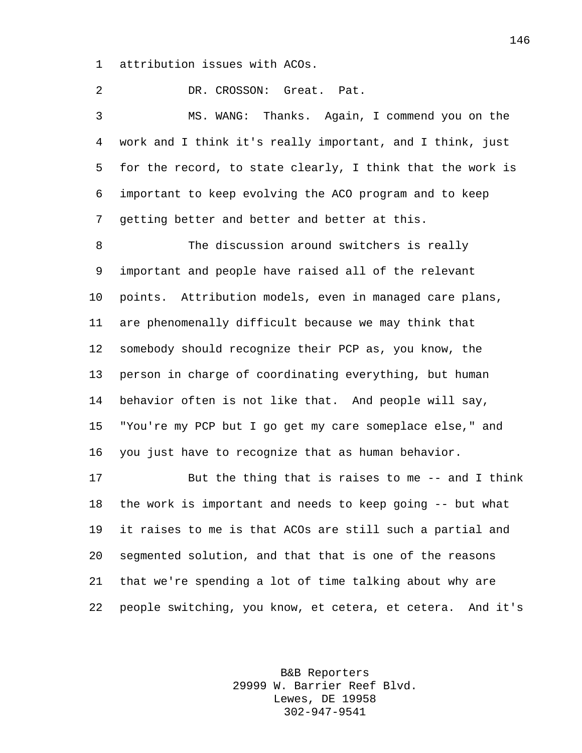attribution issues with ACOs.

DR. CROSSON: Great. Pat.

MS. WANG: Thanks. Again, I commend you on the work and I think it's really important, and I think, just for the record, to state clearly, I think that the work is important to keep evolving the ACO program and to keep getting better and better and better at this.

The discussion around switchers is really important and people have raised all of the relevant points. Attribution models, even in managed care plans, are phenomenally difficult because we may think that somebody should recognize their PCP as, you know, the person in charge of coordinating everything, but human behavior often is not like that. And people will say, "You're my PCP but I go get my care someplace else," and you just have to recognize that as human behavior.

But the thing that is raises to me -- and I think the work is important and needs to keep going -- but what it raises to me is that ACOs are still such a partial and segmented solution, and that that is one of the reasons that we're spending a lot of time talking about why are people switching, you know, et cetera, et cetera. And it's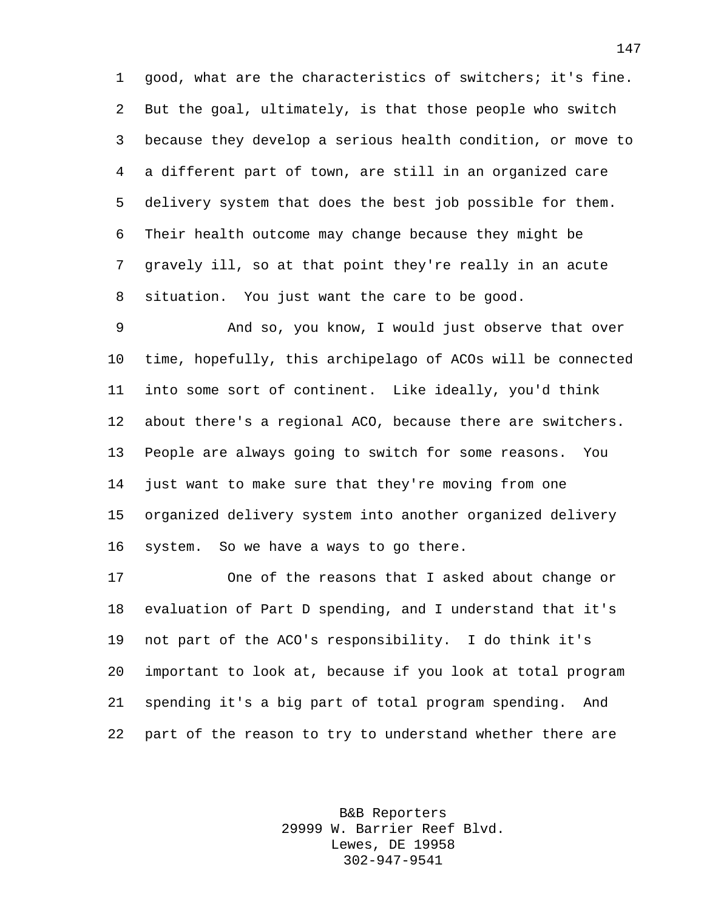good, what are the characteristics of switchers; it's fine. But the goal, ultimately, is that those people who switch because they develop a serious health condition, or move to a different part of town, are still in an organized care delivery system that does the best job possible for them. Their health outcome may change because they might be gravely ill, so at that point they're really in an acute situation. You just want the care to be good.

And so, you know, I would just observe that over time, hopefully, this archipelago of ACOs will be connected into some sort of continent. Like ideally, you'd think about there's a regional ACO, because there are switchers. People are always going to switch for some reasons. You just want to make sure that they're moving from one organized delivery system into another organized delivery system. So we have a ways to go there.

One of the reasons that I asked about change or evaluation of Part D spending, and I understand that it's not part of the ACO's responsibility. I do think it's important to look at, because if you look at total program spending it's a big part of total program spending. And part of the reason to try to understand whether there are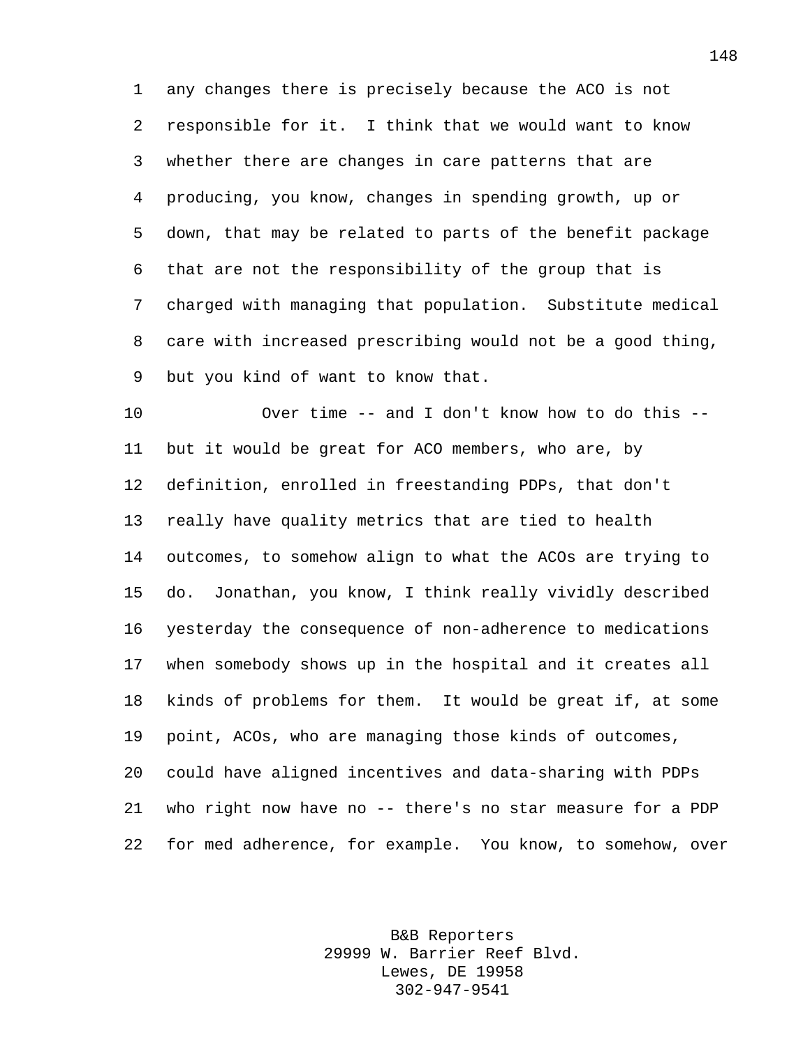any changes there is precisely because the ACO is not responsible for it. I think that we would want to know whether there are changes in care patterns that are producing, you know, changes in spending growth, up or down, that may be related to parts of the benefit package that are not the responsibility of the group that is charged with managing that population. Substitute medical care with increased prescribing would not be a good thing, but you kind of want to know that.

Over time -- and I don't know how to do this -- but it would be great for ACO members, who are, by definition, enrolled in freestanding PDPs, that don't really have quality metrics that are tied to health outcomes, to somehow align to what the ACOs are trying to do. Jonathan, you know, I think really vividly described yesterday the consequence of non-adherence to medications when somebody shows up in the hospital and it creates all kinds of problems for them. It would be great if, at some point, ACOs, who are managing those kinds of outcomes, could have aligned incentives and data-sharing with PDPs who right now have no -- there's no star measure for a PDP for med adherence, for example. You know, to somehow, over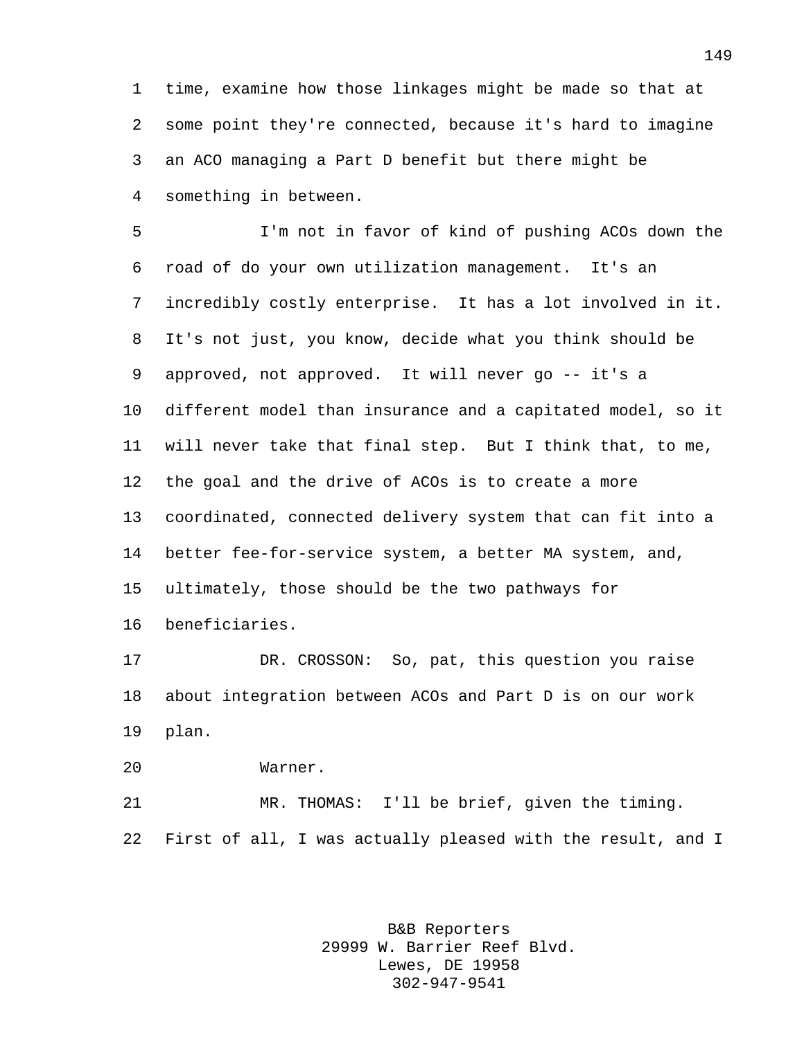time, examine how those linkages might be made so that at some point they're connected, because it's hard to imagine an ACO managing a Part D benefit but there might be something in between.

I'm not in favor of kind of pushing ACOs down the road of do your own utilization management. It's an incredibly costly enterprise. It has a lot involved in it. It's not just, you know, decide what you think should be approved, not approved. It will never go -- it's a different model than insurance and a capitated model, so it will never take that final step. But I think that, to me, the goal and the drive of ACOs is to create a more coordinated, connected delivery system that can fit into a better fee-for-service system, a better MA system, and, ultimately, those should be the two pathways for beneficiaries.

DR. CROSSON: So, pat, this question you raise about integration between ACOs and Part D is on our work plan.

Warner.

MR. THOMAS: I'll be brief, given the timing. First of all, I was actually pleased with the result, and I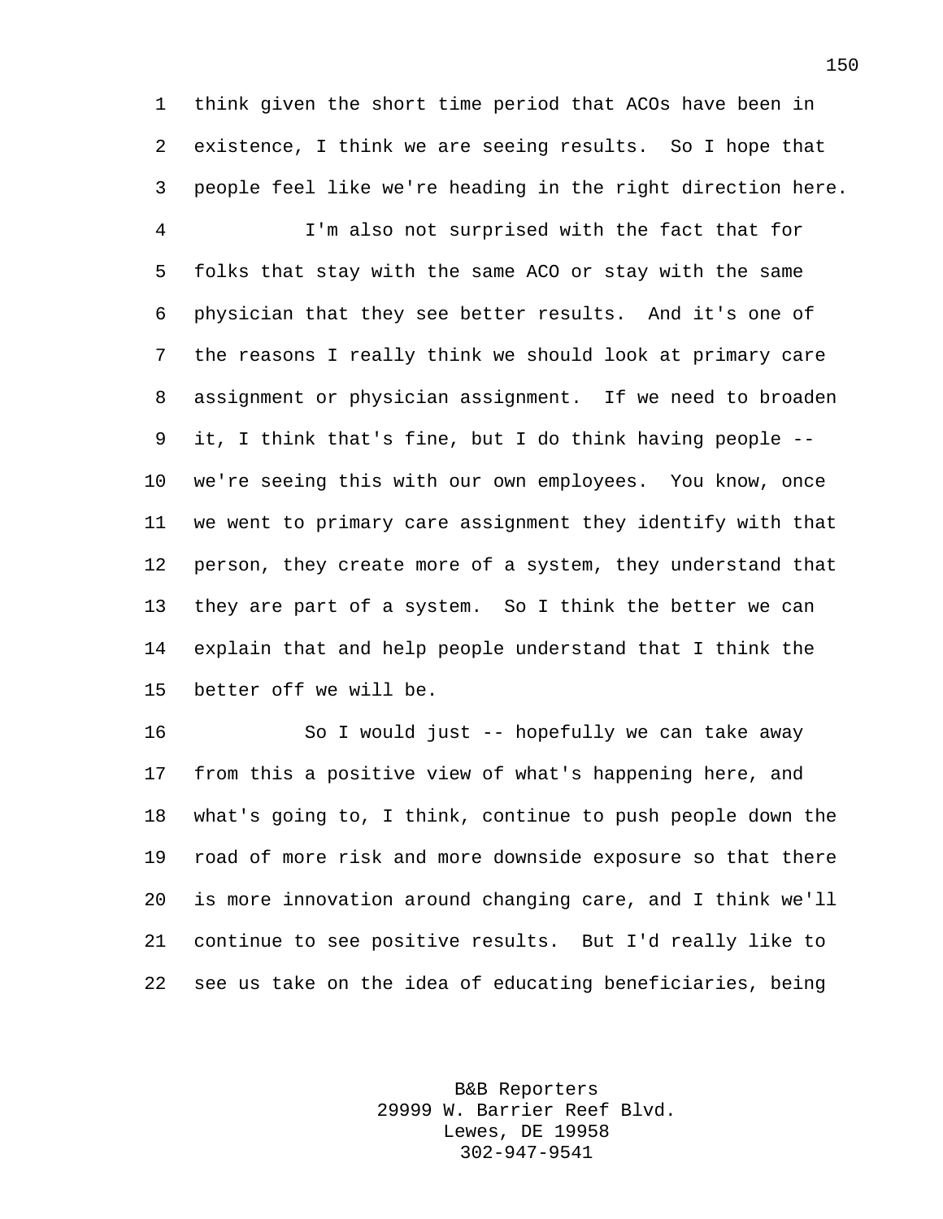think given the short time period that ACOs have been in existence, I think we are seeing results. So I hope that people feel like we're heading in the right direction here.

I'm also not surprised with the fact that for folks that stay with the same ACO or stay with the same physician that they see better results. And it's one of the reasons I really think we should look at primary care assignment or physician assignment. If we need to broaden it, I think that's fine, but I do think having people -- we're seeing this with our own employees. You know, once we went to primary care assignment they identify with that person, they create more of a system, they understand that they are part of a system. So I think the better we can explain that and help people understand that I think the better off we will be.

So I would just -- hopefully we can take away from this a positive view of what's happening here, and what's going to, I think, continue to push people down the road of more risk and more downside exposure so that there is more innovation around changing care, and I think we'll continue to see positive results. But I'd really like to see us take on the idea of educating beneficiaries, being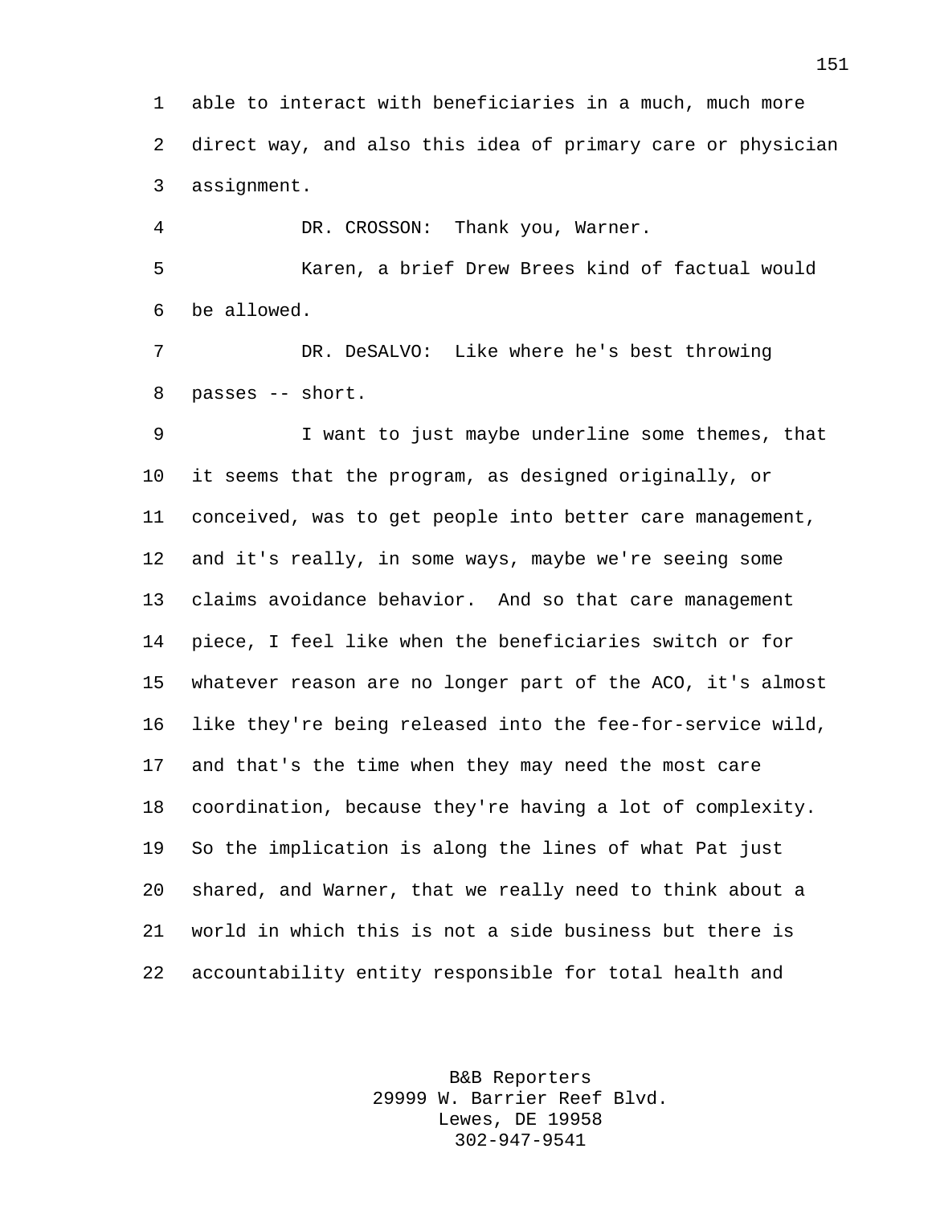able to interact with beneficiaries in a much, much more direct way, and also this idea of primary care or physician assignment.

DR. CROSSON: Thank you, Warner.

Karen, a brief Drew Brees kind of factual would be allowed.

DR. DeSALVO: Like where he's best throwing passes -- short.

I want to just maybe underline some themes, that it seems that the program, as designed originally, or conceived, was to get people into better care management, and it's really, in some ways, maybe we're seeing some claims avoidance behavior. And so that care management piece, I feel like when the beneficiaries switch or for whatever reason are no longer part of the ACO, it's almost like they're being released into the fee-for-service wild, and that's the time when they may need the most care coordination, because they're having a lot of complexity. So the implication is along the lines of what Pat just shared, and Warner, that we really need to think about a world in which this is not a side business but there is accountability entity responsible for total health and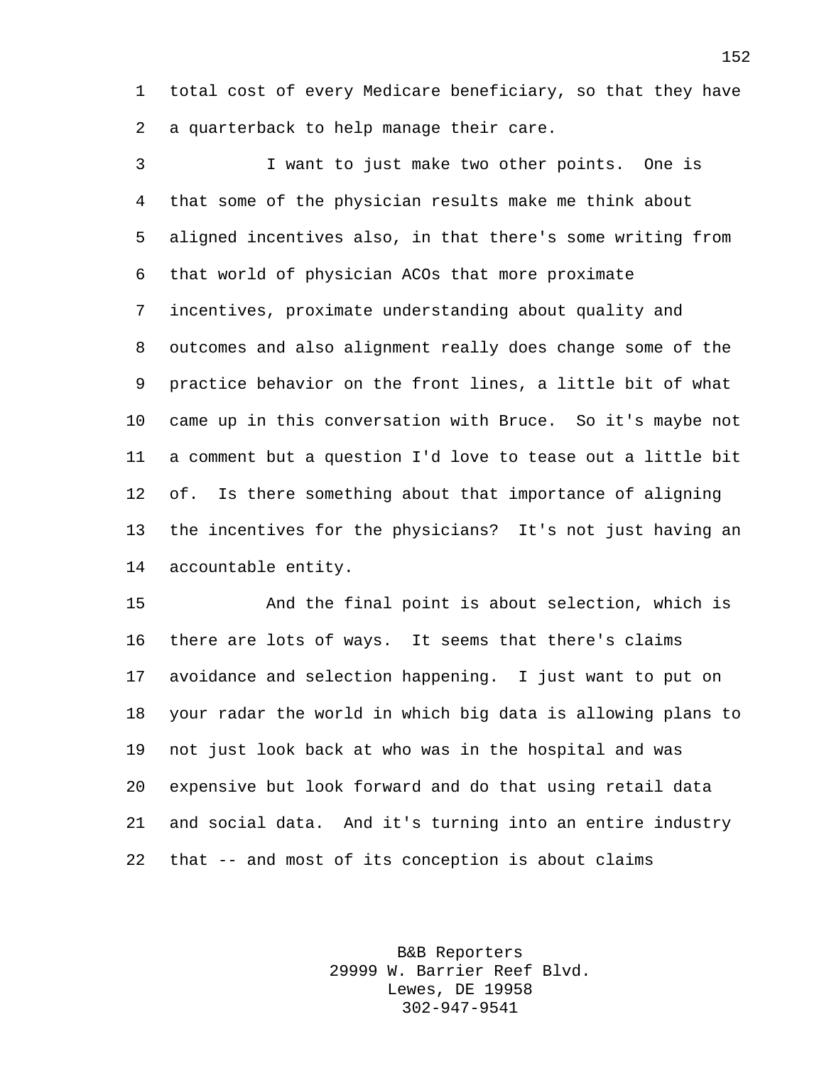total cost of every Medicare beneficiary, so that they have a quarterback to help manage their care.

I want to just make two other points. One is that some of the physician results make me think about aligned incentives also, in that there's some writing from that world of physician ACOs that more proximate incentives, proximate understanding about quality and outcomes and also alignment really does change some of the practice behavior on the front lines, a little bit of what came up in this conversation with Bruce. So it's maybe not a comment but a question I'd love to tease out a little bit of. Is there something about that importance of aligning the incentives for the physicians? It's not just having an accountable entity.

And the final point is about selection, which is there are lots of ways. It seems that there's claims avoidance and selection happening. I just want to put on your radar the world in which big data is allowing plans to not just look back at who was in the hospital and was expensive but look forward and do that using retail data and social data. And it's turning into an entire industry that -- and most of its conception is about claims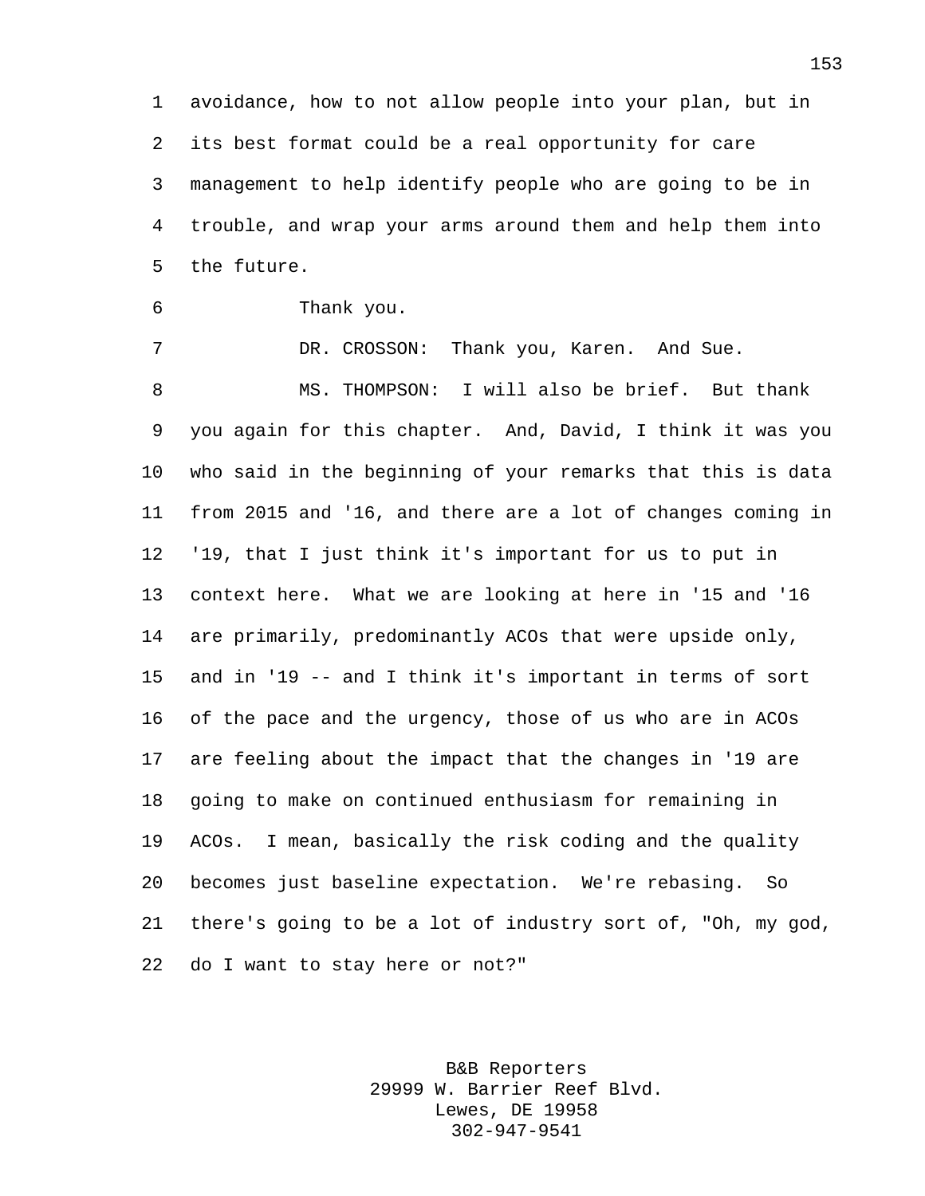avoidance, how to not allow people into your plan, but in its best format could be a real opportunity for care management to help identify people who are going to be in trouble, and wrap your arms around them and help them into the future.

Thank you.

DR. CROSSON: Thank you, Karen. And Sue.

MS. THOMPSON: I will also be brief. But thank you again for this chapter. And, David, I think it was you who said in the beginning of your remarks that this is data from 2015 and '16, and there are a lot of changes coming in '19, that I just think it's important for us to put in context here. What we are looking at here in '15 and '16 are primarily, predominantly ACOs that were upside only, and in '19 -- and I think it's important in terms of sort of the pace and the urgency, those of us who are in ACOs are feeling about the impact that the changes in '19 are going to make on continued enthusiasm for remaining in ACOs. I mean, basically the risk coding and the quality becomes just baseline expectation. We're rebasing. So there's going to be a lot of industry sort of, "Oh, my god, do I want to stay here or not?"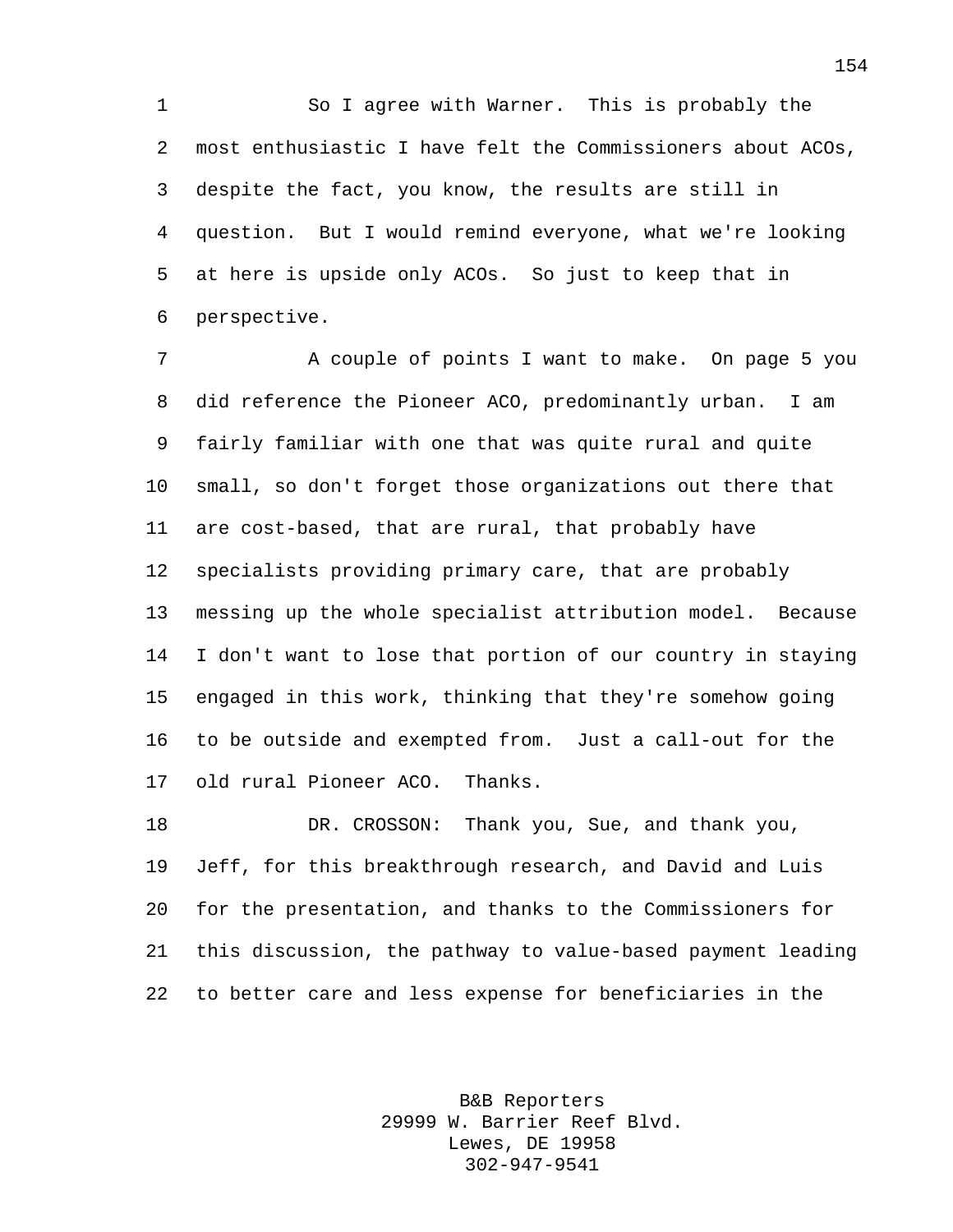So I agree with Warner. This is probably the most enthusiastic I have felt the Commissioners about ACOs, despite the fact, you know, the results are still in question. But I would remind everyone, what we're looking at here is upside only ACOs. So just to keep that in perspective.

A couple of points I want to make. On page 5 you did reference the Pioneer ACO, predominantly urban. I am fairly familiar with one that was quite rural and quite small, so don't forget those organizations out there that are cost-based, that are rural, that probably have specialists providing primary care, that are probably messing up the whole specialist attribution model. Because I don't want to lose that portion of our country in staying engaged in this work, thinking that they're somehow going to be outside and exempted from. Just a call-out for the old rural Pioneer ACO. Thanks.

DR. CROSSON: Thank you, Sue, and thank you, Jeff, for this breakthrough research, and David and Luis for the presentation, and thanks to the Commissioners for this discussion, the pathway to value-based payment leading to better care and less expense for beneficiaries in the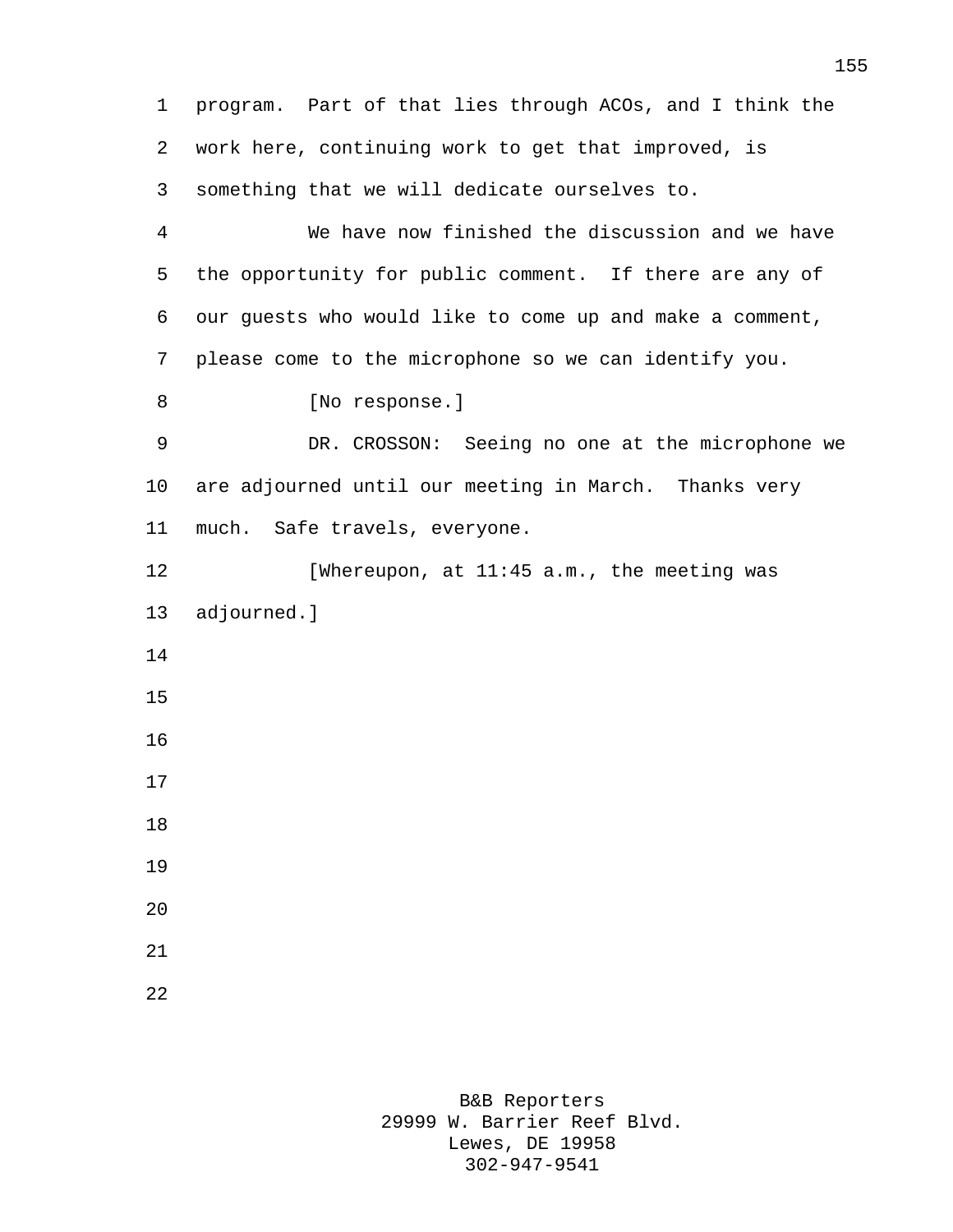program. Part of that lies through ACOs, and I think the work here, continuing work to get that improved, is something that we will dedicate ourselves to.

We have now finished the discussion and we have the opportunity for public comment. If there are any of our guests who would like to come up and make a comment, please come to the microphone so we can identify you.

[No response.]

DR. CROSSON: Seeing no one at the microphone we are adjourned until our meeting in March. Thanks very much. Safe travels, everyone.

[Whereupon, at 11:45 a.m., the meeting was adjourned.]